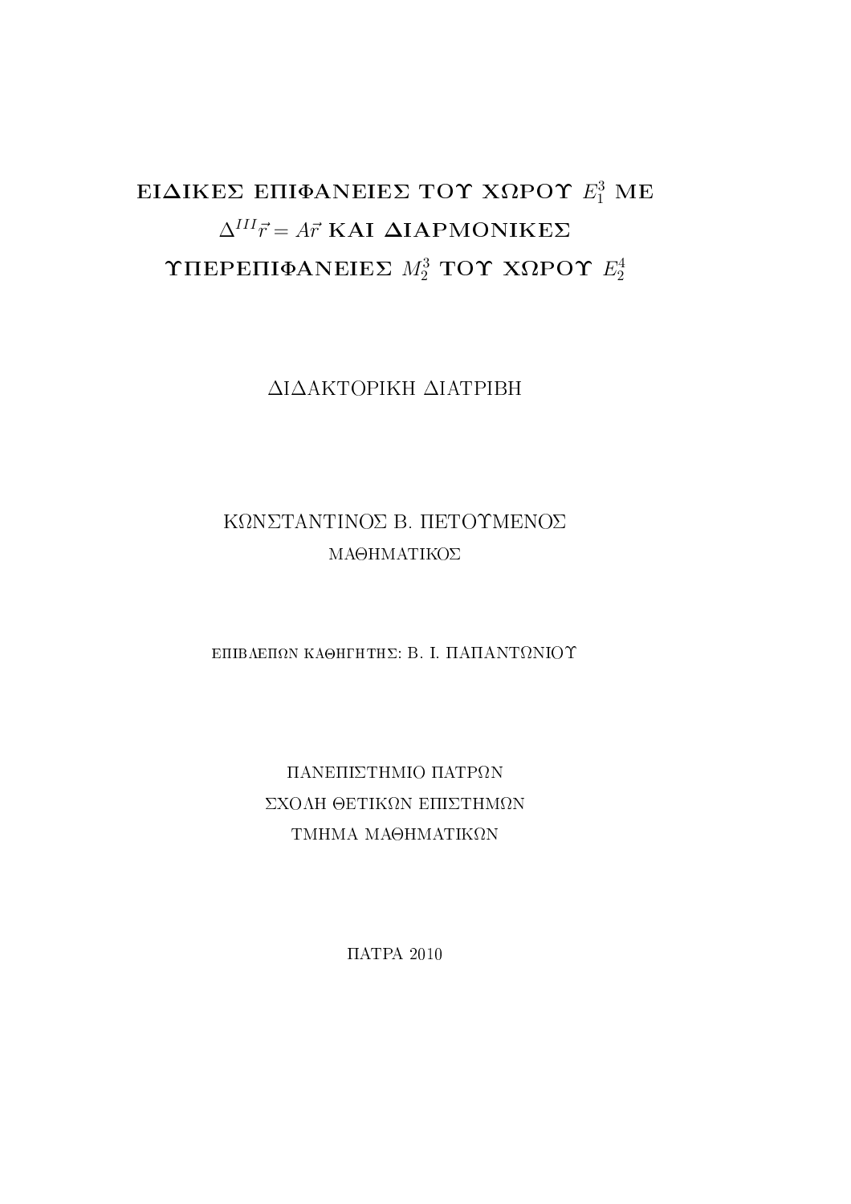# ΕΙΔΙΚΕΣ ΕΠΙΦΑΝΕΙΕΣ ΤΟΥ ΧΩΡΟΥ $E_1^3$ ΜΕ $\Delta^{III}\vec{r} = A\vec{r}$ ΚΑΙ ΔΙΑΡΜΟΝΙΚΕΣ ΥΠΕΡΕΠΙΦΑΝΕΙΕΣ $M_2^3$ ΤΟΥ ΧΩΡΟΥ $E_2^4$

ΔΙΔΑΚΤΟΡΙΚΗ ΔΙΑΤΡΙΒΗ

ΚΩΝΣΤΑΝΤΙΝΟΣ Β. ΠΕΤΟΥΜΕΝΟΣ

ΜΑΘΗΜΑΤΙΚΟΣ

ΕΠΙΒΛΕΠΩΝ ΚΑΘΗΓΗΤΗΣ: Β. Ι. ΠΑΠΑΝΤΩΝΙΟΥ

ΠΑΝΕΠΙΣΤΗΜΙΟ ΠΑΤΡΩΝ

ΣΧΟΛΗ ΘΕΤΙΚΩΝ ΕΠΙΣΤΗΜΩΝ

ΤΜΗΜΑ ΜΑΘΗΜΑΤΙΚΩΝ

ΠΑΤΡΑ 2010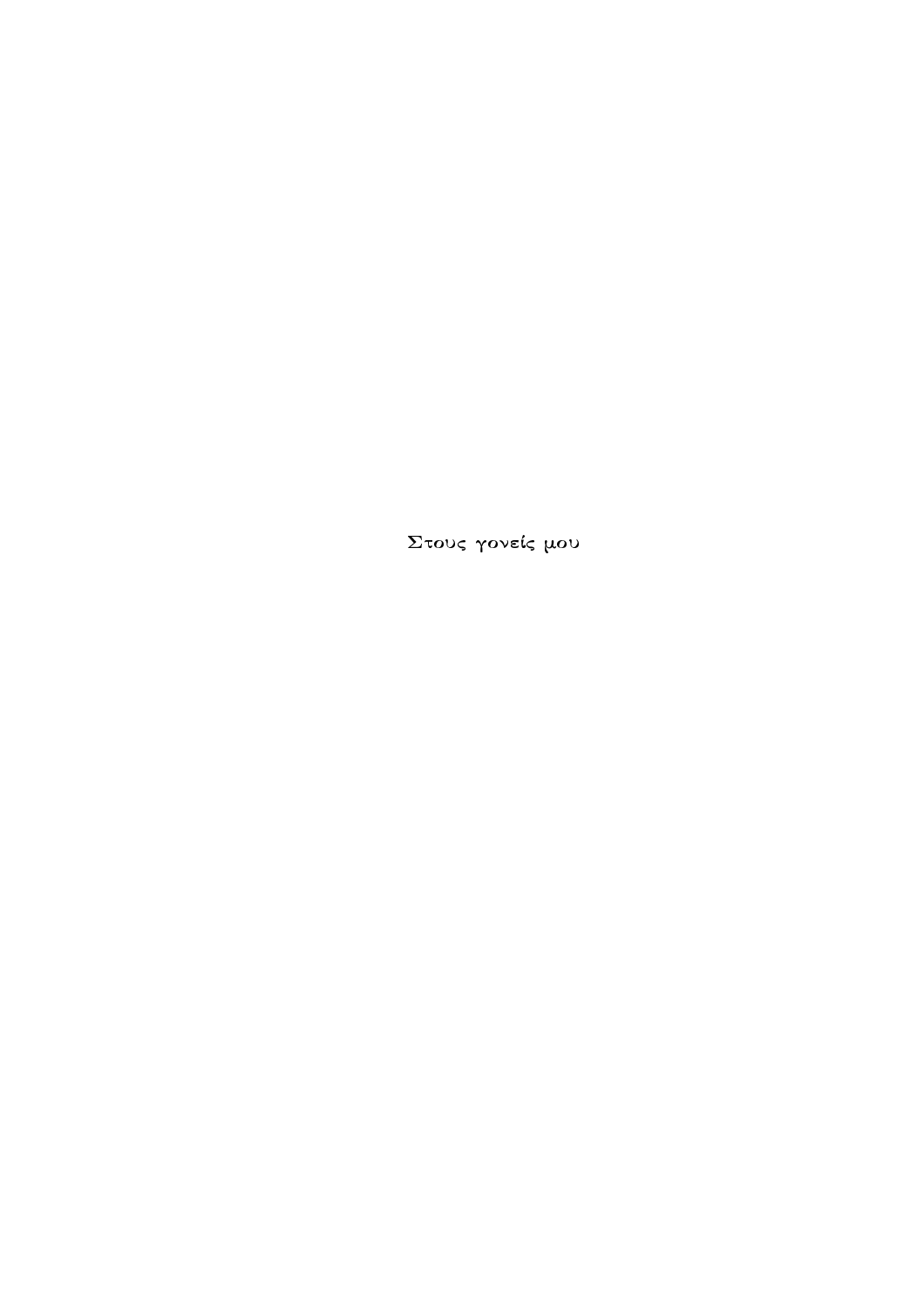Στους γονείς μου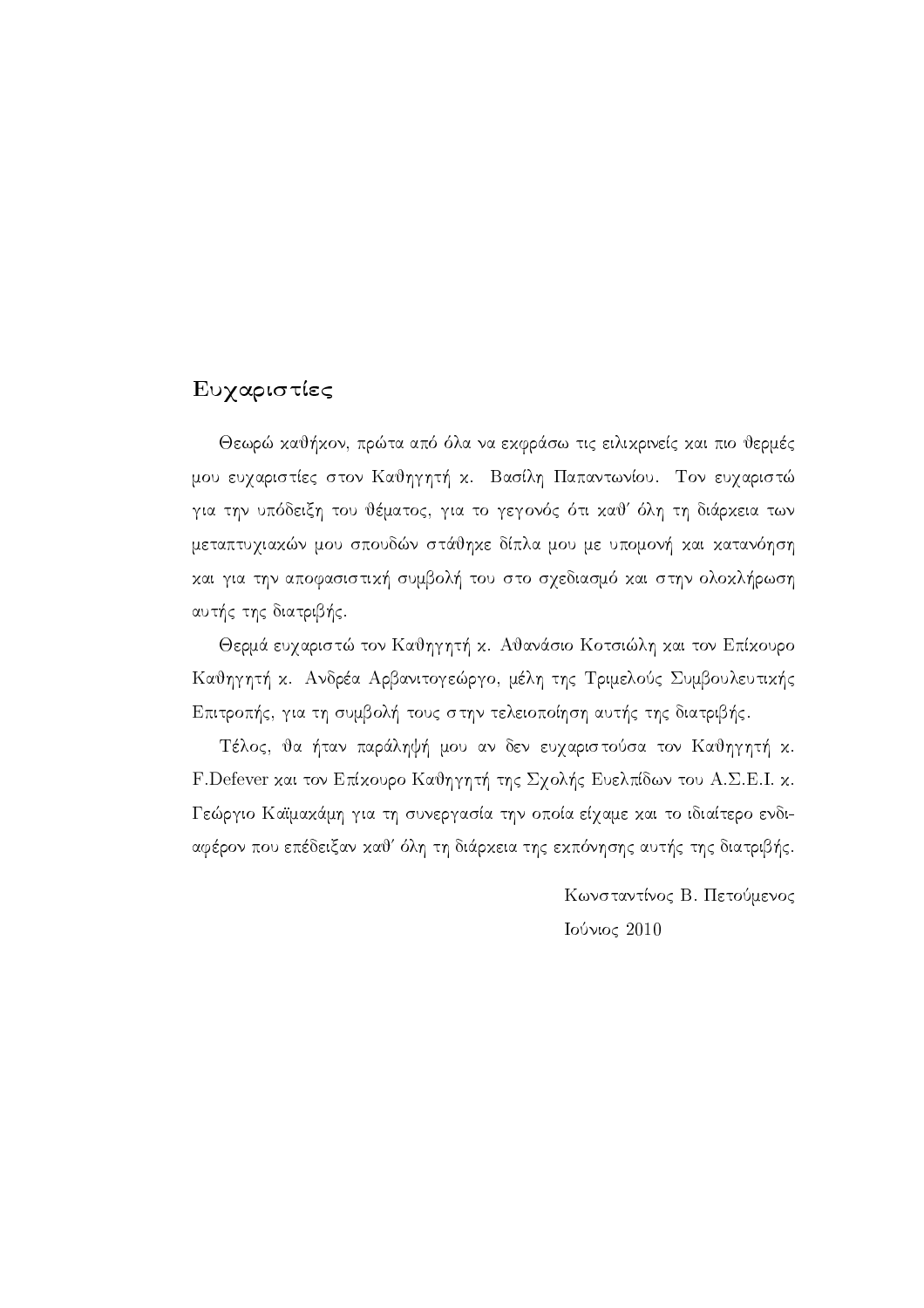## Ευχαριστίες

Θεωρώ καθήκον, πρώτα από όλα να εκφράσω τις ειλικρινείς και πιο θερμές μου ευχαριστίες στον Καθηγητή κ. Βασίλη Παπαντωνίου. Τον ευχαριστώ για την υπόδειξη του θέματος, για το γεγονός ότι καθ' όλη τη διάρκεια των μεταπτυχιακών μου σπουδών στάθηκε δίπλα μου με υπομονή και κατανόηση και για την αποφασιστική συμβολή του στο σχεδιασμό και στην ολοκλήρωση αυτής της διατριβής.

Θερμά ευχαριστώ τον Καθηγητή κ. Αθανάσιο Κοτσιώλη και τον Επίκουρο Καθηγητή κ. Ανδρέα Αρβανιτογεώργο, μέλη της Τριμελούς Συμβουλευτικής Επιτροπής, για τη συμβολή τους στην τελειοποίηση αυτής της διατριβής.

Τέλος, θα ήταν παράληψή μου αν δεν ευχαριστούσα τον Καθηγητή κ. F.Defever και τον Επίκουρο Καθηγητή της Σχολής Ευελπίδων του Α.Σ.Ε.Ι. κ. Γεώργιο Καϊμακάμη για τη συνεργασία την οποία είχαμε και το ιδιαίτερο ενδιαφέρον που επέδειξαν καθ' όλη τη διάρκεια της εκπόνησης αυτής της διατριβής.

Κωνσταντίνος Β. Πετούμενος

Ιούνιος 2010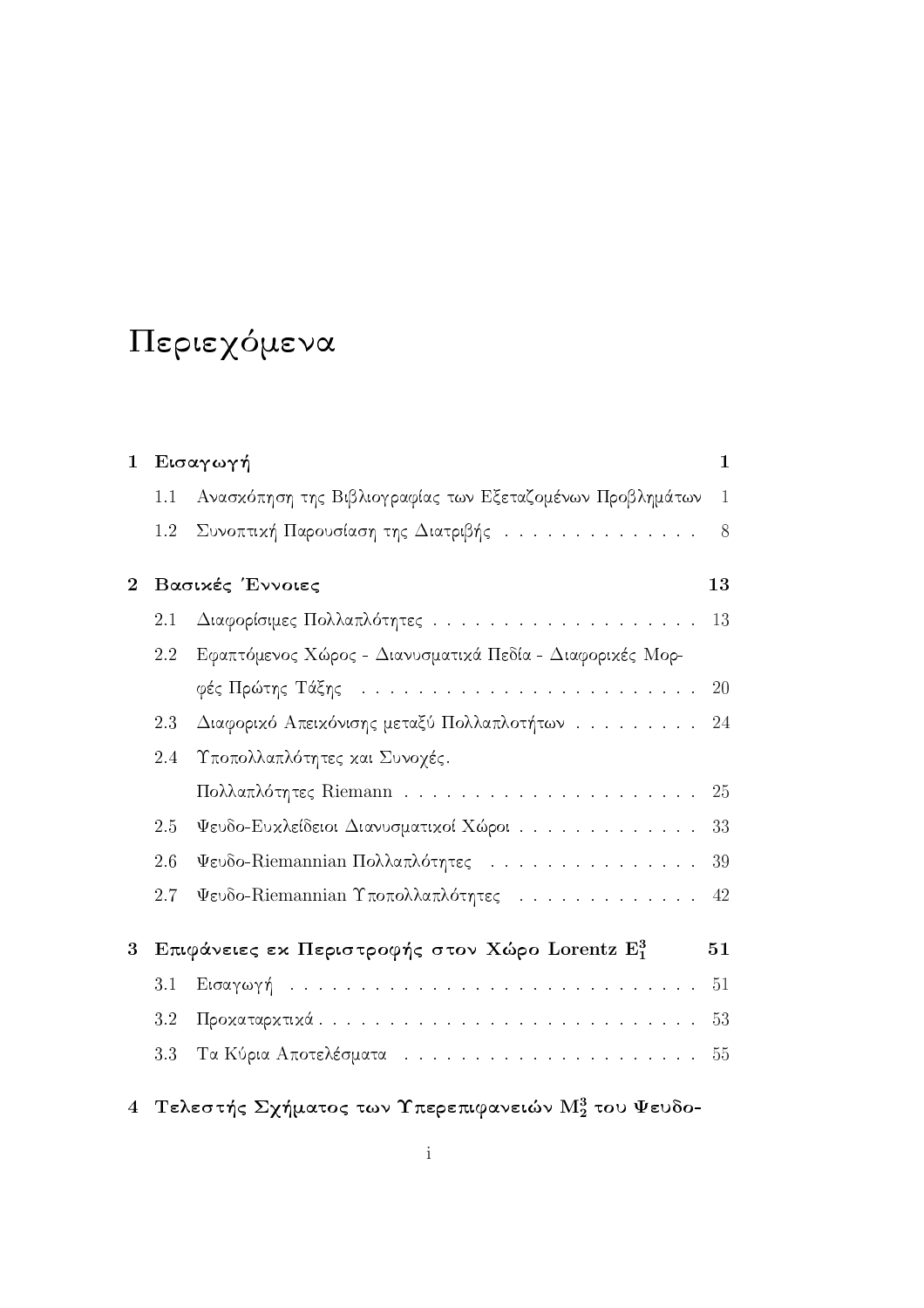# Περιεχόμενα

**1 Εισαγωγή** **1**

- 1.1 Ανασκόπηση της Βιβλιογραφίας των Εξεταζομένων Προβλημάτων 1
- 1.2 Συνοπτική Παρουσίαση της Διατριβής . . . . . . . . . . . . . . 8

**2 Βασικές Έννοιες** **13**

- 2.1 Διαφορίσιμες Πολλαπλότητες . . . . . . . . . . . . . . . . . . . . 13
- 2.2 Εφαπτόμενος Χώρος - Διανυσματικά Πεδία - Διαφορικές Μορφές Πρώτης Τάξης . . . . . . . . . . . . . . . . . . . . . . . . 20
- 2.3 Διαφορικό Απεικόνισης μεταξύ Πολλαπλοτήτων . . . . . . . . . 24
- 2.4 Υποπολλαπλότητες και Συνοχές. Πολλαπλότητες Riemann . . . . . . . . . . . . . . . . . . . . . . 25
- 2.5 Ψευδο-Ευκλείδειοι Διανυσματικοί Χώροι . . . . . . . . . . . . . 33
- 2.6 Ψευδο-Riemannian Πολλαπλότητες . . . . . . . . . . . . . . . . 39
- 2.7 Ψευδο-Riemannian Υποπολλαπλότητες . . . . . . . . . . . . . 42

**3 Επιφάνειες εκ Περιστροφής στον Χώρο Lorentz $E_1^3$** **51**

- 3.1 Εισαγωγή . . . . . . . . . . . . . . . . . . . . . . . . . . . . 51
- 3.2 Προκαταρκτικά . . . . . . . . . . . . . . . . . . . . . . . . . . 53
- 3.3 Τα Κύρια Αποτελέσματα . . . . . . . . . . . . . . . . . . . . . 55

**4 Τελεστής Σχήματος των Υπερεπιφανειών $M_2^3$ του Ψευδο-**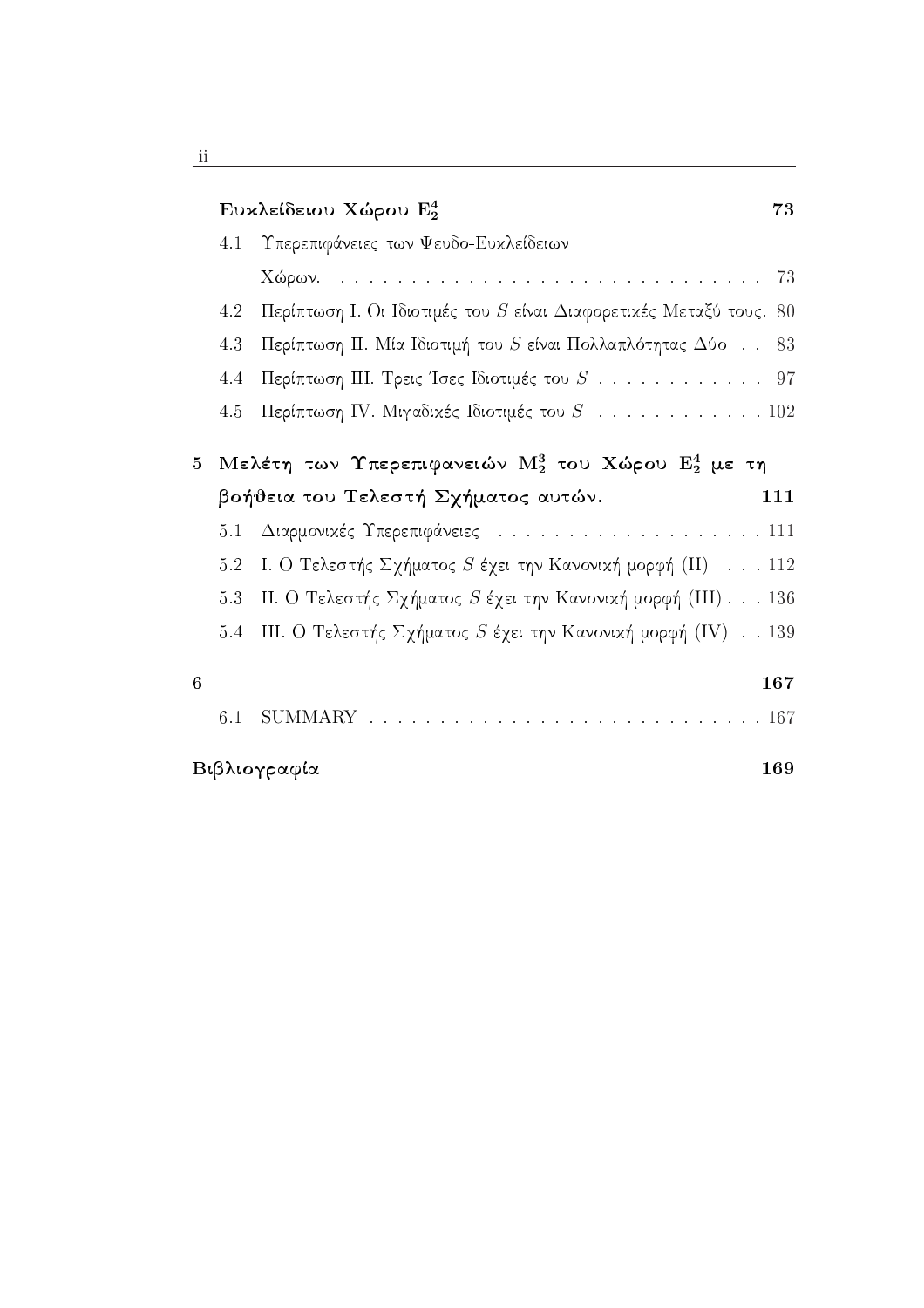**Ευκλείδειου Χώρου $E_2^4$** **73**

4.1 Υπερεπιφάνειες των Ψευδο-Ευκλείδειων Χώρων. . . . . . . . . . . . . . . . . . . . . . . . . . . . . . 73

4.2 Περίπτωση Ι. Οι Ιδιοτιμές του $S$ είναι Διαφορετικές Μεταξύ τους. 80

4.3 Περίπτωση ΙΙ. Μία Ιδιοτιμή του $S$ είναι Πολλαπλότητας Δύο . . 83

4.4 Περίπτωση ΙΙΙ. Τρεις Ίσες Ιδιοτιμές του $S$ . . . . . . . . . . . . 97

4.5 Περίπτωση IV. Μιγαδικές Ιδιοτιμές του $S$ . . . . . . . . . . . . 102

**5 Μελέτη των Υπερεπιφανειών $M_2^3$ του Χώρου $E_2^4$ με τη βοήθεια του Τελεστή Σχήματος αυτών.** **111**

5.1 Διαρμονικές Υπερεπιφάνειες . . . . . . . . . . . . . . . . . . . 111

5.2 Ι. Ο Τελεστής Σχήματος $S$ έχει την Κανονική μορφή (ΙΙ) . . . 112

5.3 ΙΙ. Ο Τελεστής Σχήματος $S$ έχει την Κανονική μορφή (ΙΙΙ) . . . 136

5.4 ΙΙΙ. Ο Τελεστής Σχήματος $S$ έχει την Κανονική μορφή (IV) . . 139

**6** **167**

6.1 SUMMARY . . . . . . . . . . . . . . . . . . . . . . . . . . . 167

**Βιβλιογραφία** **169**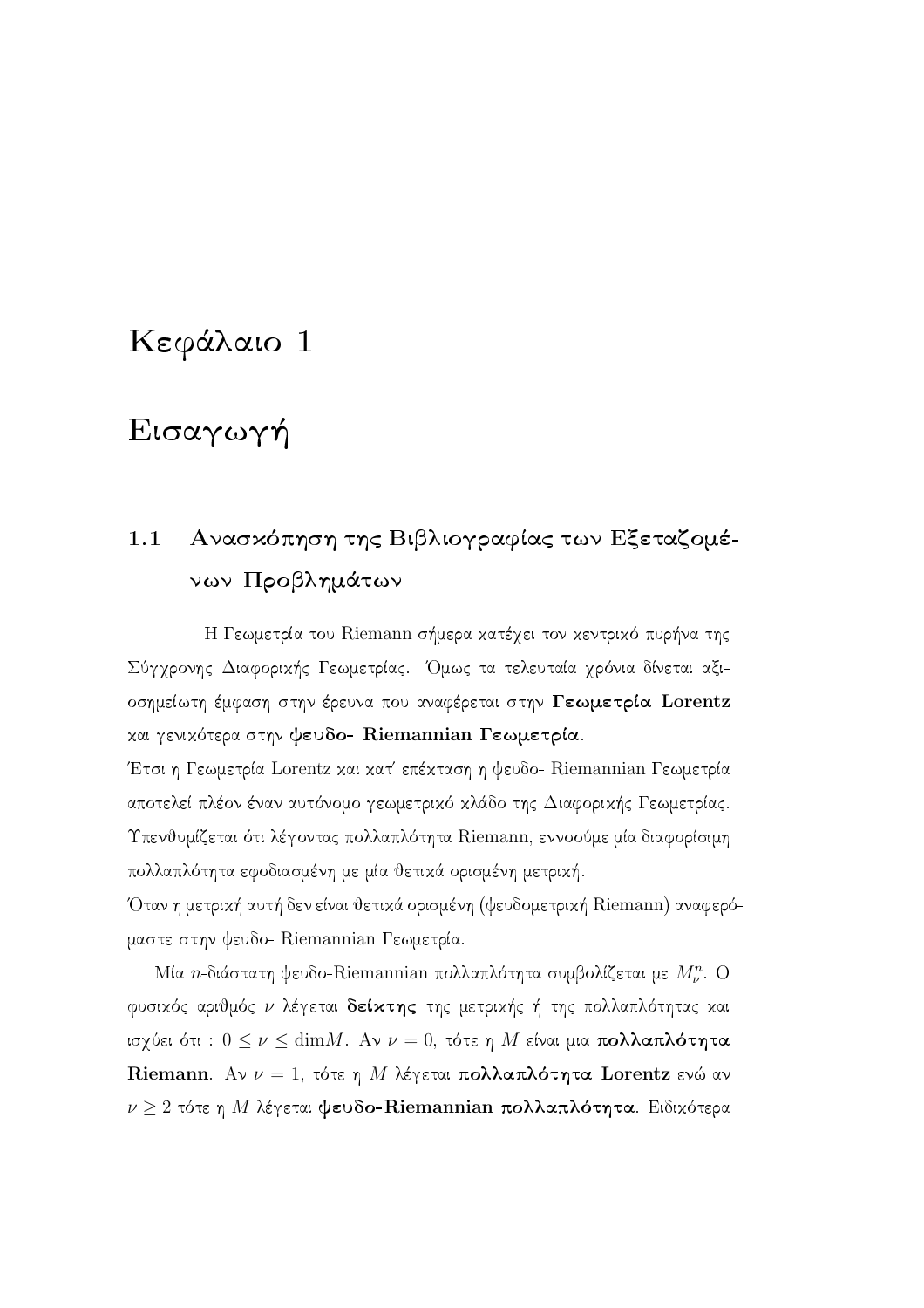# Κεφάλαιο 1

# Εισαγωγή

## 1.1 Ανασκόπηση της Βιβλιογραφίας των Εξεταζομένων Προβλημάτων

Η Γεωμετρία του Riemann σήμερα κατέχει τον κεντρικό πυρήνα της Σύγχρονης Διαφορικής Γεωμετρίας. Όμως τα τελευταία χρόνια δίνεται αξιοσημείωτη έμφαση στην έρευνα που αναφέρεται στην **Γεωμετρία Lorentz** και γενικότερα στην **ψευδο- Riemannian Γεωμετρία**.
Έτσι η Γεωμετρία Lorentz και κατ' επέκταση η ψευδο- Riemannian Γεωμετρία αποτελεί πλέον έναν αυτόνομο γεωμετρικό κλάδο της Διαφορικής Γεωμετρίας.
Υπενθυμίζεται ότι λέγοντας πολλαπλότητα Riemann, εννοούμε μία διαφορίσιμη πολλαπλότητα εφοδιασμένη με μία θετικά ορισμένη μετρική.
Όταν η μετρική αυτή δεν είναι θετικά ορισμένη (ψευδομετρική Riemann) αναφερόμαστε στην ψευδο- Riemannian Γεωμετρία.

Μία $n$-διάστατη ψευδο-Riemannian πολλαπλότητα συμβολίζεται με $M^n_\nu$. Ο φυσικός αριθμός $\nu$ λέγεται **δείκτης** της μετρικής ή της πολλαπλότητας και ισχύει ότι : $0 \leq \nu \leq \dim M$. Αν $\nu = 0$, τότε η $M$ είναι μια **πολλαπλότητα Riemann**. Αν $\nu = 1$, τότε η $M$ λέγεται **πολλαπλότητα Lorentz** ενώ αν $\nu \geq 2$ τότε η $M$ λέγεται **ψευδο-Riemannian πολλαπλότητα**. Ειδικότερα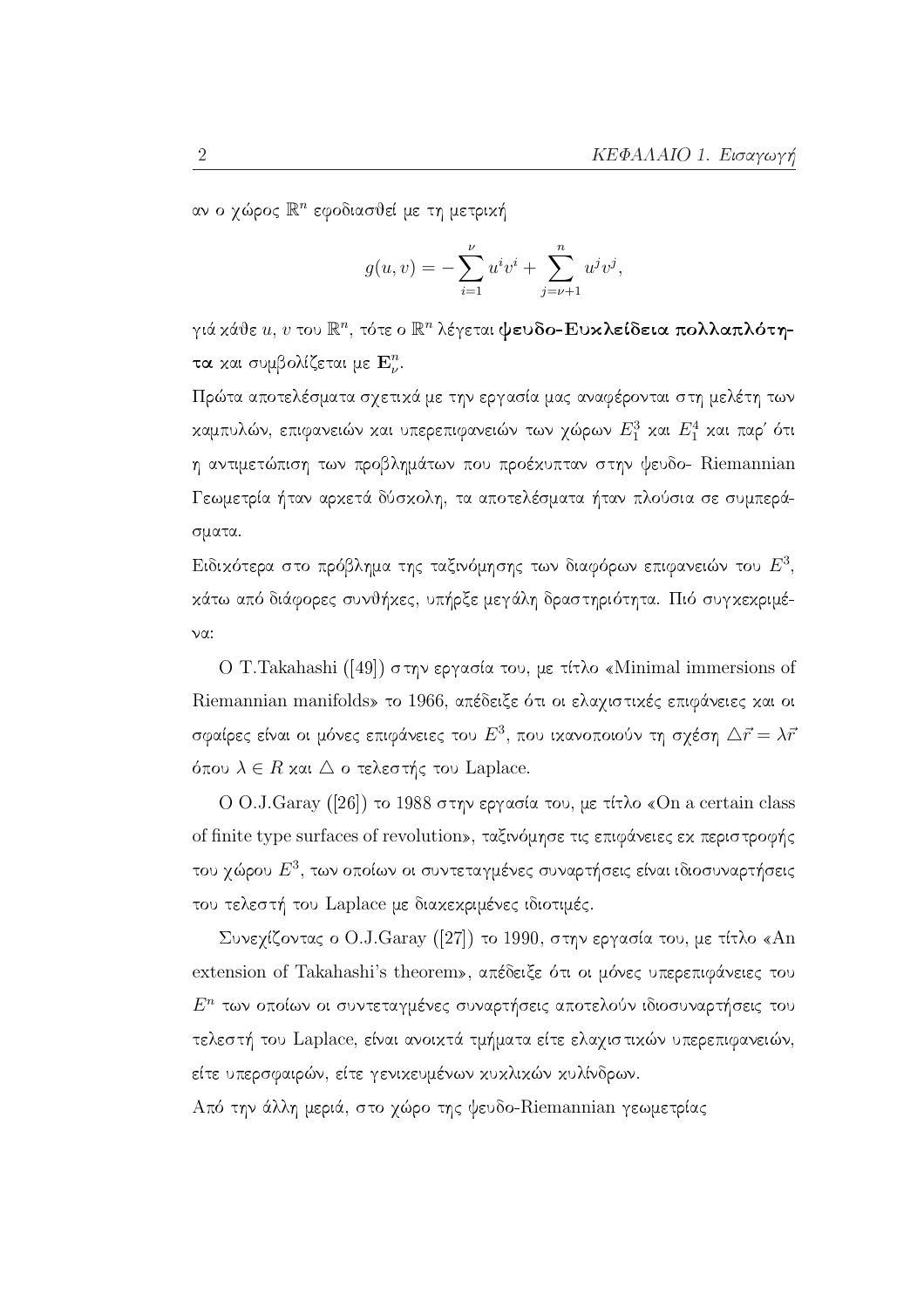αν ο χώρος $\mathbb{R}^n$ εφοδιασθεί με τη μετρική

$$g(u,v) = -\sum_{i=1}^{\nu} u^i v^i + \sum_{j=\nu+1}^{n} u^j v^j,$$

γιά κάθε $u$, $v$ του $\mathbb{R}^n$, τότε ο $\mathbb{R}^n$ λέγεται **ψευδο-Ευκλείδεια πολλαπλότητα** και συμβολίζεται με $\mathbf{E}^n_\nu$.

Πρώτα αποτελέσματα σχετικά με την εργασία μας αναφέρονται στη μελέτη των καμπυλών, επιφανειών και υπερεπιφανειών των χώρων $E^3_1$ και $E^4_1$ και παρ' ότι η αντιμετώπιση των προβλημάτων που προέκυπταν στην ψευδο- Riemannian Γεωμετρία ήταν αρκετά δύσκολη, τα αποτελέσματα ήταν πλούσια σε συμπεράσματα.

Ειδικότερα στο πρόβλημα της ταξινόμησης των διαφόρων επιφανειών του $E^3$, κάτω από διάφορες συνθήκες, υπήρξε μεγάλη δραστηριότητα. Πιό συγκεκριμένα:

Ο T.Takahashi ([49]) στην εργασία του, με τίτλο «Minimal immersions of Riemannian manifolds» το 1966, απέδειξε ότι οι ελαχιστικές επιφάνειες και οι σφαίρες είναι οι μόνες επιφάνειες του $E^3$, που ικανοποιούν τη σχέση $\triangle\vec{r} = \lambda\vec{r}$ όπου $\lambda \in R$ και $\triangle$ ο τελεστής του Laplace.

Ο O.J.Garay ([26]) το 1988 στην εργασία του, με τίτλο «On a certain class of finite type surfaces of revolution», ταξινόμησε τις επιφάνειες εκ περιστροφής του χώρου $E^3$, των οποίων οι συντεταγμένες συναρτήσεις είναι ιδιοσυναρτήσεις του τελεστή του Laplace με διακεκριμένες ιδιοτιμές.

Συνεχίζοντας ο O.J.Garay ([27]) το 1990, στην εργασία του, με τίτλο «An extension of Takahashi's theorem», απέδειξε ότι οι μόνες υπερεπιφάνειες του $E^n$ των οποίων οι συντεταγμένες συναρτήσεις αποτελούν ιδιοσυναρτήσεις του τελεστή του Laplace, είναι ανοικτά τμήματα είτε ελαχιστικών υπερεπιφανειών, είτε υπερσφαιρών, είτε γενικευμένων κυκλικών κυλίνδρων.

Από την άλλη μεριά, στο χώρο της ψευδο-Riemannian γεωμετρίας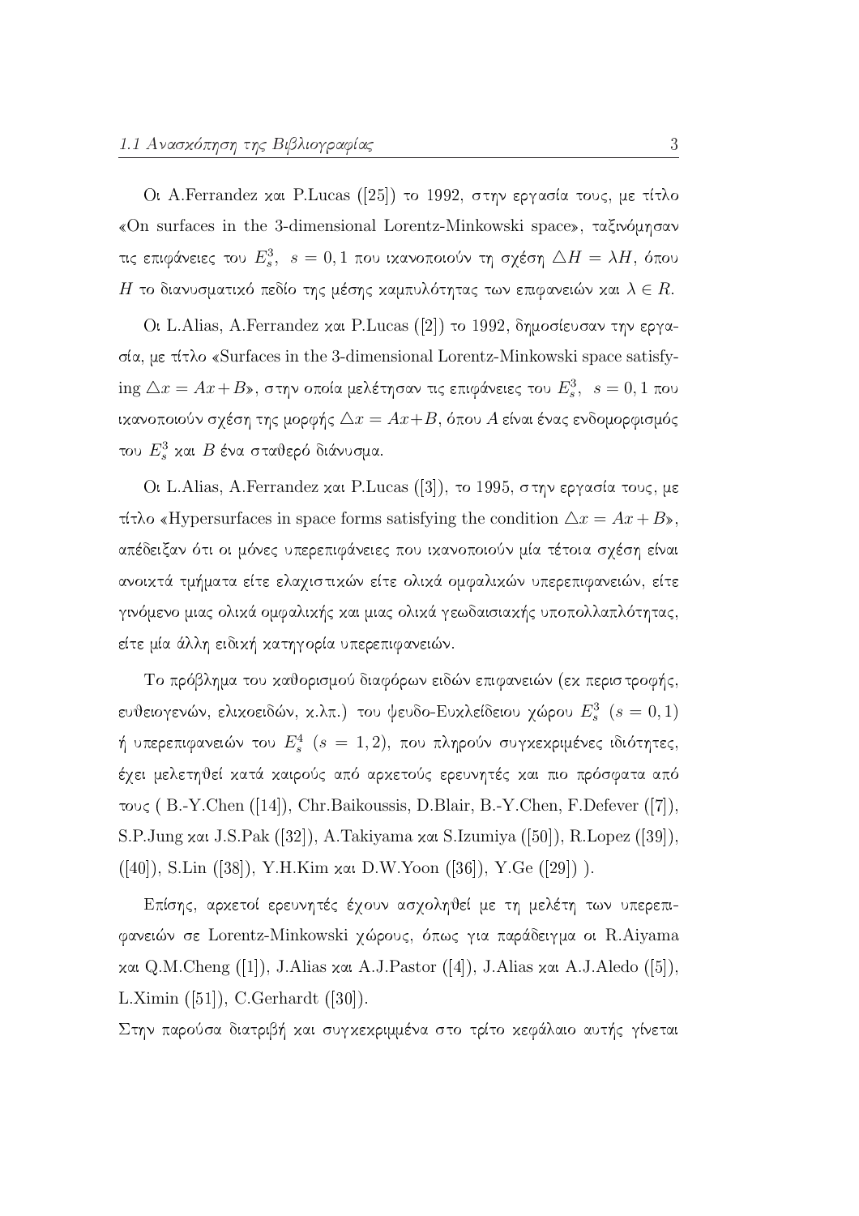Οι A.Ferrandez και P.Lucas ([25]) το 1992, στην εργασία τους, με τίτλο «On surfaces in the 3-dimensional Lorentz-Minkowski space», ταξινόμησαν τις επιφάνειες του $E_s^3, \ s=0,1$ που ικανοποιούν τη σχέση $\triangle H = \lambda H$, όπου $H$ το διανυσματικό πεδίο της μέσης καμπυλότητας των επιφανειών και $\lambda \in R$.

Οι L.Alias, A.Ferrandez και P.Lucas ([2]) το 1992, δημοσίευσαν την εργασία, με τίτλο «Surfaces in the 3-dimensional Lorentz-Minkowski space satisfying $\triangle x = Ax + B$», στην οποία μελέτησαν τις επιφάνειες του $E_s^3, \ s=0,1$ που ικανοποιούν σχέση της μορφής $\triangle x = Ax + B$, όπου $A$ είναι ένας ενδομορφισμός του $E_s^3$ και $B$ ένα σταθερό διάνυσμα.

Οι L.Alias, A.Ferrandez και P.Lucas ([3]), το 1995, στην εργασία τους, με τίτλο «Hypersurfaces in space forms satisfying the condition $\triangle x = Ax + B$», απέδειξαν ότι οι μόνες υπερεπιφάνειες που ικανοποιούν μία τέτοια σχέση είναι ανοικτά τμήματα είτε ελαχιστικών είτε ολικά ομφαλικών υπερεπιφανειών, είτε γινόμενο μιας ολικά ομφαλικής και μιας ολικά γεωδαισιακής υποπολλαπλότητας, είτε μία άλλη ειδική κατηγορία υπερεπιφανειών.

Το πρόβλημα του καθορισμού διαφόρων ειδών επιφανειών (εκ περιστροφής, ευθειογενών, ελικοειδών, κ.λπ.) του ψευδο-Ευκλείδειου χώρου $E_s^3 \ (s=0,1)$ ή υπερεπιφανειών του $E_s^4 \ (s=1,2)$, που πληρούν συγκεκριμένες ιδιότητες, έχει μελετηθεί κατά καιρούς από αρκετούς ερευνητές και πιο πρόσφατα από τους ( B.-Y.Chen ([14]), Chr.Baikoussis, D.Blair, B.-Y.Chen, F.Defever ([7]), S.P.Jung και J.S.Pak ([32]), A.Takiyama και S.Izumiya ([50]), R.Lopez ([39]), ([40]), S.Lin ([38]), Y.H.Kim και D.W.Yoon ([36]), Y.Ge ([29]) ).

Επίσης, αρκετοί ερευνητές έχουν ασχοληθεί με τη μελέτη των υπερεπιφανειών σε Lorentz-Minkowski χώρους, όπως για παράδειγμα οι R.Aiyama και Q.M.Cheng ([1]), J.Alias και A.J.Pastor ([4]), J.Alias και A.J.Aledo ([5]), L.Ximin ([51]), C.Gerhardt ([30]).

Στην παρούσα διατριβή και συγκεκριμμένα στο τρίτο κεφάλαιο αυτής γίνεται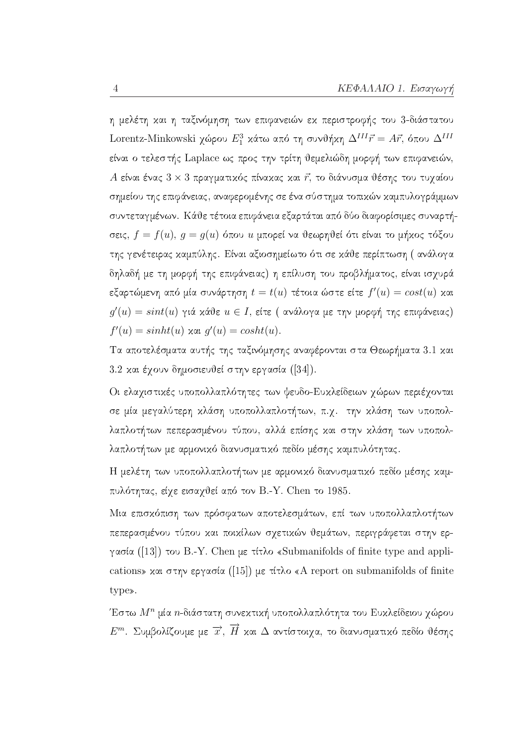η μελέτη και η ταξινόμηση των επιφανειών εκ περιστροφής του 3-διάστατου Lorentz-Minkowski χώρου $E_1^3$ κάτω από τη συνθήκη $\Delta^{III}\vec{r} = A\vec{r}$, όπου $\Delta^{III}$ είναι ο τελεστής Laplace ως προς την τρίτη θεμελιώδη μορφή των επιφανειών, $A$ είναι ένας $3 \times 3$ πραγματικός πίνακας και $\vec{r}$, το διάνυσμα θέσης του τυχαίου σημείου της επιφάνειας, αναφερομένης σε ένα σύστημα τοπικών καμπυλογράμμων συντεταγμένων. Κάθε τέτοια επιφάνεια εξαρτάται από δύο διαφορίσιμες συναρτήσεις, $f = f(u)$, $g = g(u)$ όπου $u$ μπορεί να θεωρηθεί ότι είναι το μήκος τόξου της γενέτειρας καμπύλης. Είναι αξιοσημείωτο ότι σε κάθε περίπτωση ( ανάλογα δηλαδή με τη μορφή της επιφάνειας) η επίλυση του προβλήματος, είναι ισχυρά εξαρτώμενη από μία συνάρτηση $t = t(u)$ τέτοια ώστε είτε $f'(u) = cost(u)$ και $g'(u) = sint(u)$ γιά κάθε $u \in I$, είτε ( ανάλογα με την μορφή της επιφάνειας) $f'(u) = sinht(u)$ και $g'(u) = cosht(u)$.

Τα αποτελέσματα αυτής της ταξινόμησης αναφέρονται στα Θεωρήματα 3.1 και 3.2 και έχουν δημοσιευθεί στην εργασία ([34]).

Οι ελαχιστικές υποπολλαπλότητες των ψευδο-Ευκλείδειων χώρων περιέχονται σε μία μεγαλύτερη κλάση υποπολλαπλοτήτων, π.χ. την κλάση των υποπολλαπλοτήτων πεπερασμένου τύπου, αλλά επίσης και στην κλάση των υποπολλαπλοτήτων με αρμονικό διανυσματικό πεδίο μέσης καμπυλότητας.

Η μελέτη των υποπολλαπλοτήτων με αρμονικό διανυσματικό πεδίο μέσης καμπυλότητας, είχε εισαχθεί από τον B.-Y. Chen το 1985.

Μια επισκόπιση των πρόσφατων αποτελεσμάτων, επί των υποπολλαπλοτήτων πεπερασμένου τύπου και ποικίλων σχετικών θεμάτων, περιγράφεται στην εργασία ([13]) του B.-Y. Chen με τίτλο «Submanifolds of finite type and applications» και στην εργασία ([15]) με τίτλο «A report on submanifolds of finite type».

Έστω $M^n$ μία $n$-διάστατη συνεκτική υποπολλαπλότητα του Ευκλείδειου χώρου $E^m$. Συμβολίζουμε με $\overrightarrow{x}$, $\overrightarrow{H}$ και $\Delta$ αντίστοιχα, το διανυσματικό πεδίο θέσης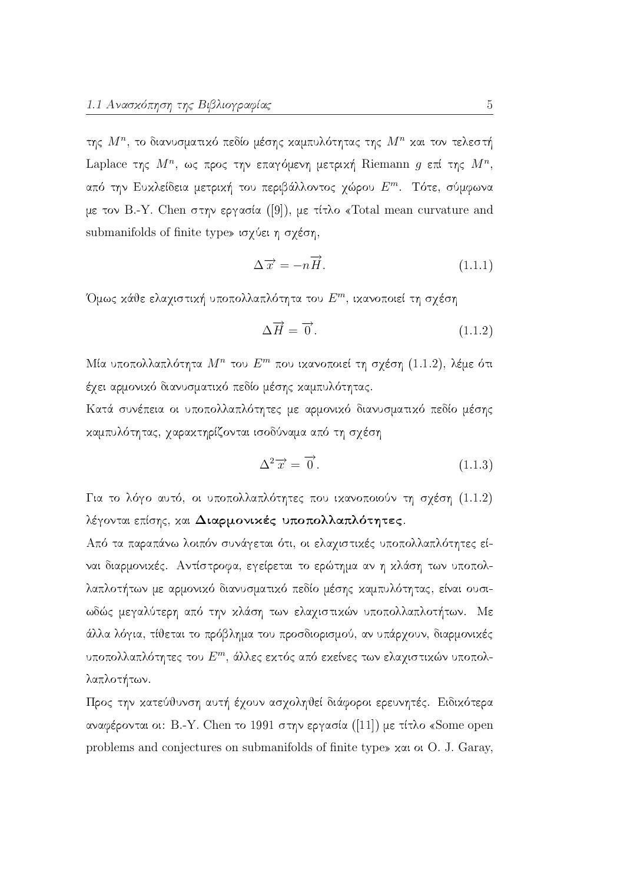της $M^n$, το διανυσματικό πεδίο μέσης καμπυλότητας της $M^n$ και τον τελεστή Laplace της $M^n$, ως προς την επαγόμενη μετρική Riemann $g$ επί της $M^n$, από την Ευκλείδεια μετρική του περιβάλλοντος χώρου $E^m$. Τότε, σύμφωνα με τον B.-Y. Chen στην εργασία ([9]), με τίτλο «Total mean curvature and submanifolds of finite type» ισχύει η σχέση,

$$\Delta \overrightarrow{x} = -n\overrightarrow{H}. \tag{1.1.1}$$

Όμως κάθε ελαχιστική υποπολλαπλότητα του $E^m$, ικανοποιεί τη σχέση

$$\Delta \overrightarrow{H} = \overrightarrow{0}. \tag{1.1.2}$$

Μία υποπολλαπλότητα $M^n$ του $E^m$ που ικανοποιεί τη σχέση (1.1.2), λέμε ότι έχει αρμονικό διανυσματικό πεδίο μέσης καμπυλότητας.
Κατά συνέπεια οι υποπολλαπλότητες με αρμονικό διανυσματικό πεδίο μέσης καμπυλότητας, χαρακτηρίζονται ισοδύναμα από τη σχέση

$$\Delta^2 \overrightarrow{x} = \overrightarrow{0}. \tag{1.1.3}$$

Για το λόγο αυτό, οι υποπολλαπλότητες που ικανοποιούν τη σχέση (1.1.2) λέγονται επίσης, και **Διαρμονικές υποπολλαπλότητες**.
Από τα παραπάνω λοιπόν συνάγεται ότι, οι ελαχιστικές υποπολλαπλότητες είναι διαρμονικές. Αντίστροφα, εγείρεται το ερώτημα αν η κλάση των υποπολλαπλοτήτων με αρμονικό διανυσματικό πεδίο μέσης καμπυλότητας, είναι ουσιωδώς μεγαλύτερη από την κλάση των ελαχιστικών υποπολλαπλοτήτων. Με άλλα λόγια, τίθεται το πρόβλημα του προσδιορισμού, αν υπάρχουν, διαρμονικές υποπολλαπλότητες του $E^m$, άλλες εκτός από εκείνες των ελαχιστικών υποπολλαπλοτήτων.
Προς την κατεύθυνση αυτή έχουν ασχοληθεί διάφοροι ερευνητές. Ειδικότερα αναφέρονται οι: B.-Y. Chen το 1991 στην εργασία ([11]) με τίτλο «Some open problems and conjectures on submanifolds of finite type» και οι O. J. Garay,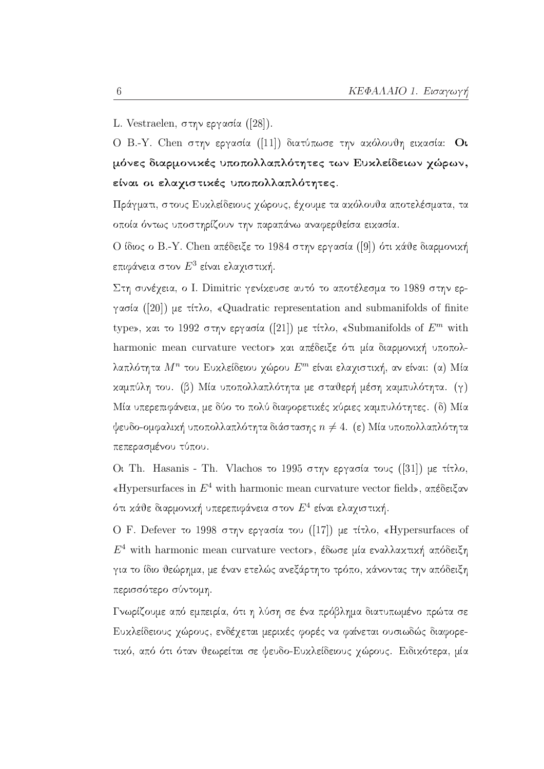L. Vestraelen, στην εργασία ([28]).

Ο B.-Y. Chen στην εργασία ([11]) διατύπωσε την ακόλουθη εικασία: **Οι μόνες διαρμονικές υποπολλαπλότητες των Ευκλείδειων χώρων, είναι οι ελαχιστικές υποπολλαπλότητες.**

Πράγματι, στους Ευκλείδειους χώρους, έχουμε τα ακόλουθα αποτελέσματα, τα οποία όντως υποστηρίζουν την παραπάνω αναφερθείσα εικασία.

Ο ίδιος ο B.-Y. Chen απέδειξε το 1984 στην εργασία ([9]) ότι κάθε διαρμονική επιφάνεια στον $E^3$ είναι ελαχιστική.

Στη συνέχεια, ο I. Dimitric γενίκευσε αυτό το αποτέλεσμα το 1989 στην εργασία ([20]) με τίτλο, «Quadratic representation and submanifolds of finite type», και το 1992 στην εργασία ([21]) με τίτλο, «Submanifolds of $E^m$ with harmonic mean curvature vector» και απέδειξε ότι μία διαρμονική υποπολλαπλότητα $M^n$ του Ευκλείδειου χώρου $E^m$ είναι ελαχιστική, αν είναι: (α) Μία καμπύλη του. (β) Μία υποπολλαπλότητα με σταθερή μέση καμπυλότητα. (γ) Μία υπερεπιφάνεια, με δύο το πολύ διαφορετικές κύριες καμπυλότητες. (δ) Μία ψευδο-ομφαλική υποπολλαπλότητα διάστασης $n \neq 4$. (ε) Μία υποπολλαπλότητα πεπερασμένου τύπου.

Οι Th. Hasanis - Th. Vlachos το 1995 στην εργασία τους ([31]) με τίτλο, «Hypersurfaces in $E^4$ with harmonic mean curvature vector field», απέδειξαν ότι κάθε διαρμονική υπερεπιφάνεια στον $E^4$ είναι ελαχιστική.

Ο F. Defever το 1998 στην εργασία του ([17]) με τίτλο, «Hypersurfaces of $E^4$ with harmonic mean curvature vector», έδωσε μία εναλλακτική απόδειξη για το ίδιο θεώρημα, με έναν ετελώς ανεξάρτητο τρόπο, κάνοντας την απόδειξη περισσότερο σύντομη.

Γνωρίζουμε από εμπειρία, ότι η λύση σε ένα πρόβλημα διατυπωμένο πρώτα σε Ευκλείδειους χώρους, ενδέχεται μερικές φορές να φαίνεται ουσιωδώς διαφορετικό, από ότι όταν θεωρείται σε ψευδο-Ευκλείδειους χώρους. Ειδικότερα, μία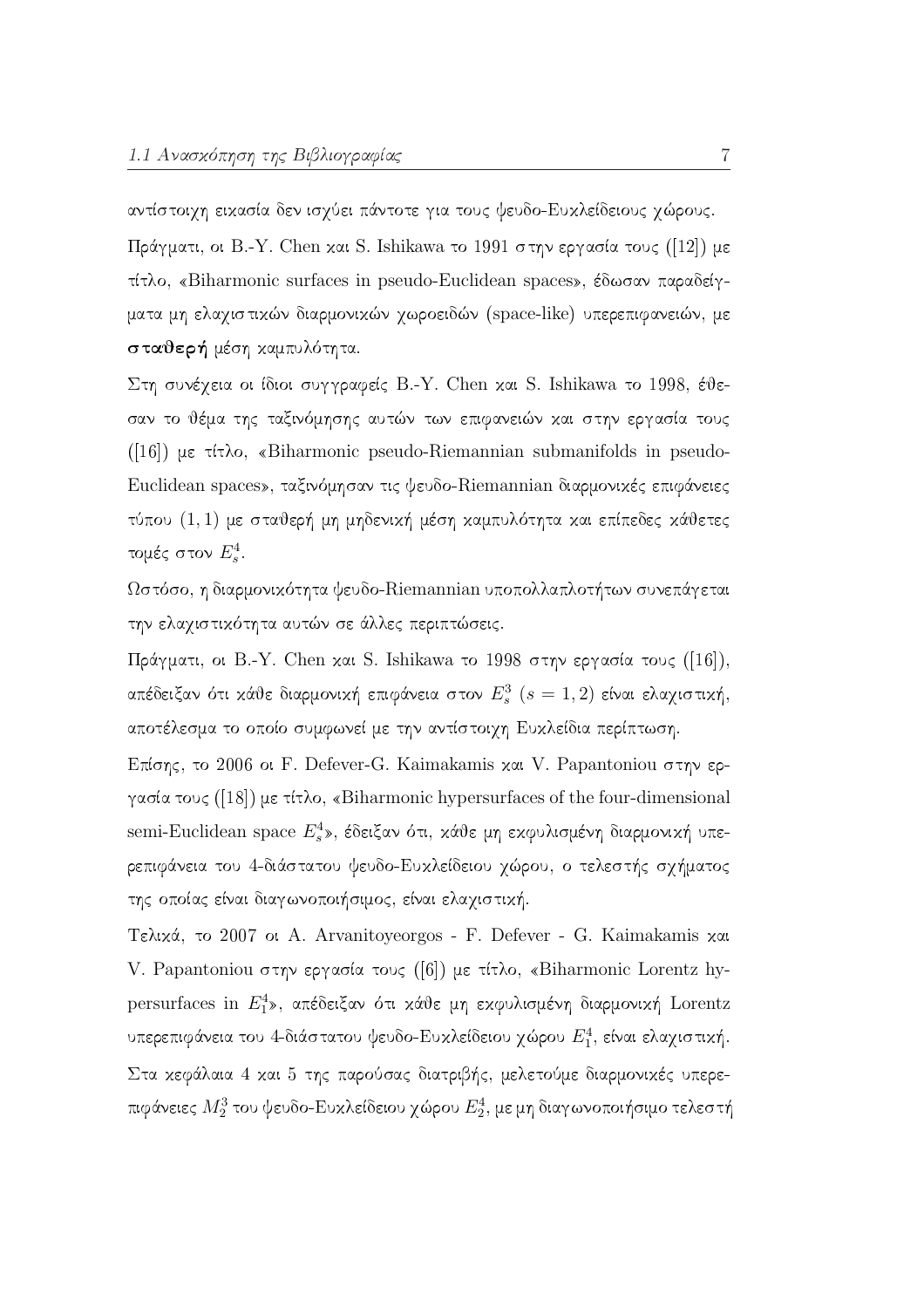αντίστοιχη εικασία δεν ισχύει πάντοτε για τους ψευδο-Ευκλείδειους χώρους.

Πράγματι, οι B.-Y. Chen και S. Ishikawa το 1991 στην εργασία τους ([12]) με τίτλο, «Biharmonic surfaces in pseudo-Euclidean spaces», έδωσαν παραδείγματα μη ελαχιστικών διαρμονικών χωροειδών (space-like) υπερεπιφανειών, με **σταθερή** μέση καμπυλότητα.

Στη συνέχεια οι ίδιοι συγγραφείς B.-Y. Chen και S. Ishikawa το 1998, έθεσαν το θέμα της ταξινόμησης αυτών των επιφανειών και στην εργασία τους ([16]) με τίτλο, «Biharmonic pseudo-Riemannian submanifolds in pseudo-Euclidean spaces», ταξινόμησαν τις ψευδο-Riemannian διαρμονικές επιφάνειες τύπου $(1,1)$ με σταθερή μη μηδενική μέση καμπυλότητα και επίπεδες κάθετες τομές στον $E^4_s$.

Ωστόσο, η διαρμονικότητα ψευδο-Riemannian υποπολλαπλοτήτων συνεπάγεται την ελαχιστικότητα αυτών σε άλλες περιπτώσεις.

Πράγματι, οι B.-Y. Chen και S. Ishikawa το 1998 στην εργασία τους ([16]), απέδειξαν ότι κάθε διαρμονική επιφάνεια στον $E^3_s$ $(s = 1, 2)$ είναι ελαχιστική, αποτέλεσμα το οποίο συμφωνεί με την αντίστοιχη Ευκλείδια περίπτωση.

Επίσης, το 2006 οι F. Defever-G. Kaimakamis και V. Papantoniou στην εργασία τους ([18]) με τίτλο, «Biharmonic hypersurfaces of the four-dimensional semi-Euclidean space $E^4_s$», έδειξαν ότι, κάθε μη εκφυλισμένη διαρμονική υπερεπιφάνεια του 4-διάστατου ψευδο-Ευκλείδειου χώρου, ο τελεστής σχήματος της οποίας είναι διαγωνοποιήσιμος, είναι ελαχιστική.

Τελικά, το 2007 οι A. Arvanitoyeorgos - F. Defever - G. Kaimakamis και V. Papantoniou στην εργασία τους ([6]) με τίτλο, «Biharmonic Lorentz hypersurfaces in $E^4_1$», απέδειξαν ότι κάθε μη εκφυλισμένη διαρμονική Lorentz υπερεπιφάνεια του 4-διάστατου ψευδο-Ευκλείδειου χώρου $E^4_1$, είναι ελαχιστική.

Στα κεφάλαια 4 και 5 της παρούσας διατριβής, μελετούμε διαρμονικές υπερεπιφάνειες $M^3_2$ του ψευδο-Ευκλείδειου χώρου $E^4_2$, με μη διαγωνοποιήσιμο τελεστή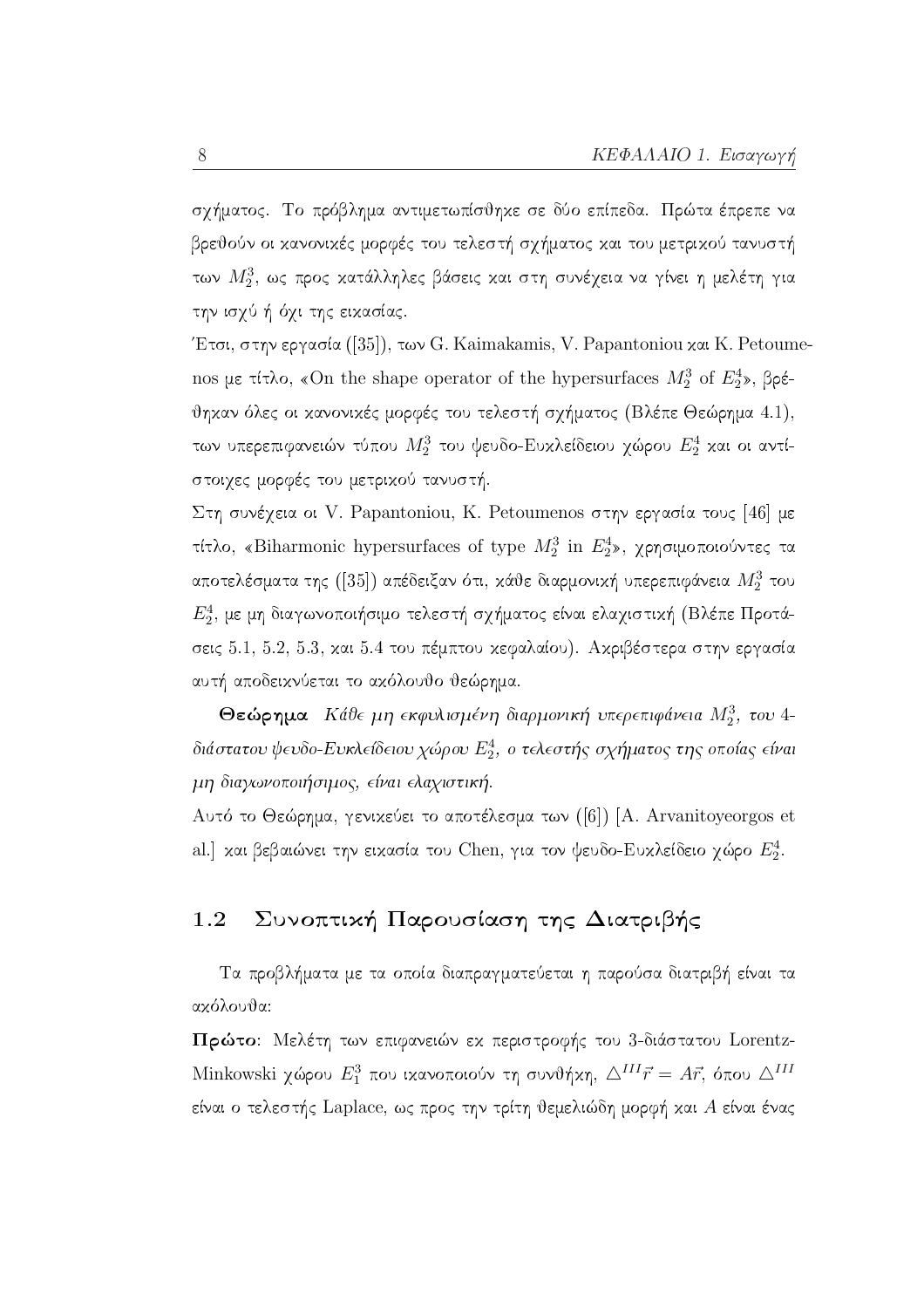σχήματος. Το πρόβλημα αντιμετωπίσθηκε σε δύο επίπεδα. Πρώτα έπρεπε να βρεθούν οι κανονικές μορφές του τελεστή σχήματος και του μετρικού τανυστή των $M_2^3$, ως προς κατάλληλες βάσεις και στη συνέχεια να γίνει η μελέτη για την ισχύ ή όχι της εικασίας.

Έτσι, στην εργασία ([35]), των G. Kaimakamis, V. Papantoniou και K. Petoumenos με τίτλο, «On the shape operator of the hypersurfaces $M_2^3$ of $E_2^4$», βρέθηκαν όλες οι κανονικές μορφές του τελεστή σχήματος (Βλέπε Θεώρημα 4.1), των υπερεπιφανειών τύπου $M_2^3$ του ψευδο-Ευκλείδειου χώρου $E_2^4$ και οι αντίστοιχες μορφές του μετρικού τανυστή.

Στη συνέχεια οι V. Papantoniou, K. Petoumenos στην εργασία τους [46] με τίτλο, «Biharmonic hypersurfaces of type $M_2^3$ in $E_2^4$», χρησιμοποιούντας τα αποτελέσματα της ([35]) απέδειξαν ότι, κάθε διαρμονική υπερεπιφάνεια $M_2^3$ του $E_2^4$, με μη διαγωνοποιήσιμο τελεστή σχήματος είναι ελαχιστική (Βλέπε Προτάσεις 5.1, 5.2, 5.3, και 5.4 του πέμπτου κεφαλαίου). Ακριβέστερα στην εργασία αυτή αποδεικνύεται το ακόλουθο θεώρημα.

**Θεώρημα** *Κάθε μη εκφυλισμένη διαρμονική υπερεπιφάνεια $M_2^3$, του 4-διάστατου ψευδο-Ευκλείδειου χώρου $E_2^4$, ο τελεστής σχήματος της οποίας είναι μη διαγωνοποιήσιμος, είναι ελαχιστική.*

Αυτό το Θεώρημα, γενικεύει το αποτέλεσμα των ([6]) [A. Arvanitoyeorgos et al.] και βεβαιώνει την εικασία του Chen, για τον ψευδο-Ευκλείδειο χώρο $E_2^4$.

## 1.2 Συνοπτική Παρουσίαση της Διατριβής

Τα προβλήματα με τα οποία διαπραγματεύεται η παρούσα διατριβή είναι τα ακόλουθα:

**Πρώτο**: Μελέτη των επιφανειών εκ περιστροφής του 3-διάστατου Lorentz-Minkowski χώρου $E_1^3$ που ικανοποιούν τη συνθήκη, $\triangle^{III}\vec{r} = A\vec{r}$, όπου $\triangle^{III}$ είναι ο τελεστής Laplace, ως προς την τρίτη θεμελιώδη μορφή και $A$ είναι ένας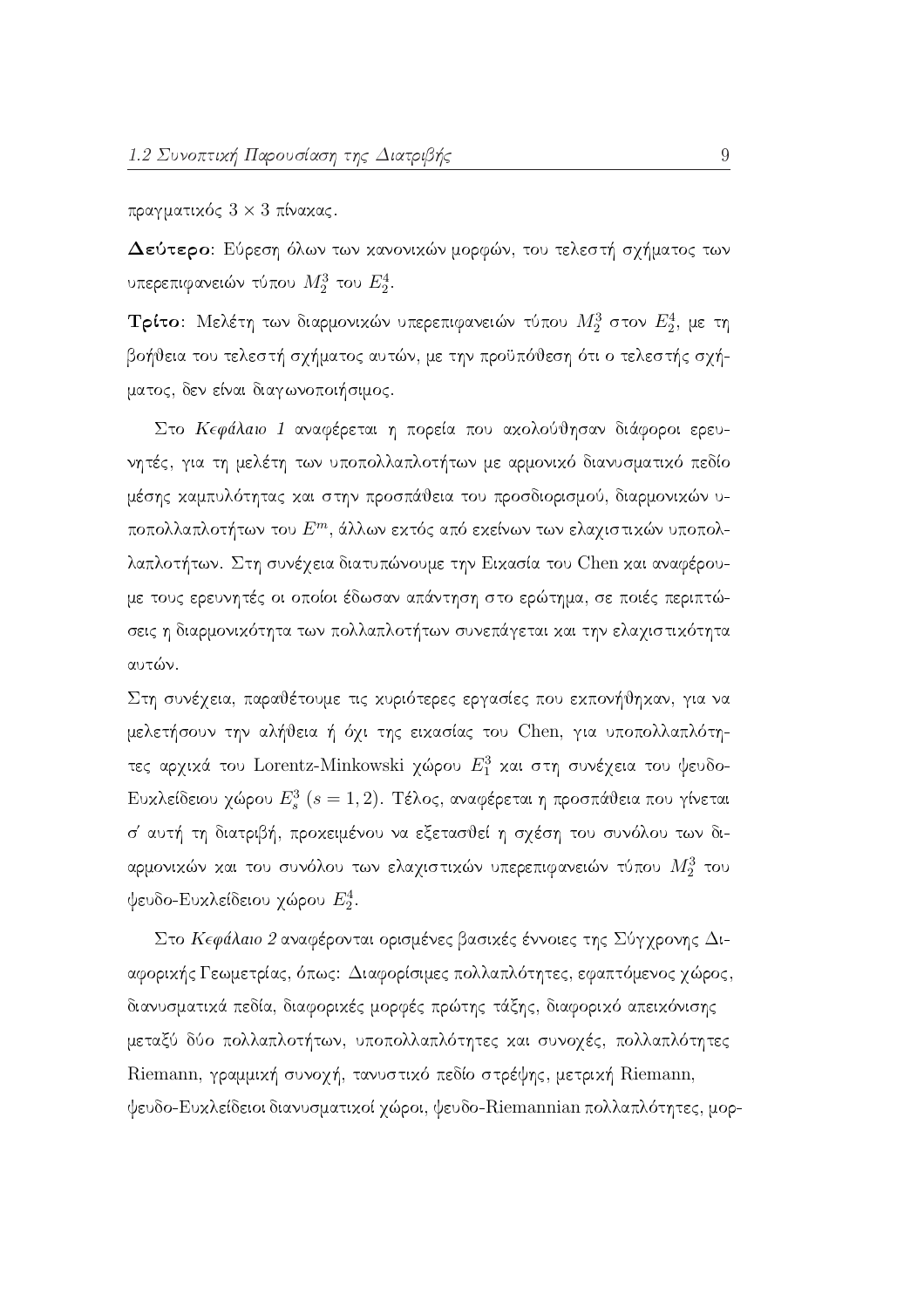πραγματικός $3 \times 3$ πίνακας.

**Δεύτερο**: Εύρεση όλων των κανονικών μορφών, του τελεστή σχήματος των υπερεπιφανειών τύπου $M_2^3$ του $E_2^4$.

**Τρίτο**: Μελέτη των διαρμονικών υπερεπιφανειών τύπου $M_2^3$ στον $E_2^4$, με τη βοήθεια του τελεστή σχήματος αυτών, με την προϋπόθεση ότι ο τελεστής σχήματος, δεν είναι διαγωνοποιήσιμος.

Στο *Κεφάλαιο 1* αναφέρεται η πορεία που ακολούθησαν διάφοροι ερευνητές, για τη μελέτη των υποπολλαπλοτήτων με αρμονικό διανυσματικό πεδίο μέσης καμπυλότητας και στην προσπάθεια του προσδιορισμού, διαρμονικών υποπολλαπλοτήτων του $E^m$, άλλων εκτός από εκείνων των ελαχιστικών υποπολλαπλοτήτων. Στη συνέχεια διατυπώνουμε την Εικασία του Chen και αναφέρουμε τους ερευνητές οι οποίοι έδωσαν απάντηση στο ερώτημα, σε ποιές περιπτώσεις η διαρμονικότητα των πολλαπλοτήτων συνεπάγεται και την ελαχιστικότητα αυτών.

Στη συνέχεια, παραθέτουμε τις κυριότερες εργασίες που εκπονήθηκαν, για να μελετήσουν την αλήθεια ή όχι της εικασίας του Chen, για υποπολλαπλότητες αρχικά του Lorentz-Minkowski χώρου $E_1^3$ και στη συνέχεια του ψευδο-Ευκλείδειου χώρου $E_s^3$ $(s = 1, 2)$. Τέλος, αναφέρεται η προσπάθεια που γίνεται σ' αυτή τη διατριβή, προκειμένου να εξετασθεί η σχέση του συνόλου των διαρμονικών και του συνόλου των ελαχιστικών υπερεπιφανειών τύπου $M_2^3$ του ψευδο-Ευκλείδειου χώρου $E_2^4$.

Στο *Κεφάλαιο 2* αναφέρονται ορισμένες βασικές έννοιες της Σύγχρονης Διαφορικής Γεωμετρίας, όπως: Διαφορίσιμες πολλαπλότητες, εφαπτόμενος χώρος, διανυσματικά πεδία, διαφορικές μορφές πρώτης τάξης, διαφορικό απεικόνισης μεταξύ δύο πολλαπλοτήτων, υποπολλαπλότητες και συνοχές, πολλαπλότητες Riemann, γραμμική συνοχή, τανυστικό πεδίο στρέψης, μετρική Riemann, ψευδο-Ευκλείδειοι διανυσματικοί χώροι, ψευδο-Riemannian πολλαπλότητες, μορ-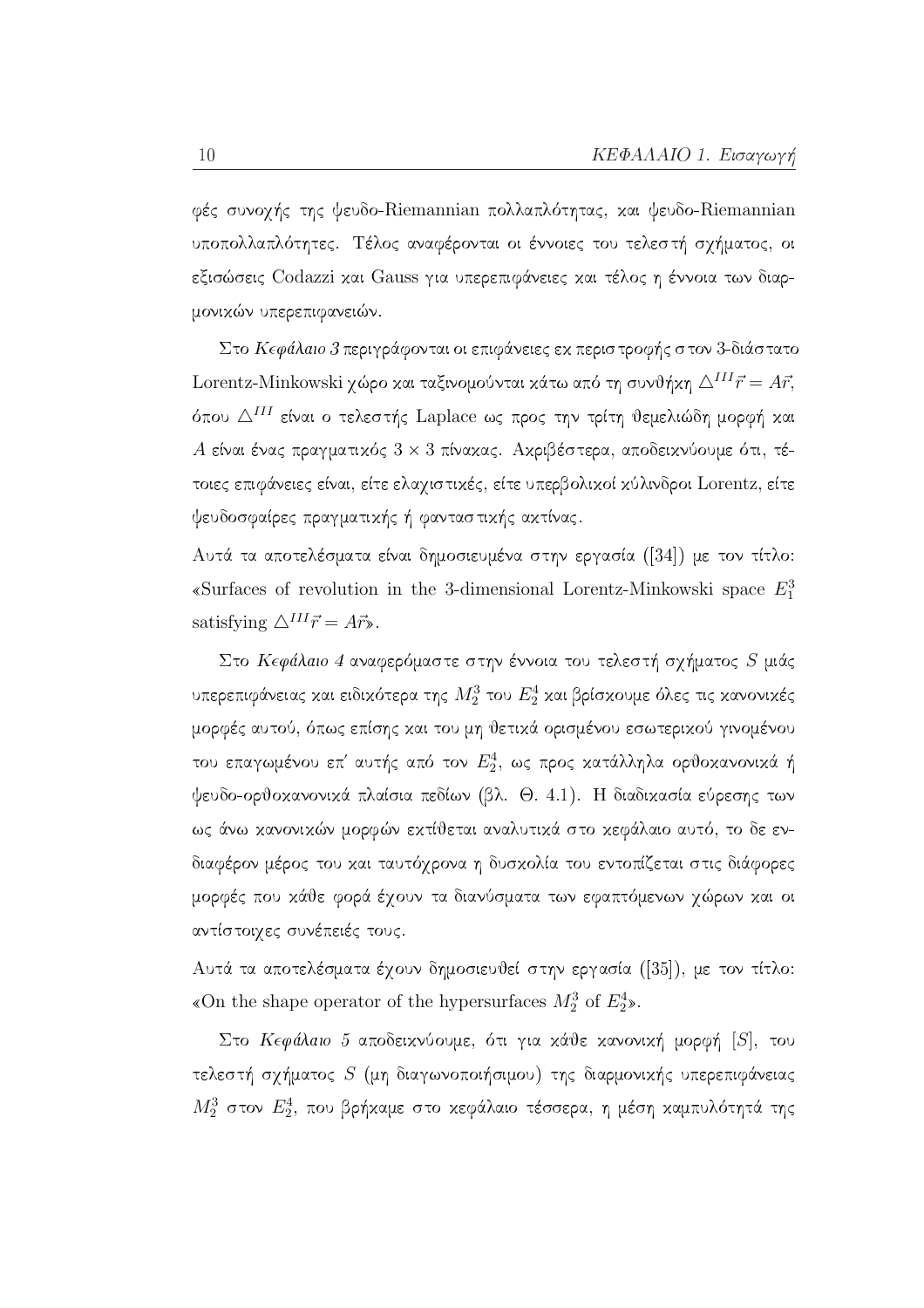φές συνοχής της ψευδο-Riemannian πολλαπλότητας, και ψευδο-Riemannian υποπολλαπλότητες. Τέλος αναφέρονται οι έννοιες του τελεστή σχήματος, οι εξισώσεις Codazzi και Gauss για υπερεπιφάνειες και τέλος η έννοια των διαρμονικών υπερεπιφανειών.

Στο *Κεφάλαιο 3* περιγράφονται οι επιφάνειες εκ περιστροφής στον 3-διάστατο Lorentz-Minkowski χώρο και ταξινομούνται κάτω από τη συνθήκη $\triangle^{III}\vec{r} = A\vec{r}$, όπου $\triangle^{III}$ είναι ο τελεστής Laplace ως προς την τρίτη θεμελιώδη μορφή και $A$ είναι ένας πραγματικός $3 \times 3$ πίνακας. Ακριβέστερα, αποδεικνύουμε ότι, τέτοιες επιφάνειες είναι, είτε ελαχιστικές, είτε υπερβολικοί κύλινδροι Lorentz, είτε ψευδοσφαίρες πραγματικής ή φανταστικής ακτίνας.

Αυτά τα αποτελέσματα είναι δημοσιευμένα στην εργασία ([34]) με τον τίτλο: «Surfaces of revolution in the 3-dimensional Lorentz-Minkowski space $E_1^3$ satisfying $\triangle^{III}\vec{r} = A\vec{r}$».

Στο *Κεφάλαιο 4* αναφερόμαστε στην έννοια του τελεστή σχήματος $S$ μιάς υπερεπιφάνειας και ειδικότερα της $M_2^3$ του $E_2^4$ και βρίσκουμε όλες τις κανονικές μορφές αυτού, όπως επίσης και του μη θετικά ορισμένου εσωτερικού γινομένου του επαγωμένου επ' αυτής από τον $E_2^4$, ως προς κατάλληλα ορθοκανονικά ή ψευδο-ορθοκανονικά πλαίσια πεδίων (βλ. Θ. 4.1). Η διαδικασία εύρεσης των ως άνω κανονικών μορφών εκτίθεται αναλυτικά στο κεφάλαιο αυτό, το δε ενδιαφέρον μέρος του και ταυτόχρονα η δυσκολία του εντοπίζεται στις διάφορες μορφές που κάθε φορά έχουν τα διανύσματα των εφαπτόμενων χώρων και οι αντίστοιχες συνέπειές τους.

Αυτά τα αποτελέσματα έχουν δημοσιευθεί στην εργασία ([35]), με τον τίτλο: «On the shape operator of the hypersurfaces $M_2^3$ of $E_2^4$».

Στο *Κεφάλαιο 5* αποδεικνύουμε, ότι για κάθε κανονική μορφή $[S]$, του τελεστή σχήματος $S$ (μη διαγωνοποιήσιμου) της διαρμονικής υπερεπιφάνειας $M_2^3$ στον $E_2^4$, που βρήκαμε στο κεφάλαιο τέσσερα, η μέση καμπυλότητά της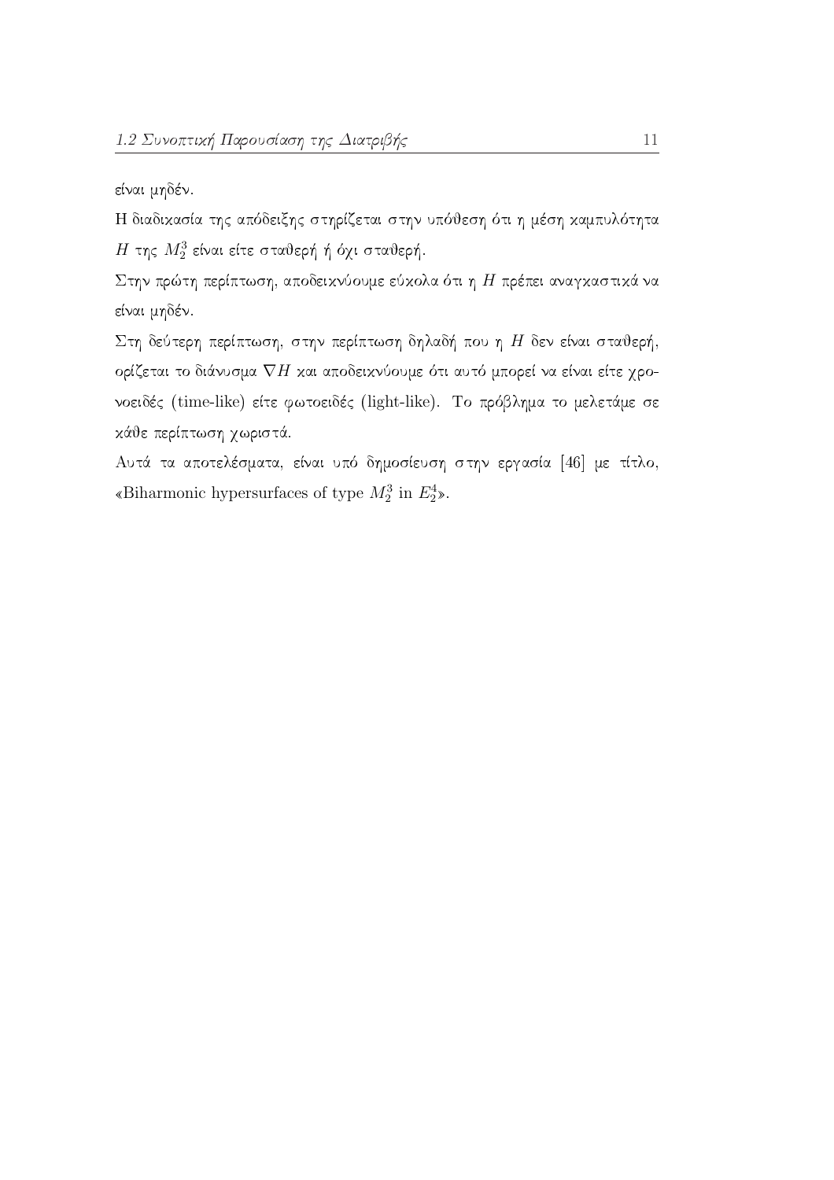είναι μηδέν.

Η διαδικασία της απόδειξης στηρίζεται στην υπόθεση ότι η μέση καμπυλότητα $H$ της $M_2^3$ είναι είτε σταθερή ή όχι σταθερή.

Στην πρώτη περίπτωση, αποδεικνύουμε εύκολα ότι η $H$ πρέπει αναγκαστικά να είναι μηδέν.

Στη δεύτερη περίπτωση, στην περίπτωση δηλαδή που η $H$ δεν είναι σταθερή, ορίζεται το διάνυσμα $\nabla H$ και αποδεικνύουμε ότι αυτό μπορεί να είναι είτε χρονοειδές (time-like) είτε φωτοειδές (light-like). Το πρόβλημα το μελετάμε σε κάθε περίπτωση χωριστά.

Αυτά τα αποτελέσματα, είναι υπό δημοσίευση στην εργασία [46] με τίτλο, «Biharmonic hypersurfaces of type $M_2^3$ in $E_2^4$».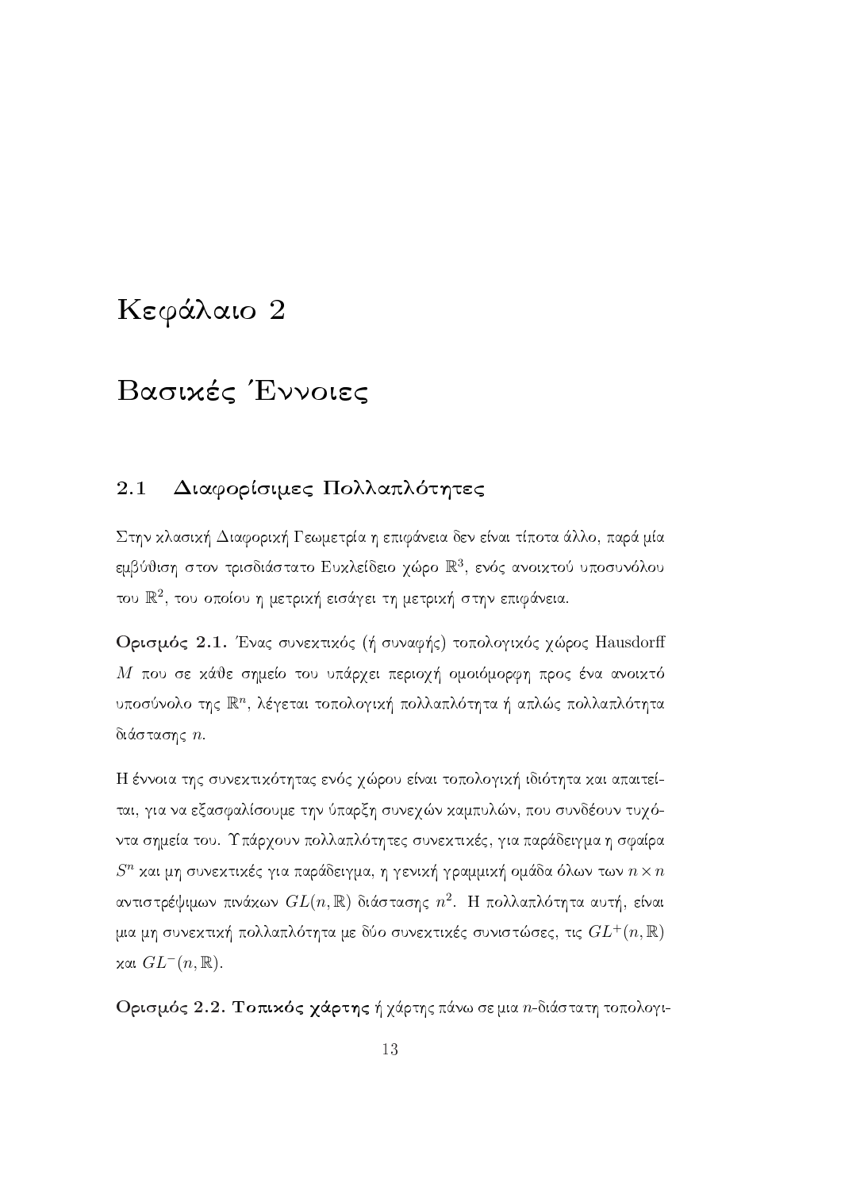# Κεφάλαιο 2

# Βασικές Έννοιες

## 2.1 Διαφορίσιμες Πολλαπλότητες

Στην κλασική Διαφορική Γεωμετρία η επιφάνεια δεν είναι τίποτα άλλο, παρά μία εμβύθιση στον τρισδιάστατο Ευκλείδειο χώρο $\mathbb{R}^3$, ενός ανοικτού υποσυνόλου του $\mathbb{R}^2$, του οποίου η μετρική εισάγει τη μετρική στην επιφάνεια.

**Ορισμός 2.1.** Ένας συνεκτικός (ή συναφής) τοπολογικός χώρος Hausdorff $M$ που σε κάθε σημείο του υπάρχει περιοχή ομοιόμορφη προς ένα ανοικτό υποσύνολο της $\mathbb{R}^n$, λέγεται τοπολογική πολλαπλότητα ή απλώς πολλαπλότητα διάστασης $n$.

Η έννοια της συνεκτικότητας ενός χώρου είναι τοπολογική ιδιότητα και απαιτείται, για να εξασφαλίσουμε την ύπαρξη συνεχών καμπυλών, που συνδέουν τυχόντα σημεία του. Υπάρχουν πολλαπλότητες συνεκτικές, για παράδειγμα η σφαίρα $S^n$ και μη συνεκτικές για παράδειγμα, η γενική γραμμική ομάδα όλων των $n \times n$ αντιστρέψιμων πινάκων $GL(n, \mathbb{R})$ διάστασης $n^2$. Η πολλαπλότητα αυτή, είναι μια μη συνεκτική πολλαπλότητα με δύο συνεκτικές συνιστώσες, τις $GL^+(n, \mathbb{R})$ και $GL^-(n, \mathbb{R})$.

**Ορισμός 2.2. Τοπικός χάρτης** ή χάρτης πάνω σε μια $n$-διάστατη τοπολογι-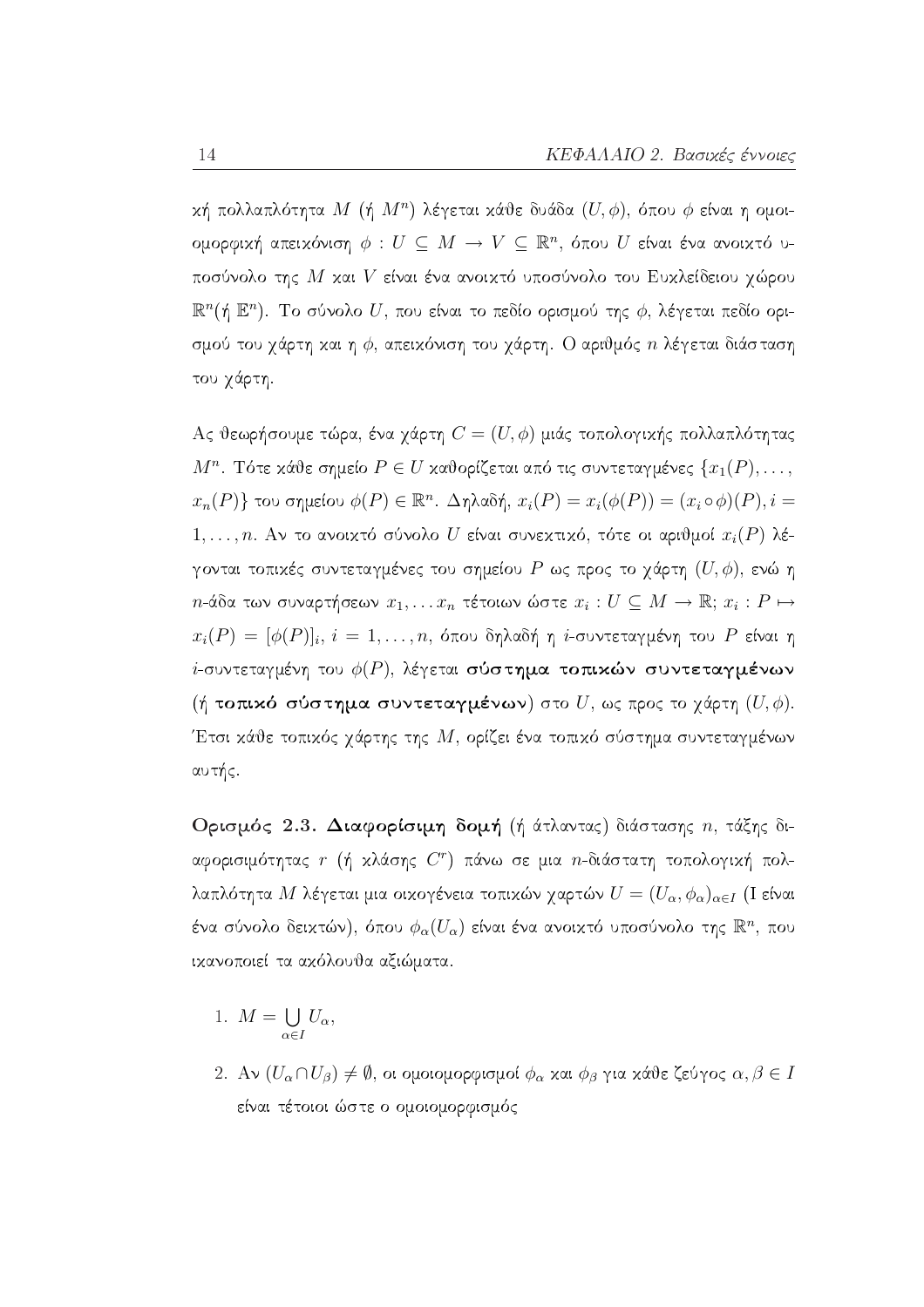κή πολλαπλότητα $M$ (ή $M^n$) λέγεται κάθε δυάδα $(U, \phi)$, όπου $\phi$ είναι η ομοιομορφική απεικόνιση $\phi : U \subseteq M \to V \subseteq \mathbb{R}^n$, όπου $U$ είναι ένα ανοικτό υποσύνολο της $M$ και $V$ είναι ένα ανοικτό υποσύνολο του Ευκλείδειου χώρου $\mathbb{R}^n$(ή $\mathbb{E}^n$). Το σύνολο $U$, που είναι το πεδίο ορισμού της $\phi$, λέγεται πεδίο ορισμού του χάρτη και η $\phi$, απεικόνιση του χάρτη. Ο αριθμός $n$ λέγεται διάσταση του χάρτη.

Ας θεωρήσουμε τώρα, ένα χάρτη $C = (U, \phi)$ μιάς τοπολογικής πολλαπλότητας $M^n$. Τότε κάθε σημείο $P \in U$ καθορίζεται από τις συντεταγμένες $\{x_1(P), \ldots, x_n(P)\}$ του σημείου $\phi(P) \in \mathbb{R}^n$. Δηλαδή, $x_i(P) = x_i(\phi(P)) = (x_i \circ \phi)(P), i = 1, \ldots, n$. Αν το ανοικτό σύνολο $U$ είναι συνεκτικό, τότε οι αριθμοί $x_i(P)$ λέγονται τοπικές συντεταγμένες του σημείου $P$ ως προς το χάρτη $(U, \phi)$, ενώ η $n$-άδα των συναρτήσεων $x_1, \ldots x_n$ τέτοιων ώστε $x_i : U \subseteq M \to \mathbb{R}$; $x_i : P \mapsto x_i(P) = [\phi(P)]_i$, $i = 1, \ldots, n$, όπου δηλαδή η $i$-συντεταγμένη του $P$ είναι η $i$-συντεταγμένη του $\phi(P)$, λέγεται **σύστημα τοπικών συντεταγμένων** (ή **τοπικό σύστημα συντεταγμένων**) στο $U$, ως προς το χάρτη $(U, \phi)$. Έτσι κάθε τοπικός χάρτης της $M$, ορίζει ένα τοπικό σύστημα συντεταγμένων αυτής.

**Ορισμός 2.3. Διαφορίσιμη δομή** (ή άτλαντας) διάστασης $n$, τάξης διαφορισιμότητας $r$ (ή κλάσης $C^r$) πάνω σε μια $n$-διάστατη τοπολογική πολλαπλότητα $M$ λέγεται μια οικογένεια τοπικών χαρτών $U = (U_\alpha, \phi_\alpha)_{\alpha \in I}$ (I είναι ένα σύνολο δεικτών), όπου $\phi_\alpha(U_\alpha)$ είναι ένα ανοικτό υποσύνολο της $\mathbb{R}^n$, που ικανοποιεί τα ακόλουθα αξιώματα.

1. $M = \bigcup_{\alpha \in I} U_\alpha$,
2. Αν $(U_\alpha \cap U_\beta) \neq \emptyset$, οι ομοιομορφισμοί $\phi_\alpha$ και $\phi_\beta$ για κάθε ζεύγος $\alpha, \beta \in I$ είναι τέτοιοι ώστε ο ομοιομορφισμός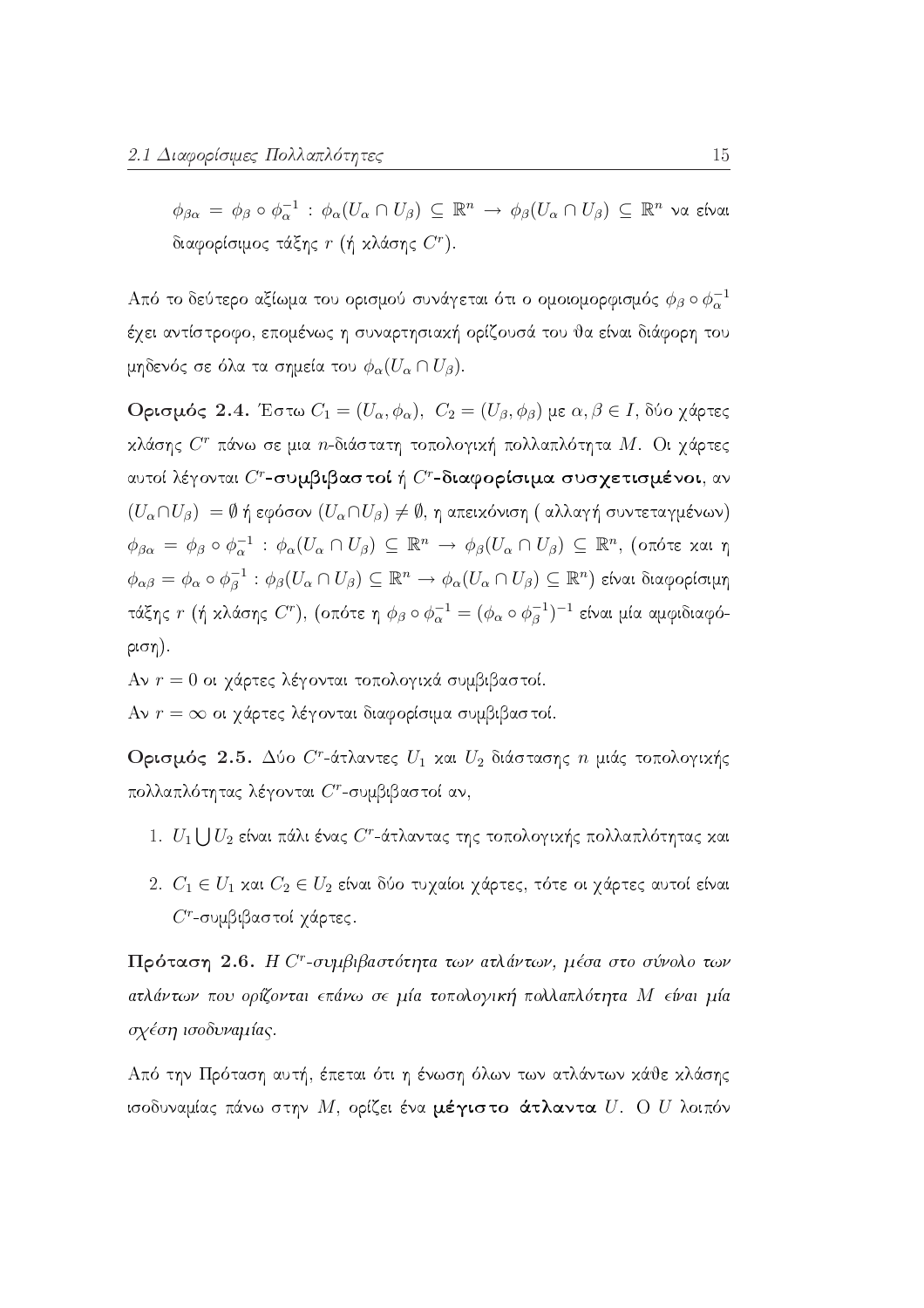$\phi_{\beta\alpha} = \phi_\beta \circ \phi_\alpha^{-1} : \phi_\alpha(U_\alpha \cap U_\beta) \subseteq \mathbb{R}^n \rightarrow \phi_\beta(U_\alpha \cap U_\beta) \subseteq \mathbb{R}^n$ να είναι διαφορίσιμος τάξης $r$ (ή κλάσης $C^r$).

Από το δεύτερο αξίωμα του ορισμού συνάγεται ότι ο ομοιομορφισμός $\phi_\beta \circ \phi_\alpha^{-1}$ έχει αντίστροφο, επομένως η συναρτησιακή ορίζουσά του θα είναι διάφορη του μηδενός σε όλα τα σημεία του $\phi_\alpha(U_\alpha \cap U_\beta)$.

**Ορισμός 2.4.** Έστω $C_1 = (U_\alpha, \phi_\alpha),\ C_2 = (U_\beta, \phi_\beta)$ με $\alpha, \beta \in I$, δύο χάρτες κλάσης $C^r$ πάνω σε μια $n$-διάστατη τοπολογική πολλαπλότητα $M$. Οι χάρτες αυτοί λέγονται **$C^r$-συμβιβαστοί** ή **$C^r$-διαφορίσιμα συσχετισμένοι**, αν $(U_\alpha \cap U_\beta) = \emptyset$ ή εφόσον $(U_\alpha \cap U_\beta) \neq \emptyset$, η απεικόνιση ( αλλαγή συντεταγμένων) $\phi_{\beta\alpha} = \phi_\beta \circ \phi_\alpha^{-1} : \phi_\alpha(U_\alpha \cap U_\beta) \subseteq \mathbb{R}^n \rightarrow \phi_\beta(U_\alpha \cap U_\beta) \subseteq \mathbb{R}^n$, (οπότε και η $\phi_{\alpha\beta} = \phi_\alpha \circ \phi_\beta^{-1} : \phi_\beta(U_\alpha \cap U_\beta) \subseteq \mathbb{R}^n \rightarrow \phi_\alpha(U_\alpha \cap U_\beta) \subseteq \mathbb{R}^n$) είναι διαφορίσιμη τάξης $r$ (ή κλάσης $C^r$), (οπότε η $\phi_\beta \circ \phi_\alpha^{-1} = (\phi_\alpha \circ \phi_\beta^{-1})^{-1}$ είναι μία αμφιδιαφόριση).

Αν $r = 0$ οι χάρτες λέγονται τοπολογικά συμβιβαστοί.

Αν $r = \infty$ οι χάρτες λέγονται διαφορίσιμα συμβιβαστοί.

**Ορισμός 2.5.** Δύο $C^r$-άτλαντες $U_1$ και $U_2$ διάστασης $n$ μιάς τοπολογικής πολλαπλότητας λέγονται $C^r$-συμβιβαστοί αν,

1. $U_1 \bigcup U_2$ είναι πάλι ένας $C^r$-άτλαντας της τοπολογικής πολλαπλότητας και
2. $C_1 \in U_1$ και $C_2 \in U_2$ είναι δύο τυχαίοι χάρτες, τότε οι χάρτες αυτοί είναι $C^r$-συμβιβαστοί χάρτες.

**Πρόταση 2.6.** *Η $C^r$-συμβιβαστότητα των ατλάντων, μέσα στο σύνολο των ατλάντων που ορίζονται επάνω σε μία τοπολογική πολλαπλότητα $M$ είναι μία σχέση ισοδυναμίας.*

Από την Πρόταση αυτή, έπεται ότι η ένωση όλων των ατλάντων κάθε κλάσης ισοδυναμίας πάνω στην $M$, ορίζει ένα **μέγιστο άτλαντα** $U$. Ο $U$ λοιπόν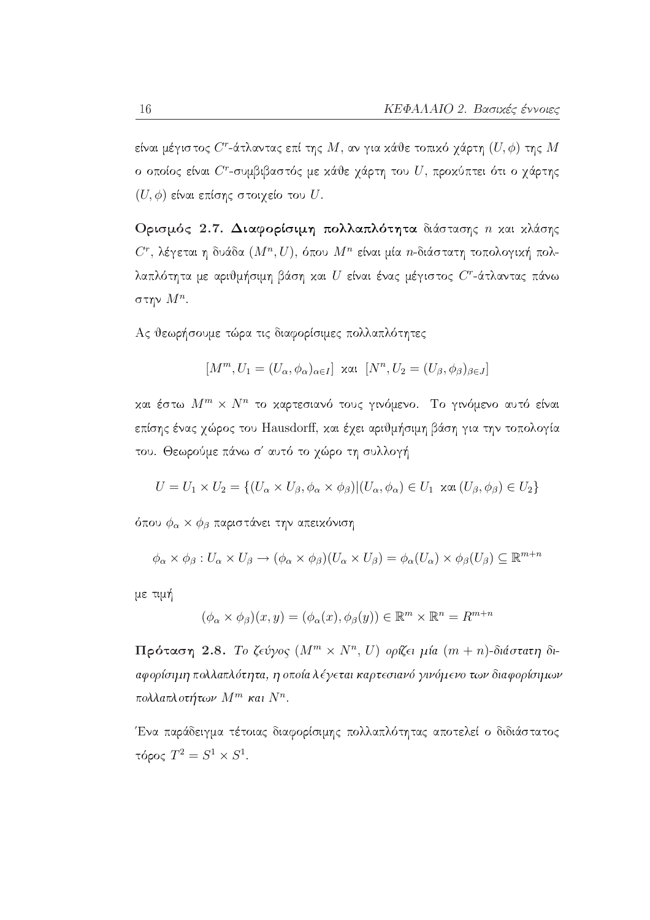είναι μέγιστος $C^r$-άτλαντας επί της $M$, αν για κάθε τοπικό χάρτη $(U, \phi)$ της $M$ ο οποίος είναι $C^r$-συμβιβαστός με κάθε χάρτη του $U$, προκύπτει ότι ο χάρτης $(U, \phi)$ είναι επίσης στοιχείο του $U$.

**Ορισμός 2.7. Διαφορίσιμη πολλαπλότητα** διάστασης $n$ και κλάσης $C^r$, λέγεται η δυάδα $(M^n, U)$, όπου $M^n$ είναι μία $n$-διάστατη τοπολογική πολλαπλότητα με αριθμήσιμη βάση και $U$ είναι ένας μέγιστος $C^r$-άτλαντας πάνω στην $M^n$.

Ας θεωρήσουμε τώρα τις διαφορίσιμες πολλαπλότητες

$$[M^m, U_1 = (U_\alpha, \phi_\alpha)_{\alpha \in I}] \text{ και } [N^n, U_2 = (U_\beta, \phi_\beta)_{\beta \in J}]$$

και έστω $M^m \times N^n$ το καρτεσιανό τους γινόμενο. Το γινόμενο αυτό είναι επίσης ένας χώρος του Hausdorff, και έχει αριθμήσιμη βάση για την τοπολογία του. Θεωρούμε πάνω σ' αυτό το χώρο τη συλλογή

$$U = U_1 \times U_2 = \{(U_\alpha \times U_\beta, \phi_\alpha \times \phi_\beta) | (U_\alpha, \phi_\alpha) \in U_1 \text{ και } (U_\beta, \phi_\beta) \in U_2\}$$

όπου $\phi_\alpha \times \phi_\beta$ παριστάνει την απεικόνιση

$$\phi_\alpha \times \phi_\beta : U_\alpha \times U_\beta \to (\phi_\alpha \times \phi_\beta)(U_\alpha \times U_\beta) = \phi_\alpha(U_\alpha) \times \phi_\beta(U_\beta) \subseteq \mathbb{R}^{m+n}$$

με τιμή

$$(\phi_\alpha \times \phi_\beta)(x, y) = (\phi_\alpha(x), \phi_\beta(y)) \in \mathbb{R}^m \times \mathbb{R}^n = R^{m+n}$$

**Πρόταση 2.8.** *Το ζεύγος $(M^m \times N^n, U)$ ορίζει μία $(m+n)$-διάστατη διαφορίσιμη πολλαπλότητα, η οποία λέγεται καρτεσιανό γινόμενο των διαφορίσιμων πολλαπλοτήτων $M^m$ και $N^n$.*

Ένα παράδειγμα τέτοιας διαφορίσιμης πολλαπλότητας αποτελεί ο διδιάστατος τόρος $T^2 = S^1 \times S^1$.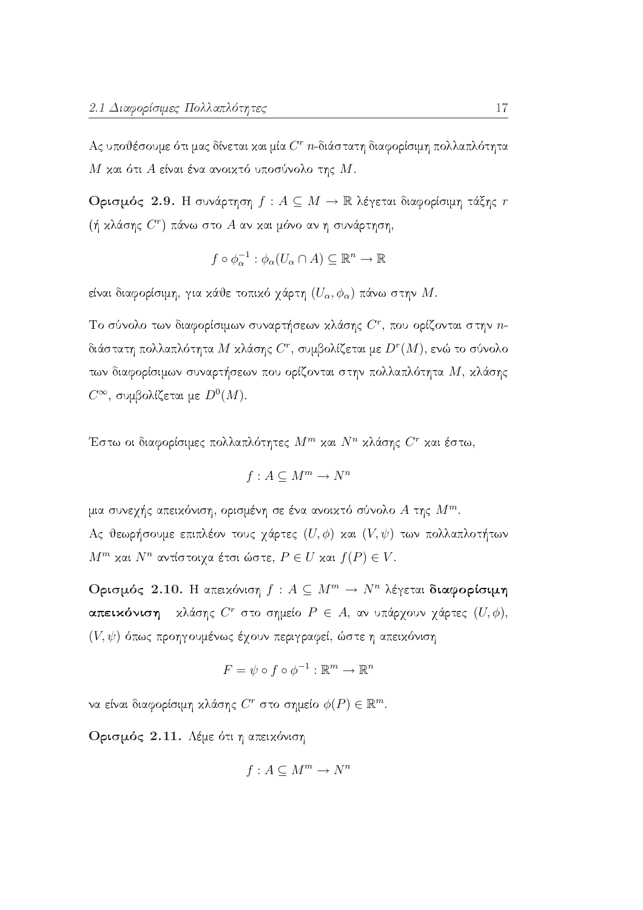Ας υποθέσουμε ότι μας δίνεται και μία $C^r$ $n$-διάστατη διαφορίσιμη πολλαπλότητα $M$ και ότι $A$ είναι ένα ανοικτό υποσύνολο της $M$.

**Ορισμός 2.9.** Η συνάρτηση $f : A \subseteq M \to \mathbb{R}$ λέγεται διαφορίσιμη τάξης $r$ (ή κλάσης $C^r$) πάνω στο $A$ αν και μόνο αν η συνάρτηση,

$$f \circ \phi_\alpha^{-1} : \phi_\alpha(U_\alpha \cap A) \subseteq \mathbb{R}^n \to \mathbb{R}$$

είναι διαφορίσιμη, για κάθε τοπικό χάρτη $(U_\alpha, \phi_\alpha)$ πάνω στην $M$.

Το σύνολο των διαφορίσιμων συναρτήσεων κλάσης $C^r$, που ορίζονται στην $n$-διάστατη πολλαπλότητα $M$ κλάσης $C^r$, συμβολίζεται με $D^r(M)$, ενώ το σύνολο των διαφορίσιμων συναρτήσεων που ορίζονται στην πολλαπλότητα $M$, κλάσης $C^\infty$, συμβολίζεται με $D^0(M)$.

Έστω οι διαφορίσιμες πολλαπλότητες $M^m$ και $N^n$ κλάσης $C^r$ και έστω,

$$f : A \subseteq M^m \to N^n$$

μια συνεχής απεικόνιση, ορισμένη σε ένα ανοικτό σύνολο $A$ της $M^m$.
Ας θεωρήσουμε επιπλέον τους χάρτες $(U, \phi)$ και $(V, \psi)$ των πολλαπλοτήτων $M^m$ και $N^n$ αντίστοιχα έτσι ώστε, $P \in U$ και $f(P) \in V$.

**Ορισμός 2.10.** Η απεικόνιση $f : A \subseteq M^m \to N^n$ λέγεται **διαφορίσιμη απεικόνιση** κλάσης $C^r$ στο σημείο $P \in A$, αν υπάρχουν χάρτες $(U, \phi)$, $(V, \psi)$ όπως προηγουμένως έχουν περιγραφεί, ώστε η απεικόνιση

$$F = \psi \circ f \circ \phi^{-1} : \mathbb{R}^m \to \mathbb{R}^n$$

να είναι διαφορίσιμη κλάσης $C^r$ στο σημείο $\phi(P) \in \mathbb{R}^m$.

**Ορισμός 2.11.** Λέμε ότι η απεικόνιση

$$f : A \subseteq M^m \to N^n$$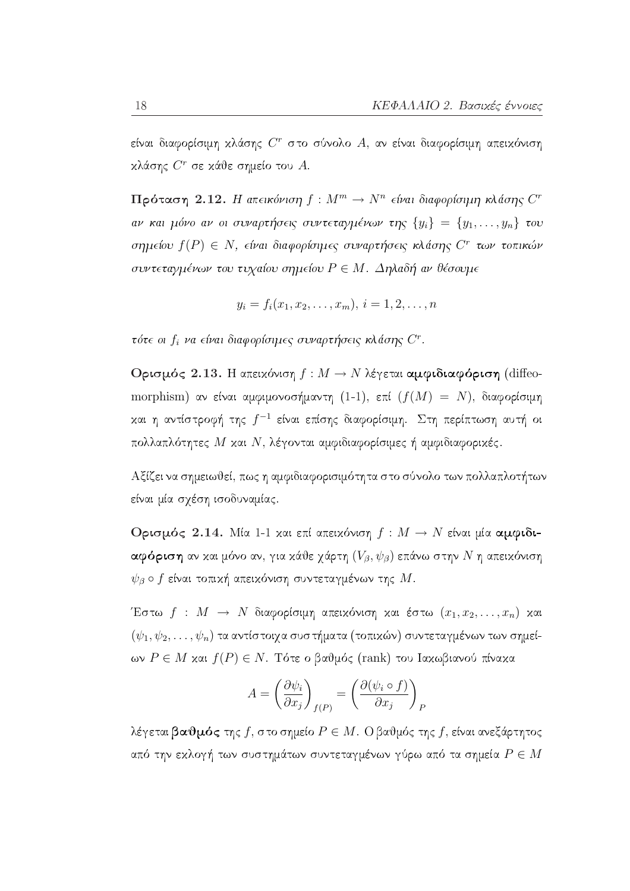είναι διαφορίσιμη κλάσης $C^r$ στο σύνολο $A$, αν είναι διαφορίσιμη απεικόνιση κλάσης $C^r$ σε κάθε σημείο του $A$.

**Πρόταση 2.12.** *Η απεικόνιση $f : M^m \to N^n$ είναι διαφορίσιμη κλάσης $C^r$ αν και μόνο αν οι συναρτήσεις συντεταγμένων της $\{y_i\} = \{y_1, \dots, y_n\}$ του σημείου $f(P) \in N$, είναι διαφορίσιμες συναρτήσεις κλάσης $C^r$ των τοπικών συντεταγμένων του τυχαίου σημείου $P \in M$. Δηλαδή αν θέσουμε*

$$y_i = f_i(x_1, x_2, \dots, x_m),\ i = 1, 2, \dots, n$$

*τότε οι $f_i$ να είναι διαφορίσιμες συναρτήσεις κλάσης $C^r$.*

**Ορισμός 2.13.** Η απεικόνιση $f : M \to N$ λέγεται **αμφιδιαφόριση** (diffeomorphism) αν είναι αμφιμονοσήμαντη (1-1), επί ($f(M) = N$), διαφορίσιμη και η αντίστροφή της $f^{-1}$ είναι επίσης διαφορίσιμη. Στη περίπτωση αυτή οι πολλαπλότητες $M$ και $N$, λέγονται αμφιδιαφορίσιμες ή αμφιδιαφορικές.

Αξίζει να σημειωθεί, πως η αμφιδιαφορισιμότητα στο σύνολο των πολλαπλοτήτων είναι μία σχέση ισοδυναμίας.

**Ορισμός 2.14.** Μία 1-1 και επί απεικόνιση $f : M \to N$ είναι μία **αμφιδιαφόριση** αν και μόνο αν, για κάθε χάρτη $(V_\beta, \psi_\beta)$ επάνω στην $N$ η απεικόνιση $\psi_\beta \circ f$ είναι τοπική απεικόνιση συντεταγμένων της $M$.

Έστω $f : M \to N$ διαφορίσιμη απεικόνιση και έστω $(x_1, x_2, \dots, x_n)$ και $(\psi_1, \psi_2, \dots, \psi_n)$ τα αντίστοιχα συστήματα (τοπικών) συντεταγμένων των σημείων $P \in M$ και $f(P) \in N$. Τότε ο βαθμός (rank) του Ιακωβιανού πίνακα

$$A = \left(\frac{\partial \psi_i}{\partial x_j}\right)_{f(P)} = \left(\frac{\partial (\psi_i \circ f)}{\partial x_j}\right)_P$$

λέγεται **βαθμός** της $f$, στο σημείο $P \in M$. Ο βαθμός της $f$, είναι ανεξάρτητος από την εκλογή των συστημάτων συντεταγμένων γύρω από τα σημεία $P \in M$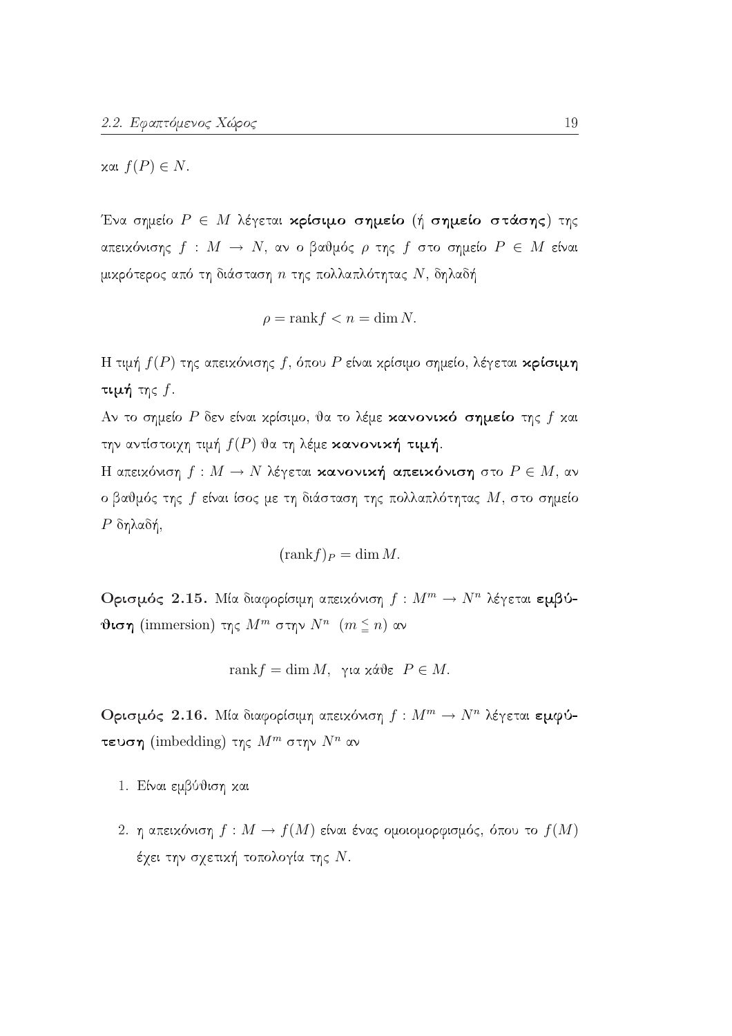και $f(P) \in N$.

Ένα σημείο $P \in M$ λέγεται **κρίσιμο σημείο** (ή **σημείο στάσης**) της απεικόνισης $f : M \to N$, αν ο βαθμός $\rho$ της $f$ στο σημείο $P \in M$ είναι μικρότερος από τη διάσταση $n$ της πολλαπλότητας $N$, δηλαδή

$$\rho = \text{rank} f < n = \dim N.$$

Η τιμή $f(P)$ της απεικόνισης $f$, όπου $P$ είναι κρίσιμο σημείο, λέγεται **κρίσιμη τιμή** της $f$.

Αν το σημείο $P$ δεν είναι κρίσιμο, θα το λέμε **κανονικό σημείο** της $f$ και την αντίστοιχη τιμή $f(P)$ θα τη λέμε **κανονική τιμή**.

Η απεικόνιση $f : M \to N$ λέγεται **κανονική απεικόνιση** στο $P \in M$, αν ο βαθμός της $f$ είναι ίσος με τη διάσταση της πολλαπλότητας $M$, στο σημείο $P$ δηλαδή,

$$(\text{rank} f)_P = \dim M.$$

**Ορισμός 2.15.** Μία διαφορίσιμη απεικόνιση $f : M^m \to N^n$ λέγεται **εμβύθιση** (immersion) της $M^m$ στην $N^n$ $(m \leqq n)$ αν

$$\text{rank} f = \dim M, \text{ για κάθε } P \in M.$$

**Ορισμός 2.16.** Μία διαφορίσιμη απεικόνιση $f : M^m \to N^n$ λέγεται **εμφύτευση** (imbedding) της $M^m$ στην $N^n$ αν

1. Είναι εμβύθιση και
2. η απεικόνιση $f : M \to f(M)$ είναι ένας ομοιομορφισμός, όπου το $f(M)$ έχει την σχετική τοπολογία της $N$.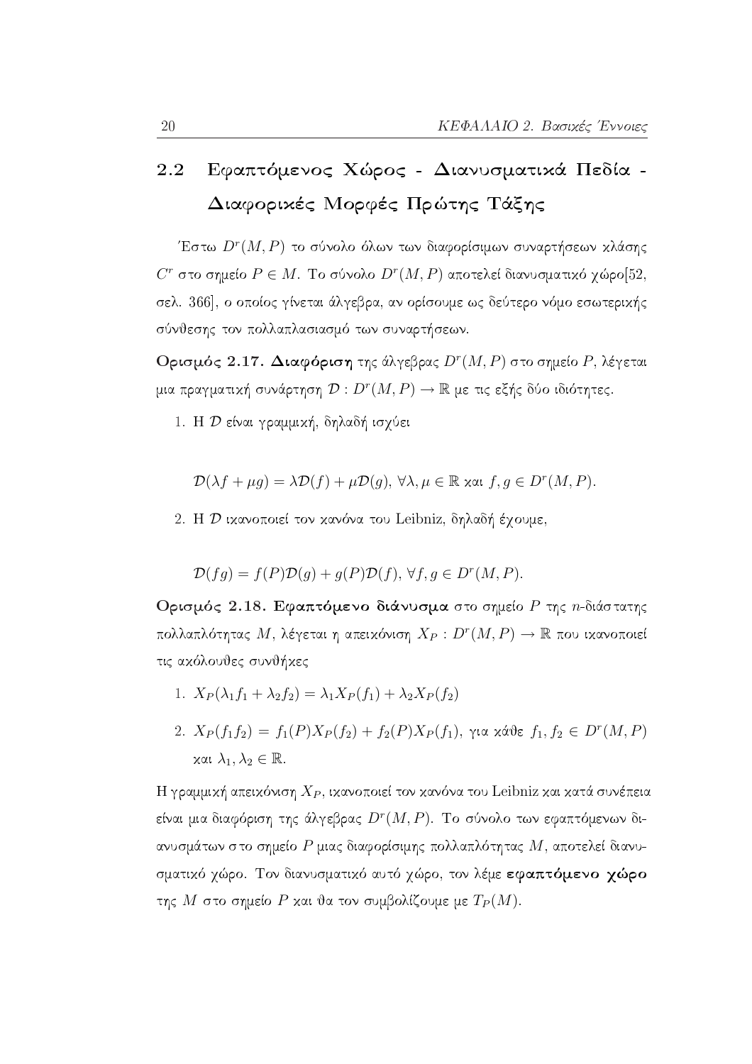## 2.2 Εφαπτόμενος Χώρος - Διανυσματικά Πεδία - Διαφορικές Μορφές Πρώτης Τάξης

Έστω $D^r(M, P)$ το σύνολο όλων των διαφορίσιμων συναρτήσεων κλάσης $C^r$ στο σημείο $P \in M$. Το σύνολο $D^r(M, P)$ αποτελεί διανυσματικό χώρο[52, σελ. 366], ο οποίος γίνεται άλγεβρα, αν ορίσουμε ως δεύτερο νόμο εσωτερικής σύνθεσης τον πολλαπλασιασμό των συναρτήσεων.

**Ορισμός 2.17. Διαφόριση** της άλγεβρας $D^r(M, P)$ στο σημείο $P$, λέγεται μια πραγματική συνάρτηση $\mathcal{D} : D^r(M, P) \to \mathbb{R}$ με τις εξής δύο ιδιότητες.

1. Η $\mathcal{D}$ είναι γραμμική, δηλαδή ισχύει

$$\mathcal{D}(\lambda f + \mu g) = \lambda \mathcal{D}(f) + \mu \mathcal{D}(g),\ \forall \lambda, \mu \in \mathbb{R} \text{ και } f, g \in D^r(M, P).$$

2. Η $\mathcal{D}$ ικανοποιεί τον κανόνα του Leibniz, δηλαδή έχουμε,

$$\mathcal{D}(fg) = f(P)\mathcal{D}(g) + g(P)\mathcal{D}(f),\ \forall f, g \in D^r(M, P).$$

**Ορισμός 2.18. Εφαπτόμενο διάνυσμα** στο σημείο $P$ της $n$-διάστατης πολλαπλότητας $M$, λέγεται η απεικόνιση $X_P : D^r(M, P) \to \mathbb{R}$ που ικανοποιεί τις ακόλουθες συνθήκες

1. $X_P(\lambda_1 f_1 + \lambda_2 f_2) = \lambda_1 X_P(f_1) + \lambda_2 X_P(f_2)$
2. $X_P(f_1 f_2) = f_1(P) X_P(f_2) + f_2(P) X_P(f_1)$, για κάθε $f_1, f_2 \in D^r(M, P)$ και $\lambda_1, \lambda_2 \in \mathbb{R}$.

Η γραμμική απεικόνιση $X_P$, ικανοποιεί τον κανόνα του Leibniz και κατά συνέπεια είναι μια διαφόριση της άλγεβρας $D^r(M, P)$. Το σύνολο των εφαπτόμενων διανυσμάτων στο σημείο $P$ μιας διαφορίσιμης πολλαπλότητας $M$, αποτελεί διανυσματικό χώρο. Τον διανυσματικό αυτό χώρο, τον λέμε **εφαπτόμενο χώρο** της $M$ στο σημείο $P$ και θα τον συμβολίζουμε με $T_P(M)$.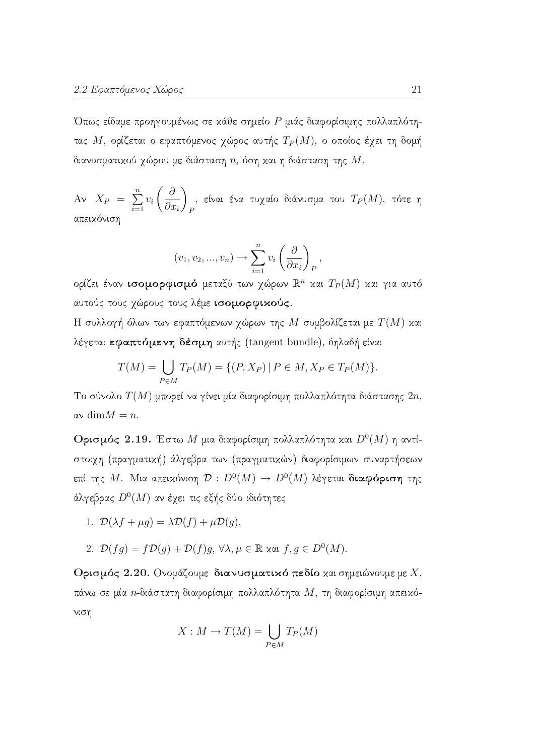Όπως είδαμε προηγουμένως σε κάθε σημείο $P$ μιάς διαφορίσιμης πολλαπλότητας $M$, ορίζεται ο εφαπτόμενος χώρος αυτής $T_P(M)$, ο οποίος έχει τη δομή διανυσματικού χώρου με διάσταση $n$, όση και η διάσταση της $M$.

Αν $X_P = \sum_{i=1}^{n} v_i \left(\frac{\partial}{\partial x_i}\right)_P$, είναι ένα τυχαίο διάνυσμα του $T_P(M)$, τότε η απεικόνιση

$$(v_1, v_2, ..., v_n) \rightarrow \sum_{i=1}^{n} v_i \left(\frac{\partial}{\partial x_i}\right)_P,$$

ορίζει έναν **ισομορφισμό** μεταξύ των χώρων $\mathbb{R}^n$ και $T_P(M)$ και για αυτό αυτούς τους χώρους τους λέμε **ισομορφικούς**.

Η συλλογή όλων των εφαπτόμενων χώρων της $M$ συμβολίζεται με $T(M)$ και λέγεται **εφαπτόμενη δέσμη** αυτής (tangent bundle), δηλαδή είναι

$$T(M) = \bigcup_{P \in M} T_P(M) = \{(P, X_P) \,|\, P \in M, X_P \in T_P(M)\}.$$

Το σύνολο $T(M)$ μπορεί να γίνει μία διαφορίσιμη πολλαπλότητα διάστασης $2n$, αν $\dim M = n$.

**Ορισμός 2.19.** Έστω $M$ μια διαφορίσιμη πολλαπλότητα και $D^0(M)$ η αντίστοιχη (πραγματική) άλγεβρα των (πραγματικών) διαφορίσιμων συναρτήσεων επί της $M$. Μια απεικόνιση $\mathcal{D} : D^0(M) \rightarrow D^0(M)$ λέγεται **διαφόριση** της άλγεβρας $D^0(M)$ αν έχει τις εξής δύο ιδιότητες

1. $\mathcal{D}(\lambda f + \mu g) = \lambda \mathcal{D}(f) + \mu \mathcal{D}(g)$,
2. $\mathcal{D}(fg) = f\mathcal{D}(g) + \mathcal{D}(f)g$, $\forall \lambda, \mu \in \mathbb{R}$ και $f, g \in D^0(M)$.

**Ορισμός 2.20.** Ονομάζουμε **διανυσματικό πεδίο** και σημειώνουμε με $X$, πάνω σε μία $n$-διάστατη διαφορίσιμη πολλαπλότητα $M$, τη διαφορίσιμη απεικόνιση

$$X : M \rightarrow T(M) = \bigcup_{P \in M} T_P(M)$$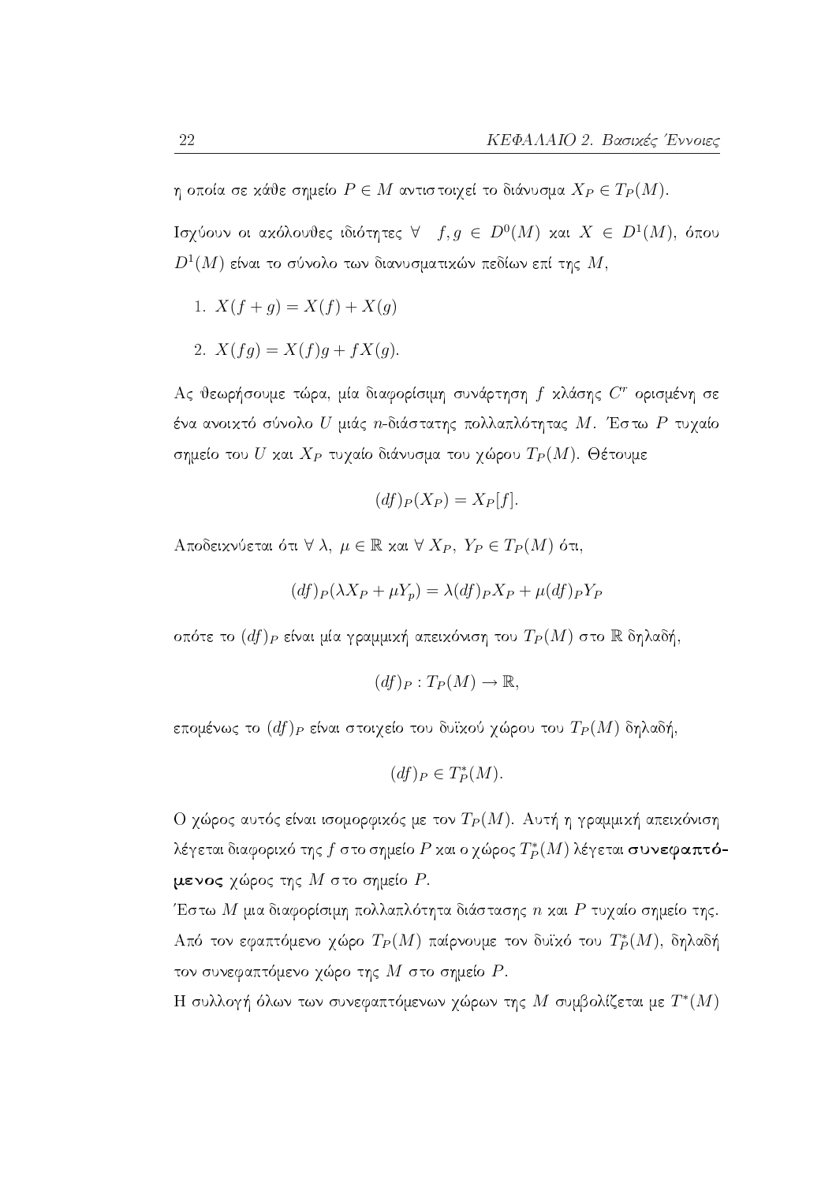η οποία σε κάθε σημείο $P \in M$ αντιστοιχεί το διάνυσμα $X_P \in T_P(M)$.

Ισχύουν οι ακόλουθες ιδιότητες $\forall \quad f, g \in D^0(M)$ και $X \in D^1(M)$, όπου $D^1(M)$ είναι το σύνολο των διανυσματικών πεδίων επί της $M$,

1. $X(f + g) = X(f) + X(g)$
2. $X(fg) = X(f)g + fX(g)$.

Ας θεωρήσουμε τώρα, μία διαφορίσιμη συνάρτηση $f$ κλάσης $C^r$ ορισμένη σε ένα ανοικτό σύνολο $U$ μιάς $n$-διάστατης πολλαπλότητας $M$. Έστω $P$ τυχαίο σημείο του $U$ και $X_P$ τυχαίο διάνυσμα του χώρου $T_P(M)$. Θέτουμε

$$(df)_P(X_P) = X_P[f].$$

Αποδεικνύεται ότι $\forall \; \lambda, \; \mu \in \mathbb{R}$ και $\forall \; X_P, \; Y_P \in T_P(M)$ ότι,

$$(df)_P(\lambda X_P + \mu Y_p) = \lambda(df)_P X_P + \mu(df)_P Y_P$$

οπότε το $(df)_P$ είναι μία γραμμική απεικόνιση του $T_P(M)$ στο $\mathbb{R}$ δηλαδή,

$$(df)_P : T_P(M) \to \mathbb{R},$$

επομένως το $(df)_P$ είναι στοιχείο του δυϊκού χώρου του $T_P(M)$ δηλαδή,

$$(df)_P \in T_P^*(M).$$

Ο χώρος αυτός είναι ισομορφικός με τον $T_P(M)$. Αυτή η γραμμική απεικόνιση λέγεται διαφορικό της $f$ στο σημείο $P$ και ο χώρος $T_P^*(M)$ λέγεται **συνεφαπτόμενος** χώρος της $M$ στο σημείο $P$.

Έστω $M$ μια διαφορίσιμη πολλαπλότητα διάστασης $n$ και $P$ τυχαίο σημείο της. Από τον εφαπτόμενο χώρο $T_P(M)$ παίρνουμε τον δυϊκό του $T_P^*(M)$, δηλαδή τον συνεφαπτόμενο χώρο της $M$ στο σημείο $P$.

Η συλλογή όλων των συνεφαπτόμενων χώρων της $M$ συμβολίζεται με $T^*(M)$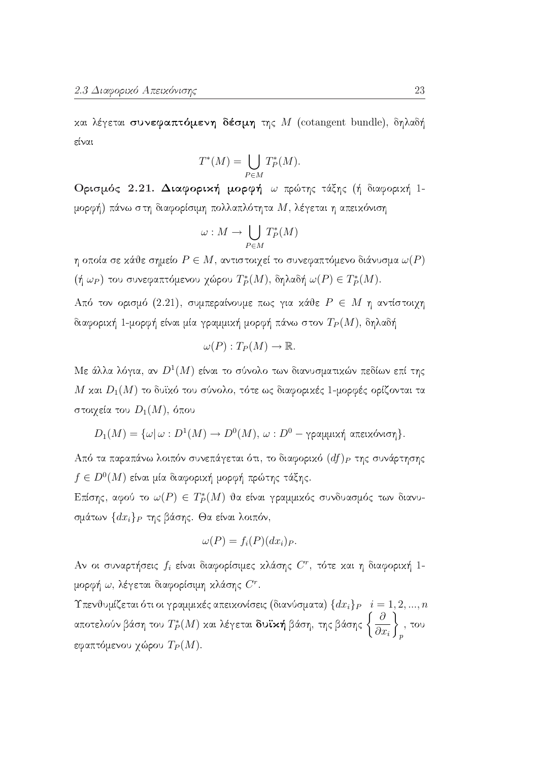και λέγεται **συνεφαπτόμενη δέσμη** της $M$ (cotangent bundle), δηλαδή είναι

$$T^*(M) = \bigcup_{P \in M} T_P^*(M).$$

**Ορισμός 2.21.** **Διαφορική μορφή** $\omega$ πρώτης τάξης (ή διαφορική 1-μορφή) πάνω στη διαφορίσιμη πολλαπλότητα $M$, λέγεται η απεικόνιση

$$\omega : M \to \bigcup_{P \in M} T_P^*(M)$$

η οποία σε κάθε σημείο $P \in M$, αντιστοιχεί το συνεφαπτόμενο διάνυσμα $\omega(P)$ (ή $\omega_P$) του συνεφαπτόμενου χώρου $T_P^*(M)$, δηλαδή $\omega(P) \in T_P^*(M)$.

Από τον ορισμό (2.21), συμπεραίνουμε πως για κάθε $P \in M$ η αντίστοιχη διαφορική 1-μορφή είναι μία γραμμική μορφή πάνω στον $T_P(M)$, δηλαδή

$$\omega(P) : T_P(M) \to \mathbb{R}.$$

Με άλλα λόγια, αν $D^1(M)$ είναι το σύνολο των διανυσματικών πεδίων επί της $M$ και $D_1(M)$ το δυϊκό του σύνολο, τότε ως διαφορικές 1-μορφές ορίζονται τα στοιχεία του $D_1(M)$, όπου

$$D_1(M) = \{\omega | \, \omega : D^1(M) \to D^0(M), \, \omega : D^0 - \text{γραμμική απεικόνιση}\}.$$

Από τα παραπάνω λοιπόν συνεπάγεται ότι, το διαφορικό $(df)_P$ της συνάρτησης $f \in D^0(M)$ είναι μία διαφορική μορφή πρώτης τάξης.

Επίσης, αφού το $\omega(P) \in T_P^*(M)$ θα είναι γραμμικός συνδυασμός των διανυσμάτων $\{dx_i\}_P$ της βάσης. Θα είναι λοιπόν,

$$\omega(P) = f_i(P)(dx_i)_P.$$

Αν οι συναρτήσεις $f_i$ είναι διαφορίσιμες κλάσης $C^r$, τότε και η διαφορική 1-μορφή $\omega$, λέγεται διαφορίσιμη κλάσης $C^r$.

Υπενθυμίζεται ότι οι γραμμικές απεικονίσεις (διανύσματα) $\{dx_i\}_P \quad i = 1, 2, ..., n$ αποτελούν βάση του $T_P^*(M)$ και λέγεται **δυϊκή** βάση, της βάσης $\left\{ \dfrac{\partial}{\partial x_i} \right\}_p$, του εφαπτόμενου χώρου $T_P(M)$.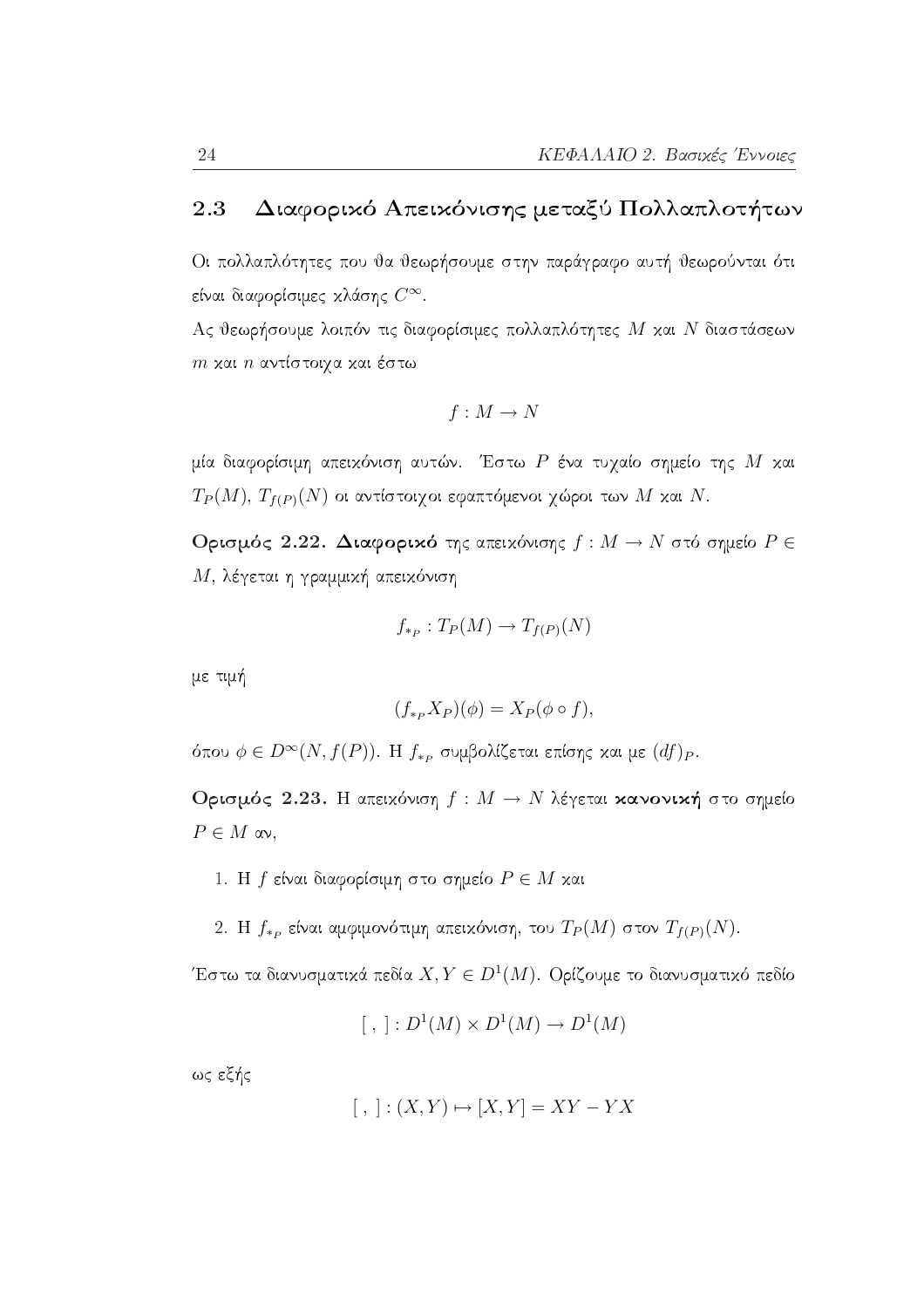## 2.3 Διαφορικό Απεικόνισης μεταξύ Πολλαπλοτήτων

Οι πολλαπλότητες που θα θεωρήσουμε στην παράγραφο αυτή θεωρούνται ότι είναι διαφορίσιμες κλάσης $C^\infty$.

Ας θεωρήσουμε λοιπόν τις διαφορίσιμες πολλαπλότητες $M$ και $N$ διαστάσεων $m$ και $n$ αντίστοιχα και έστω

$$f : M \to N$$

μία διαφορίσιμη απεικόνιση αυτών. Έστω $P$ ένα τυχαίο σημείο της $M$ και $T_P(M)$, $T_{f(P)}(N)$ οι αντίστοιχοι εφαπτόμενοι χώροι των $M$ και $N$.

**Ορισμός 2.22. Διαφορικό** της απεικόνισης $f : M \to N$ στό σημείο $P \in M$, λέγεται η γραμμική απεικόνιση

$$f_{*_P} : T_P(M) \to T_{f(P)}(N)$$

με τιμή

$$(f_{*_P} X_P)(\phi) = X_P(\phi \circ f),$$

όπου $\phi \in D^\infty(N, f(P))$. Η $f_{*_P}$ συμβολίζεται επίσης και με $(df)_P$.

**Ορισμός 2.23.** Η απεικόνιση $f : M \to N$ λέγεται **κανονική** στο σημείο $P \in M$ αν,

1. Η $f$ είναι διαφορίσιμη στο σημείο $P \in M$ και
2. Η $f_{*_P}$ είναι αμφιμονότιμη απεικόνιση, του $T_P(M)$ στον $T_{f(P)}(N)$.

Έστω τα διανυσματικά πεδία $X, Y \in D^1(M)$. Ορίζουμε το διανυσματικό πεδίο

$$[\ ,\ ] : D^1(M) \times D^1(M) \to D^1(M)$$

ως εξής

$$[\ ,\ ] : (X, Y) \mapsto [X, Y] = XY - YX$$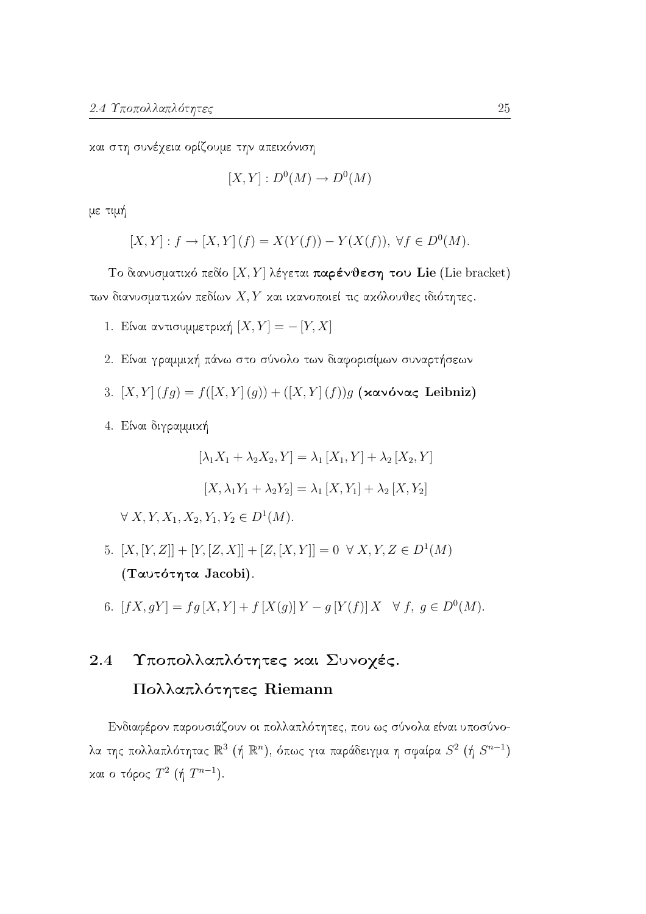και στη συνέχεια ορίζουμε την απεικόνιση

$$[X, Y] : D^0(M) \to D^0(M)$$

με τιμή

$$[X, Y] : f \to [X, Y](f) = X(Y(f)) - Y(X(f)), \ \forall f \in D^0(M).$$

Το διανυσματικό πεδίο $[X, Y]$ λέγεται **παρένθεση του Lie** (Lie bracket) των διανυσματικών πεδίων $X, Y$ και ικανοποιεί τις ακόλουθες ιδιότητες.

1. Είναι αντισυμμετρική $[X, Y] = -[Y, X]$
2. Είναι γραμμική πάνω στο σύνολο των διαφορισίμων συναρτήσεων
3. $[X, Y](fg) = f([X, Y](g)) + ([X, Y](f))g$ **(κανόνας Leibniz)**
4. Είναι διγραμμική

   $$[\lambda_1 X_1 + \lambda_2 X_2, Y] = \lambda_1 [X_1, Y] + \lambda_2 [X_2, Y]$$

   $$[X, \lambda_1 Y_1 + \lambda_2 Y_2] = \lambda_1 [X, Y_1] + \lambda_2 [X, Y_2]$$

   $\forall \ X, Y, X_1, X_2, Y_1, Y_2 \in D^1(M)$.

5. $[X, [Y, Z]] + [Y, [Z, X]] + [Z, [X, Y]] = 0 \ \ \forall \ X, Y, Z \in D^1(M)$ **(Ταυτότητα Jacobi)**.
6. $[fX, gY] = fg[X, Y] + f[X(g)]Y - g[Y(f)]X \ \ \ \forall \ f, \ g \in D^0(M)$.

## 2.4 Υποπολλαπλότητες και Συνοχές. Πολλαπλότητες Riemann

Ενδιαφέρον παρουσιάζουν οι πολλαπλότητες, που ως σύνολα είναι υποσύνολα της πολλαπλότητας $\mathbb{R}^3$ (ή $\mathbb{R}^n$), όπως για παράδειγμα η σφαίρα $S^2$ (ή $S^{n-1}$) και ο τόρος $T^2$ (ή $T^{n-1}$).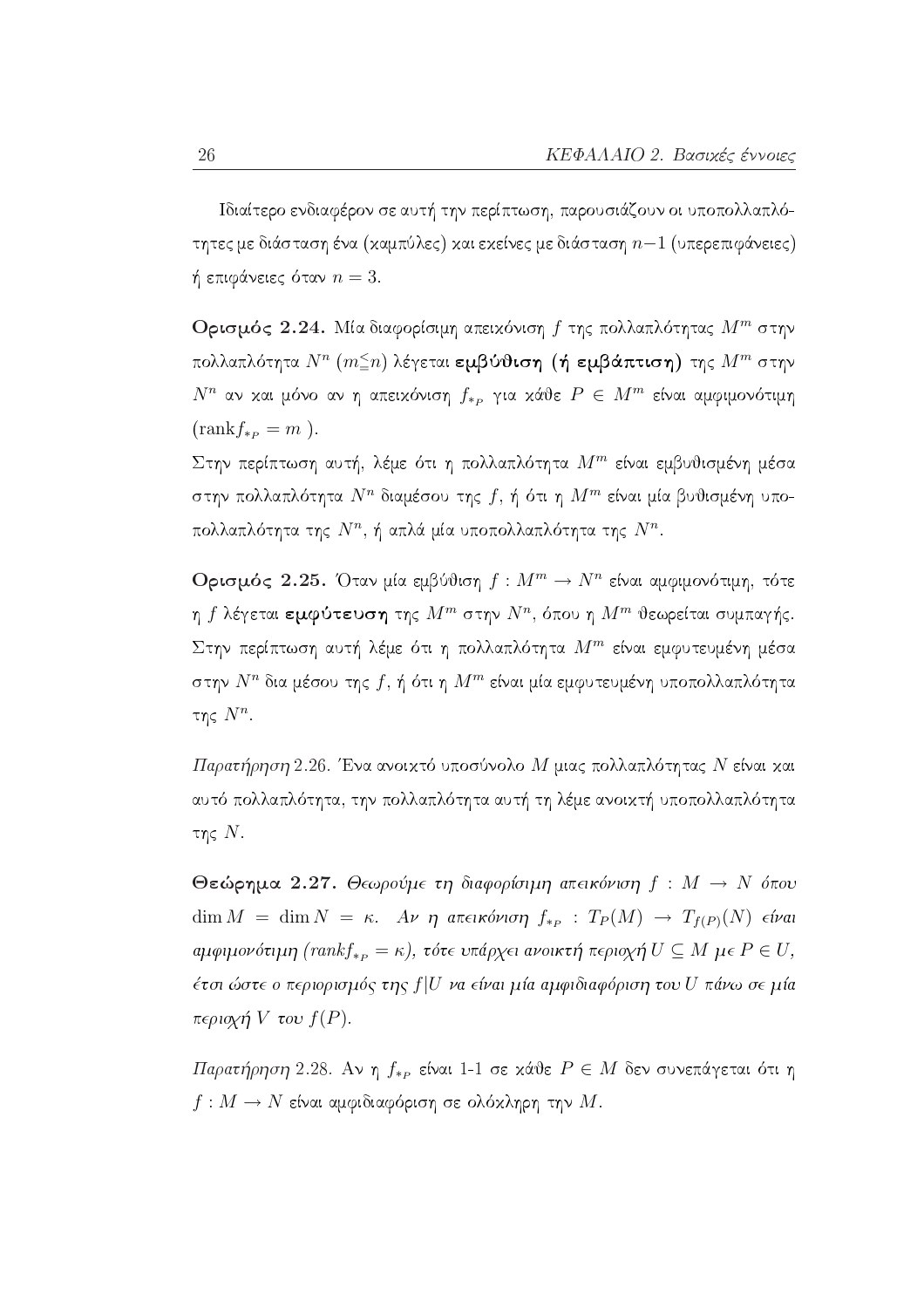Ιδιαίτερο ενδιαφέρον σε αυτή την περίπτωση, παρουσιάζουν οι υποπολλαπλότητες με διάσταση ένα (καμπύλες) και εκείνες με διάσταση $n-1$ (υπερεπιφάνειες) ή επιφάνειες όταν $n = 3$.

**Ορισμός 2.24.** Μία διαφορίσιμη απεικόνιση $f$ της πολλαπλότητας $M^m$ στην πολλαπλότητα $N^n$ ($m \leqq n$) λέγεται **εμβύθιση (ή εμβάπτιση)** της $M^m$ στην $N^n$ αν και μόνο αν η απεικόνιση $f_{*_P}$ για κάθε $P \in M^m$ είναι αμφιμονότιμη ($\text{rank} f_{*_P} = m$ ).
Στην περίπτωση αυτή, λέμε ότι η πολλαπλότητα $M^m$ είναι εμβυθισμένη μέσα στην πολλαπλότητα $N^n$ διαμέσου της $f$, ή ότι η $M^m$ είναι μία βυθισμένη υποπολλαπλότητα της $N^n$, ή απλά μία υποπολλαπλότητα της $N^n$.

**Ορισμός 2.25.** Όταν μία εμβύθιση $f : M^m \to N^n$ είναι αμφιμονότιμη, τότε η $f$ λέγεται **εμφύτευση** της $M^m$ στην $N^n$, όπου η $M^m$ θεωρείται συμπαγής. Στην περίπτωση αυτή λέμε ότι η πολλαπλότητα $M^m$ είναι εμφυτευμένη μέσα στην $N^n$ δια μέσου της $f$, ή ότι η $M^m$ είναι μία εμφυτευμένη υποπολλαπλότητα της $N^n$.

*Παρατήρηση* 2.26. Ένα ανοικτό υποσύνολο $M$ μιας πολλαπλότητας $N$ είναι και αυτό πολλαπλότητα, την πολλαπλότητα αυτή τη λέμε ανοικτή υποπολλαπλότητα της $N$.

**Θεώρημα 2.27.** *Θεωρούμε τη διαφορίσιμη απεικόνιση $f : M \to N$ όπου $\dim M = \dim N = \kappa$. Αν η απεικόνιση $f_{*_P} : T_P(M) \to T_{f(P)}(N)$ είναι αμφιμονότιμη ($\text{rank} f_{*_P} = \kappa$), τότε υπάρχει ανοικτή περιοχή $U \subseteq M$ με $P \in U$, έτσι ώστε ο περιορισμός της $f|U$ να είναι μία αμφιδιαφόριση του $U$ πάνω σε μία περιοχή $V$ του $f(P)$.*

*Παρατήρηση* 2.28. Αν η $f_{*_P}$ είναι 1-1 σε κάθε $P \in M$ δεν συνεπάγεται ότι η $f : M \to N$ είναι αμφιδιαφόριση σε ολόκληρη την $M$.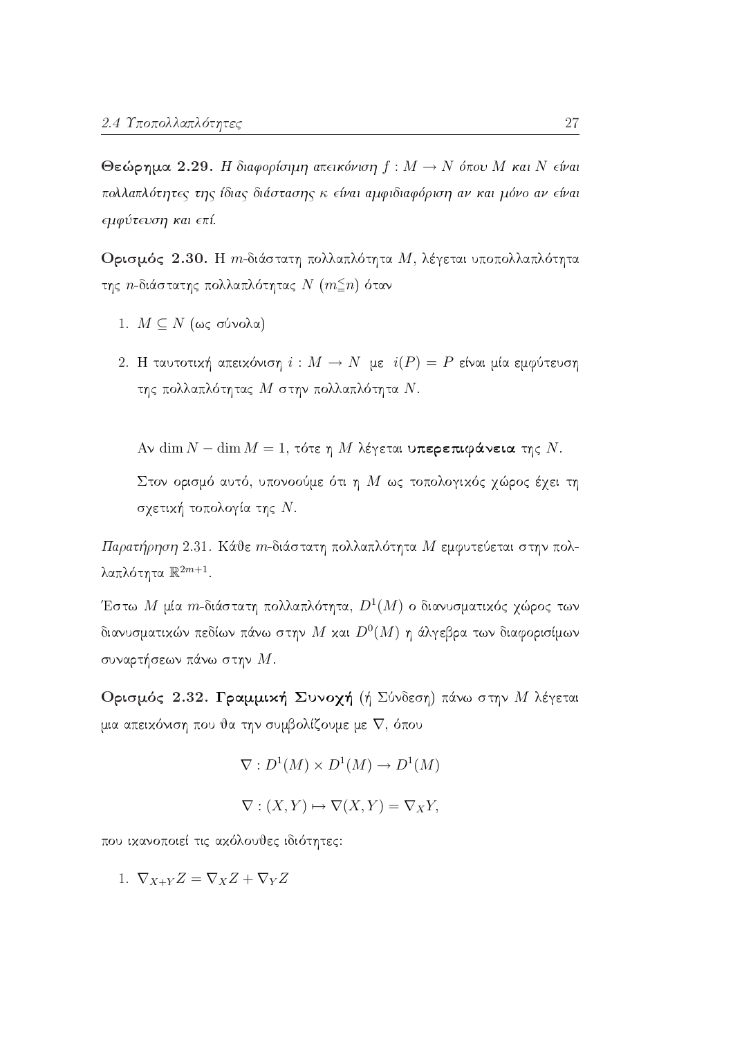**Θεώρημα 2.29.** *Η διαφορίσιμη απεικόνιση $f : M \to N$ όπου $M$ και $N$ είναι πολλαπλότητες της ίδιας διάστασης κ είναι αμφιδιαφόριση αν και μόνο αν είναι εμφύτευση και επί.*

**Ορισμός 2.30.** Η $m$-διάστατη πολλαπλότητα $M$, λέγεται υποπολλαπλότητα της $n$-διάστατης πολλαπλότητας $N$ ($m \leqq n$) όταν

1. $M \subseteq N$ (ως σύνολα)
2. Η ταυτοτική απεικόνιση $i : M \to N$ με $i(P) = P$ είναι μία εμφύτευση της πολλαπλότητας $M$ στην πολλαπλότητα $N$.

Αν $\dim N - \dim M = 1$, τότε η $M$ λέγεται **υπερεπιφάνεια** της $N$.

Στον ορισμό αυτό, υπονοούμε ότι η $M$ ως τοπολογικός χώρος έχει τη σχετική τοπολογία της $N$.

*Παρατήρηση* 2.31. Κάθε $m$-διάστατη πολλαπλότητα $M$ εμφυτεύεται στην πολλαπλότητα $\mathbb{R}^{2m+1}$.

Έστω $M$ μία $m$-διάστατη πολλαπλότητα, $D^1(M)$ ο διανυσματικός χώρος των διανυσματικών πεδίων πάνω στην $M$ και $D^0(M)$ η άλγεβρα των διαφορισίμων συναρτήσεων πάνω στην $M$.

**Ορισμός 2.32. Γραμμική Συνοχή** (ή Σύνδεση) πάνω στην $M$ λέγεται μια απεικόνιση που θα την συμβολίζουμε με $\nabla$, όπου

$$\nabla : D^1(M) \times D^1(M) \to D^1(M)$$

$$\nabla : (X, Y) \mapsto \nabla(X, Y) = \nabla_X Y,$$

που ικανοποιεί τις ακόλουθες ιδιότητες:

1. $\nabla_{X+Y} Z = \nabla_X Z + \nabla_Y Z$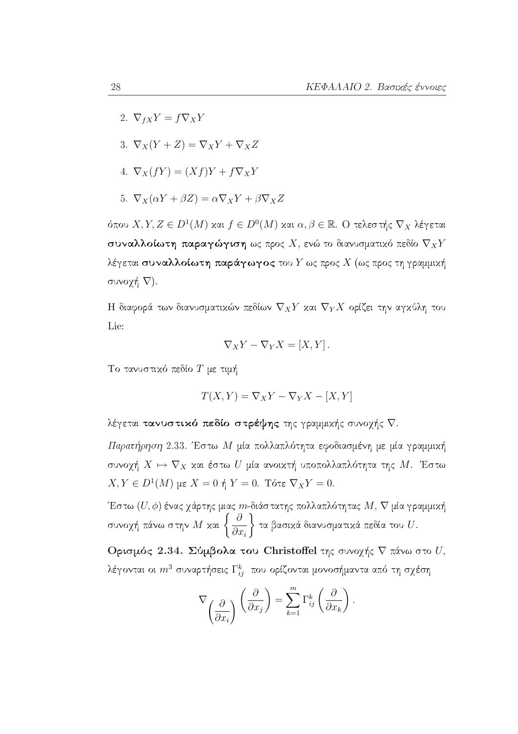2. $\nabla_{fX}Y = f\nabla_X Y$

3. $\nabla_X(Y+Z) = \nabla_X Y + \nabla_X Z$

4. $\nabla_X(fY) = (Xf)Y + f\nabla_X Y$

5. $\nabla_X(\alpha Y + \beta Z) = \alpha\nabla_X Y + \beta\nabla_X Z$

όπου $X, Y, Z \in D^1(M)$ και $f \in D^0(M)$ και $\alpha, \beta \in \mathbb{R}$. Ο τελεστής $\nabla_X$ λέγεται **συναλλοίωτη παραγώγιση** ως προς $X$, ενώ το διανυσματικό πεδίο $\nabla_X Y$ λέγεται **συναλλοίωτη παράγωγος** του $Y$ ως προς $X$ (ως προς τη γραμμική συνοχή $\nabla$).

Η διαφορά των διανυσματικών πεδίων $\nabla_X Y$ και $\nabla_Y X$ ορίζει την αγκύλη του Lie:

$$\nabla_X Y - \nabla_Y X = [X, Y].$$

Το τανυστικό πεδίο $T$ με τιμή

$$T(X,Y) = \nabla_X Y - \nabla_Y X - [X,Y]$$

λέγεται **τανυστικό πεδίο στρέψης** της γραμμικής συνοχής $\nabla$.

*Παρατήρηση* 2.33. Έστω $M$ μία πολλαπλότητα εφοδιασμένη με μία γραμμική συνοχή $X \mapsto \nabla_X$ και έστω $U$ μία ανοικτή υποπολλαπλότητα της $M$. Έστω $X, Y \in D^1(M)$ με $X = 0$ ή $Y = 0$. Τότε $\nabla_X Y = 0$.

Έστω $(U, \phi)$ ένας χάρτης μιας $m$-διάστατης πολλαπλότητας $M$, $\nabla$ μία γραμμική συνοχή πάνω στην $M$ και $\left\{ \dfrac{\partial}{\partial x_i} \right\}$ τα βασικά διανυσματικά πεδία του $U$.

**Ορισμός 2.34. Σύμβολα του Christoffel** της συνοχής $\nabla$ πάνω στο $U$, λέγονται οι $m^3$ συναρτήσεις $\Gamma_{ij}^k$ που ορίζονται μονοσήμαντα από τη σχέση

$$\nabla_{\left(\frac{\partial}{\partial x_i}\right)} \left(\frac{\partial}{\partial x_j}\right) = \sum_{k=1}^{m} \Gamma_{ij}^k \left(\frac{\partial}{\partial x_k}\right).$$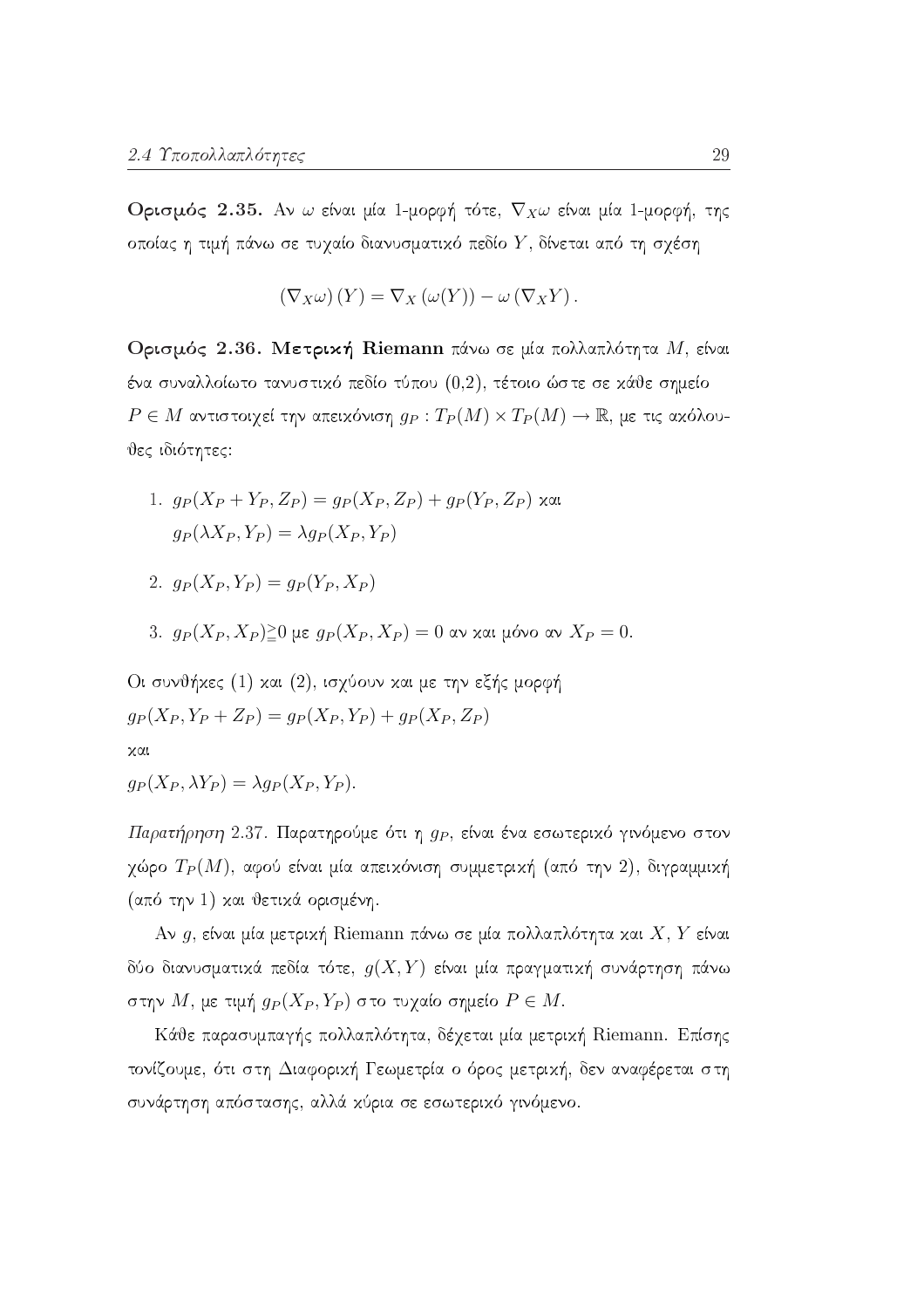**Ορισμός 2.35.** Αν $\omega$ είναι μία 1-μορφή τότε, $\nabla_X \omega$ είναι μία 1-μορφή, της οποίας η τιμή πάνω σε τυχαίο διανυσματικό πεδίο $Y$, δίνεται από τη σχέση

$$(\nabla_X \omega)(Y) = \nabla_X (\omega(Y)) - \omega(\nabla_X Y).$$

**Ορισμός 2.36. Μετρική Riemann** πάνω σε μία πολλαπλότητα $M$, είναι ένα συναλλοίωτο τανυστικό πεδίο τύπου (0,2), τέτοιο ώστε σε κάθε σημείο $P \in M$ αντιστοιχεί την απεικόνιση $g_P : T_P(M) \times T_P(M) \to \mathbb{R}$, με τις ακόλουθες ιδιότητες:

1. $g_P(X_P + Y_P, Z_P) = g_P(X_P, Z_P) + g_P(Y_P, Z_P)$ και
   $g_P(\lambda X_P, Y_P) = \lambda g_P(X_P, Y_P)$
2. $g_P(X_P, Y_P) = g_P(Y_P, X_P)$
3. $g_P(X_P, X_P) \geqq 0$ με $g_P(X_P, X_P) = 0$ αν και μόνο αν $X_P = 0$.

Οι συνθήκες (1) και (2), ισχύουν και με την εξής μορφή

$g_P(X_P, Y_P + Z_P) = g_P(X_P, Y_P) + g_P(X_P, Z_P)$

και

$g_P(X_P, \lambda Y_P) = \lambda g_P(X_P, Y_P)$.

*Παρατήρηση* 2.37. Παρατηρούμε ότι η $g_P$, είναι ένα εσωτερικό γινόμενο στον χώρο $T_P(M)$, αφού είναι μία απεικόνιση συμμετρική (από την 2), διγραμμική (από την 1) και θετικά ορισμένη.

Αν $g$, είναι μία μετρική Riemann πάνω σε μία πολλαπλότητα και $X$, $Y$ είναι δύο διανυσματικά πεδία τότε, $g(X,Y)$ είναι μία πραγματική συνάρτηση πάνω στην $M$, με τιμή $g_P(X_P, Y_P)$ στο τυχαίο σημείο $P \in M$.

Κάθε παρασυμπαγής πολλαπλότητα, δέχεται μία μετρική Riemann. Επίσης τονίζουμε, ότι στη Διαφορική Γεωμετρία ο όρος μετρική, δεν αναφέρεται στη συνάρτηση απόστασης, αλλά κύρια σε εσωτερικό γινόμενο.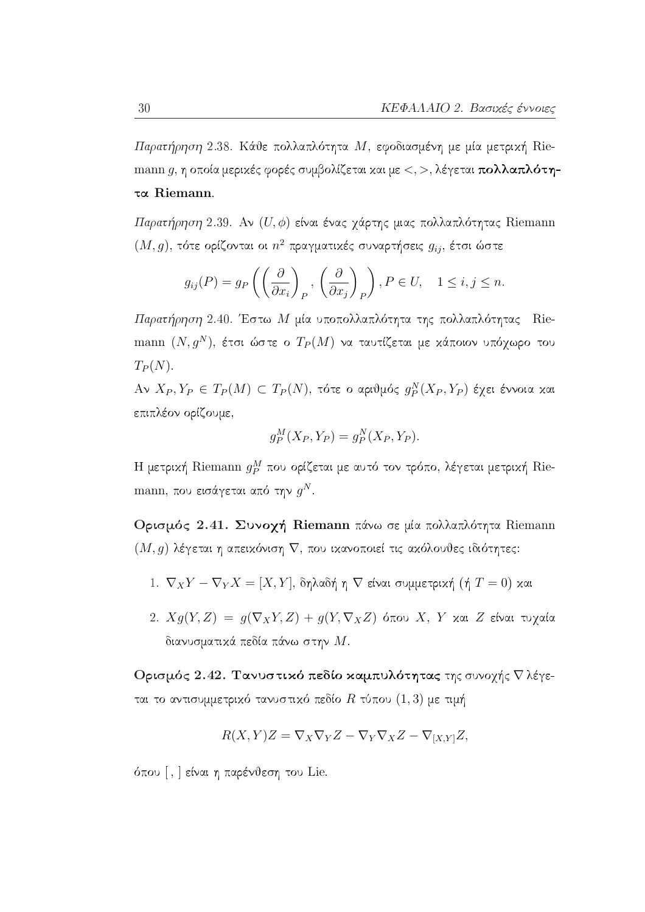*Παρατήρηση* 2.38. Κάθε πολλαπλότητα $M$, εφοδιασμένη με μία μετρική Riemann $g$, η οποία μερικές φορές συμβολίζεται και με $<,>$, λέγεται **πολλαπλότητα Riemann**.

*Παρατήρηση* 2.39. Αν $(U, \phi)$ είναι ένας χάρτης μιας πολλαπλότητας Riemann $(M, g)$, τότε ορίζονται οι $n^2$ πραγματικές συναρτήσεις $g_{ij}$, έτσι ώστε

$$g_{ij}(P) = g_P\left(\left(\frac{\partial}{\partial x_i}\right)_P, \left(\frac{\partial}{\partial x_j}\right)_P\right), P \in U, \quad 1 \leq i, j \leq n.$$

*Παρατήρηση* 2.40. Έστω $M$ μία υποπολλαπλότητα της πολλαπλότητας Riemann $(N, g^N)$, έτσι ώστε ο $T_P(M)$ να ταυτίζεται με κάποιον υπόχωρο του $T_P(N)$.

Αν $X_P, Y_P \in T_P(M) \subset T_P(N)$, τότε ο αριθμός $g_P^N(X_P, Y_P)$ έχει έννοια και επιπλέον ορίζουμε,

$$g_P^M(X_P, Y_P) = g_P^N(X_P, Y_P).$$

Η μετρική Riemann $g_P^M$ που ορίζεται με αυτό τον τρόπο, λέγεται μετρική Riemann, που εισάγεται από την $g^N$.

**Ορισμός 2.41. Συνοχή Riemann** πάνω σε μία πολλαπλότητα Riemann $(M, g)$ λέγεται η απεικόνιση $\nabla$, που ικανοποιεί τις ακόλουθες ιδιότητες:

1. $\nabla_X Y - \nabla_Y X = [X, Y]$, δηλαδή η $\nabla$ είναι συμμετρική (ή $T = 0$) και

2. $Xg(Y, Z) = g(\nabla_X Y, Z) + g(Y, \nabla_X Z)$ όπου $X$, $Y$ και $Z$ είναι τυχαία διανυσματικά πεδία πάνω στην $M$.

**Ορισμός 2.42. Τανυστικό πεδίο καμπυλότητας** της συνοχής $\nabla$ λέγεται το αντισυμμετρικό τανυστικό πεδίο $R$ τύπου $(1, 3)$ με τιμή

$$R(X, Y)Z = \nabla_X \nabla_Y Z - \nabla_Y \nabla_X Z - \nabla_{[X,Y]} Z,$$

όπου $[\,,\,]$ είναι η παρένθεση του Lie.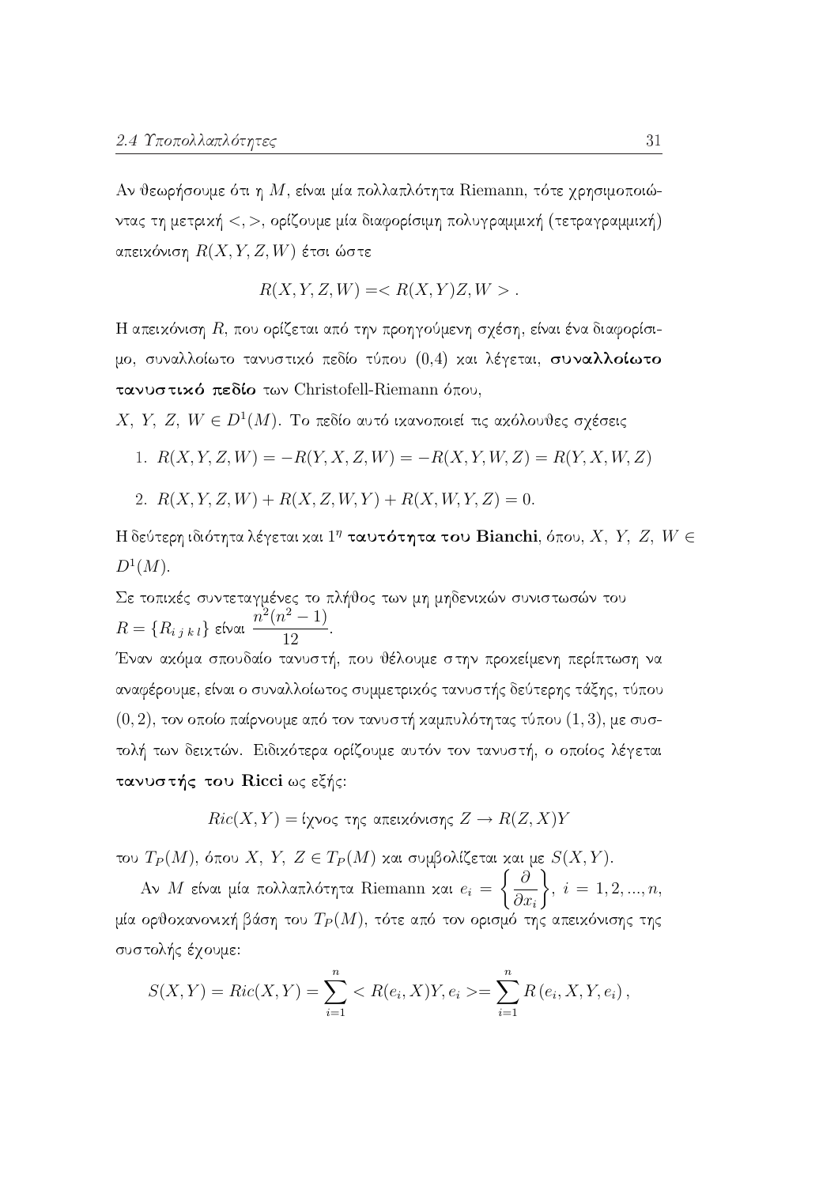Αν θεωρήσουμε ότι η $M$, είναι μία πολλαπλότητα Riemann, τότε χρησιμοποιώντας τη μετρική $<,>$, ορίζουμε μία διαφορίσιμη πολυγραμμική (τετραγραμμική) απεικόνιση $R(X,Y,Z,W)$ έτσι ώστε

$$R(X,Y,Z,W) =< R(X,Y)Z, W > .$$

Η απεικόνιση $R$, που ορίζεται από την προηγούμενη σχέση, είναι ένα διαφορίσιμο, συναλλοίωτο τανυστικό πεδίο τύπου (0,4) και λέγεται, **συναλλοίωτο τανυστικό πεδίο** των Christofell-Riemann όπου,

$X,\ Y,\ Z,\ W \in D^1(M)$. Το πεδίο αυτό ικανοποιεί τις ακόλουθες σχέσεις

1. $R(X,Y,Z,W) = -R(Y,X,Z,W) = -R(X,Y,W,Z) = R(Y,X,W,Z)$
2. $R(X,Y,Z,W) + R(X,Z,W,Y) + R(X,W,Y,Z) = 0.$

Η δεύτερη ιδιότητα λέγεται και $1^{\eta}$ **ταυτότητα του Bianchi**, όπου, $X,\ Y,\ Z,\ W \in D^1(M)$.

Σε τοπικές συντεταγμένες το πλήθος των μη μηδενικών συνιστωσών του $R = \{R_{i\,j\,k\,l}\}$ είναι $\dfrac{n^2(n^2-1)}{12}$.

Έναν ακόμα σπουδαίο τανυστή, που θέλουμε στην προκείμενη περίπτωση να αναφέρουμε, είναι ο συναλλοίωτος συμμετρικός τανυστής δεύτερης τάξης, τύπου $(0,2)$, τον οποίο παίρνουμε από τον τανυστή καμπυλότητας τύπου $(1,3)$, με συστολή των δεικτών. Ειδικότερα ορίζουμε αυτόν τον τανυστή, ο οποίος λέγεται **τανυστής του Ricci** ως εξής:

$$Ric(X,Y) = \text{ίχνος της απεικόνισης } Z \to R(Z,X)Y$$

του $T_P(M)$, όπου $X,\ Y,\ Z \in T_P(M)$ και συμβολίζεται και με $S(X,Y)$.

Αν $M$ είναι μία πολλαπλότητα Riemann και $e_i = \left\{\dfrac{\partial}{\partial x_i}\right\},\ i = 1,2,...,n$, μία ορθοκανονική βάση του $T_P(M)$, τότε από τον ορισμό της απεικόνισης της συστολής έχουμε:

$$S(X,Y) = Ric(X,Y) = \sum_{i=1}^{n} < R(e_i,X)Y, e_i > = \sum_{i=1}^{n} R\left(e_i, X, Y, e_i\right),$$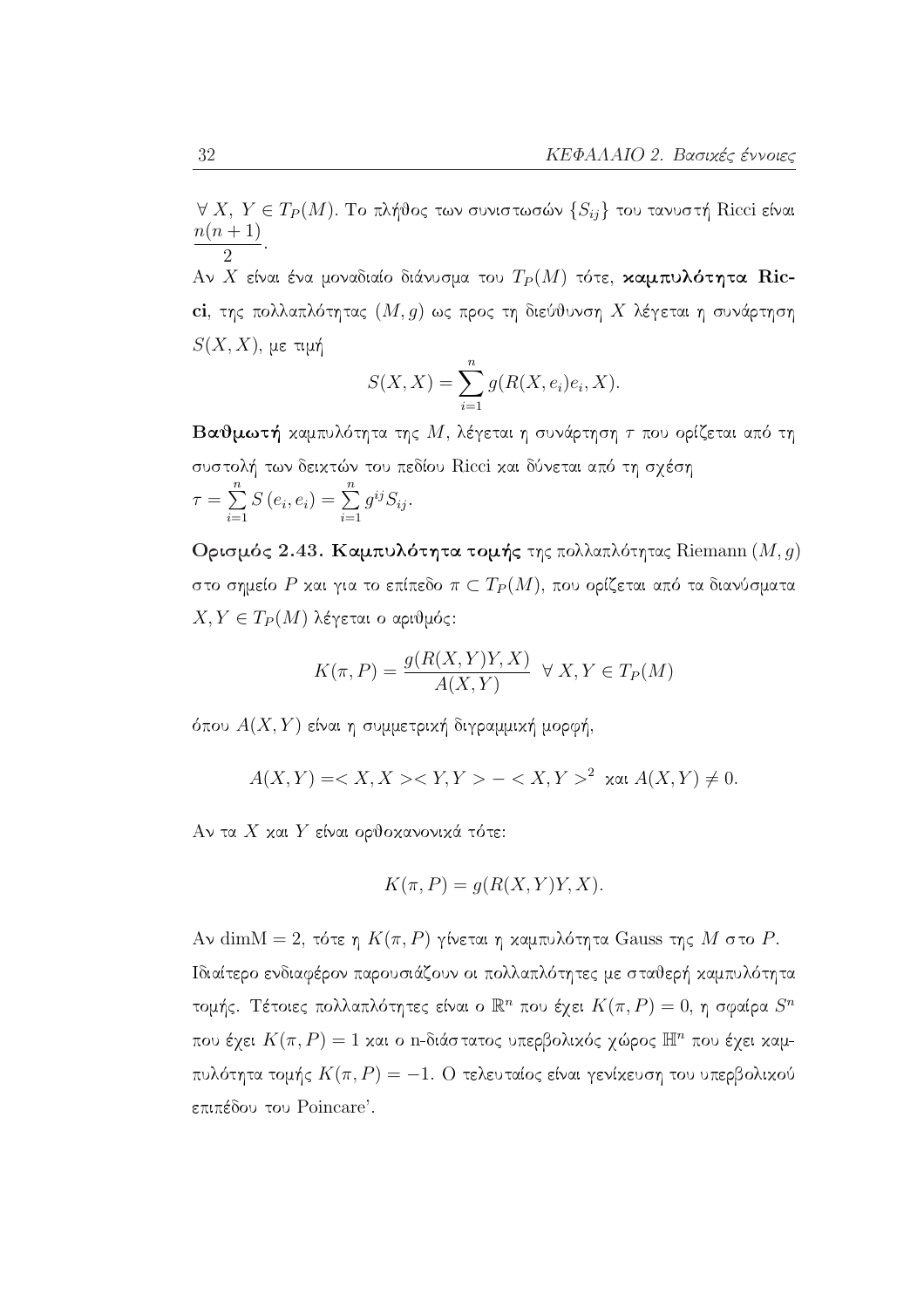$\forall X, Y \in T_P(M)$. Το πλήθος των συνιστωσών $\{S_{ij}\}$ του τανυστή Ricci είναι $\dfrac{n(n+1)}{2}$.

Αν $X$ είναι ένα μοναδιαίο διάνυσμα του $T_P(M)$ τότε, **καμπυλότητα Ricci**, της πολλαπλότητας $(M, g)$ ως προς τη διεύθυνση $X$ λέγεται η συνάρτηση $S(X, X)$, με τιμή

$$S(X, X) = \sum_{i=1}^{n} g(R(X, e_i)e_i, X).$$

**Βαθμωτή** καμπυλότητα της $M$, λέγεται η συνάρτηση $\tau$ που ορίζεται από τη συστολή των δεικτών του πεδίου Ricci και δύνεται από τη σχέση
$\tau = \sum\limits_{i=1}^{n} S\left(e_i, e_i\right) = \sum\limits_{i=1}^{n} g^{ij} S_{ij}$.

**Ορισμός 2.43. Καμπυλότητα τομής** της πολλαπλότητας Riemann $(M, g)$ στο σημείο $P$ και για το επίπεδο $\pi \subset T_P(M)$, που ορίζεται από τα διανύσματα $X, Y \in T_P(M)$ λέγεται ο αριθμός:

$$K(\pi, P) = \frac{g(R(X, Y)Y, X)}{A(X, Y)} \;\; \forall\, X, Y \in T_P(M)$$

όπου $A(X, Y)$ είναι η συμμετρική διγραμμική μορφή,

$$A(X, Y) = < X, X >< Y, Y > - < X, Y >^2 \;\; \text{και } A(X, Y) \neq 0.$$

Αν τα $X$ και $Y$ είναι ορθοκανονικά τότε:

$$K(\pi, P) = g(R(X, Y)Y, X).$$

Αν $\mathrm{dimM} = 2$, τότε η $K(\pi, P)$ γίνεται η καμπυλότητα Gauss της $M$ στο $P$. Ιδιαίτερο ενδιαφέρον παρουσιάζουν οι πολλαπλότητες με σταθερή καμπυλότητα τομής. Τέτοιες πολλαπλότητες είναι ο $\mathbb{R}^n$ που έχει $K(\pi, P) = 0$, η σφαίρα $S^n$ που έχει $K(\pi, P) = 1$ και ο n-διάστατος υπερβολικός χώρος $\mathbb{H}^n$ που έχει καμπυλότητα τομής $K(\pi, P) = -1$. Ο τελευταίος είναι γενίκευση του υπερβολικού επιπέδου του Poincare'.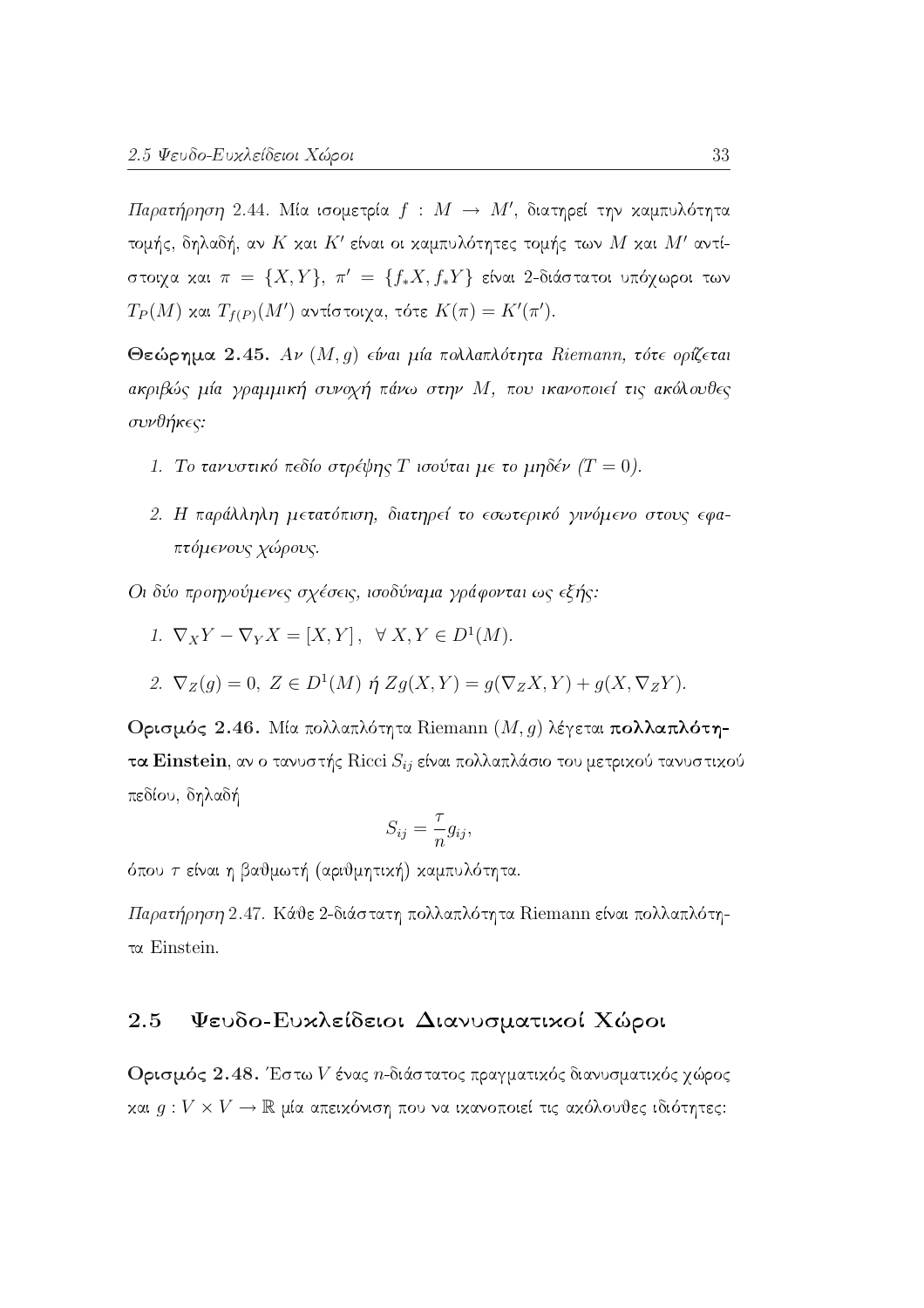*Παρατήρηση* 2.44. Μία ισομετρία $f : M \to M'$, διατηρεί την καμπυλότητα τομής, δηλαδή, αν $K$ και $K'$ είναι οι καμπυλότητες τομής των $M$ και $M'$ αντίστοιχα και $\pi = \{X, Y\}$, $\pi' = \{f_* X, f_* Y\}$ είναι 2-διάστατοι υπόχωροι των $T_P(M)$ και $T_{f(P)}(M')$ αντίστοιχα, τότε $K(\pi) = K'(\pi')$.

**Θεώρημα 2.45.** *Αν $(M, g)$ είναι μία πολλαπλότητα Riemann, τότε ορίζεται ακριβώς μία γραμμική συνοχή πάνω στην $M$, που ικανοποιεί τις ακόλουθες συνθήκες:*

1. *Το τανυστικό πεδίο στρέψης $T$ ισούται με το μηδέν ($T = 0$).*
2. *Η παράλληλη μετατόπιση, διατηρεί το εσωτερικό γινόμενο στους εφαπτόμενους χώρους.*

*Οι δύο προηγούμενες σχέσεις, ισοδύναμα γράφονται ως εξής:*

1. $\nabla_X Y - \nabla_Y X = [X, Y]\,, \ \ \forall\, X, Y \in D^1(M)$.
2. $\nabla_Z(g) = 0,\ Z \in D^1(M)$ *ή* $Zg(X, Y) = g(\nabla_Z X, Y) + g(X, \nabla_Z Y)$.

**Ορισμός 2.46.** Μία πολλαπλότητα Riemann $(M, g)$ λέγεται **πολλαπλότητα Einstein**, αν ο τανυστής Ricci $S_{ij}$ είναι πολλαπλάσιο του μετρικού τανυστικού πεδίου, δηλαδή

$$S_{ij} = \frac{\tau}{n} g_{ij},$$

όπου $\tau$ είναι η βαθμωτή (αριθμητική) καμπυλότητα.

*Παρατήρηση* 2.47. Κάθε 2-διάστατη πολλαπλότητα Riemann είναι πολλαπλότητα Einstein.

## 2.5 Ψευδο-Ευκλείδειοι Διανυσματικοί Χώροι

**Ορισμός 2.48.** Έστω $V$ ένας $n$-διάστατος πραγματικός διανυσματικός χώρος και $g : V \times V \to \mathbb{R}$ μία απεικόνιση που να ικανοποιεί τις ακόλουθες ιδιότητες: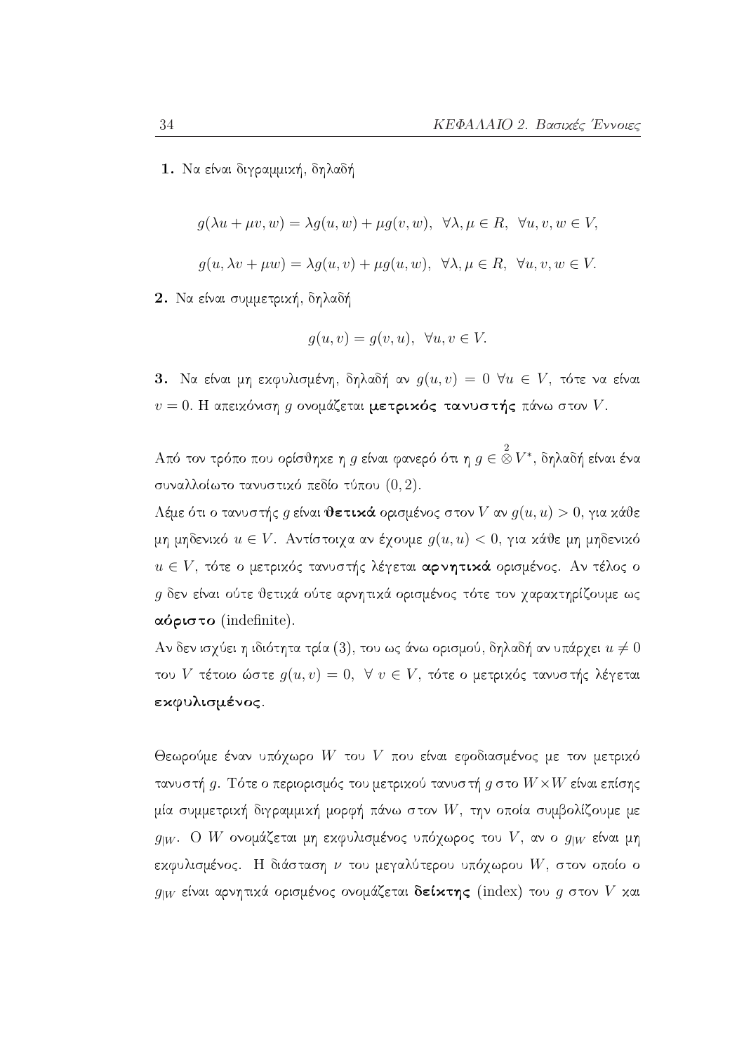**1.** Να είναι διγραμμική, δηλαδή

$$g(\lambda u + \mu v, w) = \lambda g(u, w) + \mu g(v, w), \ \ \forall \lambda, \mu \in R, \ \ \forall u, v, w \in V,$$

$$g(u, \lambda v + \mu w) = \lambda g(u, v) + \mu g(u, w), \ \ \forall \lambda, \mu \in R, \ \ \forall u, v, w \in V.$$

**2.** Να είναι συμμετρική, δηλαδή

$$g(u, v) = g(v, u), \ \ \forall u, v \in V.$$

**3.** Να είναι μη εκφυλισμένη, δηλαδή αν $g(u, v) = 0 \ \forall u \in V$, τότε να είναι $v = 0$. Η απεικόνιση $g$ ονομάζεται **μετρικός τανυστής** πάνω στον $V$.

Από τον τρόπο που ορίσθηκε η $g$ είναι φανερό ότι η $g \in \overset{2}{\otimes} V^*$, δηλαδή είναι ένα συναλλοίωτο τανυστικό πεδίο τύπου $(0, 2)$.

Λέμε ότι ο τανυστής $g$ είναι **θετικά** ορισμένος στον $V$ αν $g(u, u) > 0$, για κάθε μη μηδενικό $u \in V$. Αντίστοιχα αν έχουμε $g(u, u) < 0$, για κάθε μη μηδενικό $u \in V$, τότε ο μετρικός τανυστής λέγεται **αρνητικά** ορισμένος. Αν τέλος ο $g$ δεν είναι ούτε θετικά ούτε αρνητικά ορισμένος τότε τον χαρακτηρίζουμε ως **αόριστο** (indefinite).

Αν δεν ισχύει η ιδιότητα τρία (3), του ως άνω ορισμού, δηλαδή αν υπάρχει $u \neq 0$ του $V$ τέτοιο ώστε $g(u, v) = 0, \ \forall \ v \in V$, τότε ο μετρικός τανυστής λέγεται **εκφυλισμένος**.

Θεωρούμε έναν υπόχωρο $W$ του $V$ που είναι εφοδιασμένος με τον μετρικό τανυστή $g$. Τότε ο περιορισμός του μετρικού τανυστή $g$ στο $W \times W$ είναι επίσης μία συμμετρική διγραμμική μορφή πάνω στον $W$, την οποία συμβολίζουμε με $g_{|W}$. Ο $W$ ονομάζεται μη εκφυλισμένος υπόχωρος του $V$, αν ο $g_{|W}$ είναι μη εκφυλισμένος. Η διάσταση $\nu$ του μεγαλύτερου υπόχωρου $W$, στον οποίο ο $g_{|W}$ είναι αρνητικά ορισμένος ονομάζεται **δείκτης** (index) του $g$ στον $V$ και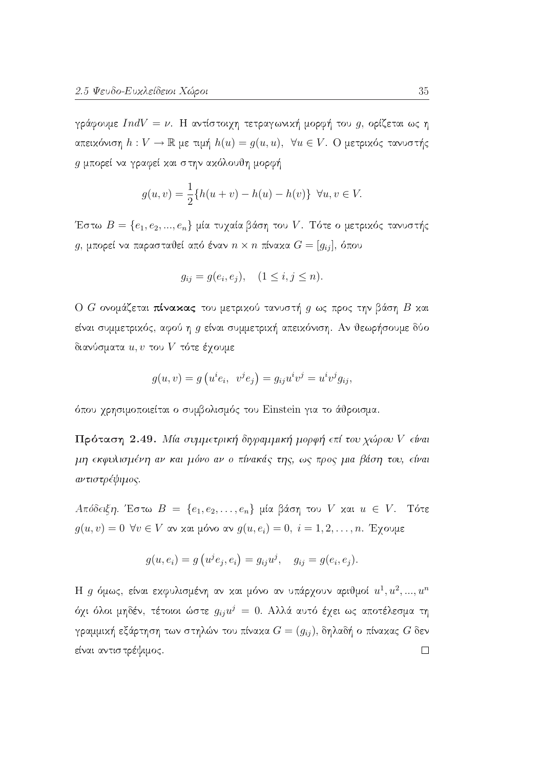γράφουμε $IndV = \nu$. Η αντίστοιχη τετραγωνική μορφή του $g$, ορίζεται ως η απεικόνιση $h : V \to \mathbb{R}$ με τιμή $h(u) = g(u,u)$, $\forall u \in V$. Ο μετρικός τανυστής $g$ μπορεί να γραφεί και στην ακόλουθη μορφή

$$g(u,v) = \frac{1}{2}\{h(u+v) - h(u) - h(v)\} \ \forall u, v \in V.$$

Έστω $B = \{e_1, e_2, ..., e_n\}$ μία τυχαία βάση του $V$. Τότε ο μετρικός τανυστής $g$, μπορεί να παρασταθεί από έναν $n \times n$ πίνακα $G = [g_{ij}]$, όπου

$$g_{ij} = g(e_i, e_j), \quad (1 \leq i, j \leq n).$$

Ο $G$ ονομάζεται **πίνακας** του μετρικού τανυστή $g$ ως προς την βάση $B$ και είναι συμμετρικός, αφού η $g$ είναι συμμετρική απεικόνιση. Αν θεωρήσουμε δύο διανύσματα $u, v$ του $V$ τότε έχουμε

$$g(u,v) = g\left(u^i e_i, \ v^j e_j\right) = g_{ij} u^i v^j = u^i v^j g_{ij},$$

όπου χρησιμοποιείται ο συμβολισμός του Einstein για το άθροισμα.

**Πρόταση 2.49.** *Μία συμμετρική διγραμμική μορφή επί του χώρου $V$ είναι μη εκφυλισμένη αν και μόνο αν ο πίνακάς της, ως προς μια βάση του, είναι αντιστρέψιμος.*

*Απόδειξη.* Έστω $B = \{e_1, e_2, \ldots, e_n\}$ μία βάση του $V$ και $u \in V$. Τότε $g(u,v) = 0 \ \forall v \in V$ αν και μόνο αν $g(u, e_i) = 0, \ i = 1, 2, \ldots, n$. Έχουμε

$$g(u, e_i) = g\left(u^j e_j, e_i\right) = g_{ij} u^j, \quad g_{ij} = g(e_i, e_j).$$

Η $g$ όμως, είναι εκφυλισμένη αν και μόνο αν υπάρχουν αριθμοί $u^1, u^2, ..., u^n$ όχι όλοι μηδέν, τέτοιοι ώστε $g_{ij} u^j = 0$. Αλλά αυτό έχει ως αποτέλεσμα τη γραμμική εξάρτηση των στηλών του πίνακα $G = (g_{ij})$, δηλαδή ο πίνακας $G$ δεν είναι αντιστρέψιμος. $\square$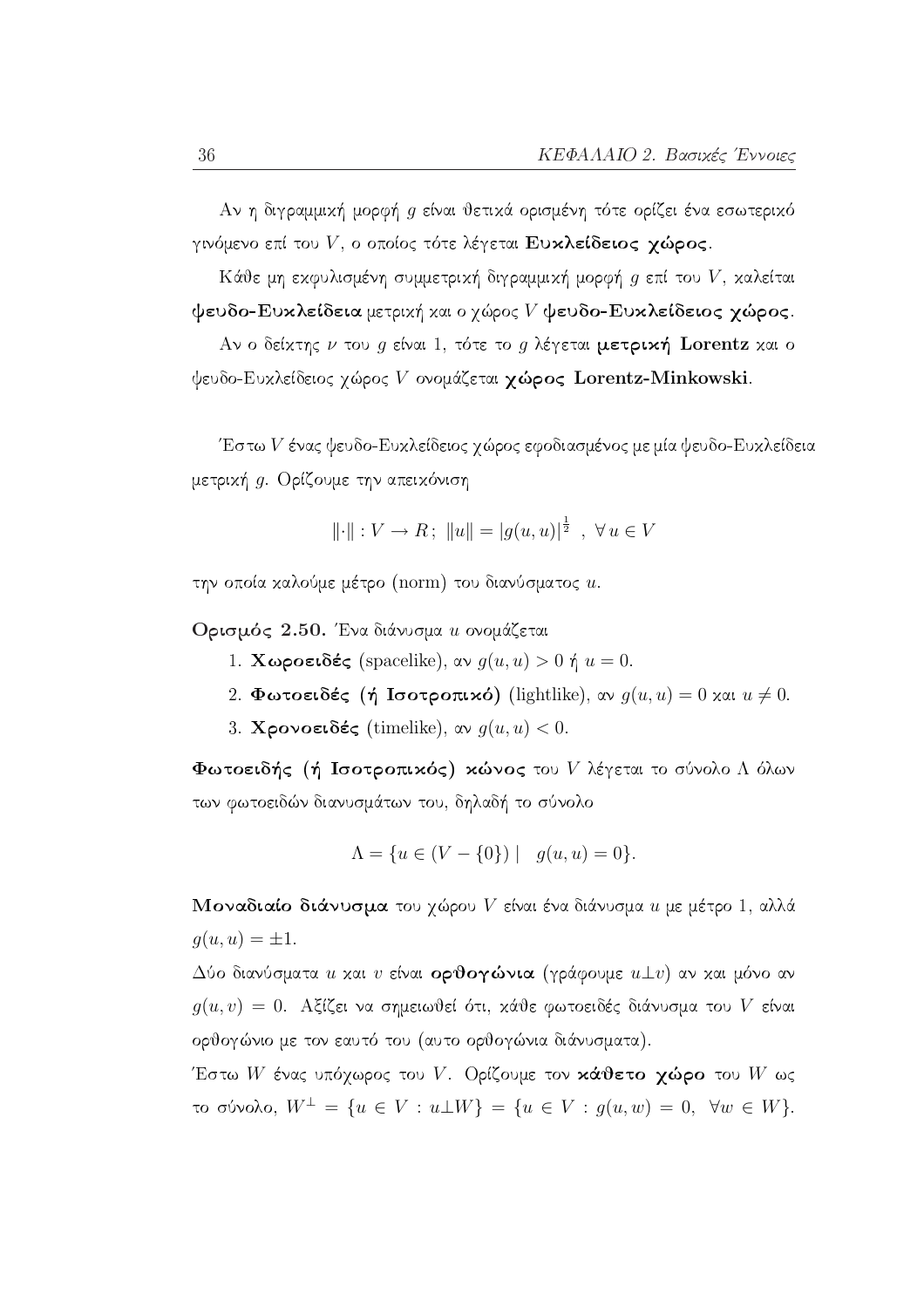Αν η διγραμμική μορφή $g$ είναι θετικά ορισμένη τότε ορίζει ένα εσωτερικό γινόμενο επί του $V$, ο οποίος τότε λέγεται **Ευκλείδειος χώρος**.

Κάθε μη εκφυλισμένη συμμετρική διγραμμική μορφή $g$ επί του $V$, καλείται **ψευδο-Ευκλείδεια** μετρική και ο χώρος $V$ **ψευδο-Ευκλείδειος χώρος**.

Αν ο δείχτης $\nu$ του $g$ είναι 1, τότε το $g$ λέγεται **μετρική Lorentz** και ο ψευδο-Ευκλείδειος χώρος $V$ ονομάζεται **χώρος Lorentz-Minkowski**.

Έστω $V$ ένας ψευδο-Ευκλείδειος χώρος εφοδιασμένος με μία ψευδο-Ευκλείδεια μετρική $g$. Ορίζουμε την απεικόνιση

$$\|\cdot\| : V \to R\,;\ \|u\| = |g(u,u)|^{\frac{1}{2}}\ ,\ \forall\, u \in V$$

την οποία καλούμε μέτρο (norm) του διανύσματος $u$.

**Ορισμός 2.50.** Ένα διάνυσμα $u$ ονομάζεται

1. **Χωροειδές** (spacelike), αν $g(u,u) > 0$ ή $u = 0$.
2. **Φωτοειδές (ή Ισοτροπικό)** (lightlike), αν $g(u,u) = 0$ και $u \neq 0$.
3. **Χρονοειδές** (timelike), αν $g(u,u) < 0$.

**Φωτοειδής (ή Ισοτροπικός) κώνος** του $V$ λέγεται το σύνολο $\Lambda$ όλων των φωτοειδών διανυσμάτων του, δηλαδή το σύνολο

$$\Lambda = \{u \in (V - \{0\})\ |\quad g(u,u) = 0\}.$$

**Μοναδιαίο διάνυσμα** του χώρου $V$ είναι ένα διάνυσμα $u$ με μέτρο 1, αλλά $g(u,u) = \pm 1$.

Δύο διανύσματα $u$ και $v$ είναι **ορθογώνια** (γράφουμε $u \perp v$) αν και μόνο αν $g(u,v) = 0$. Αξίζει να σημειωθεί ότι, κάθε φωτοειδές διάνυσμα του $V$ είναι ορθογώνιο με τον εαυτό του (αυτο ορθογώνια διάνυσματα).

Έστω $W$ ένας υπόχωρος του $V$. Ορίζουμε τον **κάθετο χώρο** του $W$ ως το σύνολο, $W^{\perp} = \{u \in V : u \perp W\} = \{u \in V : g(u,w) = 0,\ \ \forall w \in W\}$.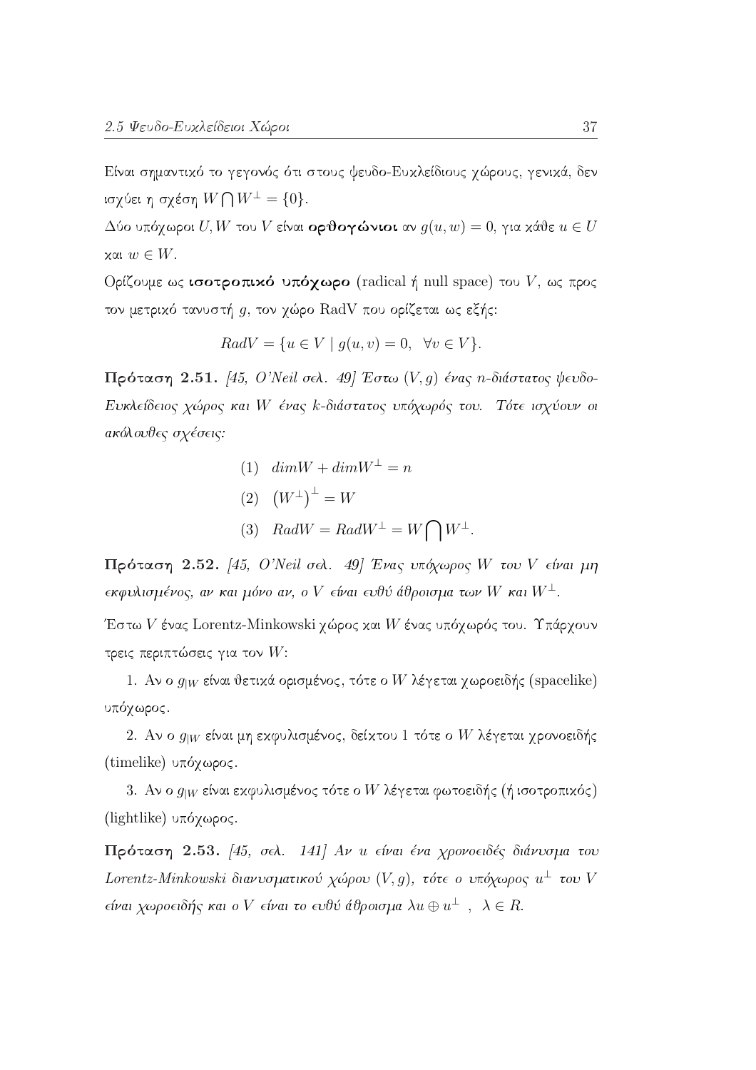Είναι σημαντικό το γεγονός ότι στους ψευδο-Ευκλείδιους χώρους, γενικά, δεν ισχύει η σχέση $W \bigcap W^{\perp} = \{0\}$.

Δύο υπόχωροι $U, W$ του $V$ είναι **ορθογώνιοι** αν $g(u, w) = 0$, για κάθε $u \in U$ και $w \in W$.

Ορίζουμε ως **ισοτροπικό υπόχωρο** (radical ή null space) του $V$, ως προς τον μετρικό τανυστή $g$, τον χώρο RadV που ορίζεται ως εξής:

$$RadV = \{u \in V \mid g(u, v) = 0, \ \ \forall v \in V\}.$$

**Πρόταση 2.51.** *[45, O'Neil σελ. 49] Έστω $(V, g)$ ένας $n$-διάστατος ψευδο-Ευκλείδειος χώρος και $W$ ένας $k$-διάστατος υπόχωρός του. Τότε ισχύουν οι ακόλουθες σχέσεις:*

$$(1) \quad dimW + dimW^{\perp} = n$$

$$(2) \quad \left(W^{\perp}\right)^{\perp} = W$$

$$(3) \quad RadW = RadW^{\perp} = W \bigcap W^{\perp}.$$

**Πρόταση 2.52.** *[45, O'Neil σελ. 49] Ένας υπόχωρος $W$ του $V$ είναι μη εκφυλισμένος, αν και μόνο αν, ο $V$ είναι ευθύ άθροισμα των $W$ και $W^{\perp}$.*

Έστω $V$ ένας Lorentz-Minkowski χώρος και $W$ ένας υπόχωρός του. Υπάρχουν τρεις περιπτώσεις για τον $W$:

1. Αν ο $g_{|W}$ είναι θετικά ορισμένος, τότε ο $W$ λέγεται χωροειδής (spacelike) υπόχωρος.

2. Αν ο $g_{|W}$ είναι μη εκφυλισμένος, δείκτου 1 τότε ο $W$ λέγεται χρονοειδής (timelike) υπόχωρος.

3. Αν ο $g_{|W}$ είναι εκφυλισμένος τότε ο $W$ λέγεται φωτοειδής (ή ισοτροπικός) (lightlike) υπόχωρος.

**Πρόταση 2.53.** *[45, σελ. 141] Αν $u$ είναι ένα χρονοειδές διάνυσμα του Lorentz-Minkowski διανυσματικού χώρου $(V, g)$, τότε ο υπόχωρος $u^{\perp}$ του $V$ είναι χωροειδής και ο $V$ είναι το ευθύ άθροισμα $\lambda u \oplus u^{\perp}$ , $\lambda \in R$.*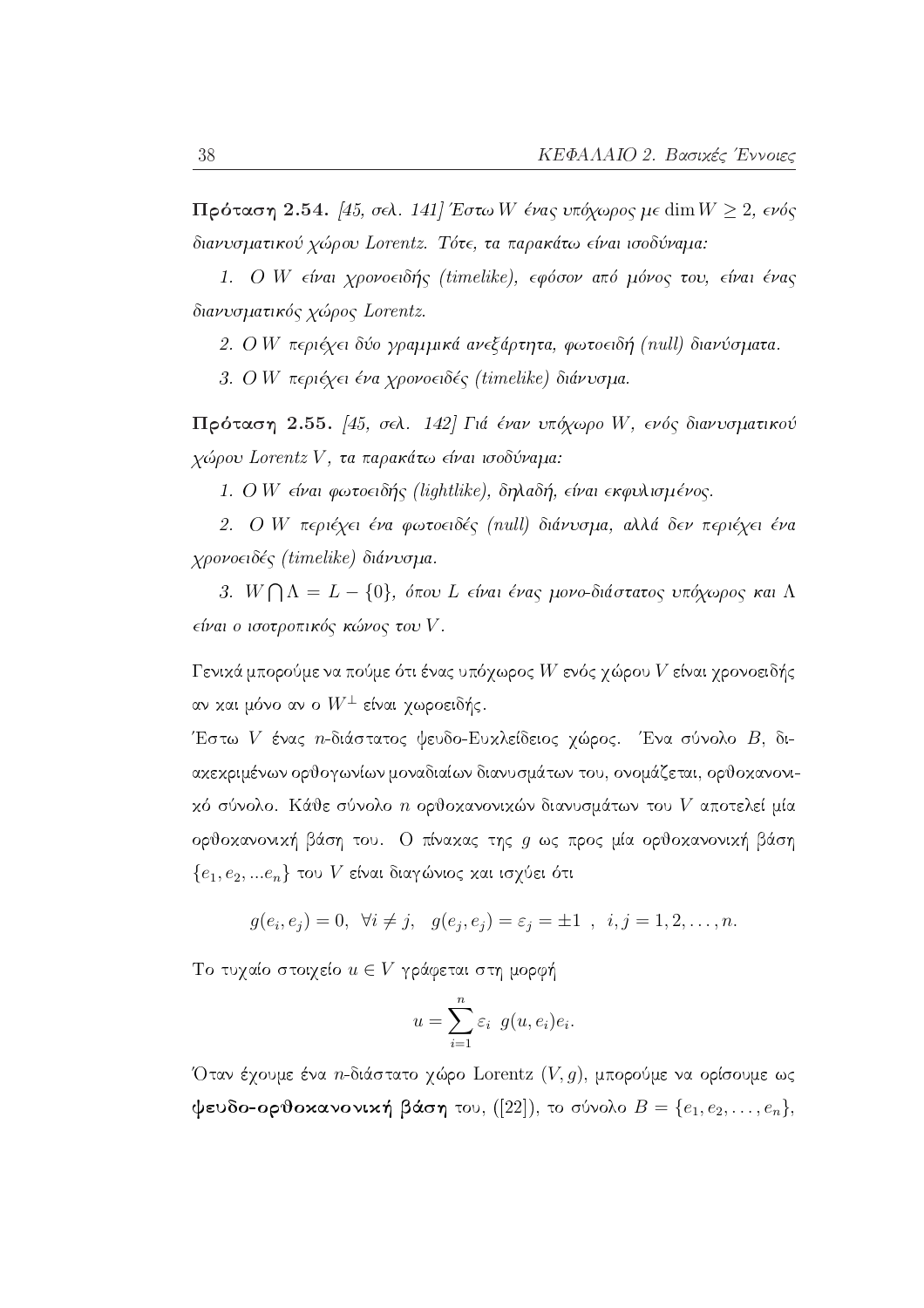**Πρόταση 2.54.** *[45, σελ. 141] Έστω $W$ ένας υπόχωρος με $\dim W \geq 2$, ενός διανυσματικού χώρου Lorentz. Τότε, τα παρακάτω είναι ισοδύναμα:*

*1. Ο $W$ είναι χρονοειδής (timelike), εφόσον από μόνος του, είναι ένας διανυσματικός χώρος Lorentz.*

*2. Ο $W$ περιέχει δύο γραμμικά ανεξάρτητα, φωτοειδή (null) διανύσματα.*

*3. Ο $W$ περιέχει ένα χρονοειδές (timelike) διάνυσμα.*

**Πρόταση 2.55.** *[45, σελ. 142] Γιά έναν υπόχωρο $W$, ενός διανυσματικού χώρου Lorentz $V$, τα παρακάτω είναι ισοδύναμα:*

*1. Ο $W$ είναι φωτοειδής (lightlike), δηλαδή, είναι εκφυλισμένος.*

*2. Ο $W$ περιέχει ένα φωτοειδές (null) διάνυσμα, αλλά δεν περιέχει ένα χρονοειδές (timelike) διάνυσμα.*

*3. $W \bigcap \Lambda = L - \{0\}$, όπου $L$ είναι ένας μονο-διάστατος υπόχωρος και $\Lambda$ είναι ο ισοτροπικός κώνος του $V$.*

Γενικά μπορούμε να πούμε ότι ένας υπόχωρος $W$ ενός χώρου $V$ είναι χρονοειδής αν και μόνο αν ο $W^{\perp}$ είναι χωροειδής.

Έστω $V$ ένας $n$-διάστατος ψευδο-Ευκλείδειος χώρος. Ένα σύνολο $B$, διακεκριμένων ορθογωνίων μοναδιαίων διανυσμάτων του, ονομάζεται, ορθοκανονικό σύνολο. Κάθε σύνολο $n$ ορθοκανονικών διανυσμάτων του $V$ αποτελεί μία ορθοκανονική βάση του. Ο πίνακας της $g$ ως προς μία ορθοκανονική βάση $\{e_1, e_2, ...e_n\}$ του $V$ είναι διαγώνιος και ισχύει ότι

$$g(e_i, e_j) = 0, \;\; \forall i \neq j, \;\; g(e_j, e_j) = \varepsilon_j = \pm 1 \;\; , \;\; i, j = 1, 2, \ldots, n.$$

Το τυχαίο στοιχείο $u \in V$ γράφεται στη μορφή

$$u = \sum_{i=1}^{n} \varepsilon_i \;\; g(u, e_i) e_i.$$

Όταν έχουμε ένα $n$-διάστατο χώρο Lorentz $(V, g)$, μπορούμε να ορίσουμε ως **ψευδο-ορθοκανονική βάση** του, ([22]), το σύνολο $B = \{e_1, e_2, \ldots, e_n\}$,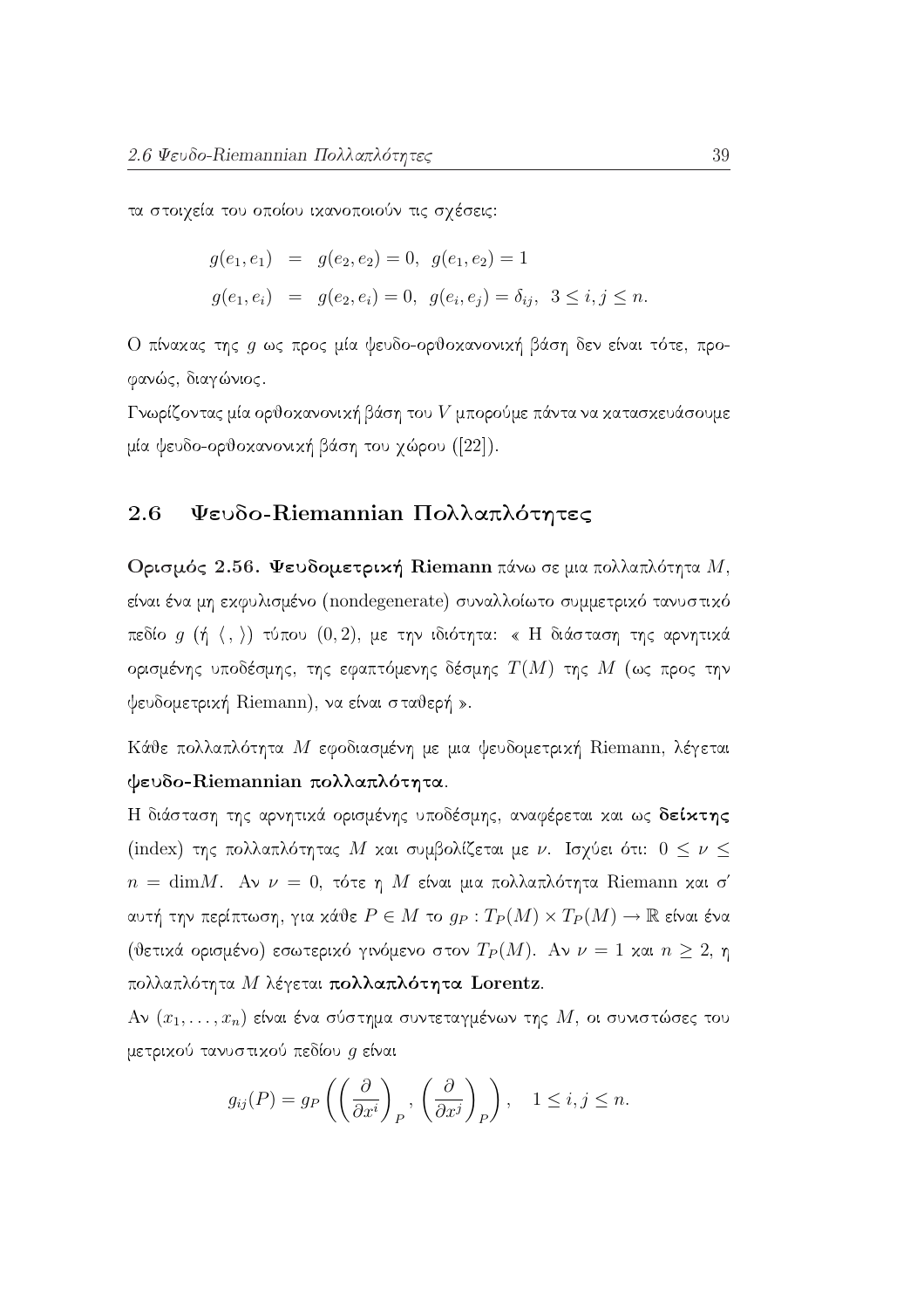τα στοιχεία του οποίου ικανοποιούν τις σχέσεις:

$$
\begin{aligned}
g(e_1, e_1) &= g(e_2, e_2) = 0, \;\; g(e_1, e_2) = 1 \\
g(e_1, e_i) &= g(e_2, e_i) = 0, \;\; g(e_i, e_j) = \delta_{ij}, \;\; 3 \leq i, j \leq n.
\end{aligned}
$$

Ο πίνακας της $g$ ως προς μία ψευδο-ορθοκανονική βάση δεν είναι τότε, προφανώς, διαγώνιος.

Γνωρίζοντας μία ορθοκανονική βάση του $V$ μπορούμε πάντα να κατασκευάσουμε μία ψευδο-ορθοκανονική βάση του χώρου ([22]).

## 2.6 Ψευδο-Riemannian Πολλαπλότητες

**Ορισμός 2.56. Ψευδομετρική Riemann** πάνω σε μια πολλαπλότητα $M$, είναι ένα μη εκφυλισμένο (nondegenerate) συναλλοίωτο συμμετρικό τανυστικό πεδίο $g$ (ή $\langle\, ,\, \rangle$) τύπου $(0, 2)$, με την ιδιότητα: « Η διάσταση της αρνητικά ορισμένης υποδέσμης, της εφαπτόμενης δέσμης $T(M)$ της $M$ (ως προς την ψευδομετρική Riemann), να είναι σταθερή ».

Κάθε πολλαπλότητα $M$ εφοδιασμένη με μια ψευδομετρική Riemann, λέγεται **ψευδο-Riemannian πολλαπλότητα**.

Η διάσταση της αρνητικά ορισμένης υποδέσμης, αναφέρεται και ως **δείκτης** (index) της πολλαπλότητας $M$ και συμβολίζεται με $\nu$. Ισχύει ότι: $0 \leq \nu \leq n = \dim M$. Αν $\nu = 0$, τότε η $M$ είναι μια πολλαπλότητα Riemann και σ' αυτή την περίπτωση, για κάθε $P \in M$ το $g_P : T_P(M) \times T_P(M) \to \mathbb{R}$ είναι ένα (θετικά ορισμένο) εσωτερικό γινόμενο στον $T_P(M)$. Αν $\nu = 1$ και $n \geq 2$, η πολλαπλότητα $M$ λέγεται **πολλαπλότητα Lorentz**.

Αν $(x_1, \ldots, x_n)$ είναι ένα σύστημα συντεταγμένων της $M$, οι συνιστώσες του μετρικού τανυστικού πεδίου $g$ είναι

$$
g_{ij}(P) = g_P\left( \left(\frac{\partial}{\partial x^i}\right)_P, \left(\frac{\partial}{\partial x^j}\right)_P \right), \quad 1 \leq i, j \leq n.
$$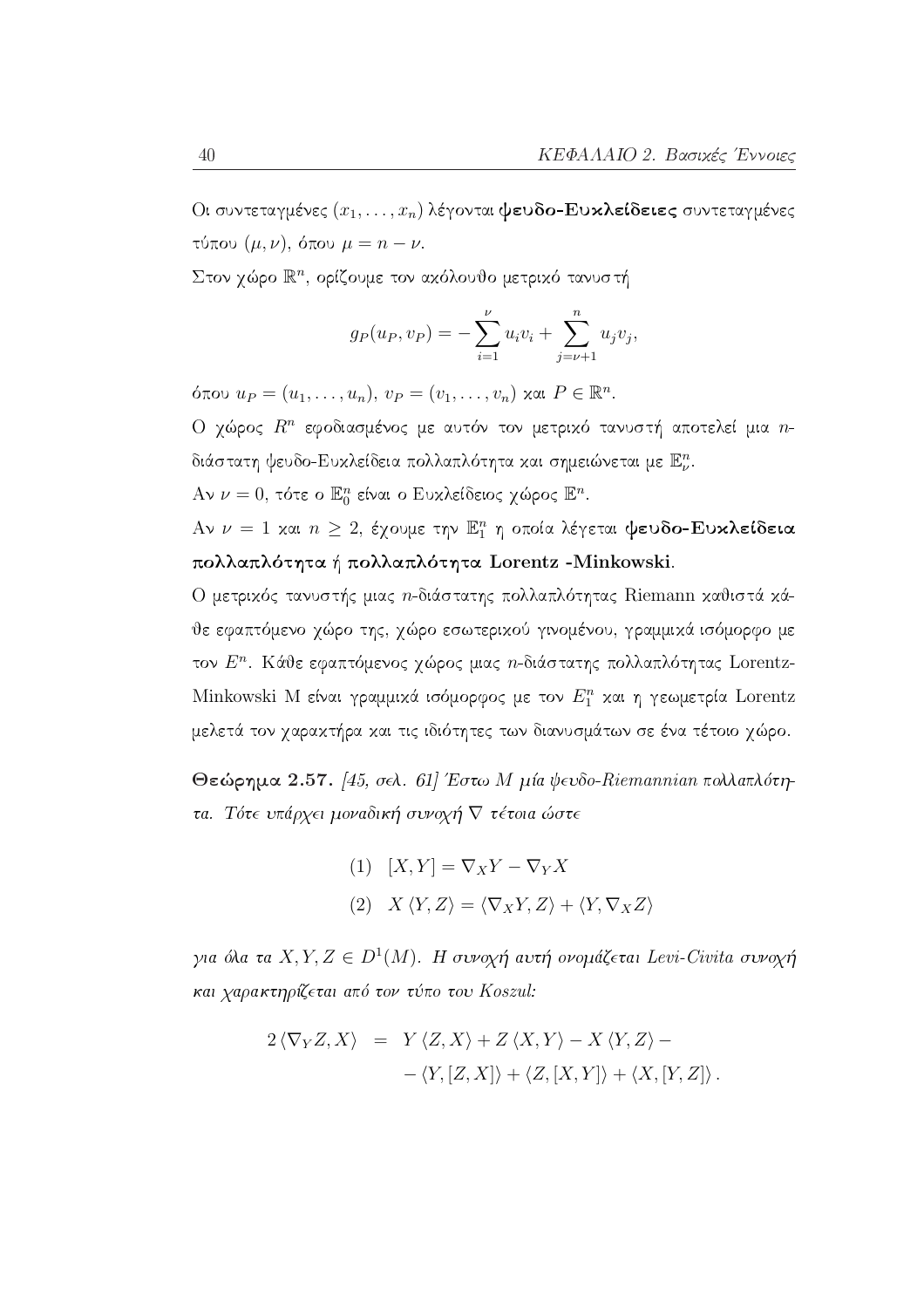Οι συντεταγμένες $(x_1, \ldots, x_n)$ λέγονται **ψευδο-Ευκλείδειες** συντεταγμένες τύπου $(\mu, \nu)$, όπου $\mu = n - \nu$.

Στον χώρο $\mathbb{R}^n$, ορίζουμε τον ακόλουθο μετρικό τανυστή

$$g_P(u_P, v_P) = -\sum_{i=1}^{\nu} u_i v_i + \sum_{j=\nu+1}^{n} u_j v_j,$$

όπου $u_P = (u_1, \ldots, u_n)$, $v_P = (v_1, \ldots, v_n)$ και $P \in \mathbb{R}^n$.

Ο χώρος $R^n$ εφοδιασμένος με αυτόν τον μετρικό τανυστή αποτελεί μια $n$-διάστατη ψευδο-Ευκλείδεια πολλαπλότητα και σημειώνεται με $\mathbb{E}^n_\nu$.

Αν $\nu = 0$, τότε ο $\mathbb{E}^n_0$ είναι ο Ευκλείδειος χώρος $\mathbb{E}^n$.

Αν $\nu = 1$ και $n \geq 2$, έχουμε την $\mathbb{E}^n_1$ η οποία λέγεται **ψευδο-Ευκλείδεια πολλαπλότητα** ή **πολλαπλότητα Lorentz -Minkowski**.

Ο μετρικός τανυστής μιας $n$-διάστατης πολλαπλότητας Riemann καθιστά κάθε εφαπτόμενο χώρο της, χώρο εσωτερικού γινομένου, γραμμικά ισόμορφο με τον $E^n$. Κάθε εφαπτόμενος χώρος μιας $n$-διάστατης πολλαπλότητας Lorentz-Minkowski M είναι γραμμικά ισόμορφος με τον $E^n_1$ και η γεωμετρία Lorentz μελετά τον χαρακτήρα και τις ιδιότητες των διανυσμάτων σε ένα τέτοιο χώρο.

**Θεώρημα 2.57.** *[45, σελ. 61] Έστω M μία ψευδο-Riemannian πολλαπλότητα. Τότε υπάρχει μοναδική συνοχή $\nabla$ τέτοια ώστε*

$$(1) \quad [X, Y] = \nabla_X Y - \nabla_Y X$$

$$(2) \quad X \langle Y, Z \rangle = \langle \nabla_X Y, Z \rangle + \langle Y, \nabla_X Z \rangle$$

*για όλα τα $X, Y, Z \in D^1(M)$. Η συνοχή αυτή ονομάζεται Levi-Civita συνοχή και χαρακτηρίζεται από τον τύπο του Koszul:*

$$\begin{aligned} 2 \langle \nabla_Y Z, X \rangle &= Y \langle Z, X \rangle + Z \langle X, Y \rangle - X \langle Y, Z \rangle - \\ &\quad - \langle Y, [Z, X] \rangle + \langle Z, [X, Y] \rangle + \langle X, [Y, Z] \rangle . \end{aligned}$$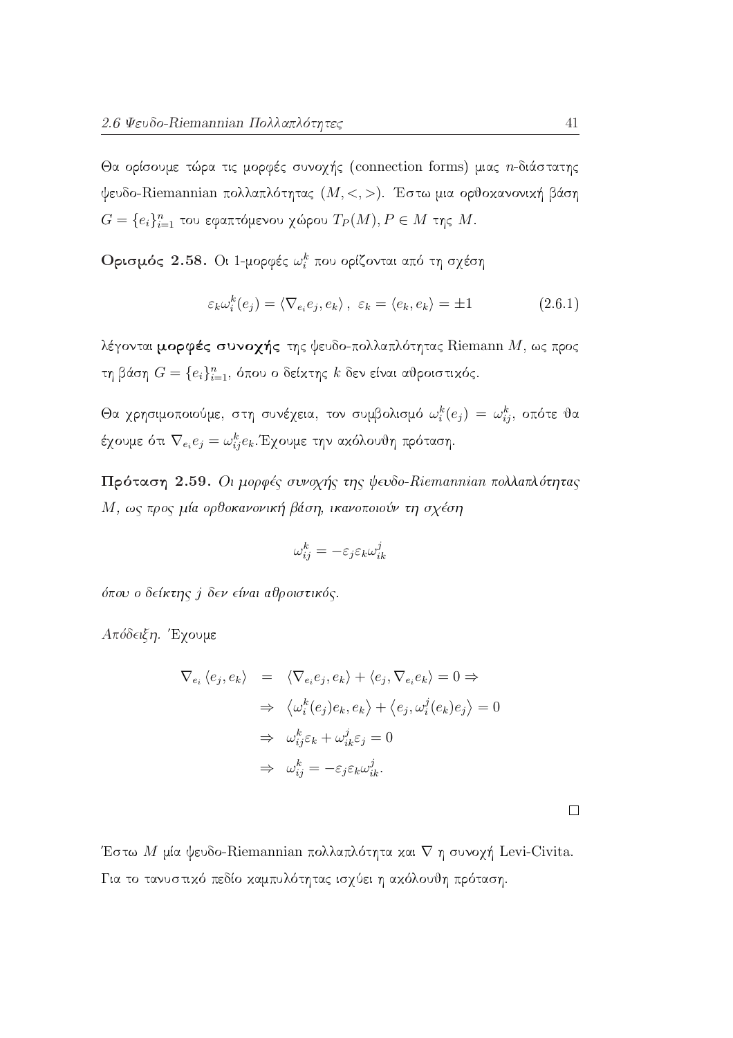Θα ορίσουμε τώρα τις μορφές συνοχής (connection forms) μιας $n$-διάστατης ψευδο-Riemannian πολλαπλότητας $(M, <,>)$. Έστω μια ορθοκανονική βάση $G = \{e_i\}_{i=1}^n$ του εφαπτόμενου χώρου $T_P(M), P \in M$ της $M$.

**Ορισμός 2.58.** Οι 1-μορφές $\omega_i^k$ που ορίζονται από τη σχέση

$$\varepsilon_k \omega_i^k(e_j) = \langle \nabla_{e_i} e_j, e_k \rangle, \ \varepsilon_k = \langle e_k, e_k \rangle = \pm 1 \qquad (2.6.1)$$

λέγονται **μορφές συνοχής** της ψευδο-πολλαπλότητας Riemann $M$, ως προς τη βάση $G = \{e_i\}_{i=1}^n$, όπου ο δείκτης $k$ δεν είναι αθροιστικός.

Θα χρησιμοποιούμε, στη συνέχεια, τον συμβολισμό $\omega_i^k(e_j) = \omega_{ij}^k$, οπότε θα έχουμε ότι $\nabla_{e_i} e_j = \omega_{ij}^k e_k$.Έχουμε την ακόλουθη πρόταση.

**Πρόταση 2.59.** *Οι μορφές συνοχής της ψευδο-Riemannian πολλαπλότητας $M$, ως προς μία ορθοκανονική βάση, ικανοποιούν τη σχέση*

$$\omega_{ij}^k = -\varepsilon_j \varepsilon_k \omega_{ik}^j$$

*όπου ο δείκτης $j$ δεν είναι αθροιστικός.*

*Απόδειξη.* Έχουμε

$$\begin{aligned}
\nabla_{e_i} \langle e_j, e_k \rangle &= \langle \nabla_{e_i} e_j, e_k \rangle + \langle e_j, \nabla_{e_i} e_k \rangle = 0 \Rightarrow \\
&\Rightarrow \ \left\langle \omega_i^k(e_j) e_k, e_k \right\rangle + \left\langle e_j, \omega_i^j(e_k) e_j \right\rangle = 0 \\
&\Rightarrow \ \omega_{ij}^k \varepsilon_k + \omega_{ik}^j \varepsilon_j = 0 \\
&\Rightarrow \ \omega_{ij}^k = -\varepsilon_j \varepsilon_k \omega_{ik}^j.
\end{aligned}$$

□

Έστω $M$ μία ψευδο-Riemannian πολλαπλότητα και $\nabla$ η συνοχή Levi-Civita. Για το τανυστικό πεδίο καμπυλότητας ισχύει η ακόλουθη πρόταση.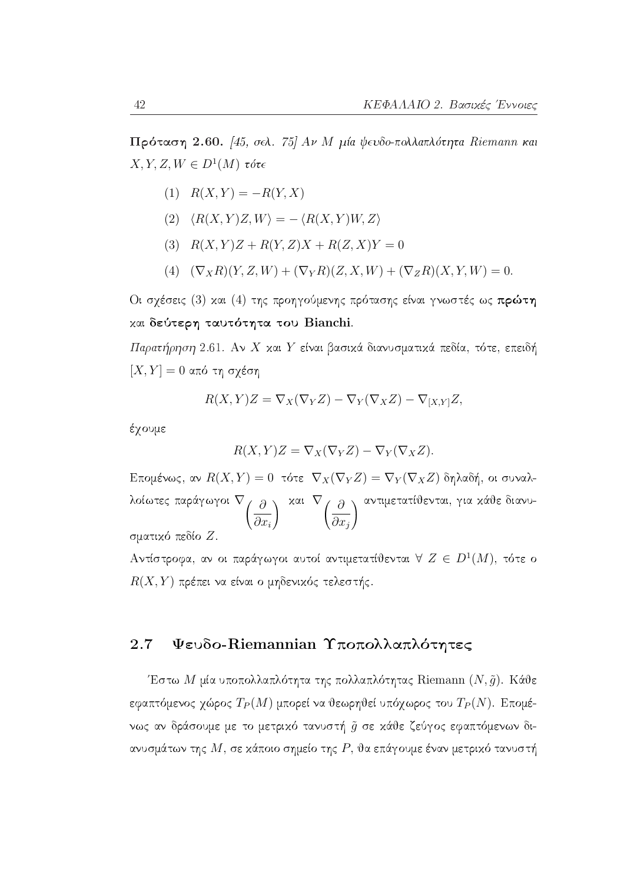**Πρόταση 2.60.** *[45, σελ. 75] Αν $M$ μία ψευδο-πολλαπλότητα Riemann και $X, Y, Z, W \in D^1(M)$ τότε*

(1) $R(X,Y) = -R(Y,X)$

(2) $\langle R(X,Y)Z, W\rangle = -\langle R(X,Y)W, Z\rangle$

(3) $R(X,Y)Z + R(Y,Z)X + R(Z,X)Y = 0$

(4) $(\nabla_X R)(Y,Z,W) + (\nabla_Y R)(Z,X,W) + (\nabla_Z R)(X,Y,W) = 0.$

Οι σχέσεις (3) και (4) της προηγούμενης πρότασης είναι γνωστές ως **πρώτη** **και δεύτερη ταυτότητα του Bianchi**.

*Παρατήρηση* 2.61. Αν $X$ και $Y$ είναι βασικά διανυσματικά πεδία, τότε, επειδή $[X,Y] = 0$ από τη σχέση

$$R(X,Y)Z = \nabla_X(\nabla_Y Z) - \nabla_Y(\nabla_X Z) - \nabla_{[X,Y]}Z,$$

έχουμε

$$R(X,Y)Z = \nabla_X(\nabla_Y Z) - \nabla_Y(\nabla_X Z).$$

Επομένως, αν $R(X,Y) = 0$ τότε $\nabla_X(\nabla_Y Z) = \nabla_Y(\nabla_X Z)$ δηλαδή, οι συναλλοίωτες παράγωγοι $\nabla_{\left(\frac{\partial}{\partial x_i}\right)}$ και $\nabla_{\left(\frac{\partial}{\partial x_j}\right)}$ αντιμετατίθενται, για κάθε διανυσματικό πεδίο $Z$.

Αντίστροφα, αν οι παράγωγοι αυτοί αντιμετατίθενται $\forall\ Z \in D^1(M)$, τότε ο $R(X,Y)$ πρέπει να είναι ο μηδενικός τελεστής.

## 2.7 Ψευδο-Riemannian Υποπολλαπλότητες

Έστω $M$ μία υποπολλαπλότητα της πολλαπλότητας Riemann $(N, \tilde{g})$. Κάθε εφαπτόμενος χώρος $T_P(M)$ μπορεί να θεωρηθεί υπόχωρος του $T_P(N)$. Επομένως αν δράσουμε με το μετρικό τανυστή $\tilde{g}$ σε κάθε ζεύγος εφαπτόμενων διανυσμάτων της $M$, σε κάποιο σημείο της $P$, θα επάγουμε έναν μετρικό τανυστή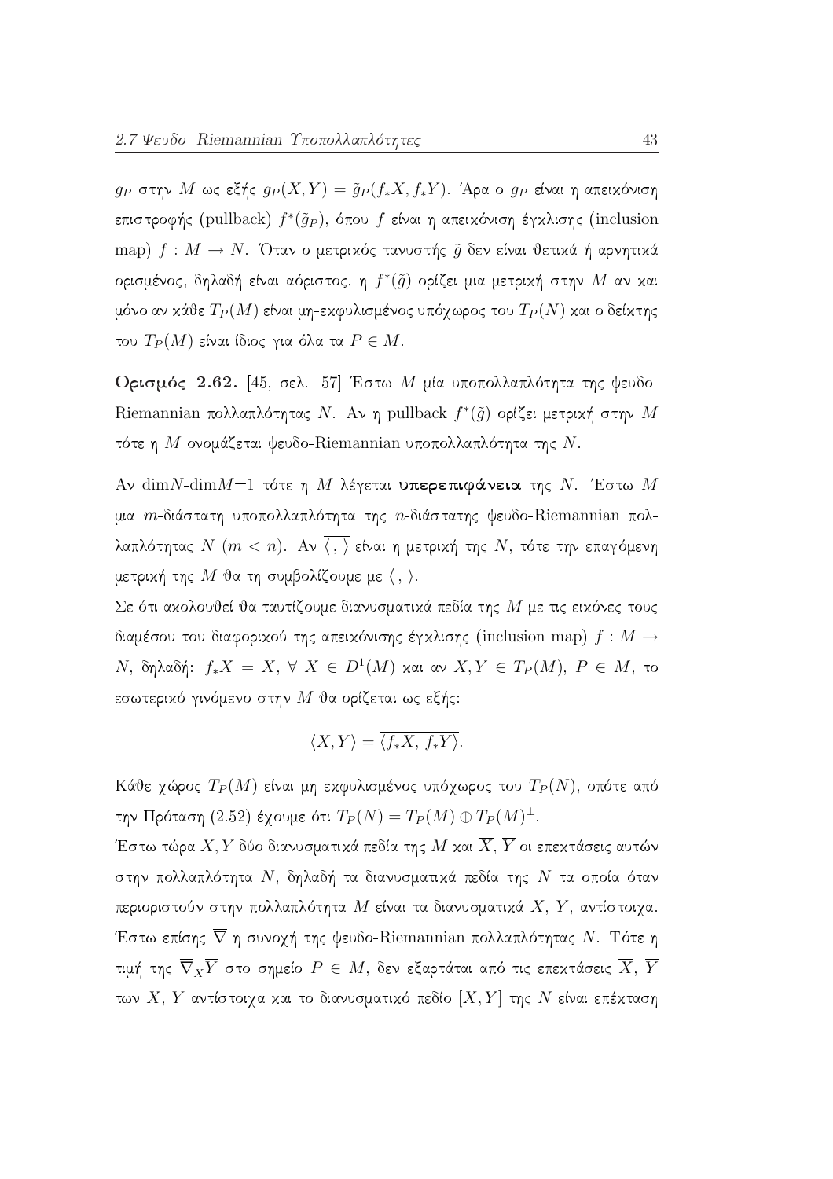$g_P$ στην $M$ ως εξής $g_P(X,Y) = \tilde{g}_P(f_*X, f_*Y)$. Άρα ο $g_P$ είναι η απεικόνιση επιστροφής (pullback) $f^*(\tilde{g}_P)$, όπου $f$ είναι η απεικόνιση έγκλισης (inclusion map) $f : M \to N$. Όταν ο μετρικός τανυστής $\tilde{g}$ δεν είναι θετικά ή αρνητικά ορισμένος, δηλαδή είναι αόριστος, η $f^*(\tilde{g})$ ορίζει μια μετρική στην $M$ αν και μόνο αν κάθε $T_P(M)$ είναι μη-εκφυλισμένος υπόχωρος του $T_P(N)$ και ο δείκτης του $T_P(M)$ είναι ίδιος για όλα τα $P \in M$.

**Ορισμός 2.62.** [45, σελ. 57] Έστω $M$ μία υποπολλαπλότητα της ψευδο-Riemannian πολλαπλότητας $N$. Αν η pullback $f^*(\tilde{g})$ ορίζει μετρική στην $M$ τότε η $M$ ονομάζεται ψευδο-Riemannian υποπολλαπλότητα της $N$.

Αν $\dim N$-$\dim M$=1 τότε η $M$ λέγεται **υπερεπιφάνεια** της $N$. Έστω $M$ μια $m$-διάστατη υποπολλαπλότητα της $n$-διάστατης ψευδο-Riemannian πολλαπλότητας $N$ $(m < n)$. Αν $\overline{\langle\, ,\, \rangle}$ είναι η μετρική της $N$, τότε την επαγόμενη μετρική της $M$ θα τη συμβολίζουμε με $\langle\, ,\, \rangle$.

Σε ότι ακολουθεί θα ταυτίζουμε διανυσματικά πεδία της $M$ με τις εικόνες τους διαμέσου του διαφορικού της απεικόνισης έγκλισης (inclusion map) $f : M \to N$, δηλαδή: $f_*X = X$, $\forall\ X \in D^1(M)$ και αν $X, Y \in T_P(M)$, $P \in M$, το εσωτερικό γινόμενο στην $M$ θα ορίζεται ως εξής:

$$\langle X, Y \rangle = \overline{\langle f_*X,\, f_*Y \rangle}.$$

Κάθε χώρος $T_P(M)$ είναι μη εκφυλισμένος υπόχωρος του $T_P(N)$, οπότε από την Πρόταση (2.52) έχουμε ότι $T_P(N) = T_P(M) \oplus T_P(M)^{\perp}$.

Έστω τώρα $X, Y$ δύο διανυσματικά πεδία της $M$ και $\overline{X}$, $\overline{Y}$ οι επεκτάσεις αυτών στην πολλαπλότητα $N$, δηλαδή τα διανυσματικά πεδία της $N$ τα οποία όταν περιοριστούν στην πολλαπλότητα $M$ είναι τα διανυσματικά $X$, $Y$, αντίστοιχα. Έστω επίσης $\overline{\nabla}$ η συνοχή της ψευδο-Riemannian πολλαπλότητας $N$. Τότε η τιμή της $\overline{\nabla}_{\overline{X}}\overline{Y}$ στο σημείο $P \in M$, δεν εξαρτάται από τις επεκτάσεις $\overline{X}$, $\overline{Y}$ των $X$, $Y$ αντίστοιχα και το διανυσματικό πεδίο $[\overline{X}, \overline{Y}]$ της $N$ είναι επέκταση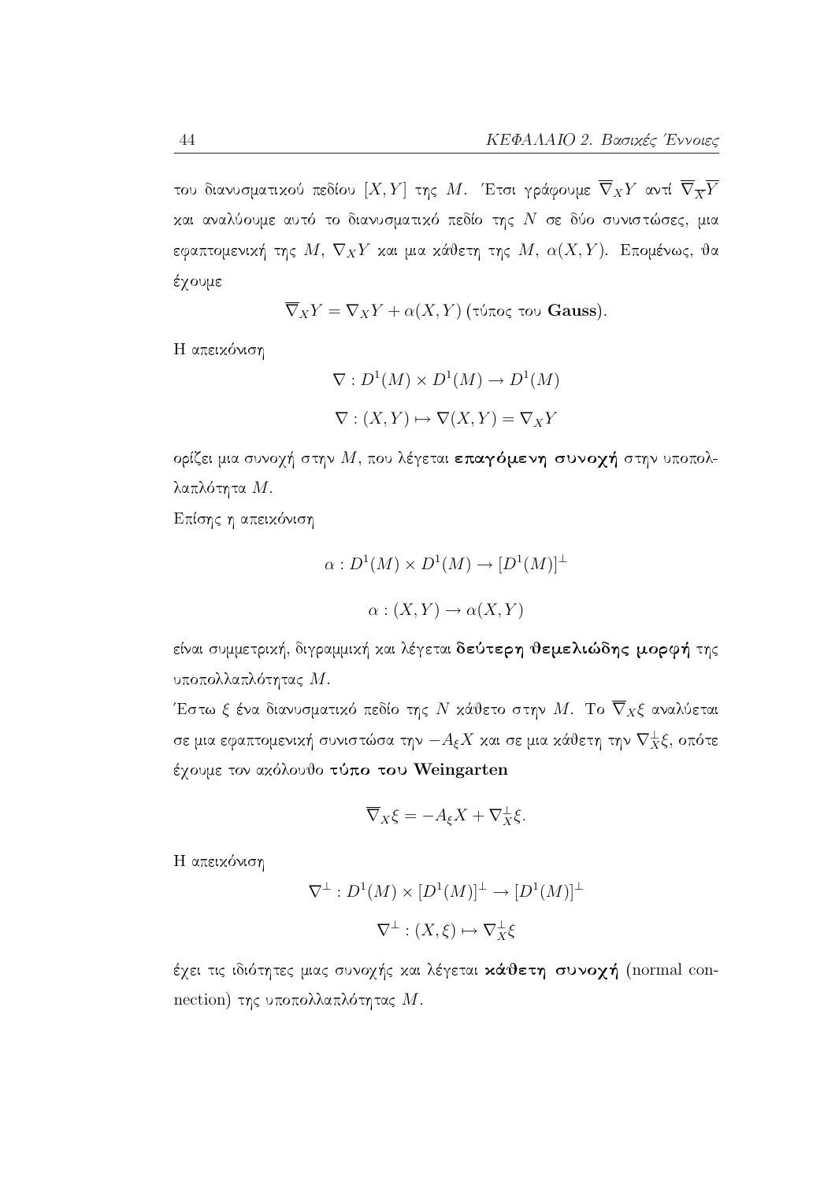του διανυσματικού πεδίου $[X, Y]$ της $M$. Έτσι γράφουμε $\overline{\nabla}_X Y$ αντί $\overline{\nabla}_{\overline{X}} \overline{Y}$ και αναλύουμε αυτό το διανυσματικό πεδίο της $N$ σε δύο συνιστώσες, μια εφαπτομενική της $M$, $\nabla_X Y$ και μια κάθετη της $M$, $\alpha(X, Y)$. Επομένως, θα έχουμε

$$\overline{\nabla}_X Y = \nabla_X Y + \alpha(X, Y) \text{ (τύπος του } \textbf{Gauss}\text{)}.$$

Η απεικόνιση

$$\nabla : D^1(M) \times D^1(M) \to D^1(M)$$

$$\nabla : (X, Y) \mapsto \nabla(X, Y) = \nabla_X Y$$

ορίζει μια συνοχή στην $M$, που λέγεται **επαγόμενη συνοχή** στην υποπολλαπλότητα $M$.

Επίσης η απεικόνιση

$$\alpha : D^1(M) \times D^1(M) \to [D^1(M)]^{\perp}$$

$$\alpha : (X, Y) \to \alpha(X, Y)$$

είναι συμμετρική, διγραμμική και λέγεται **δεύτερη θεμελιώδης μορφή** της υποπολλαπλότητας $M$.

Έστω $\xi$ ένα διανυσματικό πεδίο της $N$ κάθετο στην $M$. Το $\overline{\nabla}_X \xi$ αναλύεται σε μια εφαπτομενική συνιστώσα την $-A_\xi X$ και σε μια κάθετη την $\nabla^{\perp}_X \xi$, οπότε έχουμε τον ακόλουθο **τύπο του Weingarten**

$$\overline{\nabla}_X \xi = -A_\xi X + \nabla^{\perp}_X \xi.$$

Η απεικόνιση

$$\nabla^{\perp} : D^1(M) \times [D^1(M)]^{\perp} \to [D^1(M)]^{\perp}$$

$$\nabla^{\perp} : (X, \xi) \mapsto \nabla^{\perp}_X \xi$$

έχει τις ιδιότητες μιας συνοχής και λέγεται **κάθετη συνοχή** (normal connection) της υποπολλαπλότητας $M$.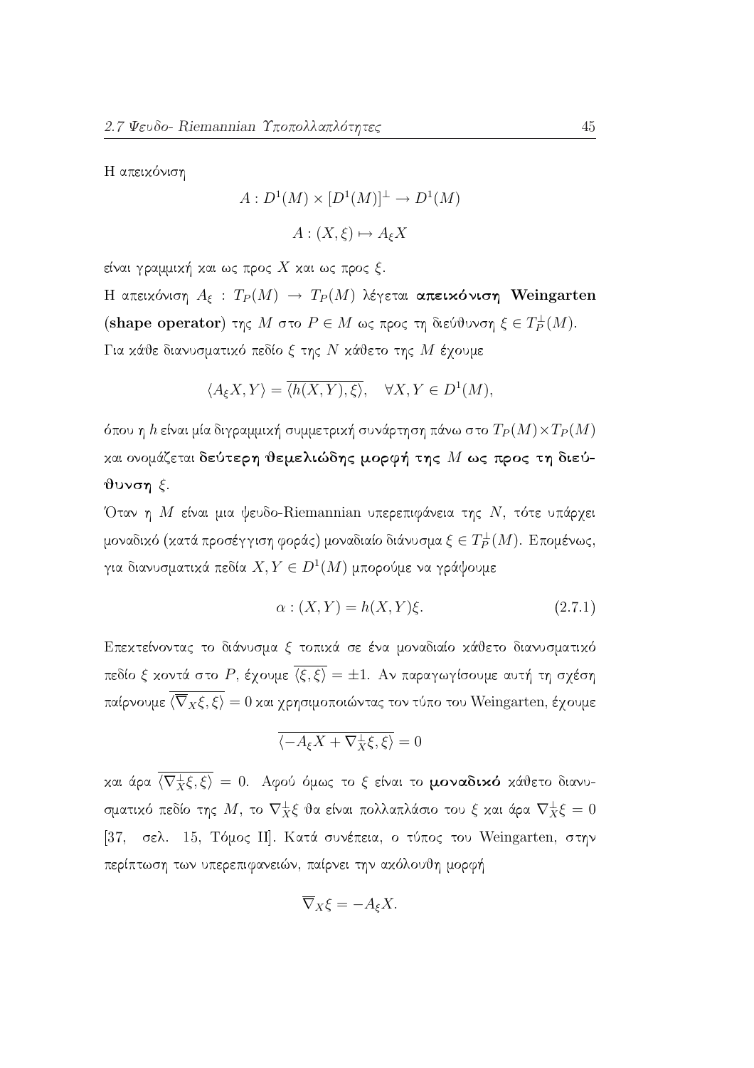Η απεικόνιση

$$A : D^1(M) \times [D^1(M)]^{\perp} \to D^1(M)$$

$$A : (X, \xi) \mapsto A_{\xi}X$$

είναι γραμμική και ως προς $X$ και ως προς $\xi$.

Η απεικόνιση $A_{\xi} : T_P(M) \to T_P(M)$ λέγεται **απεικόνιση Weingarten (shape operator)** της $M$ στο $P \in M$ ως προς τη διεύθυνση $\xi \in T_P^{\perp}(M)$.

Για κάθε διανυσματικό πεδίο $\xi$ της $N$ κάθετο της $M$ έχουμε

$$\langle A_{\xi}X, Y\rangle = \overline{\langle h(X,Y), \xi\rangle}, \quad \forall X, Y \in D^1(M),$$

όπου η $h$ είναι μία διγραμμική συμμετρική συνάρτηση πάνω στο $T_P(M) \times T_P(M)$ και ονομάζεται **δεύτερη θεμελιώδης μορφή της $M$ ως προς τη διεύθυνση $\xi$**.

Όταν η $M$ είναι μια ψευδο-Riemannian υπερεπιφάνεια της $N$, τότε υπάρχει μοναδικό (κατά προσέγγιση φοράς) μοναδιαίο διάνυσμα $\xi \in T_P^{\perp}(M)$. Επομένως, για διανυσματικά πεδία $X, Y \in D^1(M)$ μπορούμε να γράψουμε

$$\alpha : (X, Y) = h(X, Y)\xi. \tag{2.7.1}$$

Επεκτείνοντας το διάνυσμα $\xi$ τοπικά σε ένα μοναδιαίο κάθετο διανυσματικό πεδίο $\xi$ κοντά στο $P$, έχουμε $\overline{\langle \xi, \xi\rangle} = \pm 1$. Αν παραγωγίσουμε αυτή τη σχέση παίρνουμε $\overline{\langle \overline{\nabla}_X \xi, \xi\rangle} = 0$ και χρησιμοποιώντας τον τύπο του Weingarten, έχουμε

$$\overline{\langle -A_{\xi}X + \nabla_X^{\perp}\xi, \xi\rangle} = 0$$

και άρα $\overline{\langle \nabla_X^{\perp}\xi, \xi\rangle} = 0$. Αφού όμως το $\xi$ είναι το **μοναδικό** κάθετο διανυσματικό πεδίο της $M$, το $\nabla_X^{\perp}\xi$ θα είναι πολλαπλάσιο του $\xi$ και άρα $\nabla_X^{\perp}\xi = 0$ [37, σελ. 15, Τόμος ΙΙ]. Κατά συνέπεια, ο τύπος του Weingarten, στην περίπτωση των υπερεπιφανειών, παίρνει την ακόλουθη μορφή

$$\overline{\nabla}_X \xi = -A_{\xi}X.$$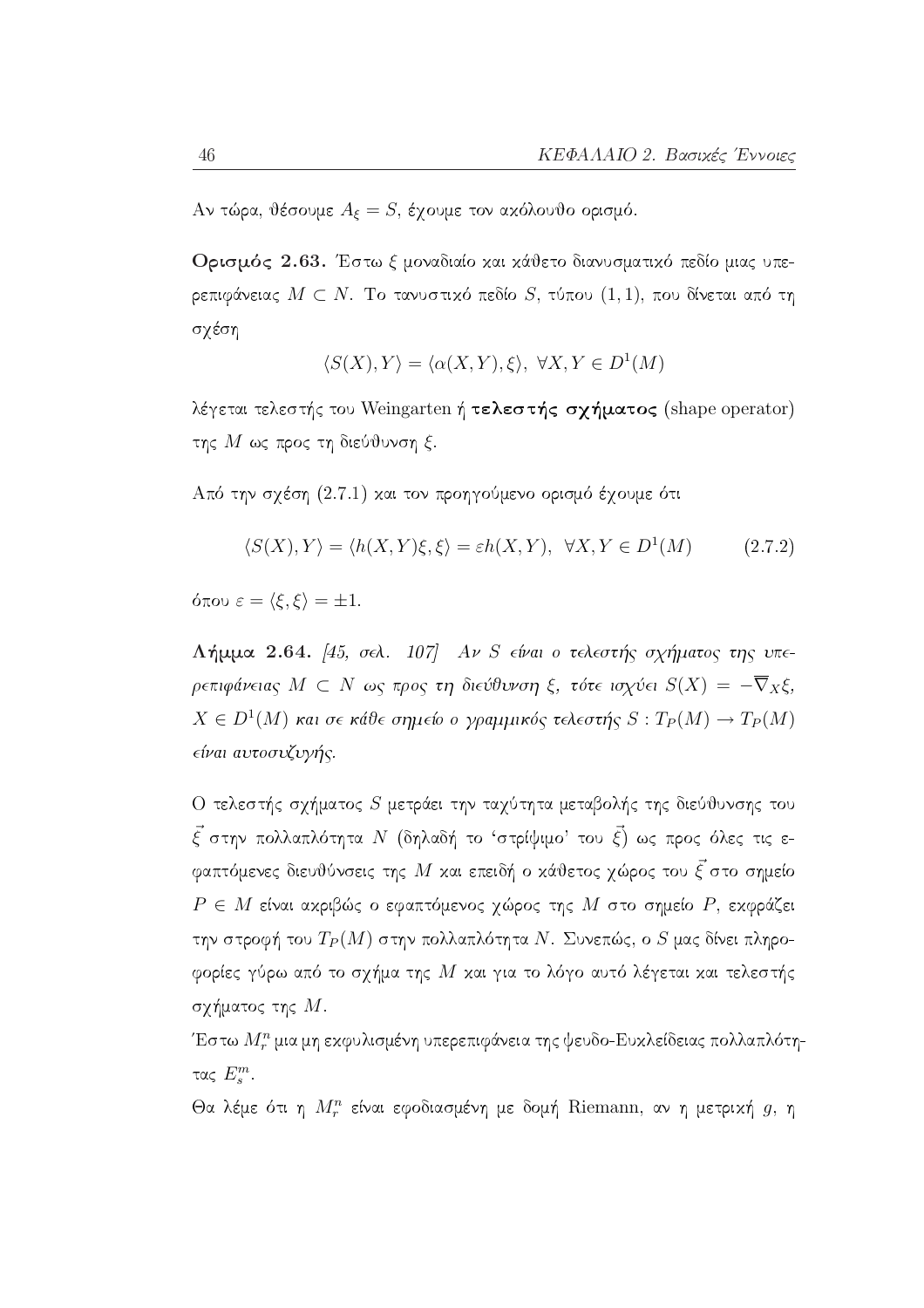Αν τώρα, θέσουμε $A_\xi = S$, έχουμε τον ακόλουθο ορισμό.

**Ορισμός 2.63.** Έστω $\xi$ μοναδιαίο και κάθετο διανυσματικό πεδίο μιας υπερεπιφάνειας $M \subset N$. Το τανυστικό πεδίο $S$, τύπου $(1,1)$, που δίνεται από τη σχέση

$$\langle S(X), Y\rangle = \langle \alpha(X,Y), \xi\rangle, \ \forall X, Y \in D^1(M)$$

λέγεται τελεστής του Weingarten ή **τελεστής σχήματος** (shape operator) της $M$ ως προς τη διεύθυνση $\xi$.

Από την σχέση (2.7.1) και τον προηγούμενο ορισμό έχουμε ότι

$$\langle S(X), Y\rangle = \langle h(X,Y)\xi, \xi\rangle = \varepsilon h(X,Y), \ \forall X, Y \in D^1(M) \tag{2.7.2}$$

όπου $\varepsilon = \langle \xi, \xi\rangle = \pm 1$.

**Λήμμα 2.64.** *[45, σελ. 107] Αν $S$ είναι ο τελεστής σχήματος της υπερεπιφάνειας $M \subset N$ ως προς τη διεύθυνση $\xi$, τότε ισχύει $S(X) = -\overline{\nabla}_X \xi$, $X \in D^1(M)$ και σε κάθε σημείο ο γραμμικός τελεστής $S : T_P(M) \to T_P(M)$ είναι αυτοσυζυγής.*

Ο τελεστής σχήματος $S$ μετράει την ταχύτητα μεταβολής της διεύθυνσης του $\vec{\xi}$ στην πολλαπλότητα $N$ (δηλαδή το 'στρίψιμο' του $\vec{\xi}$) ως προς όλες τις εφαπτόμενες διευθύνσεις της $M$ και επειδή ο κάθετος χώρος του $\vec{\xi}$ στο σημείο $P \in M$ είναι ακριβώς ο εφαπτόμενος χώρος της $M$ στο σημείο $P$, εκφράζει την στροφή του $T_P(M)$ στην πολλαπλότητα $N$. Συνεπώς, ο $S$ μας δίνει πληροφορίες γύρω από το σχήμα της $M$ και για το λόγο αυτό λέγεται και τελεστής σχήματος της $M$.

Έστω $M_r^n$ μια μη εκφυλισμένη υπερεπιφάνεια της ψευδο-Ευκλείδειας πολλαπλότητας $E_s^m$.

Θα λέμε ότι η $M_r^n$ είναι εφοδιασμένη με δομή Riemann, αν η μετρική $g$, η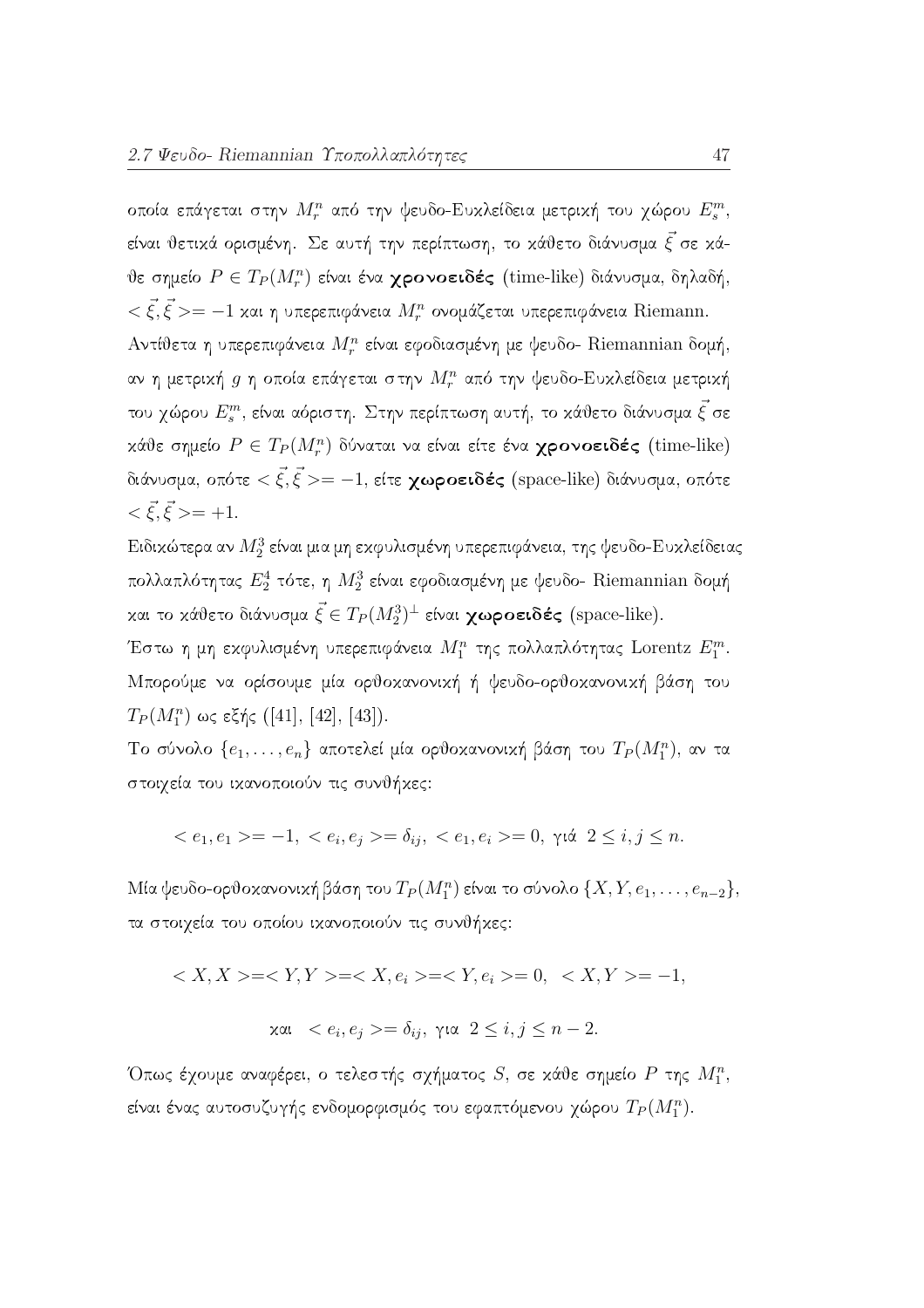οποία επάγεται στην $M_r^n$ από την ψευδο-Ευκλείδεια μετρική του χώρου $E_s^m$, είναι θετικά ορισμένη. Σε αυτή την περίπτωση, το κάθετο διάνυσμα $\vec{\xi}$ σε κάθε σημείο $P \in T_P(M_r^n)$ είναι ένα **χρονοειδές** (time-like) διάνυσμα, δηλαδή, $<\vec{\xi}, \vec{\xi}>= -1$ και η υπερεπιφάνεια $M_r^n$ ονομάζεται υπερεπιφάνεια Riemann. Αντίθετα η υπερεπιφάνεια $M_r^n$ είναι εφοδιασμένη με ψευδο- Riemannian δομή, αν η μετρική $g$ η οποία επάγεται στην $M_r^n$ από την ψευδο-Ευκλείδεια μετρική του χώρου $E_s^m$, είναι αόριστη. Στην περίπτωση αυτή, το κάθετο διάνυσμα $\vec{\xi}$ σε κάθε σημείο $P \in T_P(M_r^n)$ δύναται να είναι είτε ένα **χρονοειδές** (time-like) διάνυσμα, οπότε $<\vec{\xi}, \vec{\xi}>= -1$, είτε **χωροειδές** (space-like) διάνυσμα, οπότε $<\vec{\xi}, \vec{\xi}>= +1$.

Ειδικώτερα αν $M_2^3$ είναι μια μη εκφυλισμένη υπερεπιφάνεια, της ψευδο-Ευκλείδειας πολλαπλότητας $E_2^4$ τότε, η $M_2^3$ είναι εφοδιασμένη με ψευδο- Riemannian δομή και το κάθετο διάνυσμα $\vec{\xi} \in T_P(M_2^3)^{\perp}$ είναι **χωροειδές** (space-like).

Έστω η μη εκφυλισμένη υπερεπιφάνεια $M_1^n$ της πολλαπλότητας Lorentz $E_1^m$. Μπορούμε να ορίσουμε μία ορθοκανονική ή ψευδο-ορθοκανονική βάση του $T_P(M_1^n)$ ως εξής ([41], [42], [43]).

Το σύνολο $\{e_1, \ldots, e_n\}$ αποτελεί μία ορθοκανονική βάση του $T_P(M_1^n)$, αν τα στοιχεία του ικανοποιούν τις συνθήκες:

$$< e_1, e_1 >= -1, \; < e_i, e_j >= \delta_{ij}, \; < e_1, e_i >= 0, \text{ γιά } \; 2 \leq i, j \leq n.$$

Μία ψευδο-ορθοκανονική βάση του $T_P(M_1^n)$ είναι το σύνολο $\{X, Y, e_1, \ldots, e_{n-2}\}$, τα στοιχεία του οποίου ικανοποιούν τις συνθήκες:

$$< X, X >=< Y, Y >=< X, e_i >=< Y, e_i >= 0, \;\; < X, Y >= -1,$$

$$\text{και } \;\; < e_i, e_j >= \delta_{ij}, \text{ για } \; 2 \leq i, j \leq n-2.$$

Όπως έχουμε αναφέρει, ο τελεστής σχήματος $S$, σε κάθε σημείο $P$ της $M_1^n$, είναι ένας αυτοσυζυγής ενδομορφισμός του εφαπτόμενου χώρου $T_P(M_1^n)$.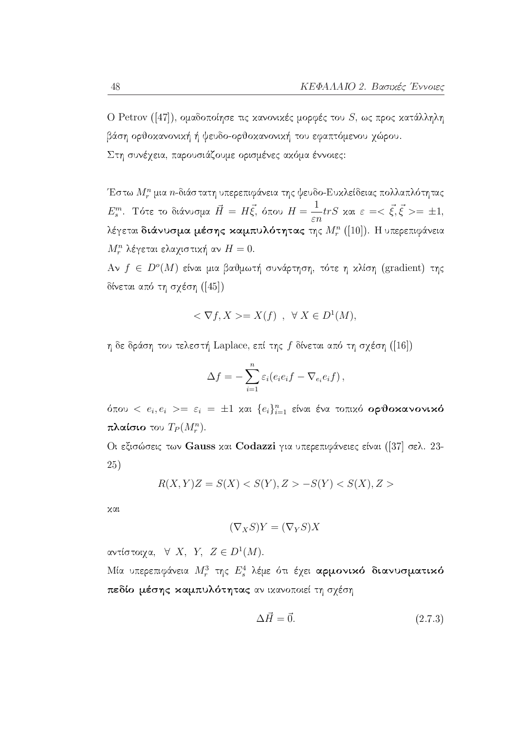Ο Petrov ([47]), ομαδοποίησε τις κανονικές μορφές του $S$, ως προς κατάλληλη βάση ορθοκανονική ή ψευδο-ορθοκανονική του εφαπτόμενου χώρου.

Στη συνέχεια, παρουσιάζουμε ορισμένες ακόμα έννοιες:

Έστω $M_r^n$ μια $n$-διάστατη υπερεπιφάνεια της ψευδο-Ευκλείδειας πολλαπλότητας $E_s^m$. Τότε το διάνυσμα $\vec{H} = H\vec{\xi}$, όπου $H = \dfrac{1}{\varepsilon n} trS$ και $\varepsilon = <\vec{\xi}, \vec{\xi}> = \pm 1$, λέγεται **διάνυσμα μέσης καμπυλότητας** της $M_r^n$ ([10]). Η υπερεπιφάνεια $M_r^n$ λέγεται ελαχιστική αν $H = 0$.

Αν $f \in D^o(M)$ είναι μια βαθμωτή συνάρτηση, τότε η κλίση (gradient) της δίνεται από τη σχέση ([45])

$$< \nabla f, X > = X(f) \ , \ \forall \, X \in D^1(M),$$

η δε δράση του τελεστή Laplace, επί της $f$ δίνεται από τη σχέση ([16])

$$\Delta f = - \sum_{i=1}^{n} \varepsilon_i (e_i e_i f - \nabla_{e_i} e_i f) \, ,$$

όπου $< e_i, e_i > = \varepsilon_i = \pm 1$ και $\{e_i\}_{i=1}^n$ είναι ένα τοπικό **ορθοκανονικό πλαίσιο** του $T_P(M_r^n)$.

Οι εξισώσεις των **Gauss** και **Codazzi** για υπερεπιφάνειες είναι ([37] σελ. 23-25)

$$R(X, Y)Z = S(X) < S(Y), Z > - S(Y) < S(X), Z >$$

και

$$(\nabla_X S)Y = (\nabla_Y S)X$$

αντίστοιχα, $\forall \ X, \ Y, \ Z \in D^1(M)$.

Μία υπερεπιφάνεια $M_r^3$ της $E_s^4$ λέμε ότι έχει **αρμονικό διανυσματικό πεδίο μέσης καμπυλότητας** αν ικανοποιεί τη σχέση

$$\Delta \vec{H} = \vec{0}. \tag{2.7.3}$$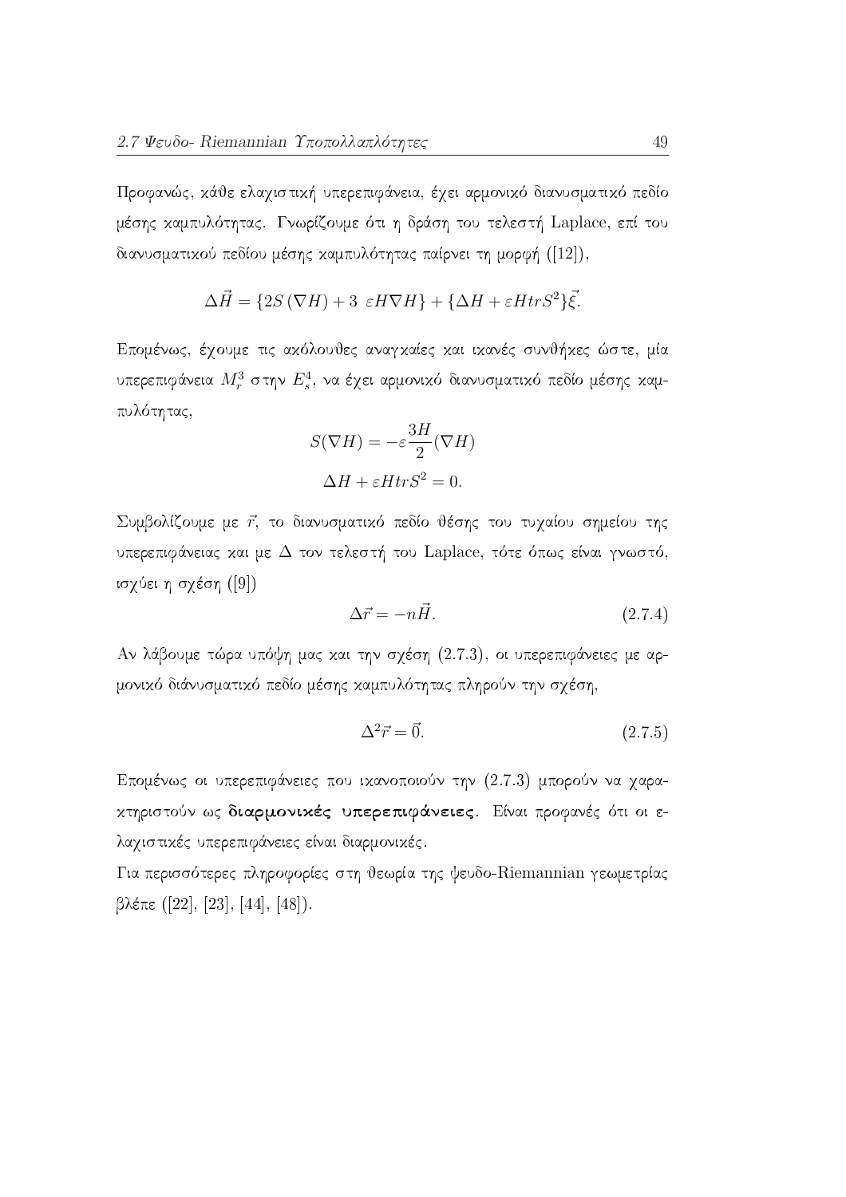Προφανώς, κάθε ελαχιστική υπερεπιφάνεια, έχει αρμονικό διανυσματικό πεδίο μέσης καμπυλότητας. Γνωρίζουμε ότι η δράση του τελεστή Laplace, επί του διανυσματικού πεδίου μέσης καμπυλότητας παίρνει τη μορφή ([12]),

$$\Delta\vec{H} = \{2S\,(\nabla H) + 3\ \varepsilon H \nabla H\} + \{\Delta H + \varepsilon H tr S^2\}\vec{\xi}.$$

Επομένως, έχουμε τις ακόλουθες αναγκαίες και ικανές συνθήκες ώστε, μία υπερεπιφάνεια $M_r^3$ στην $E_s^4$, να έχει αρμονικό διανυσματικό πεδίο μέσης καμπυλότητας,

$$S(\nabla H) = -\varepsilon \frac{3H}{2}(\nabla H)$$

$$\Delta H + \varepsilon H tr S^2 = 0.$$

Συμβολίζουμε με $\vec{r}$, το διανυσματικό πεδίο θέσης του τυχαίου σημείου της υπερεπιφάνειας και με $\Delta$ τον τελεστή του Laplace, τότε όπως είναι γνωστό, ισχύει η σχέση ([9])

$$\Delta\vec{r} = -n\vec{H}. \tag{2.7.4}$$

Αν λάβουμε τώρα υπόψη μας και την σχέση (2.7.3), οι υπερεπιφάνειες με αρμονικό διάνυσματικό πεδίο μέσης καμπυλότητας πληρούν την σχέση,

$$\Delta^2\vec{r} = \vec{0}. \tag{2.7.5}$$

Επομένως οι υπερεπιφάνειες που ικανοποιούν την (2.7.3) μπορούν να χαρακτηριστούν ως **διαρμονικές υπερεπιφάνειες**. Είναι προφανές ότι οι ελαχιστικές υπερεπιφάνειες είναι διαρμονικές.

Για περισσότερες πληροφορίες στη θεωρία της ψευδο-Riemannian γεωμετρίας βλέπε ([22], [23], [44], [48]).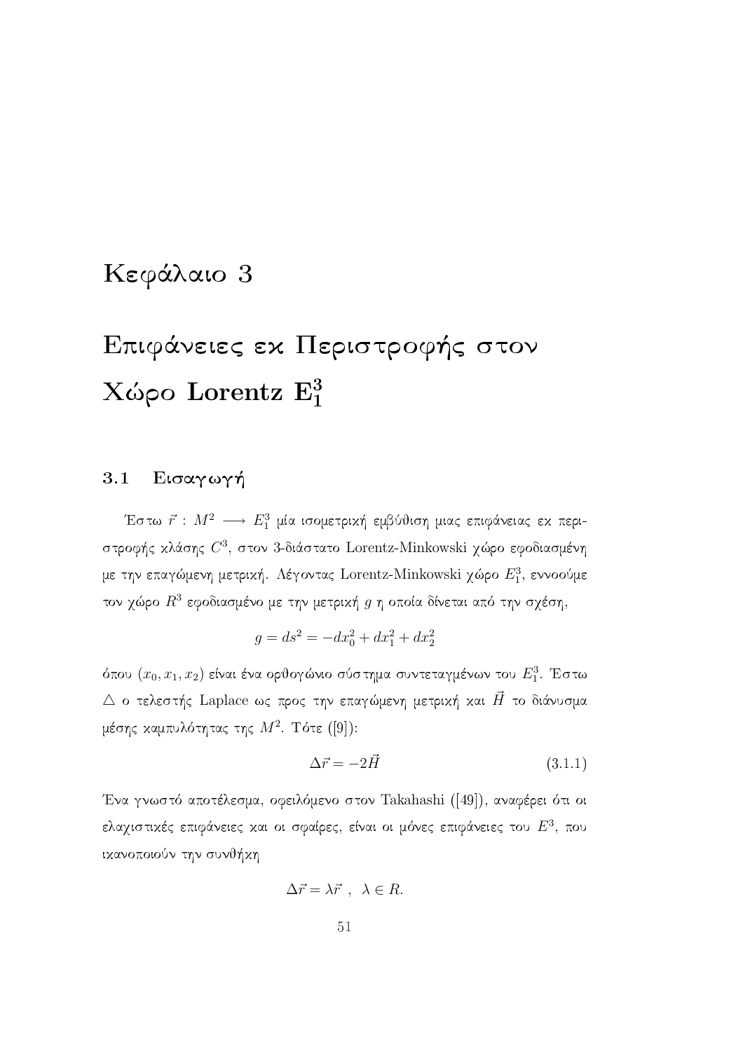# Κεφάλαιο 3

# Επιφάνειες εκ Περιστροφής στον Χώρο Lorentz $\mathbf{E}_1^3$

## 3.1 Εισαγωγή

Έστω $\vec{r} : M^2 \longrightarrow E_1^3$ μία ισομετρική εμβύθιση μιας επιφάνειας εκ περιστροφής κλάσης $C^3$, στον 3-διάστατο Lorentz-Minkowski χώρο εφοδιασμένη με την επαγώμενη μετρική. Λέγοντας Lorentz-Minkowski χώρο $E_1^3$, εννοούμε τον χώρο $R^3$ εφοδιασμένο με την μετρική $g$ η οποία δίνεται από την σχέση,

$$g = ds^2 = -dx_0^2 + dx_1^2 + dx_2^2$$

όπου $(x_0, x_1, x_2)$ είναι ένα ορθογώνιο σύστημα συντεταγμένων του $E_1^3$. Έστω $\triangle$ ο τελεστής Laplace ως προς την επαγώμενη μετρική και $\vec{H}$ το διάνυσμα μέσης καμπυλότητας της $M^2$. Τότε ([9]):

$$\Delta \vec{r} = -2\vec{H} \tag{3.1.1}$$

Ένα γνωστό αποτέλεσμα, οφειλόμενο στον Takahashi ([49]), αναφέρει ότι οι ελαχιστικές επιφάνειες και οι σφαίρες, είναι οι μόνες επιφάνειες του $E^3$, που ικανοποιούν την συνθήκη

$$\Delta \vec{r} = \lambda \vec{r} \ , \ \ \lambda \in R.$$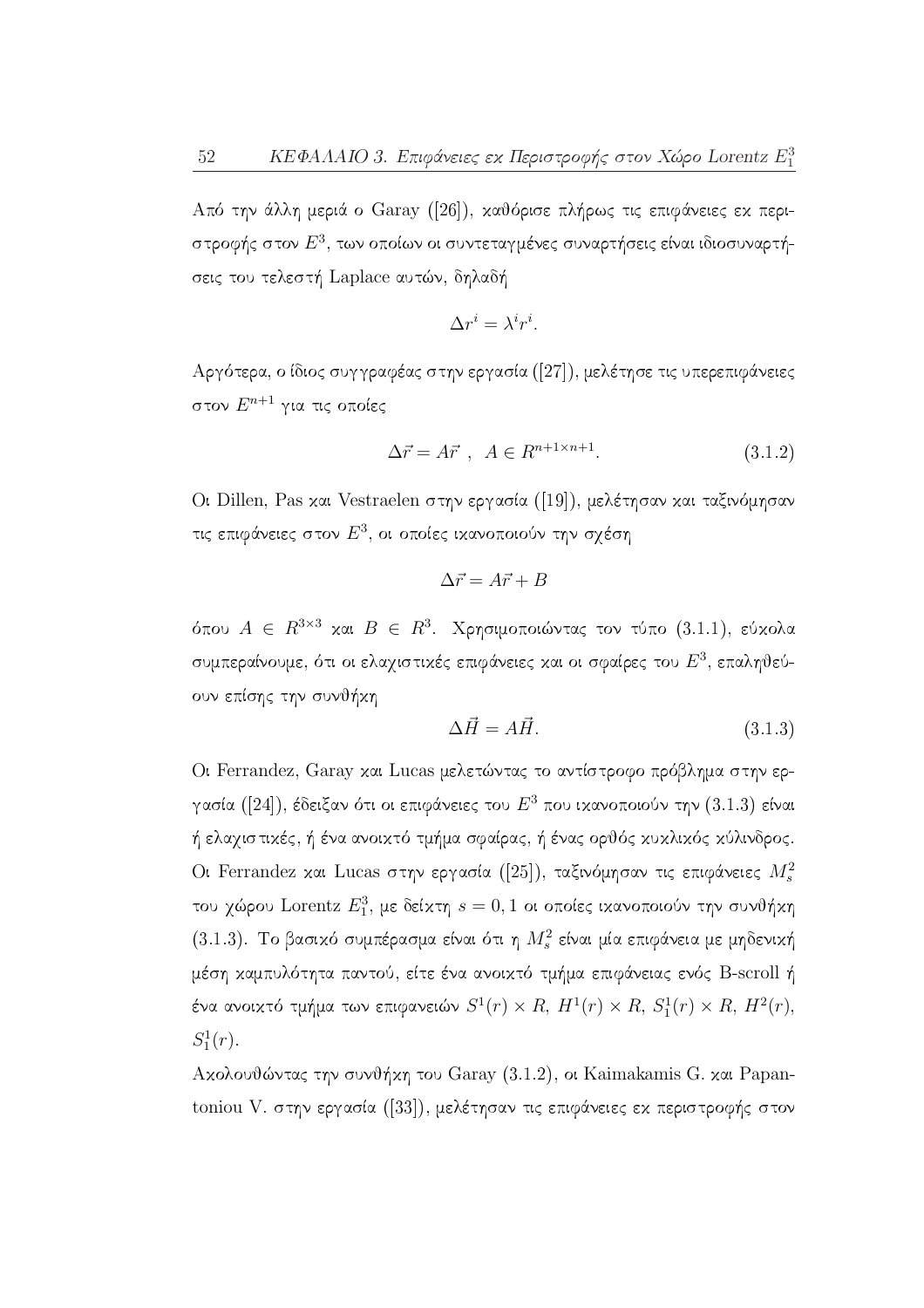Από την άλλη μεριά ο Garay ([26]), καθόρισε πλήρως τις επιφάνειες εκ περιστροφής στον $E^3$, των οποίων οι συντεταγμένες συναρτήσεις είναι ιδιοσυναρτήσεις του τελεστή Laplace αυτών, δηλαδή

$$\Delta r^i = \lambda^i r^i.$$

Αργότερα, ο ίδιος συγγραφέας στην εργασία ([27]), μελέτησε τις υπερεπιφάνειες στον $E^{n+1}$ για τις οποίες

$$\Delta \vec{r} = A\vec{r} \ , \ \ A \in R^{n+1 \times n+1}. \tag{3.1.2}$$

Οι Dillen, Pas και Vestraelen στην εργασία ([19]), μελέτησαν και ταξινόμησαν τις επιφάνειες στον $E^3$, οι οποίες ικανοποιούν την σχέση

$$\Delta \vec{r} = A\vec{r} + B$$

όπου $A \in R^{3\times 3}$ και $B \in R^3$. Χρησιμοποιώντας τον τύπο (3.1.1), εύκολα συμπεραίνουμε, ότι οι ελαχιστικές επιφάνειες και οι σφαίρες του $E^3$, επαληθεύουν επίσης την συνθήκη

$$\Delta \vec{H} = A\vec{H}. \tag{3.1.3}$$

Οι Ferrandez, Garay και Lucas μελετώντας το αντίστροφο πρόβλημα στην εργασία ([24]), έδειξαν ότι οι επιφάνειες του $E^3$ που ικανοποιούν την (3.1.3) είναι ή ελαχιστικές, ή ένα ανοικτό τμήμα σφαίρας, ή ένας ορθός κυκλικός κύλινδρος. Οι Ferrandez και Lucas στην εργασία ([25]), ταξινόμησαν τις επιφάνειες $M_s^2$ του χώρου Lorentz $E_1^3$, με δείκτη $s = 0, 1$ οι οποίες ικανοποιούν την συνθήκη (3.1.3). Το βασικό συμπέρασμα είναι ότι η $M_s^2$ είναι μία επιφάνεια με μηδενική μέση καμπυλότητα παντού, είτε ένα ανοικτό τμήμα επιφάνειας ενός B-scroll ή ένα ανοικτό τμήμα των επιφανειών $S^1(r) \times R$, $H^1(r) \times R$, $S_1^1(r) \times R$, $H^2(r)$, $S_1^1(r)$.

Ακολουθώντας την συνθήκη του Garay (3.1.2), οι Kaimakamis G. και Papantoniou V. στην εργασία ([33]), μελέτησαν τις επιφάνειες εκ περιστροφής στον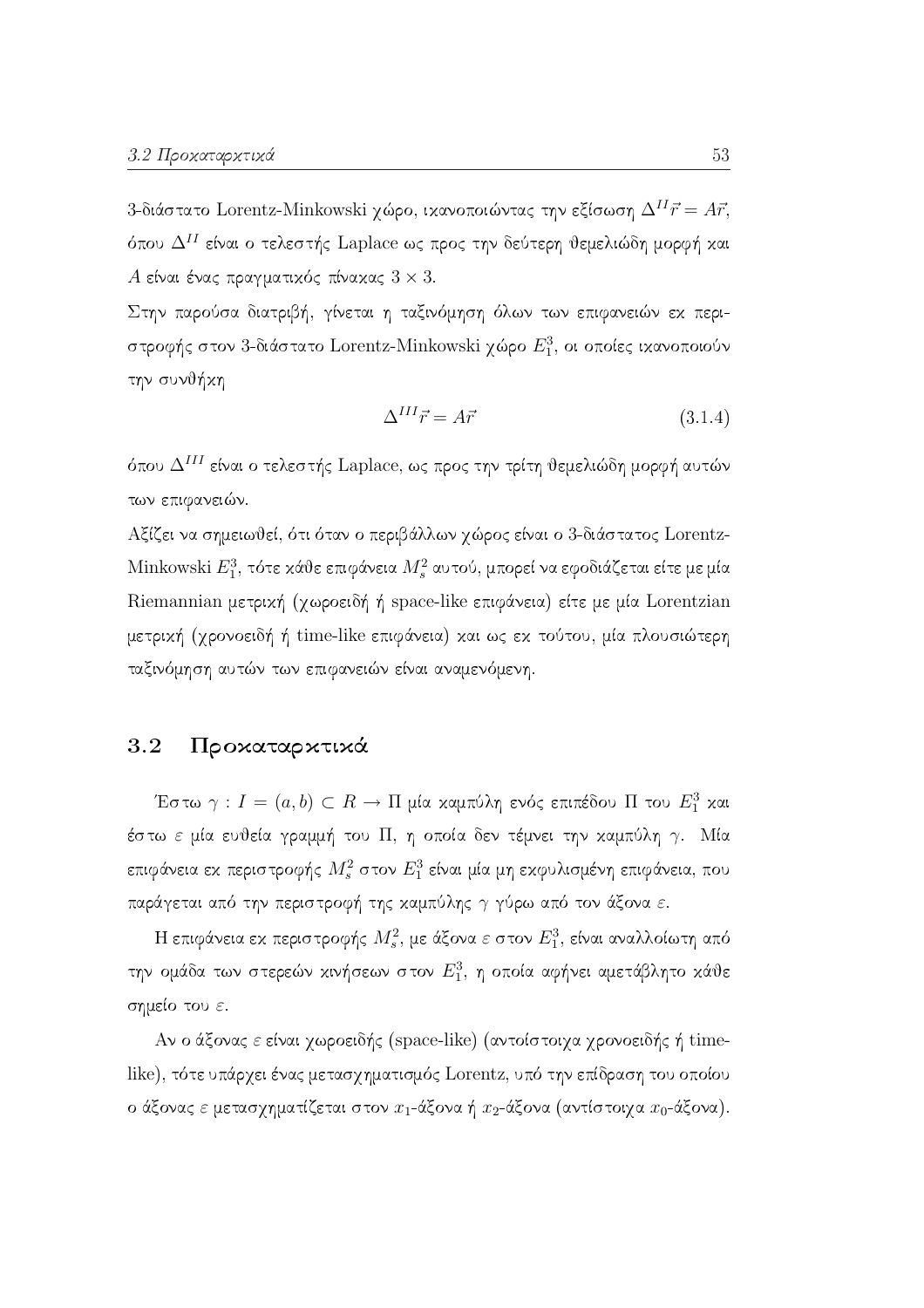3-διάστατο Lorentz-Minkowski χώρο, ικανοποιώντας την εξίσωση $\Delta^{II}\vec{r} = A\vec{r}$, όπου $\Delta^{II}$ είναι ο τελεστής Laplace ως προς την δεύτερη θεμελιώδη μορφή και $A$ είναι ένας πραγματικός πίνακας $3 \times 3$.

Στην παρούσα διατριβή, γίνεται η ταξινόμηση όλων των επιφανειών εκ περιστροφής στον 3-διάστατο Lorentz-Minkowski χώρο $E_1^3$, οι οποίες ικανοποιούν την συνθήκη

$$\Delta^{III}\vec{r} = A\vec{r} \tag{3.1.4}$$

όπου $\Delta^{III}$ είναι ο τελεστής Laplace, ως προς την τρίτη θεμελιώδη μορφή αυτών των επιφανειών.

Αξίζει να σημειωθεί, ότι όταν ο περιβάλλων χώρος είναι ο 3-διάστατος Lorentz-Minkowski $E_1^3$, τότε κάθε επιφάνεια $M_s^2$ αυτού, μπορεί να εφοδιάζεται είτε με μία Riemannian μετρική (χωροειδή ή space-like επιφάνεια) είτε με μία Lorentzian μετρική (χρονοειδή ή time-like επιφάνεια) και ως εκ τούτου, μία πλουσιώτερη ταξινόμηση αυτών των επιφανειών είναι αναμενόμενη.

## 3.2 Προκαταρκτικά

Έστω $\gamma : I = (a, b) \subset R \to \Pi$ μία καμπύλη ενός επιπέδου $\Pi$ του $E_1^3$ και έστω $\varepsilon$ μία ευθεία γραμμή του $\Pi$, η οποία δεν τέμνει την καμπύλη $\gamma$. Μία επιφάνεια εκ περιστροφής $M_s^2$ στον $E_1^3$ είναι μία μη εκφυλισμένη επιφάνεια, που παράγεται από την περιστροφή της καμπύλης $\gamma$ γύρω από τον άξονα $\varepsilon$.

Η επιφάνεια εκ περιστροφής $M_s^2$, με άξονα $\varepsilon$ στον $E_1^3$, είναι αναλλοίωτη από την ομάδα των στερεών κινήσεων στον $E_1^3$, η οποία αφήνει αμετάβλητο κάθε σημείο του $\varepsilon$.

Αν ο άξονας $\varepsilon$ είναι χωροειδής (space-like) (αντοίστοιχα χρονοειδής ή time-like), τότε υπάρχει ένας μετασχηματισμός Lorentz, υπό την επίδραση του οποίου ο άξονας $\varepsilon$ μετασχηματίζεται στον $x_1$-άξονα ή $x_2$-άξονα (αντίστοιχα $x_0$-άξονα).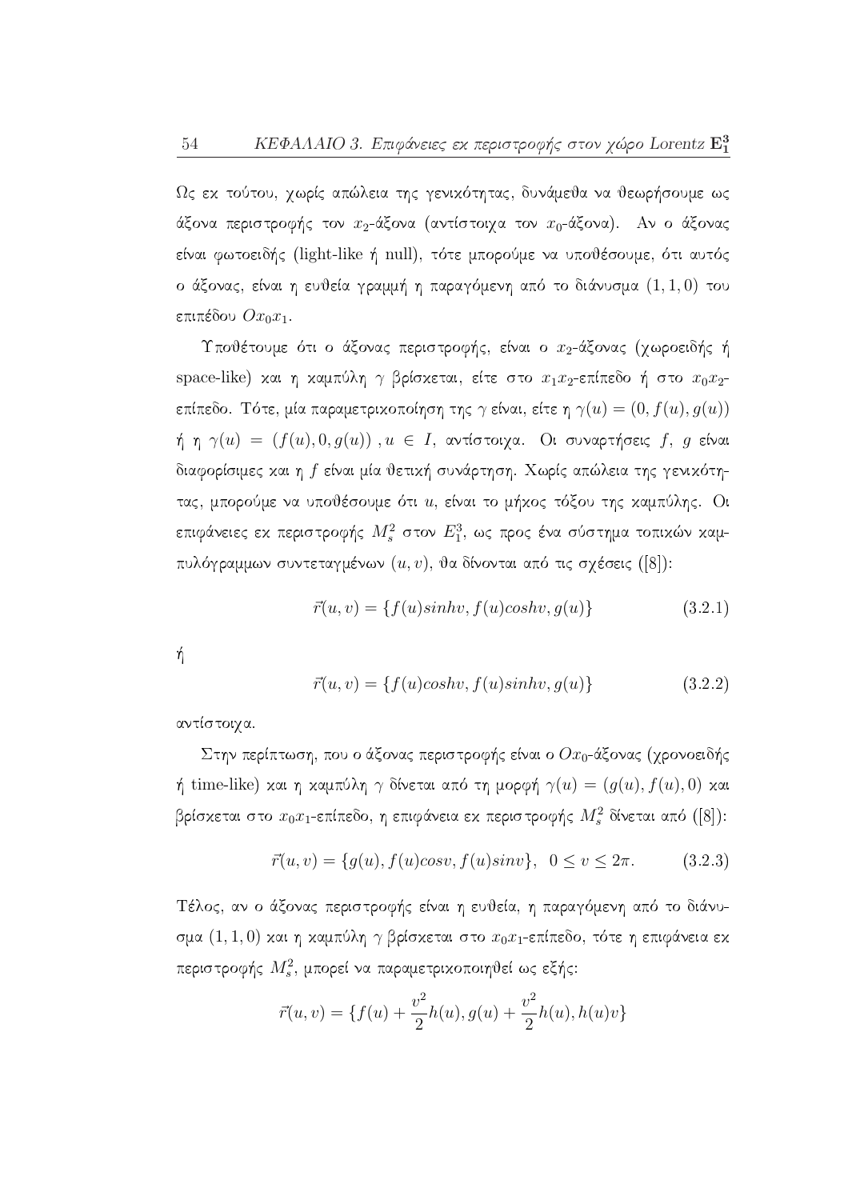Ως εκ τούτου, χωρίς απώλεια της γενικότητας, δυνάμεθα να θεωρήσουμε ως άξονα περιστροφής τον $x_2$-άξονα (αντίστοιχα τον $x_0$-άξονα). Αν ο άξονας είναι φωτοειδής (light-like ή null), τότε μπορούμε να υποθέσουμε, ότι αυτός ο άξονας, είναι η ευθεία γραμμή η παραγόμενη από το διάνυσμα $(1, 1, 0)$ του επιπέδου $Ox_0x_1$.

Υποθέτουμε ότι ο άξονας περιστροφής, είναι ο $x_2$-άξονας (χωροειδής ή space-like) και η καμπύλη $\gamma$ βρίσκεται, είτε στο $x_1x_2$-επίπεδο ή στο $x_0x_2$-επίπεδο. Τότε, μία παραμετρικοποίηση της $\gamma$ είναι, είτε η $\gamma(u) = (0, f(u), g(u))$ ή η $\gamma(u) = (f(u), 0, g(u))$ , $u \in I$, αντίστοιχα. Οι συναρτήσεις $f$, $g$ είναι διαφορίσιμες και η $f$ είναι μία θετική συνάρτηση. Χωρίς απώλεια της γενικότητας, μπορούμε να υποθέσουμε ότι $u$, είναι το μήκος τόξου της καμπύλης. Οι επιφάνειες εκ περιστροφής $M_s^2$ στον $E_1^3$, ως προς ένα σύστημα τοπικών καμπυλόγραμμων συντεταγμένων $(u, v)$, θα δίνονται από τις σχέσεις ([8]):

$$\vec{r}(u, v) = \{f(u)sinhv, f(u)coshv, g(u)\} \tag{3.2.1}$$

ή

$$\vec{r}(u, v) = \{f(u)coshv, f(u)sinhv, g(u)\} \tag{3.2.2}$$

αντίστοιχα.

Στην περίπτωση, που ο άξονας περιστροφής είναι ο $Ox_0$-άξονας (χρονοειδής ή time-like) και η καμπύλη $\gamma$ δίνεται από τη μορφή $\gamma(u) = (g(u), f(u), 0)$ και βρίσκεται στο $x_0x_1$-επίπεδο, η επιφάνεια εκ περιστροφής $M_s^2$ δίνεται από ([8]):

$$\vec{r}(u, v) = \{g(u), f(u)cosv, f(u)sinv\}, \quad 0 \leq v \leq 2\pi. \tag{3.2.3}$$

Τέλος, αν ο άξονας περιστροφής είναι η ευθεία, η παραγόμενη από το διάνυσμα $(1, 1, 0)$ και η καμπύλη $\gamma$ βρίσκεται στο $x_0x_1$-επίπεδο, τότε η επιφάνεια εκ περιστροφής $M_s^2$, μπορεί να παραμετρικοποιηθεί ως εξής:

$$\vec{r}(u, v) = \{f(u) + \frac{v^2}{2}h(u), g(u) + \frac{v^2}{2}h(u), h(u)v\}$$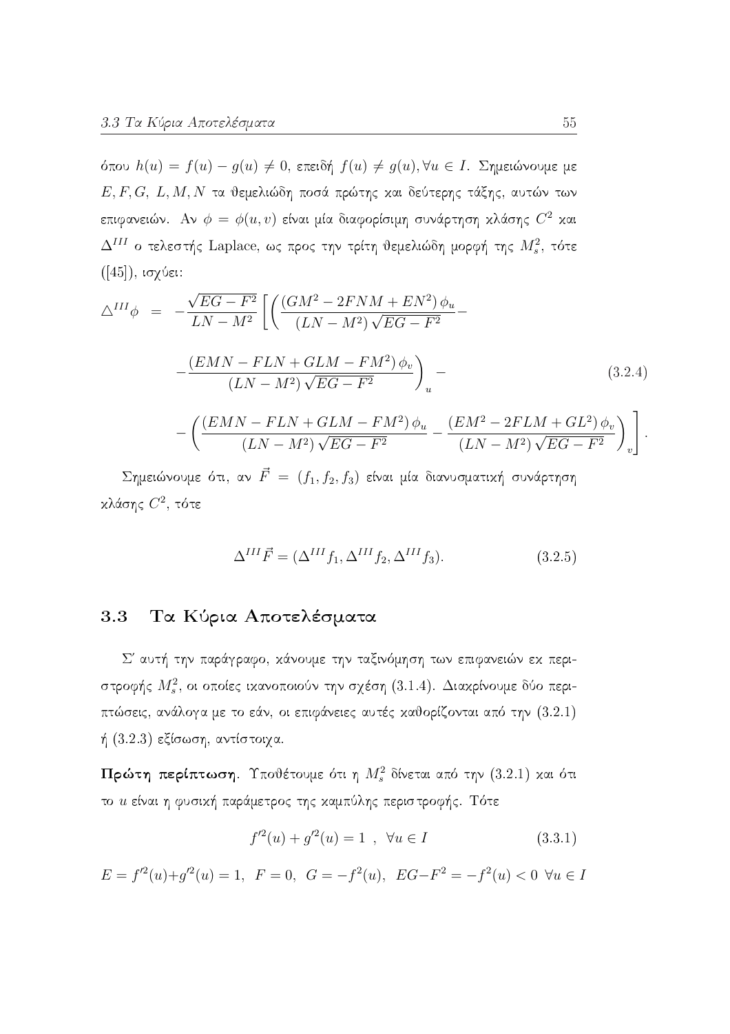όπου $h(u) = f(u) - g(u) \neq 0$, επειδή $f(u) \neq g(u), \forall u \in I$. Σημειώνουμε με $E, F, G,\ L, M, N$ τα θεμελιώδη ποσά πρώτης και δεύτερης τάξης, αυτών των επιφανειών. Αν $\phi = \phi(u, v)$ είναι μία διαφορίσιμη συνάρτηση κλάσης $C^2$ και $\Delta^{III}$ ο τελεστής Laplace, ως προς την τρίτη θεμελιώδη μορφή της $M_s^2$, τότε ([45]), ισχύει:

$$
\begin{aligned}
\triangle^{III}\phi \;=\; & -\frac{\sqrt{EG-F^2}}{LN-M^2}\Bigg[\left(\frac{(GM^2-2FNM+EN^2)\,\phi_u}{(LN-M^2)\sqrt{EG-F^2}}-\right.\\
& \left.-\frac{(EMN-FLN+GLM-FM^2)\,\phi_v}{(LN-M^2)\sqrt{EG-F^2}}\right)_u - \qquad (3.2.4)\\
& -\left(\frac{(EMN-FLN+GLM-FM^2)\,\phi_u}{(LN-M^2)\sqrt{EG-F^2}}-\frac{(EM^2-2FLM+GL^2)\,\phi_v}{(LN-M^2)\sqrt{EG-F^2}}\right)_v\Bigg].
\end{aligned}
$$

Σημειώνουμε ότι, αν $\vec{F} = (f_1, f_2, f_3)$ είναι μία διανυσματική συνάρτηση κλάσης $C^2$, τότε

$$
\Delta^{III}\vec{F} = (\Delta^{III}f_1, \Delta^{III}f_2, \Delta^{III}f_3). \qquad (3.2.5)
$$

## 3.3 Τα Κύρια Αποτελέσματα

Σ' αυτή την παράγραφο, κάνουμε την ταξινόμηση των επιφανειών εκ περιστροφής $M_s^2$, οι οποίες ικανοποιούν την σχέση (3.1.4). Διακρίνουμε δύο περιπτώσεις, ανάλογα με το εάν, οι επιφάνειες αυτές καθορίζονται από την (3.2.1) ή (3.2.3) εξίσωση, αντίστοιχα.

**Πρώτη περίπτωση**. Υποθέτουμε ότι η $M_s^2$ δίνεται από την (3.2.1) και ότι το $u$ είναι η φυσική παράμετρος της καμπύλης περιστροφής. Τότε

$$
f'^2(u) + g'^2(u) = 1 \ , \ \ \forall u \in I \qquad (3.3.1)
$$

$E = f'^2(u) + g'^2(u) = 1,\ \ F = 0,\ \ G = -f^2(u),\ \ EG - F^2 = -f^2(u) < 0\ \ \forall u \in I$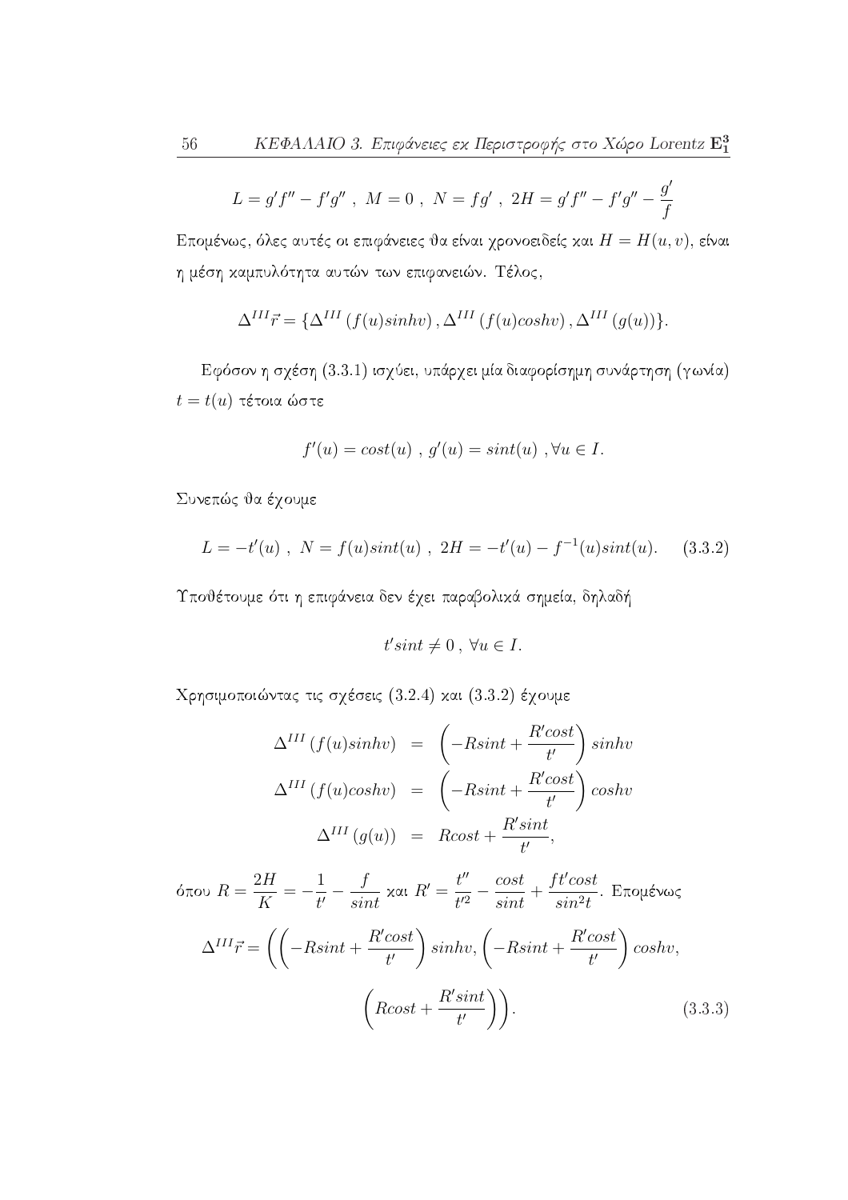$$L = g'f'' - f'g'' \ , \ M = 0 \ , \ N = fg' \ , \ 2H = g'f'' - f'g'' - \frac{g'}{f}$$

Επομένως, όλες αυτές οι επιφάνειες θα είναι χρονοειδείς και $H = H(u,v)$, είναι η μέση καμπυλότητα αυτών των επιφανειών. Τέλος,

$$\Delta^{III}\vec{r} = \{\Delta^{III}\left(f(u)sinhv\right), \Delta^{III}\left(f(u)coshv\right), \Delta^{III}\left(g(u)\right)\}.$$

Εφόσον η σχέση (3.3.1) ισχύει, υπάρχει μία διαφορίσημη συνάρτηση (γωνία) $t = t(u)$ τέτοια ώστε

$$f'(u) = cost(u) \ , \ g'(u) = sint(u) \ , \forall u \in I.$$

Συνεπώς θα έχουμε

$$L = -t'(u) \ , \ N = f(u)sint(u) \ , \ 2H = -t'(u) - f^{-1}(u)sint(u). \qquad (3.3.2)$$

Υποθέτουμε ότι η επιφάνεια δεν έχει παραβολικά σημεία, δηλαδή

$$t'sint \neq 0 \ , \ \forall u \in I.$$

Χρησιμοποιώντας τις σχέσεις (3.2.4) και (3.3.2) έχουμε

$$\begin{aligned}
\Delta^{III}\left(f(u)sinhv\right) &= \left(-Rsint + \frac{R'cost}{t'}\right)sinhv \\
\Delta^{III}\left(f(u)coshv\right) &= \left(-Rsint + \frac{R'cost}{t'}\right)coshv \\
\Delta^{III}\left(g(u)\right) &= Rcost + \frac{R'sint}{t'},
\end{aligned}$$

όπου $R = \dfrac{2H}{K} = -\dfrac{1}{t'} - \dfrac{f}{sint}$ και $R' = \dfrac{t''}{t'^2} - \dfrac{cost}{sint} + \dfrac{ft'cost}{sin^2t}$. Επομένως

$$\Delta^{III}\vec{r} = \left(\left(-Rsint + \frac{R'cost}{t'}\right)sinhv, \left(-Rsint + \frac{R'cost}{t'}\right)coshv, \left(Rcost + \frac{R'sint}{t'}\right)\right). \qquad (3.3.3)$$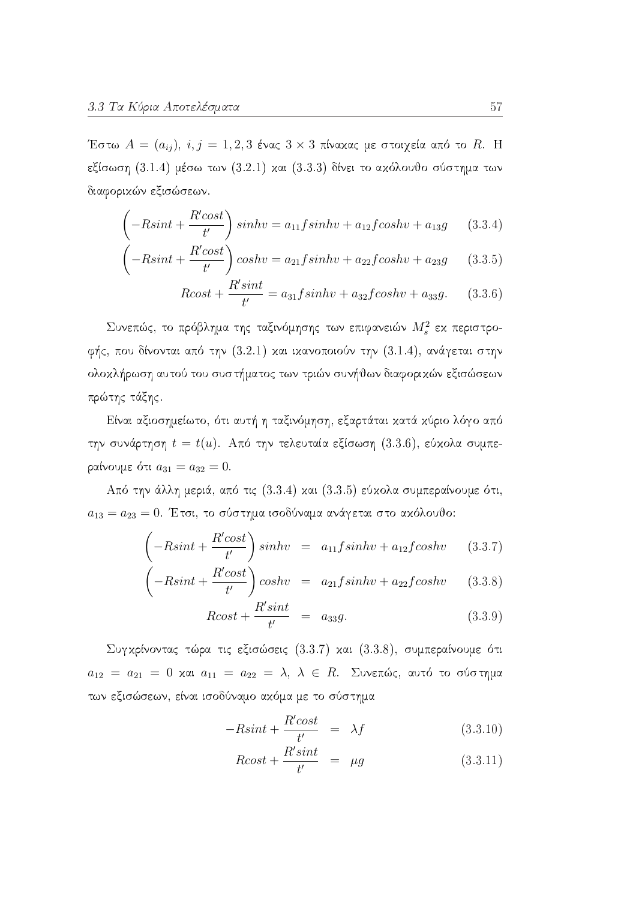Έστω $A = (a_{ij})$, $i, j = 1, 2, 3$ ένας $3 \times 3$ πίνακας με στοιχεία από το $R$. Η εξίσωση (3.1.4) μέσω των (3.2.1) και (3.3.3) δίνει το ακόλουθο σύστημα των διαφορικών εξισώσεων.

$$\left(-Rsint + \frac{R'cost}{t'}\right) sinhv = a_{11} f sinhv + a_{12} f coshv + a_{13} g \tag{3.3.4}$$

$$\left(-Rsint + \frac{R'cost}{t'}\right) coshv = a_{21} f sinhv + a_{22} f coshv + a_{23} g \tag{3.3.5}$$

$$Rcost + \frac{R'sint}{t'} = a_{31} f sinhv + a_{32} f coshv + a_{33} g. \tag{3.3.6}$$

Συνεπώς, το πρόβλημα της ταξινόμησης των επιφανειών $M_s^2$ εκ περιστροφής, που δίνονται από την (3.2.1) και ικανοποιούν την (3.1.4), ανάγεται στην ολοκλήρωση αυτού του συστήματος των τριών συνήθων διαφορικών εξισώσεων πρώτης τάξης.

Είναι αξιοσημείωτο, ότι αυτή η ταξινόμηση, εξαρτάται κατά κύριο λόγο από την συνάρτηση $t = t(u)$. Από την τελευταία εξίσωση (3.3.6), εύκολα συμπεραίνουμε ότι $a_{31} = a_{32} = 0$.

Από την άλλη μεριά, από τις (3.3.4) και (3.3.5) εύκολα συμπεραίνουμε ότι, $a_{13} = a_{23} = 0$. Έτσι, το σύστημα ισοδύναμα ανάγεται στο ακόλουθο:

$$\left(-Rsint + \frac{R'cost}{t'}\right) sinhv = a_{11} f sinhv + a_{12} f coshv \tag{3.3.7}$$

$$\left(-Rsint + \frac{R'cost}{t'}\right) coshv = a_{21} f sinhv + a_{22} f coshv \tag{3.3.8}$$

$$Rcost + \frac{R'sint}{t'} = a_{33} g. \tag{3.3.9}$$

Συγκρίνοντας τώρα τις εξισώσεις (3.3.7) και (3.3.8), συμπεραίνουμε ότι $a_{12} = a_{21} = 0$ και $a_{11} = a_{22} = \lambda$, $\lambda \in R$. Συνεπώς, αυτό το σύστημα των εξισώσεων, είναι ισοδύναμο ακόμα με το σύστημα

$$-Rsint + \frac{R'cost}{t'} = \lambda f \tag{3.3.10}$$

$$Rcost + \frac{R'sint}{t'} = \mu g \tag{3.3.11}$$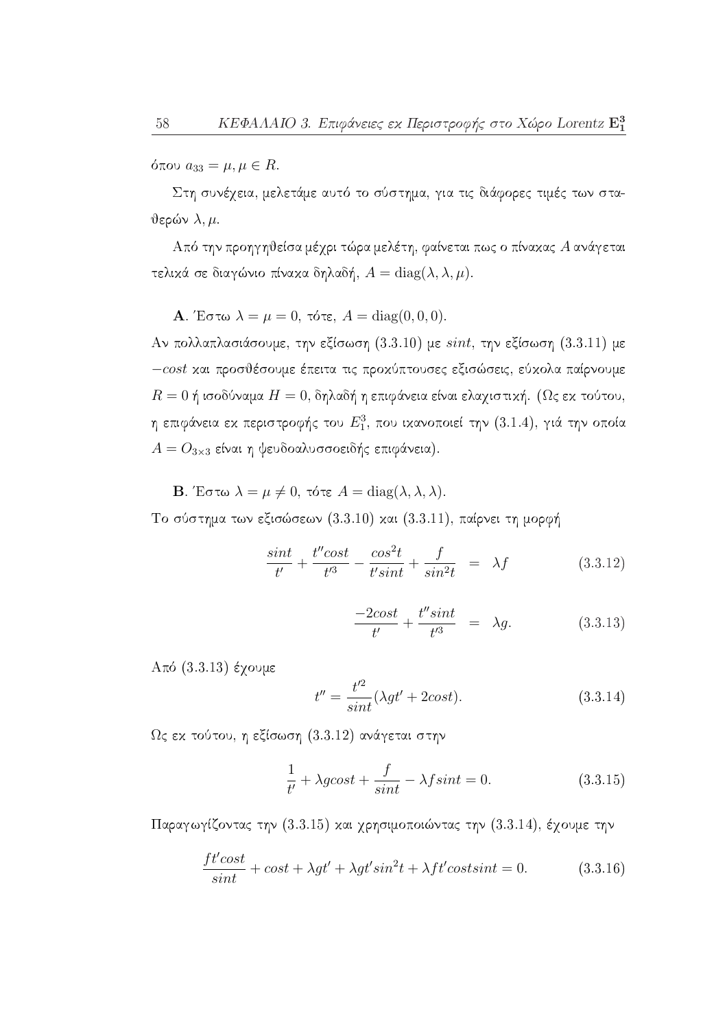όπου $a_{33} = \mu, \mu \in R$.

Στη συνέχεια, μελετάμε αυτό το σύστημα, για τις διάφορες τιμές των σταθερών $\lambda, \mu$.

Από την προηγηθείσα μέχρι τώρα μελέτη, φαίνεται πως ο πίνακας $A$ ανάγεται τελικά σε διαγώνιο πίνακα δηλαδή, $A = \mathrm{diag}(\lambda, \lambda, \mu)$.

**A**. Έστω $\lambda = \mu = 0$, τότε, $A = \mathrm{diag}(0, 0, 0)$.
Αν πολλαπλασιάσουμε, την εξίσωση (3.3.10) με $sint$, την εξίσωση (3.3.11) με $-cost$ και προσθέσουμε έπειτα τις προκύπτουσες εξισώσεις, εύκολα παίρνουμε $R = 0$ ή ισοδύναμα $H = 0$, δηλαδή η επιφάνεια είναι ελαχιστική. (Ως εκ τούτου, η επιφάνεια εκ περιστροφής του $E_1^3$, που ικανοποιεί την (3.1.4), γιά την οποία $A = O_{3\times 3}$ είναι η ψευδοαλυσσοειδής επιφάνεια).

**B**. Έστω $\lambda = \mu \neq 0$, τότε $A = \mathrm{diag}(\lambda, \lambda, \lambda)$.
Το σύστημα των εξισώσεων (3.3.10) και (3.3.11), παίρνει τη μορφή

$$\frac{sint}{t'} + \frac{t''cost}{t'^3} - \frac{cos^2t}{t'sint} + \frac{f}{sin^2t} = \lambda f \tag{3.3.12}$$

$$\frac{-2cost}{t'} + \frac{t''sint}{t'^3} = \lambda g. \tag{3.3.13}$$

Από (3.3.13) έχουμε

$$t'' = \frac{t'^2}{sint}(\lambda g t' + 2cost). \tag{3.3.14}$$

Ως εκ τούτου, η εξίσωση (3.3.12) ανάγεται στην

$$\frac{1}{t'} + \lambda g cost + \frac{f}{sint} - \lambda f sint = 0. \tag{3.3.15}$$

Παραγωγίζοντας την (3.3.15) και χρησιμοποιώντας την (3.3.14), έχουμε την

$$\frac{ft'cost}{sint} + cost + \lambda g t' + \lambda g t' sin^2t + \lambda f t' cost sint = 0. \tag{3.3.16}$$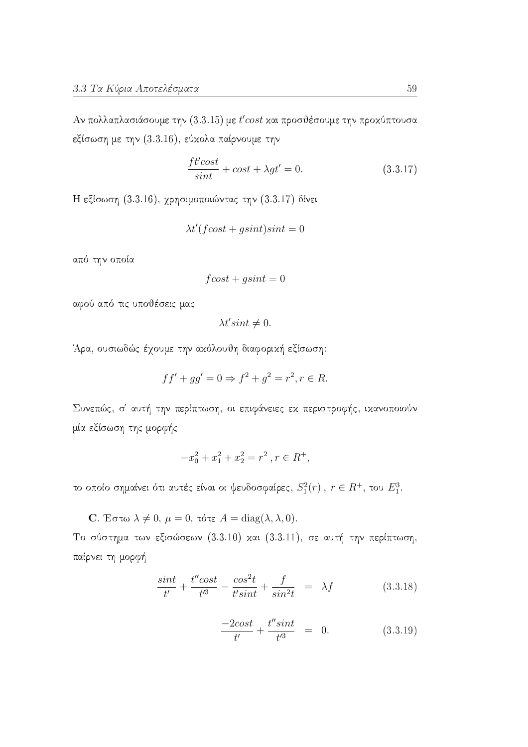Αν πολλαπλασιάσουμε την (3.3.15) με $t'cost$ και προσθέσουμε την προκύπτουσα εξίσωση με την (3.3.16), εύκολα παίρνουμε την

$$\frac{ft'cost}{sint} + cost + \lambda g t' = 0. \tag{3.3.17}$$

Η εξίσωση (3.3.16), χρησιμοποιώντας την (3.3.17) δίνει

$$\lambda t'(fcost + gsint)sint = 0$$

από την οποία

$$fcost + gsint = 0$$

αφού από τις υποθέσεις μας

$$\lambda t' sint \neq 0.$$

Άρα, ουσιωδώς έχουμε την ακόλουθη διαφορική εξίσωση:

$$ff' + gg' = 0 \Rightarrow f^2 + g^2 = r^2, r \in R.$$

Συνεπώς, σ' αυτή την περίπτωση, οι επιφάνειες εκ περιστροφής, ικανοποιούν μία εξίσωση της μορφής

$$-x_0^2 + x_1^2 + x_2^2 = r^2 \, , r \in R^+,$$

το οποίο σημαίνει ότι αυτές είναι οι ψευδοσφαίρες, $S_1^2(r)$ , $r \in R^+$, του $E_1^3$.

**C**. Έστω $\lambda \neq 0$, $\mu = 0$, τότε $A = \mathrm{diag}(\lambda, \lambda, 0)$.

Το σύστημα των εξισώσεων (3.3.10) και (3.3.11), σε αυτή την περίπτωση, παίρνει τη μορφή

$$\frac{sint}{t'} + \frac{t''cost}{t'^3} - \frac{cos^2 t}{t'sint} + \frac{f}{sin^2 t} = \lambda f \tag{3.3.18}$$

$$\frac{-2cost}{t'} + \frac{t''sint}{t'^3} = 0. \tag{3.3.19}$$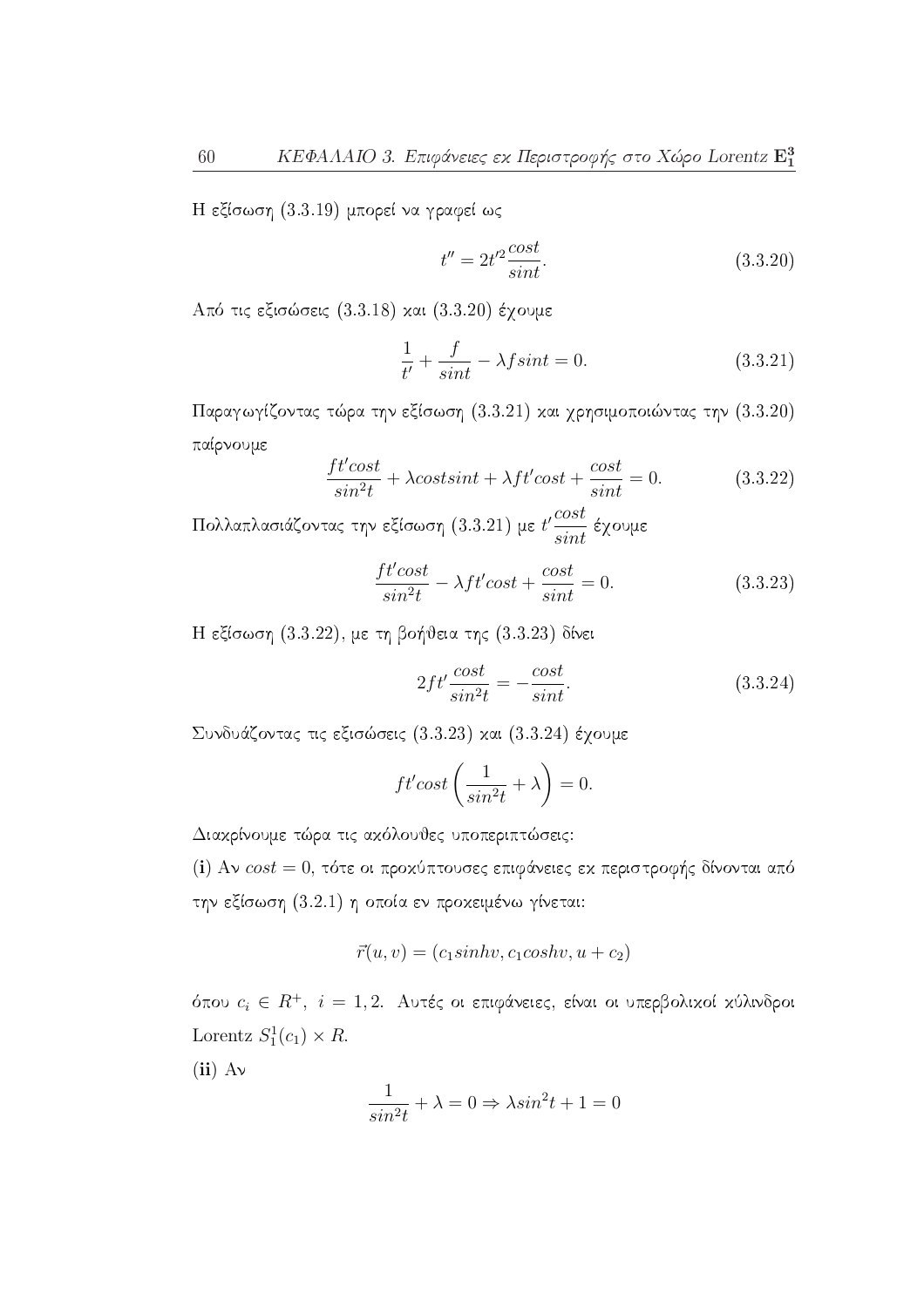Η εξίσωση (3.3.19) μπορεί να γραφεί ως

$$t'' = 2t'^2 \frac{cost}{sint}. \tag{3.3.20}$$

Από τις εξισώσεις (3.3.18) και (3.3.20) έχουμε

$$\frac{1}{t'} + \frac{f}{sint} - \lambda f sint = 0. \tag{3.3.21}$$

Παραγωγίζοντας τώρα την εξίσωση (3.3.21) και χρησιμοποιώντας την (3.3.20) παίρνουμε

$$\frac{ft'cost}{sin^2t} + \lambda costsint + \lambda ft'cost + \frac{cost}{sint} = 0. \tag{3.3.22}$$

Πολλαπλασιάζοντας την εξίσωση (3.3.21) με $t'\dfrac{cost}{sint}$ έχουμε

$$\frac{ft'cost}{sin^2t} - \lambda ft'cost + \frac{cost}{sint} = 0. \tag{3.3.23}$$

Η εξίσωση (3.3.22), με τη βοήθεια της (3.3.23) δίνει

$$2ft'\frac{cost}{sin^2t} = -\frac{cost}{sint}. \tag{3.3.24}$$

Συνδυάζοντας τις εξισώσεις (3.3.23) και (3.3.24) έχουμε

$$ft'cost\left(\frac{1}{sin^2t} + \lambda\right) = 0.$$

Διακρίνουμε τώρα τις ακόλουθες υποπεριπτώσεις:

**(i)** Αν $cost = 0$, τότε οι προκύπτουσες επιφάνειες εκ περιστροφής δίνονται από την εξίσωση (3.2.1) η οποία εν προκειμένω γίνεται:

$$\vec{r}(u,v) = (c_1 sinhv, c_1 coshv, u + c_2)$$

όπου $c_i \in R^+,\ i = 1,2$. Αυτές οι επιφάνειες, είναι οι υπερβολικοί κύλινδροι Lorentz $S_1^1(c_1) \times R$.

**(ii)** Αν

$$\frac{1}{sin^2t} + \lambda = 0 \Rightarrow \lambda sin^2t + 1 = 0$$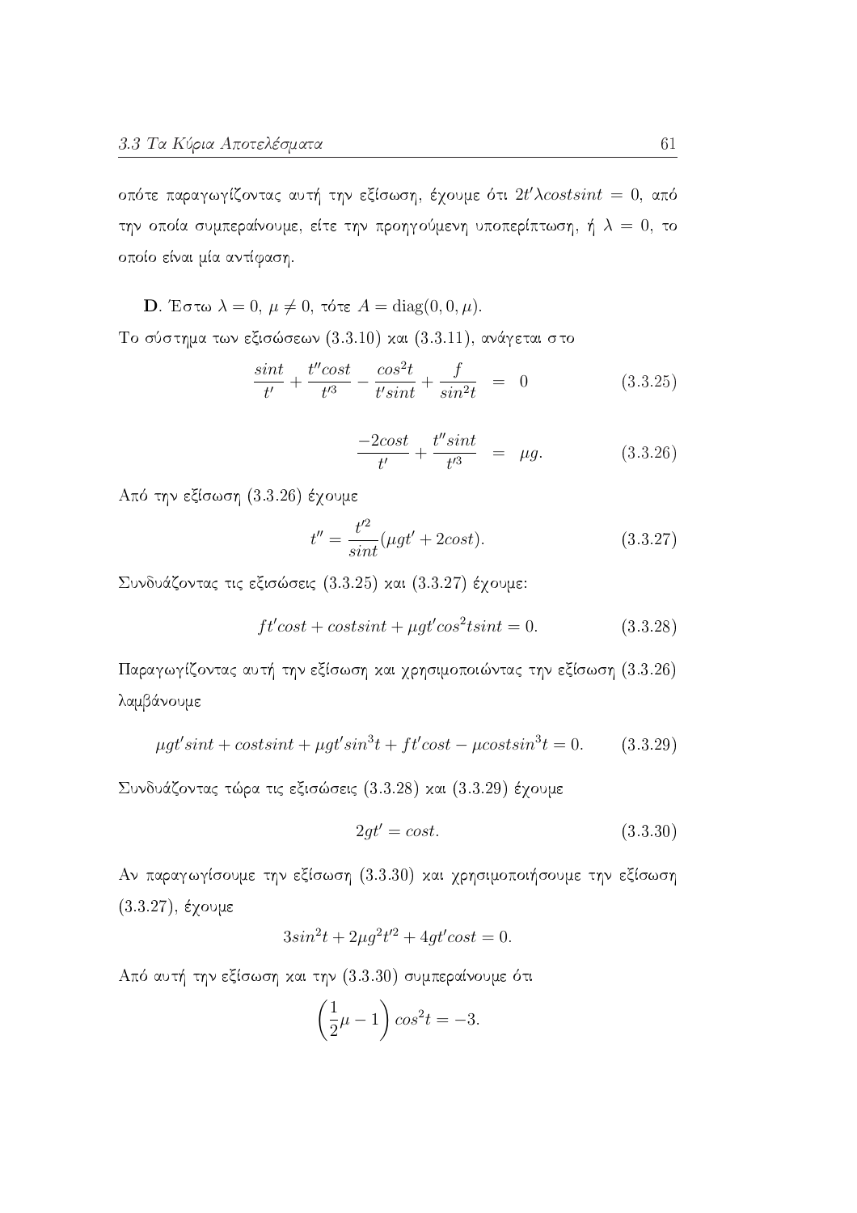οπότε παραγωγίζοντας αυτή την εξίσωση, έχουμε ότι $2t'\lambda cost sint = 0$, από την οποία συμπεραίνουμε, είτε την προηγούμενη υποπερίπτωση, ή $\lambda = 0$, το οποίο είναι μία αντίφαση.

**D**. Έστω $\lambda = 0$, $\mu \neq 0$, τότε $A = \mathrm{diag}(0, 0, \mu)$.

Το σύστημα των εξισώσεων (3.3.10) και (3.3.11), ανάγεται στο

$$\frac{sint}{t'} + \frac{t'' cost}{t'^3} - \frac{cos^2 t}{t' sint} + \frac{f}{sin^2 t} \;\; = \;\; 0 \qquad (3.3.25)$$

$$\frac{-2cost}{t'} + \frac{t'' sint}{t'^3} \;\; = \;\; \mu g. \qquad (3.3.26)$$

Από την εξίσωση (3.3.26) έχουμε

$$t'' = \frac{t'^2}{sint}(\mu g t' + 2cost). \qquad (3.3.27)$$

Συνδυάζοντας τις εξισώσεις (3.3.25) και (3.3.27) έχουμε:

$$f t' cost + cost sint + \mu g t' cos^2 t sint = 0. \qquad (3.3.28)$$

Παραγωγίζοντας αυτή την εξίσωση και χρησιμοποιώντας την εξίσωση (3.3.26) λαμβάνουμε

$$\mu g t' sint + cost sint + \mu g t' sin^3 t + f t' cost - \mu cost sin^3 t = 0. \qquad (3.3.29)$$

Συνδυάζοντας τώρα τις εξισώσεις (3.3.28) και (3.3.29) έχουμε

$$2 g t' = cost. \qquad (3.3.30)$$

Αν παραγωγίσουμε την εξίσωση (3.3.30) και χρησιμοποιήσουμε την εξίσωση (3.3.27), έχουμε

$$3 sin^2 t + 2\mu g^2 t'^2 + 4 g t' cost = 0.$$

Από αυτή την εξίσωση και την (3.3.30) συμπεραίνουμε ότι

$$\left(\frac{1}{2}\mu - 1\right) cos^2 t = -3.$$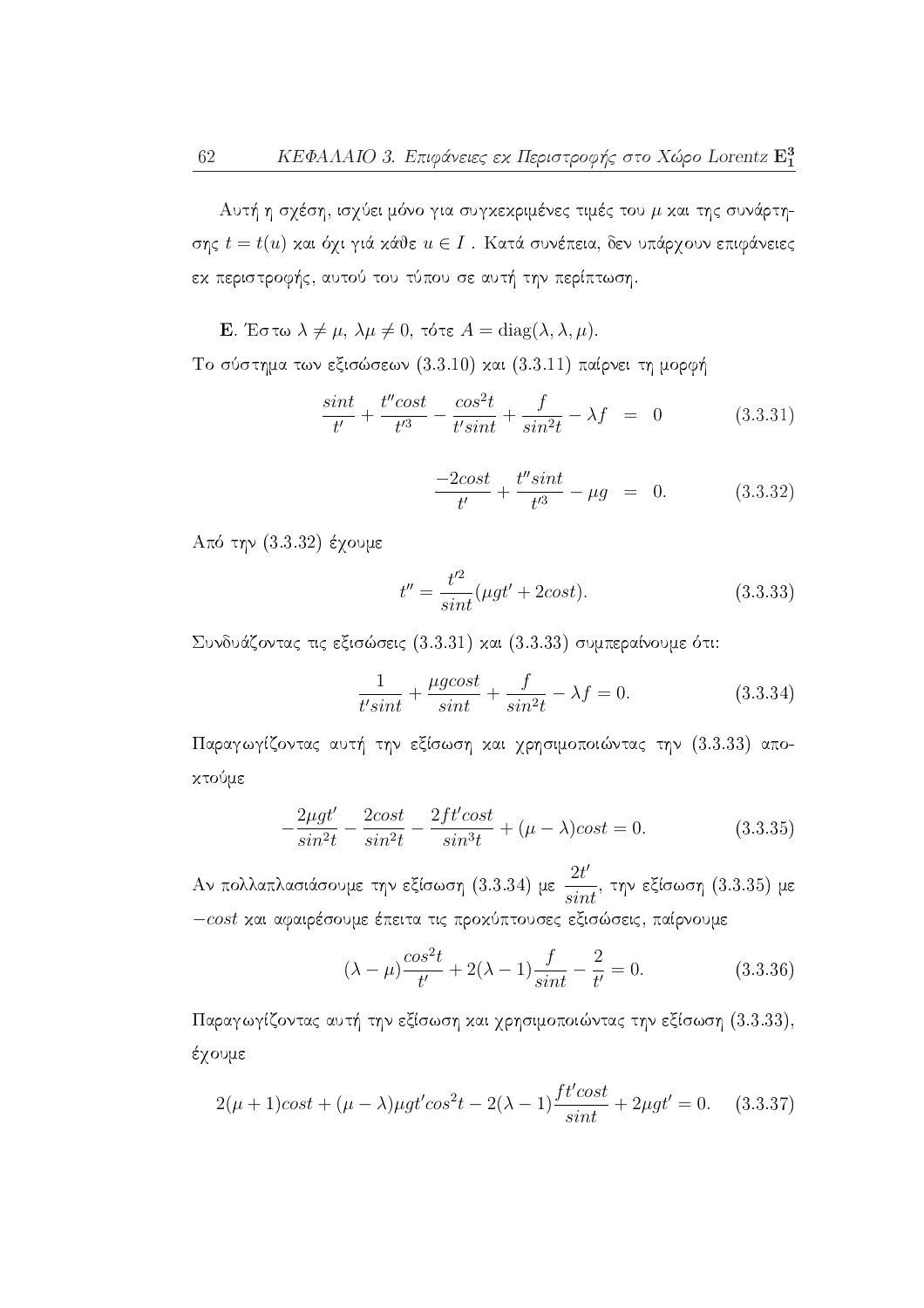Αυτή η σχέση, ισχύει μόνο για συγκεκριμένες τιμές του $\mu$ και της συνάρτησης $t = t(u)$ και όχι γιά κάθε $u \in I$ . Κατά συνέπεια, δεν υπάρχουν επιφάνειες εκ περιστροφής, αυτού του τύπου σε αυτή την περίπτωση.

**E**. Έστω $\lambda \neq \mu$, $\lambda\mu \neq 0$, τότε $A = \mathrm{diag}(\lambda, \lambda, \mu)$.

Το σύστημα των εξισώσεων (3.3.10) και (3.3.11) παίρνει τη μορφή

$$\frac{sint}{t'} + \frac{t''cost}{t'^3} - \frac{cos^2t}{t'sint} + \frac{f}{sin^2t} - \lambda f \;\; = \;\; 0 \qquad (3.3.31)$$

$$\frac{-2cost}{t'} + \frac{t''sint}{t'^3} - \mu g \;\; = \;\; 0. \qquad (3.3.32)$$

Από την (3.3.32) έχουμε

$$t'' = \frac{t'^2}{sint}(\mu g t' + 2cost). \qquad (3.3.33)$$

Συνδυάζοντας τις εξισώσεις (3.3.31) και (3.3.33) συμπεραίνουμε ότι:

$$\frac{1}{t'sint} + \frac{\mu g cost}{sint} + \frac{f}{sin^2t} - \lambda f = 0. \qquad (3.3.34)$$

Παραγωγίζοντας αυτή την εξίσωση και χρησιμοποιώντας την (3.3.33) αποκτούμε

$$-\frac{2\mu g t'}{sin^2t} - \frac{2cost}{sin^2t} - \frac{2ft'cost}{sin^3t} + (\mu - \lambda)cost = 0. \qquad (3.3.35)$$

Αν πολλαπλασιάσουμε την εξίσωση (3.3.34) με $\dfrac{2t'}{sint}$, την εξίσωση (3.3.35) με $-cost$ και αφαιρέσουμε έπειτα τις προκύπτουσες εξισώσεις, παίρνουμε

$$(\lambda - \mu)\frac{cos^2t}{t'} + 2(\lambda - 1)\frac{f}{sint} - \frac{2}{t'} = 0. \qquad (3.3.36)$$

Παραγωγίζοντας αυτή την εξίσωση και χρησιμοποιώντας την εξίσωση (3.3.33), έχουμε

$$2(\mu + 1)cost + (\mu - \lambda)\mu g t' cos^2t - 2(\lambda - 1)\frac{ft'cost}{sint} + 2\mu g t' = 0. \qquad (3.3.37)$$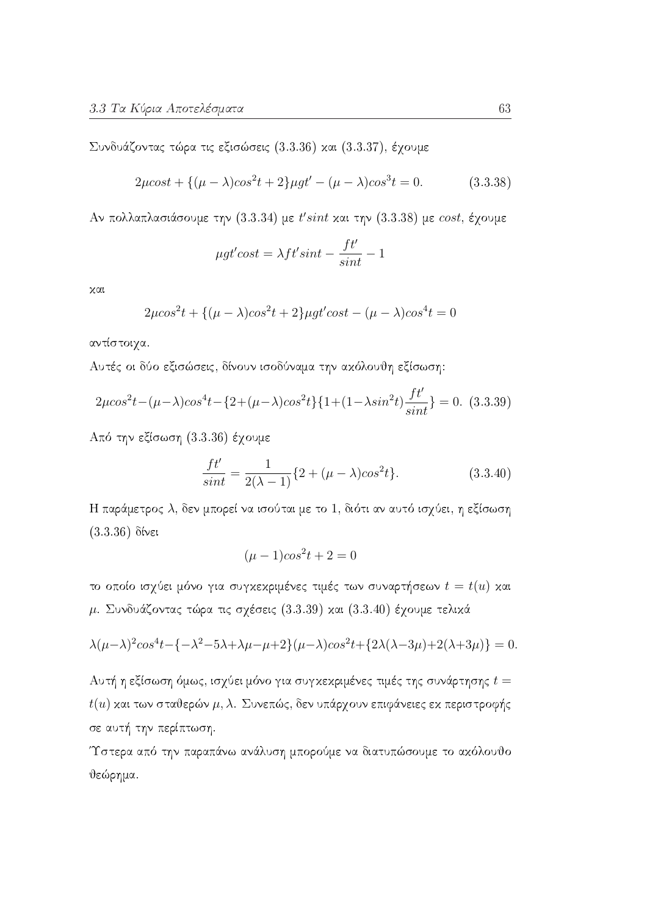Συνδυάζοντας τώρα τις εξισώσεις (3.3.36) και (3.3.37), έχουμε

$$2\mu cost + \{(\mu - \lambda)cos^2t + 2\}\mu gt' - (\mu - \lambda)cos^3t = 0. \tag{3.3.38}$$

Αν πολλαπλασιάσουμε την (3.3.34) με $t'sint$ και την (3.3.38) με $cost$, έχουμε

$$\mu gt'cost = \lambda ft'sint - \frac{ft'}{sint} - 1$$

και

$$2\mu cos^2t + \{(\mu - \lambda)cos^2t + 2\}\mu gt'cost - (\mu - \lambda)cos^4t = 0$$

αντίστοιχα.

Αυτές οι δύο εξισώσεις, δίνουν ισοδύναμα την ακόλουθη εξίσωση:

$$2\mu cos^2t - (\mu - \lambda)cos^4t - \{2 + (\mu - \lambda)cos^2t\}\{1 + (1 - \lambda sin^2t)\frac{ft'}{sint}\} = 0. \tag{3.3.39}$$

Από την εξίσωση (3.3.36) έχουμε

$$\frac{ft'}{sint} = \frac{1}{2(\lambda - 1)}\{2 + (\mu - \lambda)cos^2t\}. \tag{3.3.40}$$

Η παράμετρος $\lambda$, δεν μπορεί να ισούται με το 1, διότι αν αυτό ισχύει, η εξίσωση (3.3.36) δίνει

$$(\mu - 1)cos^2t + 2 = 0$$

το οποίο ισχύει μόνο για συγκεκριμένες τιμές των συναρτήσεων $t = t(u)$ και $\mu$. Συνδυάζοντας τώρα τις σχέσεις (3.3.39) και (3.3.40) έχουμε τελικά

$$\lambda(\mu - \lambda)^2cos^4t - \{-\lambda^2 - 5\lambda + \lambda\mu - \mu + 2\}(\mu - \lambda)cos^2t + \{2\lambda(\lambda - 3\mu) + 2(\lambda + 3\mu)\} = 0.$$

Αυτή η εξίσωση όμως, ισχύει μόνο για συγκεκριμένες τιμές της συνάρτησης $t = t(u)$ και των σταθερών $\mu, \lambda$. Συνεπώς, δεν υπάρχουν επιφάνειες εκ περιστροφής σε αυτή την περίπτωση.

Ύστερα από την παραπάνω ανάλυση μπορούμε να διατυπώσουμε το ακόλουθο θεώρημα.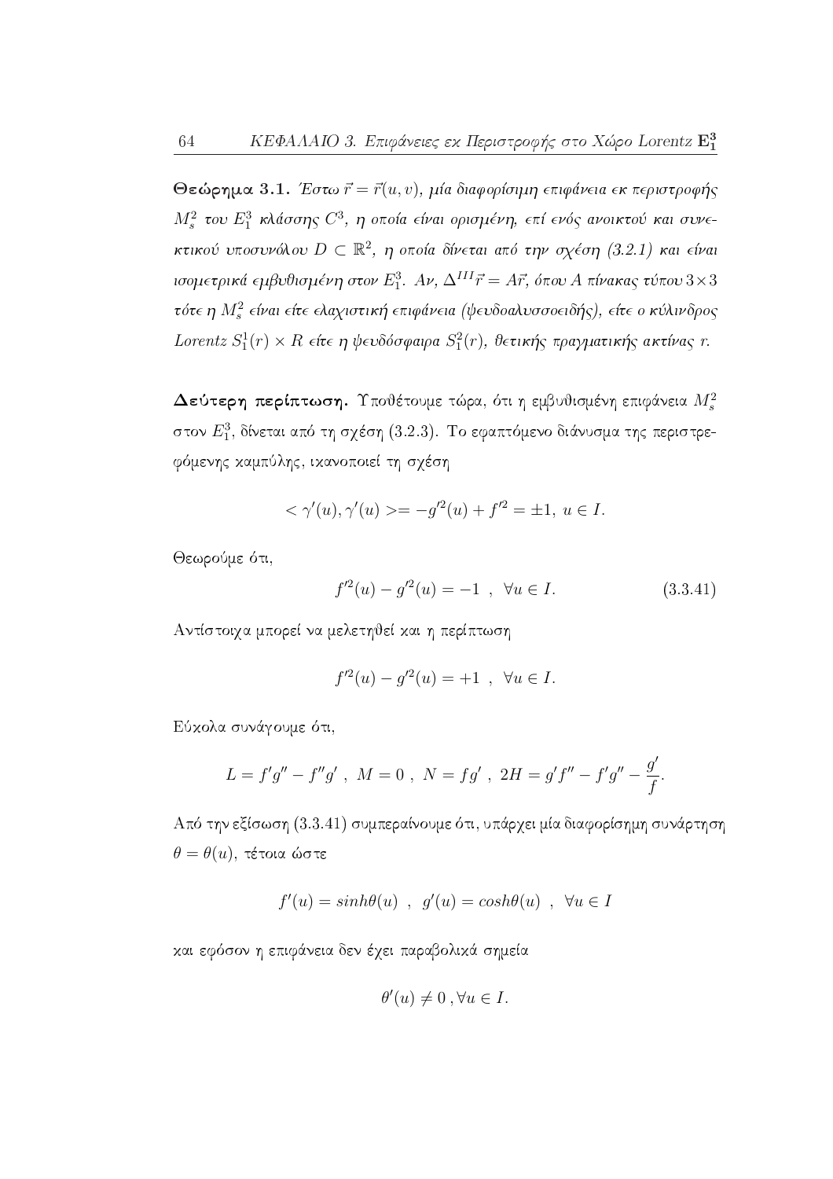**Θεώρημα 3.1.** *Έστω $\vec{r} = \vec{r}(u,v)$, μία διαφορίσιμη επιφάνεια εκ περιστροφής $M_s^2$ του $E_1^3$ κλάσσης $C^3$, η οποία είναι ορισμένη, επί ενός ανοικτού και συνεκτικού υποσυνόλου $D \subset \mathbb{R}^2$, η οποία δίνεται από την σχέση (3.2.1) και είναι ισομετρικά εμβυθισμένη στον $E_1^3$. Αν, $\Delta^{III}\vec{r} = A\vec{r}$, όπου $A$ πίνακας τύπου $3\times 3$ τότε η $M_s^2$ είναι είτε ελαχιστική επιφάνεια (ψευδοαλυσσοειδής), είτε ο κύλινδρος Lorentz $S_1^1(r) \times R$ είτε η ψευδόσφαιρα $S_1^2(r)$, θετικής πραγματικής ακτίνας $r$.*

**Δεύτερη περίπτωση.** Υποθέτουμε τώρα, ότι η εμβυθισμένη επιφάνεια $M_s^2$ στον $E_1^3$, δίνεται από τη σχέση (3.2.3). Το εφαπτόμενο διάνυσμα της περιστρεφόμενης καμπύλης, ικανοποιεί τη σχέση

$$< \gamma'(u), \gamma'(u) >= -g'^2(u) + f'^2 = \pm 1, \; u \in I.$$

Θεωρούμε ότι,

$$f'^2(u) - g'^2(u) = -1 \;\; , \;\; \forall u \in I. \tag{3.3.41}$$

Αντίστοιχα μπορεί να μελετηθεί και η περίπτωση

$$f'^2(u) - g'^2(u) = +1 \;\; , \;\; \forall u \in I.$$

Εύκολα συνάγουμε ότι,

$$L = f'g'' - f''g' \; , \; M = 0 \; , \; N = fg' \; , \; 2H = g'f'' - f'g'' - \frac{g'}{f}.$$

Από την εξίσωση (3.3.41) συμπεραίνουμε ότι, υπάρχει μία διαφορίσημη συνάρτηση $\theta = \theta(u)$, τέτοια ώστε

$$f'(u) = sinh\theta(u) \;\; , \;\; g'(u) = cosh\theta(u) \;\; , \;\; \forall u \in I$$

και εφόσον η επιφάνεια δεν έχει παραβολικά σημεία

$$\theta'(u) \neq 0 \, , \forall u \in I.$$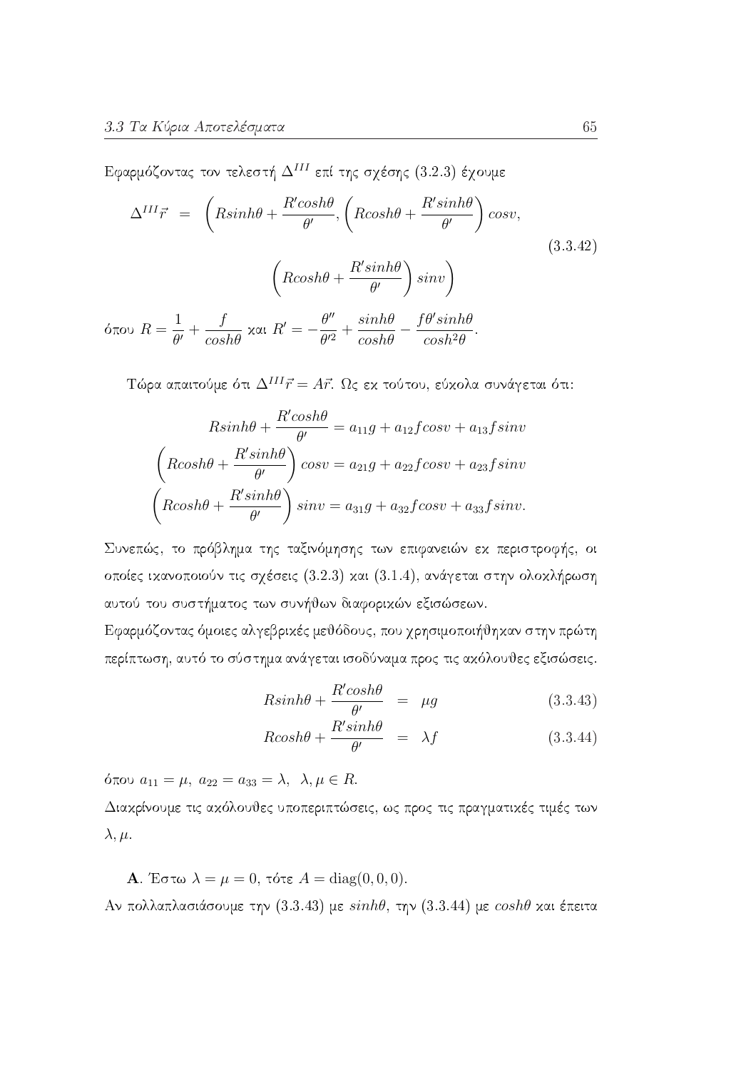Εφαρμόζοντας τον τελεστή $\Delta^{III}$ επί της σχέσης (3.2.3) έχουμε

$$\Delta^{III}\vec{r} = \left(Rsinh\theta + \frac{R'cosh\theta}{\theta'}, \left(Rcosh\theta + \frac{R'sinh\theta}{\theta'}\right)cosv, \left(Rcosh\theta + \frac{R'sinh\theta}{\theta'}\right)sinv\right) \tag{3.3.42}$$

όπου $R = \dfrac{1}{\theta'} + \dfrac{f}{cosh\theta}$ και $R' = -\dfrac{\theta''}{\theta'^2} + \dfrac{sinh\theta}{cosh\theta} - \dfrac{f\theta' sinh\theta}{cosh^2\theta}$.

Τώρα απαιτούμε ότι $\Delta^{III}\vec{r} = A\vec{r}$. Ως εκ τούτου, εύκολα συνάγεται ότι:

$$Rsinh\theta + \frac{R'cosh\theta}{\theta'} = a_{11}g + a_{12}fcosv + a_{13}fsinv$$

$$\left(Rcosh\theta + \frac{R'sinh\theta}{\theta'}\right)cosv = a_{21}g + a_{22}fcosv + a_{23}fsinv$$

$$\left(Rcosh\theta + \frac{R'sinh\theta}{\theta'}\right)sinv = a_{31}g + a_{32}fcosv + a_{33}fsinv.$$

Συνεπώς, το πρόβλημα της ταξινόμησης των επιφανειών εκ περιστροφής, οι οποίες ικανοποιούν τις σχέσεις (3.2.3) και (3.1.4), ανάγεται στην ολοκλήρωση αυτού του συστήματος των συνήθων διαφορικών εξισώσεων.
Εφαρμόζοντας όμοιες αλγεβρικές μεθόδους, που χρησιμοποιήθηκαν στην πρώτη περίπτωση, αυτό το σύστημα ανάγεται ισοδύναμα προς τις ακόλουθες εξισώσεις.

$$Rsinh\theta + \frac{R'cosh\theta}{\theta'} = \mu g \tag{3.3.43}$$

$$Rcosh\theta + \frac{R'sinh\theta}{\theta'} = \lambda f \tag{3.3.44}$$

όπου $a_{11} = \mu,\ a_{22} = a_{33} = \lambda,\ \ \lambda, \mu \in R$.
Διακρίνουμε τις ακόλουθες υποπεριπτώσεις, ως προς τις πραγματικές τιμές των $\lambda, \mu$.

**A**. Έστω $\lambda = \mu = 0$, τότε $A = \text{diag}(0, 0, 0)$.
Αν πολλαπλασιάσουμε την (3.3.43) με $sinh\theta$, την (3.3.44) με $cosh\theta$ και έπειτα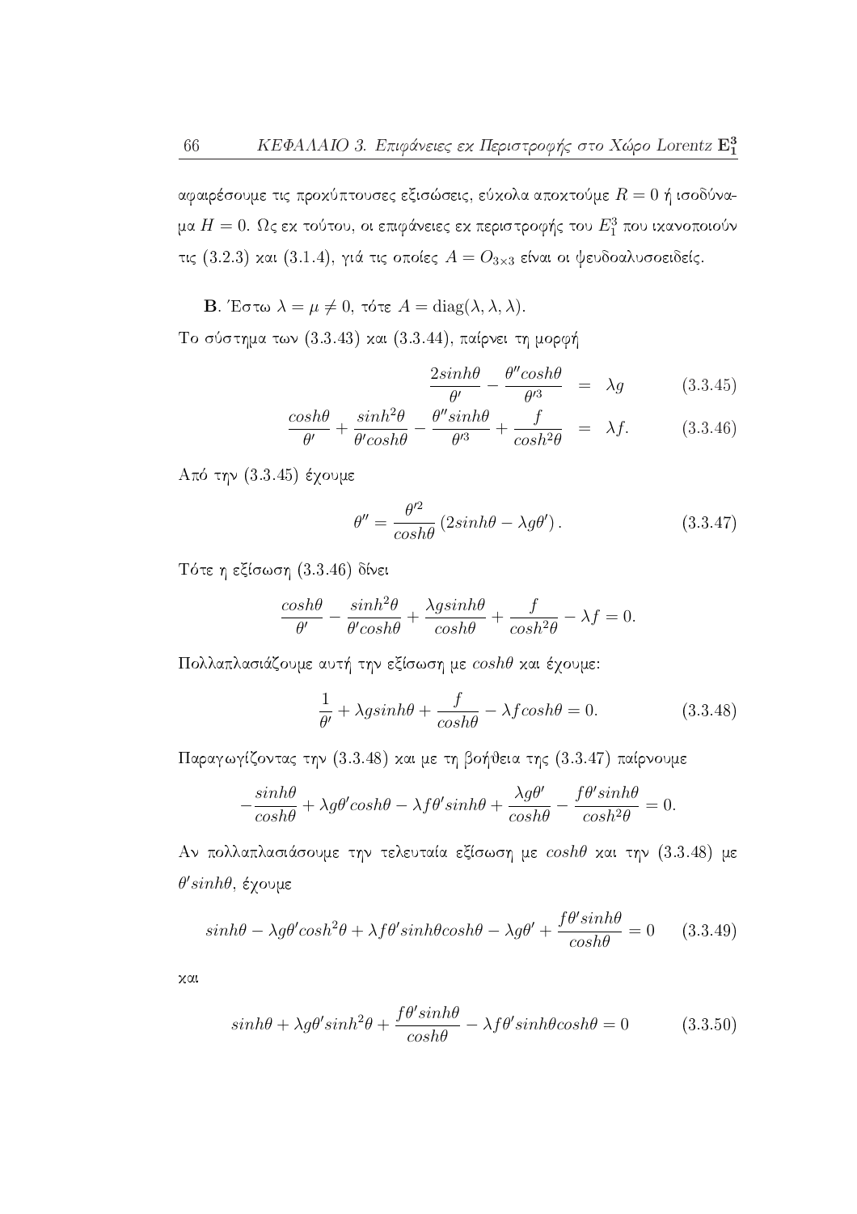αφαιρέσουμε τις προκύπτουσες εξισώσεις, εύκολα αποκτούμε $R = 0$ ή ισοδύναμα $H = 0$. Ως εκ τούτου, οι επιφάνειες εκ περιστροφής του $E_1^3$ που ικανοποιούν τις (3.2.3) και (3.1.4), γιά τις οποίες $A = O_{3\times 3}$ είναι οι ψευδοαλυσοειδείς.

**B**. Έστω $\lambda = \mu \neq 0$, τότε $A = \mathrm{diag}(\lambda, \lambda, \lambda)$.

Το σύστημα των (3.3.43) και (3.3.44), παίρνει τη μορφή

$$\frac{2sinh\theta}{\theta'} - \frac{\theta'' cosh\theta}{\theta'^3} = \lambda g \tag{3.3.45}$$

$$\frac{cosh\theta}{\theta'} + \frac{sinh^2\theta}{\theta' cosh\theta} - \frac{\theta'' sinh\theta}{\theta'^3} + \frac{f}{cosh^2\theta} = \lambda f. \tag{3.3.46}$$

Από την (3.3.45) έχουμε

$$\theta'' = \frac{\theta'^2}{cosh\theta}\left(2sinh\theta - \lambda g\theta'\right). \tag{3.3.47}$$

Τότε η εξίσωση (3.3.46) δίνει

$$\frac{cosh\theta}{\theta'} - \frac{sinh^2\theta}{\theta' cosh\theta} + \frac{\lambda g sinh\theta}{cosh\theta} + \frac{f}{cosh^2\theta} - \lambda f = 0.$$

Πολλαπλασιάζουμε αυτή την εξίσωση με $cosh\theta$ και έχουμε:

$$\frac{1}{\theta'} + \lambda g sinh\theta + \frac{f}{cosh\theta} - \lambda f cosh\theta = 0. \tag{3.3.48}$$

Παραγωγίζοντας την (3.3.48) και με τη βοήθεια της (3.3.47) παίρνουμε

$$-\frac{sinh\theta}{cosh\theta} + \lambda g\theta' cosh\theta - \lambda f\theta' sinh\theta + \frac{\lambda g\theta'}{cosh\theta} - \frac{f\theta' sinh\theta}{cosh^2\theta} = 0.$$

Αν πολλαπλασιάσουμε την τελευταία εξίσωση με $cosh\theta$ και την (3.3.48) με $\theta' sinh\theta$, έχουμε

$$sinh\theta - \lambda g\theta' cosh^2\theta + \lambda f\theta' sinh\theta cosh\theta - \lambda g\theta' + \frac{f\theta' sinh\theta}{cosh\theta} = 0 \tag{3.3.49}$$

και

$$sinh\theta + \lambda g\theta' sinh^2\theta + \frac{f\theta' sinh\theta}{cosh\theta} - \lambda f\theta' sinh\theta cosh\theta = 0 \tag{3.3.50}$$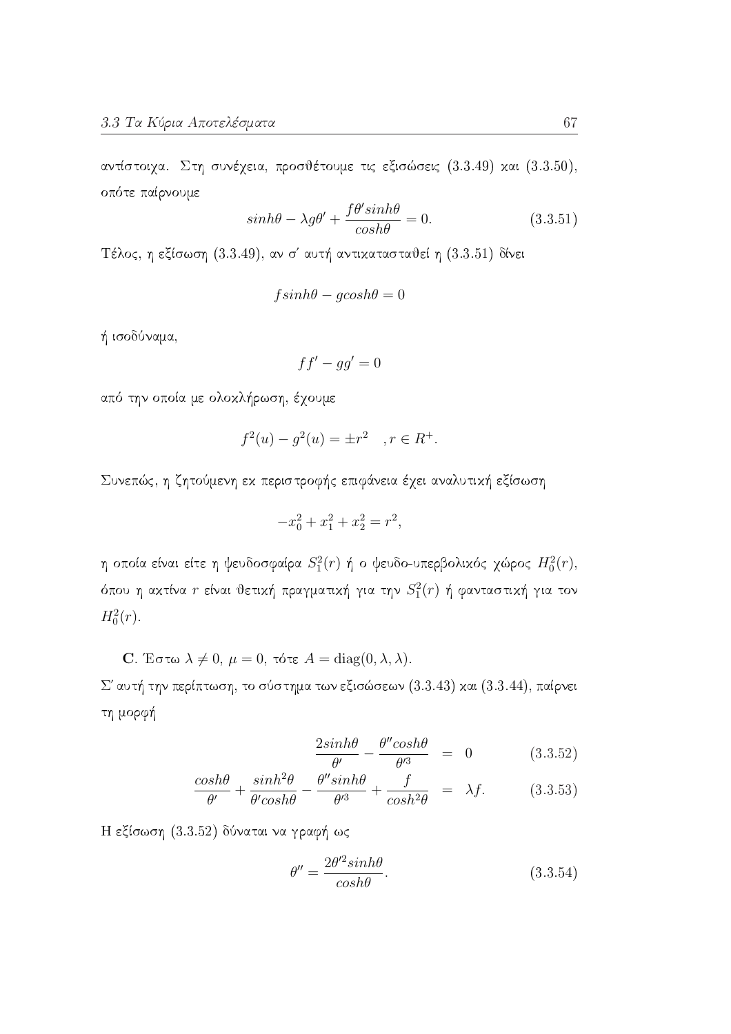αντίστοιχα. Στη συνέχεια, προσθέτουμε τις εξισώσεις (3.3.49) και (3.3.50), οπότε παίρνουμε

$$sinh\theta - \lambda g\theta' + \frac{f\theta' sinh\theta}{cosh\theta} = 0. \tag{3.3.51}$$

Τέλος, η εξίσωση (3.3.49), αν σ' αυτή αντικατασταθεί η (3.3.51) δίνει

$$f sinh\theta - g cosh\theta = 0$$

ή ισοδύναμα,

$$ff' - gg' = 0$$

από την οποία με ολοκλήρωση, έχουμε

$$f^2(u) - g^2(u) = \pm r^2 \quad , r \in R^+.$$

Συνεπώς, η ζητούμενη εκ περιστροφής επιφάνεια έχει αναλυτική εξίσωση

$$-x_0^2 + x_1^2 + x_2^2 = r^2,$$

η οποία είναι είτε η ψευδοσφαίρα $S_1^2(r)$ ή ο ψευδο-υπερβολικός χώρος $H_0^2(r)$, όπου η ακτίνα $r$ είναι θετική πραγματική για την $S_1^2(r)$ ή φανταστική για τον $H_0^2(r)$.

**C**. Έστω $\lambda \neq 0$, $\mu = 0$, τότε $A = \mathrm{diag}(0, \lambda, \lambda)$.

Σ' αυτή την περίπτωση, το σύστημα των εξισώσεων (3.3.43) και (3.3.44), παίρνει τη μορφή

$$\frac{2sinh\theta}{\theta'} - \frac{\theta'' cosh\theta}{\theta'^3} = 0 \tag{3.3.52}$$

$$\frac{cosh\theta}{\theta'} + \frac{sinh^2\theta}{\theta' cosh\theta} - \frac{\theta'' sinh\theta}{\theta'^3} + \frac{f}{cosh^2\theta} = \lambda f. \tag{3.3.53}$$

Η εξίσωση (3.3.52) δύναται να γραφή ως

$$\theta'' = \frac{2\theta'^2 sinh\theta}{cosh\theta}. \tag{3.3.54}$$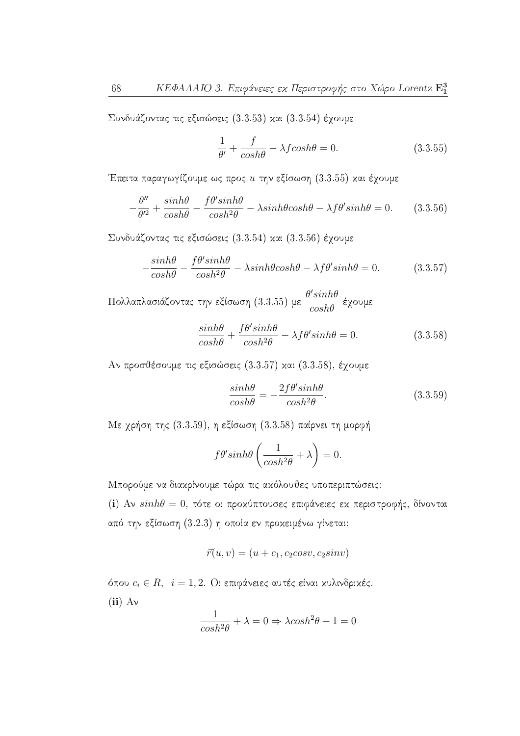Συνδυάζοντας τις εξισώσεις (3.3.53) και (3.3.54) έχουμε

$$\frac{1}{\theta'} + \frac{f}{cosh\theta} - \lambda f cosh\theta = 0. \tag{3.3.55}$$

Έπειτα παραγωγίζουμε ως προς $u$ την εξίσωση (3.3.55) και έχουμε

$$-\frac{\theta''}{\theta'^2} + \frac{sinh\theta}{cosh\theta} - \frac{f\theta' sinh\theta}{cosh^2\theta} - \lambda sinh\theta cosh\theta - \lambda f\theta' sinh\theta = 0. \tag{3.3.56}$$

Συνδυάζοντας τις εξισώσεις (3.3.54) και (3.3.56) έχουμε

$$-\frac{sinh\theta}{cosh\theta} - \frac{f\theta' sinh\theta}{cosh^2\theta} - \lambda sinh\theta cosh\theta - \lambda f\theta' sinh\theta = 0. \tag{3.3.57}$$

Πολλαπλασιάζοντας την εξίσωση (3.3.55) με $\dfrac{\theta' sinh\theta}{cosh\theta}$ έχουμε

$$\frac{sinh\theta}{cosh\theta} + \frac{f\theta' sinh\theta}{cosh^2\theta} - \lambda f\theta' sinh\theta = 0. \tag{3.3.58}$$

Αν προσθέσουμε τις εξισώσεις (3.3.57) και (3.3.58), έχουμε

$$\frac{sinh\theta}{cosh\theta} = -\frac{2f\theta' sinh\theta}{cosh^2\theta}. \tag{3.3.59}$$

Με χρήση της (3.3.59), η εξίσωση (3.3.58) παίρνει τη μορφή

$$f\theta' sinh\theta\left(\frac{1}{cosh^2\theta} + \lambda\right) = 0.$$

Μπορούμε να διακρίνουμε τώρα τις ακόλουθες υποπεριπτώσεις:

**(i)** Αν $sinh\theta = 0$, τότε οι προκύπτουσες επιφάνειες εκ περιστροφής, δίνονται από την εξίσωση (3.2.3) η οποία εν προκειμένω γίνεται:

$$\vec{r}(u,v) = (u + c_1, c_2 cosv, c_2 sinv)$$

όπου $c_i \in R, \;\; i = 1, 2$. Οι επιφάνειες αυτές είναι κυλινδρικές.

**(ii)** Αν

$$\frac{1}{cosh^2\theta} + \lambda = 0 \Rightarrow \lambda cosh^2\theta + 1 = 0$$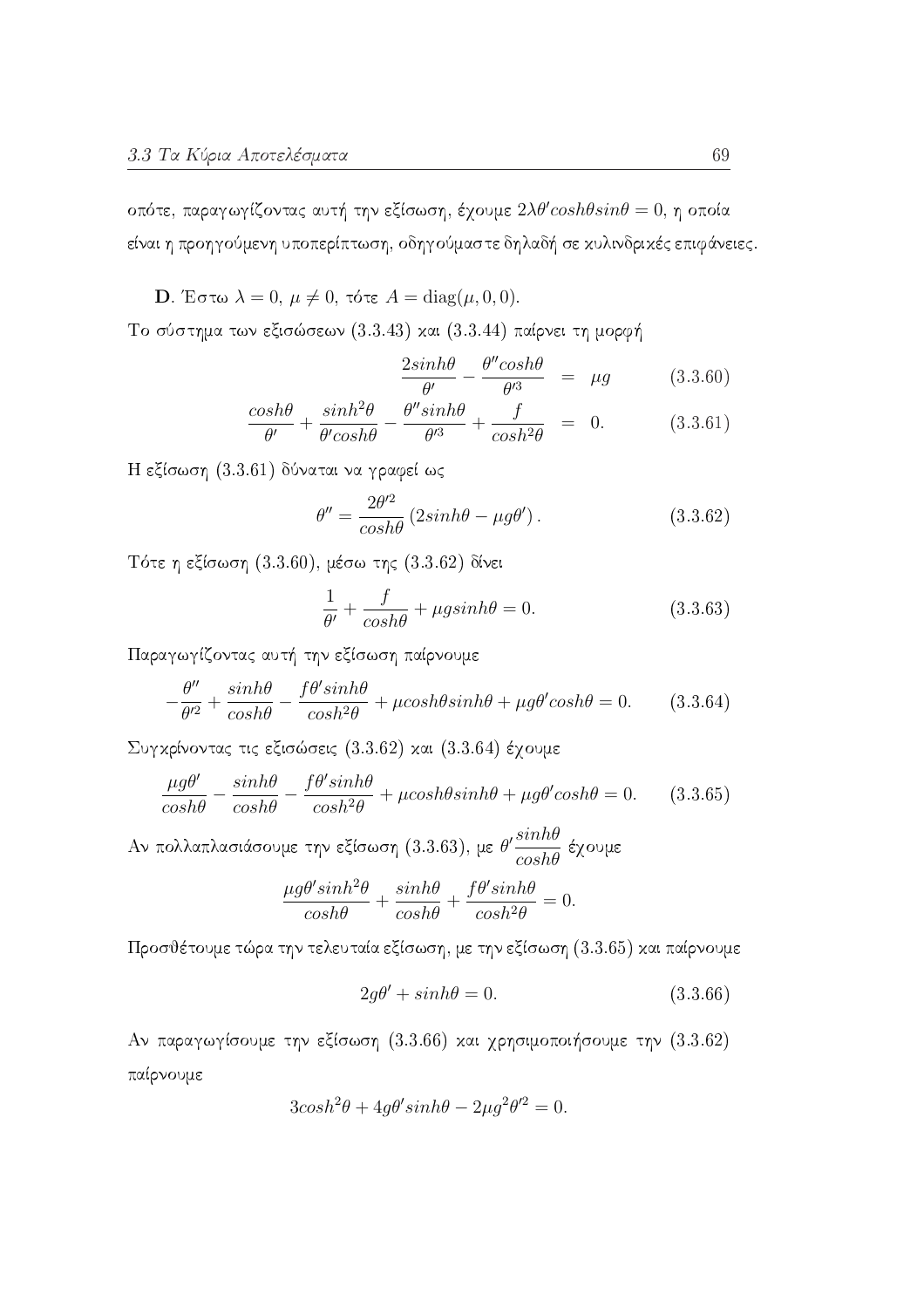οπότε, παραγωγίζοντας αυτή την εξίσωση, έχουμε $2\lambda\theta' cosh\theta sin\theta = 0$, η οποία είναι η προηγούμενη υποπερίπτωση, οδηγούμαστε δηλαδή σε κυλινδρικές επιφάνειες.

**D**. Έστω $\lambda = 0$, $\mu \neq 0$, τότε $A = \mathrm{diag}(\mu, 0, 0)$.

Το σύστημα των εξισώσεων (3.3.43) και (3.3.44) παίρνει τη μορφή

$$\frac{2sinh\theta}{\theta'} - \frac{\theta'' cosh\theta}{\theta'^3} = \mu g \qquad (3.3.60)$$

$$\frac{cosh\theta}{\theta'} + \frac{sinh^2\theta}{\theta' cosh\theta} - \frac{\theta'' sinh\theta}{\theta'^3} + \frac{f}{cosh^2\theta} = 0. \qquad (3.3.61)$$

Η εξίσωση (3.3.61) δύναται να γραφεί ως

$$\theta'' = \frac{2\theta'^2}{cosh\theta}\left(2sinh\theta - \mu g\theta'\right). \qquad (3.3.62)$$

Τότε η εξίσωση (3.3.60), μέσω της (3.3.62) δίνει

$$\frac{1}{\theta'} + \frac{f}{cosh\theta} + \mu g sinh\theta = 0. \qquad (3.3.63)$$

Παραγωγίζοντας αυτή την εξίσωση παίρνουμε

$$-\frac{\theta''}{\theta'^2} + \frac{sinh\theta}{cosh\theta} - \frac{f\theta' sinh\theta}{cosh^2\theta} + \mu cosh\theta sinh\theta + \mu g\theta' cosh\theta = 0. \qquad (3.3.64)$$

Συγκρίνοντας τις εξισώσεις (3.3.62) και (3.3.64) έχουμε

$$\frac{\mu g\theta'}{cosh\theta} - \frac{sinh\theta}{cosh\theta} - \frac{f\theta' sinh\theta}{cosh^2\theta} + \mu cosh\theta sinh\theta + \mu g\theta' cosh\theta = 0. \qquad (3.3.65)$$

Αν πολλαπλασιάσουμε την εξίσωση (3.3.63), με $\theta'\dfrac{sinh\theta}{cosh\theta}$ έχουμε

$$\frac{\mu g\theta' sinh^2\theta}{cosh\theta} + \frac{sinh\theta}{cosh\theta} + \frac{f\theta' sinh\theta}{cosh^2\theta} = 0.$$

Προσθέτουμε τώρα την τελευταία εξίσωση, με την εξίσωση (3.3.65) και παίρνουμε

$$2g\theta' + sinh\theta = 0. \qquad (3.3.66)$$

Αν παραγωγίσουμε την εξίσωση (3.3.66) και χρησιμοποιήσουμε την (3.3.62) παίρνουμε

$$3cosh^2\theta + 4g\theta' sinh\theta - 2\mu g^2\theta'^2 = 0.$$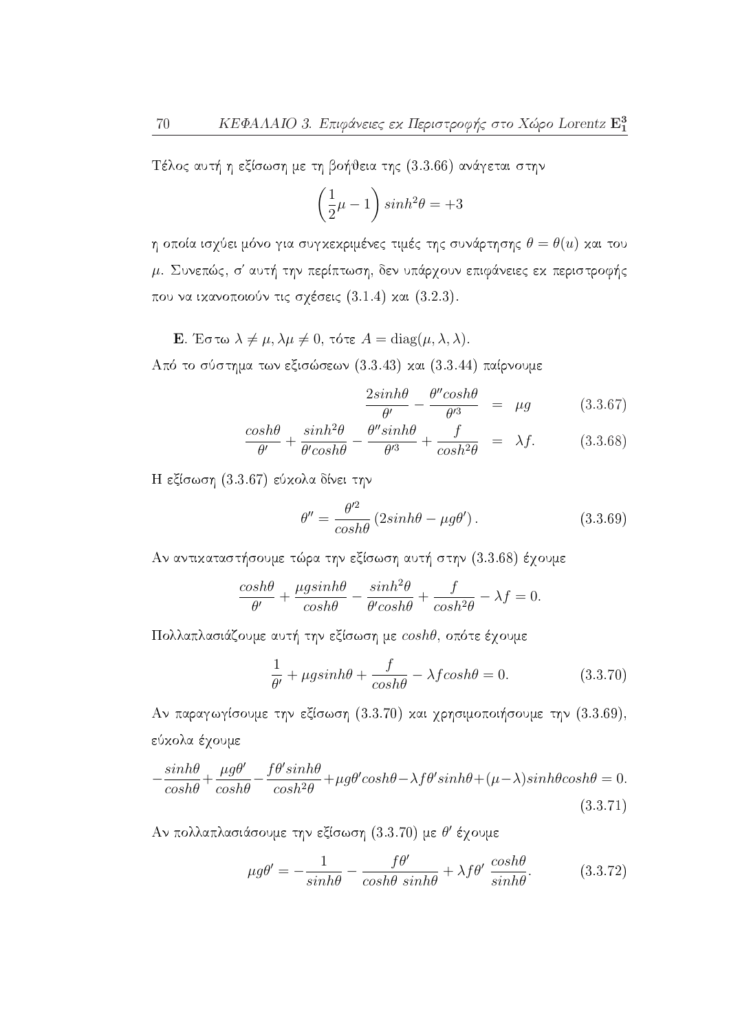Τέλος αυτή η εξίσωση με τη βοήθεια της (3.3.66) ανάγεται στην

$$\left(\frac{1}{2}\mu - 1\right) sinh^2\theta = +3$$

η οποία ισχύει μόνο για συγκεκριμένες τιμές της συνάρτησης $\theta = \theta(u)$ και του $\mu$. Συνεπώς, σ' αυτή την περίπτωση, δεν υπάρχουν επιφάνειες εκ περιστροφής που να ικανοποιούν τις σχέσεις (3.1.4) και (3.2.3).

**Ε**. Έστω $\lambda \neq \mu, \lambda\mu \neq 0$, τότε $A = \text{diag}(\mu, \lambda, \lambda)$.

Από το σύστημα των εξισώσεων (3.3.43) και (3.3.44) παίρνουμε

$$\frac{2sinh\theta}{\theta'} - \frac{\theta'' cosh\theta}{\theta'^3} = \mu g \qquad (3.3.67)$$

$$\frac{cosh\theta}{\theta'} + \frac{sinh^2\theta}{\theta' cosh\theta} - \frac{\theta'' sinh\theta}{\theta'^3} + \frac{f}{cosh^2\theta} = \lambda f. \qquad (3.3.68)$$

Η εξίσωση (3.3.67) εύκολα δίνει την

$$\theta'' = \frac{\theta'^2}{cosh\theta}\left(2sinh\theta - \mu g\theta'\right). \qquad (3.3.69)$$

Αν αντικαταστήσουμε τώρα την εξίσωση αυτή στην (3.3.68) έχουμε

$$\frac{cosh\theta}{\theta'} + \frac{\mu g sinh\theta}{cosh\theta} - \frac{sinh^2\theta}{\theta' cosh\theta} + \frac{f}{cosh^2\theta} - \lambda f = 0.$$

Πολλαπλασιάζουμε αυτή την εξίσωση με $cosh\theta$, οπότε έχουμε

$$\frac{1}{\theta'} + \mu g sinh\theta + \frac{f}{cosh\theta} - \lambda f cosh\theta = 0. \qquad (3.3.70)$$

Αν παραγωγίσουμε την εξίσωση (3.3.70) και χρησιμοποιήσουμε την (3.3.69), εύκολα έχουμε

$$-\frac{sinh\theta}{cosh\theta} + \frac{\mu g\theta'}{cosh\theta} - \frac{f\theta' sinh\theta}{cosh^2\theta} + \mu g\theta' cosh\theta - \lambda f\theta' sinh\theta + (\mu - \lambda) sinh\theta cosh\theta = 0. \qquad (3.3.71)$$

Αν πολλαπλασιάσουμε την εξίσωση (3.3.70) με $\theta'$ έχουμε

$$\mu g\theta' = -\frac{1}{sinh\theta} - \frac{f\theta'}{cosh\theta \ sinh\theta} + \lambda f\theta' \ \frac{cosh\theta}{sinh\theta}. \qquad (3.3.72)$$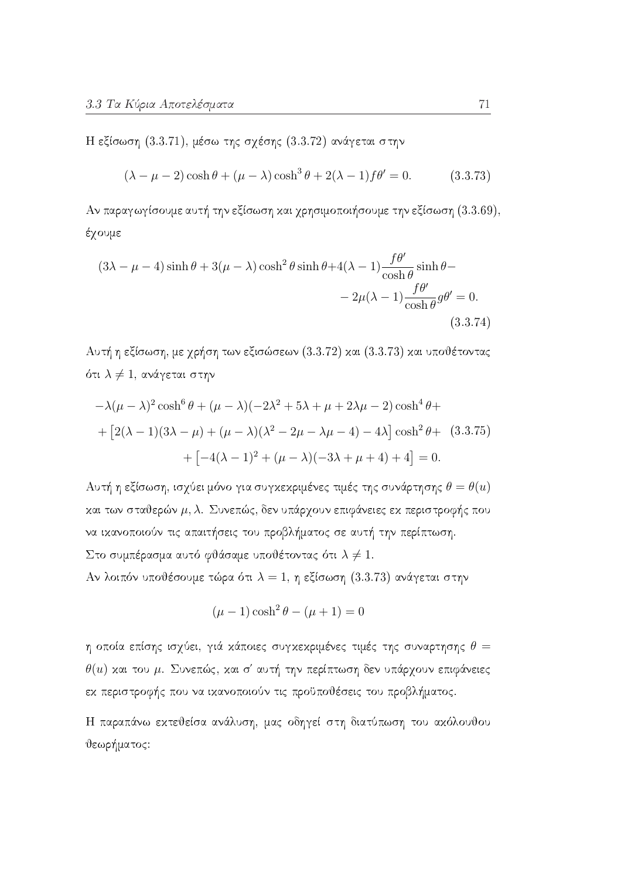Η εξίσωση (3.3.71), μέσω της σχέσης (3.3.72) ανάγεται στην

$$(\lambda - \mu - 2)\cosh\theta + (\mu - \lambda)\cosh^3\theta + 2(\lambda - 1)f\theta' = 0. \tag{3.3.73}$$

Αν παραγωγίσουμε αυτή την εξίσωση και χρησιμοποιήσουμε την εξίσωση (3.3.69), έχουμε

$$\begin{aligned}(3\lambda - \mu - 4)\sinh\theta + 3(\mu - \lambda)\cosh^2\theta\sinh\theta + 4(\lambda - 1)\frac{f\theta'}{\cosh\theta}\sinh\theta - \\ - 2\mu(\lambda - 1)\frac{f\theta'}{\cosh\theta}g\theta' = 0.\end{aligned} \tag{3.3.74}$$

Αυτή η εξίσωση, με χρήση των εξισώσεων (3.3.72) και (3.3.73) και υποθέτοντας ότι $\lambda \neq 1$, ανάγεται στην

$$\begin{aligned}-\lambda(\mu - \lambda)^2\cosh^6\theta + (\mu - \lambda)(-2\lambda^2 + 5\lambda + \mu + 2\lambda\mu - 2)\cosh^4\theta + \\ + \left[2(\lambda - 1)(3\lambda - \mu) + (\mu - \lambda)(\lambda^2 - 2\mu - \lambda\mu - 4) - 4\lambda\right]\cosh^2\theta + \\ + \left[-4(\lambda - 1)^2 + (\mu - \lambda)(-3\lambda + \mu + 4) + 4\right] = 0.\end{aligned} \tag{3.3.75}$$

Αυτή η εξίσωση, ισχύει μόνο για συγκεκριμένες τιμές της συνάρτησης $\theta = \theta(u)$ και των σταθερών $\mu, \lambda$. Συνεπώς, δεν υπάρχουν επιφάνειες εκ περιστροφής που να ικανοποιούν τις απαιτήσεις του προβλήματος σε αυτή την περίπτωση.
Στο συμπέρασμα αυτό φθάσαμε υποθέτοντας ότι $\lambda \neq 1$.
Αν λοιπόν υποθέσουμε τώρα ότι $\lambda = 1$, η εξίσωση (3.3.73) ανάγεται στην

$$(\mu - 1)\cosh^2\theta - (\mu + 1) = 0$$

η οποία επίσης ισχύει, γιά κάποιες συγκεκριμένες τιμές της συναρτησης $\theta = \theta(u)$ και του $\mu$. Συνεπώς, και σ' αυτή την περίπτωση δεν υπάρχουν επιφάνειες εκ περιστροφής που να ικανοποιούν τις προϋποθέσεις του προβλήματος.

Η παραπάνω εκτεθείσα ανάλυση, μας οδηγεί στη διατύπωση του ακόλουθου θεωρήματος: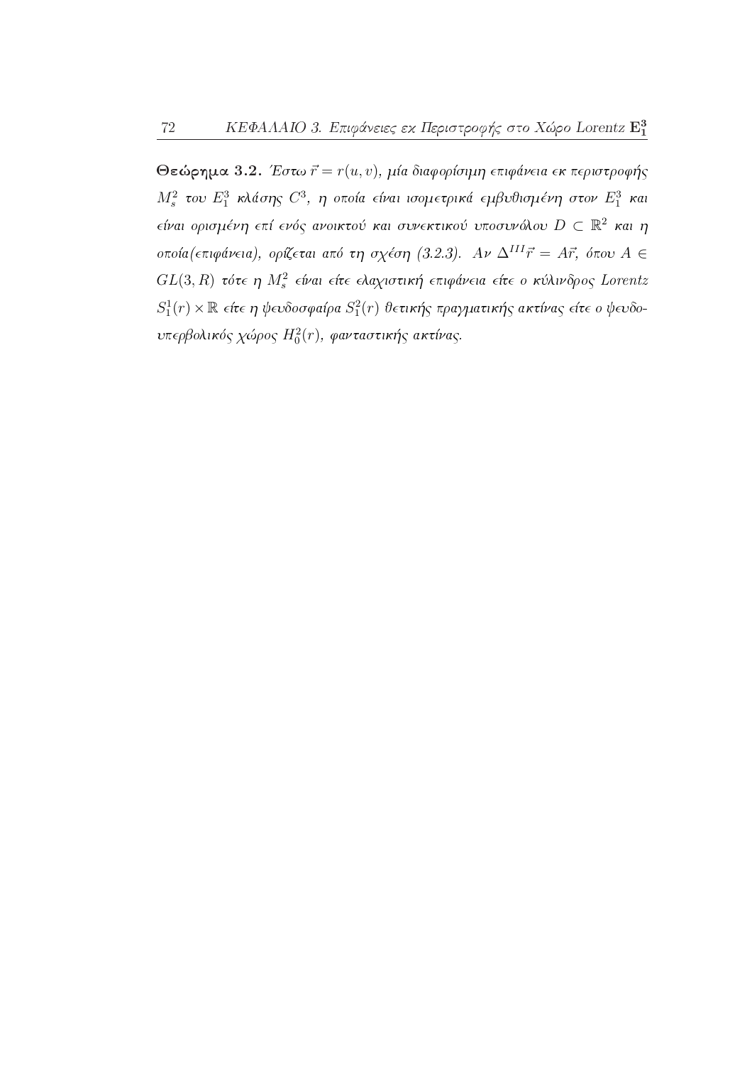**Θεώρημα 3.2.** *Έστω $\vec{r} = r(u, v)$, μία διαφορίσιμη επιφάνεια εκ περιστροφής $M_s^2$ του $E_1^3$ κλάσης $C^3$, η οποία είναι ισομετρικά εμβυθισμένη στον $E_1^3$ και είναι ορισμένη επί ενός ανοικτού και συνεκτικού υποσυνόλου $D \subset \mathbb{R}^2$ και η οποία(επιφάνεια), ορίζεται από τη σχέση (3.2.3). Αν $\Delta^{III}\vec{r} = A\vec{r}$, όπου $A \in GL(3, R)$ τότε η $M_s^2$ είναι είτε ελαχιστική επιφάνεια είτε ο κύλινδρος Lorentz $S_1^1(r) \times \mathbb{R}$ είτε η ψευδοσφαίρα $S_1^2(r)$ θετικής πραγματικής ακτίνας είτε ο ψευδο-υπερβολικός χώρος $H_0^2(r)$, φανταστικής ακτίνας.*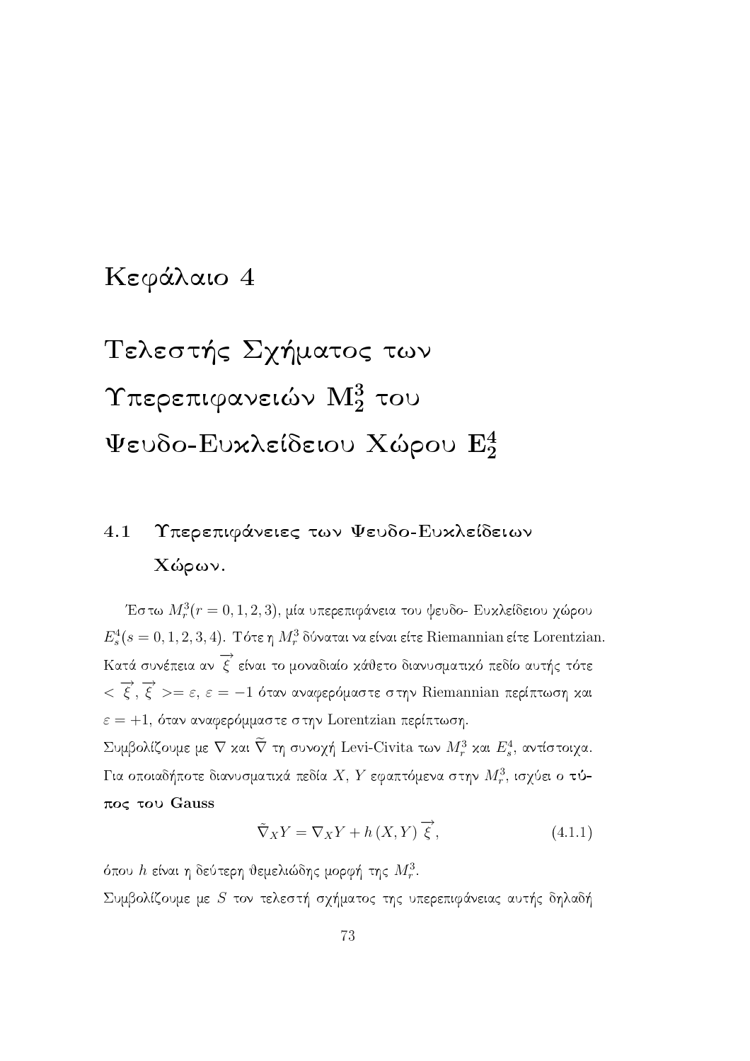# Κεφάλαιο 4

# Τελεστής Σχήματος των Υπερεπιφανειών $\mathbf{M_2^3}$ του Ψευδο-Ευκλείδειου Χώρου $\mathbf{E_2^4}$

## 4.1 Υπερεπιφάνειες των Ψευδο-Ευκλείδειων Χώρων.

Έστω $M_r^3(r = 0, 1, 2, 3)$, μία υπερεπιφάνεια του ψευδο- Ευκλείδειου χώρου $E_s^4(s = 0, 1, 2, 3, 4)$. Τότε η $M_r^3$ δύναται να είναι είτε Riemannian είτε Lorentzian. Κατά συνέπεια αν $\overrightarrow{\xi}$ είναι το μοναδιαίο κάθετο διανυσματικό πεδίο αυτής τότε $< \overrightarrow{\xi}, \overrightarrow{\xi} >= \varepsilon$, $\varepsilon = -1$ όταν αναφερόμαστε στην Riemannian περίπτωση και $\varepsilon = +1$, όταν αναφερόμμαστε στην Lorentzian περίπτωση.

Συμβολίζουμε με $\nabla$ και $\widetilde{\nabla}$ τη συνοχή Levi-Civita των $M_r^3$ και $E_s^4$, αντίστοιχα. Για οποιαδήποτε διανυσματικά πεδία $X$, $Y$ εφαπτόμενα στην $M_r^3$, ισχύει ο **τύπος του Gauss**

$$\tilde{\nabla}_X Y = \nabla_X Y + h\left(X, Y\right) \overrightarrow{\xi}, \tag{4.1.1}$$

όπου $h$ είναι η δεύτερη θεμελιώδης μορφή της $M_r^3$.

Συμβολίζουμε με $S$ τον τελεστή σχήματος της υπερεπιφάνειας αυτής δηλαδή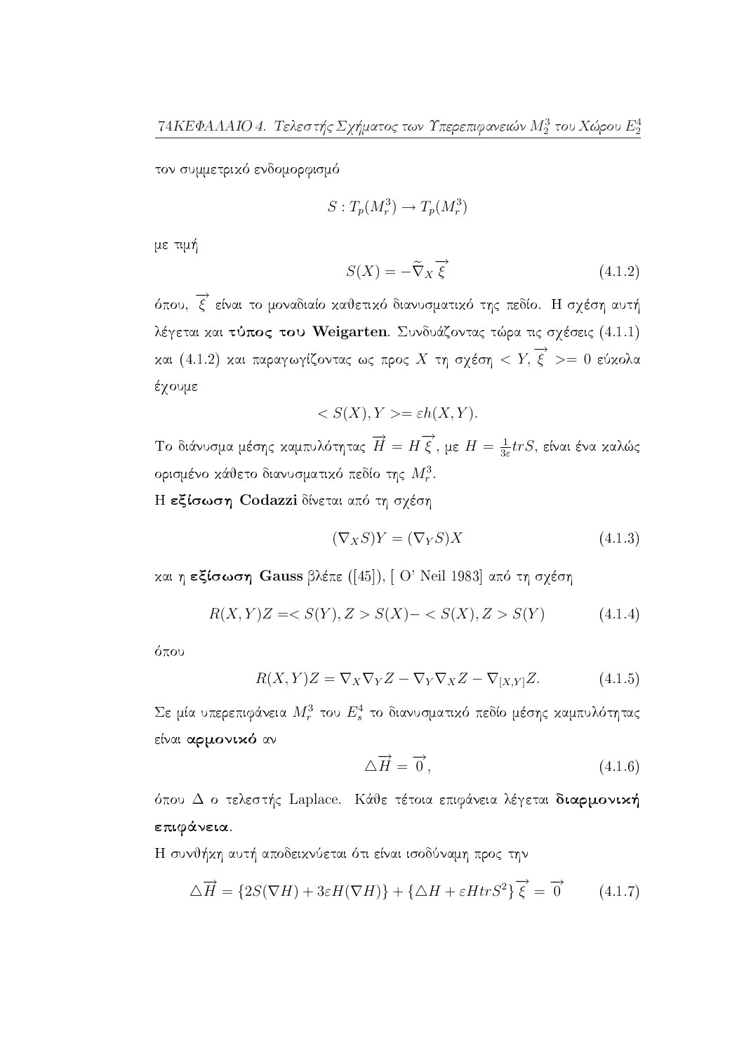τον συμμετρικό ενδομορφισμό

$$S : T_p(M_r^3) \to T_p(M_r^3)$$

με τιμή

$$S(X) = -\widetilde{\nabla}_X \overrightarrow{\xi} \tag{4.1.2}$$

όπου, $\overrightarrow{\xi}$ είναι το μοναδιαίο καθετικό διανυσματικό της πεδίο. Η σχέση αυτή λέγεται και **τύπος του Weigarten**. Συνδυάζοντας τώρα τις σχέσεις (4.1.1) και (4.1.2) και παραγωγίζοντας ως προς $X$ τη σχέση $< Y, \overrightarrow{\xi} >= 0$ εύκολα έχουμε

$$< S(X), Y >= \varepsilon h(X, Y).$$

Το διάνυσμα μέσης καμπυλότητας $\overrightarrow{H} = H\overrightarrow{\xi}$, με $H = \frac{1}{3\varepsilon} trS$, είναι ένα καλώς ορισμένο κάθετο διανυσματικό πεδίο της $M_r^3$.

Η **εξίσωση Codazzi** δίνεται από τη σχέση

$$(\nabla_X S)Y = (\nabla_Y S)X \tag{4.1.3}$$

και η **εξίσωση Gauss** βλέπε ([45]), [ O' Neil 1983] από τη σχέση

$$R(X, Y)Z =< S(Y), Z > S(X)- < S(X), Z > S(Y) \tag{4.1.4}$$

όπου

$$R(X, Y)Z = \nabla_X \nabla_Y Z - \nabla_Y \nabla_X Z - \nabla_{[X,Y]} Z. \tag{4.1.5}$$

Σε μία υπερεπιφάνεια $M_r^3$ του $E_s^4$ το διανυσματικό πεδίο μέσης καμπυλότητας είναι **αρμονικό** αν

$$\triangle \overrightarrow{H} = \overrightarrow{0}, \tag{4.1.6}$$

όπου $\Delta$ ο τελεστής Laplace. Κάθε τέτοια επιφάνεια λέγεται **διαρμονική επιφάνεια**.

Η συνθήκη αυτή αποδεικνύεται ότι είναι ισοδύναμη προς την

$$\triangle \overrightarrow{H} = \{2S(\nabla H) + 3\varepsilon H(\nabla H)\} + \{\triangle H + \varepsilon H trS^2\} \overrightarrow{\xi} = \overrightarrow{0} \tag{4.1.7}$$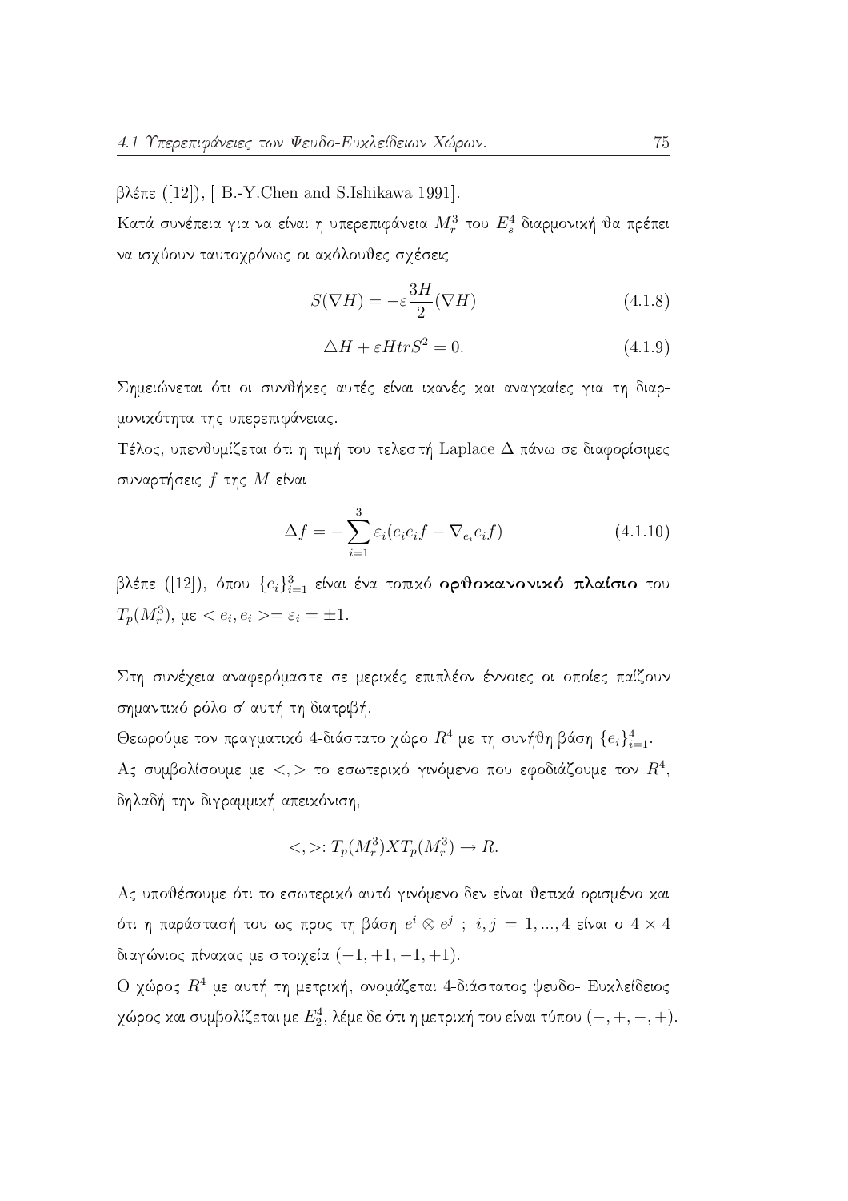βλέπε ([12]), [ B.-Y.Chen and S.Ishikawa 1991].

Κατά συνέπεια για να είναι η υπερεπιφάνεια $M_r^3$ του $E_s^4$ διαρμονική θα πρέπει να ισχύουν ταυτοχρόνως οι ακόλουθες σχέσεις

$$S(\nabla H) = -\varepsilon \frac{3H}{2}(\nabla H) \tag{4.1.8}$$

$$\triangle H + \varepsilon H tr S^2 = 0. \tag{4.1.9}$$

Σημειώνεται ότι οι συνθήκες αυτές είναι ικανές και αναγκαίες για τη διαρμονικότητα της υπερεπιφάνειας.

Τέλος, υπενθυμίζεται ότι η τιμή του τελεστή Laplace $\Delta$ πάνω σε διαφορίσιμες συναρτήσεις $f$ της $M$ είναι

$$\Delta f = -\sum_{i=1}^{3} \varepsilon_i (e_i e_i f - \nabla_{e_i} e_i f) \tag{4.1.10}$$

βλέπε ([12]), όπου $\{e_i\}_{i=1}^3$ είναι ένα τοπικό **ορθοκανονικό πλαίσιο** του $T_p(M_r^3)$, με $< e_i, e_i >= \varepsilon_i = \pm 1$.

Στη συνέχεια αναφερόμαστε σε μερικές επιπλέον έννοιες οι οποίες παίζουν σημαντικό ρόλο σ' αυτή τη διατριβή.

Θεωρούμε τον πραγματικό 4-διάστατο χώρο $R^4$ με τη συνήθη βάση $\{e_i\}_{i=1}^4$.

Ας συμβολίσουμε με $<,>$ το εσωτερικό γινόμενο που εφοδιάζουμε τον $R^4$, δηλαδή την διγραμμική απεικόνιση,

$$<,>: T_p(M_r^3) X T_p(M_r^3) \rightarrow R.$$

Ας υποθέσουμε ότι το εσωτερικό αυτό γινόμενο δεν είναι θετικά ορισμένο και ότι η παράστασή του ως προς τη βάση $e^i \otimes e^j$ ; $i, j = 1, ..., 4$ είναι ο $4 \times 4$ διαγώνιος πίνακας με στοιχεία $(-1, +1, -1, +1)$.

Ο χώρος $R^4$ με αυτή τη μετρική, ονομάζεται 4-διάστατος ψευδο- Ευκλείδειος χώρος και συμβολίζεται με $E_2^4$, λέμε δε ότι η μετρική του είναι τύπου $(-, +, -, +)$.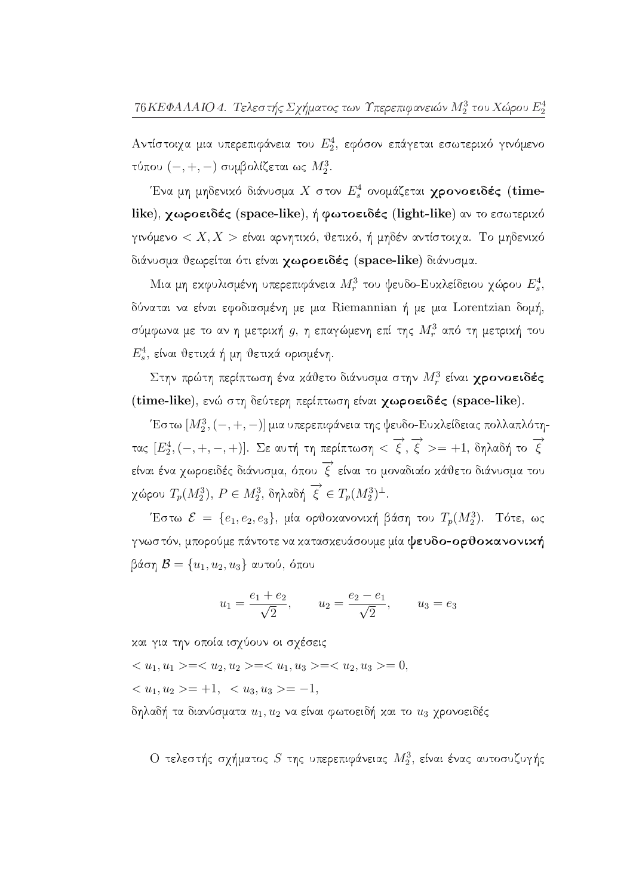Αντίστοιχα μια υπερεπιφάνεια του $E^4_2$, εφόσον επάγεται εσωτερικό γινόμενο τύπου $(-,+,-)$ συμβολίζεται ως $M^3_2$.

Ένα μη μηδενικό διάνυσμα $X$ στον $E^4_s$ ονομάζεται **χρονοειδές (time-like)**, **χωροειδές (space-like)**, ή **φωτοειδές (light-like)** αν το εσωτερικό γινόμενο $< X, X >$ είναι αρνητικό, θετικό, ή μηδέν αντίστοιχα. Το μηδενικό διάνυσμα θεωρείται ότι είναι **χωροειδές (space-like)** διάνυσμα.

Μια μη εκφυλισμένη υπερεπιφάνεια $M^3_r$ του ψευδο-Ευκλείδειου χώρου $E^4_s$, δύναται να είναι εφοδιασμένη με μια Riemannian ή με μια Lorentzian δομή, σύμφωνα με το αν η μετρική $g$, η επαγώμενη επί της $M^3_r$ από τη μετρική του $E^4_s$, είναι θετικά ή μη θετικά ορισμένη.

Στην πρώτη περίπτωση ένα κάθετο διάνυσμα στην $M^3_r$ είναι **χρονοειδές (time-like)**, ενώ στη δεύτερη περίπτωση είναι **χωροειδές (space-like)**.

Έστω $[M^3_2, (-,+,-)]$ μια υπερεπιφάνεια της ψευδο-Ευκλείδειας πολλαπλότητας $[E^4_2, (-,+,-,+)]$. Σε αυτή τη περίπτωση $< \overrightarrow{\xi}, \overrightarrow{\xi} >= +1$, δηλαδή το $\overrightarrow{\xi}$ είναι ένα χωροειδές διάνυσμα, όπου $\overrightarrow{\xi}$ είναι το μοναδιαίο κάθετο διάνυσμα του χώρου $T_p(M^3_2)$, $P \in M^3_2$, δηλαδή $\overrightarrow{\xi} \in T_p(M^3_2)^{\perp}$.

Έστω $\mathcal{E} = \{e_1, e_2, e_3\}$, μία ορθοκανονική βάση του $T_p(M^3_2)$. Τότε, ως γνωστόν, μπορούμε πάντοτε να κατασκευάσουμε μία **ψευδο-ορθοκανονική** βάση $\mathcal{B} = \{u_1, u_2, u_3\}$ αυτού, όπου

$$u_1 = \frac{e_1 + e_2}{\sqrt{2}}, \qquad u_2 = \frac{e_2 - e_1}{\sqrt{2}}, \qquad u_3 = e_3$$

και για την οποία ισχύουν οι σχέσεις

$< u_1, u_1 >=< u_2, u_2 >=< u_1, u_3 >=< u_2, u_3 >= 0,$

$< u_1, u_2 >= +1, \ < u_3, u_3 >= -1,$

δηλαδή τα διανύσματα $u_1, u_2$ να είναι φωτοειδή και το $u_3$ χρονοειδές

Ο τελεστής σχήματος $S$ της υπερεπιφάνειας $M^3_2$, είναι ένας αυτοσυζυγής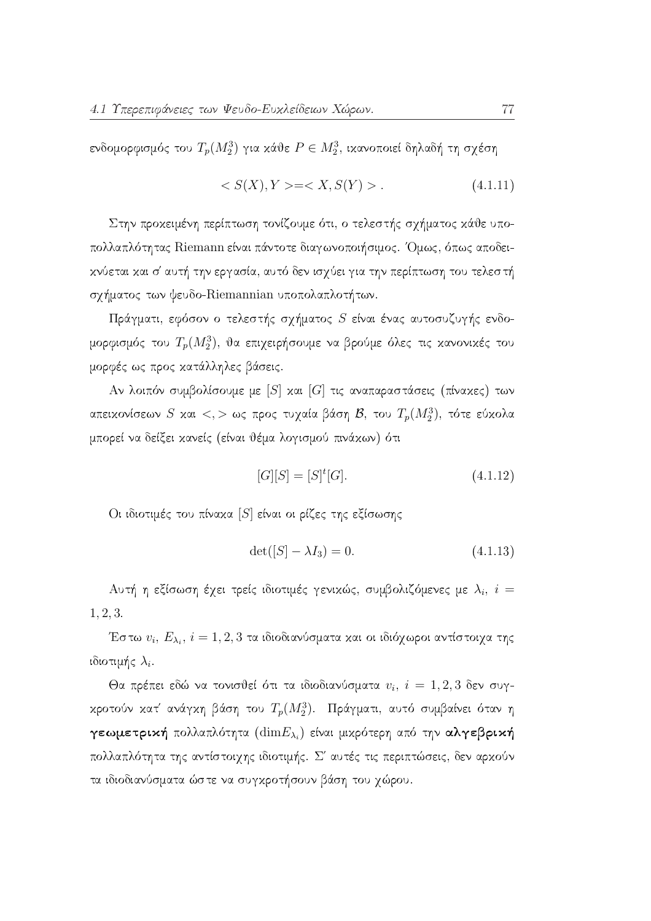ενδομορφισμός του $T_p(M_2^3)$ για κάθε $P \in M_2^3$, ικανοποιεί δηλαδή τη σχέση

$$< S(X), Y >=< X, S(Y) > . \tag{4.1.11}$$

Στην προκειμένη περίπτωση τονίζουμε ότι, ο τελεστής σχήματος κάθε υποπολλαπλότητας Riemann είναι πάντοτε διαγωνοποιήσιμος. Όμως, όπως αποδεικνύεται και σ' αυτή την εργασία, αυτό δεν ισχύει για την περίπτωση του τελεστή σχήματος των ψευδο-Riemannian υποπολαπλοτήτων.

Πράγματι, εφόσον ο τελεστής σχήματος $S$ είναι ένας αυτοσυζυγής ενδομορφισμός του $T_p(M_2^3)$, θα επιχειρήσουμε να βρούμε όλες τις κανονικές του μορφές ως προς κατάλληλες βάσεις.

Αν λοιπόν συμβολίσουμε με $[S]$ και $[G]$ τις αναπαραστάσεις (πίνακες) των απεικονίσεων $S$ και $<,>$ ως προς τυχαία βάση $\mathcal{B}$, του $T_p(M_2^3)$, τότε εύκολα μπορεί να δείξει κανείς (είναι θέμα λογισμού πινάκων) ότι

$$[G][S] = [S]^t[G]. \tag{4.1.12}$$

Οι ιδιοτιμές του πίνακα $[S]$ είναι οι ρίζες της εξίσωσης

$$\det([S] - \lambda I_3) = 0. \tag{4.1.13}$$

Αυτή η εξίσωση έχει τρείς ιδιοτιμές γενικώς, συμβολιζόμενες με $\lambda_i$, $i = 1, 2, 3$.

Έστω $v_i$, $E_{\lambda_i}$, $i = 1, 2, 3$ τα ιδιοδιανύσματα και οι ιδιόχωροι αντίστοιχα της ιδιοτιμής $\lambda_i$.

Θα πρέπει εδώ να τονισθεί ότι τα ιδιοδιανύσματα $v_i$, $i = 1, 2, 3$ δεν συγκροτούν κατ' ανάγκη βάση του $T_p(M_2^3)$. Πράγματι, αυτό συμβαίνει όταν η **γεωμετρική** πολλαπλότητα ($\dim E_{\lambda_i}$) είναι μικρότερη από την **αλγεβρική** πολλαπλότητα της αντίστοιχης ιδιοτιμής. Σ' αυτές τις περιπτώσεις, δεν αρκούν τα ιδιοδιανύσματα ώστε να συγκροτήσουν βάση του χώρου.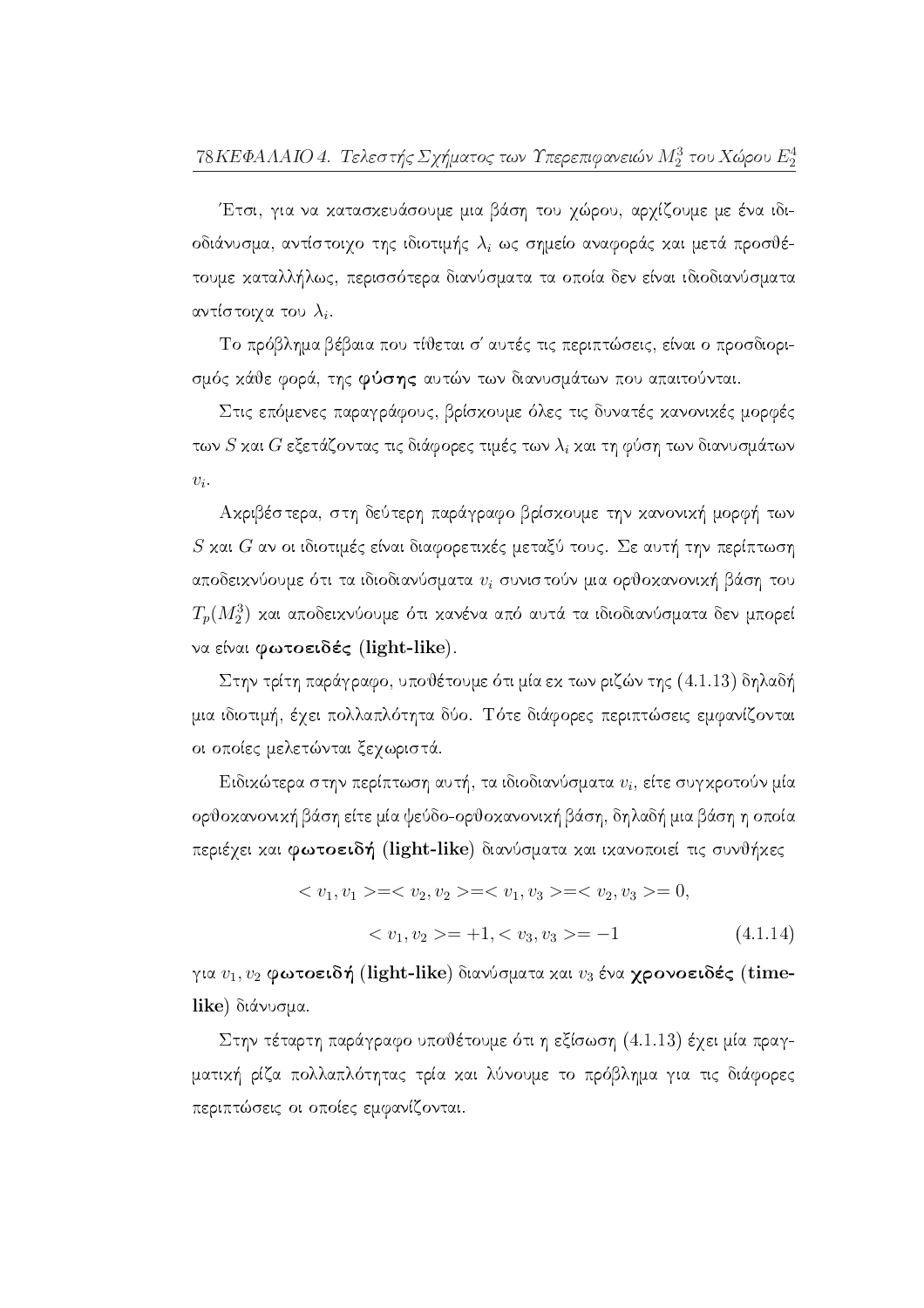Έτσι, για να κατασκευάσουμε μια βάση του χώρου, αρχίζουμε με ένα ιδιοδιάνυσμα, αντίστοιχο της ιδιοτιμής $\lambda_i$ ως σημείο αναφοράς και μετά προσθέτουμε καταλλήλως, περισσότερα διανύσματα τα οποία δεν είναι ιδιοδιανύσματα αντίστοιχα του $\lambda_i$.

Το πρόβλημα βέβαια που τίθεται σ' αυτές τις περιπτώσεις, είναι ο προσδιορισμός κάθε φορά, της **φύσης** αυτών των διανυσμάτων που απαιτούνται.

Στις επόμενες παραγράφους, βρίσκουμε όλες τις δυνατές κανονικές μορφές των $S$ και $G$ εξετάζοντας τις διάφορες τιμές των $\lambda_i$ και τη φύση των διανυσμάτων $v_i$.

Ακριβέστερα, στη δεύτερη παράγραφο βρίσκουμε την κανονική μορφή των $S$ και $G$ αν οι ιδιοτιμές είναι διαφορετικές μεταξύ τους. Σε αυτή την περίπτωση αποδεικνύουμε ότι τα ιδιοδιανύσματα $v_i$ συνιστούν μια ορθοκανονική βάση του $T_p(M_2^3)$ και αποδεικνύουμε ότι κανένα από αυτά τα ιδιοδιανύσματα δεν μπορεί να είναι **φωτοειδές (light-like)**.

Στην τρίτη παράγραφο, υποθέτουμε ότι μία εκ των ριζών της (4.1.13) δηλαδή μια ιδιοτιμή, έχει πολλαπλότητα δύο. Τότε διάφορες περιπτώσεις εμφανίζονται οι οποίες μελετώνται ξεχωριστά.

Ειδικώτερα στην περίπτωση αυτή, τα ιδιοδιανύσματα $v_i$, είτε συγκροτούν μία ορθοκανονική βάση είτε μία ψεύδο-ορθοκανονική βάση, δηλαδή μια βάση η οποία περιέχει και **φωτοειδή (light-like)** διανύσματα και ικανοποιεί τις συνθήκες

$$< v_1, v_1 >=< v_2, v_2 >=< v_1, v_3 >=< v_2, v_3 >= 0,$$

$$< v_1, v_2 >= +1, < v_3, v_3 >= -1 \tag{4.1.14}$$

για $v_1, v_2$ **φωτοειδή (light-like)** διανύσματα και $v_3$ ένα **χρονοειδές (time-like)** διάνυσμα.

Στην τέταρτη παράγραφο υποθέτουμε ότι η εξίσωση (4.1.13) έχει μία πραγματική ρίζα πολλαπλότητας τρία και λύνουμε το πρόβλημα για τις διάφορες περιπτώσεις οι οποίες εμφανίζονται.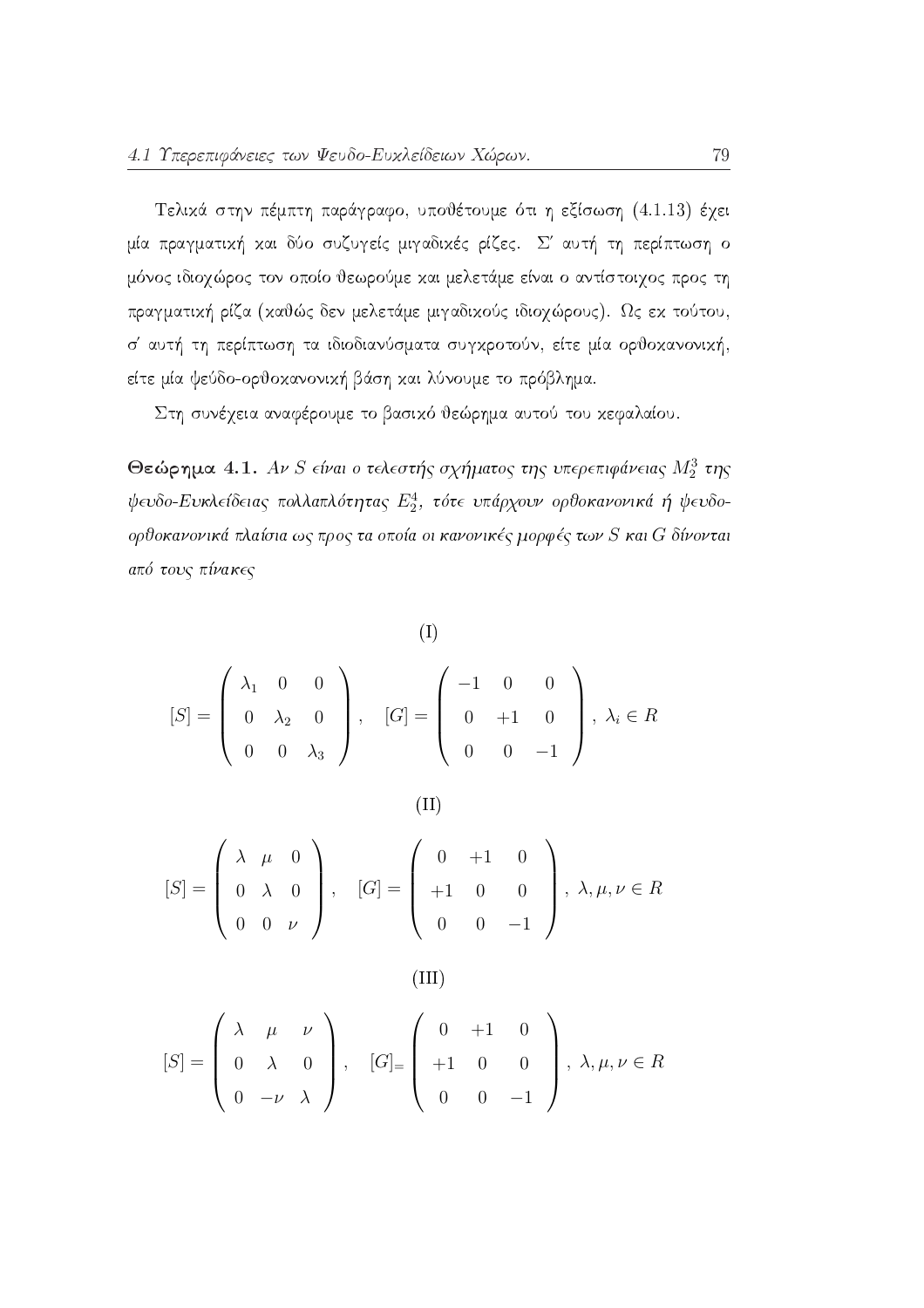Τελικά στην πέμπτη παράγραφο, υποθέτουμε ότι η εξίσωση (4.1.13) έχει μία πραγματική και δύο συζυγείς μιγαδικές ρίζες. Σ' αυτή τη περίπτωση ο μόνος ιδιοχώρος τον οποίο θεωρούμε και μελετάμε είναι ο αντίστοιχος προς τη πραγματική ρίζα (καθώς δεν μελετάμε μιγαδικούς ιδιοχώρους). Ως εκ τούτου, σ' αυτή τη περίπτωση τα ιδιοδιανύσματα συγκροτούν, είτε μία ορθοκανονική, είτε μία ψεύδο-ορθοκανονική βάση και λύνουμε το πρόβλημα.

Στη συνέχεια αναφέρουμε το βασικό θεώρημα αυτού του κεφαλαίου.

**Θεώρημα 4.1.** *Αν $S$ είναι ο τελεστής σχήματος της υπερεπιφάνειας $M_2^3$ της ψευδο-Ευκλείδειας πολλαπλότητας $E_2^4$, τότε υπάρχουν ορθοκανονικά ή ψευδο-ορθοκανονικά πλαίσια ως προς τα οποία οι κανονικές μορφές των $S$ και $G$ δίνονται από τους πίνακες*

(I)

$$[S] = \begin{pmatrix} \lambda_1 & 0 & 0 \\ 0 & \lambda_2 & 0 \\ 0 & 0 & \lambda_3 \end{pmatrix}, \quad [G] = \begin{pmatrix} -1 & 0 & 0 \\ 0 & +1 & 0 \\ 0 & 0 & -1 \end{pmatrix}, \; \lambda_i \in R$$

(II)

$$[S] = \begin{pmatrix} \lambda & \mu & 0 \\ 0 & \lambda & 0 \\ 0 & 0 & \nu \end{pmatrix}, \quad [G] = \begin{pmatrix} 0 & +1 & 0 \\ +1 & 0 & 0 \\ 0 & 0 & -1 \end{pmatrix}, \; \lambda, \mu, \nu \in R$$

(III)

$$[S] = \begin{pmatrix} \lambda & \mu & \nu \\ 0 & \lambda & 0 \\ 0 & -\nu & \lambda \end{pmatrix}, \quad [G]_= \begin{pmatrix} 0 & +1 & 0 \\ +1 & 0 & 0 \\ 0 & 0 & -1 \end{pmatrix}, \; \lambda, \mu, \nu \in R$$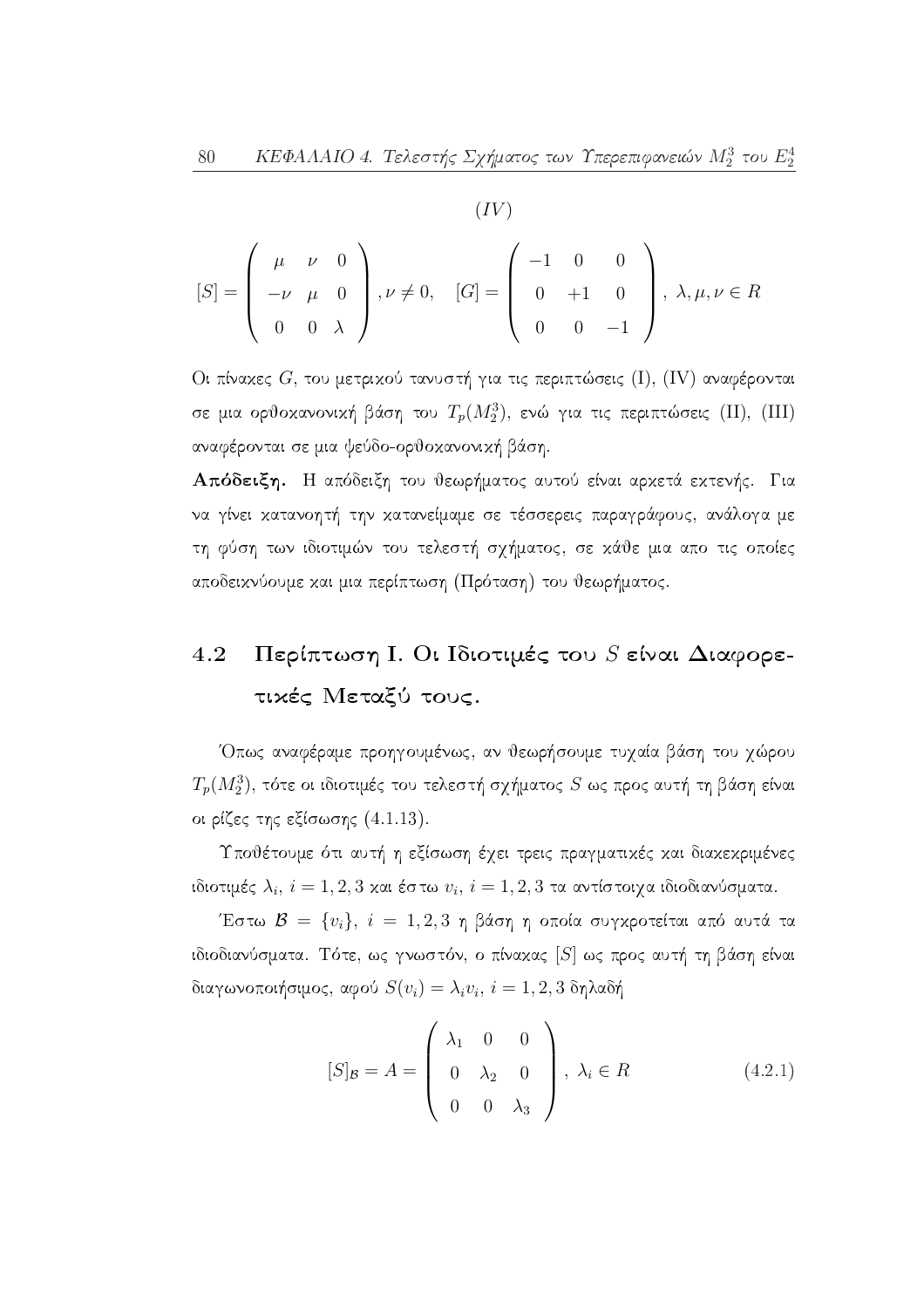$(IV)$

$$[S] = \begin{pmatrix} \mu & \nu & 0 \\ -\nu & \mu & 0 \\ 0 & 0 & \lambda \end{pmatrix}, \nu \neq 0, \quad [G] = \begin{pmatrix} -1 & 0 & 0 \\ 0 & +1 & 0 \\ 0 & 0 & -1 \end{pmatrix}, \ \lambda, \mu, \nu \in R$$

Οι πίνακες $G$, του μετρικού τανυστή για τις περιπτώσεις (I), (IV) αναφέρονται σε μια ορθοκανονική βάση του $T_p(M_2^3)$, ενώ για τις περιπτώσεις (II), (III) αναφέρονται σε μια ψεύδο-ορθοκανονική βάση.

**Απόδειξη.** Η απόδειξη του θεωρήματος αυτού είναι αρκετά εκτενής. Για να γίνει κατανοητή την κατανείμαμε σε τέσσερεις παραγράφους, ανάλογα με τη φύση των ιδιοτιμών του τελεστή σχήματος, σε κάθε μια απο τις οποίες αποδεικνύουμε και μια περίπτωση (Πρόταση) του θεωρήματος.

## 4.2 Περίπτωση I. Οι Ιδιοτιμές του $S$ είναι Διαφορετικές Μεταξύ τους.

Όπως αναφέραμε προηγουμένως, αν θεωρήσουμε τυχαία βάση του χώρου $T_p(M_2^3)$, τότε οι ιδιοτιμές του τελεστή σχήματος $S$ ως προς αυτή τη βάση είναι οι ρίζες της εξίσωσης (4.1.13).

Υποθέτουμε ότι αυτή η εξίσωση έχει τρεις πραγματικές και διακεκριμένες ιδιοτιμές $\lambda_i$, $i = 1, 2, 3$ και έστω $v_i$, $i = 1, 2, 3$ τα αντίστοιχα ιδιοδιανύσματα.

Έστω $\mathcal{B} = \{v_i\}$, $i = 1, 2, 3$ η βάση η οποία συγκροτείται από αυτά τα ιδιοδιανύσματα. Τότε, ως γνωστόν, ο πίνακας $[S]$ ως προς αυτή τη βάση είναι διαγωνοποιήσιμος, αφού $S(v_i) = \lambda_i v_i$, $i = 1, 2, 3$ δηλαδή

$$[S]_{\mathcal{B}} = A = \begin{pmatrix} \lambda_1 & 0 & 0 \\ 0 & \lambda_2 & 0 \\ 0 & 0 & \lambda_3 \end{pmatrix}, \ \lambda_i \in R \tag{4.2.1}$$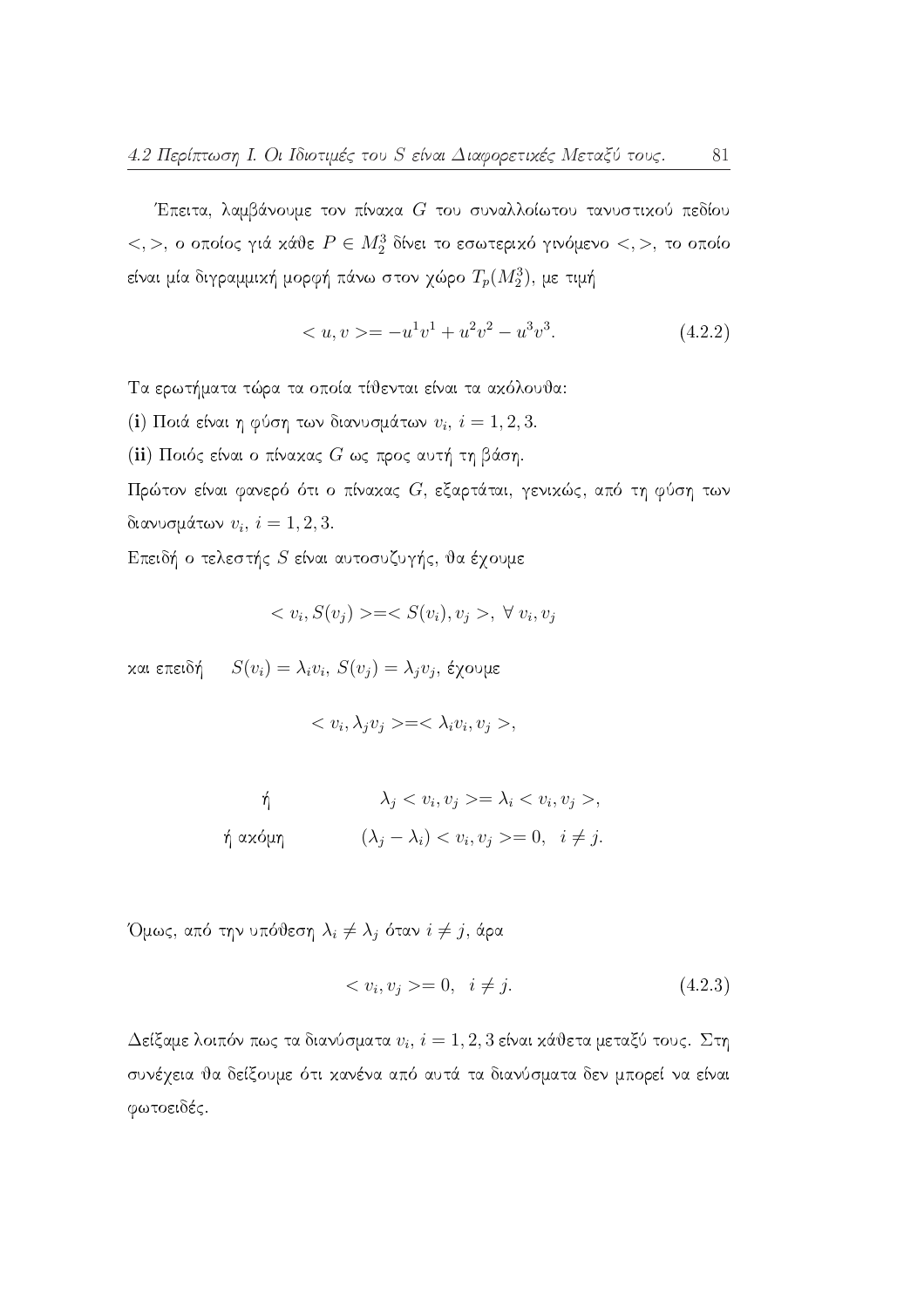Έπειτα, λαμβάνουμε τον πίνακα $G$ του συναλλοίωτου τανυστικού πεδίου $<,>$, ο οποίος γιά κάθε $P \in M_2^3$ δίνει το εσωτερικό γινόμενο $<,>$, το οποίο είναι μία διγραμμική μορφή πάνω στον χώρο $T_p(M_2^3)$, με τιμή

$$< u, v >= -u^1 v^1 + u^2 v^2 - u^3 v^3. \tag{4.2.2}$$

Τα ερωτήματα τώρα τα οποία τίθενται είναι τα ακόλουθα:

(**i**) Ποιά είναι η φύση των διανυσμάτων $v_i$, $i = 1, 2, 3$.

(**ii**) Ποιός είναι ο πίνακας $G$ ως προς αυτή τη βάση.

Πρώτον είναι φανερό ότι ο πίνακας $G$, εξαρτάται, γενικώς, από τη φύση των διανυσμάτων $v_i$, $i = 1, 2, 3$.

Επειδή ο τελεστής $S$ είναι αυτοσυζυγής, θα έχουμε

$$< v_i, S(v_j) >=< S(v_i), v_j >, \ \forall \ v_i, v_j$$

και επειδή $\quad S(v_i) = \lambda_i v_i$, $S(v_j) = \lambda_j v_j$, έχουμε

$$< v_i, \lambda_j v_j >=< \lambda_i v_i, v_j >,$$

ή $\qquad \lambda_j < v_i, v_j >= \lambda_i < v_i, v_j >,$

ή ακόμη $\qquad (\lambda_j - \lambda_i) < v_i, v_j >= 0, \quad i \neq j.$

Όμως, από την υπόθεση $\lambda_i \neq \lambda_j$ όταν $i \neq j$, άρα

$$< v_i, v_j >= 0, \quad i \neq j. \tag{4.2.3}$$

Δείξαμε λοιπόν πως τα διανύσματα $v_i$, $i = 1, 2, 3$ είναι κάθετα μεταξύ τους. Στη συνέχεια θα δείξουμε ότι κανένα από αυτά τα διανύσματα δεν μπορεί να είναι φωτοειδές.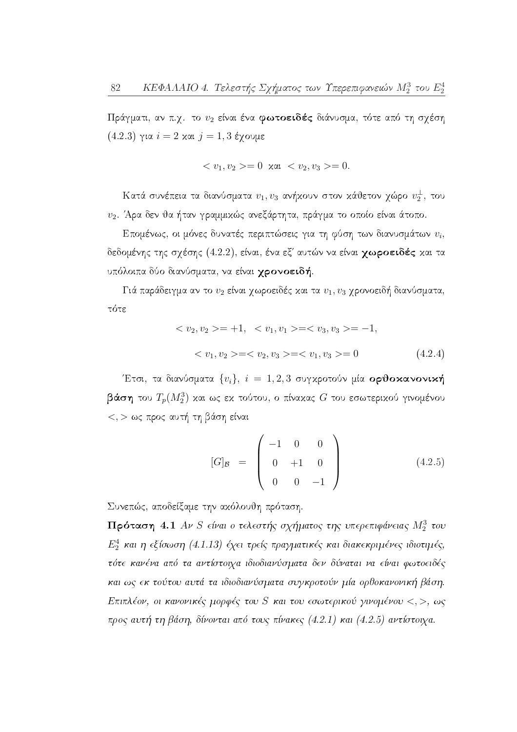Πράγματι, αν π.χ. το $v_2$ είναι ένα **φωτοειδές** διάνυσμα, τότε από τη σχέση (4.2.3) για $i = 2$ και $j = 1, 3$ έχουμε

$$< v_1, v_2 >= 0 \ \text{ και } \ < v_2, v_3 >= 0.$$

Κατά συνέπεια τα διανύσματα $v_1, v_3$ ανήκουν στον κάθετον χώρο $v_2^{\perp}$, του $v_2$. Άρα δεν θα ήταν γραμμικώς ανεξάρτητα, πράγμα το οποίο είναι άτοπο.

Επομένως, οι μόνες δυνατές περιπτώσεις για τη φύση των διανυσμάτων $v_i$, δεδομένης της σχέσης (4.2.2), είναι, ένα εξ' αυτών να είναι **χωροειδές** και τα υπόλοιπα δύο διανύσματα, να είναι **χρονοειδή**.

Γιά παράδειγμα αν το $v_2$ είναι χωροειδές και τα $v_1, v_3$ χρονοειδή διανύσματα, τότε

$$< v_2, v_2 >= +1, \ \ < v_1, v_1 >=< v_3, v_3 >= -1,$$

$$< v_1, v_2 >=< v_2, v_3 >=< v_1, v_3 >= 0 \tag{4.2.4}$$

Έτσι, τα διανύσματα $\{v_i\}$, $i = 1, 2, 3$ συγκροτούν μία **ορθοκανονική βάση** του $T_p(M_2^3)$ και ως εκ τούτου, ο πίνακας $G$ του εσωτερικού γινομένου $<, >$ ως προς αυτή τη βάση είναι

$$[G]_{\mathcal{B}} \ = \ \begin{pmatrix} -1 & 0 & 0 \\ 0 & +1 & 0 \\ 0 & 0 & -1 \end{pmatrix} \tag{4.2.5}$$

Συνεπώς, αποδείξαμε την ακόλουθη πρόταση.

**Πρόταση 4.1** *Αν $S$ είναι ο τελεστής σχήματος της υπερεπιφάνειας $M_2^3$ του $E_2^4$ και η εξίσωση (4.1.13) έχει τρείς πραγματικές και διακεκριμένες ιδιοτιμές, τότε κανένα από τα αντίστοιχα ιδιοδιανύσματα δεν δύναται να είναι φωτοειδές και ως εκ τούτου αυτά τα ιδιοδιανύσματα συγκροτούν μία ορθοκανονική βάση. Επιπλέον, οι κανονικές μορφές του $S$ και του εσωτερικού γινομένου $<, >$, ως προς αυτή τη βάση, δίνονται από τους πίνακες (4.2.1) και (4.2.5) αντίστοιχα.*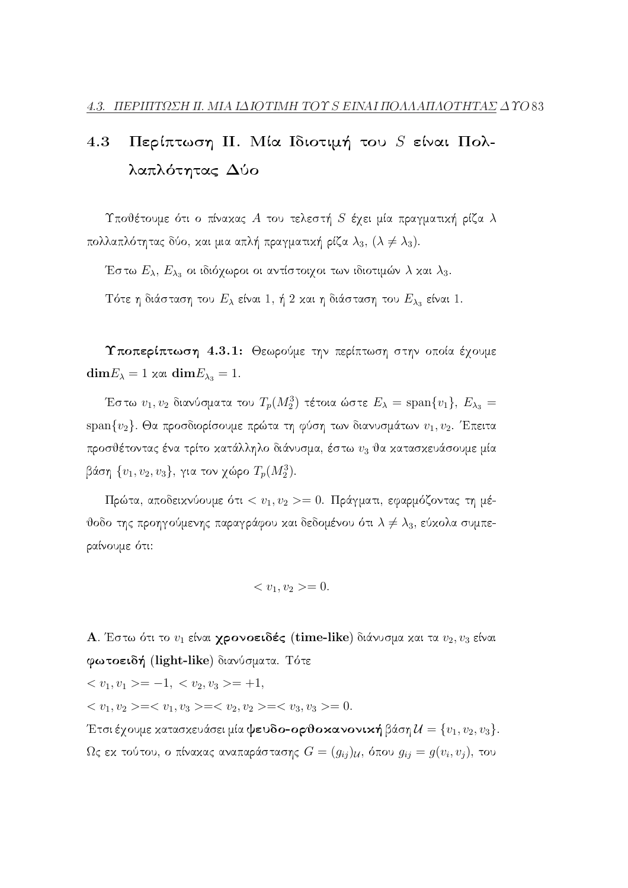## 4.3 Περίπτωση ΙΙ. Μία Ιδιοτιμή του $S$ είναι Πολλαπλότητας Δύο

Υποθέτουμε ότι ο πίνακας $A$ του τελεστή $S$ έχει μία πραγματική ρίζα $\lambda$ πολλαπλότητας δύο, και μια απλή πραγματική ρίζα $\lambda_3$, $(\lambda \neq \lambda_3)$.

Έστω $E_\lambda$, $E_{\lambda_3}$ οι ιδιόχωροι οι αντίστοιχοι των ιδιοτιμών $\lambda$ και $\lambda_3$.

Τότε η διάσταση του $E_\lambda$ είναι 1, ή 2 και η διάσταση του $E_{\lambda_3}$ είναι 1.

**Υποπερίπτωση 4.3.1:** Θεωρούμε την περίπτωση στην οποία έχουμε $\mathbf{dim}E_\lambda = 1$ και $\mathbf{dim}E_{\lambda_3} = 1$.

Έστω $v_1, v_2$ διανύσματα του $T_p(M_2^3)$ τέτοια ώστε $E_\lambda = \text{span}\{v_1\}$, $E_{\lambda_3} = \text{span}\{v_2\}$. Θα προσδιορίσουμε πρώτα τη φύση των διανυσμάτων $v_1, v_2$. Έπειτα προσθέτοντας ένα τρίτο κατάλληλο διάνυσμα, έστω $v_3$ θα κατασκευάσουμε μία βάση $\{v_1, v_2, v_3\}$, για τον χώρο $T_p(M_2^3)$.

Πρώτα, αποδεικνύουμε ότι $< v_1, v_2 >= 0$. Πράγματι, εφαρμόζοντας τη μέθοδο της προηγούμενης παραγράφου και δεδομένου ότι $\lambda \neq \lambda_3$, εύκολα συμπεραίνουμε ότι:

$$< v_1, v_2 >= 0.$$

**Α**. Έστω ότι το $v_1$ είναι **χρονοειδές (time-like)** διάνυσμα και τα $v_2, v_3$ είναι **φωτοειδή (light-like)** διανύσματα. Τότε

$< v_1, v_1 >= -1$, $< v_2, v_3 >= +1$,

$< v_1, v_2 >=< v_1, v_3 >=< v_2, v_2 >=< v_3, v_3 >= 0$.

Έτσι έχουμε κατασκευάσει μία **ψευδο-ορθοκανονική** βάση $\mathcal{U} = \{v_1, v_2, v_3\}$. Ως εκ τούτου, ο πίνακας αναπαράστασης $G = (g_{ij})_{\mathcal{U}}$, όπου $g_{ij} = g(v_i, v_j)$, του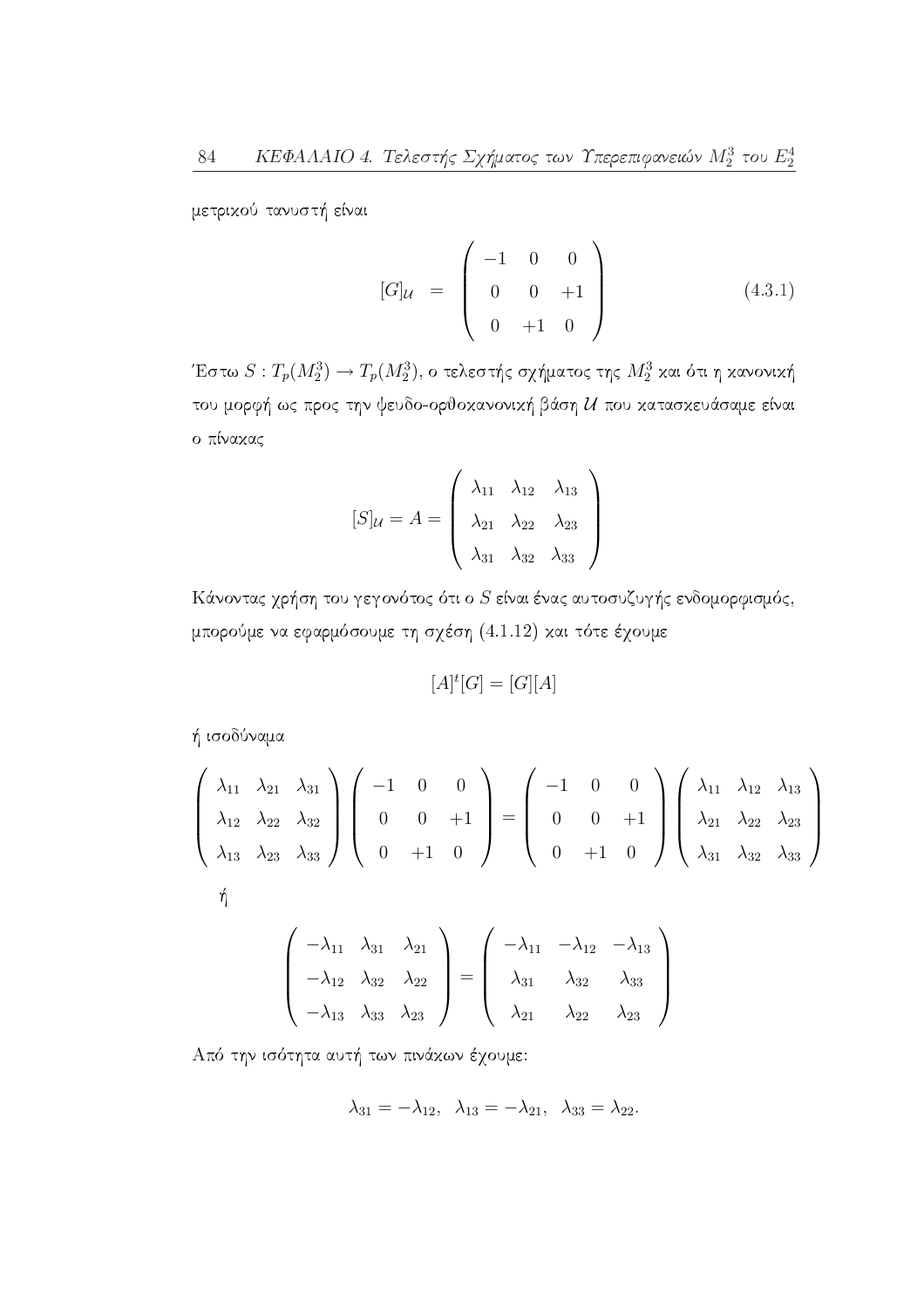μετρικού τανυστή είναι

$$[G]_{\mathcal{U}} = \begin{pmatrix} -1 & 0 & 0 \\ 0 & 0 & +1 \\ 0 & +1 & 0 \end{pmatrix} \tag{4.3.1}$$

Έστω $S : T_p(M_2^3) \to T_p(M_2^3)$, ο τελεστής σχήματος της $M_2^3$ και ότι η κανονική του μορφή ως προς την ψευδο-ορθοκανονική βάση $\mathcal{U}$ που κατασκευάσαμε είναι ο πίνακας

$$[S]_{\mathcal{U}} = A = \begin{pmatrix} \lambda_{11} & \lambda_{12} & \lambda_{13} \\ \lambda_{21} & \lambda_{22} & \lambda_{23} \\ \lambda_{31} & \lambda_{32} & \lambda_{33} \end{pmatrix}$$

Κάνοντας χρήση του γεγονότος ότι ο $S$ είναι ένας αυτοσυζυγής ενδομορφισμός, μπορούμε να εφαρμόσουμε τη σχέση (4.1.12) και τότε έχουμε

$$[A]^t[G] = [G][A]$$

ή ισοδύναμα

$$\begin{pmatrix} \lambda_{11} & \lambda_{21} & \lambda_{31} \\ \lambda_{12} & \lambda_{22} & \lambda_{32} \\ \lambda_{13} & \lambda_{23} & \lambda_{33} \end{pmatrix} \begin{pmatrix} -1 & 0 & 0 \\ 0 & 0 & +1 \\ 0 & +1 & 0 \end{pmatrix} = \begin{pmatrix} -1 & 0 & 0 \\ 0 & 0 & +1 \\ 0 & +1 & 0 \end{pmatrix} \begin{pmatrix} \lambda_{11} & \lambda_{12} & \lambda_{13} \\ \lambda_{21} & \lambda_{22} & \lambda_{23} \\ \lambda_{31} & \lambda_{32} & \lambda_{33} \end{pmatrix}$$

ή

$$\begin{pmatrix} -\lambda_{11} & \lambda_{31} & \lambda_{21} \\ -\lambda_{12} & \lambda_{32} & \lambda_{22} \\ -\lambda_{13} & \lambda_{33} & \lambda_{23} \end{pmatrix} = \begin{pmatrix} -\lambda_{11} & -\lambda_{12} & -\lambda_{13} \\ \lambda_{31} & \lambda_{32} & \lambda_{33} \\ \lambda_{21} & \lambda_{22} & \lambda_{23} \end{pmatrix}$$

Από την ισότητα αυτή των πινάκων έχουμε:

$$\lambda_{31} = -\lambda_{12}, \quad \lambda_{13} = -\lambda_{21}, \quad \lambda_{33} = \lambda_{22}.$$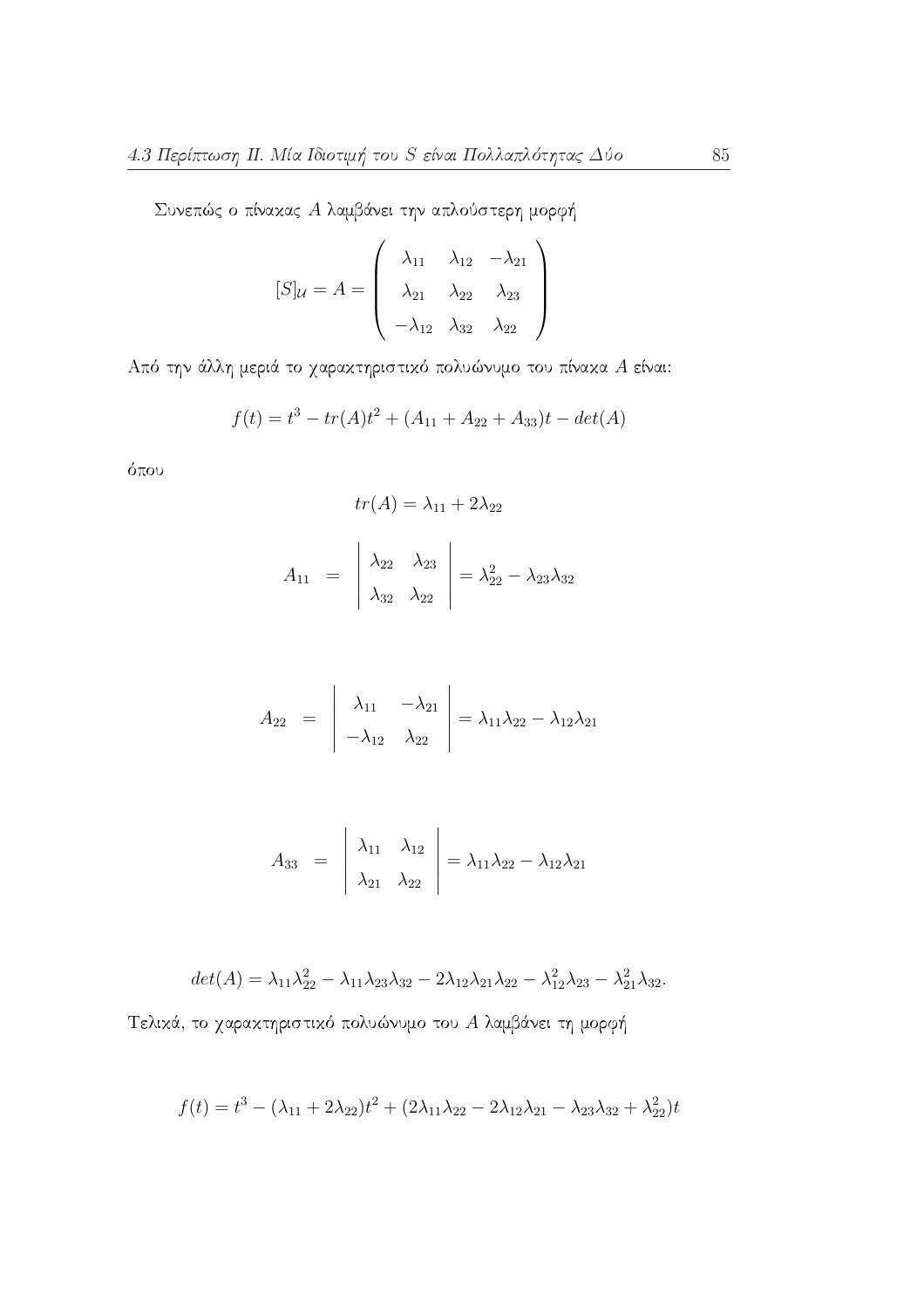Συνεπώς ο πίνακας $A$ λαμβάνει την απλούστερη μορφή

$$[S]_{\mathcal{U}} = A = \begin{pmatrix} \lambda_{11} & \lambda_{12} & -\lambda_{21} \\ \lambda_{21} & \lambda_{22} & \lambda_{23} \\ -\lambda_{12} & \lambda_{32} & \lambda_{22} \end{pmatrix}$$

Από την άλλη μεριά το χαρακτηριστικό πολυώνυμο του πίνακα $A$ είναι:

$$f(t) = t^3 - tr(A)t^2 + (A_{11} + A_{22} + A_{33})t - det(A)$$

όπου

$$tr(A) = \lambda_{11} + 2\lambda_{22}$$

$$A_{11} = \begin{vmatrix} \lambda_{22} & \lambda_{23} \\ \lambda_{32} & \lambda_{22} \end{vmatrix} = \lambda_{22}^2 - \lambda_{23}\lambda_{32}$$

$$A_{22} = \begin{vmatrix} \lambda_{11} & -\lambda_{21} \\ -\lambda_{12} & \lambda_{22} \end{vmatrix} = \lambda_{11}\lambda_{22} - \lambda_{12}\lambda_{21}$$

$$A_{33} = \begin{vmatrix} \lambda_{11} & \lambda_{12} \\ \lambda_{21} & \lambda_{22} \end{vmatrix} = \lambda_{11}\lambda_{22} - \lambda_{12}\lambda_{21}$$

$$det(A) = \lambda_{11}\lambda_{22}^2 - \lambda_{11}\lambda_{23}\lambda_{32} - 2\lambda_{12}\lambda_{21}\lambda_{22} - \lambda_{12}^2\lambda_{23} - \lambda_{21}^2\lambda_{32}.$$

Τελικά, το χαρακτηριστικό πολυώνυμο του $A$ λαμβάνει τη μορφή

$$f(t) = t^3 - (\lambda_{11} + 2\lambda_{22})t^2 + (2\lambda_{11}\lambda_{22} - 2\lambda_{12}\lambda_{21} - \lambda_{23}\lambda_{32} + \lambda_{22}^2)t$$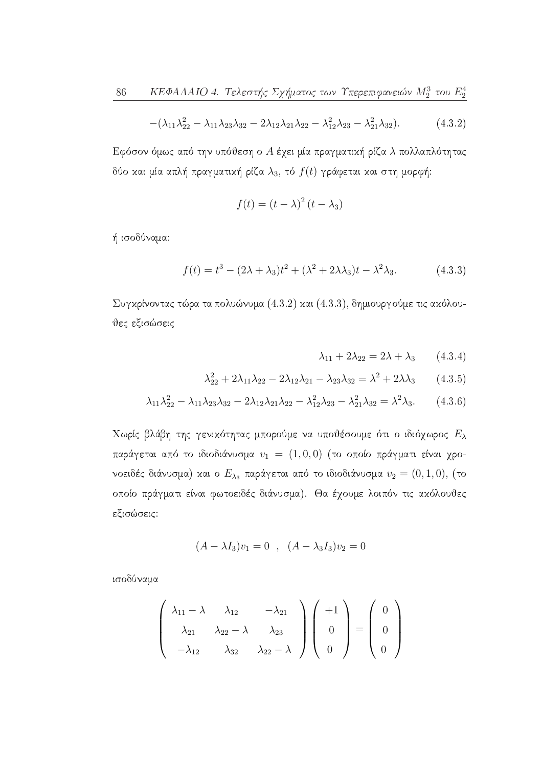$$-(\lambda_{11}\lambda_{22}^2 - \lambda_{11}\lambda_{23}\lambda_{32} - 2\lambda_{12}\lambda_{21}\lambda_{22} - \lambda_{12}^2\lambda_{23} - \lambda_{21}^2\lambda_{32}). \tag{4.3.2}$$

Εφόσον όμως από την υπόθεση ο $A$ έχει μία πραγματική ρίζα $\lambda$ πολλαπλότητας δύο και μία απλή πραγματική ρίζα $\lambda_3$, τό $f(t)$ γράφεται και στη μορφή:

$$f(t) = (t-\lambda)^2 (t-\lambda_3)$$

ή ισοδύναμα:

$$f(t) = t^3 - (2\lambda + \lambda_3)t^2 + (\lambda^2 + 2\lambda\lambda_3)t - \lambda^2\lambda_3. \tag{4.3.3}$$

Συγκρίνοντας τώρα τα πολυώνυμα (4.3.2) και (4.3.3), δημιουργούμε τις ακόλουθες εξισώσεις

$$\lambda_{11} + 2\lambda_{22} = 2\lambda + \lambda_3 \tag{4.3.4}$$

$$\lambda_{22}^2 + 2\lambda_{11}\lambda_{22} - 2\lambda_{12}\lambda_{21} - \lambda_{23}\lambda_{32} = \lambda^2 + 2\lambda\lambda_3 \tag{4.3.5}$$

$$\lambda_{11}\lambda_{22}^2 - \lambda_{11}\lambda_{23}\lambda_{32} - 2\lambda_{12}\lambda_{21}\lambda_{22} - \lambda_{12}^2\lambda_{23} - \lambda_{21}^2\lambda_{32} = \lambda^2\lambda_3. \tag{4.3.6}$$

Χωρίς βλάβη της γενικότητας μπορούμε να υποθέσουμε ότι ο ιδιόχωρος $E_\lambda$ παράγεται από το ιδιοδιάνυσμα $v_1 = (1,0,0)$ (το οποίο πράγματι είναι χρονοειδές διάνυσμα) και ο $E_{\lambda_3}$ παράγεται από το ιδιοδιάνυσμα $v_2 = (0,1,0)$, (το οποίο πράγματι είναι φωτοειδές διάνυσμα). Θα έχουμε λοιπόν τις ακόλουθες εξισώσεις:

$$(A - \lambda I_3)v_1 = 0 \ \ , \ \ (A - \lambda_3 I_3)v_2 = 0$$

ισοδύναμα

$$\begin{pmatrix} \lambda_{11} - \lambda & \lambda_{12} & -\lambda_{21} \\ \lambda_{21} & \lambda_{22} - \lambda & \lambda_{23} \\ -\lambda_{12} & \lambda_{32} & \lambda_{22} - \lambda \end{pmatrix} \begin{pmatrix} +1 \\ 0 \\ 0 \end{pmatrix} = \begin{pmatrix} 0 \\ 0 \\ 0 \end{pmatrix}$$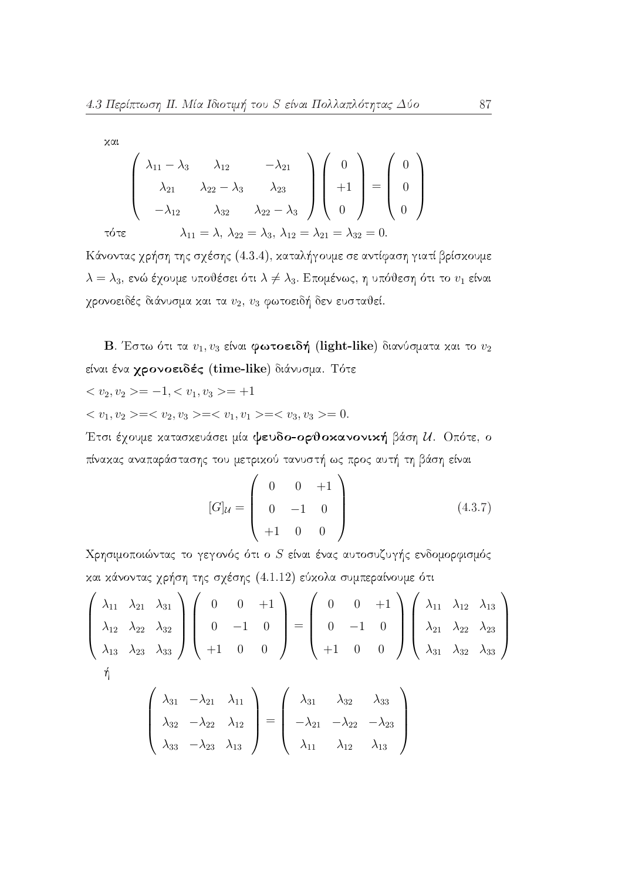και

$$\begin{pmatrix} \lambda_{11} - \lambda_3 & \lambda_{12} & -\lambda_{21} \\ \lambda_{21} & \lambda_{22} - \lambda_3 & \lambda_{23} \\ -\lambda_{12} & \lambda_{32} & \lambda_{22} - \lambda_3 \end{pmatrix} \begin{pmatrix} 0 \\ +1 \\ 0 \end{pmatrix} = \begin{pmatrix} 0 \\ 0 \\ 0 \end{pmatrix}$$

τότε $\qquad \lambda_{11} = \lambda,\ \lambda_{22} = \lambda_3,\ \lambda_{12} = \lambda_{21} = \lambda_{32} = 0.$

Κάνοντας χρήση της σχέσης (4.3.4), καταλήγουμε σε αντίφαση γιατί βρίσκουμε $\lambda = \lambda_3$, ενώ έχουμε υποθέσει ότι $\lambda \neq \lambda_3$. Επομένως, η υπόθεση ότι το $v_1$ είναι χρονοειδές διάνυσμα και τα $v_2$, $v_3$ φωτοειδή δεν ευσταθεί.

**B**. Έστω ότι τα $v_1, v_3$ είναι **φωτοειδή (light-like)** διανύσματα και το $v_2$ είναι ένα **χρονοειδές (time-like)** διάνυσμα. Τότε

$< v_2, v_2 >= -1, < v_1, v_3 >= +1$

$< v_1, v_2 >=< v_2, v_3 >=< v_1, v_1 >=< v_3, v_3 >= 0.$

Έτσι έχουμε κατασκευάσει μία **ψευδο-ορθοκανονική** βάση $\mathcal{U}$. Οπότε, ο πίνακας αναπαράστασης του μετρικού τανυστή ως προς αυτή τη βάση είναι

$$[G]_{\mathcal{U}} = \begin{pmatrix} 0 & 0 & +1 \\ 0 & -1 & 0 \\ +1 & 0 & 0 \end{pmatrix} \tag{4.3.7}$$

Χρησιμοποιώντας το γεγονός ότι ο $S$ είναι ένας αυτοσυζυγής ενδομορφισμός και κάνοντας χρήση της σχέσης (4.1.12) εύκολα συμπεραίνουμε ότι

$$\begin{pmatrix} \lambda_{11} & \lambda_{21} & \lambda_{31} \\ \lambda_{12} & \lambda_{22} & \lambda_{32} \\ \lambda_{13} & \lambda_{23} & \lambda_{33} \end{pmatrix} \begin{pmatrix} 0 & 0 & +1 \\ 0 & -1 & 0 \\ +1 & 0 & 0 \end{pmatrix} = \begin{pmatrix} 0 & 0 & +1 \\ 0 & -1 & 0 \\ +1 & 0 & 0 \end{pmatrix} \begin{pmatrix} \lambda_{11} & \lambda_{12} & \lambda_{13} \\ \lambda_{21} & \lambda_{22} & \lambda_{23} \\ \lambda_{31} & \lambda_{32} & \lambda_{33} \end{pmatrix}$$

ή

$$\begin{pmatrix} \lambda_{31} & -\lambda_{21} & \lambda_{11} \\ \lambda_{32} & -\lambda_{22} & \lambda_{12} \\ \lambda_{33} & -\lambda_{23} & \lambda_{13} \end{pmatrix} = \begin{pmatrix} \lambda_{31} & \lambda_{32} & \lambda_{33} \\ -\lambda_{21} & -\lambda_{22} & -\lambda_{23} \\ \lambda_{11} & \lambda_{12} & \lambda_{13} \end{pmatrix}$$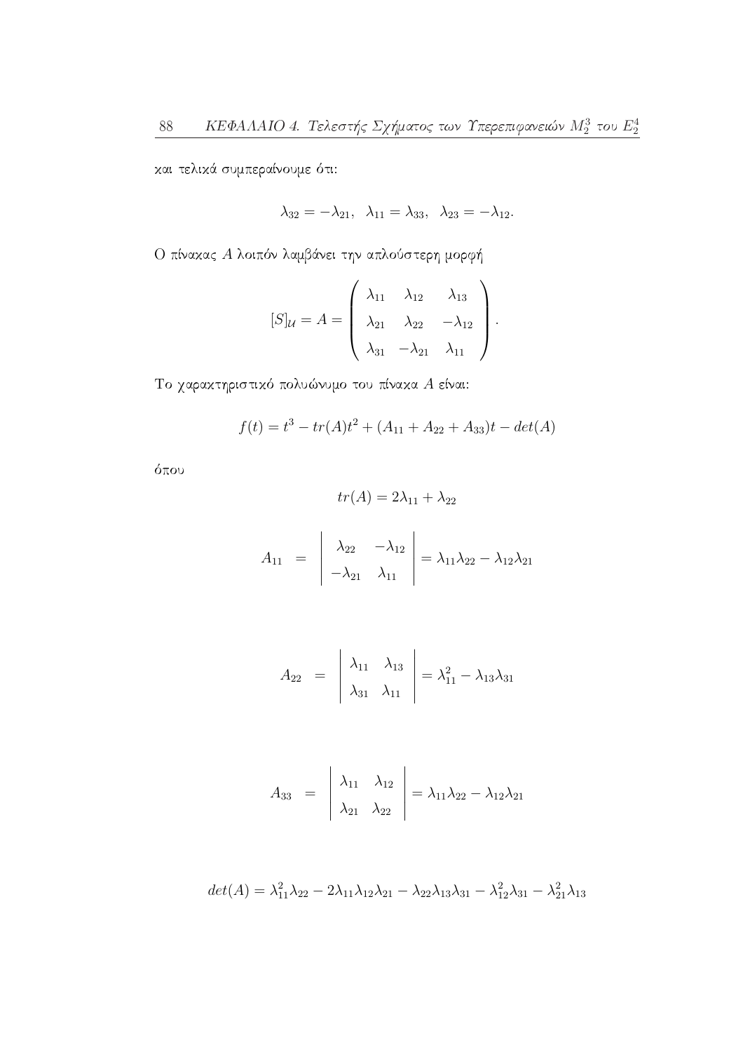και τελικά συμπεραίνουμε ότι:

$$\lambda_{32} = -\lambda_{21}, \;\; \lambda_{11} = \lambda_{33}, \;\; \lambda_{23} = -\lambda_{12}.$$

Ο πίνακας $A$ λοιπόν λαμβάνει την απλούστερη μορφή

$$[S]_{\mathcal{U}} = A = \begin{pmatrix} \lambda_{11} & \lambda_{12} & \lambda_{13} \\ \lambda_{21} & \lambda_{22} & -\lambda_{12} \\ \lambda_{31} & -\lambda_{21} & \lambda_{11} \end{pmatrix}.$$

Το χαρακτηριστικό πολυώνυμο του πίνακα $A$ είναι:

$$f(t) = t^3 - tr(A)t^2 + (A_{11} + A_{22} + A_{33})t - det(A)$$

όπου

$$tr(A) = 2\lambda_{11} + \lambda_{22}$$

$$A_{11} \;\; = \;\; \begin{vmatrix} \lambda_{22} & -\lambda_{12} \\ -\lambda_{21} & \lambda_{11} \end{vmatrix} = \lambda_{11}\lambda_{22} - \lambda_{12}\lambda_{21}$$

$$A_{22} \;\; = \;\; \begin{vmatrix} \lambda_{11} & \lambda_{13} \\ \lambda_{31} & \lambda_{11} \end{vmatrix} = \lambda_{11}^2 - \lambda_{13}\lambda_{31}$$

$$A_{33} \;\; = \;\; \begin{vmatrix} \lambda_{11} & \lambda_{12} \\ \lambda_{21} & \lambda_{22} \end{vmatrix} = \lambda_{11}\lambda_{22} - \lambda_{12}\lambda_{21}$$

$$det(A) = \lambda_{11}^2\lambda_{22} - 2\lambda_{11}\lambda_{12}\lambda_{21} - \lambda_{22}\lambda_{13}\lambda_{31} - \lambda_{12}^2\lambda_{31} - \lambda_{21}^2\lambda_{13}$$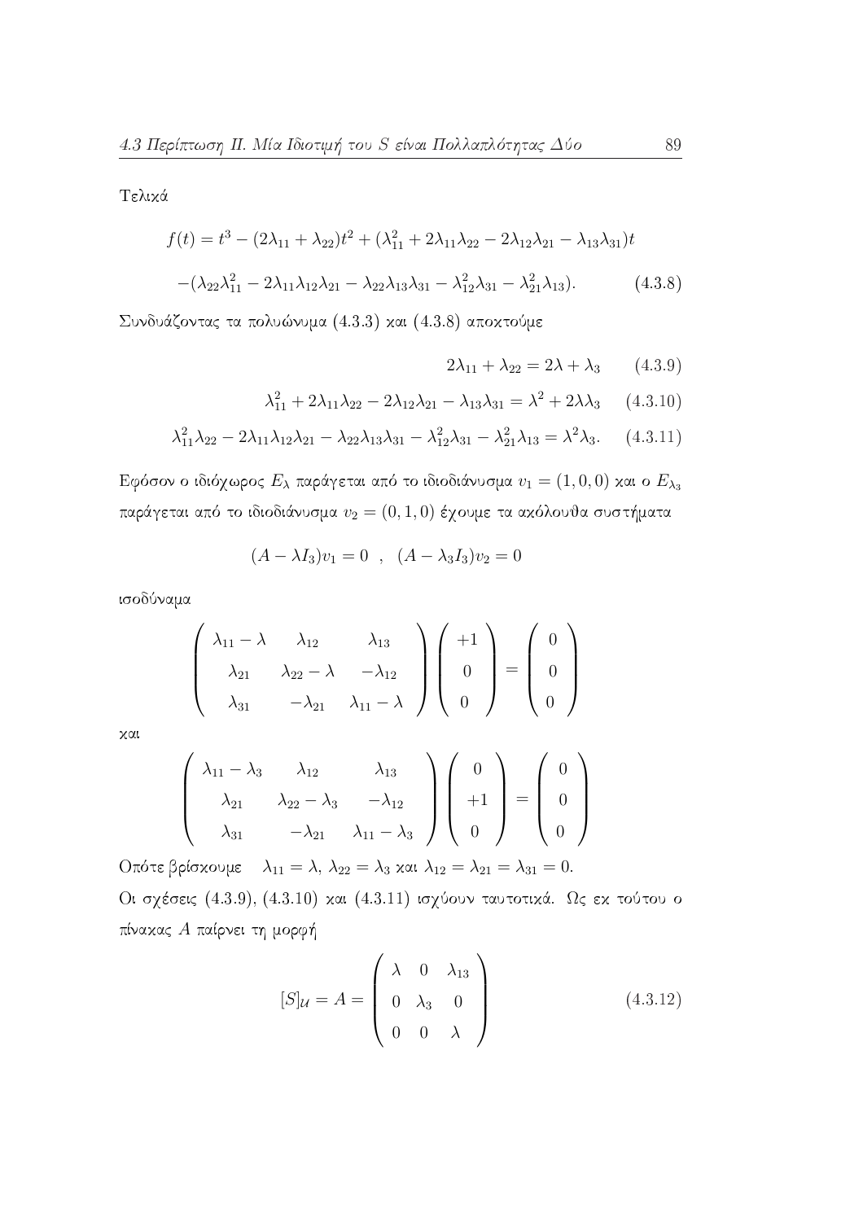Τελικά

$$f(t) = t^3 - (2\lambda_{11} + \lambda_{22})t^2 + (\lambda_{11}^2 + 2\lambda_{11}\lambda_{22} - 2\lambda_{12}\lambda_{21} - \lambda_{13}\lambda_{31})t$$
$$-(\lambda_{22}\lambda_{11}^2 - 2\lambda_{11}\lambda_{12}\lambda_{21} - \lambda_{22}\lambda_{13}\lambda_{31} - \lambda_{12}^2\lambda_{31} - \lambda_{21}^2\lambda_{13}). \tag{4.3.8}$$

Συνδυάζοντας τα πολυώνυμα (4.3.3) και (4.3.8) αποκτούμε

$$2\lambda_{11} + \lambda_{22} = 2\lambda + \lambda_3 \tag{4.3.9}$$

$$\lambda_{11}^2 + 2\lambda_{11}\lambda_{22} - 2\lambda_{12}\lambda_{21} - \lambda_{13}\lambda_{31} = \lambda^2 + 2\lambda\lambda_3 \tag{4.3.10}$$

$$\lambda_{11}^2\lambda_{22} - 2\lambda_{11}\lambda_{12}\lambda_{21} - \lambda_{22}\lambda_{13}\lambda_{31} - \lambda_{12}^2\lambda_{31} - \lambda_{21}^2\lambda_{13} = \lambda^2\lambda_3. \tag{4.3.11}$$

Εφόσον ο ιδιόχωρος $E_\lambda$ παράγεται από το ιδιοδιάνυσμα $v_1 = (1,0,0)$ και ο $E_{\lambda_3}$ παράγεται από το ιδιοδιάνυσμα $v_2 = (0,1,0)$ έχουμε τα ακόλουθα συστήματα

$$(A - \lambda I_3)v_1 = 0 \quad , \quad (A - \lambda_3 I_3)v_2 = 0$$

ισοδύναμα

$$\begin{pmatrix} \lambda_{11} - \lambda & \lambda_{12} & \lambda_{13} \\ \lambda_{21} & \lambda_{22} - \lambda & -\lambda_{12} \\ \lambda_{31} & -\lambda_{21} & \lambda_{11} - \lambda \end{pmatrix} \begin{pmatrix} +1 \\ 0 \\ 0 \end{pmatrix} = \begin{pmatrix} 0 \\ 0 \\ 0 \end{pmatrix}$$

και

$$\begin{pmatrix} \lambda_{11} - \lambda_3 & \lambda_{12} & \lambda_{13} \\ \lambda_{21} & \lambda_{22} - \lambda_3 & -\lambda_{12} \\ \lambda_{31} & -\lambda_{21} & \lambda_{11} - \lambda_3 \end{pmatrix} \begin{pmatrix} 0 \\ +1 \\ 0 \end{pmatrix} = \begin{pmatrix} 0 \\ 0 \\ 0 \end{pmatrix}$$

Οπότε βρίσκουμε $\lambda_{11} = \lambda$, $\lambda_{22} = \lambda_3$ και $\lambda_{12} = \lambda_{21} = \lambda_{31} = 0$.

Οι σχέσεις (4.3.9), (4.3.10) και (4.3.11) ισχύουν ταυτοτικά. Ως εκ τούτου ο πίνακας $A$ παίρνει τη μορφή

$$[S]_{\mathcal{U}} = A = \begin{pmatrix} \lambda & 0 & \lambda_{13} \\ 0 & \lambda_3 & 0 \\ 0 & 0 & \lambda \end{pmatrix} \tag{4.3.12}$$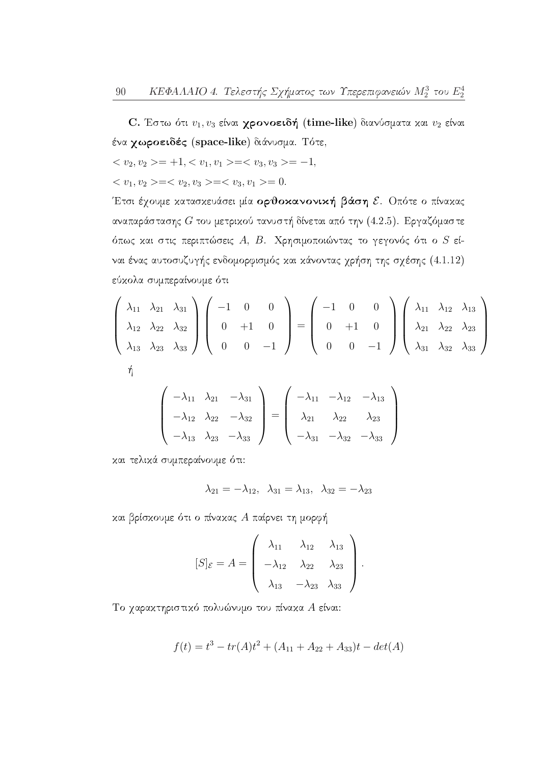**C.** Έστω ότι $v_1, v_3$ είναι **χρονοειδή (time-like)** διανύσματα και $v_2$ είναι ένα **χωροειδές (space-like)** διάνυσμα. Τότε,

$< v_2, v_2 >= +1, < v_1, v_1 >=< v_3, v_3 >= -1,$

$< v_1, v_2 >=< v_2, v_3 >=< v_3, v_1 >= 0.$

Έτσι έχουμε κατασκευάσει μία **ορθοκανονική βάση** $\mathcal{E}$. Οπότε ο πίνακας αναπαράστασης $G$ του μετρικού τανυστή δίνεται από την (4.2.5). Εργαζόμαστε όπως και στις περιπτώσεις $A$, $B$. Χρησιμοποιώντας το γεγονός ότι ο $S$ είναι ένας αυτοσυζυγής ενδομορφισμός και κάνοντας χρήση της σχέσης (4.1.12) εύκολα συμπεραίνουμε ότι

$$\begin{pmatrix} \lambda_{11} & \lambda_{21} & \lambda_{31} \\ \lambda_{12} & \lambda_{22} & \lambda_{32} \\ \lambda_{13} & \lambda_{23} & \lambda_{33} \end{pmatrix} \begin{pmatrix} -1 & 0 & 0 \\ 0 & +1 & 0 \\ 0 & 0 & -1 \end{pmatrix} = \begin{pmatrix} -1 & 0 & 0 \\ 0 & +1 & 0 \\ 0 & 0 & -1 \end{pmatrix} \begin{pmatrix} \lambda_{11} & \lambda_{12} & \lambda_{13} \\ \lambda_{21} & \lambda_{22} & \lambda_{23} \\ \lambda_{31} & \lambda_{32} & \lambda_{33} \end{pmatrix}$$

ή

$$\begin{pmatrix} -\lambda_{11} & \lambda_{21} & -\lambda_{31} \\ -\lambda_{12} & \lambda_{22} & -\lambda_{32} \\ -\lambda_{13} & \lambda_{23} & -\lambda_{33} \end{pmatrix} = \begin{pmatrix} -\lambda_{11} & -\lambda_{12} & -\lambda_{13} \\ \lambda_{21} & \lambda_{22} & \lambda_{23} \\ -\lambda_{31} & -\lambda_{32} & -\lambda_{33} \end{pmatrix}$$

και τελικά συμπεραίνουμε ότι:

$$\lambda_{21} = -\lambda_{12}, \quad \lambda_{31} = \lambda_{13}, \quad \lambda_{32} = -\lambda_{23}$$

και βρίσκουμε ότι ο πίνακας $A$ παίρνει τη μορφή

$$[S]_{\mathcal{E}} = A = \begin{pmatrix} \lambda_{11} & \lambda_{12} & \lambda_{13} \\ -\lambda_{12} & \lambda_{22} & \lambda_{23} \\ \lambda_{13} & -\lambda_{23} & \lambda_{33} \end{pmatrix}.$$

Το χαρακτηριστικό πολυώνυμο του πίνακα $A$ είναι:

$$f(t) = t^3 - tr(A)t^2 + (A_{11} + A_{22} + A_{33})t - det(A)$$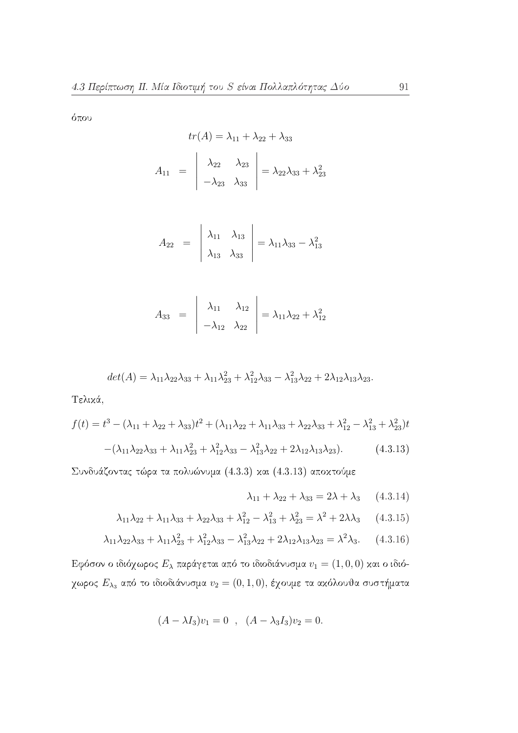όπου

$$tr(A) = \lambda_{11} + \lambda_{22} + \lambda_{33}$$

$$A_{11} = \begin{vmatrix} \lambda_{22} & \lambda_{23} \\ -\lambda_{23} & \lambda_{33} \end{vmatrix} = \lambda_{22}\lambda_{33} + \lambda_{23}^2$$

$$A_{22} = \begin{vmatrix} \lambda_{11} & \lambda_{13} \\ \lambda_{13} & \lambda_{33} \end{vmatrix} = \lambda_{11}\lambda_{33} - \lambda_{13}^2$$

$$A_{33} = \begin{vmatrix} \lambda_{11} & \lambda_{12} \\ -\lambda_{12} & \lambda_{22} \end{vmatrix} = \lambda_{11}\lambda_{22} + \lambda_{12}^2$$

$$det(A) = \lambda_{11}\lambda_{22}\lambda_{33} + \lambda_{11}\lambda_{23}^2 + \lambda_{12}^2\lambda_{33} - \lambda_{13}^2\lambda_{22} + 2\lambda_{12}\lambda_{13}\lambda_{23}.$$

Τελικά,

$$f(t) = t^3 - (\lambda_{11} + \lambda_{22} + \lambda_{33})t^2 + (\lambda_{11}\lambda_{22} + \lambda_{11}\lambda_{33} + \lambda_{22}\lambda_{33} + \lambda_{12}^2 - \lambda_{13}^2 + \lambda_{23}^2)t$$
$$-(\lambda_{11}\lambda_{22}\lambda_{33} + \lambda_{11}\lambda_{23}^2 + \lambda_{12}^2\lambda_{33} - \lambda_{13}^2\lambda_{22} + 2\lambda_{12}\lambda_{13}\lambda_{23}). \qquad (4.3.13)$$

Συνδυάζοντας τώρα τα πολυώνυμα (4.3.3) και (4.3.13) αποκτούμε

$$\lambda_{11} + \lambda_{22} + \lambda_{33} = 2\lambda + \lambda_3 \qquad (4.3.14)$$

$$\lambda_{11}\lambda_{22} + \lambda_{11}\lambda_{33} + \lambda_{22}\lambda_{33} + \lambda_{12}^2 - \lambda_{13}^2 + \lambda_{23}^2 = \lambda^2 + 2\lambda\lambda_3 \qquad (4.3.15)$$

$$\lambda_{11}\lambda_{22}\lambda_{33} + \lambda_{11}\lambda_{23}^2 + \lambda_{12}^2\lambda_{33} - \lambda_{13}^2\lambda_{22} + 2\lambda_{12}\lambda_{13}\lambda_{23} = \lambda^2\lambda_3. \qquad (4.3.16)$$

Εφόσον ο ιδιόχωρος $E_\lambda$ παράγεται από το ιδιοδιάνυσμα $v_1 = (1, 0, 0)$ και ο ιδιόχωρος $E_{\lambda_3}$ από το ιδιοδιάνυσμα $v_2 = (0, 1, 0)$, έχουμε τα ακόλουθα συστήματα

$$(A - \lambda I_3)v_1 = 0 \quad , \quad (A - \lambda_3 I_3)v_2 = 0.$$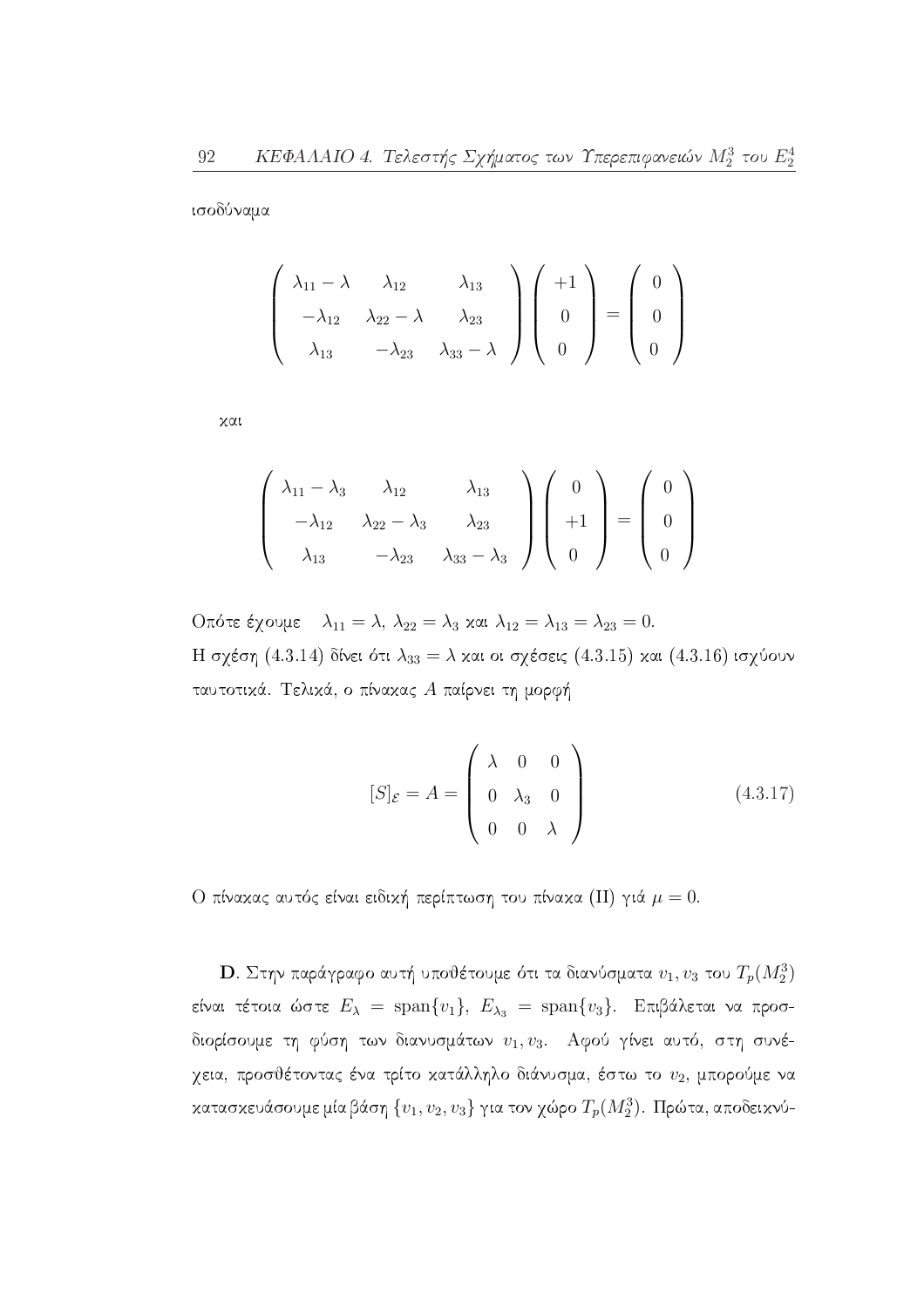ισοδύναμα

$$
\begin{pmatrix} \lambda_{11} - \lambda & \lambda_{12} & \lambda_{13} \\ -\lambda_{12} & \lambda_{22} - \lambda & \lambda_{23} \\ \lambda_{13} & -\lambda_{23} & \lambda_{33} - \lambda \end{pmatrix} \begin{pmatrix} +1 \\ 0 \\ 0 \end{pmatrix} = \begin{pmatrix} 0 \\ 0 \\ 0 \end{pmatrix}
$$

και

$$
\begin{pmatrix} \lambda_{11} - \lambda_3 & \lambda_{12} & \lambda_{13} \\ -\lambda_{12} & \lambda_{22} - \lambda_3 & \lambda_{23} \\ \lambda_{13} & -\lambda_{23} & \lambda_{33} - \lambda_3 \end{pmatrix} \begin{pmatrix} 0 \\ +1 \\ 0 \end{pmatrix} = \begin{pmatrix} 0 \\ 0 \\ 0 \end{pmatrix}
$$

Οπότε έχουμε $\lambda_{11} = \lambda$, $\lambda_{22} = \lambda_3$ και $\lambda_{12} = \lambda_{13} = \lambda_{23} = 0$.
Η σχέση (4.3.14) δίνει ότι $\lambda_{33} = \lambda$ και οι σχέσεις (4.3.15) και (4.3.16) ισχύουν ταυτοτικά. Τελικά, ο πίνακας $A$ παίρνει τη μορφή

$$
[S]_{\mathcal{E}} = A = \begin{pmatrix} \lambda & 0 & 0 \\ 0 & \lambda_3 & 0 \\ 0 & 0 & \lambda \end{pmatrix} \tag{4.3.17}
$$

Ο πίνακας αυτός είναι ειδική περίπτωση του πίνακα (II) γιά $\mu = 0$.

**D**. Στην παράγραφο αυτή υποθέτουμε ότι τα διανύσματα $v_1, v_3$ του $T_p(M_2^3)$ είναι τέτοια ώστε $E_\lambda = \text{span}\{v_1\}$, $E_{\lambda_3} = \text{span}\{v_3\}$. Επιβάλεται να προσδιορίσουμε τη φύση των διανυσμάτων $v_1, v_3$. Αφού γίνει αυτό, στη συνέχεια, προσθέτοντας ένα τρίτο κατάλληλο διάνυσμα, έστω το $v_2$, μπορούμε να κατασκευάσουμε μία βάση $\{v_1, v_2, v_3\}$ για τον χώρο $T_p(M_2^3)$. Πρώτα, αποδεικνύ-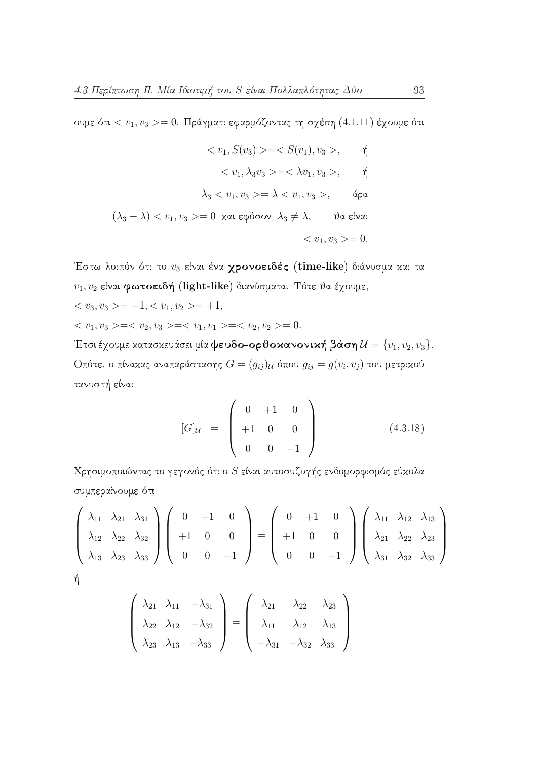ουμε ότι $< v_1, v_3 >= 0$. Πράγματι εφαρμόζοντας τη σχέση (4.1.11) έχουμε ότι

$$
\begin{aligned}
< v_1, S(v_3) >=< S(v_1), v_3 >, \qquad & \text{ή} \\
< v_1, \lambda_3 v_3 >=< \lambda v_1, v_3 >, \qquad & \text{ή} \\
\lambda_3 < v_1, v_3 >= \lambda < v_1, v_3 >, \qquad & \text{άρα} \\
(\lambda_3 - \lambda) < v_1, v_3 >= 0 \ \text{ και εφόσον } \ \lambda_3 \neq \lambda, \qquad & \text{θα είναι} \\
& < v_1, v_3 >= 0.
\end{aligned}
$$

Έστω λοιπόν ότι το $v_3$ είναι ένα **χρονοειδές (time-like)** διάνυσμα και τα $v_1, v_2$ είναι **φωτοειδή (light-like)** διανύσματα. Τότε θα έχουμε,

$< v_3, v_3 >= -1, < v_1, v_2 >= +1,$

$< v_1, v_3 >=< v_2, v_3 >=< v_1, v_1 >=< v_2, v_2 >= 0.$

Έτσι έχουμε κατασκευάσει μία **ψευδο-ορθοκανονική βάση** $\mathcal{U} = \{v_1, v_2, v_3\}$. Οπότε, ο πίνακας αναπαράστασης $G = (g_{ij})_{\mathcal{U}}$ όπου $g_{ij} = g(v_i, v_j)$ του μετρικού τανυστή είναι

$$
[G]_{\mathcal{U}} = \begin{pmatrix} 0 & +1 & 0 \\ +1 & 0 & 0 \\ 0 & 0 & -1 \end{pmatrix} \tag{4.3.18}
$$

Χρησιμοποιώντας το γεγονός ότι ο $S$ είναι αυτοσυζυγής ενδομορφισμός εύκολα συμπεραίνουμε ότι

$$
\begin{pmatrix} \lambda_{11} & \lambda_{21} & \lambda_{31} \\ \lambda_{12} & \lambda_{22} & \lambda_{32} \\ \lambda_{13} & \lambda_{23} & \lambda_{33} \end{pmatrix}
\begin{pmatrix} 0 & +1 & 0 \\ +1 & 0 & 0 \\ 0 & 0 & -1 \end{pmatrix}
=
\begin{pmatrix} 0 & +1 & 0 \\ +1 & 0 & 0 \\ 0 & 0 & -1 \end{pmatrix}
\begin{pmatrix} \lambda_{11} & \lambda_{12} & \lambda_{13} \\ \lambda_{21} & \lambda_{22} & \lambda_{23} \\ \lambda_{31} & \lambda_{32} & \lambda_{33} \end{pmatrix}
$$

ή

$$
\begin{pmatrix} \lambda_{21} & \lambda_{11} & -\lambda_{31} \\ \lambda_{22} & \lambda_{12} & -\lambda_{32} \\ \lambda_{23} & \lambda_{13} & -\lambda_{33} \end{pmatrix}
=
\begin{pmatrix} \lambda_{21} & \lambda_{22} & \lambda_{23} \\ \lambda_{11} & \lambda_{12} & \lambda_{13} \\ -\lambda_{31} & -\lambda_{32} & \lambda_{33} \end{pmatrix}
$$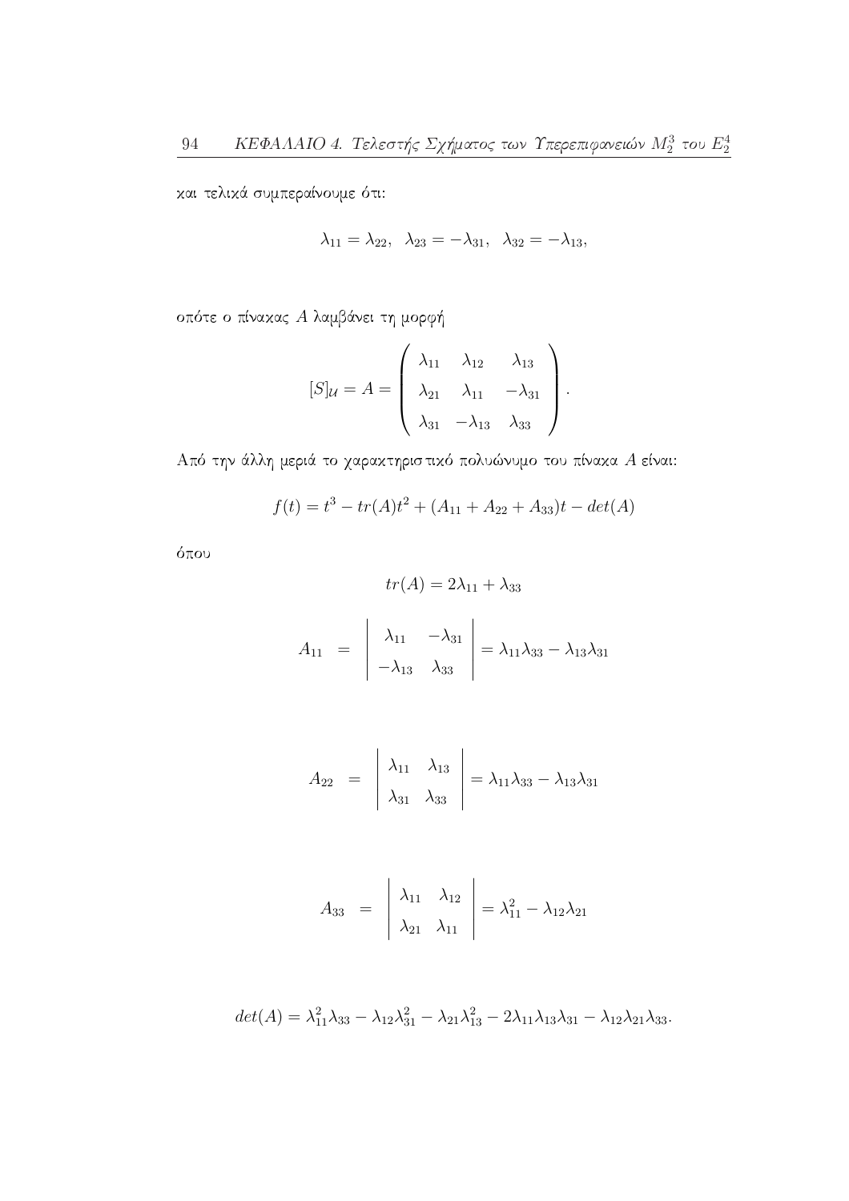και τελικά συμπεραίνουμε ότι:

$$\lambda_{11} = \lambda_{22}, \ \ \lambda_{23} = -\lambda_{31}, \ \ \lambda_{32} = -\lambda_{13},$$

οπότε ο πίνακας $A$ λαμβάνει τη μορφή

$$[S]_{\mathcal{U}} = A = \begin{pmatrix} \lambda_{11} & \lambda_{12} & \lambda_{13} \\ \lambda_{21} & \lambda_{11} & -\lambda_{31} \\ \lambda_{31} & -\lambda_{13} & \lambda_{33} \end{pmatrix}.$$

Από την άλλη μεριά το χαρακτηριστικό πολυώνυμο του πίνακα $A$ είναι:

$$f(t) = t^3 - tr(A)t^2 + (A_{11} + A_{22} + A_{33})t - det(A)$$

όπου

$$tr(A) = 2\lambda_{11} + \lambda_{33}$$

$$A_{11} = \begin{vmatrix} \lambda_{11} & -\lambda_{31} \\ -\lambda_{13} & \lambda_{33} \end{vmatrix} = \lambda_{11}\lambda_{33} - \lambda_{13}\lambda_{31}$$

$$A_{22} = \begin{vmatrix} \lambda_{11} & \lambda_{13} \\ \lambda_{31} & \lambda_{33} \end{vmatrix} = \lambda_{11}\lambda_{33} - \lambda_{13}\lambda_{31}$$

$$A_{33} = \begin{vmatrix} \lambda_{11} & \lambda_{12} \\ \lambda_{21} & \lambda_{11} \end{vmatrix} = \lambda_{11}^2 - \lambda_{12}\lambda_{21}$$

$$det(A) = \lambda_{11}^2\lambda_{33} - \lambda_{12}\lambda_{31}^2 - \lambda_{21}\lambda_{13}^2 - 2\lambda_{11}\lambda_{13}\lambda_{31} - \lambda_{12}\lambda_{21}\lambda_{33}.$$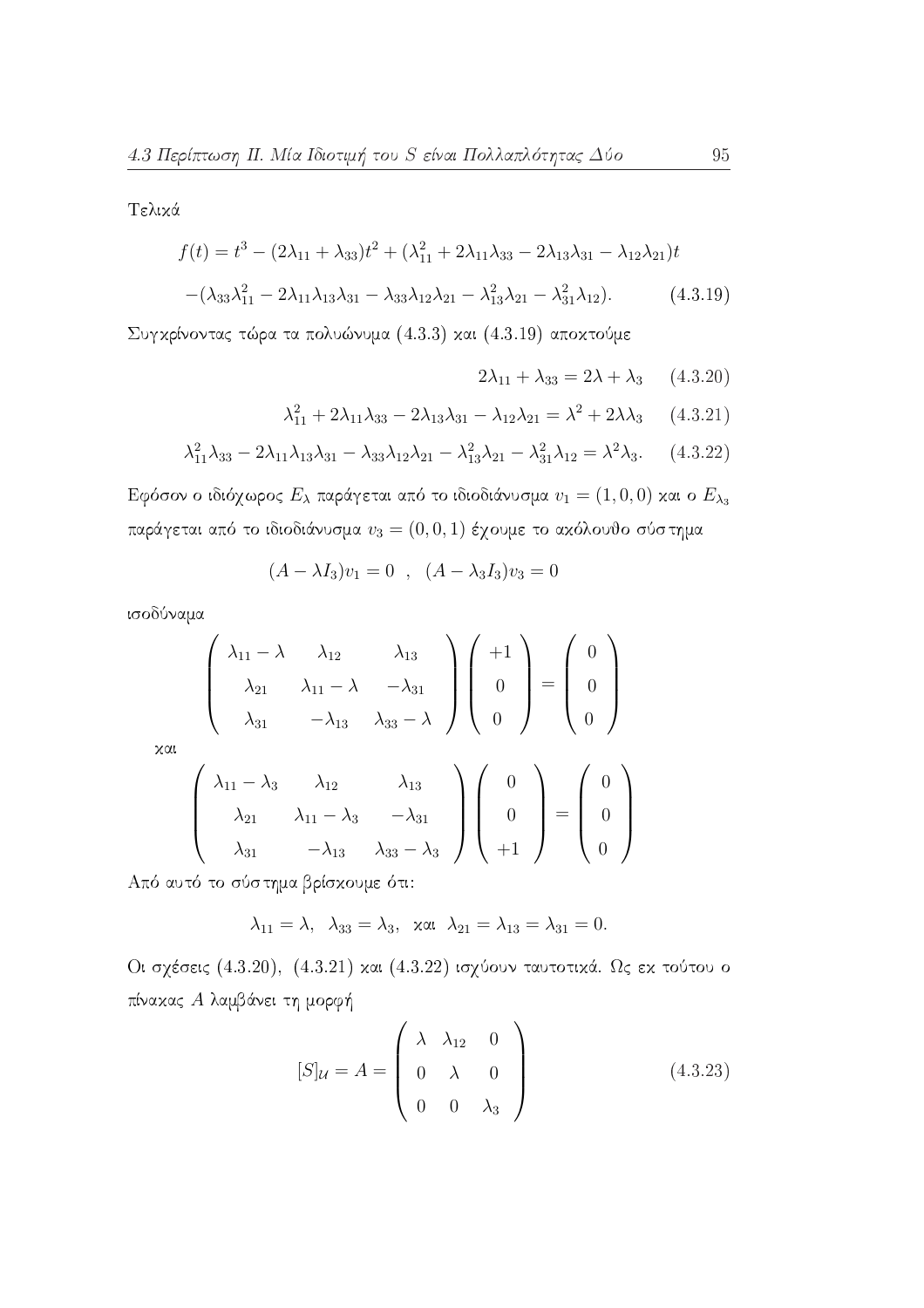Τελικά

$$
\begin{aligned}
f(t) &= t^3 - (2\lambda_{11} + \lambda_{33})t^2 + (\lambda_{11}^2 + 2\lambda_{11}\lambda_{33} - 2\lambda_{13}\lambda_{31} - \lambda_{12}\lambda_{21})t \\
&-(\lambda_{33}\lambda_{11}^2 - 2\lambda_{11}\lambda_{13}\lambda_{31} - \lambda_{33}\lambda_{12}\lambda_{21} - \lambda_{13}^2\lambda_{21} - \lambda_{31}^2\lambda_{12}). \qquad (4.3.19)
\end{aligned}
$$

Συγκρίνοντας τώρα τα πολυώνυμα (4.3.3) και (4.3.19) αποκτούμε

$$2\lambda_{11} + \lambda_{33} = 2\lambda + \lambda_3 \qquad (4.3.20)$$

$$\lambda_{11}^2 + 2\lambda_{11}\lambda_{33} - 2\lambda_{13}\lambda_{31} - \lambda_{12}\lambda_{21} = \lambda^2 + 2\lambda\lambda_3 \qquad (4.3.21)$$

$$\lambda_{11}^2\lambda_{33} - 2\lambda_{11}\lambda_{13}\lambda_{31} - \lambda_{33}\lambda_{12}\lambda_{21} - \lambda_{13}^2\lambda_{21} - \lambda_{31}^2\lambda_{12} = \lambda^2\lambda_3. \qquad (4.3.22)$$

Εφόσον ο ιδιόχωρος $E_\lambda$ παράγεται από το ιδιοδιάνυσμα $v_1 = (1, 0, 0)$ και ο $E_{\lambda_3}$ παράγεται από το ιδιοδιάνυσμα $v_3 = (0, 0, 1)$ έχουμε το ακόλουθο σύστημα

$$(A - \lambda I_3)v_1 = 0 \quad , \quad (A - \lambda_3 I_3)v_3 = 0$$

ισοδύναμα

$$
\begin{pmatrix}
\lambda_{11} - \lambda & \lambda_{12} & \lambda_{13} \\
\lambda_{21} & \lambda_{11} - \lambda & -\lambda_{31} \\
\lambda_{31} & -\lambda_{13} & \lambda_{33} - \lambda
\end{pmatrix}
\begin{pmatrix} +1 \\ 0 \\ 0 \end{pmatrix}
=
\begin{pmatrix} 0 \\ 0 \\ 0 \end{pmatrix}
$$

και

$$
\begin{pmatrix}
\lambda_{11} - \lambda_3 & \lambda_{12} & \lambda_{13} \\
\lambda_{21} & \lambda_{11} - \lambda_3 & -\lambda_{31} \\
\lambda_{31} & -\lambda_{13} & \lambda_{33} - \lambda_3
\end{pmatrix}
\begin{pmatrix} 0 \\ 0 \\ +1 \end{pmatrix}
=
\begin{pmatrix} 0 \\ 0 \\ 0 \end{pmatrix}
$$

Από αυτό το σύστημα βρίσκουμε ότι:

$$\lambda_{11} = \lambda, \;\; \lambda_{33} = \lambda_3, \;\; \text{και} \;\; \lambda_{21} = \lambda_{13} = \lambda_{31} = 0.$$

Οι σχέσεις (4.3.20), (4.3.21) και (4.3.22) ισχύουν ταυτοτικά. Ως εκ τούτου ο πίνακας $A$ λαμβάνει τη μορφή

$$
[S]_{\mathcal{U}} = A =
\begin{pmatrix}
\lambda & \lambda_{12} & 0 \\
0 & \lambda & 0 \\
0 & 0 & \lambda_3
\end{pmatrix}
\qquad (4.3.23)
$$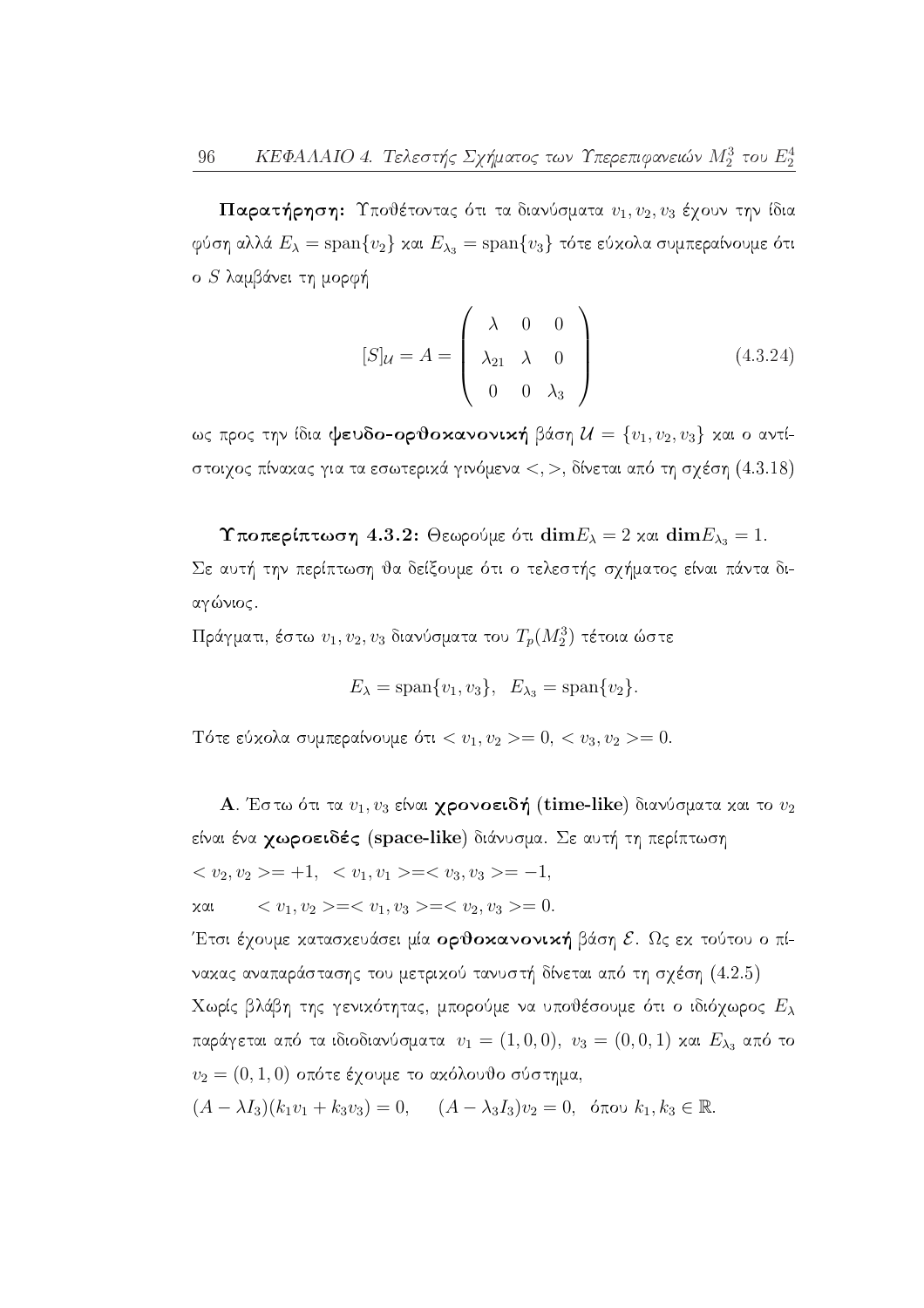**Παρατήρηση:** Υποθέτοντας ότι τα διανύσματα $v_1, v_2, v_3$ έχουν την ίδια φύση αλλά $E_\lambda = \mathrm{span}\{v_2\}$ και $E_{\lambda_3} = \mathrm{span}\{v_3\}$ τότε εύκολα συμπεραίνουμε ότι ο $S$ λαμβάνει τη μορφή

$$[S]_{\mathcal{U}} = A = \begin{pmatrix} \lambda & 0 & 0 \\ \lambda_{21} & \lambda & 0 \\ 0 & 0 & \lambda_3 \end{pmatrix} \tag{4.3.24}$$

ως προς την ίδια **ψευδο-ορθοκανονική** βάση $\mathcal{U} = \{v_1, v_2, v_3\}$ και ο αντίστοιχος πίνακας για τα εσωτερικά γινόμενα $<,>$, δίνεται από τη σχέση (4.3.18)

**Υποπερίπτωση 4.3.2:** Θεωρούμε ότι $\mathbf{dim}E_\lambda = 2$ και $\mathbf{dim}E_{\lambda_3} = 1$. Σε αυτή την περίπτωση θα δείξουμε ότι ο τελεστής σχήματος είναι πάντα διαγώνιος.

Πράγματι, έστω $v_1, v_2, v_3$ διανύσματα του $T_p(M_2^3)$ τέτοια ώστε

$$E_\lambda = \mathrm{span}\{v_1, v_3\}, \quad E_{\lambda_3} = \mathrm{span}\{v_2\}.$$

Τότε εύκολα συμπεραίνουμε ότι $< v_1, v_2 >= 0$, $< v_3, v_2 >= 0$.

**A**. Έστω ότι τα $v_1, v_3$ είναι **χρονοειδή (time-like)** διανύσματα και το $v_2$ είναι ένα **χωροειδές (space-like)** διάνυσμα. Σε αυτή τη περίπτωση

$< v_2, v_2 >= +1, \quad < v_1, v_1 >=< v_3, v_3 >= -1,$

και $\quad < v_1, v_2 >=< v_1, v_3 >=< v_2, v_3 >= 0.$

Έτσι έχουμε κατασκευάσει μία **ορθοκανονική** βάση $\mathcal{E}$. Ως εκ τούτου ο πίνακας αναπαράστασης του μετρικού τανυστή δίνεται από τη σχέση (4.2.5)

Χωρίς βλάβη της γενικότητας, μπορούμε να υποθέσουμε ότι ο ιδιόχωρος $E_\lambda$ παράγεται από τα ιδιοδιανύσματα $v_1 = (1, 0, 0)$, $v_3 = (0, 0, 1)$ και $E_{\lambda_3}$ από το $v_2 = (0, 1, 0)$ οπότε έχουμε το ακόλουθο σύστημα,

$(A - \lambda I_3)(k_1 v_1 + k_3 v_3) = 0, \quad (A - \lambda_3 I_3)v_2 = 0,$ όπου $k_1, k_3 \in \mathbb{R}$.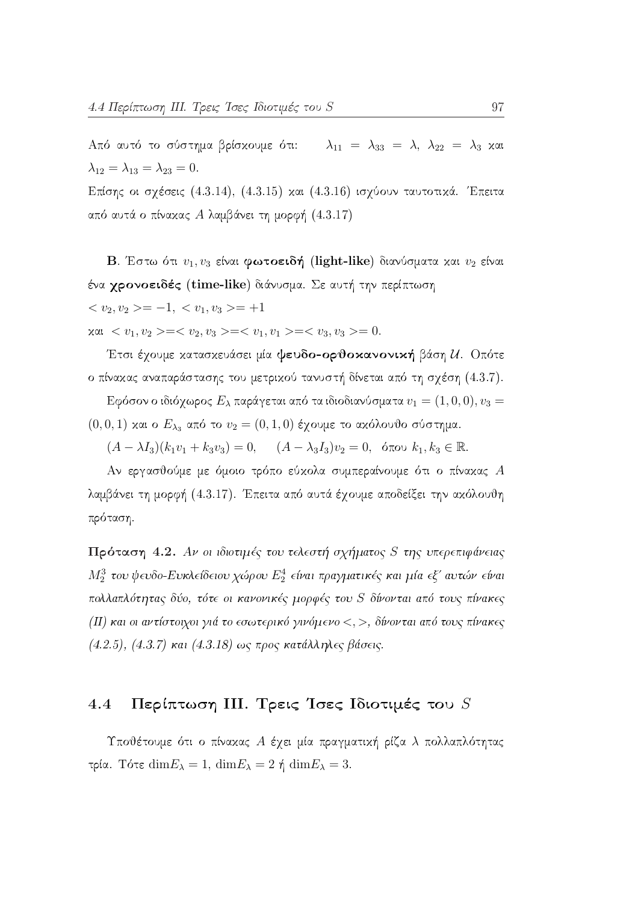Από αυτό το σύστημα βρίσκουμε ότι: $\lambda_{11} = \lambda_{33} = \lambda$, $\lambda_{22} = \lambda_3$ και $\lambda_{12} = \lambda_{13} = \lambda_{23} = 0$.

Επίσης οι σχέσεις (4.3.14), (4.3.15) και (4.3.16) ισχύουν ταυτοτικά. Έπειτα από αυτά ο πίνακας $A$ λαμβάνει τη μορφή (4.3.17)

**B**. Έστω ότι $v_1, v_3$ είναι **φωτοειδή (light-like)** διανύσματα και $v_2$ είναι ένα **χρονοειδές (time-like)** διάνυσμα. Σε αυτή την περίπτωση

$< v_2, v_2 >= -1$, $< v_1, v_3 >= +1$

και $< v_1, v_2 >=< v_2, v_3 >=< v_1, v_1 >=< v_3, v_3 >= 0$.

Έτσι έχουμε κατασκευάσει μία **ψευδο-ορθοκανονική** βάση $\mathcal{U}$. Οπότε ο πίνακας αναπαράστασης του μετρικού τανυστή δίνεται από τη σχέση (4.3.7).

Εφόσον ο ιδιόχωρος $E_\lambda$ παράγεται από τα ιδιοδιανύσματα $v_1 = (1, 0, 0)$, $v_3 = (0, 0, 1)$ και ο $E_{\lambda_3}$ από το $v_2 = (0, 1, 0)$ έχουμε το ακόλουθο σύστημα.

$(A - \lambda I_3)(k_1 v_1 + k_3 v_3) = 0$, $\quad (A - \lambda_3 I_3) v_2 = 0$, όπου $k_1, k_3 \in \mathbb{R}$.

Αν εργασθούμε με όμοιο τρόπο εύκολα συμπεραίνουμε ότι ο πίνακας $A$ λαμβάνει τη μορφή (4.3.17). Έπειτα από αυτά έχουμε αποδείξει την ακόλουθη πρόταση.

**Πρόταση 4.2.** *Αν οι ιδιοτιμές του τελεστή σχήματος $S$ της υπερεπιφάνειας $M_2^3$ του ψευδο-Ευκλείδειου χώρου $E_2^4$ είναι πραγματικές και μία εξ' αυτών είναι πολλαπλότητας δύο, τότε οι κανονικές μορφές του $S$ δίνονται από τους πίνακες (II) και οι αντίστοιχοι γιά το εσωτερικό γινόμενο $<,>$, δίνονται από τους πίνακες (4.2.5), (4.3.7) και (4.3.18) ως προς κατάλληλες βάσεις.*

## 4.4 Περίπτωση III. Τρεις Ίσες Ιδιοτιμές του $S$

Υποθέτουμε ότι ο πίνακας $A$ έχει μία πραγματική ρίζα $\lambda$ πολλαπλότητας τρία. Τότε $\dim E_\lambda = 1$, $\dim E_\lambda = 2$ ή $\dim E_\lambda = 3$.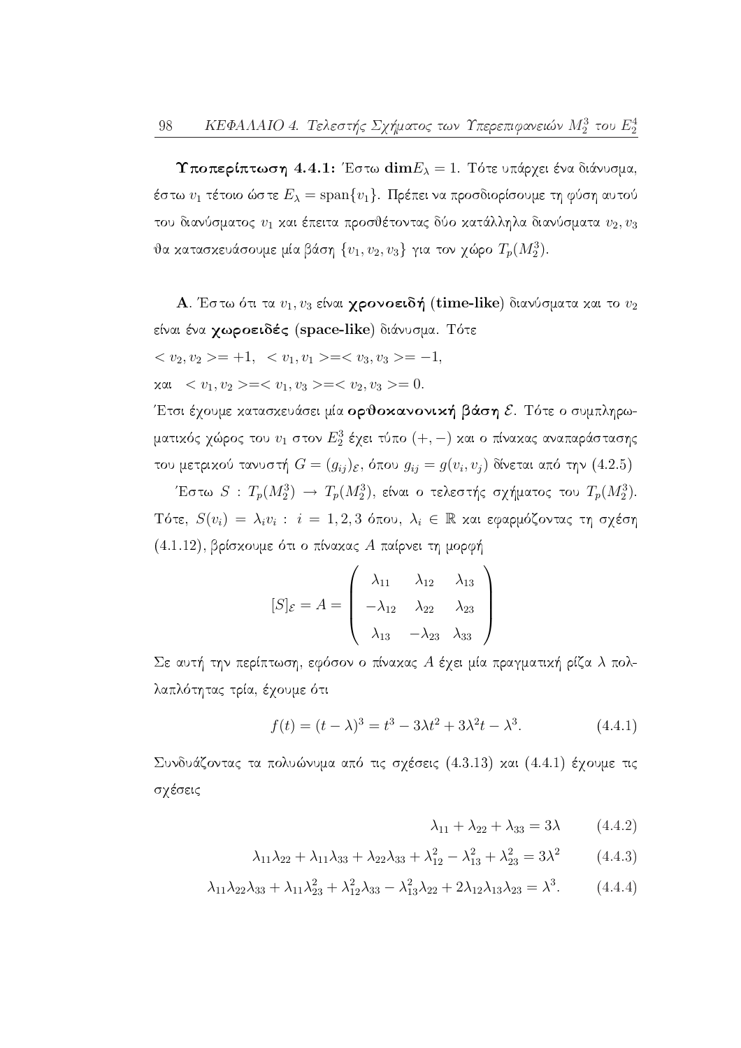**Υποπερίπτωση 4.4.1:** Έστω $\mathbf{dim}E_\lambda = 1$. Τότε υπάρχει ένα διάνυσμα, έστω $v_1$ τέτοιο ώστε $E_\lambda = \mathrm{span}\{v_1\}$. Πρέπει να προσδιορίσουμε τη φύση αυτού του διανύσματος $v_1$ και έπειτα προσθέτοντας δύο κατάλληλα διανύσματα $v_2, v_3$ θα κατασκευάσουμε μία βάση $\{v_1, v_2, v_3\}$ για τον χώρο $T_p(M_2^3)$.

**Α**. Έστω ότι τα $v_1, v_3$ είναι **χρονοειδή (time-like)** διανύσματα και το $v_2$ είναι ένα **χωροειδές (space-like)** διάνυσμα. Τότε

$< v_2, v_2 >= +1, \;\; < v_1, v_1 >=< v_3, v_3 >= -1,$

και $\;\; < v_1, v_2 >=< v_1, v_3 >=< v_2, v_3 >= 0.$

Έτσι έχουμε κατασκευάσει μία **ορθοκανονική βάση** $\mathcal{E}$. Τότε ο συμπληρωματικός χώρος του $v_1$ στον $E_2^3$ έχει τύπο $(+,-)$ και ο πίνακας αναπαράστασης του μετρικού τανυστή $G = (g_{ij})_{\mathcal{E}}$, όπου $g_{ij} = g(v_i, v_j)$ δίνεται από την (4.2.5)

Έστω $S : T_p(M_2^3) \to T_p(M_2^3)$, είναι ο τελεστής σχήματος του $T_p(M_2^3)$. Τότε, $S(v_i) = \lambda_i v_i : \; i = 1,2,3$ όπου, $\lambda_i \in \mathbb{R}$ και εφαρμόζοντας τη σχέση (4.1.12), βρίσκουμε ότι ο πίνακας $A$ παίρνει τη μορφή

$$[S]_{\mathcal{E}} = A = \begin{pmatrix} \lambda_{11} & \lambda_{12} & \lambda_{13} \\ -\lambda_{12} & \lambda_{22} & \lambda_{23} \\ \lambda_{13} & -\lambda_{23} & \lambda_{33} \end{pmatrix}$$

Σε αυτή την περίπτωση, εφόσον ο πίνακας $A$ έχει μία πραγματική ρίζα $\lambda$ πολλαπλότητας τρία, έχουμε ότι

$$f(t) = (t-\lambda)^3 = t^3 - 3\lambda t^2 + 3\lambda^2 t - \lambda^3. \tag{4.4.1}$$

Συνδυάζοντας τα πολυώνυμα από τις σχέσεις (4.3.13) και (4.4.1) έχουμε τις σχέσεις

$$\lambda_{11} + \lambda_{22} + \lambda_{33} = 3\lambda \tag{4.4.2}$$

$$\lambda_{11}\lambda_{22} + \lambda_{11}\lambda_{33} + \lambda_{22}\lambda_{33} + \lambda_{12}^2 - \lambda_{13}^2 + \lambda_{23}^2 = 3\lambda^2 \tag{4.4.3}$$

$$\lambda_{11}\lambda_{22}\lambda_{33} + \lambda_{11}\lambda_{23}^2 + \lambda_{12}^2\lambda_{33} - \lambda_{13}^2\lambda_{22} + 2\lambda_{12}\lambda_{13}\lambda_{23} = \lambda^3. \tag{4.4.4}$$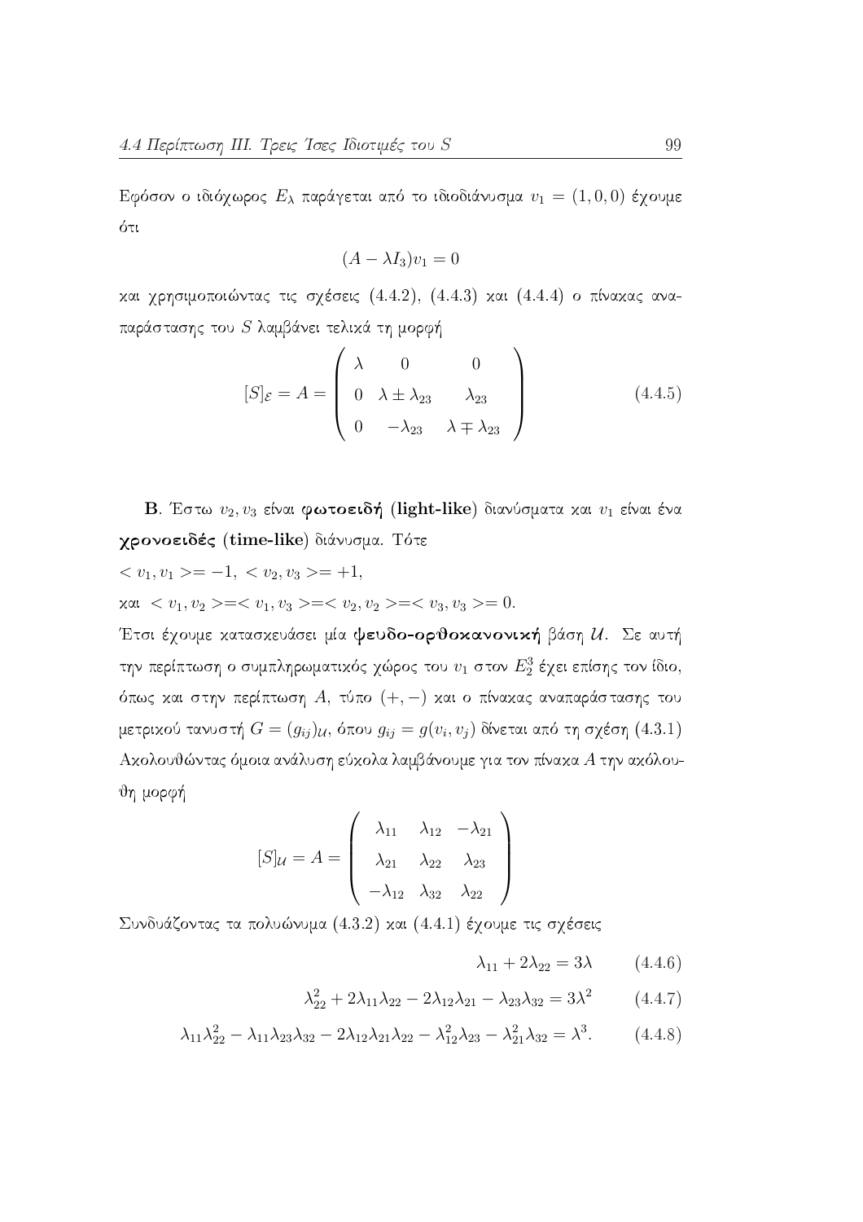Εφόσον ο ιδιόχωρος $E_\lambda$ παράγεται από το ιδιοδιάνυσμα $v_1 = (1,0,0)$ έχουμε ότι

$$(A - \lambda I_3)v_1 = 0$$

και χρησιμοποιώντας τις σχέσεις (4.4.2), (4.4.3) και (4.4.4) ο πίνακας αναπαράστασης του $S$ λαμβάνει τελικά τη μορφή

$$[S]_{\mathcal{E}} = A = \begin{pmatrix} \lambda & 0 & 0 \\ 0 & \lambda \pm \lambda_{23} & \lambda_{23} \\ 0 & -\lambda_{23} & \lambda \mp \lambda_{23} \end{pmatrix} \tag{4.4.5}$$

**B**. Έστω $v_2, v_3$ είναι **φωτοειδή (light-like)** διανύσματα και $v_1$ είναι ένα **χρονοειδές (time-like)** διάνυσμα. Τότε

$< v_1, v_1 >= -1, \ < v_2, v_3 >= +1,$

και $< v_1, v_2 >=< v_1, v_3 >=< v_2, v_2 >=< v_3, v_3 >= 0.$

Έτσι έχουμε κατασκευάσει μία **ψευδο-ορθοκανονική** βάση $\mathcal{U}$. Σε αυτή την περίπτωση ο συμπληρωματικός χώρος του $v_1$ στον $E_2^3$ έχει επίσης τον ίδιο, όπως και στην περίπτωση A, τύπο $(+,-)$ και ο πίνακας αναπαράστασης του μετρικού τανυστή $G = (g_{ij})_{\mathcal{U}}$, όπου $g_{ij} = g(v_i, v_j)$ δίνεται από τη σχέση (4.3.1) Ακολουθώντας όμοια ανάλυση εύκολα λαμβάνουμε για τον πίνακα $A$ την ακόλουθη μορφή

$$[S]_{\mathcal{U}} = A = \begin{pmatrix} \lambda_{11} & \lambda_{12} & -\lambda_{21} \\ \lambda_{21} & \lambda_{22} & \lambda_{23} \\ -\lambda_{12} & \lambda_{32} & \lambda_{22} \end{pmatrix}$$

Συνδυάζοντας τα πολυώνυμα (4.3.2) και (4.4.1) έχουμε τις σχέσεις

$$\lambda_{11} + 2\lambda_{22} = 3\lambda \tag{4.4.6}$$

$$\lambda_{22}^2 + 2\lambda_{11}\lambda_{22} - 2\lambda_{12}\lambda_{21} - \lambda_{23}\lambda_{32} = 3\lambda^2 \tag{4.4.7}$$

$$\lambda_{11}\lambda_{22}^2 - \lambda_{11}\lambda_{23}\lambda_{32} - 2\lambda_{12}\lambda_{21}\lambda_{22} - \lambda_{12}^2\lambda_{23} - \lambda_{21}^2\lambda_{32} = \lambda^3. \tag{4.4.8}$$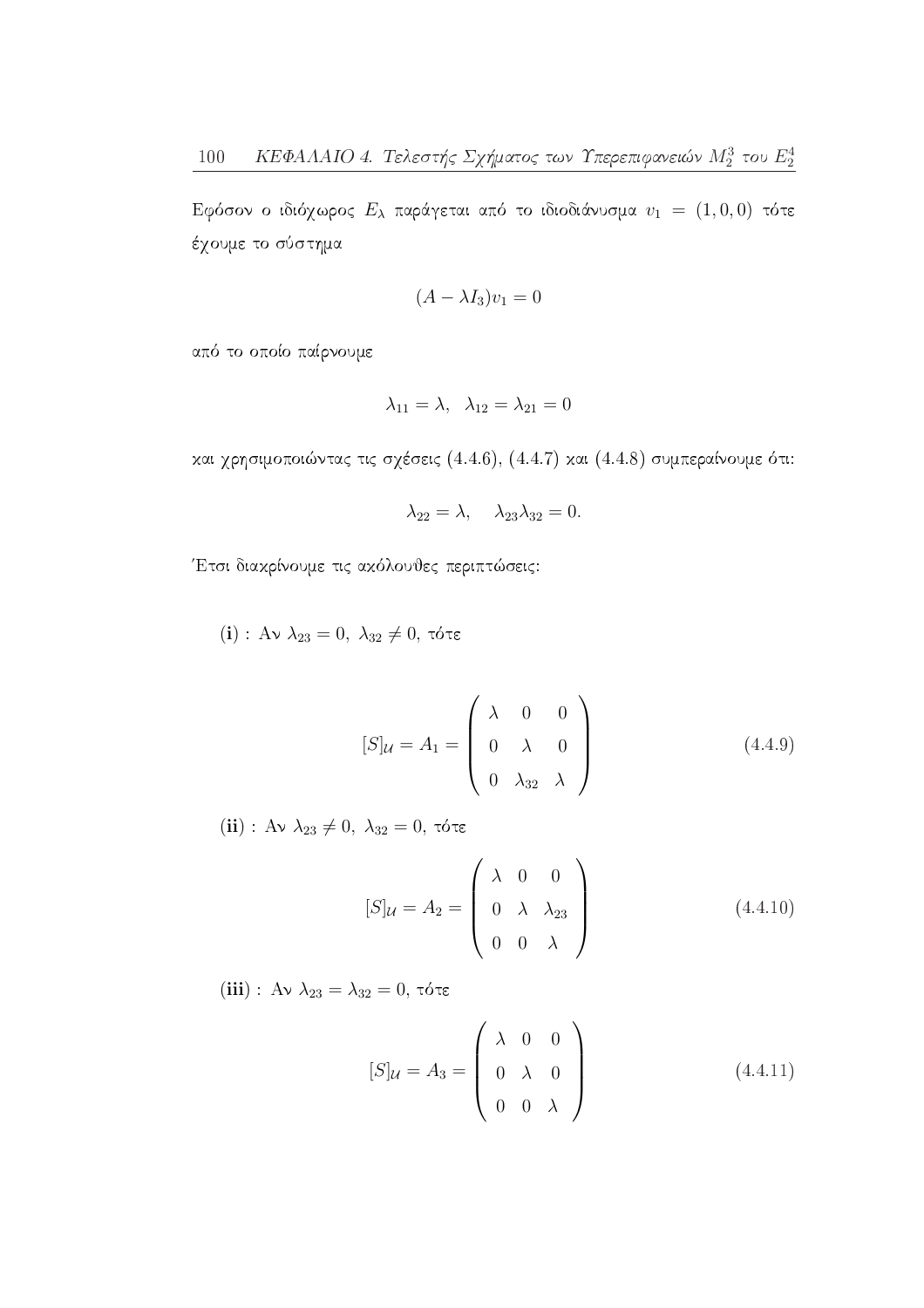Εφόσον ο ιδιόχωρος $E_\lambda$ παράγεται από το ιδιοδιάνυσμα $v_1 = (1,0,0)$ τότε έχουμε το σύστημα

$$(A - \lambda I_3)v_1 = 0$$

από το οποίο παίρνουμε

$$\lambda_{11} = \lambda, \quad \lambda_{12} = \lambda_{21} = 0$$

και χρησιμοποιώντας τις σχέσεις (4.4.6), (4.4.7) και (4.4.8) συμπεραίνουμε ότι:

$$\lambda_{22} = \lambda, \quad \lambda_{23}\lambda_{32} = 0.$$

Έτσι διακρίνουμε τις ακόλουθες περιπτώσεις:

**(i)** : Αν $\lambda_{23} = 0, \ \lambda_{32} \neq 0$, τότε

$$[S]_{\mathcal{U}} = A_1 = \begin{pmatrix} \lambda & 0 & 0 \\ 0 & \lambda & 0 \\ 0 & \lambda_{32} & \lambda \end{pmatrix} \tag{4.4.9}$$

**(ii)** : Αν $\lambda_{23} \neq 0, \ \lambda_{32} = 0$, τότε

$$[S]_{\mathcal{U}} = A_2 = \begin{pmatrix} \lambda & 0 & 0 \\ 0 & \lambda & \lambda_{23} \\ 0 & 0 & \lambda \end{pmatrix} \tag{4.4.10}$$

**(iii)** : Αν $\lambda_{23} = \lambda_{32} = 0$, τότε

$$[S]_{\mathcal{U}} = A_3 = \begin{pmatrix} \lambda & 0 & 0 \\ 0 & \lambda & 0 \\ 0 & 0 & \lambda \end{pmatrix} \tag{4.4.11}$$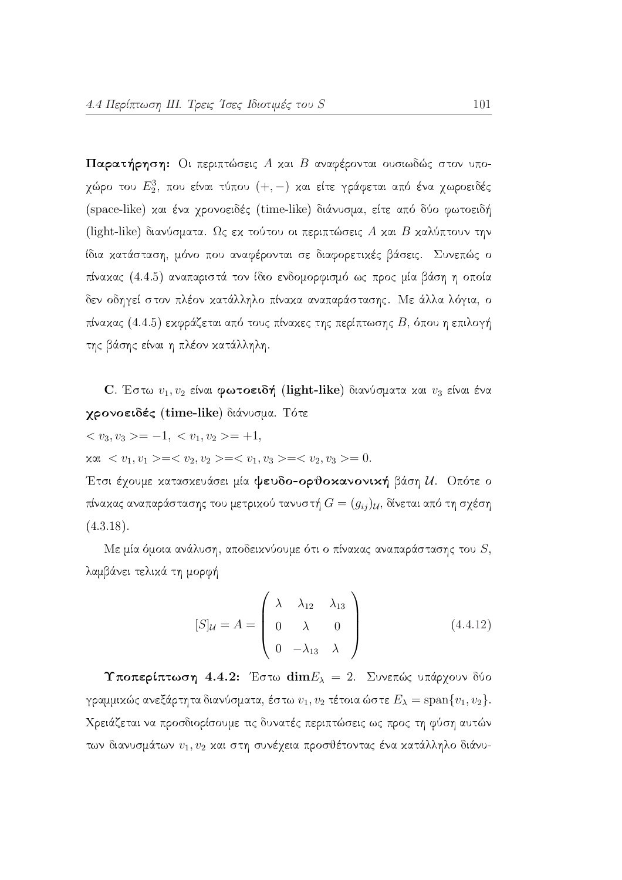**Παρατήρηση:** Οι περιπτώσεις $A$ και $B$ αναφέρονται ουσιωδώς στον υποχώρο του $E_2^3$, που είναι τύπου $(+,-)$ και είτε γράφεται από ένα χωροειδές (space-like) και ένα χρονοειδές (time-like) διάνυσμα, είτε από δύο φωτοειδή (light-like) διανύσματα. Ως εκ τούτου οι περιπτώσεις $A$ και $B$ καλύπτουν την ίδια κατάσταση, μόνο που αναφέρονται σε διαφορετικές βάσεις. Συνεπώς ο πίνακας (4.4.5) αναπαριστά τον ίδιο ενδομορφισμό ως προς μία βάση η οποία δεν οδηγεί στον πλέον κατάλληλο πίνακα αναπαράστασης. Με άλλα λόγια, ο πίνακας (4.4.5) εκφράζεται από τους πίνακες της περίπτωσης $B$, όπου η επιλογή της βάσης είναι η πλέον κατάλληλη.

**C**. Έστω $v_1, v_2$ είναι **φωτοειδή (light-like)** διανύσματα και $v_3$ είναι ένα **χρονοειδές (time-like)** διάνυσμα. Τότε

$< v_3, v_3 >= -1, \; < v_1, v_2 >= +1,$

και $< v_1, v_1 >=< v_2, v_2 >=< v_1, v_3 >=< v_2, v_3 >= 0.$

Έτσι έχουμε κατασκευάσει μία **ψευδο-ορθοκανονική** βάση $\mathcal{U}$. Οπότε ο πίνακας αναπαράστασης του μετρικού τανυστή $G = (g_{ij})_{\mathcal{U}}$, δίνεται από τη σχέση (4.3.18).

Με μία όμοια ανάλυση, αποδεικνύουμε ότι ο πίνακας αναπαράστασης του $S$, λαμβάνει τελικά τη μορφή

$$[S]_{\mathcal{U}} = A = \begin{pmatrix} \lambda & \lambda_{12} & \lambda_{13} \\ 0 & \lambda & 0 \\ 0 & -\lambda_{13} & \lambda \end{pmatrix} \tag{4.4.12}$$

**Υποπερίπτωση 4.4.2:** Έστω $\mathbf{dim}E_\lambda = 2$. Συνεπώς υπάρχουν δύο γραμμικώς ανεξάρτητα διανύσματα, έστω $v_1, v_2$ τέτοια ώστε $E_\lambda = \text{span}\{v_1, v_2\}$. Χρειάζεται να προσδιορίσουμε τις δυνατές περιπτώσεις ως προς τη φύση αυτών των διανυσμάτων $v_1, v_2$ και στη συνέχεια προσθέτοντας ένα κατάλληλο διάνυ-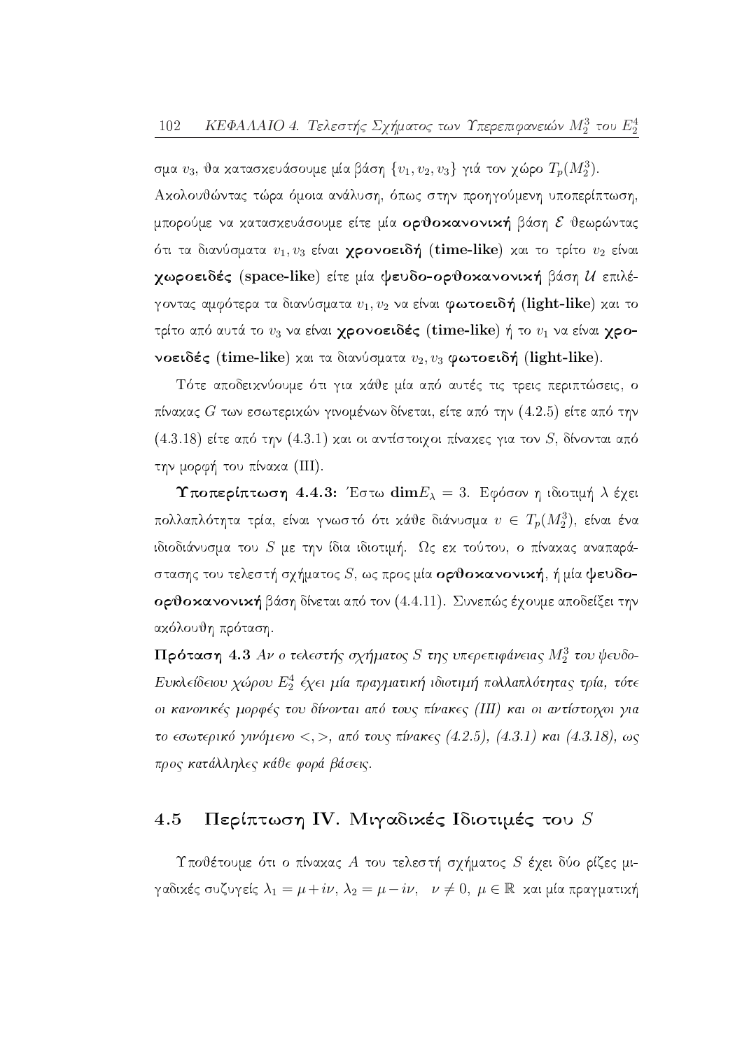σμα $v_3$, θα κατασκευάσουμε μία βάση $\{v_1, v_2, v_3\}$ γιά τον χώρο $T_p(M_2^3)$.
Ακολουθώντας τώρα όμοια ανάλυση, όπως στην προηγούμενη υποπερίπτωση, μπορούμε να κατασκευάσουμε είτε μία **ορθοκανονική** βάση $\mathcal{E}$ θεωρώντας ότι τα διανύσματα $v_1, v_3$ είναι **χρονοειδή (time-like)** και το τρίτο $v_2$ είναι **χωροειδές (space-like)** είτε μία **ψευδο-ορθοκανονική** βάση $\mathcal{U}$ επιλέγοντας αμφότερα τα διανύσματα $v_1, v_2$ να είναι **φωτοειδή (light-like)** και το τρίτο από αυτά το $v_3$ να είναι **χρονοειδές (time-like)** ή το $v_1$ να είναι **χρονοειδές (time-like)** και τα διανύσματα $v_2, v_3$ **φωτοειδή (light-like)**.

Τότε αποδεικνύουμε ότι για κάθε μία από αυτές τις τρεις περιπτώσεις, ο πίνακας $G$ των εσωτερικών γινομένων δίνεται, είτε από την (4.2.5) είτε από την (4.3.18) είτε από την (4.3.1) και οι αντίστοιχοι πίνακες για τον $S$, δίνονται από την μορφή του πίνακα (III).

**Υποπερίπτωση 4.4.3:** Έστω $\mathbf{dim}E_\lambda = 3$. Εφόσον η ιδιοτιμή $\lambda$ έχει πολλαπλότητα τρία, είναι γνωστό ότι κάθε διάνυσμα $v \in T_p(M_2^3)$, είναι ένα ιδιοδιάνυσμα του $S$ με την ίδια ιδιοτιμή. Ως εκ τούτου, ο πίνακας αναπαράστασης του τελεστή σχήματος $S$, ως προς μία **ορθοκανονική**, ή μία **ψευδο-ορθοκανονική** βάση δίνεται από τον (4.4.11). Συνεπώς έχουμε αποδείξει την ακόλουθη πρόταση.

**Πρόταση 4.3** *Αν ο τελεστής σχήματος $S$ της υπερεπιφάνειας $M_2^3$ του ψευδο-Ευκλείδειου χώρου $E_2^4$ έχει μία πραγματική ιδιοτιμή πολλαπλότητας τρία, τότε οι κανονικές μορφές του δίνονται από τους πίνακες (III) και οι αντίστοιχοι για το εσωτερικό γινόμενο $<,>$, από τους πίνακες (4.2.5), (4.3.1) και (4.3.18), ως προς κατάλληλες κάθε φορά βάσεις.*

## 4.5 Περίπτωση IV. Μιγαδικές Ιδιοτιμές του $S$

Υποθέτουμε ότι ο πίνακας $A$ του τελεστή σχήματος $S$ έχει δύο ρίζες μιγαδικές συζυγείς $\lambda_1 = \mu + i\nu$, $\lambda_2 = \mu - i\nu$, $\nu \neq 0$, $\mu \in \mathbb{R}$ και μία πραγματική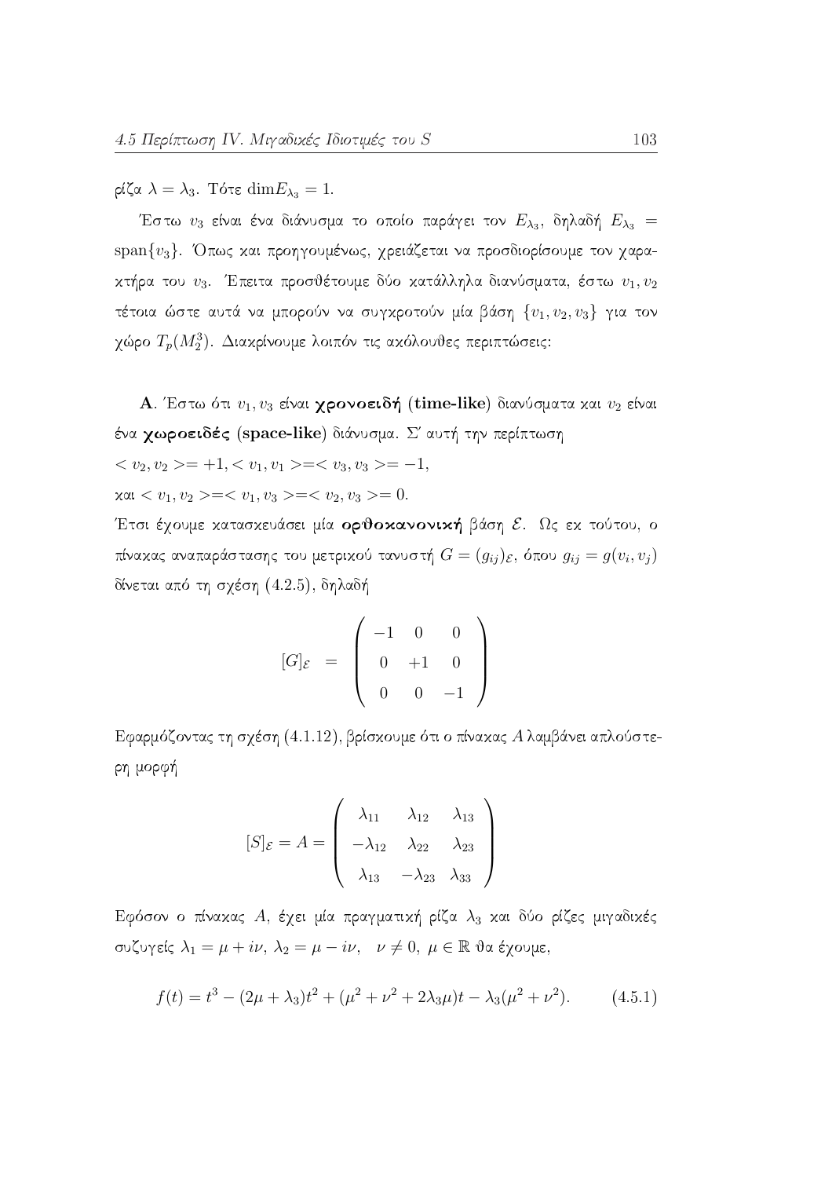ρίζα $\lambda = \lambda_3$. Τότε $\dim E_{\lambda_3} = 1$.

Έστω $v_3$ είναι ένα διάνυσμα το οποίο παράγει τον $E_{\lambda_3}$, δηλαδή $E_{\lambda_3} = \text{span}\{v_3\}$. Όπως και προηγουμένως, χρειάζεται να προσδιορίσουμε τον χαρακτήρα του $v_3$. Έπειτα προσθέτουμε δύο κατάλληλα διανύσματα, έστω $v_1, v_2$ τέτοια ώστε αυτά να μπορούν να συγκροτούν μία βάση $\{v_1, v_2, v_3\}$ για τον χώρο $T_p(M_2^3)$. Διακρίνουμε λοιπόν τις ακόλουθες περιπτώσεις:

**A**. Έστω ότι $v_1, v_3$ είναι **χρονοειδή (time-like)** διανύσματα και $v_2$ είναι ένα **χωροειδές (space-like)** διάνυσμα. Σ' αυτή την περίπτωση
$< v_2, v_2 >= +1, < v_1, v_1 >=< v_3, v_3 >= -1$,
και $< v_1, v_2 >=< v_1, v_3 >=< v_2, v_3 >= 0$.
Έτσι έχουμε κατασκευάσει μία **ορθοκανονική** βάση $\mathcal{E}$. Ως εκ τούτου, ο πίνακας αναπαράστασης του μετρικού τανυστή $G = (g_{ij})_{\mathcal{E}}$, όπου $g_{ij} = g(v_i, v_j)$ δίνεται από τη σχέση (4.2.5), δηλαδή

$$[G]_{\mathcal{E}} = \begin{pmatrix} -1 & 0 & 0 \\ 0 & +1 & 0 \\ 0 & 0 & -1 \end{pmatrix}$$

Εφαρμόζοντας τη σχέση (4.1.12), βρίσκουμε ότι ο πίνακας $A$ λαμβάνει απλούστερη μορφή

$$[S]_{\mathcal{E}} = A = \begin{pmatrix} \lambda_{11} & \lambda_{12} & \lambda_{13} \\ -\lambda_{12} & \lambda_{22} & \lambda_{23} \\ \lambda_{13} & -\lambda_{23} & \lambda_{33} \end{pmatrix}$$

Εφόσον ο πίνακας $A$, έχει μία πραγματική ρίζα $\lambda_3$ και δύο ρίζες μιγαδικές συζυγείς $\lambda_1 = \mu + i\nu$, $\lambda_2 = \mu - i\nu$, $\nu \neq 0$, $\mu \in \mathbb{R}$ θα έχουμε,

$$f(t) = t^3 - (2\mu + \lambda_3)t^2 + (\mu^2 + \nu^2 + 2\lambda_3\mu)t - \lambda_3(\mu^2 + \nu^2). \qquad (4.5.1)$$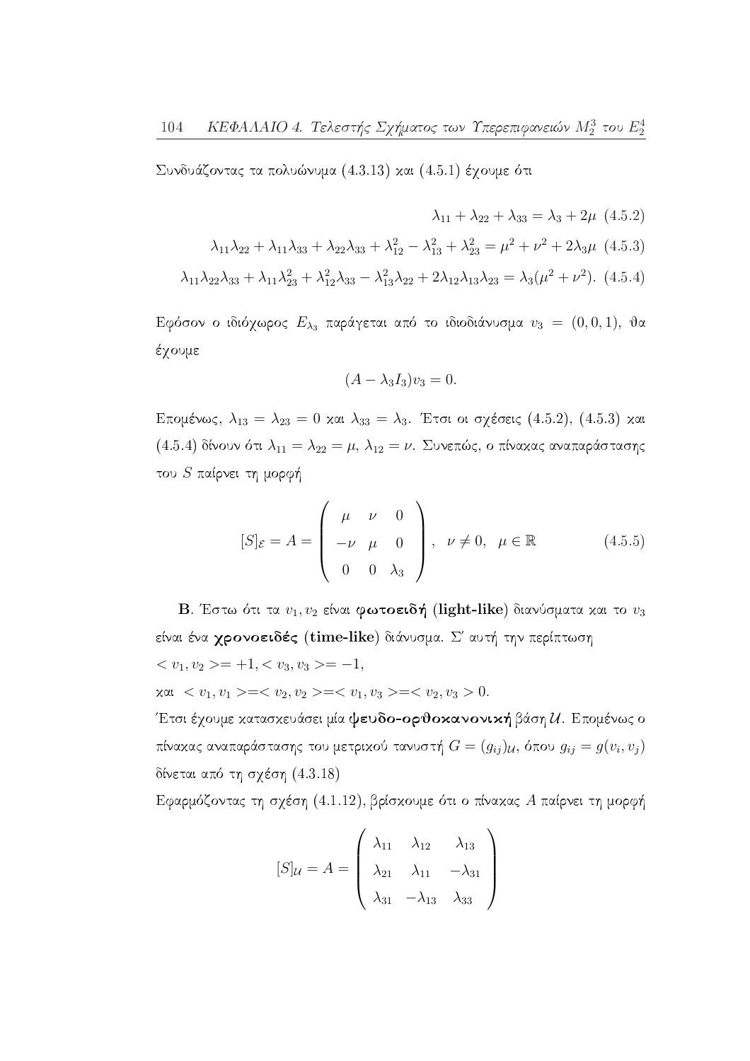Συνδυάζοντας τα πολυώνυμα (4.3.13) και (4.5.1) έχουμε ότι

$$\lambda_{11} + \lambda_{22} + \lambda_{33} = \lambda_3 + 2\mu \quad (4.5.2)$$

$$\lambda_{11}\lambda_{22} + \lambda_{11}\lambda_{33} + \lambda_{22}\lambda_{33} + \lambda_{12}^2 - \lambda_{13}^2 + \lambda_{23}^2 = \mu^2 + \nu^2 + 2\lambda_3\mu \quad (4.5.3)$$

$$\lambda_{11}\lambda_{22}\lambda_{33} + \lambda_{11}\lambda_{23}^2 + \lambda_{12}^2\lambda_{33} - \lambda_{13}^2\lambda_{22} + 2\lambda_{12}\lambda_{13}\lambda_{23} = \lambda_3(\mu^2 + \nu^2). \quad (4.5.4)$$

Εφόσον ο ιδιόχωρος $E_{\lambda_3}$ παράγεται από το ιδιοδιάνυσμα $v_3 = (0, 0, 1)$, θα έχουμε

$$(A - \lambda_3 I_3)v_3 = 0.$$

Επομένως, $\lambda_{13} = \lambda_{23} = 0$ και $\lambda_{33} = \lambda_3$. Έτσι οι σχέσεις (4.5.2), (4.5.3) και (4.5.4) δίνουν ότι $\lambda_{11} = \lambda_{22} = \mu$, $\lambda_{12} = \nu$. Συνεπώς, ο πίνακας αναπαράστασης του $S$ παίρνει τη μορφή

$$[S]_{\mathcal{E}} = A = \begin{pmatrix} \mu & \nu & 0 \\ -\nu & \mu & 0 \\ 0 & 0 & \lambda_3 \end{pmatrix}, \quad \nu \neq 0, \quad \mu \in \mathbb{R} \quad (4.5.5)$$

**Β**. Έστω ότι τα $v_1, v_2$ είναι **φωτοειδή (light-like)** διανύσματα και το $v_3$ είναι ένα **χρονοειδές (time-like)** διάνυσμα. Σ' αυτή την περίπτωση
$< v_1, v_2 >= +1, < v_3, v_3 >= -1$,
και $< v_1, v_1 >=< v_2, v_2 >=< v_1, v_3 >=< v_2, v_3 > 0$.
Έτσι έχουμε κατασκευάσει μία **ψευδο-ορθοκανονική** βάση $\mathcal{U}$. Επομένως ο πίνακας αναπαράστασης του μετρικού τανυστή $G = (g_{ij})_{\mathcal{U}}$, όπου $g_{ij} = g(v_i, v_j)$ δίνεται από τη σχέση (4.3.18)
Εφαρμόζοντας τη σχέση (4.1.12), βρίσκουμε ότι ο πίνακας $A$ παίρνει τη μορφή

$$[S]_{\mathcal{U}} = A = \begin{pmatrix} \lambda_{11} & \lambda_{12} & \lambda_{13} \\ \lambda_{21} & \lambda_{11} & -\lambda_{31} \\ \lambda_{31} & -\lambda_{13} & \lambda_{33} \end{pmatrix}$$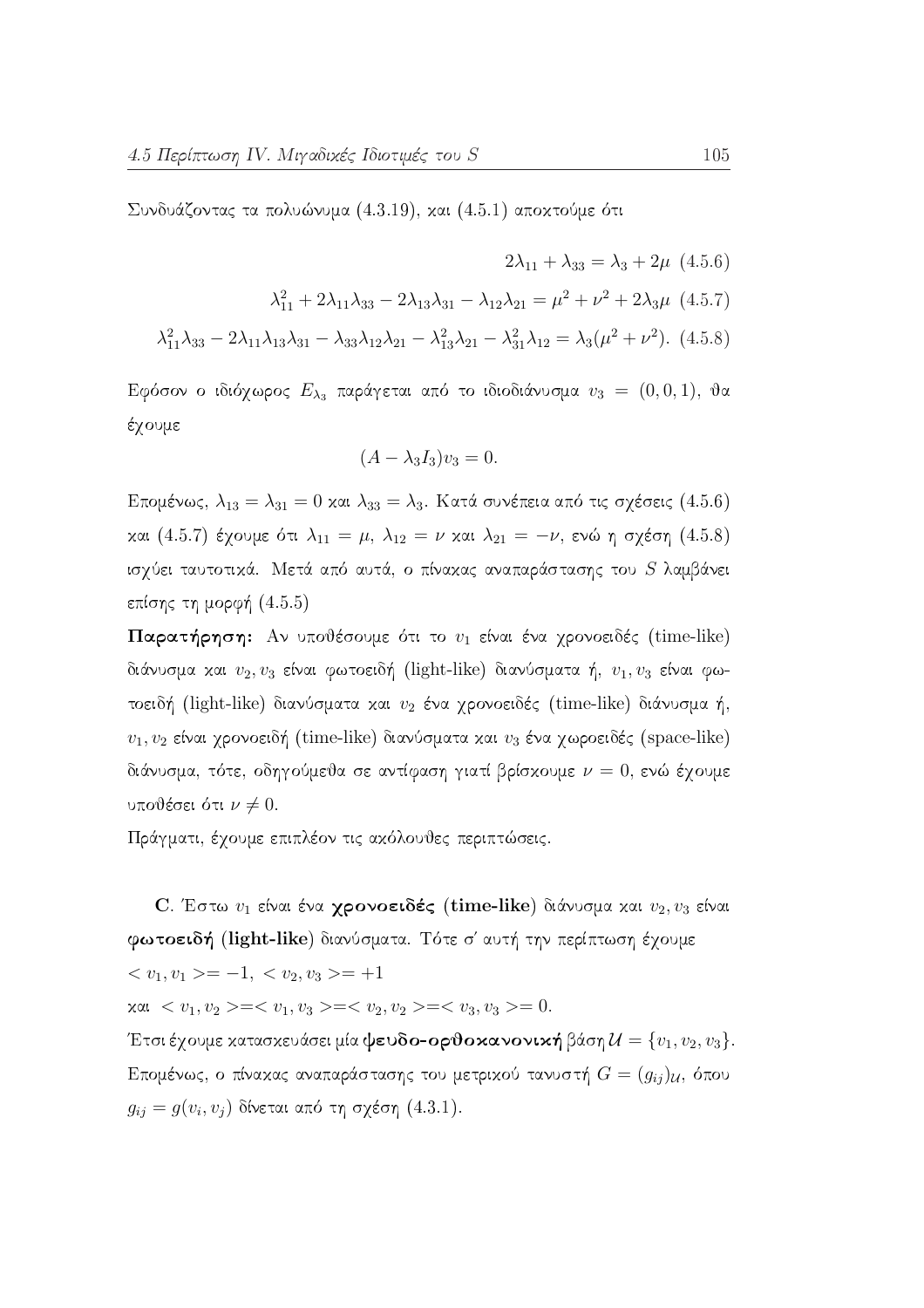Συνδυάζοντας τα πολυώνυμα (4.3.19), και (4.5.1) αποκτούμε ότι

$$2\lambda_{11} + \lambda_{33} = \lambda_3 + 2\mu \quad (4.5.6)$$

$$\lambda_{11}^2 + 2\lambda_{11}\lambda_{33} - 2\lambda_{13}\lambda_{31} - \lambda_{12}\lambda_{21} = \mu^2 + \nu^2 + 2\lambda_3\mu \quad (4.5.7)$$

$$\lambda_{11}^2\lambda_{33} - 2\lambda_{11}\lambda_{13}\lambda_{31} - \lambda_{33}\lambda_{12}\lambda_{21} - \lambda_{13}^2\lambda_{21} - \lambda_{31}^2\lambda_{12} = \lambda_3(\mu^2 + \nu^2). \quad (4.5.8)$$

Εφόσον ο ιδιόχωρος $E_{\lambda_3}$ παράγεται από το ιδιοδιάνυσμα $v_3 = (0, 0, 1)$, θα έχουμε

$$(A - \lambda_3 I_3)v_3 = 0.$$

Επομένως, $\lambda_{13} = \lambda_{31} = 0$ και $\lambda_{33} = \lambda_3$. Κατά συνέπεια από τις σχέσεις (4.5.6) και (4.5.7) έχουμε ότι $\lambda_{11} = \mu$, $\lambda_{12} = \nu$ και $\lambda_{21} = -\nu$, ενώ η σχέση (4.5.8) ισχύει ταυτοτικά. Μετά από αυτά, ο πίνακας αναπαράστασης του $S$ λαμβάνει επίσης τη μορφή (4.5.5)

**Παρατήρηση:** Αν υποθέσουμε ότι το $v_1$ είναι ένα χρονοειδές (time-like) διάνυσμα και $v_2, v_3$ είναι φωτοειδή (light-like) διανύσματα ή, $v_1, v_3$ είναι φωτοειδή (light-like) διανύσματα και $v_2$ ένα χρονοειδές (time-like) διάνυσμα ή, $v_1, v_2$ είναι χρονοειδή (time-like) διανύσματα και $v_3$ ένα χωροειδές (space-like) διάνυσμα, τότε, οδηγούμεθα σε αντίφαση γιατί βρίσκουμε $\nu = 0$, ενώ έχουμε υποθέσει ότι $\nu \neq 0$.

Πράγματι, έχουμε επιπλέον τις ακόλουθες περιπτώσεις.

**C.** Έστω $v_1$ είναι ένα **χρονοειδές (time-like)** διάνυσμα και $v_2, v_3$ είναι **φωτοειδή (light-like)** διανύσματα. Τότε σ' αυτή την περίπτωση έχουμε

$< v_1, v_1 >= -1$, $< v_2, v_3 >= +1$

και $< v_1, v_2 >=< v_1, v_3 >=< v_2, v_2 >=< v_3, v_3 >= 0$.

Έτσι έχουμε κατασκευάσει μία **ψευδο-ορθοκανονική** βάση $\mathcal{U} = \{v_1, v_2, v_3\}$. Επομένως, ο πίνακας αναπαράστασης του μετρικού τανυστή $G = (g_{ij})_{\mathcal{U}}$, όπου $g_{ij} = g(v_i, v_j)$ δίνεται από τη σχέση (4.3.1).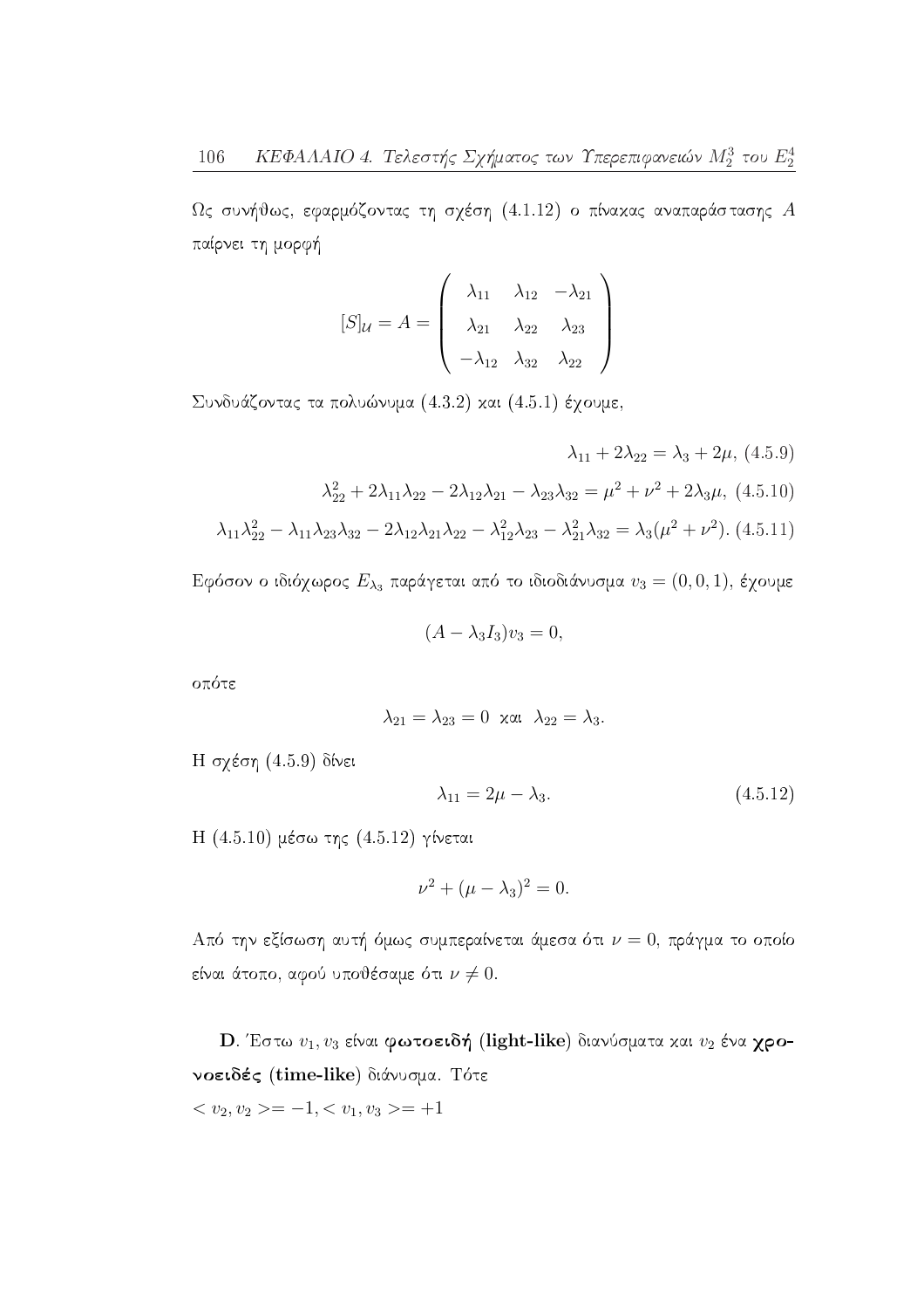Ως συνήθως, εφαρμόζοντας τη σχέση (4.1.12) ο πίνακας αναπαράστασης $A$ παίρνει τη μορφή

$$
[S]_{\mathcal{U}} = A = \begin{pmatrix} \lambda_{11} & \lambda_{12} & -\lambda_{21} \\ \lambda_{21} & \lambda_{22} & \lambda_{23} \\ -\lambda_{12} & \lambda_{32} & \lambda_{22} \end{pmatrix}
$$

Συνδυάζοντας τα πολυώνυμα (4.3.2) και (4.5.1) έχουμε,

$$
\lambda_{11} + 2\lambda_{22} = \lambda_3 + 2\mu, \ (4.5.9)
$$

$$
\lambda_{22}^2 + 2\lambda_{11}\lambda_{22} - 2\lambda_{12}\lambda_{21} - \lambda_{23}\lambda_{32} = \mu^2 + \nu^2 + 2\lambda_3\mu, \ (4.5.10)
$$

$$
\lambda_{11}\lambda_{22}^2 - \lambda_{11}\lambda_{23}\lambda_{32} - 2\lambda_{12}\lambda_{21}\lambda_{22} - \lambda_{12}^2\lambda_{23} - \lambda_{21}^2\lambda_{32} = \lambda_3(\mu^2 + \nu^2). \ (4.5.11)
$$

Εφόσον ο ιδιόχωρος $E_{\lambda_3}$ παράγεται από το ιδιοδιάνυσμα $v_3 = (0, 0, 1)$, έχουμε

$$
(A - \lambda_3 I_3)v_3 = 0,
$$

οπότε

$$
\lambda_{21} = \lambda_{23} = 0 \ \text{και} \ \lambda_{22} = \lambda_3.
$$

Η σχέση (4.5.9) δίνει

$$
\lambda_{11} = 2\mu - \lambda_3. \tag{4.5.12}
$$

Η (4.5.10) μέσω της (4.5.12) γίνεται

$$
\nu^2 + (\mu - \lambda_3)^2 = 0.
$$

Από την εξίσωση αυτή όμως συμπεραίνεται άμεσα ότι $\nu = 0$, πράγμα το οποίο είναι άτοπο, αφού υποθέσαμε ότι $\nu \neq 0$.

**D**. Έστω $v_1, v_3$ είναι **φωτοειδή (light-like)** διανύσματα και $v_2$ ένα **χρονοειδές (time-like)** διάνυσμα. Τότε
$< v_2, v_2 >= -1, < v_1, v_3 >= +1$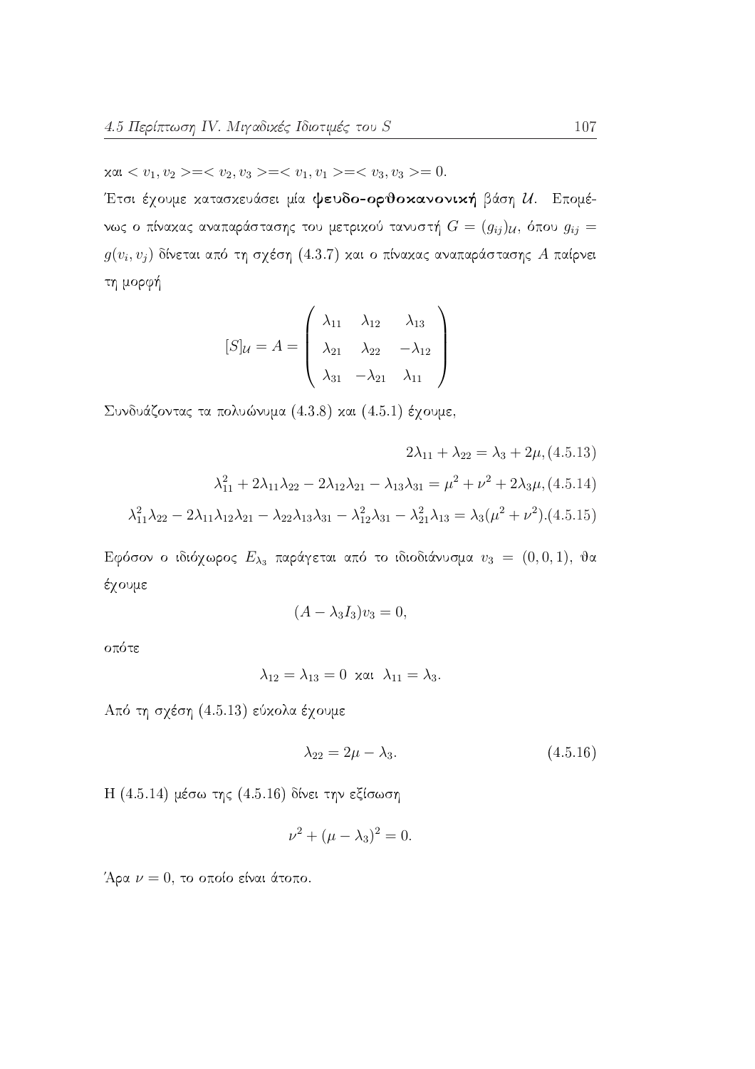και $< v_1, v_2 >=< v_2, v_3 >=< v_1, v_1 >=< v_3, v_3 >= 0$.

Έτσι έχουμε κατασκευάσει μία **ψευδο-ορθοκανονική** βάση $\mathcal{U}$. Επομένως ο πίνακας αναπαράστασης του μετρικού τανυστή $G = (g_{ij})_{\mathcal{U}}$, όπου $g_{ij} = g(v_i, v_j)$ δίνεται από τη σχέση (4.3.7) και ο πίνακας αναπαράστασης $A$ παίρνει τη μορφή

$$[S]_{\mathcal{U}} = A = \begin{pmatrix} \lambda_{11} & \lambda_{12} & \lambda_{13} \\ \lambda_{21} & \lambda_{22} & -\lambda_{12} \\ \lambda_{31} & -\lambda_{21} & \lambda_{11} \end{pmatrix}$$

Συνδυάζοντας τα πολυώνυμα (4.3.8) και (4.5.1) έχουμε,

$$2\lambda_{11} + \lambda_{22} = \lambda_3 + 2\mu, (4.5.13)$$

$$\lambda_{11}^2 + 2\lambda_{11}\lambda_{22} - 2\lambda_{12}\lambda_{21} - \lambda_{13}\lambda_{31} = \mu^2 + \nu^2 + 2\lambda_3\mu, (4.5.14)$$

$$\lambda_{11}^2\lambda_{22} - 2\lambda_{11}\lambda_{12}\lambda_{21} - \lambda_{22}\lambda_{13}\lambda_{31} - \lambda_{12}^2\lambda_{31} - \lambda_{21}^2\lambda_{13} = \lambda_3(\mu^2 + \nu^2).(4.5.15)$$

Εφόσον ο ιδιόχωρος $E_{\lambda_3}$ παράγεται από το ιδιοδιάνυσμα $v_3 = (0, 0, 1)$, θα έχουμε

$$(A - \lambda_3 I_3)v_3 = 0,$$

οπότε

$$\lambda_{12} = \lambda_{13} = 0 \text{ και } \lambda_{11} = \lambda_3.$$

Από τη σχέση (4.5.13) εύκολα έχουμε

$$\lambda_{22} = 2\mu - \lambda_3. \quad (4.5.16)$$

Η (4.5.14) μέσω της (4.5.16) δίνει την εξίσωση

$$\nu^2 + (\mu - \lambda_3)^2 = 0.$$

Άρα $\nu = 0$, το οποίο είναι άτοπο.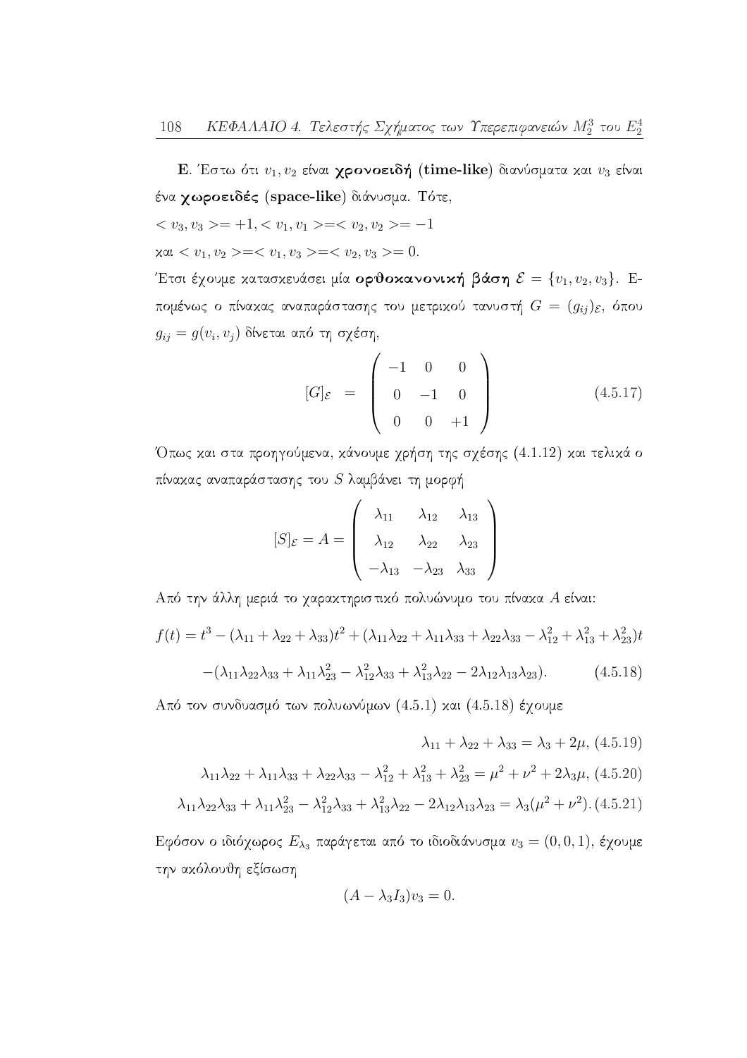**E**. Έστω ότι $v_1, v_2$ είναι **χρονοειδή (time-like)** διανύσματα και $v_3$ είναι ένα **χωροειδές (space-like)** διάνυσμα. Τότε,

$< v_3, v_3 >= +1, < v_1, v_1 >=< v_2, v_2 >= -1$

και $< v_1, v_2 >=< v_1, v_3 >=< v_2, v_3 >= 0.$

Έτσι έχουμε κατασκευάσει μία **ορθοκανονική βάση** $\mathcal{E} = \{v_1, v_2, v_3\}$. Επομένως ο πίνακας αναπαράστασης του μετρικού τανυστή $G = (g_{ij})_{\mathcal{E}}$, όπου $g_{ij} = g(v_i, v_j)$ δίνεται από τη σχέση,

$$[G]_{\mathcal{E}} = \begin{pmatrix} -1 & 0 & 0 \\ 0 & -1 & 0 \\ 0 & 0 & +1 \end{pmatrix} \tag{4.5.17}$$

Όπως και στα προηγούμενα, κάνουμε χρήση της σχέσης (4.1.12) και τελικά ο πίνακας αναπαράστασης του $S$ λαμβάνει τη μορφή

$$[S]_{\mathcal{E}} = A = \begin{pmatrix} \lambda_{11} & \lambda_{12} & \lambda_{13} \\ \lambda_{12} & \lambda_{22} & \lambda_{23} \\ -\lambda_{13} & -\lambda_{23} & \lambda_{33} \end{pmatrix}$$

Από την άλλη μεριά το χαρακτηριστικό πολυώνυμο του πίνακα $A$ είναι:

$$f(t) = t^3 - (\lambda_{11} + \lambda_{22} + \lambda_{33})t^2 + (\lambda_{11}\lambda_{22} + \lambda_{11}\lambda_{33} + \lambda_{22}\lambda_{33} - \lambda_{12}^2 + \lambda_{13}^2 + \lambda_{23}^2)t$$
$$-(\lambda_{11}\lambda_{22}\lambda_{33} + \lambda_{11}\lambda_{23}^2 - \lambda_{12}^2\lambda_{33} + \lambda_{13}^2\lambda_{22} - 2\lambda_{12}\lambda_{13}\lambda_{23}). \tag{4.5.18}$$

Από τον συνδυασμό των πολυωνύμων (4.5.1) και (4.5.18) έχουμε

$$\lambda_{11} + \lambda_{22} + \lambda_{33} = \lambda_3 + 2\mu, \tag{4.5.19}$$

$$\lambda_{11}\lambda_{22} + \lambda_{11}\lambda_{33} + \lambda_{22}\lambda_{33} - \lambda_{12}^2 + \lambda_{13}^2 + \lambda_{23}^2 = \mu^2 + \nu^2 + 2\lambda_3\mu, \tag{4.5.20}$$

$$\lambda_{11}\lambda_{22}\lambda_{33} + \lambda_{11}\lambda_{23}^2 - \lambda_{12}^2\lambda_{33} + \lambda_{13}^2\lambda_{22} - 2\lambda_{12}\lambda_{13}\lambda_{23} = \lambda_3(\mu^2 + \nu^2). \tag{4.5.21}$$

Εφόσον ο ιδιόχωρος $E_{\lambda_3}$ παράγεται από το ιδιοδιάνυσμα $v_3 = (0, 0, 1)$, έχουμε την ακόλουθη εξίσωση

$$(A - \lambda_3 I_3)v_3 = 0.$$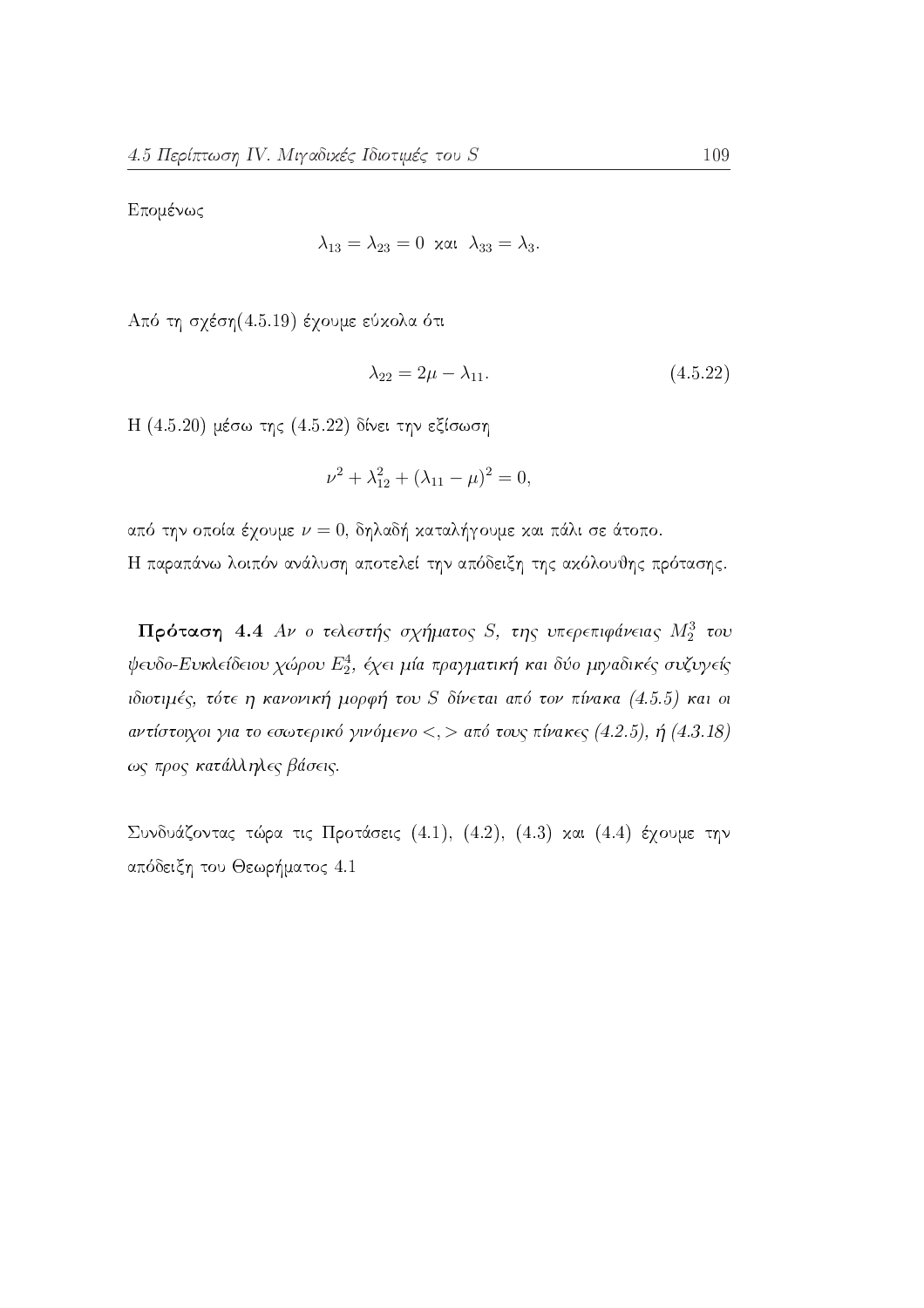Επομένως

$$\lambda_{13} = \lambda_{23} = 0 \ \text{και} \ \lambda_{33} = \lambda_3.$$

Από τη σχέση(4.5.19) έχουμε εύκολα ότι

$$\lambda_{22} = 2\mu - \lambda_{11}. \tag{4.5.22}$$

Η (4.5.20) μέσω της (4.5.22) δίνει την εξίσωση

$$\nu^2 + \lambda_{12}^2 + (\lambda_{11} - \mu)^2 = 0,$$

από την οποία έχουμε $\nu = 0$, δηλαδή καταλήγουμε και πάλι σε άτοπο.
Η παραπάνω λοιπόν ανάλυση αποτελεί την απόδειξη της ακόλουθης πρότασης.

**Πρόταση 4.4** *Αν ο τελεστής σχήματος $S$, της υπερεπιφάνειας $M_2^3$ του ψευδο-Ευκλείδειου χώρου $E_2^4$, έχει μία πραγματική και δύο μιγαδικές συζυγείς ιδιοτιμές, τότε η κανονική μορφή του $S$ δίνεται από τον πίνακα (4.5.5) και οι αντίστοιχοι για το εσωτερικό γινόμενο $<,>$ από τους πίνακες (4.2.5), ή (4.3.18) ως προς κατάλληλες βάσεις.*

Συνδυάζοντας τώρα τις Προτάσεις (4.1), (4.2), (4.3) και (4.4) έχουμε την απόδειξη του Θεωρήματος 4.1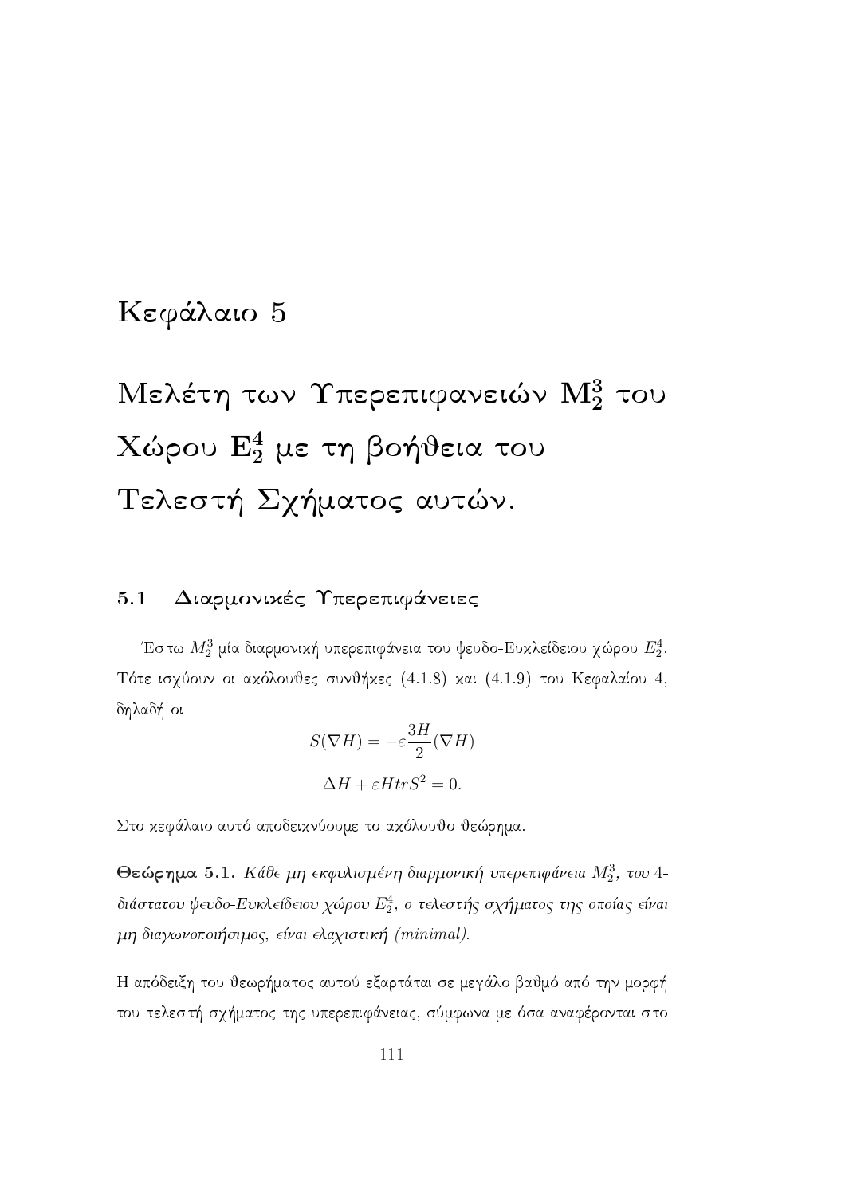# Κεφάλαιο 5

# Μελέτη των Υπερεπιφανειών $\mathbf{M_2^3}$ του Χώρου $\mathbf{E_2^4}$ με τη βοήθεια του Τελεστή Σχήματος αυτών.

## 5.1 Διαρμονικές Υπερεπιφάνειες

Έστω $M_2^3$ μία διαρμονική υπερεπιφάνεια του ψευδο-Ευκλείδειου χώρου $E_2^4$. Τότε ισχύουν οι ακόλουθες συνθήκες (4.1.8) και (4.1.9) του Κεφαλαίου 4, δηλαδή οι

$$S(\nabla H) = -\varepsilon \frac{3H}{2}(\nabla H)$$

$$\Delta H + \varepsilon H tr S^2 = 0.$$

Στο κεφάλαιο αυτό αποδεικνύουμε το ακόλουθο θεώρημα.

**Θεώρημα 5.1.** *Κάθε μη εκφυλισμένη διαρμονική υπερεπιφάνεια $M_2^3$, του 4-διάστατου ψευδο-Ευκλείδειου χώρου $E_2^4$, ο τελεστής σχήματος της οποίας είναι μη διαγωνοποιήσιμος, είναι ελαχιστική (minimal).*

Η απόδειξη του θεωρήματος αυτού εξαρτάται σε μεγάλο βαθμό από την μορφή του τελεστή σχήματος της υπερεπιφάνειας, σύμφωνα με όσα αναφέρονται στο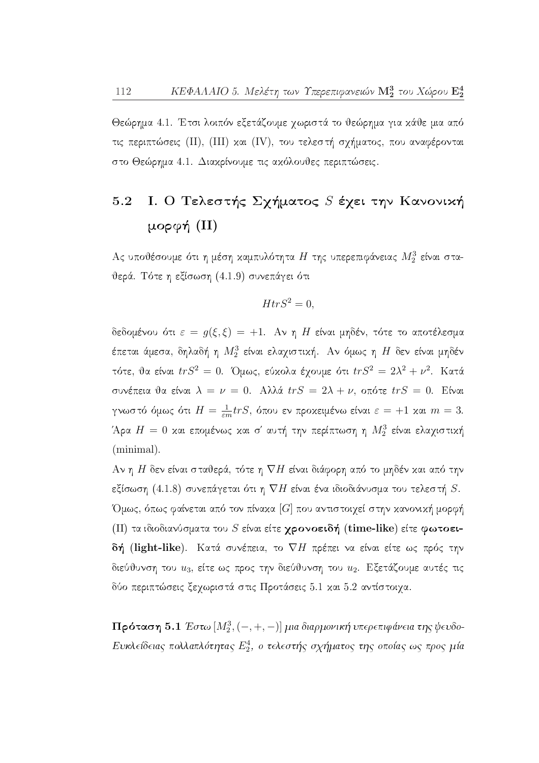Θεώρημα 4.1. Έτσι λοιπόν εξετάζουμε χωριστά το θεώρημα για κάθε μια από τις περιπτώσεις (II), (III) και (IV), του τελεστή σχήματος, που αναφέρονται στο Θεώρημα 4.1. Διακρίνουμε τις ακόλουθες περιπτώσεις.

## 5.2 I. Ο Τελεστής Σχήματος $S$ έχει την Κανονική μορφή (II)

Ας υποθέσουμε ότι η μέση καμπυλότητα $H$ της υπερεπιφάνειας $M_2^3$ είναι σταθερά. Τότε η εξίσωση (4.1.9) συνεπάγει ότι

$$HtrS^2 = 0,$$

δεδομένου ότι $\varepsilon = g(\xi, \xi) = +1$. Αν η $H$ είναι μηδέν, τότε το αποτέλεσμα έπεται άμεσα, δηλαδή η $M_2^3$ είναι ελαχιστική. Αν όμως η $H$ δεν είναι μηδέν τότε, θα είναι $trS^2 = 0$. Όμως, εύκολα έχουμε ότι $trS^2 = 2\lambda^2 + \nu^2$. Κατά συνέπεια θα είναι $\lambda = \nu = 0$. Αλλά $trS = 2\lambda + \nu$, οπότε $trS = 0$. Είναι γνωστό όμως ότι $H = \frac{1}{\varepsilon m} trS$, όπου εν προκειμένω είναι $\varepsilon = +1$ και $m = 3$. Άρα $H = 0$ και επομένως και σ' αυτή την περίπτωση η $M_2^3$ είναι ελαχιστική (minimal).

Αν η $H$ δεν είναι σταθερά, τότε η $\nabla H$ είναι διάφορη από το μηδέν και από την εξίσωση (4.1.8) συνεπάγεται ότι η $\nabla H$ είναι ένα ιδιοδιάνυσμα του τελεστή $S$. Όμως, όπως φαίνεται από τον πίνακα $[G]$ που αντιστοιχεί στην κανονική μορφή (II) τα ιδιοδιανύσματα του $S$ είναι είτε **χρονοειδή (time-like)** είτε **φωτοειδή (light-like)**. Κατά συνέπεια, το $\nabla H$ πρέπει να είναι είτε ως πρός την διεύθυνση του $u_3$, είτε ως προς την διεύθυνση του $u_2$. Εξετάζουμε αυτές τις δύο περιπτώσεις ξεχωριστά στις Προτάσεις 5.1 και 5.2 αντίστοιχα.

**Πρόταση 5.1** *Έστω $[M_2^3, (-, +, -)]$ μια διαρμονική υπερεπιφάνεια της ψευδο-Ευκλείδειας πολλαπλότητας $E_2^4$, ο τελεστής σχήματος της οποίας ως προς μία*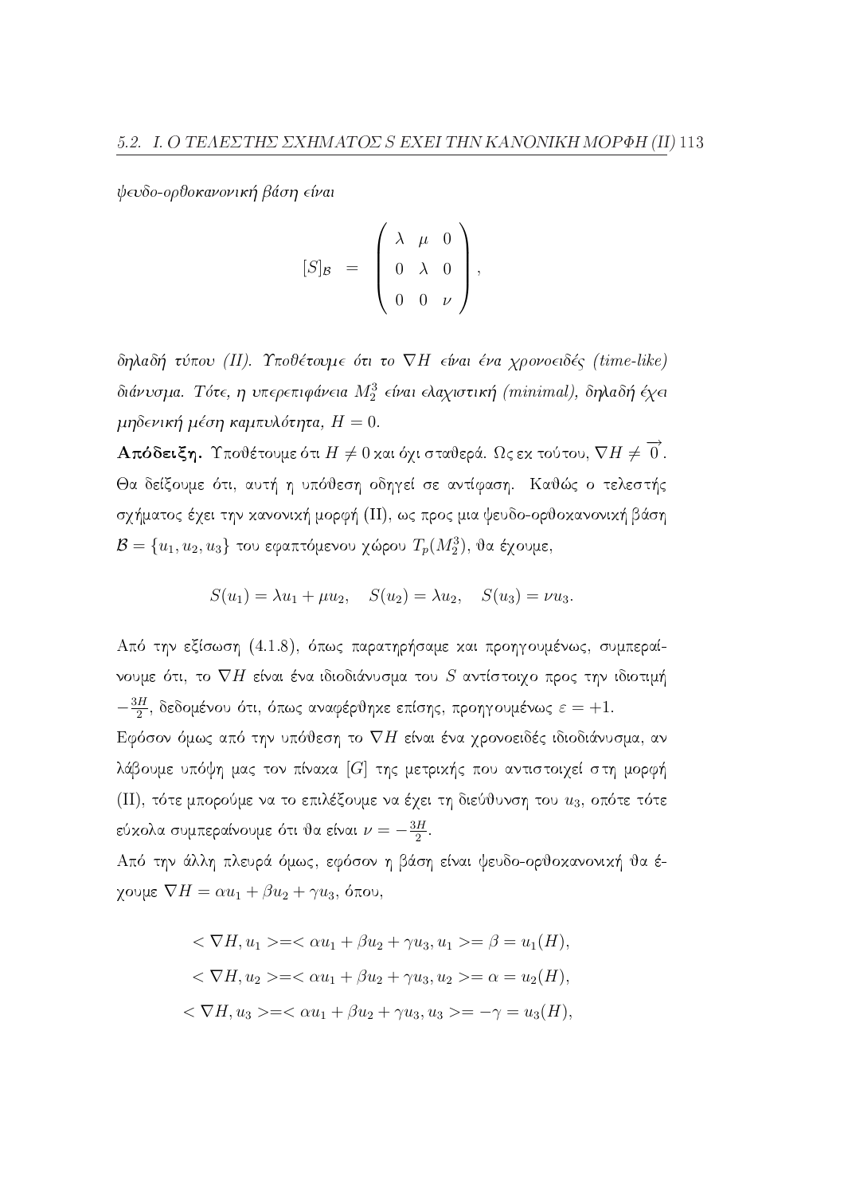*ψευδο-ορθοκανονική βάση είναι*

$$[S]_{\mathcal{B}} = \begin{pmatrix} \lambda & \mu & 0 \\ 0 & \lambda & 0 \\ 0 & 0 & \nu \end{pmatrix},$$

*δηλαδή τύπου (II). Υποθέτουμε ότι το $\nabla H$ είναι ένα χρονοειδές (time-like) διάνυσμα. Τότε, η υπερεπιφάνεια $M_2^3$ είναι ελαχιστική (minimal), δηλαδή έχει μηδενική μέση καμπυλότητα, $H = 0$.*

**Απόδειξη.** Υποθέτουμε ότι $H \neq 0$ και όχι σταθερά. Ως εκ τούτου, $\nabla H \neq \overrightarrow{0}$. Θα δείξουμε ότι, αυτή η υπόθεση οδηγεί σε αντίφαση. Καθώς ο τελεστής σχήματος έχει την κανονική μορφή (II), ως προς μια ψευδο-ορθοκανονική βάση $\mathcal{B} = \{u_1, u_2, u_3\}$ του εφαπτόμενου χώρου $T_p(M_2^3)$, θα έχουμε,

$$S(u_1) = \lambda u_1 + \mu u_2, \quad S(u_2) = \lambda u_2, \quad S(u_3) = \nu u_3.$$

Από την εξίσωση (4.1.8), όπως παρατηρήσαμε και προηγουμένως, συμπεραίνουμε ότι, το $\nabla H$ είναι ένα ιδιοδιάνυσμα του $S$ αντίστοιχο προς την ιδιοτιμή $-\frac{3H}{2}$, δεδομένου ότι, όπως αναφέρθηκε επίσης, προηγουμένως $\varepsilon = +1$.

Εφόσον όμως από την υπόθεση το $\nabla H$ είναι ένα χρονοειδές ιδιοδιάνυσμα, αν λάβουμε υπόψη μας τον πίνακα $[G]$ της μετρικής που αντιστοιχεί στη μορφή (II), τότε μπορούμε να το επιλέξουμε να έχει τη διεύθυνση του $u_3$, οπότε τότε εύκολα συμπεραίνουμε ότι θα είναι $\nu = -\frac{3H}{2}$.

Από την άλλη πλευρά όμως, εφόσον η βάση είναι ψευδο-ορθοκανονική θα έχουμε $\nabla H = \alpha u_1 + \beta u_2 + \gamma u_3$, όπου,

$$< \nabla H, u_1 > = < \alpha u_1 + \beta u_2 + \gamma u_3, u_1 > = \beta = u_1(H),$$

$$< \nabla H, u_2 > = < \alpha u_1 + \beta u_2 + \gamma u_3, u_2 > = \alpha = u_2(H),$$

$$< \nabla H, u_3 > = < \alpha u_1 + \beta u_2 + \gamma u_3, u_3 > = -\gamma = u_3(H),$$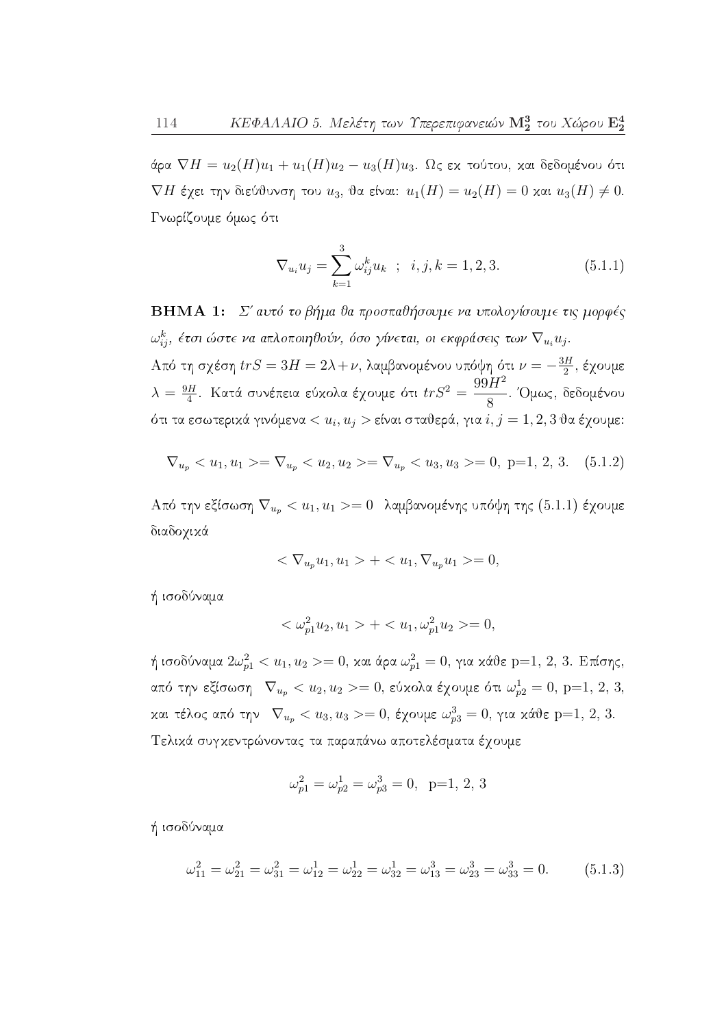άρα $\nabla H = u_2(H)u_1 + u_1(H)u_2 - u_3(H)u_3$. Ως εκ τούτου, και δεδομένου ότι $\nabla H$ έχει την διεύθυνση του $u_3$, θα είναι: $u_1(H) = u_2(H) = 0$ και $u_3(H) \neq 0$. Γνωρίζουμε όμως ότι

$$\nabla_{u_i} u_j = \sum_{k=1}^{3} \omega_{ij}^k u_k \quad ; \quad i,j,k = 1,2,3. \tag{5.1.1}$$

**ΒΗΜΑ 1:** *Σ' αυτό το βήμα θα προσπαθήσουμε να υπολογίσουμε τις μορφές $\omega_{ij}^k$, έτσι ώστε να απλοποιηθούν, όσο γίνεται, οι εκφράσεις των $\nabla_{u_i} u_j$.*

Από τη σχέση $trS = 3H = 2\lambda + \nu$, λαμβανομένου υπόψη ότι $\nu = -\frac{3H}{2}$, έχουμε $\lambda = \frac{9H}{4}$. Κατά συνέπεια εύκολα έχουμε ότι $trS^2 = \dfrac{99H^2}{8}$. Όμως, δεδομένου ότι τα εσωτερικά γινόμενα $< u_i, u_j >$ είναι σταθερά, για $i, j = 1, 2, 3$ θα έχουμε:

$$\nabla_{u_p} < u_1, u_1 >= \nabla_{u_p} < u_2, u_2 >= \nabla_{u_p} < u_3, u_3 >= 0, \text{ p=1, 2, 3.} \tag{5.1.2}$$

Από την εξίσωση $\nabla_{u_p} < u_1, u_1 >= 0$ λαμβανομένης υπόψη της (5.1.1) έχουμε διαδοχικά

$$< \nabla_{u_p} u_1, u_1 > + < u_1, \nabla_{u_p} u_1 >= 0,$$

ή ισοδύναμα

$$< \omega_{p1}^2 u_2, u_1 > + < u_1, \omega_{p1}^2 u_2 >= 0,$$

ή ισοδύναμα $2\omega_{p1}^2 < u_1, u_2 >= 0$, και άρα $\omega_{p1}^2 = 0$, για κάθε p=1, 2, 3. Επίσης, από την εξίσωση $\nabla_{u_p} < u_2, u_2 >= 0$, εύκολα έχουμε ότι $\omega_{p2}^1 = 0$, p=1, 2, 3, και τέλος από την $\nabla_{u_p} < u_3, u_3 >= 0$, έχουμε $\omega_{p3}^3 = 0$, για κάθε p=1, 2, 3. Τελικά συγκεντρώνοντας τα παραπάνω αποτελέσματα έχουμε

$$\omega_{p1}^2 = \omega_{p2}^1 = \omega_{p3}^3 = 0, \text{ p=1, 2, 3}$$

ή ισοδύναμα

$$\omega_{11}^2 = \omega_{21}^2 = \omega_{31}^2 = \omega_{12}^1 = \omega_{22}^1 = \omega_{32}^1 = \omega_{13}^3 = \omega_{23}^3 = \omega_{33}^3 = 0. \tag{5.1.3}$$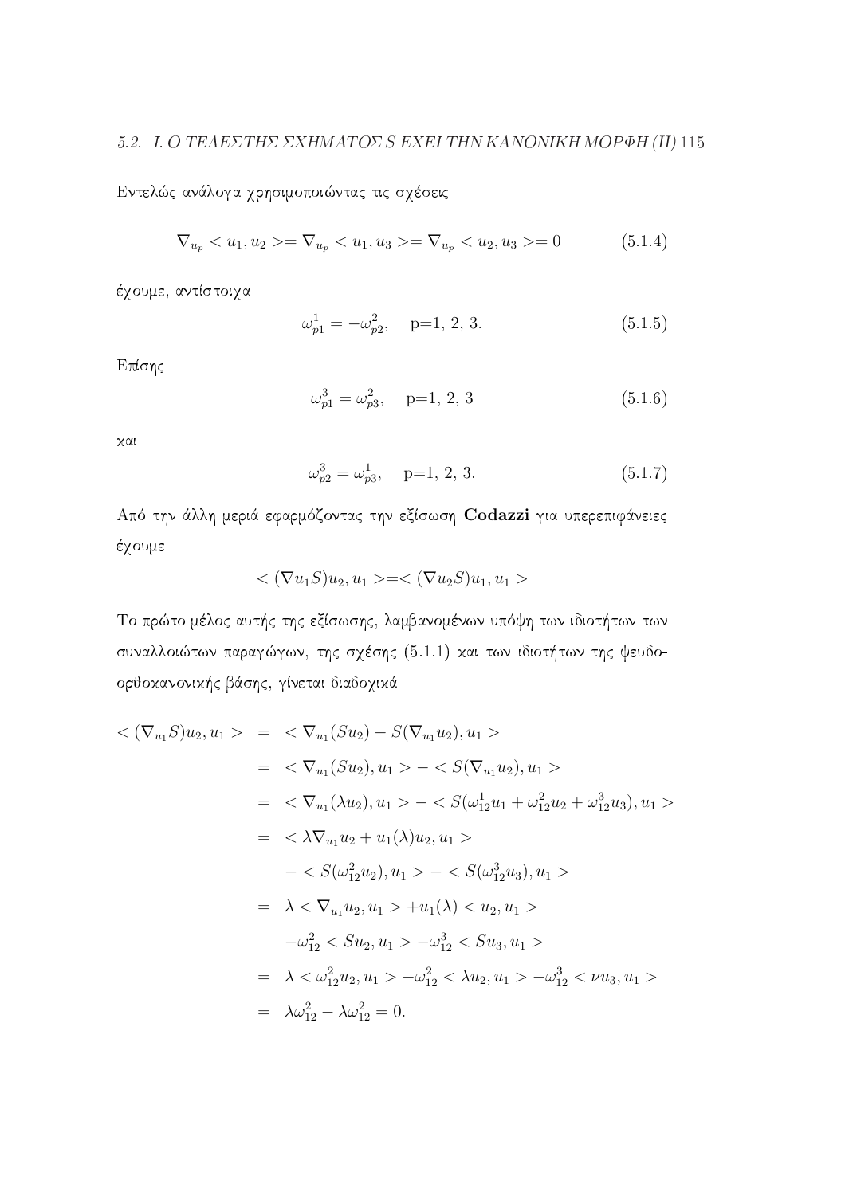Εντελώς ανάλογα χρησιμοποιώντας τις σχέσεις

$$\nabla_{u_p} < u_1, u_2 >= \nabla_{u_p} < u_1, u_3 >= \nabla_{u_p} < u_2, u_3 >= 0 \qquad (5.1.4)$$

έχουμε, αντίστοιχα

$$\omega_{p1}^1 = -\omega_{p2}^2, \quad \text{p=1, 2, 3.} \qquad (5.1.5)$$

Επίσης

$$\omega_{p1}^3 = \omega_{p3}^2, \quad \text{p=1, 2, 3} \qquad (5.1.6)$$

και

$$\omega_{p2}^3 = \omega_{p3}^1, \quad \text{p=1, 2, 3.} \qquad (5.1.7)$$

Από την άλλη μεριά εφαρμόζοντας την εξίσωση **Codazzi** για υπερεπιφάνειες έχουμε

$$< (\nabla u_1 S)u_2, u_1 >=< (\nabla u_2 S)u_1, u_1 >$$

Το πρώτο μέλος αυτής της εξίσωσης, λαμβανομένων υπόψη των ιδιοτήτων των συναλλοιώτων παραγώγων, της σχέσης (5.1.1) και των ιδιοτήτων της ψευδο-ορθοκανονικής βάσης, γίνεται διαδοχικά

$$\begin{aligned}
< (\nabla_{u_1} S)u_2, u_1 > &= < \nabla_{u_1}(Su_2) - S(\nabla_{u_1} u_2), u_1 > \\
&= < \nabla_{u_1}(Su_2), u_1 > - < S(\nabla_{u_1} u_2), u_1 > \\
&= < \nabla_{u_1}(\lambda u_2), u_1 > - < S(\omega_{12}^1 u_1 + \omega_{12}^2 u_2 + \omega_{12}^3 u_3), u_1 > \\
&= < \lambda \nabla_{u_1} u_2 + u_1(\lambda) u_2, u_1 > \\
&\quad - < S(\omega_{12}^2 u_2), u_1 > - < S(\omega_{12}^3 u_3), u_1 > \\
&= \lambda < \nabla_{u_1} u_2, u_1 > + u_1(\lambda) < u_2, u_1 > \\
&\quad -\omega_{12}^2 < Su_2, u_1 > -\omega_{12}^3 < Su_3, u_1 > \\
&= \lambda < \omega_{12}^2 u_2, u_1 > -\omega_{12}^2 < \lambda u_2, u_1 > -\omega_{12}^3 < \nu u_3, u_1 > \\
&= \lambda \omega_{12}^2 - \lambda \omega_{12}^2 = 0.
\end{aligned}$$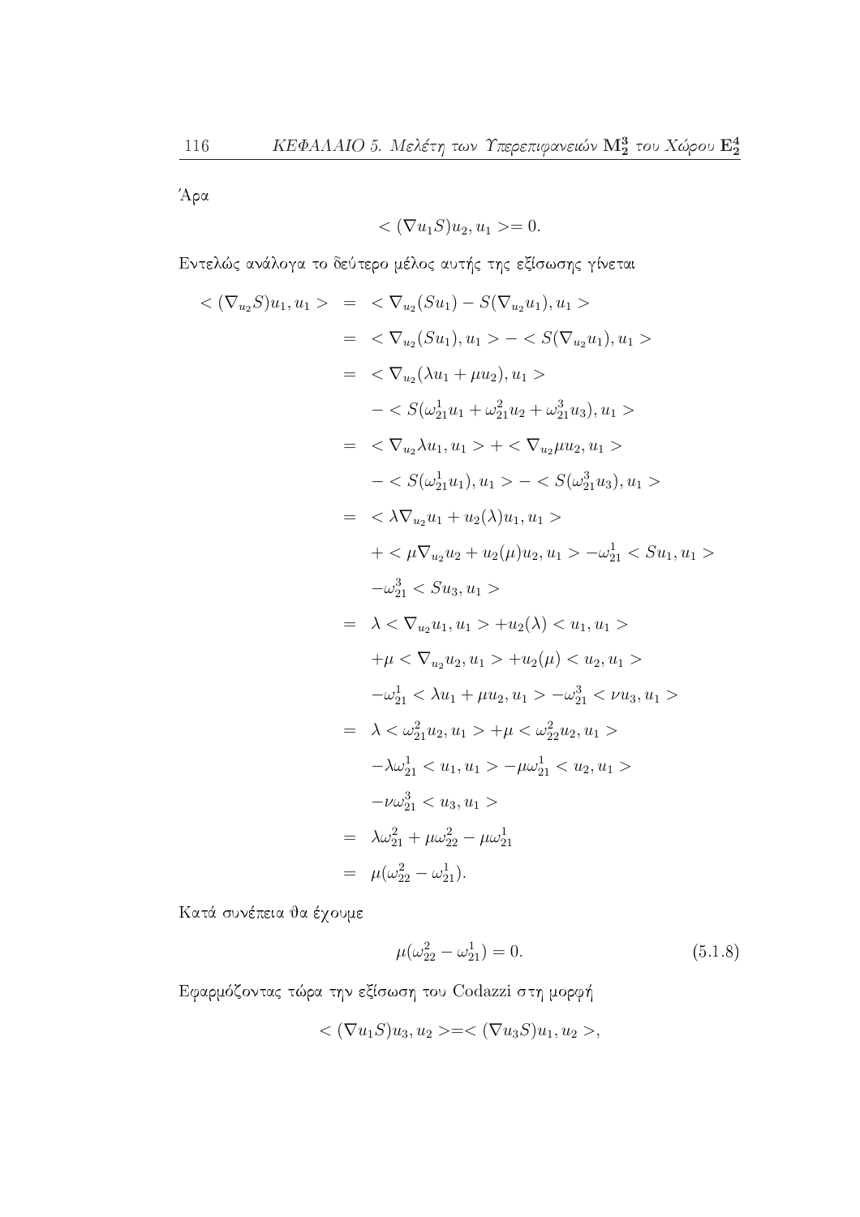Άρα

$$< (\nabla u_1 S)u_2, u_1 >= 0.$$

Εντελώς ανάλογα το δεύτερο μέλος αυτής της εξίσωσης γίνεται

$$\begin{aligned}
< (\nabla_{u_2} S)u_1, u_1 > &= < \nabla_{u_2}(Su_1) - S(\nabla_{u_2} u_1), u_1 > \\
&= < \nabla_{u_2}(Su_1), u_1 > - < S(\nabla_{u_2} u_1), u_1 > \\
&= < \nabla_{u_2}(\lambda u_1 + \mu u_2), u_1 > \\
&\quad - < S(\omega_{21}^1 u_1 + \omega_{21}^2 u_2 + \omega_{21}^3 u_3), u_1 > \\
&= < \nabla_{u_2} \lambda u_1, u_1 > + < \nabla_{u_2} \mu u_2, u_1 > \\
&\quad - < S(\omega_{21}^1 u_1), u_1 > - < S(\omega_{21}^3 u_3), u_1 > \\
&= < \lambda \nabla_{u_2} u_1 + u_2(\lambda) u_1, u_1 > \\
&\quad + < \mu \nabla_{u_2} u_2 + u_2(\mu) u_2, u_1 > - \omega_{21}^1 < Su_1, u_1 > \\
&\quad - \omega_{21}^3 < Su_3, u_1 > \\
&= \lambda < \nabla_{u_2} u_1, u_1 > + u_2(\lambda) < u_1, u_1 > \\
&\quad + \mu < \nabla_{u_2} u_2, u_1 > + u_2(\mu) < u_2, u_1 > \\
&\quad - \omega_{21}^1 < \lambda u_1 + \mu u_2, u_1 > - \omega_{21}^3 < \nu u_3, u_1 > \\
&= \lambda < \omega_{21}^2 u_2, u_1 > + \mu < \omega_{22}^2 u_2, u_1 > \\
&\quad - \lambda \omega_{21}^1 < u_1, u_1 > - \mu \omega_{21}^1 < u_2, u_1 > \\
&\quad - \nu \omega_{21}^3 < u_3, u_1 > \\
&= \lambda \omega_{21}^2 + \mu \omega_{22}^2 - \mu \omega_{21}^1 \\
&= \mu(\omega_{22}^2 - \omega_{21}^1).
\end{aligned}$$

Κατά συνέπεια θα έχουμε

$$\mu(\omega_{22}^2 - \omega_{21}^1) = 0. \tag{5.1.8}$$

Εφαρμόζοντας τώρα την εξίσωση του Codazzi στη μορφή

$$< (\nabla u_1 S)u_3, u_2 >=< (\nabla u_3 S)u_1, u_2 >,$$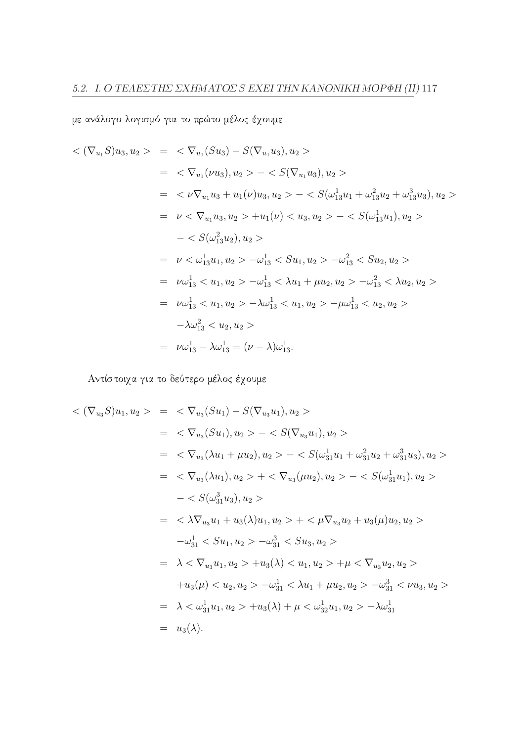με ανάλογο λογισμό για το πρώτο μέλος έχουμε

$$
\begin{aligned}
<(\nabla_{u_1}S)u_3, u_2> &= <\nabla_{u_1}(Su_3) - S(\nabla_{u_1}u_3), u_2> \\
&= <\nabla_{u_1}(\nu u_3), u_2> - <S(\nabla_{u_1}u_3), u_2> \\
&= <\nu\nabla_{u_1}u_3 + u_1(\nu)u_3, u_2> - <S(\omega_{13}^1 u_1 + \omega_{13}^2 u_2 + \omega_{13}^3 u_3), u_2> \\
&= \nu <\nabla_{u_1}u_3, u_2> + u_1(\nu) <u_3, u_2> - <S(\omega_{13}^1 u_1), u_2> \\
&\quad - <S(\omega_{13}^2 u_2), u_2> \\
&= \nu <\omega_{13}^1 u_1, u_2> - \omega_{13}^1 <Su_1, u_2> - \omega_{13}^2 <Su_2, u_2> \\
&= \nu\omega_{13}^1 <u_1, u_2> - \omega_{13}^1 <\lambda u_1 + \mu u_2, u_2> - \omega_{13}^2 <\lambda u_2, u_2> \\
&= \nu\omega_{13}^1 <u_1, u_2> - \lambda\omega_{13}^1 <u_1, u_2> - \mu\omega_{13}^1 <u_2, u_2> \\
&\quad - \lambda\omega_{13}^2 <u_2, u_2> \\
&= \nu\omega_{13}^1 - \lambda\omega_{13}^1 = (\nu - \lambda)\omega_{13}^1.
\end{aligned}
$$

Αντίστοιχα για το δεύτερο μέλος έχουμε

$$
\begin{aligned}
<(\nabla_{u_3}S)u_1, u_2> &= <\nabla_{u_3}(Su_1) - S(\nabla_{u_3}u_1), u_2> \\
&= <\nabla_{u_3}(Su_1), u_2> - <S(\nabla_{u_3}u_1), u_2> \\
&= <\nabla_{u_3}(\lambda u_1 + \mu u_2), u_2> - <S(\omega_{31}^1 u_1 + \omega_{31}^2 u_2 + \omega_{31}^3 u_3), u_2> \\
&= <\nabla_{u_3}(\lambda u_1), u_2> + <\nabla_{u_3}(\mu u_2), u_2> - <S(\omega_{31}^1 u_1), u_2> \\
&\quad - <S(\omega_{31}^3 u_3), u_2> \\
&= <\lambda\nabla_{u_3}u_1 + u_3(\lambda)u_1, u_2> + <\mu\nabla_{u_3}u_2 + u_3(\mu)u_2, u_2> \\
&\quad - \omega_{31}^1 <Su_1, u_2> - \omega_{31}^3 <Su_3, u_2> \\
&= \lambda <\nabla_{u_3}u_1, u_2> + u_3(\lambda) <u_1, u_2> + \mu <\nabla_{u_3}u_2, u_2> \\
&\quad + u_3(\mu) <u_2, u_2> - \omega_{31}^1 <\lambda u_1 + \mu u_2, u_2> - \omega_{31}^3 <\nu u_3, u_2> \\
&= \lambda <\omega_{31}^1 u_1, u_2> + u_3(\lambda) + \mu <\omega_{32}^1 u_1, u_2> - \lambda\omega_{31}^1 \\
&= u_3(\lambda).
\end{aligned}
$$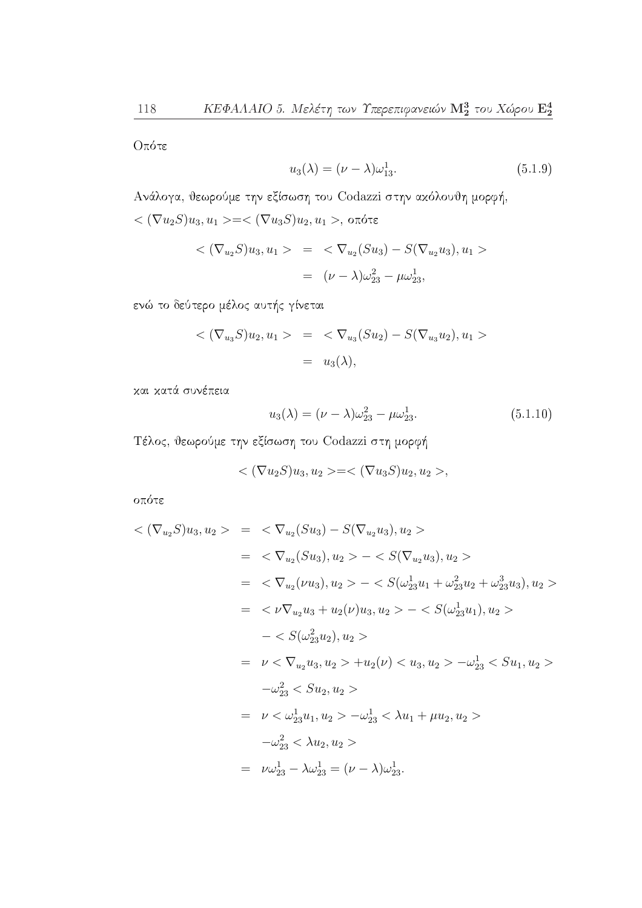Οπότε

$$u_3(\lambda) = (\nu - \lambda)\omega_{13}^1. \tag{5.1.9}$$

Ανάλογα, θεωρούμε την εξίσωση του Codazzi στην ακόλουθη μορφή, $< (\nabla u_2 S)u_3, u_1 >=< (\nabla u_3 S)u_2, u_1 >$, οπότε

$$\begin{aligned} < (\nabla_{u_2} S)u_3, u_1 > &= < \nabla_{u_2}(Su_3) - S(\nabla_{u_2} u_3), u_1 > \\ &= (\nu - \lambda)\omega_{23}^2 - \mu\omega_{23}^1, \end{aligned}$$

ενώ το δεύτερο μέλος αυτής γίνεται

$$\begin{aligned} < (\nabla_{u_3} S)u_2, u_1 > &= < \nabla_{u_3}(Su_2) - S(\nabla_{u_3} u_2), u_1 > \\ &= u_3(\lambda), \end{aligned}$$

και κατά συνέπεια

$$u_3(\lambda) = (\nu - \lambda)\omega_{23}^2 - \mu\omega_{23}^1. \tag{5.1.10}$$

Τέλος, θεωρούμε την εξίσωση του Codazzi στη μορφή

$$< (\nabla u_2 S)u_3, u_2 >=< (\nabla u_3 S)u_2, u_2 >,$$

οπότε

$$\begin{aligned} < (\nabla_{u_2} S)u_3, u_2 > &= < \nabla_{u_2}(Su_3) - S(\nabla_{u_2} u_3), u_2 > \\ &= < \nabla_{u_2}(Su_3), u_2 > - < S(\nabla_{u_2} u_3), u_2 > \\ &= < \nabla_{u_2}(\nu u_3), u_2 > - < S(\omega_{23}^1 u_1 + \omega_{23}^2 u_2 + \omega_{23}^3 u_3), u_2 > \\ &= < \nu \nabla_{u_2} u_3 + u_2(\nu) u_3, u_2 > - < S(\omega_{23}^1 u_1), u_2 > \\ &\quad - < S(\omega_{23}^2 u_2), u_2 > \\ &= \nu < \nabla_{u_2} u_3, u_2 > + u_2(\nu) < u_3, u_2 > - \omega_{23}^1 < Su_1, u_2 > \\ &\quad - \omega_{23}^2 < Su_2, u_2 > \\ &= \nu < \omega_{23}^1 u_1, u_2 > - \omega_{23}^1 < \lambda u_1 + \mu u_2, u_2 > \\ &\quad - \omega_{23}^2 < \lambda u_2, u_2 > \\ &= \nu\omega_{23}^1 - \lambda\omega_{23}^1 = (\nu - \lambda)\omega_{23}^1. \end{aligned}$$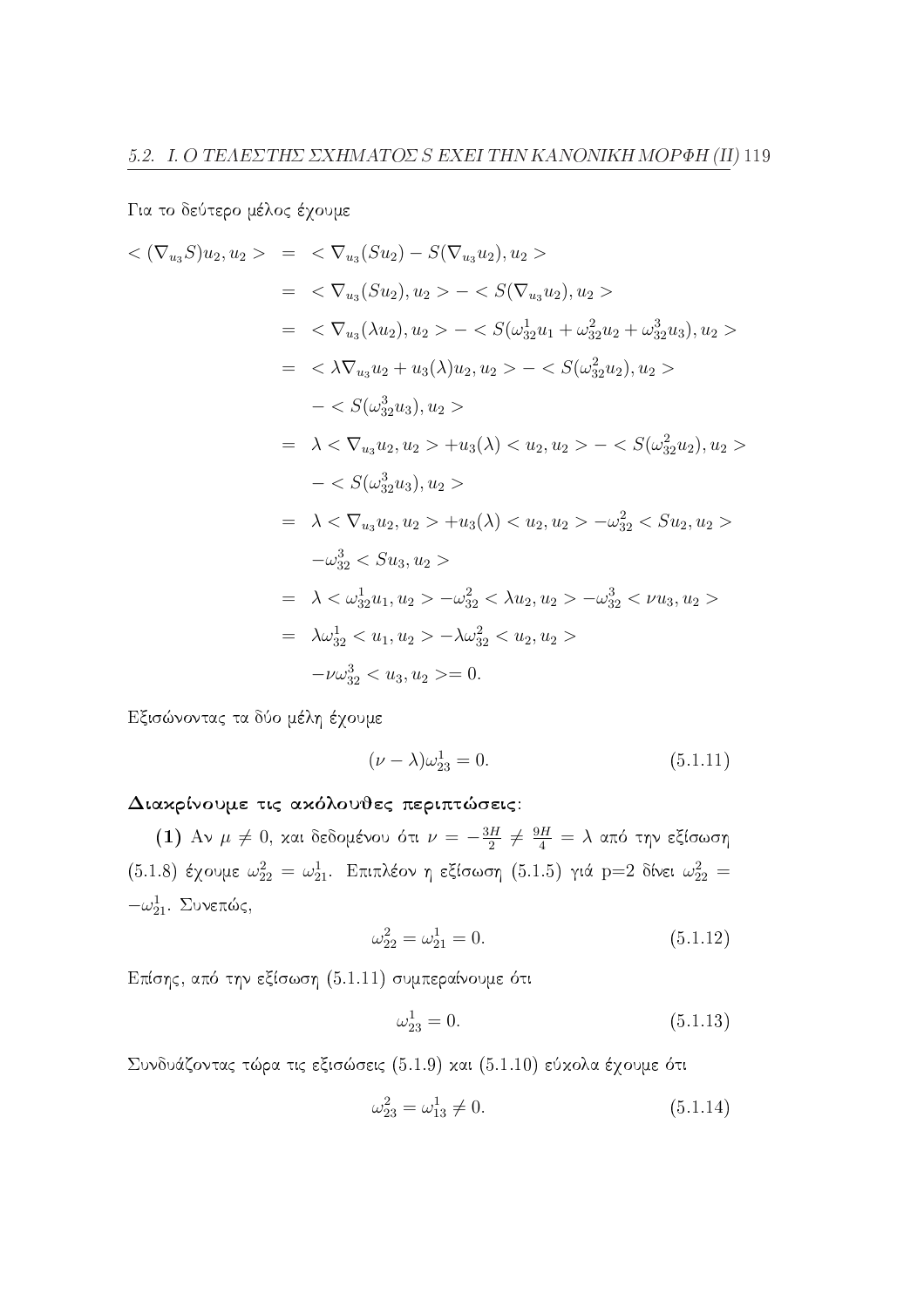Για το δεύτερο μέλος έχουμε

$$
\begin{aligned}
< (\nabla_{u_3} S)u_2, u_2 > &= < \nabla_{u_3}(Su_2) - S(\nabla_{u_3} u_2), u_2 > \\
&= < \nabla_{u_3}(Su_2), u_2 > - < S(\nabla_{u_3} u_2), u_2 > \\
&= < \nabla_{u_3}(\lambda u_2), u_2 > - < S(\omega_{32}^1 u_1 + \omega_{32}^2 u_2 + \omega_{32}^3 u_3), u_2 > \\
&= < \lambda \nabla_{u_3} u_2 + u_3(\lambda) u_2, u_2 > - < S(\omega_{32}^2 u_2), u_2 > \\
&\quad - < S(\omega_{32}^3 u_3), u_2 > \\
&= \lambda < \nabla_{u_3} u_2, u_2 > + u_3(\lambda) < u_2, u_2 > - < S(\omega_{32}^2 u_2), u_2 > \\
&\quad - < S(\omega_{32}^3 u_3), u_2 > \\
&= \lambda < \nabla_{u_3} u_2, u_2 > + u_3(\lambda) < u_2, u_2 > - \omega_{32}^2 < Su_2, u_2 > \\
&\quad - \omega_{32}^3 < Su_3, u_2 > \\
&= \lambda < \omega_{32}^1 u_1, u_2 > - \omega_{32}^2 < \lambda u_2, u_2 > - \omega_{32}^3 < \nu u_3, u_2 > \\
&= \lambda \omega_{32}^1 < u_1, u_2 > - \lambda \omega_{32}^2 < u_2, u_2 > \\
&\quad - \nu \omega_{32}^3 < u_3, u_2 > = 0.
\end{aligned}
$$

Εξισώνοντας τα δύο μέλη έχουμε

$$
(\nu - \lambda)\omega_{23}^1 = 0. \tag{5.1.11}
$$

**Διακρίνουμε τις ακόλουθες περιπτώσεις:**

**(1)** Αν $\mu \neq 0$, και δεδομένου ότι $\nu = -\frac{3H}{2} \neq \frac{9H}{4} = \lambda$ από την εξίσωση (5.1.8) έχουμε $\omega_{22}^2 = \omega_{21}^1$. Επιπλέον η εξίσωση (5.1.5) γιά p=2 δίνει $\omega_{22}^2 = -\omega_{21}^1$. Συνεπώς,

$$
\omega_{22}^2 = \omega_{21}^1 = 0. \tag{5.1.12}
$$

Επίσης, από την εξίσωση (5.1.11) συμπεραίνουμε ότι

$$
\omega_{23}^1 = 0. \tag{5.1.13}
$$

Συνδυάζοντας τώρα τις εξισώσεις (5.1.9) και (5.1.10) εύκολα έχουμε ότι

$$
\omega_{23}^2 = \omega_{13}^1 \neq 0. \tag{5.1.14}
$$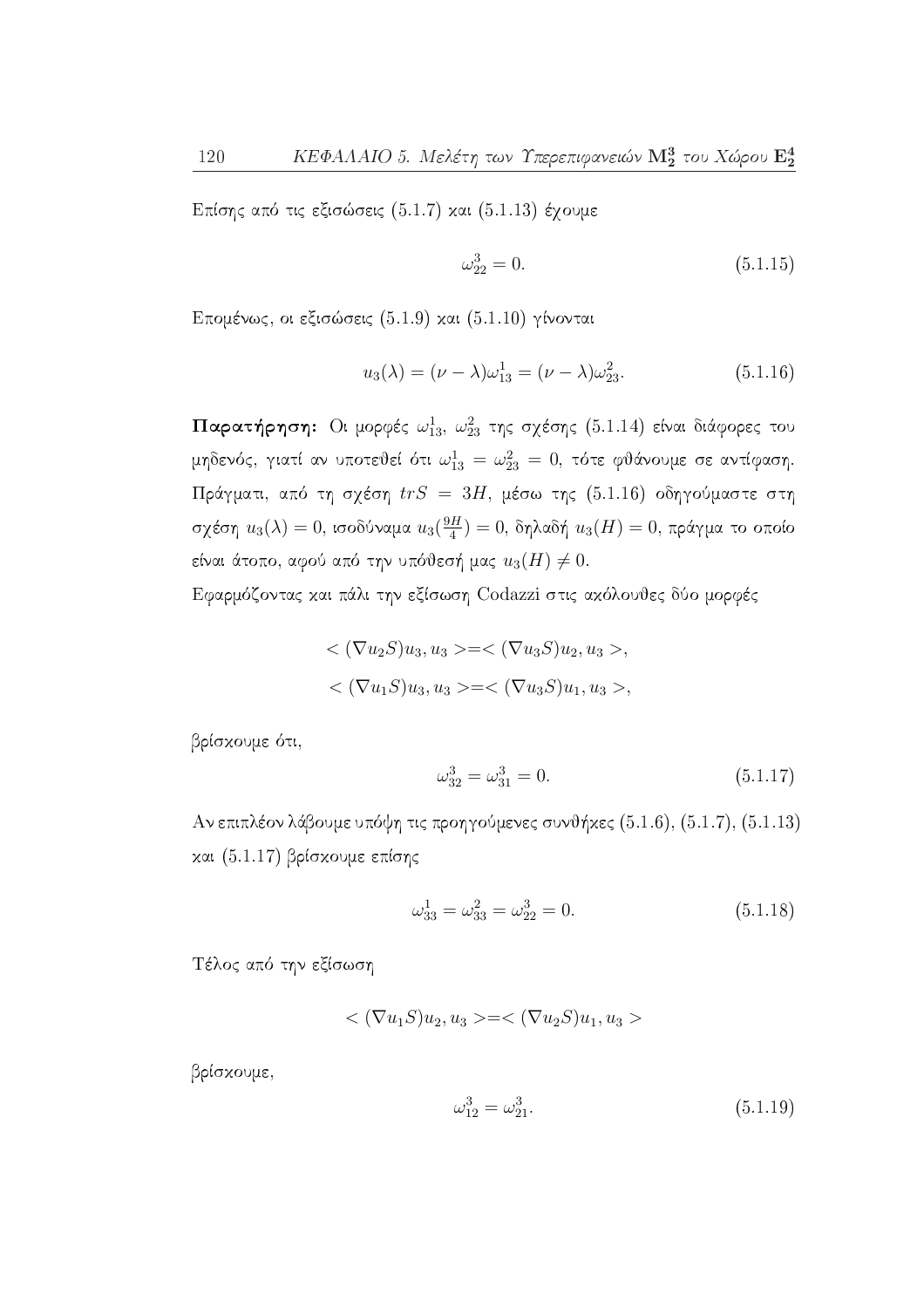Επίσης από τις εξισώσεις (5.1.7) και (5.1.13) έχουμε

$$\omega_{22}^3 = 0. \tag{5.1.15}$$

Επομένως, οι εξισώσεις (5.1.9) και (5.1.10) γίνονται

$$u_3(\lambda) = (\nu - \lambda)\omega_{13}^1 = (\nu - \lambda)\omega_{23}^2. \tag{5.1.16}$$

**Παρατήρηση:** Οι μορφές $\omega_{13}^1$, $\omega_{23}^2$ της σχέσης (5.1.14) είναι διάφορες του μηδενός, γιατί αν υποτεθεί ότι $\omega_{13}^1 = \omega_{23}^2 = 0$, τότε φθάνουμε σε αντίφαση. Πράγματι, από τη σχέση $trS = 3H$, μέσω της (5.1.16) οδηγούμαστε στη σχέση $u_3(\lambda) = 0$, ισοδύναμα $u_3(\frac{9H}{4}) = 0$, δηλαδή $u_3(H) = 0$, πράγμα το οποίο είναι άτοπο, αφού από την υπόθεσή μας $u_3(H) \neq 0$.

Εφαρμόζοντας και πάλι την εξίσωση Codazzi στις ακόλουθες δύο μορφές

$$< (\nabla u_2 S)u_3, u_3 >=< (\nabla u_3 S)u_2, u_3 >,$$
$$< (\nabla u_1 S)u_3, u_3 >=< (\nabla u_3 S)u_1, u_3 >,$$

βρίσκουμε ότι,

$$\omega_{32}^3 = \omega_{31}^3 = 0. \tag{5.1.17}$$

Αν επιπλέον λάβουμε υπόψη τις προηγούμενες συνθήκες (5.1.6), (5.1.7), (5.1.13) και (5.1.17) βρίσκουμε επίσης

$$\omega_{33}^1 = \omega_{33}^2 = \omega_{22}^3 = 0. \tag{5.1.18}$$

Τέλος από την εξίσωση

$$< (\nabla u_1 S)u_2, u_3 >=< (\nabla u_2 S)u_1, u_3 >$$

βρίσκουμε,

$$\omega_{12}^3 = \omega_{21}^3. \tag{5.1.19}$$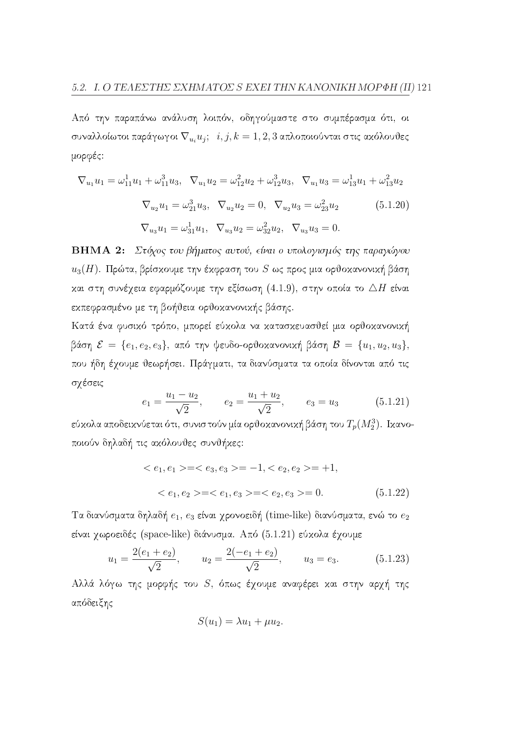Από την παραπάνω ανάλυση λοιπόν, οδηγούμαστε στο συμπέρασμα ότι, οι συναλλοίωτοι παράγωγοι $\nabla_{u_i} u_j;\ \ i,j,k = 1,2,3$ απλοποιούνται στις ακόλουθες μορφές:

$$\nabla_{u_1} u_1 = \omega_{11}^1 u_1 + \omega_{11}^3 u_3, \ \ \nabla_{u_1} u_2 = \omega_{12}^2 u_2 + \omega_{12}^3 u_3, \ \ \nabla_{u_1} u_3 = \omega_{13}^1 u_1 + \omega_{13}^2 u_2$$

$$\nabla_{u_2} u_1 = \omega_{21}^3 u_3, \ \ \nabla_{u_2} u_2 = 0, \ \ \nabla_{u_2} u_3 = \omega_{23}^2 u_2 \tag{5.1.20}$$

$$\nabla_{u_3} u_1 = \omega_{31}^1 u_1, \ \ \nabla_{u_3} u_2 = \omega_{32}^2 u_2, \ \ \nabla_{u_3} u_3 = 0.$$

**ΒΗΜΑ 2:** *Στόχος του βήματος αυτού, είναι ο υπολογισμός της παραγώγου* $u_3(H)$. Πρώτα, βρίσκουμε την έκφραση του $S$ ως προς μια ορθοκανονική βάση και στη συνέχεια εφαρμόζουμε την εξίσωση (4.1.9), στην οποία το $\triangle H$ είναι εκπεφρασμένο με τη βοήθεια ορθοκανονικής βάσης.

Κατά ένα φυσικό τρόπο, μπορεί εύκολα να κατασκευασθεί μια ορθοκανονική βάση $\mathcal{E} = \{e_1, e_2, e_3\}$, από την ψευδο-ορθοκανονική βάση $\mathcal{B} = \{u_1, u_2, u_3\}$, που ήδη έχουμε θεωρήσει. Πράγματι, τα διανύσματα τα οποία δίνονται από τις σχέσεις

$$e_1 = \frac{u_1 - u_2}{\sqrt{2}}, \qquad e_2 = \frac{u_1 + u_2}{\sqrt{2}}, \qquad e_3 = u_3 \tag{5.1.21}$$

εύκολα αποδεικνύεται ότι, συνιστούν μία ορθοκανονική βάση του $T_p(M_2^3)$. Ικανοποιούν δηλαδή τις ακόλουθες συνθήκες:

$$< e_1, e_1 > = < e_3, e_3 > = -1, < e_2, e_2 > = +1,$$

$$< e_1, e_2 > = < e_1, e_3 > = < e_2, e_3 > = 0. \tag{5.1.22}$$

Τα διανύσματα δηλαδή $e_1$, $e_3$ είναι χρονοειδή (time-like) διανύσματα, ενώ το $e_2$ είναι χωροειδές (space-like) διάνυσμα. Από (5.1.21) εύκολα έχουμε

$$u_1 = \frac{2(e_1 + e_2)}{\sqrt{2}}, \qquad u_2 = \frac{2(-e_1 + e_2)}{\sqrt{2}}, \qquad u_3 = e_3. \tag{5.1.23}$$

Αλλά λόγω της μορφής του $S$, όπως έχουμε αναφέρει και στην αρχή της απόδειξης

$$S(u_1) = \lambda u_1 + \mu u_2.$$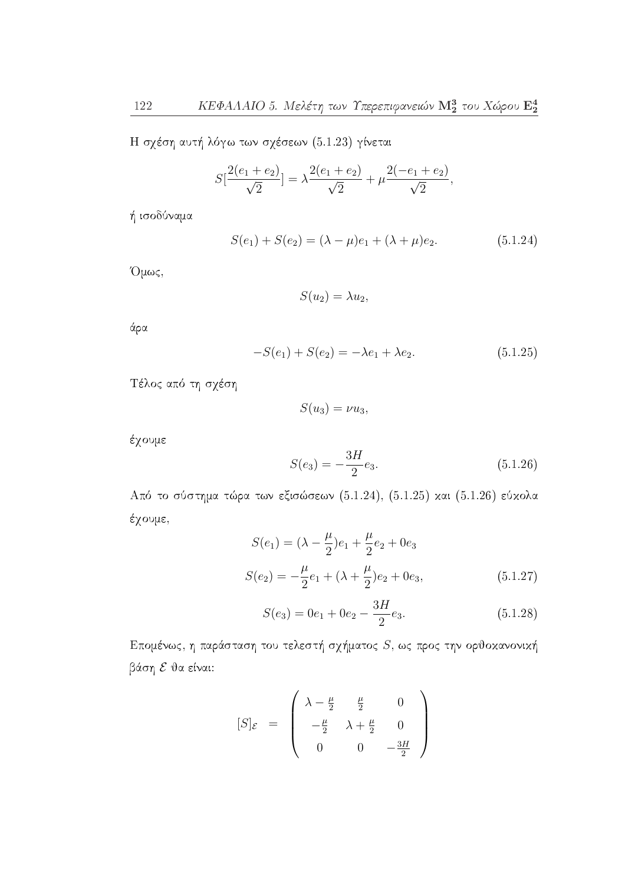Η σχέση αυτή λόγω των σχέσεων (5.1.23) γίνεται

$$S[\frac{2(e_1+e_2)}{\sqrt{2}}] = \lambda\frac{2(e_1+e_2)}{\sqrt{2}} + \mu\frac{2(-e_1+e_2)}{\sqrt{2}},$$

ή ισοδύναμα

$$S(e_1) + S(e_2) = (\lambda-\mu)e_1 + (\lambda+\mu)e_2. \tag{5.1.24}$$

Όμως,

$$S(u_2) = \lambda u_2,$$

άρα

$$-S(e_1) + S(e_2) = -\lambda e_1 + \lambda e_2. \tag{5.1.25}$$

Τέλος από τη σχέση

$$S(u_3) = \nu u_3,$$

έχουμε

$$S(e_3) = -\frac{3H}{2}e_3. \tag{5.1.26}$$

Από το σύστημα τώρα των εξισώσεων (5.1.24), (5.1.25) και (5.1.26) εύκολα έχουμε,

$$S(e_1) = (\lambda - \frac{\mu}{2})e_1 + \frac{\mu}{2}e_2 + 0e_3$$

$$S(e_2) = -\frac{\mu}{2}e_1 + (\lambda + \frac{\mu}{2})e_2 + 0e_3, \tag{5.1.27}$$

$$S(e_3) = 0e_1 + 0e_2 - \frac{3H}{2}e_3. \tag{5.1.28}$$

Επομένως, η παράσταση του τελεστή σχήματος $S$, ως προς την ορθοκανονική βάση $\mathcal{E}$ θα είναι:

$$[S]_{\mathcal{E}} = \begin{pmatrix} \lambda - \frac{\mu}{2} & \frac{\mu}{2} & 0 \\ -\frac{\mu}{2} & \lambda + \frac{\mu}{2} & 0 \\ 0 & 0 & -\frac{3H}{2} \end{pmatrix}$$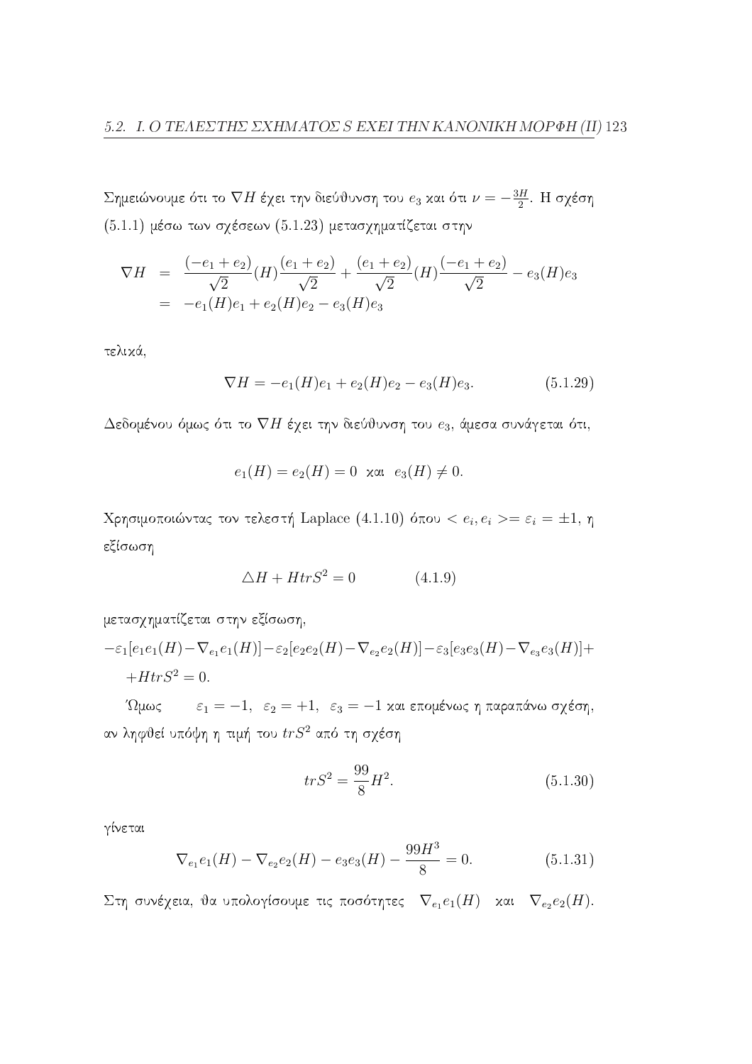Σημειώνουμε ότι το $\nabla H$ έχει την διεύθυνση του $e_3$ και ότι $\nu = -\frac{3H}{2}$. Η σχέση (5.1.1) μέσω των σχέσεων (5.1.23) μετασχηματίζεται στην

$$
\begin{aligned}
\nabla H &= \frac{(-e_1+e_2)}{\sqrt{2}}(H)\frac{(e_1+e_2)}{\sqrt{2}} + \frac{(e_1+e_2)}{\sqrt{2}}(H)\frac{(-e_1+e_2)}{\sqrt{2}} - e_3(H)e_3 \\
&= -e_1(H)e_1 + e_2(H)e_2 - e_3(H)e_3
\end{aligned}
$$

τελικά,

$$
\nabla H = -e_1(H)e_1 + e_2(H)e_2 - e_3(H)e_3. \tag{5.1.29}
$$

Δεδομένου όμως ότι το $\nabla H$ έχει την διεύθυνση του $e_3$, άμεσα συνάγεται ότι,

$$
e_1(H) = e_2(H) = 0 \;\; \text{και} \;\; e_3(H) \neq 0.
$$

Χρησιμοποιώντας τον τελεστή Laplace (4.1.10) όπου $< e_i, e_i >= \varepsilon_i = \pm 1$, η εξίσωση

$$
\triangle H + HtrS^2 = 0 \qquad\qquad (4.1.9)
$$

μετασχηματίζεται στην εξίσωση,

$$
-\varepsilon_1[e_1e_1(H) - \nabla_{e_1}e_1(H)] - \varepsilon_2[e_2e_2(H) - \nabla_{e_2}e_2(H)] - \varepsilon_3[e_3e_3(H) - \nabla_{e_3}e_3(H)] + \\ + HtrS^2 = 0.
$$

Όμως $\varepsilon_1 = -1, \;\; \varepsilon_2 = +1, \;\; \varepsilon_3 = -1$ και επομένως η παραπάνω σχέση, αν ληφθεί υπόψη η τιμή του $trS^2$ από τη σχέση

$$
trS^2 = \frac{99}{8}H^2. \tag{5.1.30}
$$

γίνεται

$$
\nabla_{e_1}e_1(H) - \nabla_{e_2}e_2(H) - e_3e_3(H) - \frac{99H^3}{8} = 0. \tag{5.1.31}
$$

Στη συνέχεια, θα υπολογίσουμε τις ποσότητες $\nabla_{e_1}e_1(H)$ και $\nabla_{e_2}e_2(H)$.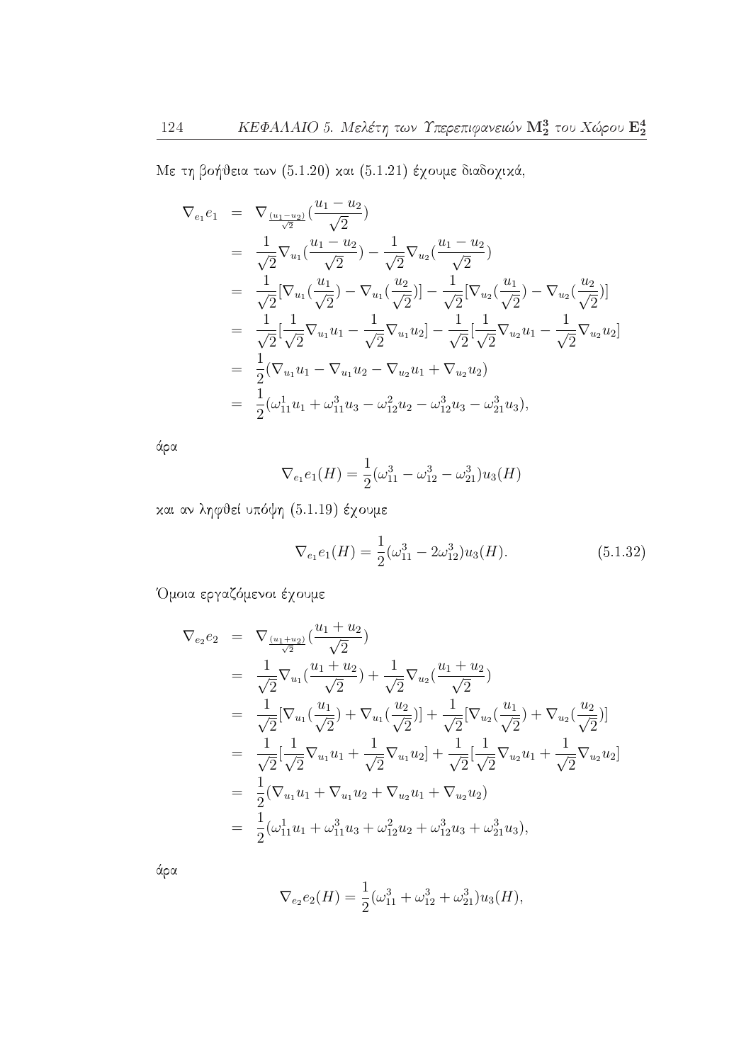Με τη βοήθεια των (5.1.20) και (5.1.21) έχουμε διαδοχικά,

$$
\begin{aligned}
\nabla_{e_1} e_1 &= \nabla_{\frac{(u_1-u_2)}{\sqrt{2}}}(\frac{u_1-u_2}{\sqrt{2}}) \\
&= \frac{1}{\sqrt{2}}\nabla_{u_1}(\frac{u_1-u_2}{\sqrt{2}}) - \frac{1}{\sqrt{2}}\nabla_{u_2}(\frac{u_1-u_2}{\sqrt{2}}) \\
&= \frac{1}{\sqrt{2}}[\nabla_{u_1}(\frac{u_1}{\sqrt{2}}) - \nabla_{u_1}(\frac{u_2}{\sqrt{2}})] - \frac{1}{\sqrt{2}}[\nabla_{u_2}(\frac{u_1}{\sqrt{2}}) - \nabla_{u_2}(\frac{u_2}{\sqrt{2}})] \\
&= \frac{1}{\sqrt{2}}[\frac{1}{\sqrt{2}}\nabla_{u_1}u_1 - \frac{1}{\sqrt{2}}\nabla_{u_1}u_2] - \frac{1}{\sqrt{2}}[\frac{1}{\sqrt{2}}\nabla_{u_2}u_1 - \frac{1}{\sqrt{2}}\nabla_{u_2}u_2] \\
&= \frac{1}{2}(\nabla_{u_1}u_1 - \nabla_{u_1}u_2 - \nabla_{u_2}u_1 + \nabla_{u_2}u_2) \\
&= \frac{1}{2}(\omega_{11}^1 u_1 + \omega_{11}^3 u_3 - \omega_{12}^2 u_2 - \omega_{12}^3 u_3 - \omega_{21}^3 u_3),
\end{aligned}
$$

άρα

$$
\nabla_{e_1} e_1(H) = \frac{1}{2}(\omega_{11}^3 - \omega_{12}^3 - \omega_{21}^3)u_3(H)
$$

και αν ληφθεί υπόψη (5.1.19) έχουμε

$$
\nabla_{e_1} e_1(H) = \frac{1}{2}(\omega_{11}^3 - 2\omega_{12}^3)u_3(H). \tag{5.1.32}
$$

Όμοια εργαζόμενοι έχουμε

$$
\begin{aligned}
\nabla_{e_2} e_2 &= \nabla_{\frac{(u_1+u_2)}{\sqrt{2}}}(\frac{u_1+u_2}{\sqrt{2}}) \\
&= \frac{1}{\sqrt{2}}\nabla_{u_1}(\frac{u_1+u_2}{\sqrt{2}}) + \frac{1}{\sqrt{2}}\nabla_{u_2}(\frac{u_1+u_2}{\sqrt{2}}) \\
&= \frac{1}{\sqrt{2}}[\nabla_{u_1}(\frac{u_1}{\sqrt{2}}) + \nabla_{u_1}(\frac{u_2}{\sqrt{2}})] + \frac{1}{\sqrt{2}}[\nabla_{u_2}(\frac{u_1}{\sqrt{2}}) + \nabla_{u_2}(\frac{u_2}{\sqrt{2}})] \\
&= \frac{1}{\sqrt{2}}[\frac{1}{\sqrt{2}}\nabla_{u_1}u_1 + \frac{1}{\sqrt{2}}\nabla_{u_1}u_2] + \frac{1}{\sqrt{2}}[\frac{1}{\sqrt{2}}\nabla_{u_2}u_1 + \frac{1}{\sqrt{2}}\nabla_{u_2}u_2] \\
&= \frac{1}{2}(\nabla_{u_1}u_1 + \nabla_{u_1}u_2 + \nabla_{u_2}u_1 + \nabla_{u_2}u_2) \\
&= \frac{1}{2}(\omega_{11}^1 u_1 + \omega_{11}^3 u_3 + \omega_{12}^2 u_2 + \omega_{12}^3 u_3 + \omega_{21}^3 u_3),
\end{aligned}
$$

άρα

$$
\nabla_{e_2} e_2(H) = \frac{1}{2}(\omega_{11}^3 + \omega_{12}^3 + \omega_{21}^3)u_3(H),
$$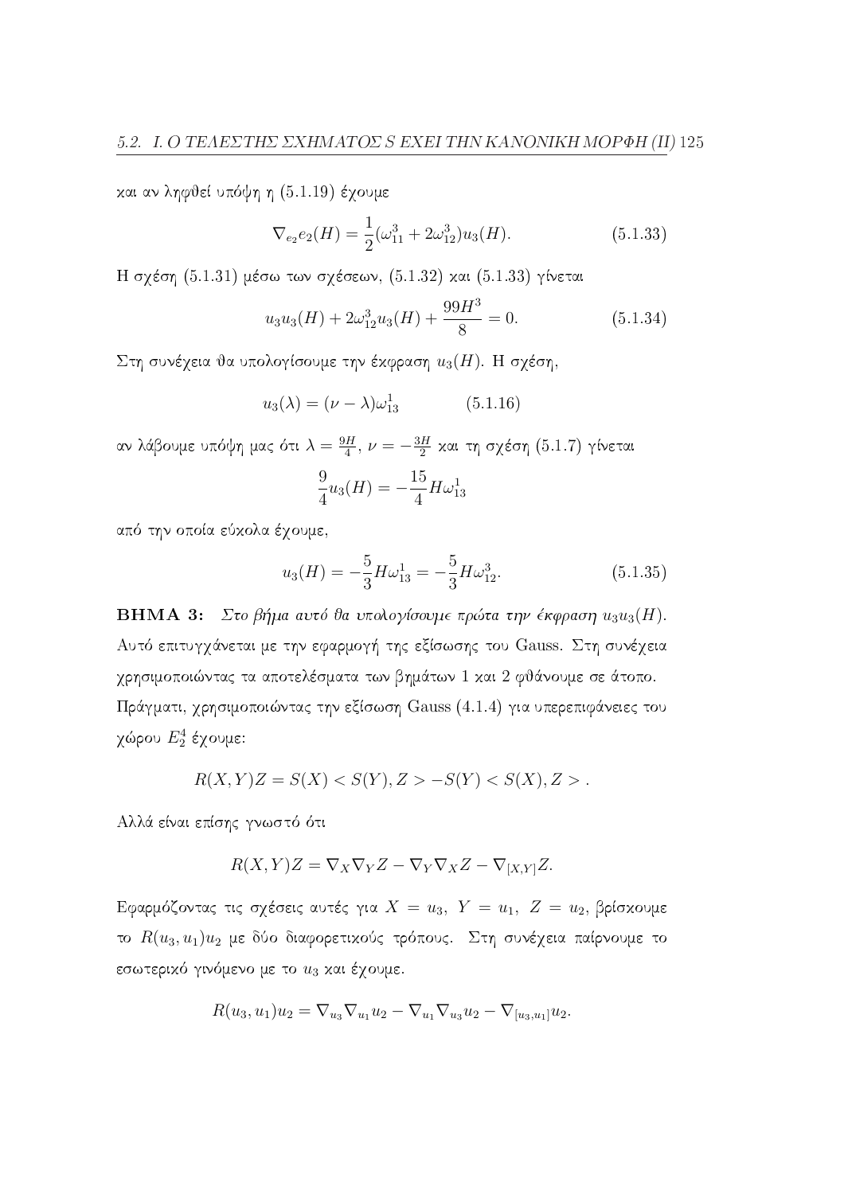και αν ληφθεί υπόψη η (5.1.19) έχουμε

$$\nabla_{e_2} e_2(H) = \frac{1}{2}(\omega_{11}^3 + 2\omega_{12}^3) u_3(H). \tag{5.1.33}$$

Η σχέση (5.1.31) μέσω των σχέσεων, (5.1.32) και (5.1.33) γίνεται

$$u_3 u_3(H) + 2\omega_{12}^3 u_3(H) + \frac{99H^3}{8} = 0. \tag{5.1.34}$$

Στη συνέχεια θα υπολογίσουμε την έκφραση $u_3(H)$. Η σχέση,

$$u_3(\lambda) = (\nu - \lambda)\omega_{13}^1 \qquad (5.1.16)$$

αν λάβουμε υπόψη μας ότι $\lambda = \frac{9H}{4}$, $\nu = -\frac{3H}{2}$ και τη σχέση (5.1.7) γίνεται

$$\frac{9}{4} u_3(H) = -\frac{15}{4} H \omega_{13}^1$$

από την οποία εύκολα έχουμε,

$$u_3(H) = -\frac{5}{3} H \omega_{13}^1 = -\frac{5}{3} H \omega_{12}^3. \tag{5.1.35}$$

**ΒΗΜΑ 3:** *Στο βήμα αυτό θα υπολογίσουμε πρώτα την έκφραση* $u_3 u_3(H)$. Αυτό επιτυγχάνεται με την εφαρμογή της εξίσωσης του Gauss. Στη συνέχεια χρησιμοποιώντας τα αποτελέσματα των βημάτων 1 και 2 φθάνουμε σε άτοπο. Πράγματι, χρησιμοποιώντας την εξίσωση Gauss (4.1.4) για υπερεπιφάνειες του χώρου $E_2^4$ έχουμε:

$$R(X,Y)Z = S(X) < S(Y), Z > - S(Y) < S(X), Z > .$$

Αλλά είναι επίσης γνωστό ότι

$$R(X,Y)Z = \nabla_X \nabla_Y Z - \nabla_Y \nabla_X Z - \nabla_{[X,Y]} Z.$$

Εφαρμόζοντας τις σχέσεις αυτές για $X = u_3,\ Y = u_1,\ Z = u_2$, βρίσκουμε το $R(u_3, u_1)u_2$ με δύο διαφορετικούς τρόπους. Στη συνέχεια παίρνουμε το εσωτερικό γινόμενο με το $u_3$ και έχουμε.

$$R(u_3, u_1)u_2 = \nabla_{u_3} \nabla_{u_1} u_2 - \nabla_{u_1} \nabla_{u_3} u_2 - \nabla_{[u_3, u_1]} u_2.$$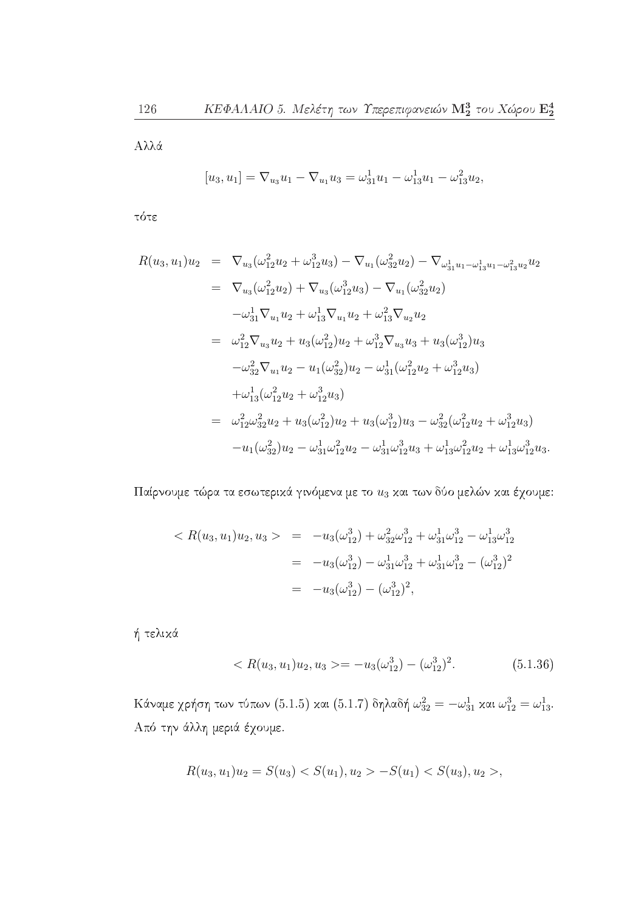Αλλά

$$[u_3, u_1] = \nabla_{u_3} u_1 - \nabla_{u_1} u_3 = \omega_{31}^1 u_1 - \omega_{13}^1 u_1 - \omega_{13}^2 u_2,$$

τότε

$$\begin{aligned}
R(u_3, u_1)u_2 &= \nabla_{u_3}(\omega_{12}^2 u_2 + \omega_{12}^3 u_3) - \nabla_{u_1}(\omega_{32}^2 u_2) - \nabla_{\omega_{31}^1 u_1 - \omega_{13}^1 u_1 - \omega_{13}^2 u_2} u_2 \\
&= \nabla_{u_3}(\omega_{12}^2 u_2) + \nabla_{u_3}(\omega_{12}^3 u_3) - \nabla_{u_1}(\omega_{32}^2 u_2) \\
&\quad -\omega_{31}^1 \nabla_{u_1} u_2 + \omega_{13}^1 \nabla_{u_1} u_2 + \omega_{13}^2 \nabla_{u_2} u_2 \\
&= \omega_{12}^2 \nabla_{u_3} u_2 + u_3(\omega_{12}^2) u_2 + \omega_{12}^3 \nabla_{u_3} u_3 + u_3(\omega_{12}^3) u_3 \\
&\quad -\omega_{32}^2 \nabla_{u_1} u_2 - u_1(\omega_{32}^2) u_2 - \omega_{31}^1 (\omega_{12}^2 u_2 + \omega_{12}^3 u_3) \\
&\quad +\omega_{13}^1 (\omega_{12}^2 u_2 + \omega_{12}^3 u_3) \\
&= \omega_{12}^2 \omega_{32}^2 u_2 + u_3(\omega_{12}^2) u_2 + u_3(\omega_{12}^3) u_3 - \omega_{32}^2 (\omega_{12}^2 u_2 + \omega_{12}^3 u_3) \\
&\quad -u_1(\omega_{32}^2) u_2 - \omega_{31}^1 \omega_{12}^2 u_2 - \omega_{31}^1 \omega_{12}^3 u_3 + \omega_{13}^1 \omega_{12}^2 u_2 + \omega_{13}^1 \omega_{12}^3 u_3.
\end{aligned}$$

Παίρνουμε τώρα τα εσωτερικά γινόμενα με το $u_3$ και των δύο μελών και έχουμε:

$$\begin{aligned}
< R(u_3, u_1)u_2, u_3 > &= -u_3(\omega_{12}^3) + \omega_{32}^2 \omega_{12}^3 + \omega_{31}^1 \omega_{12}^3 - \omega_{13}^1 \omega_{12}^3 \\
&= -u_3(\omega_{12}^3) - \omega_{31}^1 \omega_{12}^3 + \omega_{31}^1 \omega_{12}^3 - (\omega_{12}^3)^2 \\
&= -u_3(\omega_{12}^3) - (\omega_{12}^3)^2,
\end{aligned}$$

ή τελικά

$$< R(u_3, u_1)u_2, u_3 >= -u_3(\omega_{12}^3) - (\omega_{12}^3)^2. \tag{5.1.36}$$

Κάναμε χρήση των τύπων (5.1.5) και (5.1.7) δηλαδή $\omega_{32}^2 = -\omega_{31}^1$ και $\omega_{12}^3 = \omega_{13}^1$. Από την άλλη μεριά έχουμε.

$$R(u_3, u_1)u_2 = S(u_3) < S(u_1), u_2 > -S(u_1) < S(u_3), u_2 >,$$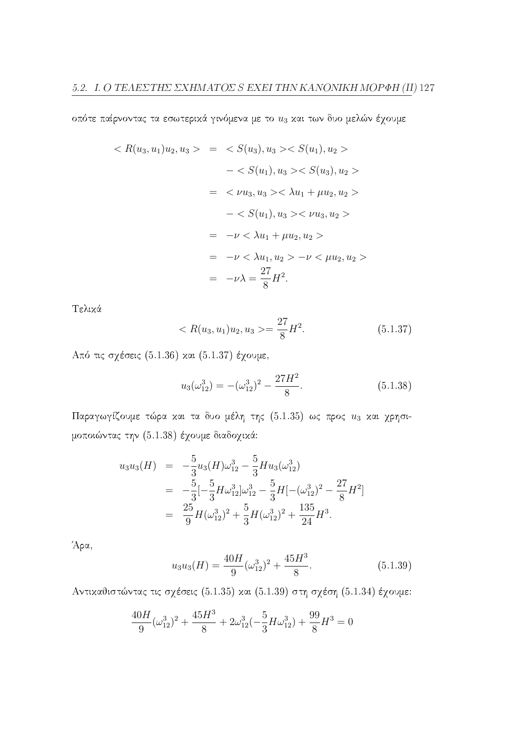οπότε παίρνοντας τα εσωτερικά γινόμενα με το $u_3$ και των δυο μελών έχουμε

$$\begin{aligned}
< R(u_3, u_1)u_2, u_3 > &= < S(u_3), u_3 >< S(u_1), u_2 > \\
&\quad - < S(u_1), u_3 >< S(u_3), u_2 > \\
&= < \nu u_3, u_3 >< \lambda u_1 + \mu u_2, u_2 > \\
&\quad - < S(u_1), u_3 >< \nu u_3, u_2 > \\
&= -\nu < \lambda u_1 + \mu u_2, u_2 > \\
&= -\nu < \lambda u_1, u_2 > -\nu < \mu u_2, u_2 > \\
&= -\nu\lambda = \frac{27}{8}H^2.
\end{aligned}$$

Τελικά

$$< R(u_3, u_1)u_2, u_3 >= \frac{27}{8}H^2. \tag{5.1.37}$$

Από τις σχέσεις (5.1.36) και (5.1.37) έχουμε,

$$u_3(\omega_{12}^3) = -(\omega_{12}^3)^2 - \frac{27H^2}{8}. \tag{5.1.38}$$

Παραγωγίζουμε τώρα και τα δυο μέλη της (5.1.35) ως προς $u_3$ και χρησιμοποιώντας την (5.1.38) έχουμε διαδοχικά:

$$\begin{aligned}
u_3u_3(H) &= -\frac{5}{3}u_3(H)\omega_{12}^3 - \frac{5}{3}Hu_3(\omega_{12}^3) \\
&= -\frac{5}{3}[-\frac{5}{3}H\omega_{12}^3]\omega_{12}^3 - \frac{5}{3}H[-(\omega_{12}^3)^2 - \frac{27}{8}H^2] \\
&= \frac{25}{9}H(\omega_{12}^3)^2 + \frac{5}{3}H(\omega_{12}^3)^2 + \frac{135}{24}H^3.
\end{aligned}$$

Άρα,

$$u_3u_3(H) = \frac{40H}{9}(\omega_{12}^3)^2 + \frac{45H^3}{8}. \tag{5.1.39}$$

Αντικαθιστώντας τις σχέσεις (5.1.35) και (5.1.39) στη σχέση (5.1.34) έχουμε:

$$\frac{40H}{9}(\omega_{12}^3)^2 + \frac{45H^3}{8} + 2\omega_{12}^3(-\frac{5}{3}H\omega_{12}^3) + \frac{99}{8}H^3 = 0$$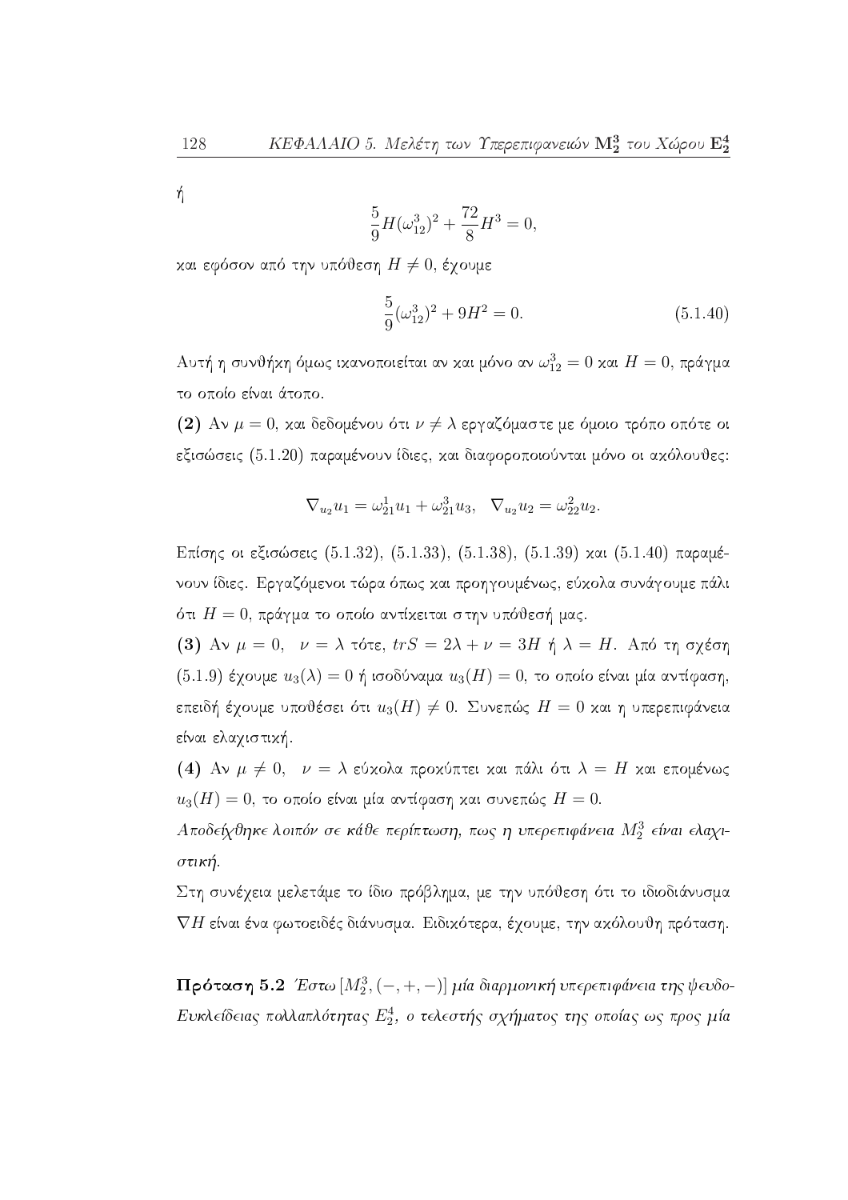ή

$$\frac{5}{9}H(\omega_{12}^3)^2 + \frac{72}{8}H^3 = 0,$$

και εφόσον από την υπόθεση $H \neq 0$, έχουμε

$$\frac{5}{9}(\omega_{12}^3)^2 + 9H^2 = 0. \tag{5.1.40}$$

Αυτή η συνθήκη όμως ικανοποιείται αν και μόνο αν $\omega_{12}^3 = 0$ και $H = 0$, πράγμα το οποίο είναι άτοπο.

**(2)** Αν $\mu = 0$, και δεδομένου ότι $\nu \neq \lambda$ εργαζόμαστε με όμοιο τρόπο οπότε οι εξισώσεις (5.1.20) παραμένουν ίδιες, και διαφοροποιούνται μόνο οι ακόλουθες:

$$\nabla_{u_2} u_1 = \omega_{21}^1 u_1 + \omega_{21}^3 u_3, \quad \nabla_{u_2} u_2 = \omega_{22}^2 u_2.$$

Επίσης οι εξισώσεις (5.1.32), (5.1.33), (5.1.38), (5.1.39) και (5.1.40) παραμένουν ίδιες. Εργαζόμενοι τώρα όπως και προηγουμένως, εύκολα συνάγουμε πάλι ότι $H = 0$, πράγμα το οποίο αντίκειται στην υπόθεσή μας.

**(3)** Αν $\mu = 0, \quad \nu = \lambda$ τότε, $trS = 2\lambda + \nu = 3H$ ή $\lambda = H$. Από τη σχέση (5.1.9) έχουμε $u_3(\lambda) = 0$ ή ισοδύναμα $u_3(H) = 0$, το οποίο είναι μία αντίφαση, επειδή έχουμε υποθέσει ότι $u_3(H) \neq 0$. Συνεπώς $H = 0$ και η υπερεπιφάνεια είναι ελαχιστική.

**(4)** Αν $\mu \neq 0, \quad \nu = \lambda$ εύκολα προκύπτει και πάλι ότι $\lambda = H$ και επομένως $u_3(H) = 0$, το οποίο είναι μία αντίφαση και συνεπώς $H = 0$.

*Αποδείχθηκε λοιπόν σε κάθε περίπτωση, πως η υπερεπιφάνεια $M_2^3$ είναι ελαχιστική.*

Στη συνέχεια μελετάμε το ίδιο πρόβλημα, με την υπόθεση ότι το ιδιοδιάνυσμα $\nabla H$ είναι ένα φωτοειδές διάνυσμα. Ειδικότερα, έχουμε, την ακόλουθη πρόταση.

**Πρόταση 5.2** *Έστω $[M_2^3, (-,+,-)]$ μία διαρμονική υπερεπιφάνεια της ψευδο-Ευκλείδειας πολλαπλότητας $E_2^4$, ο τελεστής σχήματος της οποίας ως προς μία*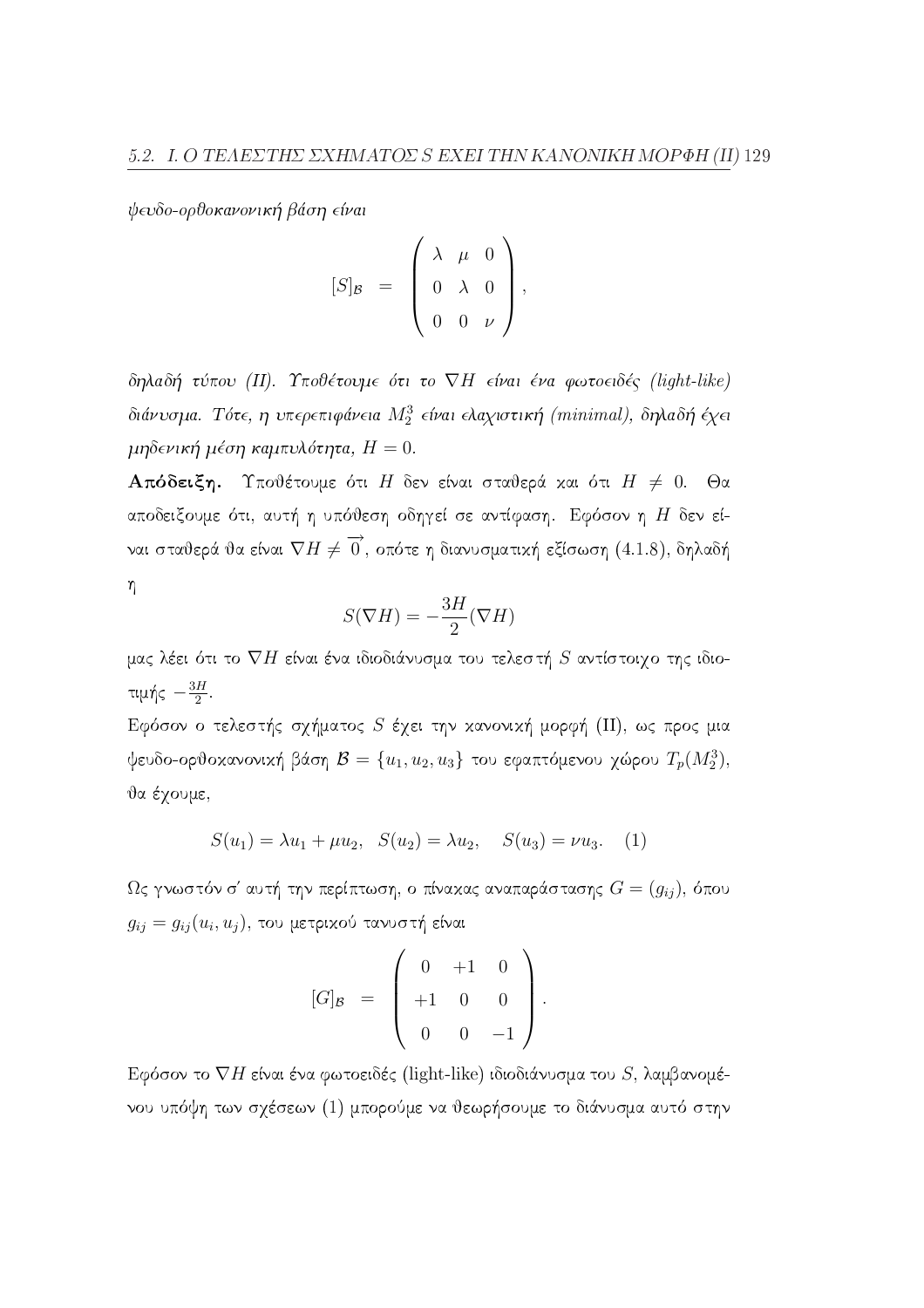*ψευδο-ορθοκανονική βάση είναι*

$$[S]_{\mathcal{B}} \;=\; \begin{pmatrix} \lambda & \mu & 0 \\ 0 & \lambda & 0 \\ 0 & 0 & \nu \end{pmatrix},$$

*δηλαδή τύπου (II). Υποθέτουμε ότι το $\nabla H$ είναι ένα φωτοειδές (light-like) διάνυσμα. Τότε, η υπερεπιφάνεια $M_2^3$ είναι ελαχιστική (minimal), δηλαδή έχει μηδενική μέση καμπυλότητα, $H = 0$.*

**Απόδειξη.** Υποθέτουμε ότι $H$ δεν είναι σταθερά και ότι $H \neq 0$. Θα αποδείξουμε ότι, αυτή η υπόθεση οδηγεί σε αντίφαση. Εφόσον η $H$ δεν είναι σταθερά θα είναι $\nabla H \neq \overrightarrow{0}$, οπότε η διανυσματική εξίσωση (4.1.8), δηλαδή η

$$S(\nabla H) = -\frac{3H}{2}(\nabla H)$$

μας λέει ότι το $\nabla H$ είναι ένα ιδιοδιάνυσμα του τελεστή $S$ αντίστοιχο της ιδιοτιμής $-\frac{3H}{2}$.

Εφόσον ο τελεστής σχήματος $S$ έχει την κανονική μορφή (II), ως προς μια ψευδο-ορθοκανονική βάση $\mathcal{B} = \{u_1, u_2, u_3\}$ του εφαπτόμενου χώρου $T_p(M_2^3)$, θα έχουμε,

$$S(u_1) = \lambda u_1 + \mu u_2, \quad S(u_2) = \lambda u_2, \quad S(u_3) = \nu u_3. \quad (1)$$

Ως γνωστόν σ' αυτή την περίπτωση, ο πίνακας αναπαράστασης $G = (g_{ij})$, όπου $g_{ij} = g_{ij}(u_i, u_j)$, του μετρικού τανυστή είναι

$$[G]_{\mathcal{B}} \;=\; \begin{pmatrix} 0 & +1 & 0 \\ +1 & 0 & 0 \\ 0 & 0 & -1 \end{pmatrix}.$$

Εφόσον το $\nabla H$ είναι ένα φωτοειδές (light-like) ιδιοδιάνυσμα του $S$, λαμβανομένου υπόψη των σχέσεων (1) μπορούμε να θεωρήσουμε το διάνυσμα αυτό στην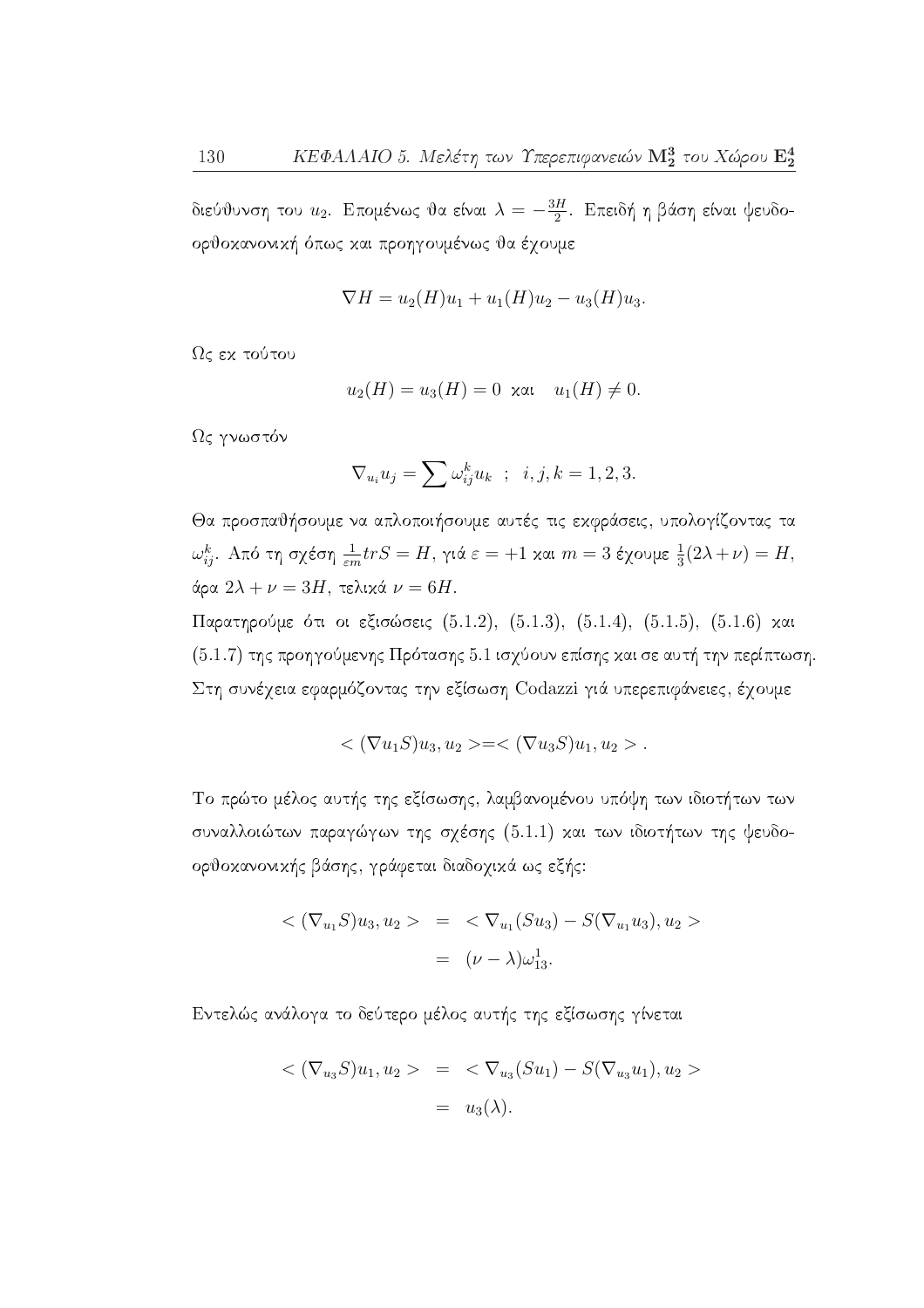διεύθυνση του $u_2$. Επομένως θα είναι $\lambda = -\frac{3H}{2}$. Επειδή η βάση είναι ψευδο-ορθοκανονική όπως και προηγουμένως θα έχουμε

$$\nabla H = u_2(H)u_1 + u_1(H)u_2 - u_3(H)u_3.$$

Ως εκ τούτου

$$u_2(H) = u_3(H) = 0 \;\; \text{και} \quad u_1(H) \neq 0.$$

Ως γνωστόν

$$\nabla_{u_i} u_j = \sum \omega_{ij}^k u_k \;\; ; \;\; i, j, k = 1, 2, 3.$$

Θα προσπαθήσουμε να απλοποιήσουμε αυτές τις εκφράσεις, υπολογίζοντας τα $\omega_{ij}^k$. Από τη σχέση $\frac{1}{\varepsilon m} trS = H$, γιά $\varepsilon = +1$ και $m = 3$ έχουμε $\frac{1}{3}(2\lambda + \nu) = H$, άρα $2\lambda + \nu = 3H$, τελικά $\nu = 6H$.

Παρατηρούμε ότι οι εξισώσεις (5.1.2), (5.1.3), (5.1.4), (5.1.5), (5.1.6) και (5.1.7) της προηγούμενης Πρότασης 5.1 ισχύουν επίσης και σε αυτή την περίπτωση. Στη συνέχεια εφαρμόζοντας την εξίσωση Codazzi γιά υπερεπιφάνειες, έχουμε

$$< (\nabla u_1 S)u_3, u_2 > = < (\nabla u_3 S)u_1, u_2 > .$$

Το πρώτο μέλος αυτής της εξίσωσης, λαμβανομένου υπόψη των ιδιοτήτων των συναλλοιώτων παραγώγων της σχέσης (5.1.1) και των ιδιοτήτων της ψευδο-ορθοκανονικής βάσης, γράφεται διαδοχικά ως εξής:

$$\begin{aligned}
< (\nabla_{u_1} S)u_3, u_2 > &= < \nabla_{u_1}(Su_3) - S(\nabla_{u_1} u_3), u_2 > \\
&= (\nu - \lambda)\omega_{13}^1.
\end{aligned}$$

Εντελώς ανάλογα το δεύτερο μέλος αυτής της εξίσωσης γίνεται

$$\begin{aligned}
< (\nabla_{u_3} S)u_1, u_2 > &= < \nabla_{u_3}(Su_1) - S(\nabla_{u_3} u_1), u_2 > \\
&= u_3(\lambda).
\end{aligned}$$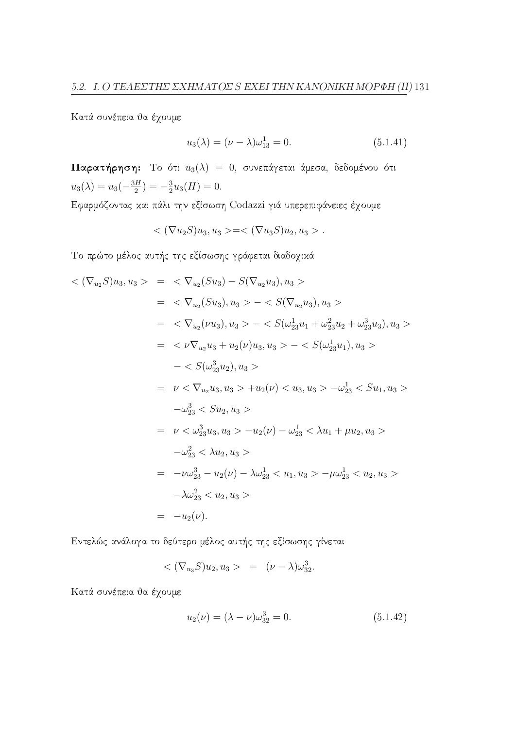Κατά συνέπεια θα έχουμε

$$u_3(\lambda) = (\nu - \lambda)\omega_{13}^1 = 0. \tag{5.1.41}$$

**Παρατήρηση:** Το ότι $u_3(\lambda) = 0$, συνεπάγεται άμεσα, δεδομένου ότι $u_3(\lambda) = u_3(-\frac{3H}{2}) = -\frac{3}{2}u_3(H) = 0$.

Εφαρμόζοντας και πάλι την εξίσωση Codazzi γιά υπερεπιφάνειες έχουμε

$$< (\nabla u_2 S)u_3, u_3 > = < (\nabla u_3 S)u_2, u_3 > .$$

Το πρώτο μέλος αυτής της εξίσωσης γράφεται διαδοχικά

$$\begin{aligned}
< (\nabla_{u_2} S)u_3, u_3 > &= < \nabla_{u_2}(Su_3) - S(\nabla_{u_2}u_3), u_3 > \\
&= < \nabla_{u_2}(Su_3), u_3 > - < S(\nabla_{u_2}u_3), u_3 > \\
&= < \nabla_{u_2}(\nu u_3), u_3 > - < S(\omega_{23}^1 u_1 + \omega_{23}^2 u_2 + \omega_{23}^3 u_3), u_3 > \\
&= < \nu \nabla_{u_2}u_3 + u_2(\nu)u_3, u_3 > - < S(\omega_{23}^1 u_1), u_3 > \\
&\quad - < S(\omega_{23}^3 u_2), u_3 > \\
&= \nu < \nabla_{u_2}u_3, u_3 > + u_2(\nu) < u_3, u_3 > - \omega_{23}^1 < Su_1, u_3 > \\
&\quad - \omega_{23}^3 < Su_2, u_3 > \\
&= \nu < \omega_{23}^3 u_3, u_3 > - u_2(\nu) - \omega_{23}^1 < \lambda u_1 + \mu u_2, u_3 > \\
&\quad - \omega_{23}^2 < \lambda u_2, u_3 > \\
&= -\nu\omega_{23}^3 - u_2(\nu) - \lambda\omega_{23}^1 < u_1, u_3 > - \mu\omega_{23}^1 < u_2, u_3 > \\
&\quad - \lambda\omega_{23}^2 < u_2, u_3 > \\
&= -u_2(\nu).
\end{aligned}$$

Εντελώς ανάλογα το δεύτερο μέλος αυτής της εξίσωσης γίνεται

$$< (\nabla_{u_3} S)u_2, u_3 > \;\; = \;\; (\nu - \lambda)\omega_{32}^3.$$

Κατά συνέπεια θα έχουμε

$$u_2(\nu) = (\lambda - \nu)\omega_{32}^3 = 0. \tag{5.1.42}$$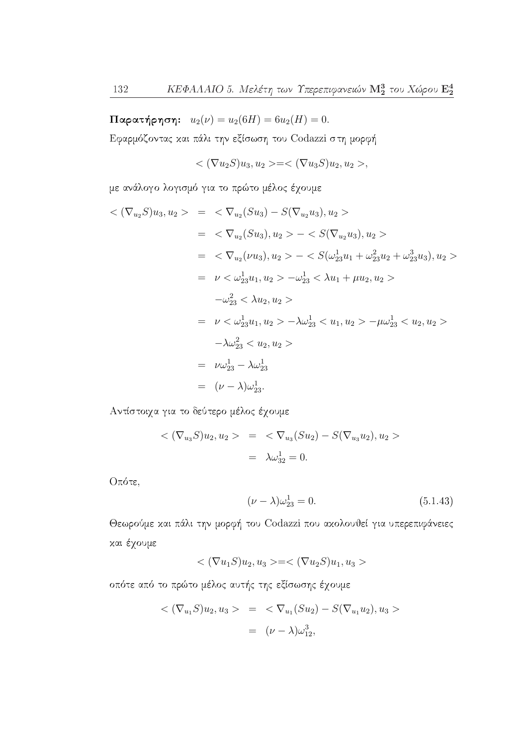**Παρατήρηση:** $u_2(\nu) = u_2(6H) = 6u_2(H) = 0.$

Εφαρμόζοντας και πάλι την εξίσωση του Codazzi στη μορφή

$$< (\nabla u_2 S)u_3, u_2 > = < (\nabla u_3 S)u_2, u_2 >,$$

με ανάλογο λογισμό για το πρώτο μέλος έχουμε

$$\begin{aligned}
< (\nabla_{u_2} S)u_3, u_2 > &= < \nabla_{u_2}(Su_3) - S(\nabla_{u_2} u_3), u_2 > \\
&= < \nabla_{u_2}(Su_3), u_2 > - < S(\nabla_{u_2} u_3), u_2 > \\
&= < \nabla_{u_2}(\nu u_3), u_2 > - < S(\omega_{23}^1 u_1 + \omega_{23}^2 u_2 + \omega_{23}^3 u_3), u_2 > \\
&= \nu < \omega_{23}^1 u_1, u_2 > - \omega_{23}^1 < \lambda u_1 + \mu u_2, u_2 > \\
&\quad - \omega_{23}^2 < \lambda u_2, u_2 > \\
&= \nu < \omega_{23}^1 u_1, u_2 > - \lambda \omega_{23}^1 < u_1, u_2 > - \mu \omega_{23}^1 < u_2, u_2 > \\
&\quad - \lambda \omega_{23}^2 < u_2, u_2 > \\
&= \nu \omega_{23}^1 - \lambda \omega_{23}^1 \\
&= (\nu - \lambda)\omega_{23}^1.
\end{aligned}$$

Αντίστοιχα για το δεύτερο μέλος έχουμε

$$\begin{aligned}
< (\nabla_{u_3} S)u_2, u_2 > &= < \nabla_{u_3}(Su_2) - S(\nabla_{u_3} u_2), u_2 > \\
&= \lambda \omega_{32}^1 = 0.
\end{aligned}$$

Οπότε,

$$(\nu - \lambda)\omega_{23}^1 = 0. \tag{5.1.43}$$

Θεωρούμε και πάλι την μορφή του Codazzi που ακολουθεί για υπερεπιφάνειες και έχουμε

$$< (\nabla u_1 S)u_2, u_3 > = < (\nabla u_2 S)u_1, u_3 >$$

οπότε από το πρώτο μέλος αυτής της εξίσωσης έχουμε

$$\begin{aligned}
< (\nabla_{u_1} S)u_2, u_3 > &= < \nabla_{u_1}(Su_2) - S(\nabla_{u_1} u_2), u_3 > \\
&= (\nu - \lambda)\omega_{12}^3,
\end{aligned}$$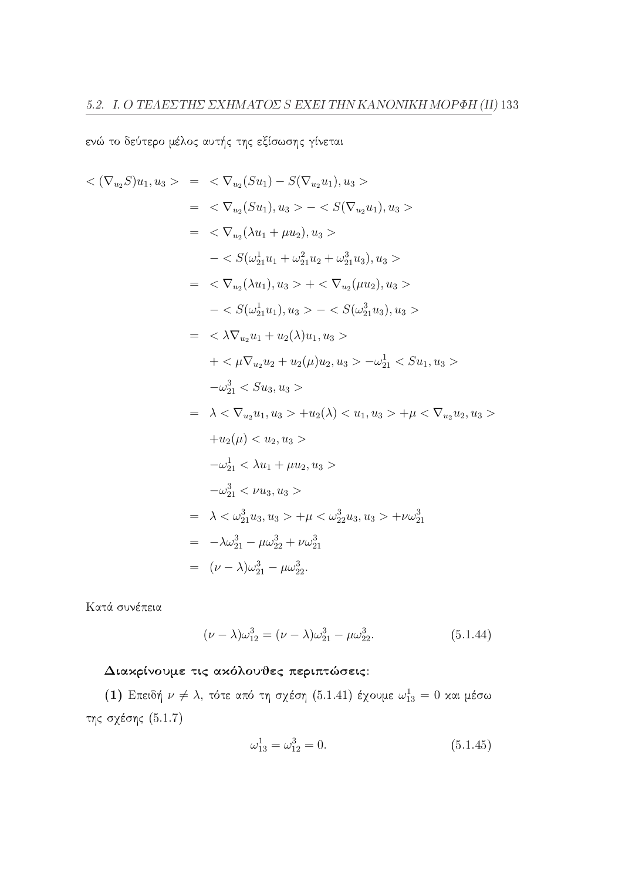ενώ το δεύτερο μέλος αυτής της εξίσωσης γίνεται

$$
\begin{aligned}
< (\nabla_{u_2} S)u_1, u_3 > &= < \nabla_{u_2}(Su_1) - S(\nabla_{u_2} u_1), u_3 > \\
&= < \nabla_{u_2}(Su_1), u_3 > - < S(\nabla_{u_2} u_1), u_3 > \\
&= < \nabla_{u_2}(\lambda u_1 + \mu u_2), u_3 > \\
&\quad - < S(\omega_{21}^1 u_1 + \omega_{21}^2 u_2 + \omega_{21}^3 u_3), u_3 > \\
&= < \nabla_{u_2}(\lambda u_1), u_3 > + < \nabla_{u_2}(\mu u_2), u_3 > \\
&\quad - < S(\omega_{21}^1 u_1), u_3 > - < S(\omega_{21}^3 u_3), u_3 > \\
&= < \lambda \nabla_{u_2} u_1 + u_2(\lambda) u_1, u_3 > \\
&\quad + < \mu \nabla_{u_2} u_2 + u_2(\mu) u_2, u_3 > - \omega_{21}^1 < Su_1, u_3 > \\
&\quad - \omega_{21}^3 < Su_3, u_3 > \\
&= \lambda < \nabla_{u_2} u_1, u_3 > + u_2(\lambda) < u_1, u_3 > + \mu < \nabla_{u_2} u_2, u_3 > \\
&\quad + u_2(\mu) < u_2, u_3 > \\
&\quad - \omega_{21}^1 < \lambda u_1 + \mu u_2, u_3 > \\
&\quad - \omega_{21}^3 < \nu u_3, u_3 > \\
&= \lambda < \omega_{21}^3 u_3, u_3 > + \mu < \omega_{22}^3 u_3, u_3 > + \nu \omega_{21}^3 \\
&= -\lambda \omega_{21}^3 - \mu \omega_{22}^3 + \nu \omega_{21}^3 \\
&= (\nu - \lambda)\omega_{21}^3 - \mu \omega_{22}^3.
\end{aligned}
$$

Κατά συνέπεια

$$
(\nu - \lambda)\omega_{12}^3 = (\nu - \lambda)\omega_{21}^3 - \mu \omega_{22}^3. \tag{5.1.44}
$$

**Διακρίνουμε τις ακόλουθες περιπτώσεις:**

**(1)** Επειδή $\nu \neq \lambda$, τότε από τη σχέση (5.1.41) έχουμε $\omega_{13}^1 = 0$ και μέσω της σχέσης (5.1.7)

$$
\omega_{13}^1 = \omega_{12}^3 = 0. \tag{5.1.45}
$$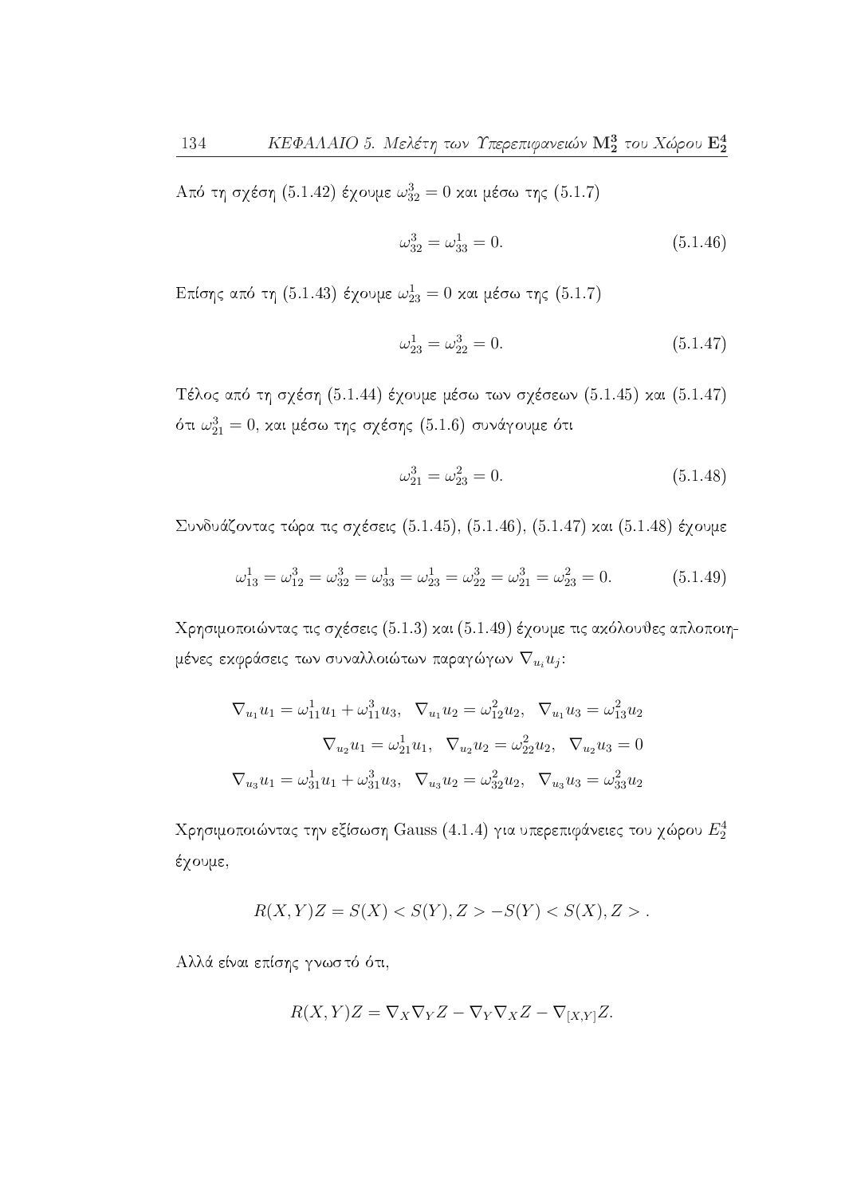Από τη σχέση (5.1.42) έχουμε $\omega_{32}^3 = 0$ και μέσω της (5.1.7)

$$\omega_{32}^3 = \omega_{33}^1 = 0. \tag{5.1.46}$$

Επίσης από τη (5.1.43) έχουμε $\omega_{23}^1 = 0$ και μέσω της (5.1.7)

$$\omega_{23}^1 = \omega_{22}^3 = 0. \tag{5.1.47}$$

Τέλος από τη σχέση (5.1.44) έχουμε μέσω των σχέσεων (5.1.45) και (5.1.47) ότι $\omega_{21}^3 = 0$, και μέσω της σχέσης (5.1.6) συνάγουμε ότι

$$\omega_{21}^3 = \omega_{23}^2 = 0. \tag{5.1.48}$$

Συνδυάζοντας τώρα τις σχέσεις (5.1.45), (5.1.46), (5.1.47) και (5.1.48) έχουμε

$$\omega_{13}^1 = \omega_{12}^3 = \omega_{32}^3 = \omega_{33}^1 = \omega_{23}^1 = \omega_{22}^3 = \omega_{21}^3 = \omega_{23}^2 = 0. \tag{5.1.49}$$

Χρησιμοποιώντας τις σχέσεις (5.1.3) και (5.1.49) έχουμε τις ακόλουθες απλοποιημένες εκφράσεις των συναλλοιώτων παραγώγων $\nabla_{u_i} u_j$:

$$\nabla_{u_1} u_1 = \omega_{11}^1 u_1 + \omega_{11}^3 u_3, \quad \nabla_{u_1} u_2 = \omega_{12}^2 u_2, \quad \nabla_{u_1} u_3 = \omega_{13}^2 u_2$$

$$\nabla_{u_2} u_1 = \omega_{21}^1 u_1, \quad \nabla_{u_2} u_2 = \omega_{22}^2 u_2, \quad \nabla_{u_2} u_3 = 0$$

$$\nabla_{u_3} u_1 = \omega_{31}^1 u_1 + \omega_{31}^3 u_3, \quad \nabla_{u_3} u_2 = \omega_{32}^2 u_2, \quad \nabla_{u_3} u_3 = \omega_{33}^2 u_2$$

Χρησιμοποιώντας την εξίσωση Gauss (4.1.4) για υπερεπιφάνειες του χώρου $E_2^4$ έχουμε,

$$R(X,Y)Z = S(X) < S(Y), Z > - S(Y) < S(X), Z > .$$

Αλλά είναι επίσης γνωστό ότι,

$$R(X,Y)Z = \nabla_X \nabla_Y Z - \nabla_Y \nabla_X Z - \nabla_{[X,Y]} Z.$$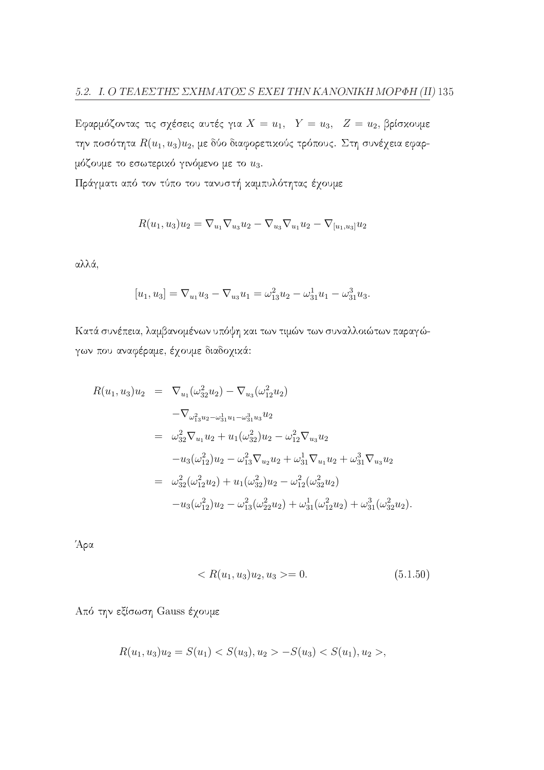Εφαρμόζοντας τις σχέσεις αυτές για $X = u_1, \quad Y = u_3, \quad Z = u_2$, βρίσκουμε την ποσότητα $R(u_1, u_3)u_2$, με δύο διαφορετικούς τρόπους. Στη συνέχεια εφαρμόζουμε το εσωτερικό γινόμενο με το $u_3$.

Πράγματι από τον τύπο του τανυστή καμπυλότητας έχουμε

$$R(u_1, u_3)u_2 = \nabla_{u_1}\nabla_{u_3}u_2 - \nabla_{u_3}\nabla_{u_1}u_2 - \nabla_{[u_1,u_3]}u_2$$

αλλά,

$$[u_1, u_3] = \nabla_{u_1}u_3 - \nabla_{u_3}u_1 = \omega_{13}^2 u_2 - \omega_{31}^1 u_1 - \omega_{31}^3 u_3.$$

Κατά συνέπεια, λαμβανομένων υπόψη και των τιμών των συναλλοιώτων παραγώγων που αναφέραμε, έχουμε διαδοχικά:

$$\begin{aligned}
R(u_1, u_3)u_2 &= \nabla_{u_1}(\omega_{32}^2 u_2) - \nabla_{u_3}(\omega_{12}^2 u_2) \\
&\quad - \nabla_{\omega_{13}^2 u_2 - \omega_{31}^1 u_1 - \omega_{31}^3 u_3} u_2 \\
&= \omega_{32}^2 \nabla_{u_1} u_2 + u_1(\omega_{32}^2) u_2 - \omega_{12}^2 \nabla_{u_3} u_2 \\
&\quad - u_3(\omega_{12}^2) u_2 - \omega_{13}^2 \nabla_{u_2} u_2 + \omega_{31}^1 \nabla_{u_1} u_2 + \omega_{31}^3 \nabla_{u_3} u_2 \\
&= \omega_{32}^2(\omega_{12}^2 u_2) + u_1(\omega_{32}^2) u_2 - \omega_{12}^2(\omega_{32}^2 u_2) \\
&\quad - u_3(\omega_{12}^2) u_2 - \omega_{13}^2(\omega_{22}^2 u_2) + \omega_{31}^1(\omega_{12}^2 u_2) + \omega_{31}^3(\omega_{32}^2 u_2).
\end{aligned}$$

Άρα

$$< R(u_1, u_3)u_2, u_3 >= 0. \tag{5.1.50}$$

Από την εξίσωση Gauss έχουμε

$$R(u_1, u_3)u_2 = S(u_1) < S(u_3), u_2 > - S(u_3) < S(u_1), u_2 >,$$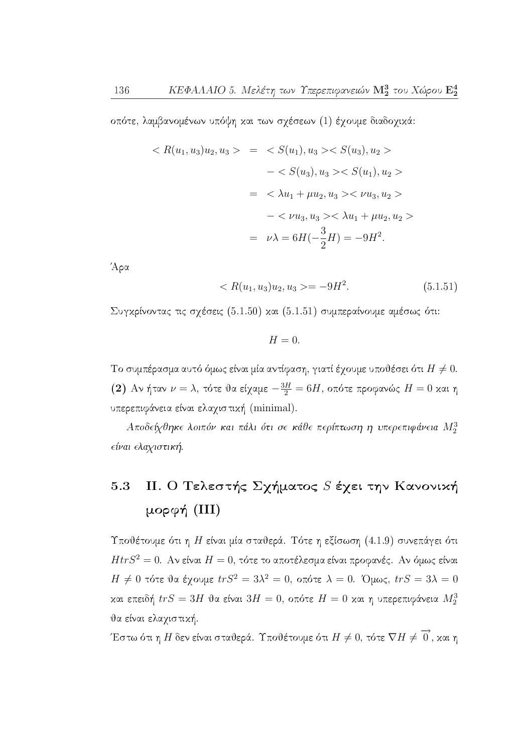οπότε, λαμβανομένων υπόψη και των σχέσεων (1) έχουμε διαδοχικά:

$$
\begin{aligned}
< R(u_1,u_3)u_2,u_3 > &= < S(u_1),u_3 >< S(u_3),u_2 > \\
&\quad - < S(u_3),u_3 >< S(u_1),u_2 > \\
&= < \lambda u_1 + \mu u_2, u_3 >< \nu u_3, u_2 > \\
&\quad - < \nu u_3, u_3 >< \lambda u_1 + \mu u_2, u_2 > \\
&= \nu\lambda = 6H(-\frac{3}{2}H) = -9H^2.
\end{aligned}
$$

Άρα

$$
< R(u_1,u_3)u_2,u_3 >= -9H^2. \tag{5.1.51}
$$

Συγκρίνοντας τις σχέσεις (5.1.50) και (5.1.51) συμπεραίνουμε αμέσως ότι:

$$
H = 0.
$$

Το συμπέρασμα αυτό όμως είναι μία αντίφαση, γιατί έχουμε υποθέσει ότι $H \neq 0$.

**(2)** Αν ήταν $\nu = \lambda$, τότε θα είχαμε $-\frac{3H}{2} = 6H$, οπότε προφανώς $H = 0$ και η υπερεπιφάνεια είναι ελαχιστική (minimal).

*Αποδείχθηκε λοιπόν και πάλι ότι σε κάθε περίπτωση η υπερεπιφάνεια $M_2^3$ είναι ελαχιστική.*

## 5.3 II. Ο Τελεστής Σχήματος $S$ έχει την Κανονική μορφή (III)

Υποθέτουμε ότι η $H$ είναι μία σταθερά. Τότε η εξίσωση (4.1.9) συνεπάγει ότι $H trS^2 = 0$. Αν είναι $H = 0$, τότε το αποτέλεσμα είναι προφανές. Αν όμως είναι $H \neq 0$ τότε θα έχουμε $trS^2 = 3\lambda^2 = 0$, οπότε $\lambda = 0$. Όμως, $trS = 3\lambda = 0$ και επειδή $trS = 3H$ θα είναι $3H = 0$, οπότε $H = 0$ και η υπερεπιφάνεια $M_2^3$ θα είναι ελαχιστική.

Έστω ότι η $H$ δεν είναι σταθερά. Υποθέτουμε ότι $H \neq 0$, τότε $\nabla H \neq \overrightarrow{0}$, και η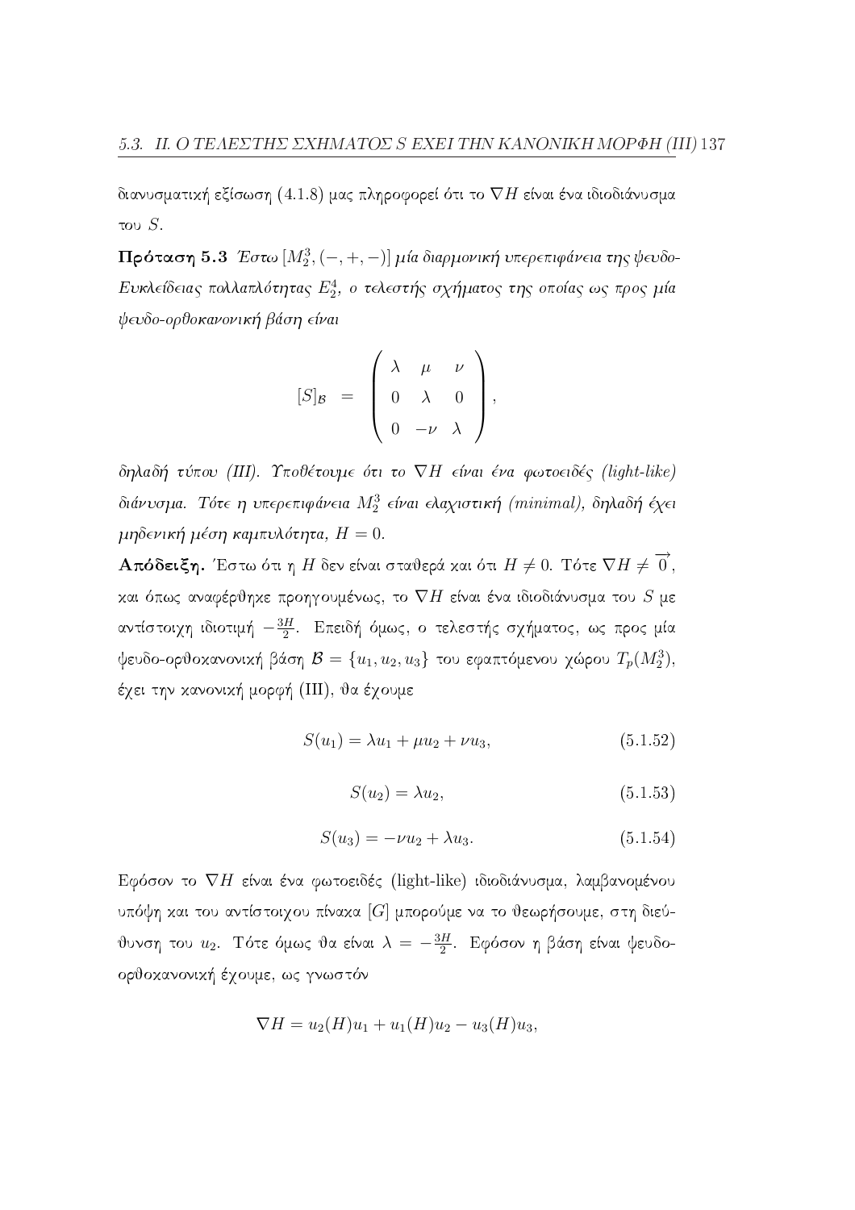διανυσματική εξίσωση (4.1.8) μας πληροφορεί ότι το $\nabla H$ είναι ένα ιδιοδιάνυσμα του $S$.

**Πρόταση 5.3** *Έστω $[M_2^3, (-,+,-)]$ μία διαρμονική υπερεπιφάνεια της ψευδο-Ευκλείδειας πολλαπλότητας $E_2^4$, ο τελεστής σχήματος της οποίας ως προς μία ψευδο-ορθοκανονική βάση είναι*

$$[S]_{\mathcal{B}} \;=\; \begin{pmatrix} \lambda & \mu & \nu \\ 0 & \lambda & 0 \\ 0 & -\nu & \lambda \end{pmatrix},$$

*δηλαδή τύπου (III). Υποθέτουμε ότι το $\nabla H$ είναι ένα φωτοειδές (light-like) διάνυσμα. Τότε η υπερεπιφάνεια $M_2^3$ είναι ελαχιστική (minimal), δηλαδή έχει μηδενική μέση καμπυλότητα, $H = 0$.*

**Απόδειξη.** Έστω ότι η $H$ δεν είναι σταθερά και ότι $H \neq 0$. Τότε $\nabla H \neq \overrightarrow{0}$, και όπως αναφέρθηκε προηγουμένως, το $\nabla H$ είναι ένα ιδιοδιάνυσμα του $S$ με αντίστοιχη ιδιοτιμή $-\frac{3H}{2}$. Επειδή όμως, ο τελεστής σχήματος, ως προς μία ψευδο-ορθοκανονική βάση $\mathcal{B} = \{u_1, u_2, u_3\}$ του εφαπτόμενου χώρου $T_p(M_2^3)$, έχει την κανονική μορφή (III), θα έχουμε

$$S(u_1) = \lambda u_1 + \mu u_2 + \nu u_3, \tag{5.1.52}$$

$$S(u_2) = \lambda u_2, \tag{5.1.53}$$

$$S(u_3) = -\nu u_2 + \lambda u_3. \tag{5.1.54}$$

Εφόσον το $\nabla H$ είναι ένα φωτοειδές (light-like) ιδιοδιάνυσμα, λαμβανομένου υπόψη και του αντίστοιχου πίνακα $[G]$ μπορούμε να το θεωρήσουμε, στη διεύθυνση του $u_2$. Τότε όμως θα είναι $\lambda = -\frac{3H}{2}$. Εφόσον η βάση είναι ψευδο-ορθοκανονική έχουμε, ως γνωστόν

$$\nabla H = u_2(H)u_1 + u_1(H)u_2 - u_3(H)u_3,$$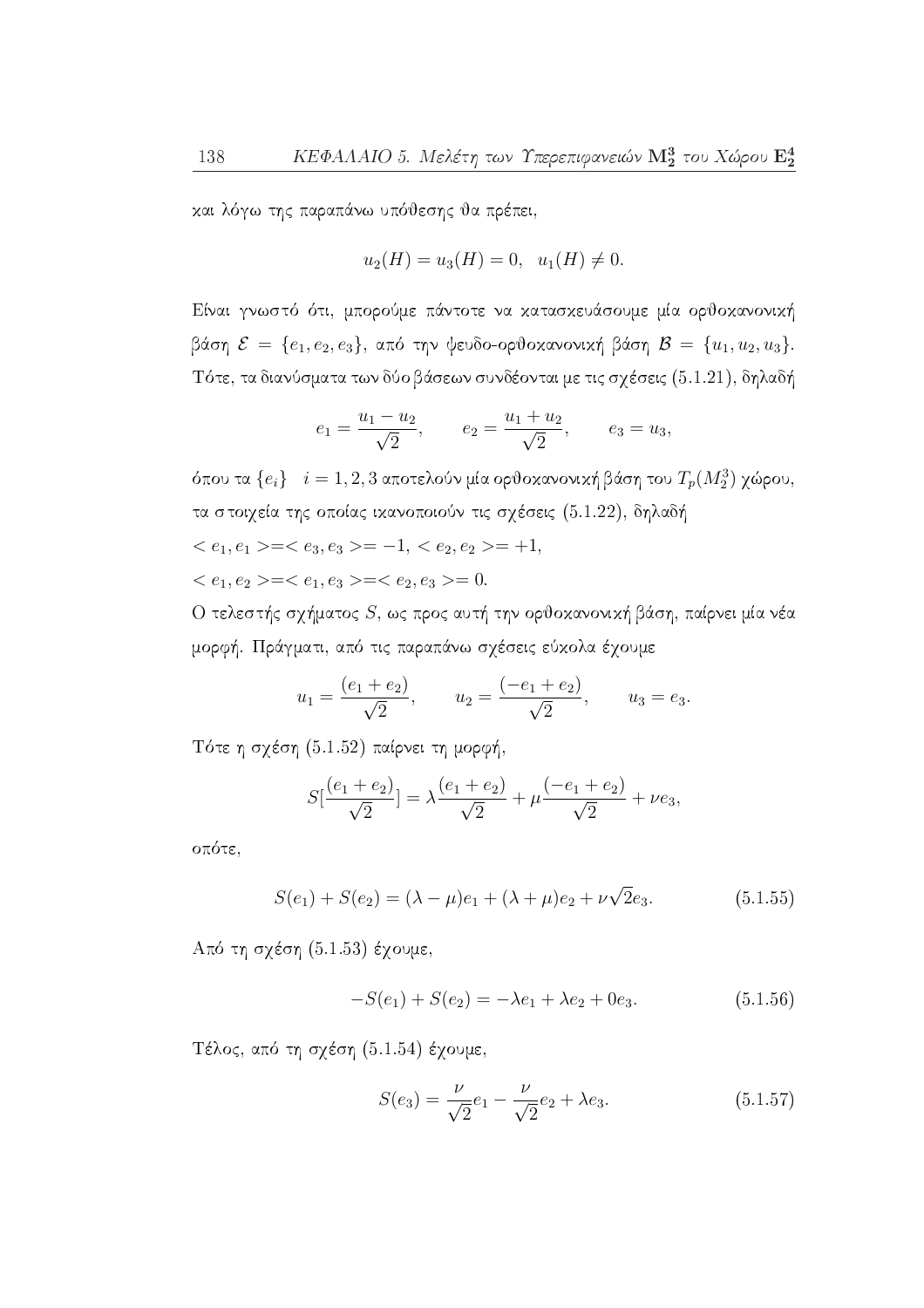και λόγω της παραπάνω υπόθεσης θα πρέπει,

$$u_2(H) = u_3(H) = 0, \;\; u_1(H) \neq 0.$$

Είναι γνωστό ότι, μπορούμε πάντοτε να κατασκευάσουμε μία ορθοκανονική βάση $\mathcal{E} = \{e_1, e_2, e_3\}$, από την ψευδο-ορθοκανονική βάση $\mathcal{B} = \{u_1, u_2, u_3\}$. Τότε, τα διανύσματα των δύο βάσεων συνδέονται με τις σχέσεις (5.1.21), δηλαδή

$$e_1 = \frac{u_1 - u_2}{\sqrt{2}}, \qquad e_2 = \frac{u_1 + u_2}{\sqrt{2}}, \qquad e_3 = u_3,$$

όπου τα $\{e_i\} \quad i = 1, 2, 3$ αποτελούν μία ορθοκανονική βάση του $T_p(M_2^3)$ χώρου, τα στοιχεία της οποίας ικανοποιούν τις σχέσεις (5.1.22), δηλαδή

$< e_1, e_1 >=< e_3, e_3 >= -1, < e_2, e_2 >= +1,$

$< e_1, e_2 >=< e_1, e_3 >=< e_2, e_3 >= 0.$

Ο τελεστής σχήματος $S$, ως προς αυτή την ορθοκανονική βάση, παίρνει μία νέα μορφή. Πράγματι, από τις παραπάνω σχέσεις εύκολα έχουμε

$$u_1 = \frac{(e_1 + e_2)}{\sqrt{2}}, \qquad u_2 = \frac{(-e_1 + e_2)}{\sqrt{2}}, \qquad u_3 = e_3.$$

Τότε η σχέση (5.1.52) παίρνει τη μορφή,

$$S[\frac{(e_1 + e_2)}{\sqrt{2}}] = \lambda \frac{(e_1 + e_2)}{\sqrt{2}} + \mu \frac{(-e_1 + e_2)}{\sqrt{2}} + \nu e_3,$$

οπότε,

$$S(e_1) + S(e_2) = (\lambda - \mu)e_1 + (\lambda + \mu)e_2 + \nu\sqrt{2}e_3. \tag{5.1.55}$$

Από τη σχέση (5.1.53) έχουμε,

$$-S(e_1) + S(e_2) = -\lambda e_1 + \lambda e_2 + 0e_3. \tag{5.1.56}$$

Τέλος, από τη σχέση (5.1.54) έχουμε,

$$S(e_3) = \frac{\nu}{\sqrt{2}}e_1 - \frac{\nu}{\sqrt{2}}e_2 + \lambda e_3. \tag{5.1.57}$$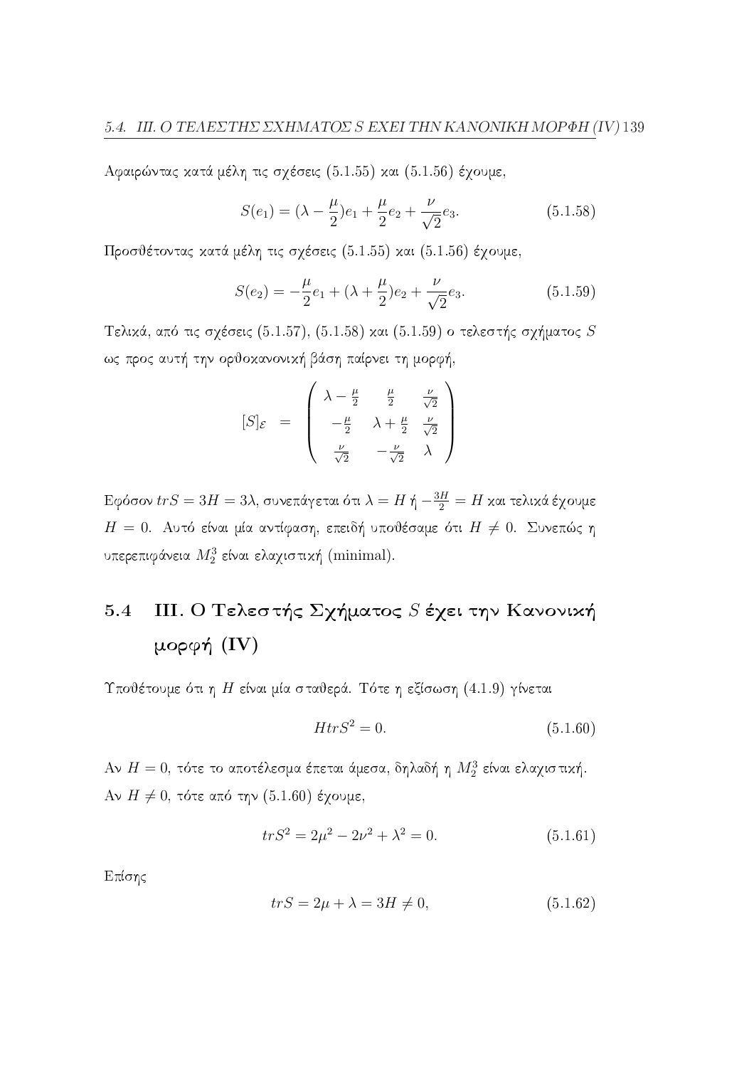Αφαιρώντας κατά μέλη τις σχέσεις (5.1.55) και (5.1.56) έχουμε,

$$S(e_1) = (\lambda - \frac{\mu}{2})e_1 + \frac{\mu}{2}e_2 + \frac{\nu}{\sqrt{2}}e_3. \tag{5.1.58}$$

Προσθέτοντας κατά μέλη τις σχέσεις (5.1.55) και (5.1.56) έχουμε,

$$S(e_2) = -\frac{\mu}{2}e_1 + (\lambda + \frac{\mu}{2})e_2 + \frac{\nu}{\sqrt{2}}e_3. \tag{5.1.59}$$

Τελικά, από τις σχέσεις (5.1.57), (5.1.58) και (5.1.59) ο τελεστής σχήματος $S$ ως προς αυτή την ορθοκανονική βάση παίρνει τη μορφή,

$$[S]_{\mathcal{E}} = \begin{pmatrix} \lambda - \frac{\mu}{2} & \frac{\mu}{2} & \frac{\nu}{\sqrt{2}} \\ -\frac{\mu}{2} & \lambda + \frac{\mu}{2} & \frac{\nu}{\sqrt{2}} \\ \frac{\nu}{\sqrt{2}} & -\frac{\nu}{\sqrt{2}} & \lambda \end{pmatrix}$$

Εφόσον $trS = 3H = 3\lambda$, συνεπάγεται ότι $\lambda = H$ ή $-\frac{3H}{2} = H$ και τελικά έχουμε $H = 0$. Αυτό είναι μία αντίφαση, επειδή υποθέσαμε ότι $H \neq 0$. Συνεπώς η υπερεπιφάνεια $M_2^3$ είναι ελαχιστική (minimal).

## 5.4 III. Ο Τελεστής Σχήματος $S$ έχει την Κανονική μορφή (IV)

Υποθέτουμε ότι η $H$ είναι μία σταθερά. Τότε η εξίσωση (4.1.9) γίνεται

$$HtrS^2 = 0. \tag{5.1.60}$$

Αν $H = 0$, τότε το αποτέλεσμα έπεται άμεσα, δηλαδή η $M_2^3$ είναι ελαχιστική. Αν $H \neq 0$, τότε από την (5.1.60) έχουμε,

$$trS^2 = 2\mu^2 - 2\nu^2 + \lambda^2 = 0. \tag{5.1.61}$$

Επίσης

$$trS = 2\mu + \lambda = 3H \neq 0, \tag{5.1.62}$$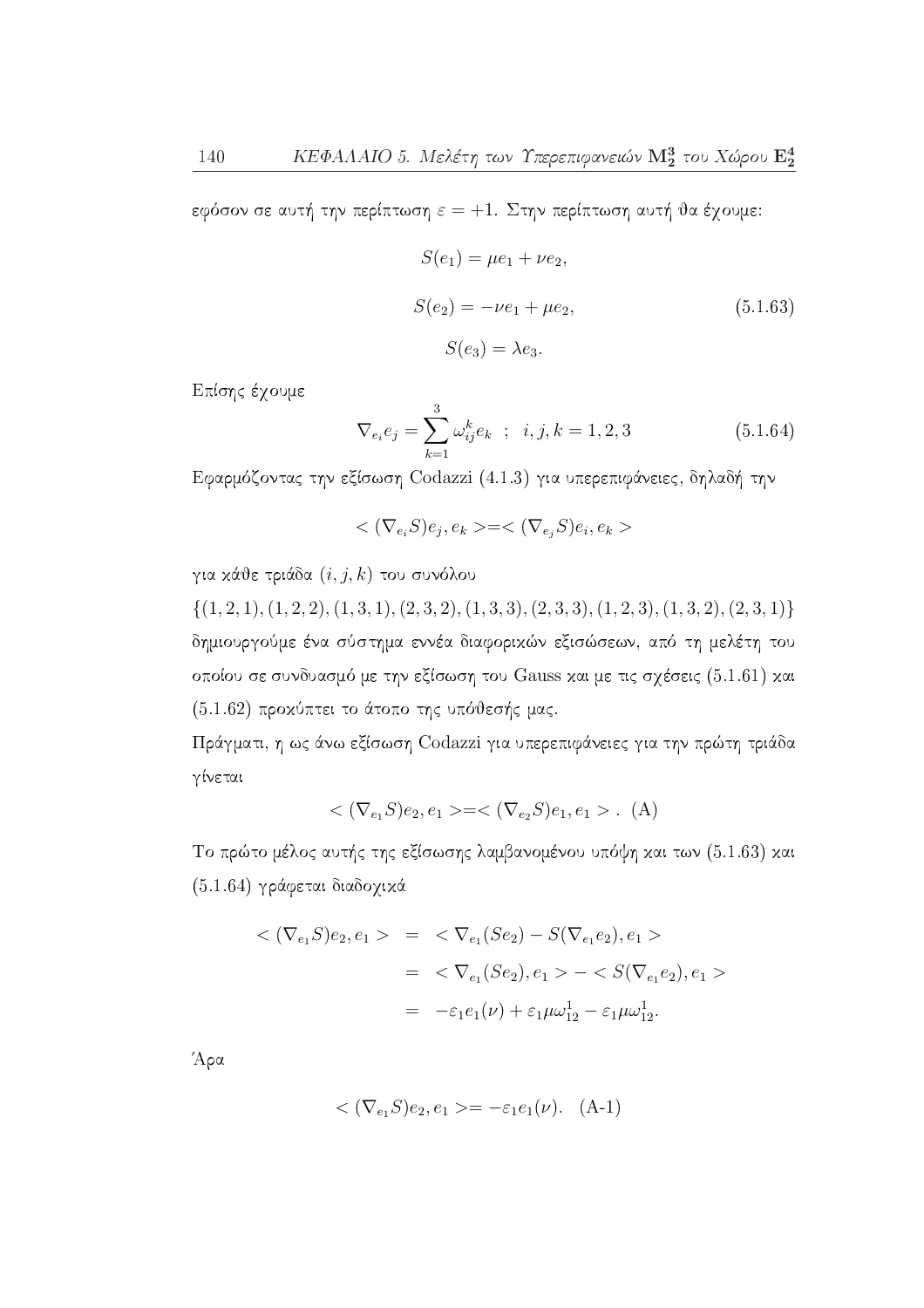εφόσον σε αυτή την περίπτωση $\varepsilon = +1$. Στην περίπτωση αυτή θα έχουμε:

$$S(e_1) = \mu e_1 + \nu e_2,$$
$$S(e_2) = -\nu e_1 + \mu e_2, \qquad (5.1.63)$$
$$S(e_3) = \lambda e_3.$$

Επίσης έχουμε

$$\nabla_{e_i} e_j = \sum_{k=1}^{3} \omega_{ij}^k e_k \;\; ; \;\; i,j,k = 1,2,3 \qquad (5.1.64)$$

Εφαρμόζοντας την εξίσωση Codazzi (4.1.3) για υπερεπιφάνειες, δηλαδή την

$$< (\nabla_{e_i} S) e_j, e_k > = < (\nabla_{e_j} S) e_i, e_k >$$

για κάθε τριάδα $(i,j,k)$ του συνόλου

$\{(1,2,1),(1,2,2),(1,3,1),(2,3,2),(1,3,3),(2,3,3),(1,2,3),(1,3,2),(2,3,1)\}$ δημιουργούμε ένα σύστημα εννέα διαφορικών εξισώσεων, από τη μελέτη του οποίου σε συνδυασμό με την εξίσωση του Gauss και με τις σχέσεις (5.1.61) και (5.1.62) προκύπτει το άτοπο της υπόθεσής μας.

Πράγματι, η ως άνω εξίσωση Codazzi για υπερεπιφάνειες για την πρώτη τριάδα γίνεται

$$< (\nabla_{e_1} S) e_2, e_1 > = < (\nabla_{e_2} S) e_1, e_1 > . \;\; \text{(A)}$$

Το πρώτο μέλος αυτής της εξίσωσης λαμβανομένου υπόψη και των (5.1.63) και (5.1.64) γράφεται διαδοχικά

$$\begin{aligned} < (\nabla_{e_1} S) e_2, e_1 > &= < \nabla_{e_1}(S e_2) - S(\nabla_{e_1} e_2), e_1 > \\ &= < \nabla_{e_1}(S e_2), e_1 > - < S(\nabla_{e_1} e_2), e_1 > \\ &= -\varepsilon_1 e_1(\nu) + \varepsilon_1 \mu \omega_{12}^1 - \varepsilon_1 \mu \omega_{12}^1. \end{aligned}$$

Άρα

$$< (\nabla_{e_1} S) e_2, e_1 > = -\varepsilon_1 e_1(\nu). \quad \text{(A-1)}$$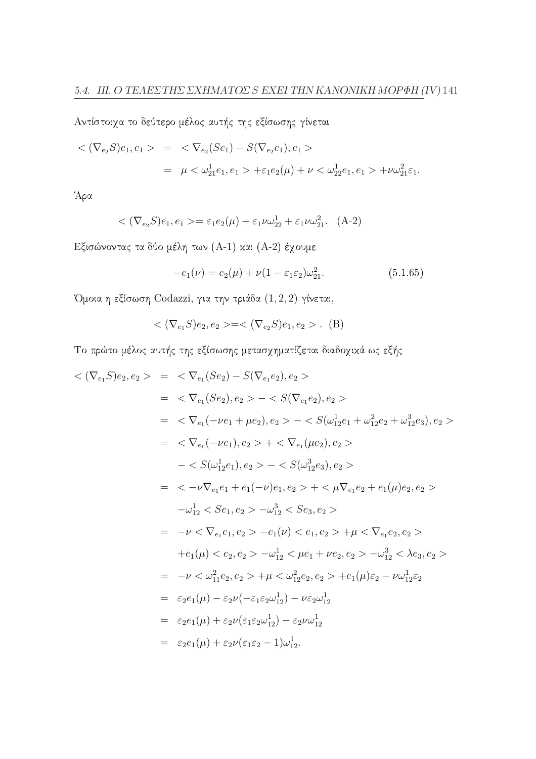Αντίστοιχα το δεύτερο μέλος αυτής της εξίσωσης γίνεται

$$
\begin{aligned}
<(\nabla_{e_2}S)e_1, e_1> &= <\nabla_{e_2}(Se_1) - S(\nabla_{e_2}e_1), e_1> \\
&= \mu <\omega_{21}^1 e_1, e_1> + \varepsilon_1 e_2(\mu) + \nu <\omega_{22}^1 e_1, e_1> + \nu\omega_{21}^2\varepsilon_1.
\end{aligned}
$$

Άρα

$$
<(\nabla_{e_2}S)e_1, e_1> = \varepsilon_1 e_2(\mu) + \varepsilon_1\nu\omega_{22}^1 + \varepsilon_1\nu\omega_{21}^2. \quad \text{(A-2)}
$$

Εξισώνοντας τα δύο μέλη των (A-1) και (A-2) έχουμε

$$
-e_1(\nu) = e_2(\mu) + \nu(1 - \varepsilon_1\varepsilon_2)\omega_{21}^2. \tag{5.1.65}
$$

Όμοια η εξίσωση Codazzi, για την τριάδα $(1, 2, 2)$ γίνεται,

$$
<(\nabla_{e_1}S)e_2, e_2> = <(\nabla_{e_2}S)e_1, e_2>. \quad \text{(B)}
$$

Το πρώτο μέλος αυτής της εξίσωσης μετασχηματίζεται διαδοχικά ως εξής

$$
\begin{aligned}
<(\nabla_{e_1}S)e_2, e_2> &= <\nabla_{e_1}(Se_2) - S(\nabla_{e_1}e_2), e_2> \\
&= <\nabla_{e_1}(Se_2), e_2> - <S(\nabla_{e_1}e_2), e_2> \\
&= <\nabla_{e_1}(-\nu e_1 + \mu e_2), e_2> - <S(\omega_{12}^1 e_1 + \omega_{12}^2 e_2 + \omega_{12}^3 e_3), e_2> \\
&= <\nabla_{e_1}(-\nu e_1), e_2> + <\nabla_{e_1}(\mu e_2), e_2> \\
&\quad - <S(\omega_{12}^1 e_1), e_2> - <S(\omega_{12}^3 e_3), e_2> \\
&= <-\nu\nabla_{e_1}e_1 + e_1(-\nu)e_1, e_2> + <\mu\nabla_{e_1}e_2 + e_1(\mu)e_2, e_2> \\
&\quad -\omega_{12}^1 <Se_1, e_2> - \omega_{12}^3 <Se_3, e_2> \\
&= -\nu <\nabla_{e_1}e_1, e_2> - e_1(\nu) <e_1, e_2> + \mu <\nabla_{e_1}e_2, e_2> \\
&\quad + e_1(\mu) <e_2, e_2> - \omega_{12}^1 <\mu e_1 + \nu e_2, e_2> - \omega_{12}^3 <\lambda e_3, e_2> \\
&= -\nu <\omega_{11}^2 e_2, e_2> + \mu <\omega_{12}^2 e_2, e_2> + e_1(\mu)\varepsilon_2 - \nu\omega_{12}^1\varepsilon_2 \\
&= \varepsilon_2 e_1(\mu) - \varepsilon_2\nu(-\varepsilon_1\varepsilon_2\omega_{12}^1) - \nu\varepsilon_2\omega_{12}^1 \\
&= \varepsilon_2 e_1(\mu) + \varepsilon_2\nu(\varepsilon_1\varepsilon_2\omega_{12}^1) - \varepsilon_2\nu\omega_{12}^1 \\
&= \varepsilon_2 e_1(\mu) + \varepsilon_2\nu(\varepsilon_1\varepsilon_2 - 1)\omega_{12}^1.
\end{aligned}
$$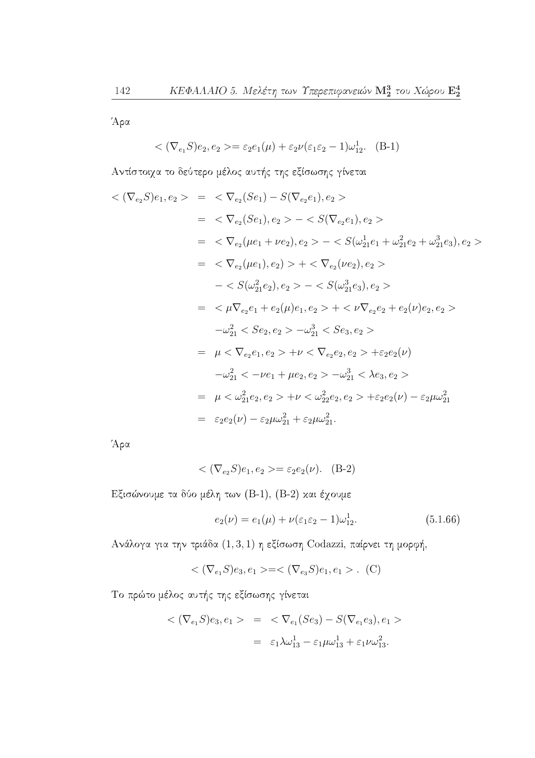Άρα

$$< (\nabla_{e_1} S)e_2, e_2 >= \varepsilon_2 e_1(\mu) + \varepsilon_2 \nu(\varepsilon_1\varepsilon_2 - 1)\omega_{12}^1. \quad \text{(B-1)}$$

Αντίστοιχα το δεύτερο μέλος αυτής της εξίσωσης γίνεται

$$\begin{aligned}
< (\nabla_{e_2} S)e_1, e_2 > &= < \nabla_{e_2}(Se_1) - S(\nabla_{e_2} e_1), e_2 > \\
&= < \nabla_{e_2}(Se_1), e_2 > - < S(\nabla_{e_2} e_1), e_2 > \\
&= < \nabla_{e_2}(\mu e_1 + \nu e_2), e_2 > - < S(\omega_{21}^1 e_1 + \omega_{21}^2 e_2 + \omega_{21}^3 e_3), e_2 > \\
&= < \nabla_{e_2}(\mu e_1), e_2) > + < \nabla_{e_2}(\nu e_2), e_2 > \\
&\quad - < S(\omega_{21}^2 e_2), e_2 > - < S(\omega_{21}^3 e_3), e_2 > \\
&= < \mu \nabla_{e_2} e_1 + e_2(\mu) e_1, e_2 > + < \nu \nabla_{e_2} e_2 + e_2(\nu) e_2, e_2 > \\
&\quad -\omega_{21}^2 < Se_2, e_2 > -\omega_{21}^3 < Se_3, e_2 > \\
&= \mu < \nabla_{e_2} e_1, e_2 > +\nu < \nabla_{e_2} e_2, e_2 > +\varepsilon_2 e_2(\nu) \\
&\quad -\omega_{21}^2 < -\nu e_1 + \mu e_2, e_2 > -\omega_{21}^3 < \lambda e_3, e_2 > \\
&= \mu < \omega_{21}^2 e_2, e_2 > +\nu < \omega_{22}^2 e_2, e_2 > +\varepsilon_2 e_2(\nu) - \varepsilon_2 \mu \omega_{21}^2 \\
&= \varepsilon_2 e_2(\nu) - \varepsilon_2 \mu \omega_{21}^2 + \varepsilon_2 \mu \omega_{21}^2.
\end{aligned}$$

Άρα

$$< (\nabla_{e_2} S)e_1, e_2 >= \varepsilon_2 e_2(\nu). \quad \text{(B-2)}$$

Εξισώνουμε τα δύο μέλη των (B-1), (B-2) και έχουμε

$$e_2(\nu) = e_1(\mu) + \nu(\varepsilon_1\varepsilon_2 - 1)\omega_{12}^1. \tag{5.1.66}$$

Ανάλογα για την τριάδα $(1, 3, 1)$ η εξίσωση Codazzi, παίρνει τη μορφή,

$$< (\nabla_{e_1} S)e_3, e_1 >=< (\nabla_{e_3} S)e_1, e_1 > . \quad \text{(C)}$$

Το πρώτο μέλος αυτής της εξίσωσης γίνεται

$$\begin{aligned}
< (\nabla_{e_1} S)e_3, e_1 > &= < \nabla_{e_1}(Se_3) - S(\nabla_{e_1} e_3), e_1 > \\
&= \varepsilon_1 \lambda \omega_{13}^1 - \varepsilon_1 \mu \omega_{13}^1 + \varepsilon_1 \nu \omega_{13}^2.
\end{aligned}$$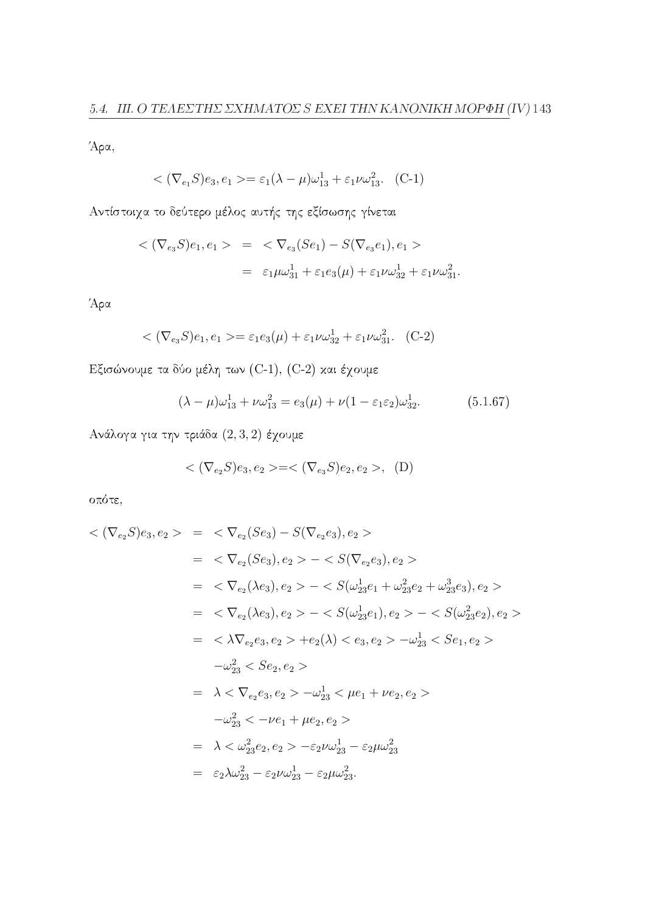Άρα,

$$< (\nabla_{e_1} S)e_3, e_1 >= \varepsilon_1(\lambda - \mu)\omega_{13}^1 + \varepsilon_1 \nu \omega_{13}^2. \quad \text{(C-1)}$$

Αντίστοιχα το δεύτερο μέλος αυτής της εξίσωσης γίνεται

$$\begin{aligned} < (\nabla_{e_3} S)e_1, e_1 > &= < \nabla_{e_3}(Se_1) - S(\nabla_{e_3} e_1), e_1 > \\ &= \varepsilon_1 \mu \omega_{31}^1 + \varepsilon_1 e_3(\mu) + \varepsilon_1 \nu \omega_{32}^1 + \varepsilon_1 \nu \omega_{31}^2. \end{aligned}$$

Άρα

$$< (\nabla_{e_3} S)e_1, e_1 >= \varepsilon_1 e_3(\mu) + \varepsilon_1 \nu \omega_{32}^1 + \varepsilon_1 \nu \omega_{31}^2. \quad \text{(C-2)}$$

Εξισώνουμε τα δύο μέλη των (C-1), (C-2) και έχουμε

$$(\lambda - \mu)\omega_{13}^1 + \nu \omega_{13}^2 = e_3(\mu) + \nu(1 - \varepsilon_1 \varepsilon_2)\omega_{32}^1. \tag{5.1.67}$$

Ανάλογα για την τριάδα $(2, 3, 2)$ έχουμε

$$< (\nabla_{e_2} S)e_3, e_2 >=< (\nabla_{e_3} S)e_2, e_2 >, \quad \text{(D)}$$

οπότε,

$$\begin{aligned} < (\nabla_{e_2} S)e_3, e_2 > &= < \nabla_{e_2}(Se_3) - S(\nabla_{e_2} e_3), e_2 > \\ &= < \nabla_{e_2}(Se_3), e_2 > - < S(\nabla_{e_2} e_3), e_2 > \\ &= < \nabla_{e_2}(\lambda e_3), e_2 > - < S(\omega_{23}^1 e_1 + \omega_{23}^2 e_2 + \omega_{23}^3 e_3), e_2 > \\ &= < \nabla_{e_2}(\lambda e_3), e_2 > - < S(\omega_{23}^1 e_1), e_2 > - < S(\omega_{23}^2 e_2), e_2 > \\ &= < \lambda \nabla_{e_2} e_3, e_2 > + e_2(\lambda) < e_3, e_2 > - \omega_{23}^1 < Se_1, e_2 > \\ &\quad - \omega_{23}^2 < Se_2, e_2 > \\ &= \lambda < \nabla_{e_2} e_3, e_2 > - \omega_{23}^1 < \mu e_1 + \nu e_2, e_2 > \\ &\quad - \omega_{23}^2 < -\nu e_1 + \mu e_2, e_2 > \\ &= \lambda < \omega_{23}^2 e_2, e_2 > - \varepsilon_2 \nu \omega_{23}^1 - \varepsilon_2 \mu \omega_{23}^2 \\ &= \varepsilon_2 \lambda \omega_{23}^2 - \varepsilon_2 \nu \omega_{23}^1 - \varepsilon_2 \mu \omega_{23}^2. \end{aligned}$$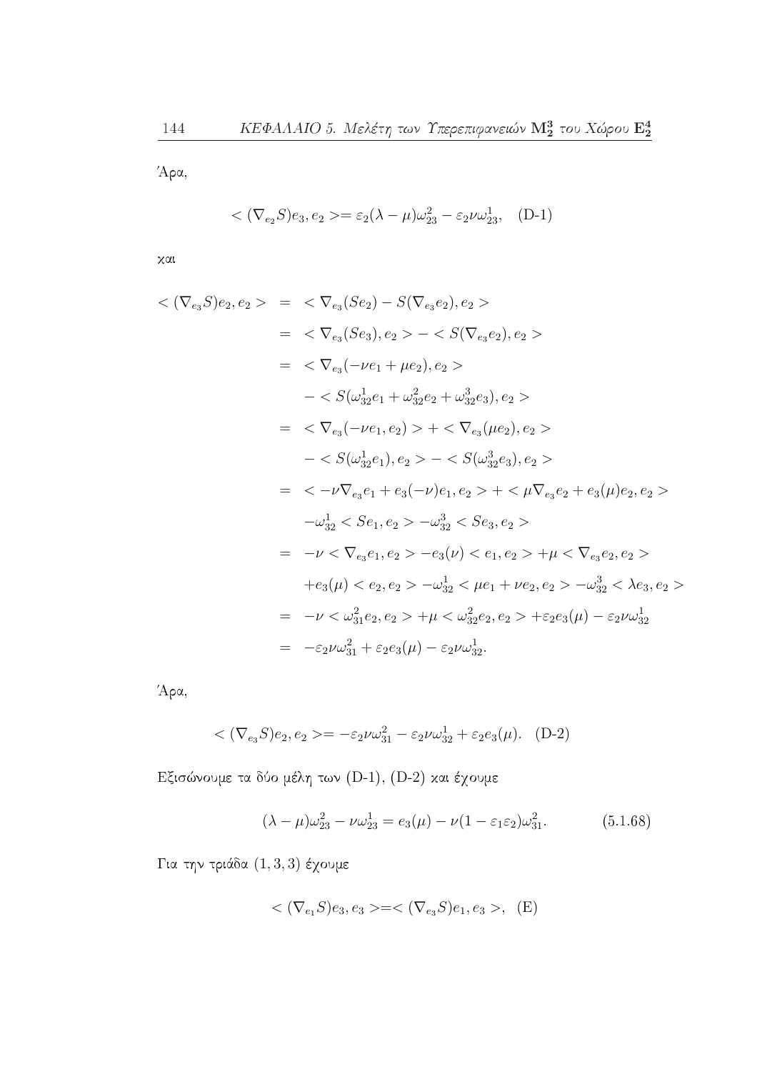Άρα,

$$< (\nabla_{e_2} S)e_3, e_2 >= \varepsilon_2(\lambda - \mu)\omega_{23}^2 - \varepsilon_2 \nu \omega_{23}^1, \quad \text{(D-1)}$$

και

$$\begin{aligned}
< (\nabla_{e_3} S)e_2, e_2 > &= < \nabla_{e_3}(Se_2) - S(\nabla_{e_3} e_2), e_2 > \\
&= < \nabla_{e_3}(Se_3), e_2 > - < S(\nabla_{e_3} e_2), e_2 > \\
&= < \nabla_{e_3}(-\nu e_1 + \mu e_2), e_2 > \\
&\quad - < S(\omega_{32}^1 e_1 + \omega_{32}^2 e_2 + \omega_{32}^3 e_3), e_2 > \\
&= < \nabla_{e_3}(-\nu e_1, e_2) > + < \nabla_{e_3}(\mu e_2), e_2 > \\
&\quad - < S(\omega_{32}^1 e_1), e_2 > - < S(\omega_{32}^3 e_3), e_2 > \\
&= < -\nu \nabla_{e_3} e_1 + e_3(-\nu) e_1, e_2 > + < \mu \nabla_{e_3} e_2 + e_3(\mu) e_2, e_2 > \\
&\quad -\omega_{32}^1 < Se_1, e_2 > -\omega_{32}^3 < Se_3, e_2 > \\
&= -\nu < \nabla_{e_3} e_1, e_2 > - e_3(\nu) < e_1, e_2 > + \mu < \nabla_{e_3} e_2, e_2 > \\
&\quad + e_3(\mu) < e_2, e_2 > -\omega_{32}^1 < \mu e_1 + \nu e_2, e_2 > -\omega_{32}^3 < \lambda e_3, e_2 > \\
&= -\nu < \omega_{31}^2 e_2, e_2 > + \mu < \omega_{32}^2 e_2, e_2 > + \varepsilon_2 e_3(\mu) - \varepsilon_2 \nu \omega_{32}^1 \\
&= -\varepsilon_2 \nu \omega_{31}^2 + \varepsilon_2 e_3(\mu) - \varepsilon_2 \nu \omega_{32}^1.
\end{aligned}$$

Άρα,

$$< (\nabla_{e_3} S)e_2, e_2 >= -\varepsilon_2 \nu \omega_{31}^2 - \varepsilon_2 \nu \omega_{32}^1 + \varepsilon_2 e_3(\mu). \quad \text{(D-2)}$$

Εξισώνουμε τα δύο μέλη των (D-1), (D-2) και έχουμε

$$(\lambda - \mu)\omega_{23}^2 - \nu \omega_{23}^1 = e_3(\mu) - \nu(1 - \varepsilon_1 \varepsilon_2)\omega_{31}^2. \qquad (5.1.68)$$

Για την τριάδα $(1, 3, 3)$ έχουμε

$$< (\nabla_{e_1} S)e_3, e_3 >=< (\nabla_{e_3} S)e_1, e_3 >, \quad \text{(E)}$$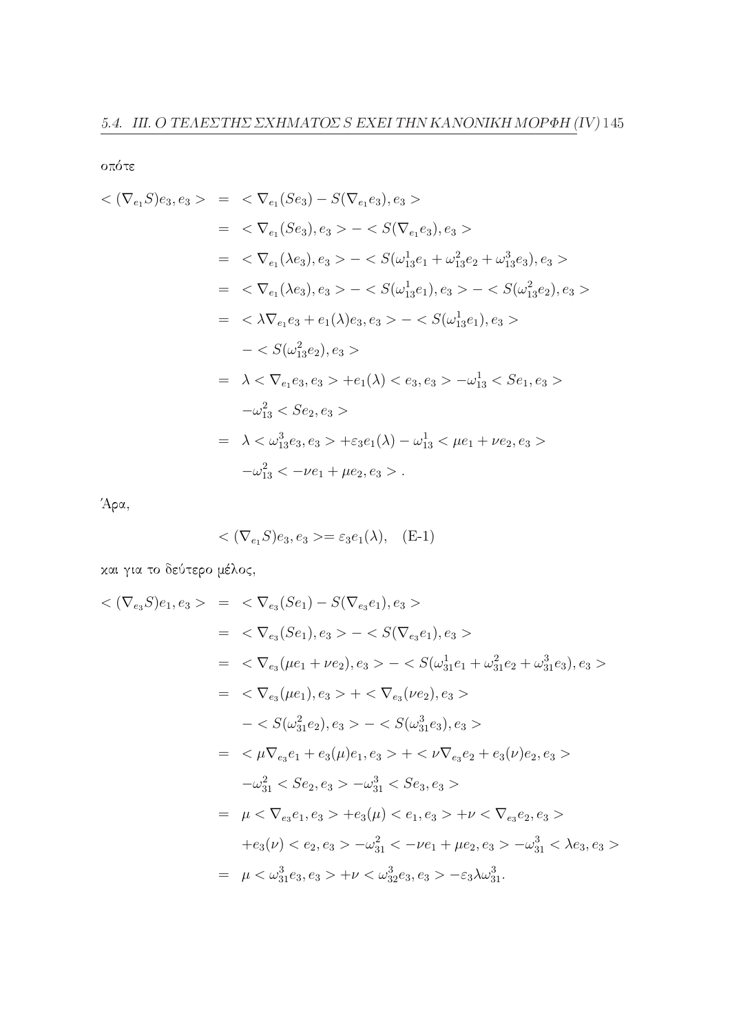οπότε

$$
\begin{aligned}
<(\nabla_{e_1}S)e_3, e_3> &= <\nabla_{e_1}(Se_3) - S(\nabla_{e_1}e_3), e_3> \\
&= <\nabla_{e_1}(Se_3), e_3> - <S(\nabla_{e_1}e_3), e_3> \\
&= <\nabla_{e_1}(\lambda e_3), e_3> - <S(\omega_{13}^1 e_1 + \omega_{13}^2 e_2 + \omega_{13}^3 e_3), e_3> \\
&= <\nabla_{e_1}(\lambda e_3), e_3> - <S(\omega_{13}^1 e_1), e_3> - <S(\omega_{13}^2 e_2), e_3> \\
&= <\lambda \nabla_{e_1}e_3 + e_1(\lambda)e_3, e_3> - <S(\omega_{13}^1 e_1), e_3> \\
&\quad - <S(\omega_{13}^2 e_2), e_3> \\
&= \lambda <\nabla_{e_1}e_3, e_3> + e_1(\lambda) <e_3, e_3> - \omega_{13}^1 <Se_1, e_3> \\
&\quad - \omega_{13}^2 <Se_2, e_3> \\
&= \lambda <\omega_{13}^3 e_3, e_3> + \varepsilon_3 e_1(\lambda) - \omega_{13}^1 <\mu e_1 + \nu e_2, e_3> \\
&\quad - \omega_{13}^2 <-\nu e_1 + \mu e_2, e_3>.
\end{aligned}
$$

Άρα,

$$
<(\nabla_{e_1}S)e_3, e_3> = \varepsilon_3 e_1(\lambda), \quad \text{(E-1)}
$$

και για το δεύτερο μέλος,

$$
\begin{aligned}
<(\nabla_{e_3}S)e_1, e_3> &= <\nabla_{e_3}(Se_1) - S(\nabla_{e_3}e_1), e_3> \\
&= <\nabla_{e_3}(Se_1), e_3> - <S(\nabla_{e_3}e_1), e_3> \\
&= <\nabla_{e_3}(\mu e_1 + \nu e_2), e_3> - <S(\omega_{31}^1 e_1 + \omega_{31}^2 e_2 + \omega_{31}^3 e_3), e_3> \\
&= <\nabla_{e_3}(\mu e_1), e_3> + <\nabla_{e_3}(\nu e_2), e_3> \\
&\quad - <S(\omega_{31}^2 e_2), e_3> - <S(\omega_{31}^3 e_3), e_3> \\
&= <\mu \nabla_{e_3}e_1 + e_3(\mu)e_1, e_3> + <\nu \nabla_{e_3}e_2 + e_3(\nu)e_2, e_3> \\
&\quad - \omega_{31}^2 <Se_2, e_3> - \omega_{31}^3 <Se_3, e_3> \\
&= \mu <\nabla_{e_3}e_1, e_3> + e_3(\mu) <e_1, e_3> + \nu <\nabla_{e_3}e_2, e_3> \\
&\quad + e_3(\nu) <e_2, e_3> - \omega_{31}^2 <-\nu e_1 + \mu e_2, e_3> - \omega_{31}^3 <\lambda e_3, e_3> \\
&= \mu <\omega_{31}^3 e_3, e_3> + \nu <\omega_{32}^3 e_3, e_3> - \varepsilon_3 \lambda \omega_{31}^3.
\end{aligned}
$$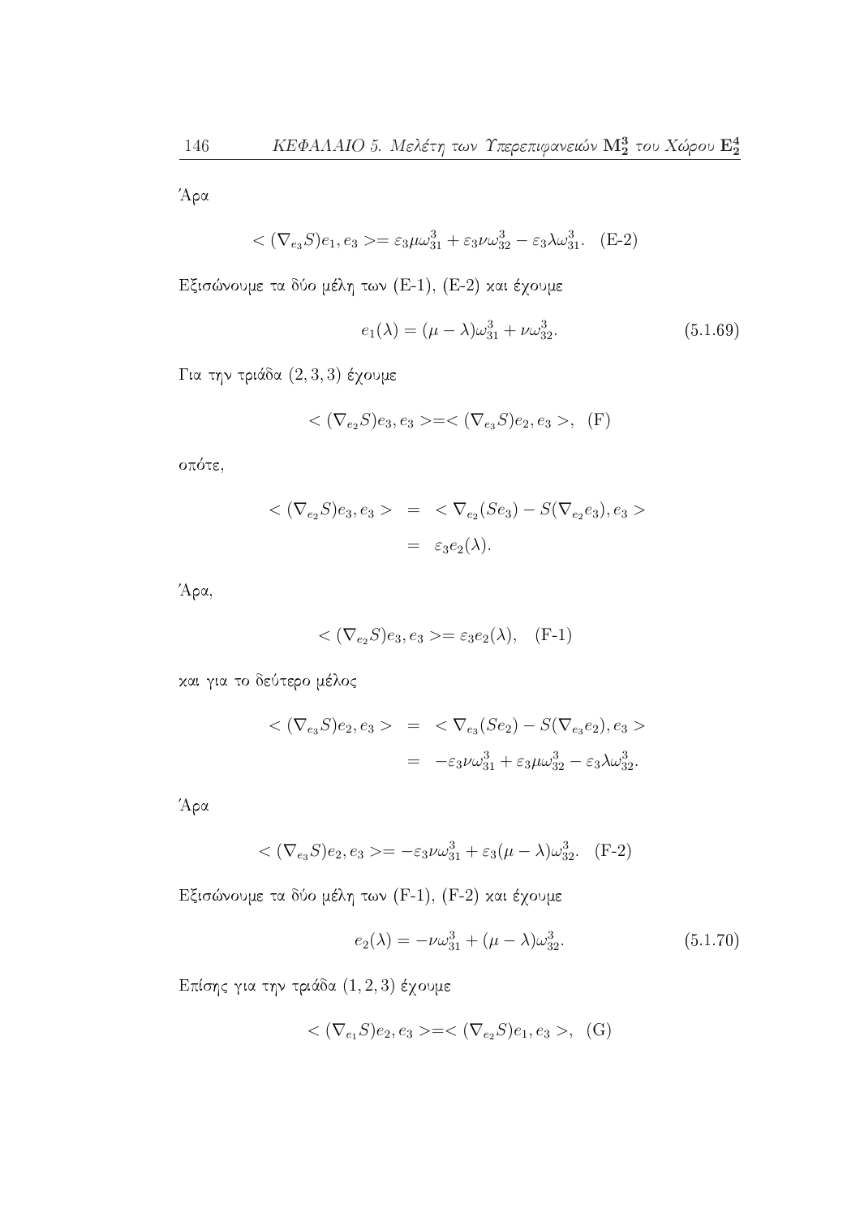Άρα

$$< (\nabla_{e_3} S)e_1, e_3 >= \varepsilon_3 \mu \omega_{31}^3 + \varepsilon_3 \nu \omega_{32}^3 - \varepsilon_3 \lambda \omega_{31}^3. \quad \text{(E-2)}$$

Εξισώνουμε τα δύο μέλη των (E-1), (E-2) και έχουμε

$$e_1(\lambda) = (\mu - \lambda)\omega_{31}^3 + \nu \omega_{32}^3. \tag{5.1.69}$$

Για την τριάδα $(2, 3, 3)$ έχουμε

$$< (\nabla_{e_2} S)e_3, e_3 >=< (\nabla_{e_3} S)e_2, e_3 >, \quad \text{(F)}$$

οπότε,

$$\begin{aligned} < (\nabla_{e_2} S)e_3, e_3 > &= < \nabla_{e_2}(Se_3) - S(\nabla_{e_2} e_3), e_3 > \\ &= \varepsilon_3 e_2(\lambda). \end{aligned}$$

Άρα,

$$< (\nabla_{e_2} S)e_3, e_3 >= \varepsilon_3 e_2(\lambda), \quad \text{(F-1)}$$

και για το δεύτερο μέλος

$$\begin{aligned} < (\nabla_{e_3} S)e_2, e_3 > &= < \nabla_{e_3}(Se_2) - S(\nabla_{e_3} e_2), e_3 > \\ &= -\varepsilon_3 \nu \omega_{31}^3 + \varepsilon_3 \mu \omega_{32}^3 - \varepsilon_3 \lambda \omega_{32}^3. \end{aligned}$$

Άρα

$$< (\nabla_{e_3} S)e_2, e_3 >= -\varepsilon_3 \nu \omega_{31}^3 + \varepsilon_3 (\mu - \lambda)\omega_{32}^3. \quad \text{(F-2)}$$

Εξισώνουμε τα δύο μέλη των (F-1), (F-2) και έχουμε

$$e_2(\lambda) = -\nu \omega_{31}^3 + (\mu - \lambda)\omega_{32}^3. \tag{5.1.70}$$

Επίσης για την τριάδα $(1, 2, 3)$ έχουμε

$$< (\nabla_{e_1} S)e_2, e_3 >=< (\nabla_{e_2} S)e_1, e_3 >, \quad \text{(G)}$$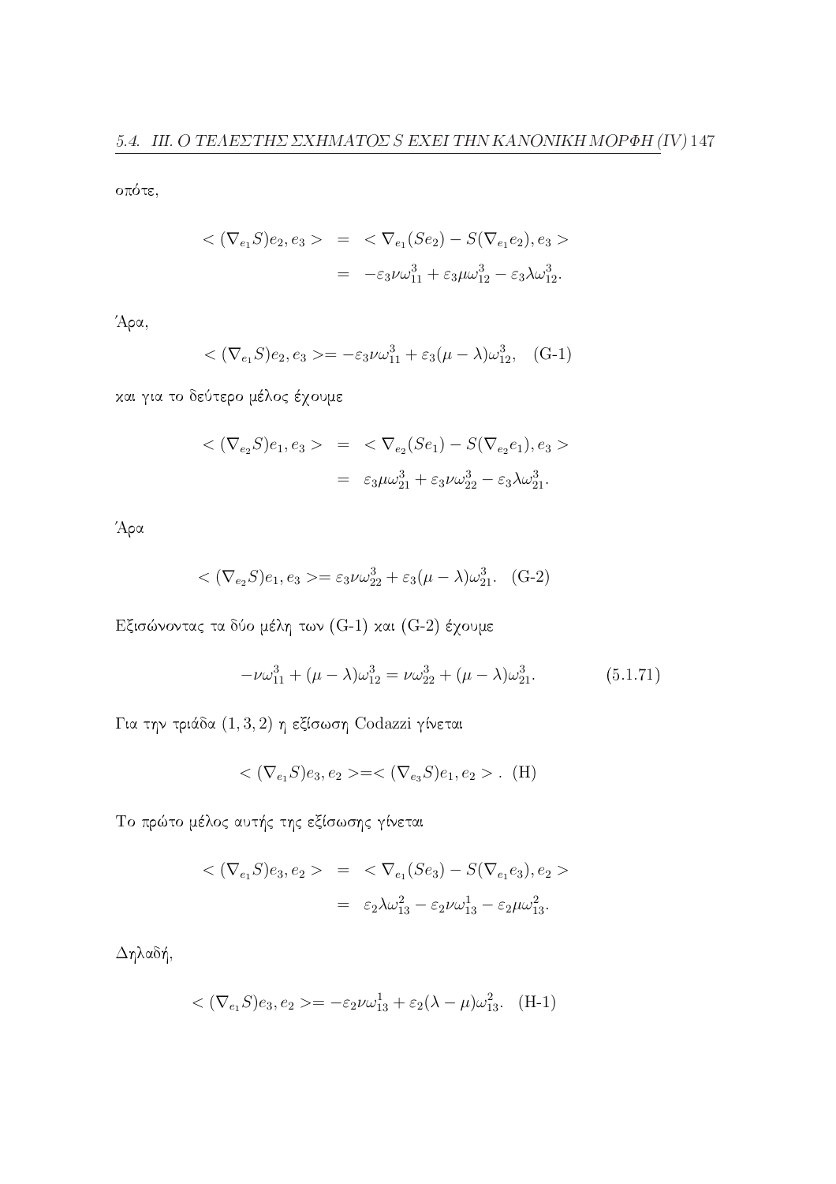οπότε,

$$
\begin{aligned}
<(\nabla_{e_1}S)e_2, e_3> &= <\nabla_{e_1}(Se_2) - S(\nabla_{e_1}e_2), e_3> \\
&= -\varepsilon_3\nu\omega_{11}^3 + \varepsilon_3\mu\omega_{12}^3 - \varepsilon_3\lambda\omega_{12}^3.
\end{aligned}
$$

Άρα,

$$
<(\nabla_{e_1}S)e_2, e_3> = -\varepsilon_3\nu\omega_{11}^3 + \varepsilon_3(\mu - \lambda)\omega_{12}^3, \quad \text{(G-1)}
$$

και για το δεύτερο μέλος έχουμε

$$
\begin{aligned}
<(\nabla_{e_2}S)e_1, e_3> &= <\nabla_{e_2}(Se_1) - S(\nabla_{e_2}e_1), e_3> \\
&= \varepsilon_3\mu\omega_{21}^3 + \varepsilon_3\nu\omega_{22}^3 - \varepsilon_3\lambda\omega_{21}^3.
\end{aligned}
$$

Άρα

$$
<(\nabla_{e_2}S)e_1, e_3> = \varepsilon_3\nu\omega_{22}^3 + \varepsilon_3(\mu - \lambda)\omega_{21}^3. \quad \text{(G-2)}
$$

Εξισώνοντας τα δύο μέλη των (G-1) και (G-2) έχουμε

$$
-\nu\omega_{11}^3 + (\mu - \lambda)\omega_{12}^3 = \nu\omega_{22}^3 + (\mu - \lambda)\omega_{21}^3. \tag{5.1.71}
$$

Για την τριάδα $(1, 3, 2)$ η εξίσωση Codazzi γίνεται

$$
<(\nabla_{e_1}S)e_3, e_2> = <(\nabla_{e_3}S)e_1, e_2> . \quad \text{(H)}
$$

Το πρώτο μέλος αυτής της εξίσωσης γίνεται

$$
\begin{aligned}
<(\nabla_{e_1}S)e_3, e_2> &= <\nabla_{e_1}(Se_3) - S(\nabla_{e_1}e_3), e_2> \\
&= \varepsilon_2\lambda\omega_{13}^2 - \varepsilon_2\nu\omega_{13}^1 - \varepsilon_2\mu\omega_{13}^2.
\end{aligned}
$$

Δηλαδή,

$$
<(\nabla_{e_1}S)e_3, e_2> = -\varepsilon_2\nu\omega_{13}^1 + \varepsilon_2(\lambda - \mu)\omega_{13}^2. \quad \text{(H-1)}
$$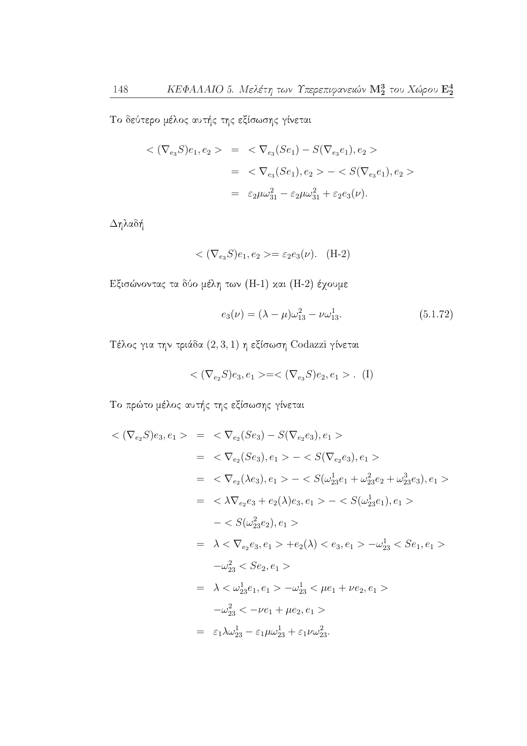Το δεύτερο μέλος αυτής της εξίσωσης γίνεται

$$
\begin{aligned}
< (\nabla_{e_3} S)e_1, e_2 > &= < \nabla_{e_3}(Se_1) - S(\nabla_{e_3} e_1), e_2 > \\
&= < \nabla_{e_3}(Se_1), e_2 > - < S(\nabla_{e_3} e_1), e_2 > \\
&= \varepsilon_2 \mu \omega_{31}^2 - \varepsilon_2 \mu \omega_{31}^2 + \varepsilon_2 e_3(\nu).
\end{aligned}
$$

Δηλαδή

$$
< (\nabla_{e_3} S)e_1, e_2 >= \varepsilon_2 e_3(\nu). \quad \text{(H-2)}
$$

Εξισώνοντας τα δύο μέλη των (H-1) και (H-2) έχουμε

$$
e_3(\nu) = (\lambda - \mu)\omega_{13}^2 - \nu \omega_{13}^1. \tag{5.1.72}
$$

Τέλος για την τριάδα $(2, 3, 1)$ η εξίσωση Codazzi γίνεται

$$
< (\nabla_{e_2} S)e_3, e_1 >=< (\nabla_{e_3} S)e_2, e_1 > . \quad \text{(I)}
$$

Το πρώτο μέλος αυτής της εξίσωσης γίνεται

$$
\begin{aligned}
< (\nabla_{e_2} S)e_3, e_1 > &= < \nabla_{e_2}(Se_3) - S(\nabla_{e_2} e_3), e_1 > \\
&= < \nabla_{e_2}(Se_3), e_1 > - < S(\nabla_{e_2} e_3), e_1 > \\
&= < \nabla_{e_2}(\lambda e_3), e_1 > - < S(\omega_{23}^1 e_1 + \omega_{23}^2 e_2 + \omega_{23}^3 e_3), e_1 > \\
&= < \lambda \nabla_{e_2} e_3 + e_2(\lambda) e_3, e_1 > - < S(\omega_{23}^1 e_1), e_1 > \\
&\quad - < S(\omega_{23}^2 e_2), e_1 > \\
&= \lambda < \nabla_{e_2} e_3, e_1 > + e_2(\lambda) < e_3, e_1 > - \omega_{23}^1 < Se_1, e_1 > \\
&\quad - \omega_{23}^2 < Se_2, e_1 > \\
&= \lambda < \omega_{23}^1 e_1, e_1 > - \omega_{23}^1 < \mu e_1 + \nu e_2, e_1 > \\
&\quad - \omega_{23}^2 < -\nu e_1 + \mu e_2, e_1 > \\
&= \varepsilon_1 \lambda \omega_{23}^1 - \varepsilon_1 \mu \omega_{23}^1 + \varepsilon_1 \nu \omega_{23}^2.
\end{aligned}
$$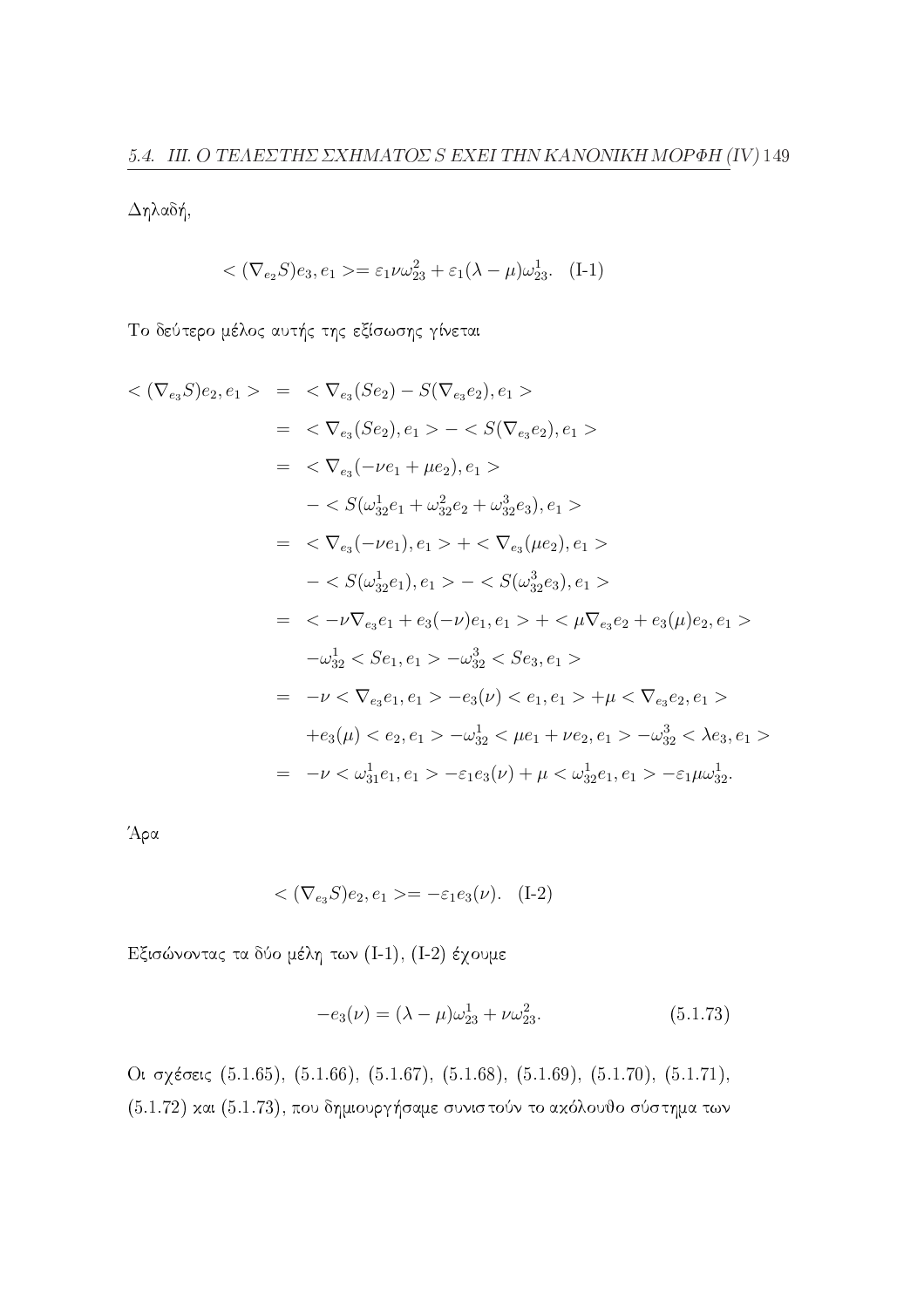Δηλαδή,

$$< (\nabla_{e_2} S)e_3, e_1 >= \varepsilon_1 \nu \omega_{23}^2 + \varepsilon_1 (\lambda - \mu)\omega_{23}^1. \quad \text{(I-1)}$$

Το δεύτερο μέλος αυτής της εξίσωσης γίνεται

$$\begin{aligned}
< (\nabla_{e_3} S)e_2, e_1 > &= < \nabla_{e_3}(Se_2) - S(\nabla_{e_3} e_2), e_1 > \\
&= < \nabla_{e_3}(Se_2), e_1 > - < S(\nabla_{e_3} e_2), e_1 > \\
&= < \nabla_{e_3}(-\nu e_1 + \mu e_2), e_1 > \\
&\quad - < S(\omega_{32}^1 e_1 + \omega_{32}^2 e_2 + \omega_{32}^3 e_3), e_1 > \\
&= < \nabla_{e_3}(-\nu e_1), e_1 > + < \nabla_{e_3}(\mu e_2), e_1 > \\
&\quad - < S(\omega_{32}^1 e_1), e_1 > - < S(\omega_{32}^3 e_3), e_1 > \\
&= < -\nu \nabla_{e_3} e_1 + e_3(-\nu) e_1, e_1 > + < \mu \nabla_{e_3} e_2 + e_3(\mu) e_2, e_1 > \\
&\quad -\omega_{32}^1 < Se_1, e_1 > -\omega_{32}^3 < Se_3, e_1 > \\
&= -\nu < \nabla_{e_3} e_1, e_1 > -e_3(\nu) < e_1, e_1 > +\mu < \nabla_{e_3} e_2, e_1 > \\
&\quad +e_3(\mu) < e_2, e_1 > -\omega_{32}^1 < \mu e_1 + \nu e_2, e_1 > -\omega_{32}^3 < \lambda e_3, e_1 > \\
&= -\nu < \omega_{31}^1 e_1, e_1 > -\varepsilon_1 e_3(\nu) + \mu < \omega_{32}^1 e_1, e_1 > -\varepsilon_1 \mu \omega_{32}^1.
\end{aligned}$$

Άρα

$$< (\nabla_{e_3} S)e_2, e_1 >= -\varepsilon_1 e_3(\nu). \quad \text{(I-2)}$$

Εξισώνοντας τα δύο μέλη των (I-1), (I-2) έχουμε

$$-e_3(\nu) = (\lambda - \mu)\omega_{23}^1 + \nu \omega_{23}^2. \tag{5.1.73}$$

Οι σχέσεις (5.1.65), (5.1.66), (5.1.67), (5.1.68), (5.1.69), (5.1.70), (5.1.71), (5.1.72) και (5.1.73), που δημιουργήσαμε συνιστούν το ακόλουθο σύστημα των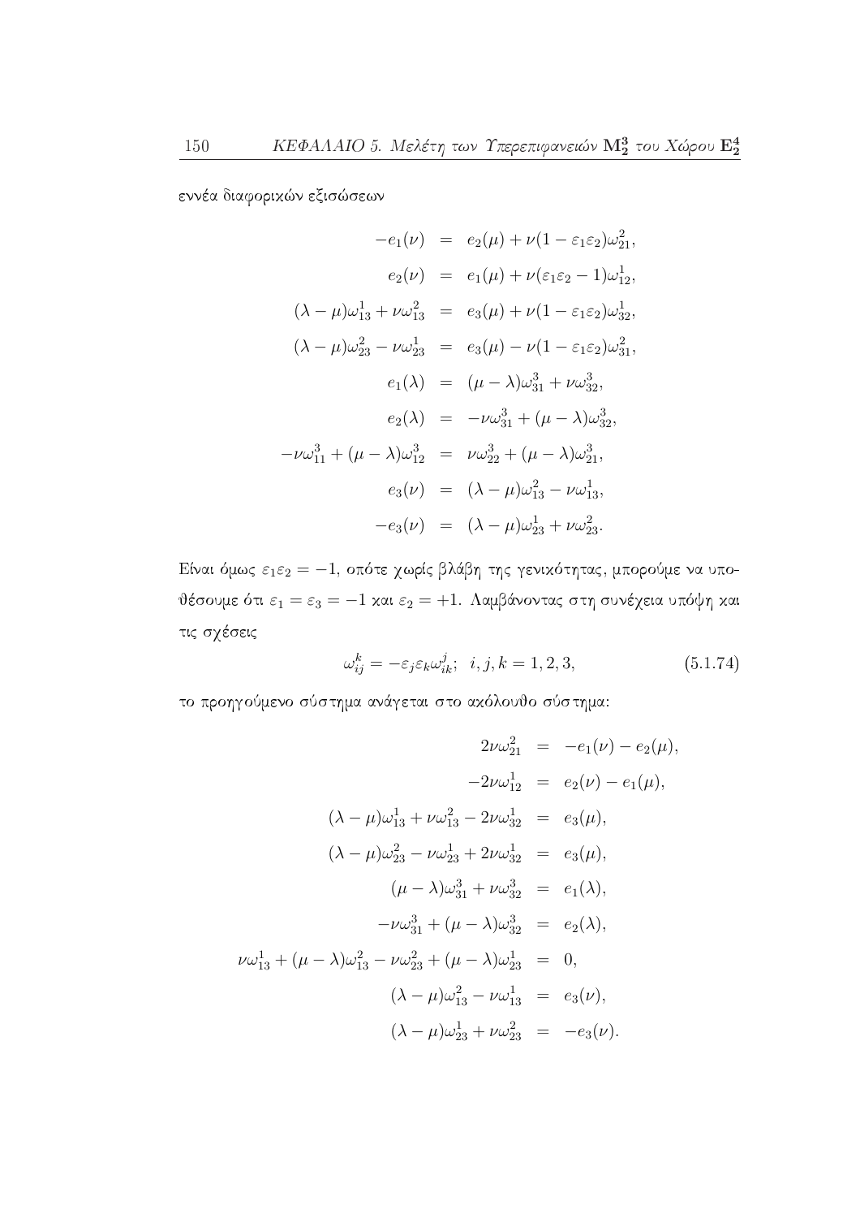εννέα διαφορικών εξισώσεων

$$
\begin{aligned}
-e_1(\nu) &= e_2(\mu) + \nu(1-\varepsilon_1\varepsilon_2)\omega_{21}^2,\\
e_2(\nu) &= e_1(\mu) + \nu(\varepsilon_1\varepsilon_2 - 1)\omega_{12}^1,\\
(\lambda-\mu)\omega_{13}^1 + \nu\omega_{13}^2 &= e_3(\mu) + \nu(1-\varepsilon_1\varepsilon_2)\omega_{32}^1,\\
(\lambda-\mu)\omega_{23}^2 - \nu\omega_{23}^1 &= e_3(\mu) - \nu(1-\varepsilon_1\varepsilon_2)\omega_{31}^2,\\
e_1(\lambda) &= (\mu-\lambda)\omega_{31}^3 + \nu\omega_{32}^3,\\
e_2(\lambda) &= -\nu\omega_{31}^3 + (\mu-\lambda)\omega_{32}^3,\\
-\nu\omega_{11}^3 + (\mu-\lambda)\omega_{12}^3 &= \nu\omega_{22}^3 + (\mu-\lambda)\omega_{21}^3,\\
e_3(\nu) &= (\lambda-\mu)\omega_{13}^2 - \nu\omega_{13}^1,\\
-e_3(\nu) &= (\lambda-\mu)\omega_{23}^1 + \nu\omega_{23}^2.
\end{aligned}
$$

Είναι όμως $\varepsilon_1\varepsilon_2 = -1$, οπότε χωρίς βλάβη της γενικότητας, μπορούμε να υποθέσουμε ότι $\varepsilon_1 = \varepsilon_3 = -1$ και $\varepsilon_2 = +1$. Λαμβάνοντας στη συνέχεια υπόψη και τις σχέσεις

$$
\omega_{ij}^k = -\varepsilon_j\varepsilon_k\omega_{ik}^j;\quad i,j,k = 1,2,3, \tag{5.1.74}
$$

το προηγούμενο σύστημα ανάγεται στο ακόλουθο σύστημα:

$$
\begin{aligned}
2\nu\omega_{21}^2 &= -e_1(\nu) - e_2(\mu),\\
-2\nu\omega_{12}^1 &= e_2(\nu) - e_1(\mu),\\
(\lambda-\mu)\omega_{13}^1 + \nu\omega_{13}^2 - 2\nu\omega_{32}^1 &= e_3(\mu),\\
(\lambda-\mu)\omega_{23}^2 - \nu\omega_{23}^1 + 2\nu\omega_{32}^1 &= e_3(\mu),\\
(\mu-\lambda)\omega_{31}^3 + \nu\omega_{32}^3 &= e_1(\lambda),\\
-\nu\omega_{31}^3 + (\mu-\lambda)\omega_{32}^3 &= e_2(\lambda),\\
\nu\omega_{13}^1 + (\mu-\lambda)\omega_{13}^2 - \nu\omega_{23}^2 + (\mu-\lambda)\omega_{23}^1 &= 0,\\
(\lambda-\mu)\omega_{13}^2 - \nu\omega_{13}^1 &= e_3(\nu),\\
(\lambda-\mu)\omega_{23}^1 + \nu\omega_{23}^2 &= -e_3(\nu).
\end{aligned}
$$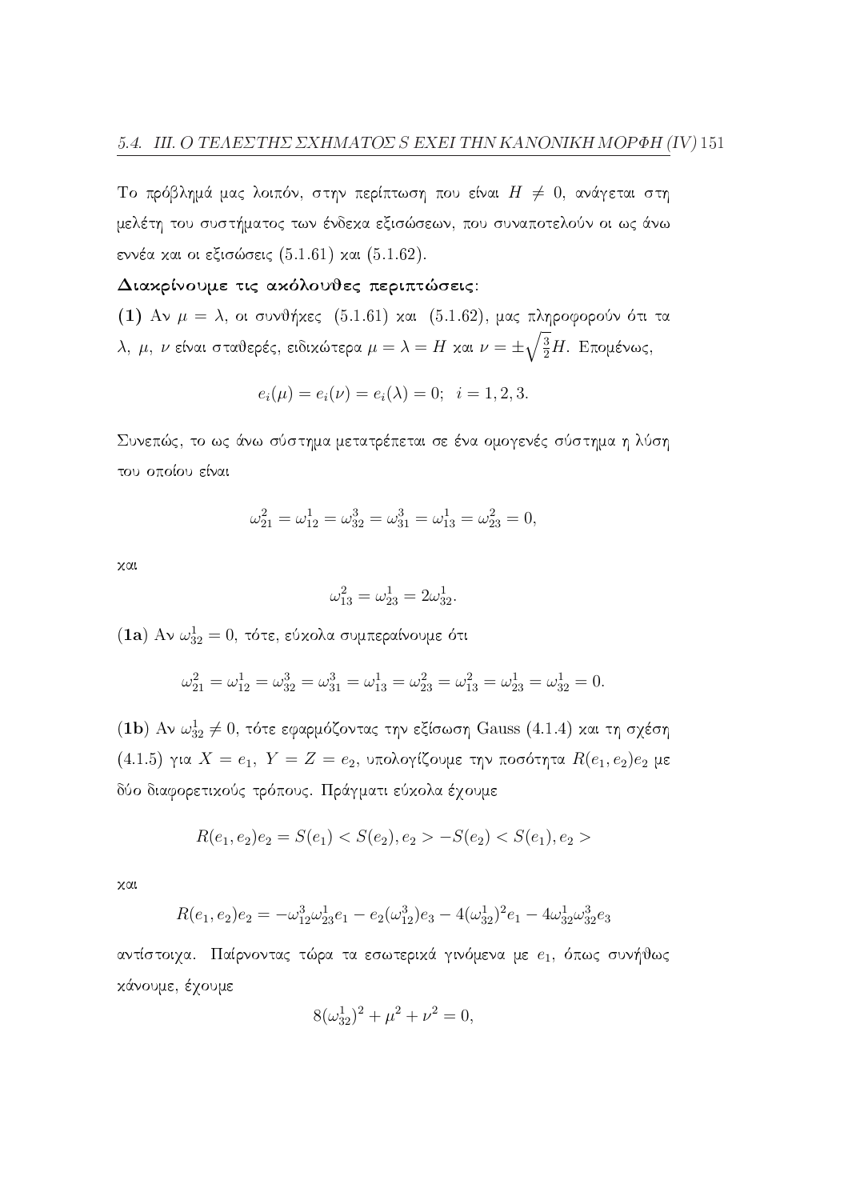Το πρόβλημά μας λοιπόν, στην περίπτωση που είναι $H \neq 0$, ανάγεται στη μελέτη του συστήματος των ένδεκα εξισώσεων, που συναποτελούν οι ως άνω εννέα και οι εξισώσεις (5.1.61) και (5.1.62).

**Διακρίνουμε τις ακόλουθες περιπτώσεις:**

**(1)** Αν $\mu = \lambda$, οι συνθήκες (5.1.61) και (5.1.62), μας πληροφορούν ότι τα $\lambda$, $\mu$, $\nu$ είναι σταθερές, ειδικώτερα $\mu = \lambda = H$ και $\nu = \pm\sqrt{\frac{3}{2}}H$. Επομένως,

$$e_i(\mu) = e_i(\nu) = e_i(\lambda) = 0; \quad i = 1, 2, 3.$$

Συνεπώς, το ως άνω σύστημα μετατρέπεται σε ένα ομογενές σύστημα η λύση του οποίου είναι

$$\omega_{21}^2 = \omega_{12}^1 = \omega_{32}^3 = \omega_{31}^3 = \omega_{13}^1 = \omega_{23}^2 = 0,$$

και

$$\omega_{13}^2 = \omega_{23}^1 = 2\omega_{32}^1.$$

**(1a)** Αν $\omega_{32}^1 = 0$, τότε, εύκολα συμπεραίνουμε ότι

$$\omega_{21}^2 = \omega_{12}^1 = \omega_{32}^3 = \omega_{31}^3 = \omega_{13}^1 = \omega_{23}^2 = \omega_{13}^2 = \omega_{23}^1 = \omega_{32}^1 = 0.$$

**(1b)** Αν $\omega_{32}^1 \neq 0$, τότε εφαρμόζοντας την εξίσωση Gauss (4.1.4) και τη σχέση (4.1.5) για $X = e_1$, $Y = Z = e_2$, υπολογίζουμε την ποσότητα $R(e_1, e_2)e_2$ με δύο διαφορετικούς τρόπους. Πράγματι εύκολα έχουμε

$$R(e_1, e_2)e_2 = S(e_1) < S(e_2), e_2 > -S(e_2) < S(e_1), e_2 >$$

και

$$R(e_1, e_2)e_2 = -\omega_{12}^3\omega_{23}^1 e_1 - e_2(\omega_{12}^3)e_3 - 4(\omega_{32}^1)^2 e_1 - 4\omega_{32}^1\omega_{32}^3 e_3$$

αντίστοιχα. Παίρνοντας τώρα τα εσωτερικά γινόμενα με $e_1$, όπως συνήθως κάνουμε, έχουμε

$$8(\omega_{32}^1)^2 + \mu^2 + \nu^2 = 0,$$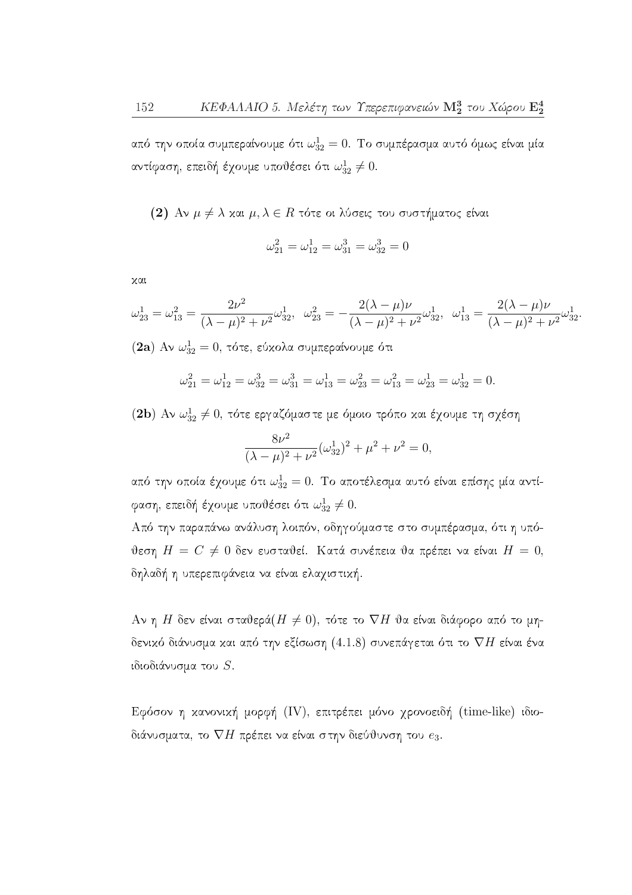από την οποία συμπεραίνουμε ότι $\omega_{32}^1 = 0$. Το συμπέρασμα αυτό όμως είναι μία αντίφαση, επειδή έχουμε υποθέσει ότι $\omega_{32}^1 \neq 0$.

**(2)** Αν $\mu \neq \lambda$ και $\mu, \lambda \in R$ τότε οι λύσεις του συστήματος είναι

$$\omega_{21}^2 = \omega_{12}^1 = \omega_{31}^3 = \omega_{32}^3 = 0$$

και

$$\omega_{23}^1 = \omega_{13}^2 = \frac{2\nu^2}{(\lambda-\mu)^2+\nu^2}\omega_{32}^1, \;\; \omega_{23}^2 = -\frac{2(\lambda-\mu)\nu}{(\lambda-\mu)^2+\nu^2}\omega_{32}^1, \;\; \omega_{13}^1 = \frac{2(\lambda-\mu)\nu}{(\lambda-\mu)^2+\nu^2}\omega_{32}^1.$$

**(2a)** Αν $\omega_{32}^1 = 0$, τότε, εύκολα συμπεραίνουμε ότι

$$\omega_{21}^2 = \omega_{12}^1 = \omega_{32}^3 = \omega_{31}^3 = \omega_{13}^1 = \omega_{23}^2 = \omega_{13}^2 = \omega_{23}^1 = \omega_{32}^1 = 0.$$

**(2b)** Αν $\omega_{32}^1 \neq 0$, τότε εργαζόμαστε με όμοιο τρόπο και έχουμε τη σχέση

$$\frac{8\nu^2}{(\lambda-\mu)^2+\nu^2}(\omega_{32}^1)^2 + \mu^2 + \nu^2 = 0,$$

από την οποία έχουμε ότι $\omega_{32}^1 = 0$. Το αποτέλεσμα αυτό είναι επίσης μία αντίφαση, επειδή έχουμε υποθέσει ότι $\omega_{32}^1 \neq 0$.

Από την παραπάνω ανάλυση λοιπόν, οδηγούμαστε στο συμπέρασμα, ότι η υπόθεση $H = C \neq 0$ δεν ευσταθεί. Κατά συνέπεια θα πρέπει να είναι $H = 0$, δηλαδή η υπερεπιφάνεια να είναι ελαχιστική.

Αν η $H$ δεν είναι σταθερά($H \neq 0$), τότε το $\nabla H$ θα είναι διάφορο από το μηδενικό διάνυσμα και από την εξίσωση (4.1.8) συνεπάγεται ότι το $\nabla H$ είναι ένα ιδιοδιάνυσμα του $S$.

Εφόσον η κανονική μορφή (IV), επιτρέπει μόνο χρονοειδή (time-like) ιδιοδιάνυσματα, το $\nabla H$ πρέπει να είναι στην διεύθυνση του $e_3$.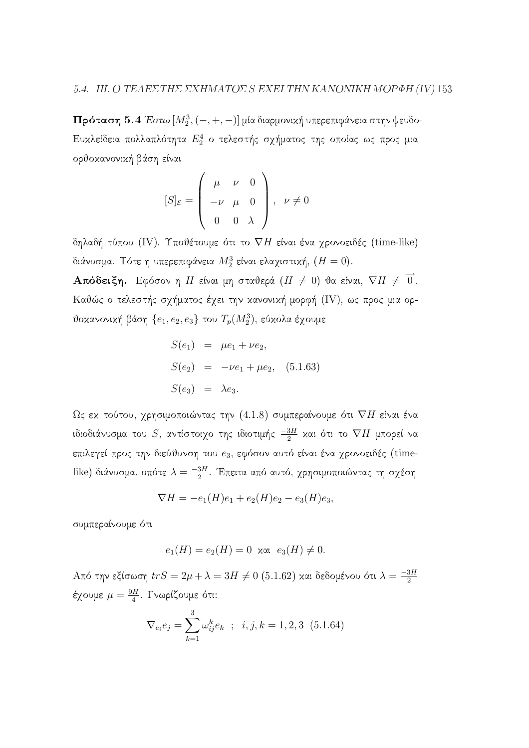**Πρόταση 5.4** *Έστω $[M_2^3, (-,+,-)]$ μία διαρμονική υπερεπιφάνεια στην ψευδο-Ευκλείδεια πολλαπλότητα $E_2^4$ ο τελεστής σχήματος της οποίας ως προς μια ορθοκανονική βάση είναι*

$$[S]_{\mathcal{E}} = \begin{pmatrix} \mu & \nu & 0 \\ -\nu & \mu & 0 \\ 0 & 0 & \lambda \end{pmatrix}, \quad \nu \neq 0$$

*δηλαδή τύπου (IV). Υποθέτουμε ότι το $\nabla H$ είναι ένα χρονοειδές (time-like) διάνυσμα. Τότε η υπερεπιφάνεια $M_2^3$ είναι ελαχιστική, ($H = 0$).*

**Απόδειξη.** Εφόσον η $H$ είναι μη σταθερά ($H \neq 0$) θα είναι, $\nabla H \neq \overrightarrow{0}$. Καθώς ο τελεστής σχήματος έχει την κανονική μορφή (IV), ως προς μια ορθοκανονική βάση $\{e_1, e_2, e_3\}$ του $T_p(M_2^3)$, εύκολα έχουμε

$$\begin{aligned} S(e_1) &= \mu e_1 + \nu e_2, \\ S(e_2) &= -\nu e_1 + \mu e_2, \quad (5.1.63) \\ S(e_3) &= \lambda e_3. \end{aligned}$$

Ως εκ τούτου, χρησιμοποιώντας την (4.1.8) συμπεραίνουμε ότι $\nabla H$ είναι ένα ιδιοδιάνυσμα του $S$, αντίστοιχο της ιδιοτιμής $\frac{-3H}{2}$ και ότι το $\nabla H$ μπορεί να επιλεγεί προς την διεύθυνση του $e_3$, εφόσον αυτό είναι ένα χρονοειδές (time-like) διάνυσμα, οπότε $\lambda = \frac{-3H}{2}$. Έπειτα από αυτό, χρησιμοποιώντας τη σχέση

$$\nabla H = -e_1(H)e_1 + e_2(H)e_2 - e_3(H)e_3,$$

συμπεραίνουμε ότι

$$e_1(H) = e_2(H) = 0 \;\; \text{και} \;\; e_3(H) \neq 0.$$

Από την εξίσωση $trS = 2\mu + \lambda = 3H \neq 0$ (5.1.62) και δεδομένου ότι $\lambda = \frac{-3H}{2}$ έχουμε $\mu = \frac{9H}{4}$. Γνωρίζουμε ότι:

$$\nabla_{e_i} e_j = \sum_{k=1}^{3} \omega_{ij}^k e_k \;\; ; \;\; i,j,k = 1,2,3 \;\; (5.1.64)$$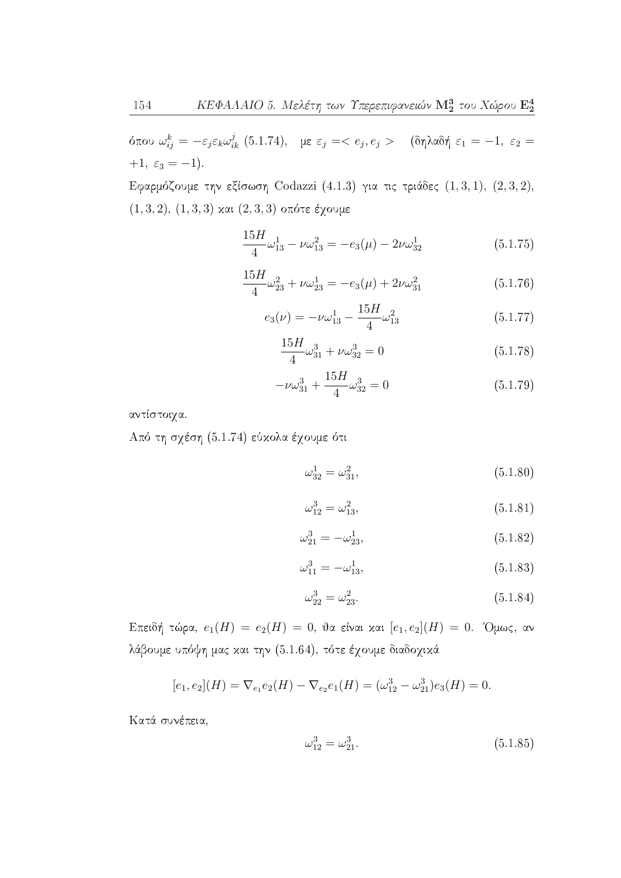όπου $\omega_{ij}^k = -\varepsilon_j \varepsilon_k \omega_{ik}^j$ (5.1.74), με $\varepsilon_j =< e_j, e_j >$ (δηλαδή $\varepsilon_1 = -1,\ \varepsilon_2 = +1,\ \varepsilon_3 = -1$).

Εφαρμόζουμε την εξίσωση Codazzi (4.1.3) για τις τριάδες $(1,3,1)$, $(2,3,2)$, $(1,3,2)$, $(1,3,3)$ και $(2,3,3)$ οπότε έχουμε

$$\frac{15H}{4}\omega_{13}^1 - \nu\omega_{13}^2 = -e_3(\mu) - 2\nu\omega_{32}^1 \tag{5.1.75}$$

$$\frac{15H}{4}\omega_{23}^2 + \nu\omega_{23}^1 = -e_3(\mu) + 2\nu\omega_{31}^2 \tag{5.1.76}$$

$$e_3(\nu) = -\nu\omega_{13}^1 - \frac{15H}{4}\omega_{13}^2 \tag{5.1.77}$$

$$\frac{15H}{4}\omega_{31}^3 + \nu\omega_{32}^3 = 0 \tag{5.1.78}$$

$$-\nu\omega_{31}^3 + \frac{15H}{4}\omega_{32}^3 = 0 \tag{5.1.79}$$

αντίστοιχα.

Από τη σχέση (5.1.74) εύκολα έχουμε ότι

$$\omega_{32}^1 = \omega_{31}^2, \tag{5.1.80}$$

$$\omega_{12}^3 = \omega_{13}^2, \tag{5.1.81}$$

$$\omega_{21}^3 = -\omega_{23}^1, \tag{5.1.82}$$

$$\omega_{11}^3 = -\omega_{13}^1, \tag{5.1.83}$$

$$\omega_{22}^3 = \omega_{23}^2. \tag{5.1.84}$$

Επειδή τώρα, $e_1(H) = e_2(H) = 0$, θα είναι και $[e_1, e_2](H) = 0$. Όμως, αν λάβουμε υπόψη μας και την (5.1.64), τότε έχουμε διαδοχικά

$$[e_1, e_2](H) = \nabla_{e_1}e_2(H) - \nabla_{e_2}e_1(H) = (\omega_{12}^3 - \omega_{21}^3)e_3(H) = 0.$$

Κατά συνέπεια,

$$\omega_{12}^3 = \omega_{21}^3. \tag{5.1.85}$$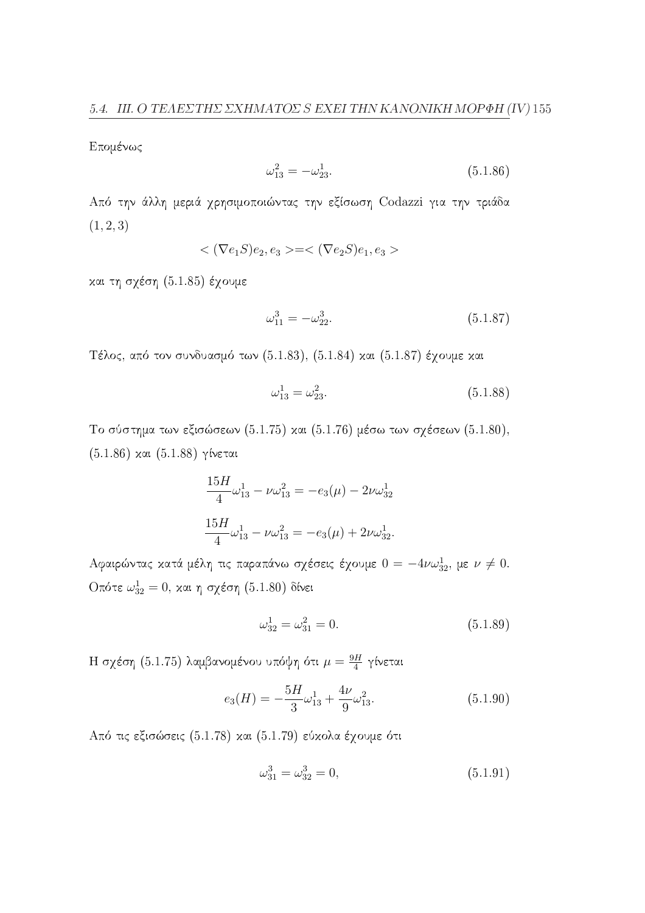Επομένως

$$\omega_{13}^2 = -\omega_{23}^1. \tag{5.1.86}$$

Από την άλλη μεριά χρησιμοποιώντας την εξίσωση Codazzi για την τριάδα $(1,2,3)$

$$< (\nabla e_1 S)e_2, e_3 > = < (\nabla e_2 S)e_1, e_3 >$$

και τη σχέση (5.1.85) έχουμε

$$\omega_{11}^3 = -\omega_{22}^3. \tag{5.1.87}$$

Τέλος, από τον συνδυασμό των (5.1.83), (5.1.84) και (5.1.87) έχουμε και

$$\omega_{13}^1 = \omega_{23}^2. \tag{5.1.88}$$

Το σύστημα των εξισώσεων (5.1.75) και (5.1.76) μέσω των σχέσεων (5.1.80), (5.1.86) και (5.1.88) γίνεται

$$\frac{15H}{4}\omega_{13}^1 - \nu\omega_{13}^2 = -e_3(\mu) - 2\nu\omega_{32}^1$$

$$\frac{15H}{4}\omega_{13}^1 - \nu\omega_{13}^2 = -e_3(\mu) + 2\nu\omega_{32}^1.$$

Αφαιρώντας κατά μέλη τις παραπάνω σχέσεις έχουμε $0 = -4\nu\omega_{32}^1$, με $\nu \neq 0$. Οπότε $\omega_{32}^1 = 0$, και η σχέση (5.1.80) δίνει

$$\omega_{32}^1 = \omega_{31}^2 = 0. \tag{5.1.89}$$

Η σχέση (5.1.75) λαμβανομένου υπόψη ότι $\mu = \frac{9H}{4}$ γίνεται

$$e_3(H) = -\frac{5H}{3}\omega_{13}^1 + \frac{4\nu}{9}\omega_{13}^2. \tag{5.1.90}$$

Από τις εξισώσεις (5.1.78) και (5.1.79) εύκολα έχουμε ότι

$$\omega_{31}^3 = \omega_{32}^3 = 0, \tag{5.1.91}$$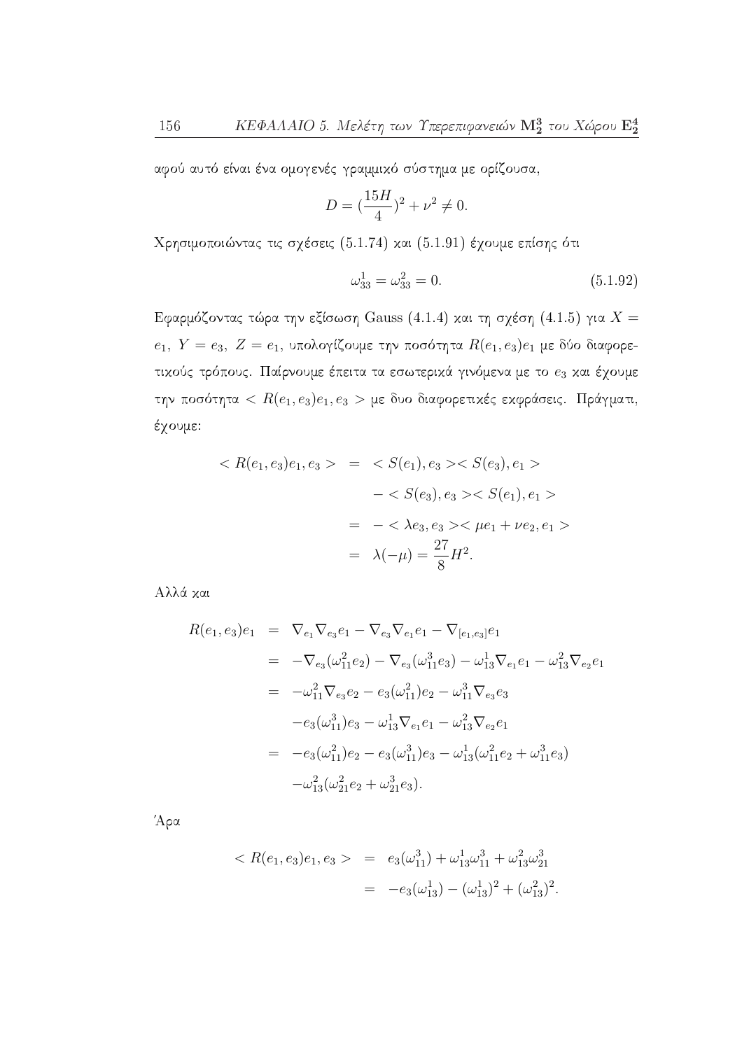αφού αυτό είναι ένα ομογενές γραμμικό σύστημα με ορίζουσα,

$$D = (\frac{15H}{4})^2 + \nu^2 \neq 0.$$

Χρησιμοποιώντας τις σχέσεις (5.1.74) και (5.1.91) έχουμε επίσης ότι

$$\omega_{33}^1 = \omega_{33}^2 = 0. \tag{5.1.92}$$

Εφαρμόζοντας τώρα την εξίσωση Gauss (4.1.4) και τη σχέση (4.1.5) για $X = e_1,\ Y = e_3,\ Z = e_1$, υπολογίζουμε την ποσότητα $R(e_1, e_3)e_1$ με δύο διαφορετικούς τρόπους. Παίρνουμε έπειτα τα εσωτερικά γινόμενα με το $e_3$ και έχουμε την ποσότητα $< R(e_1, e_3)e_1, e_3 >$ με δυο διαφορετικές εκφράσεις. Πράγματι, έχουμε:

$$\begin{aligned}
< R(e_1, e_3)e_1, e_3 > &= < S(e_1), e_3 >< S(e_3), e_1 > \\
&\quad - < S(e_3), e_3 >< S(e_1), e_1 > \\
&= - < \lambda e_3, e_3 >< \mu e_1 + \nu e_2, e_1 > \\
&= \lambda(-\mu) = \frac{27}{8}H^2.
\end{aligned}$$

Αλλά και

$$\begin{aligned}
R(e_1, e_3)e_1 &= \nabla_{e_1}\nabla_{e_3}e_1 - \nabla_{e_3}\nabla_{e_1}e_1 - \nabla_{[e_1,e_3]}e_1 \\
&= -\nabla_{e_3}(\omega_{11}^2 e_2) - \nabla_{e_3}(\omega_{11}^3 e_3) - \omega_{13}^1\nabla_{e_1}e_1 - \omega_{13}^2\nabla_{e_2}e_1 \\
&= -\omega_{11}^2\nabla_{e_3}e_2 - e_3(\omega_{11}^2)e_2 - \omega_{11}^3\nabla_{e_3}e_3 \\
&\quad -e_3(\omega_{11}^3)e_3 - \omega_{13}^1\nabla_{e_1}e_1 - \omega_{13}^2\nabla_{e_2}e_1 \\
&= -e_3(\omega_{11}^2)e_2 - e_3(\omega_{11}^3)e_3 - \omega_{13}^1(\omega_{11}^2 e_2 + \omega_{11}^3 e_3) \\
&\quad -\omega_{13}^2(\omega_{21}^2 e_2 + \omega_{21}^3 e_3).
\end{aligned}$$

Άρα

$$\begin{aligned}
< R(e_1, e_3)e_1, e_3 > &= e_3(\omega_{11}^3) + \omega_{13}^1\omega_{11}^3 + \omega_{13}^2\omega_{21}^3 \\
&= -e_3(\omega_{13}^1) - (\omega_{13}^1)^2 + (\omega_{13}^2)^2.
\end{aligned}$$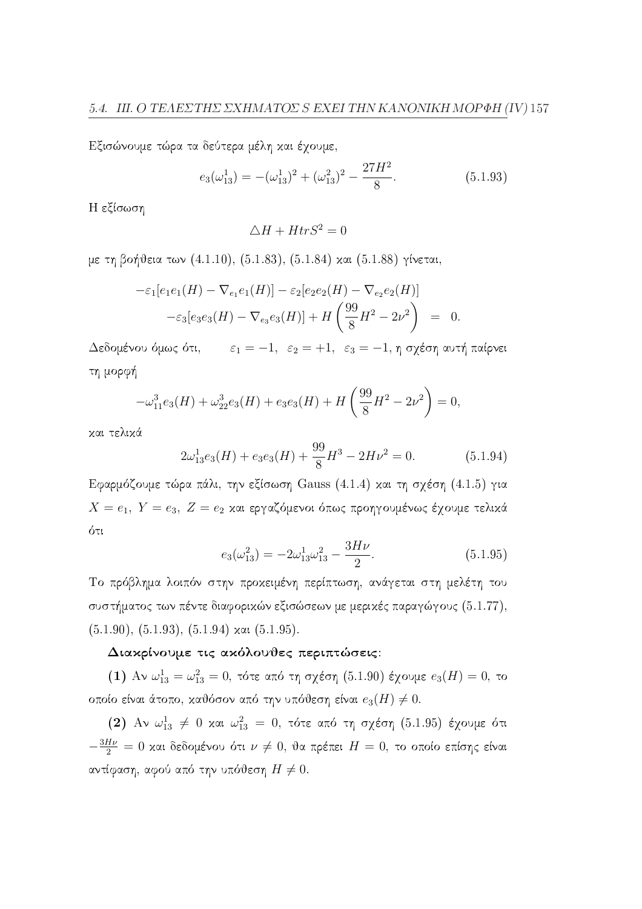Εξισώνουμε τώρα τα δεύτερα μέλη και έχουμε,

$$e_3(\omega_{13}^1) = -(\omega_{13}^1)^2 + (\omega_{13}^2)^2 - \frac{27H^2}{8}. \tag{5.1.93}$$

Η εξίσωση

$$\triangle H + HtrS^2 = 0$$

με τη βοήθεια των (4.1.10), (5.1.83), (5.1.84) και (5.1.88) γίνεται,

$$\begin{aligned}
-\varepsilon_1[e_1e_1(H) - \nabla_{e_1}e_1(H)] - \varepsilon_2[e_2e_2(H) - \nabla_{e_2}e_2(H)]& \\
-\varepsilon_3[e_3e_3(H) - \nabla_{e_3}e_3(H)] + H\left(\frac{99}{8}H^2 - 2\nu^2\right) &= 0.
\end{aligned}$$

Δεδομένου όμως ότι, $\varepsilon_1 = -1,\ \varepsilon_2 = +1,\ \varepsilon_3 = -1$, η σχέση αυτή παίρνει τη μορφή

$$-\omega_{11}^3 e_3(H) + \omega_{22}^3 e_3(H) + e_3e_3(H) + H\left(\frac{99}{8}H^2 - 2\nu^2\right) = 0,$$

και τελικά

$$2\omega_{13}^1 e_3(H) + e_3e_3(H) + \frac{99}{8}H^3 - 2H\nu^2 = 0. \tag{5.1.94}$$

Εφαρμόζουμε τώρα πάλι, την εξίσωση Gauss (4.1.4) και τη σχέση (4.1.5) για $X = e_1,\ Y = e_3,\ Z = e_2$ και εργαζόμενοι όπως προηγουμένως έχουμε τελικά ότι

$$e_3(\omega_{13}^2) = -2\omega_{13}^1\omega_{13}^2 - \frac{3H\nu}{2}. \tag{5.1.95}$$

Το πρόβλημα λοιπόν στην προκειμένη περίπτωση, ανάγεται στη μελέτη του συστήματος των πέντε διαφορικών εξισώσεων με μερικές παραγώγους (5.1.77), (5.1.90), (5.1.93), (5.1.94) και (5.1.95).

**Διακρίνουμε τις ακόλουθες περιπτώσεις:**

**(1)** Αν $\omega_{13}^1 = \omega_{13}^2 = 0$, τότε από τη σχέση (5.1.90) έχουμε $e_3(H) = 0$, το οποίο είναι άτοπο, καθόσον από την υπόθεση είναι $e_3(H) \neq 0$.

**(2)** Αν $\omega_{13}^1 \neq 0$ και $\omega_{13}^2 = 0$, τότε από τη σχέση (5.1.95) έχουμε ότι $-\frac{3H\nu}{2} = 0$ και δεδομένου ότι $\nu \neq 0$, θα πρέπει $H = 0$, το οποίο επίσης είναι αντίφαση, αφού από την υπόθεση $H \neq 0$.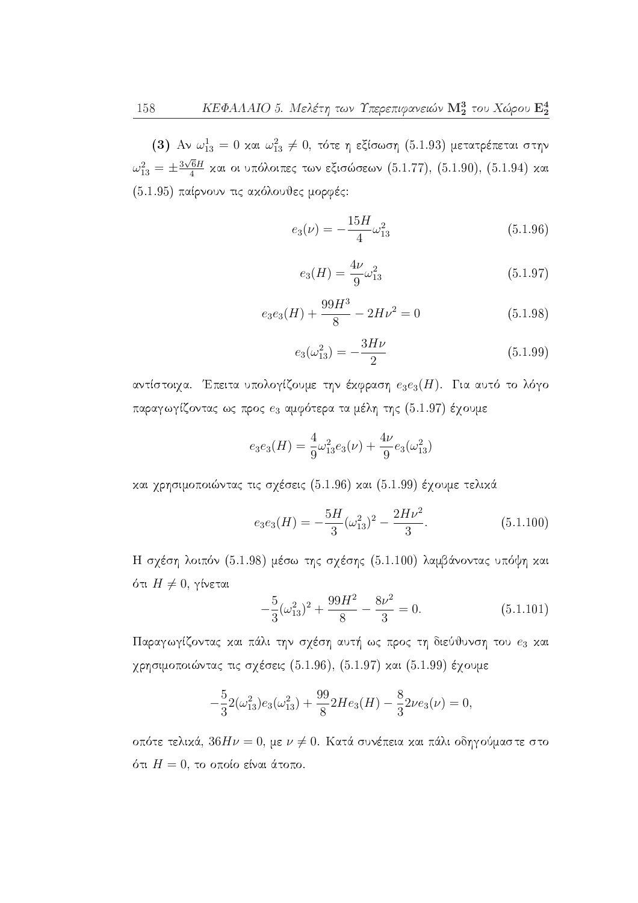**(3)** Αν $\omega_{13}^1 = 0$ και $\omega_{13}^2 \neq 0$, τότε η εξίσωση (5.1.93) μετατρέπεται στην $\omega_{13}^2 = \pm\frac{3\sqrt{6}H}{4}$ και οι υπόλοιπες των εξισώσεων (5.1.77), (5.1.90), (5.1.94) και (5.1.95) παίρνουν τις ακόλουθες μορφές:

$$e_3(\nu) = -\frac{15H}{4}\omega_{13}^2 \tag{5.1.96}$$

$$e_3(H) = \frac{4\nu}{9}\omega_{13}^2 \tag{5.1.97}$$

$$e_3e_3(H) + \frac{99H^3}{8} - 2H\nu^2 = 0 \tag{5.1.98}$$

$$e_3(\omega_{13}^2) = -\frac{3H\nu}{2} \tag{5.1.99}$$

αντίστοιχα. Έπειτα υπολογίζουμε την έκφραση $e_3e_3(H)$. Για αυτό το λόγο παραγωγίζοντας ως προς $e_3$ αμφότερα τα μέλη της (5.1.97) έχουμε

$$e_3e_3(H) = \frac{4}{9}\omega_{13}^2 e_3(\nu) + \frac{4\nu}{9}e_3(\omega_{13}^2)$$

και χρησιμοποιώντας τις σχέσεις (5.1.96) και (5.1.99) έχουμε τελικά

$$e_3e_3(H) = -\frac{5H}{3}(\omega_{13}^2)^2 - \frac{2H\nu^2}{3}. \tag{5.1.100}$$

Η σχέση λοιπόν (5.1.98) μέσω της σχέσης (5.1.100) λαμβάνοντας υπόψη και ότι $H \neq 0$, γίνεται

$$-\frac{5}{3}(\omega_{13}^2)^2 + \frac{99H^2}{8} - \frac{8\nu^2}{3} = 0. \tag{5.1.101}$$

Παραγωγίζοντας και πάλι την σχέση αυτή ως προς τη διεύθυνση του $e_3$ και χρησιμοποιώντας τις σχέσεις (5.1.96), (5.1.97) και (5.1.99) έχουμε

$$-\frac{5}{3}2(\omega_{13}^2)e_3(\omega_{13}^2) + \frac{99}{8}2He_3(H) - \frac{8}{3}2\nu e_3(\nu) = 0,$$

οπότε τελικά, $36H\nu = 0$, με $\nu \neq 0$. Κατά συνέπεια και πάλι οδηγούμαστε στο ότι $H = 0$, το οποίο είναι άτοπο.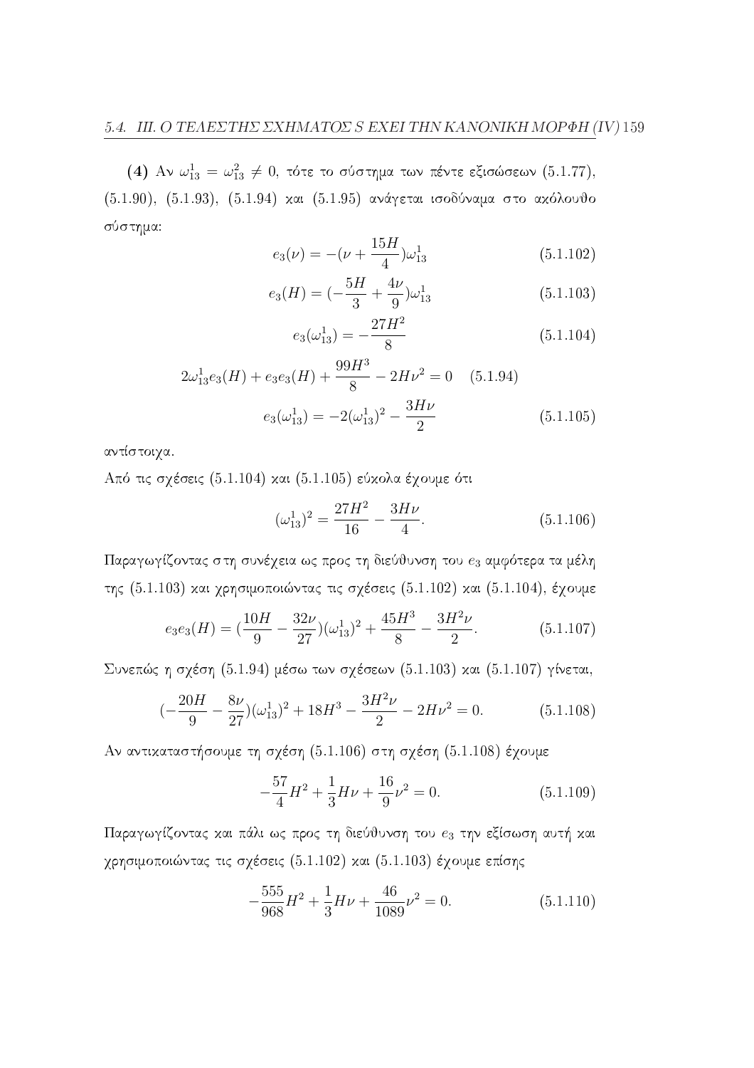**(4)** Αν $\omega_{13}^1 = \omega_{13}^2 \neq 0$, τότε το σύστημα των πέντε εξισώσεων (5.1.77), (5.1.90), (5.1.93), (5.1.94) και (5.1.95) ανάγεται ισοδύναμα στο ακόλουθο σύστημα:

$$e_3(\nu) = -(\nu + \frac{15H}{4})\omega_{13}^1 \tag{5.1.102}$$

$$e_3(H) = (-\frac{5H}{3} + \frac{4\nu}{9})\omega_{13}^1 \tag{5.1.103}$$

$$e_3(\omega_{13}^1) = -\frac{27H^2}{8} \tag{5.1.104}$$

$$2\omega_{13}^1 e_3(H) + e_3 e_3(H) + \frac{99H^3}{8} - 2H\nu^2 = 0 \tag{5.1.94}$$

$$e_3(\omega_{13}^1) = -2(\omega_{13}^1)^2 - \frac{3H\nu}{2} \tag{5.1.105}$$

αντίστοιχα.

Από τις σχέσεις (5.1.104) και (5.1.105) εύκολα έχουμε ότι

$$(\omega_{13}^1)^2 = \frac{27H^2}{16} - \frac{3H\nu}{4}. \tag{5.1.106}$$

Παραγωγίζοντας στη συνέχεια ως προς τη διεύθυνση του $e_3$ αμφότερα τα μέλη της (5.1.103) και χρησιμοποιώντας τις σχέσεις (5.1.102) και (5.1.104), έχουμε

$$e_3 e_3(H) = (\frac{10H}{9} - \frac{32\nu}{27})(\omega_{13}^1)^2 + \frac{45H^3}{8} - \frac{3H^2\nu}{2}. \tag{5.1.107}$$

Συνεπώς η σχέση (5.1.94) μέσω των σχέσεων (5.1.103) και (5.1.107) γίνεται,

$$(-\frac{20H}{9} - \frac{8\nu}{27})(\omega_{13}^1)^2 + 18H^3 - \frac{3H^2\nu}{2} - 2H\nu^2 = 0. \tag{5.1.108}$$

Αν αντικαταστήσουμε τη σχέση (5.1.106) στη σχέση (5.1.108) έχουμε

$$-\frac{57}{4}H^2 + \frac{1}{3}H\nu + \frac{16}{9}\nu^2 = 0. \tag{5.1.109}$$

Παραγωγίζοντας και πάλι ως προς τη διεύθυνση του $e_3$ την εξίσωση αυτή και χρησιμοποιώντας τις σχέσεις (5.1.102) και (5.1.103) έχουμε επίσης

$$-\frac{555}{968}H^2 + \frac{1}{3}H\nu + \frac{46}{1089}\nu^2 = 0. \tag{5.1.110}$$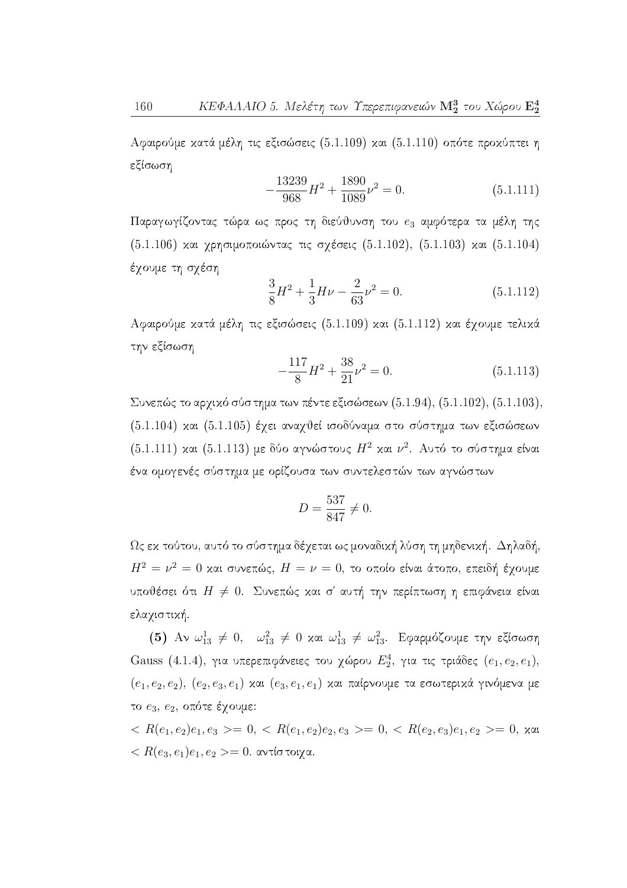Αφαιρούμε κατά μέλη τις εξισώσεις (5.1.109) και (5.1.110) οπότε προκύπτει η εξίσωση

$$-\frac{13239}{968}H^2 + \frac{1890}{1089}\nu^2 = 0. \tag{5.1.111}$$

Παραγωγίζοντας τώρα ως προς τη διεύθυνση του $e_3$ αμφότερα τα μέλη της (5.1.106) και χρησιμοποιώντας τις σχέσεις (5.1.102), (5.1.103) και (5.1.104) έχουμε τη σχέση

$$\frac{3}{8}H^2 + \frac{1}{3}H\nu - \frac{2}{63}\nu^2 = 0. \tag{5.1.112}$$

Αφαιρούμε κατά μέλη τις εξισώσεις (5.1.109) και (5.1.112) και έχουμε τελικά την εξίσωση

$$-\frac{117}{8}H^2 + \frac{38}{21}\nu^2 = 0. \tag{5.1.113}$$

Συνεπώς το αρχικό σύστημα των πέντε εξισώσεων (5.1.94), (5.1.102), (5.1.103), (5.1.104) και (5.1.105) έχει αναχθεί ισοδύναμα στο σύστημα των εξισώσεων (5.1.111) και (5.1.113) με δύο αγνώστους $H^2$ και $\nu^2$. Αυτό το σύστημα είναι ένα ομογενές σύστημα με ορίζουσα των συντελεστών των αγνώστων

$$D = \frac{537}{847} \neq 0.$$

Ως εκ τούτου, αυτό το σύστημα δέχεται ως μοναδική λύση τη μηδενική. Δηλαδή, $H^2 = \nu^2 = 0$ και συνεπώς, $H = \nu = 0$, το οποίο είναι άτοπο, επειδή έχουμε υποθέσει ότι $H \neq 0$. Συνεπώς και σ' αυτή την περίπτωση η επιφάνεια είναι ελαχιστική.

**(5)** Αν $\omega_{13}^1 \neq 0$, $\omega_{13}^2 \neq 0$ και $\omega_{13}^1 \neq \omega_{13}^2$. Εφαρμόζουμε την εξίσωση Gauss (4.1.4), για υπερεπιφάνειες του χώρου $E_2^4$, για τις τριάδες $(e_1, e_2, e_1)$, $(e_1, e_2, e_2)$, $(e_2, e_3, e_1)$ και $(e_3, e_1, e_1)$ και παίρνουμε τα εσωτερικά γινόμενα με το $e_3$, $e_2$, οπότε έχουμε:

$< R(e_1, e_2)e_1, e_3 >= 0$, $< R(e_1, e_2)e_2, e_3 >= 0$, $< R(e_2, e_3)e_1, e_2 >= 0$, και $< R(e_3, e_1)e_1, e_2 >= 0$. αντίστοιχα.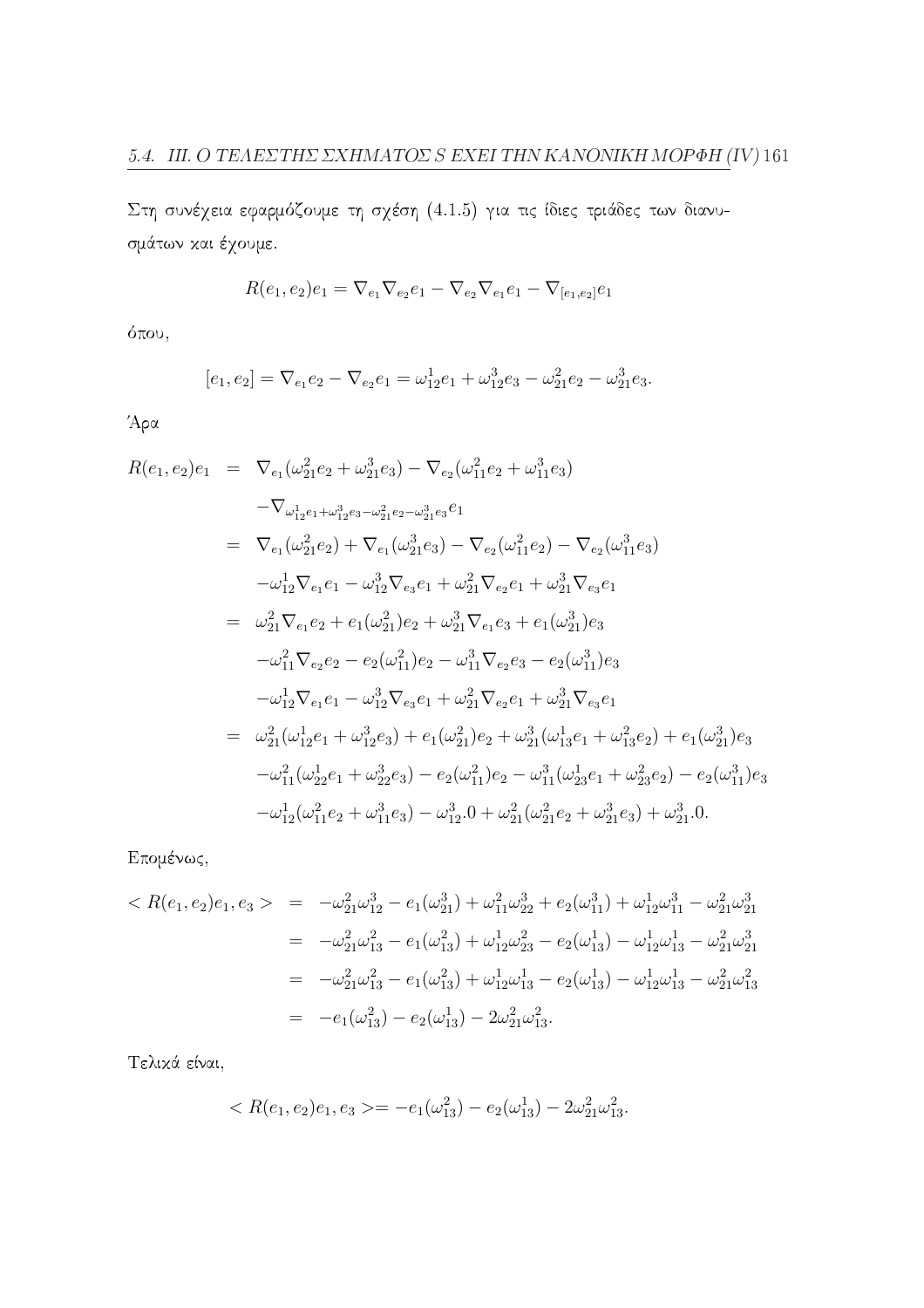Στη συνέχεια εφαρμόζουμε τη σχέση (4.1.5) για τις ίδιες τριάδες των διανυσμάτων και έχουμε.

$$R(e_1,e_2)e_1 = \nabla_{e_1}\nabla_{e_2}e_1 - \nabla_{e_2}\nabla_{e_1}e_1 - \nabla_{[e_1,e_2]}e_1$$

όπου,

$$[e_1,e_2] = \nabla_{e_1}e_2 - \nabla_{e_2}e_1 = \omega_{12}^1 e_1 + \omega_{12}^3 e_3 - \omega_{21}^2 e_2 - \omega_{21}^3 e_3.$$

Άρα

$$\begin{aligned}
R(e_1,e_2)e_1 &= \nabla_{e_1}(\omega_{21}^2 e_2 + \omega_{21}^3 e_3) - \nabla_{e_2}(\omega_{11}^2 e_2 + \omega_{11}^3 e_3) \\
&\quad - \nabla_{\omega_{12}^1 e_1 + \omega_{12}^3 e_3 - \omega_{21}^2 e_2 - \omega_{21}^3 e_3} e_1 \\
&= \nabla_{e_1}(\omega_{21}^2 e_2) + \nabla_{e_1}(\omega_{21}^3 e_3) - \nabla_{e_2}(\omega_{11}^2 e_2) - \nabla_{e_2}(\omega_{11}^3 e_3) \\
&\quad - \omega_{12}^1 \nabla_{e_1}e_1 - \omega_{12}^3 \nabla_{e_3}e_1 + \omega_{21}^2 \nabla_{e_2}e_1 + \omega_{21}^3 \nabla_{e_3}e_1 \\
&= \omega_{21}^2 \nabla_{e_1}e_2 + e_1(\omega_{21}^2)e_2 + \omega_{21}^3 \nabla_{e_1}e_3 + e_1(\omega_{21}^3)e_3 \\
&\quad - \omega_{11}^2 \nabla_{e_2}e_2 - e_2(\omega_{11}^2)e_2 - \omega_{11}^3 \nabla_{e_2}e_3 - e_2(\omega_{11}^3)e_3 \\
&\quad - \omega_{12}^1 \nabla_{e_1}e_1 - \omega_{12}^3 \nabla_{e_3}e_1 + \omega_{21}^2 \nabla_{e_2}e_1 + \omega_{21}^3 \nabla_{e_3}e_1 \\
&= \omega_{21}^2(\omega_{12}^1 e_1 + \omega_{12}^3 e_3) + e_1(\omega_{21}^2)e_2 + \omega_{21}^3(\omega_{13}^1 e_1 + \omega_{13}^2 e_2) + e_1(\omega_{21}^3)e_3 \\
&\quad - \omega_{11}^2(\omega_{22}^1 e_1 + \omega_{22}^3 e_3) - e_2(\omega_{11}^2)e_2 - \omega_{11}^3(\omega_{23}^1 e_1 + \omega_{23}^2 e_2) - e_2(\omega_{11}^3)e_3 \\
&\quad - \omega_{12}^1(\omega_{11}^2 e_2 + \omega_{11}^3 e_3) - \omega_{12}^3.0 + \omega_{21}^2(\omega_{21}^2 e_2 + \omega_{21}^3 e_3) + \omega_{21}^3.0.
\end{aligned}$$

Επομένως,

$$\begin{aligned}
< R(e_1,e_2)e_1, e_3 > &= -\omega_{21}^2\omega_{12}^3 - e_1(\omega_{21}^3) + \omega_{11}^2\omega_{22}^3 + e_2(\omega_{11}^3) + \omega_{12}^1\omega_{11}^3 - \omega_{21}^2\omega_{21}^3 \\
&= -\omega_{21}^2\omega_{13}^2 - e_1(\omega_{13}^2) + \omega_{12}^1\omega_{23}^2 - e_2(\omega_{13}^1) - \omega_{12}^1\omega_{13}^1 - \omega_{21}^2\omega_{21}^3 \\
&= -\omega_{21}^2\omega_{13}^2 - e_1(\omega_{13}^2) + \omega_{12}^1\omega_{13}^1 - e_2(\omega_{13}^1) - \omega_{12}^1\omega_{13}^1 - \omega_{21}^2\omega_{13}^2 \\
&= -e_1(\omega_{13}^2) - e_2(\omega_{13}^1) - 2\omega_{21}^2\omega_{13}^2.
\end{aligned}$$

Τελικά είναι,

$$< R(e_1,e_2)e_1, e_3 >= -e_1(\omega_{13}^2) - e_2(\omega_{13}^1) - 2\omega_{21}^2\omega_{13}^2.$$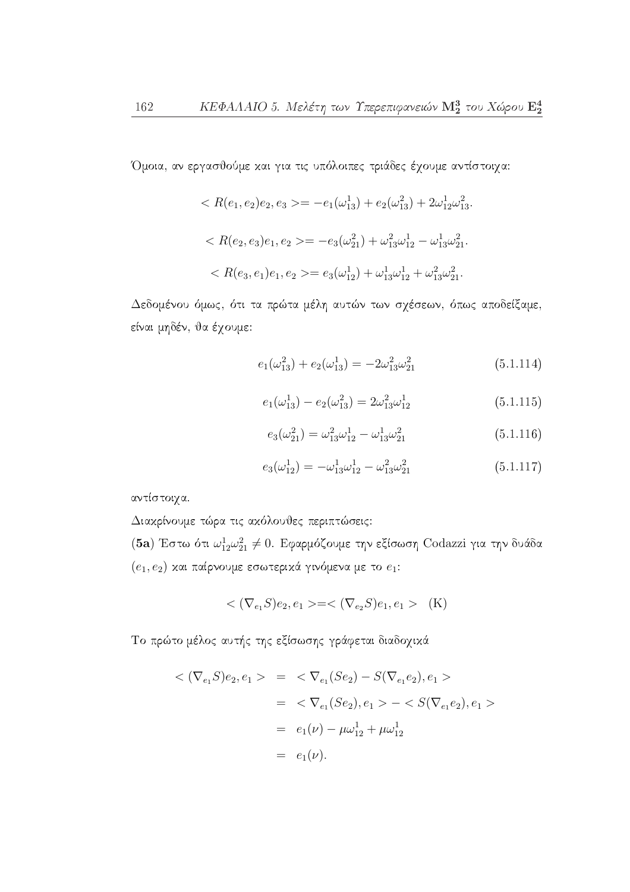Όμοια, αν εργασθούμε και για τις υπόλοιπες τριάδες έχουμε αντίστοιχα:

$$< R(e_1, e_2)e_2, e_3 >= -e_1(\omega_{13}^1) + e_2(\omega_{13}^2) + 2\omega_{12}^1\omega_{13}^2.$$

$$< R(e_2, e_3)e_1, e_2 >= -e_3(\omega_{21}^2) + \omega_{13}^2\omega_{12}^1 - \omega_{13}^1\omega_{21}^2.$$

$$< R(e_3, e_1)e_1, e_2 >= e_3(\omega_{12}^1) + \omega_{13}^1\omega_{12}^1 + \omega_{13}^2\omega_{21}^2.$$

Δεδομένου όμως, ότι τα πρώτα μέλη αυτών των σχέσεων, όπως αποδείξαμε, είναι μηδέν, θα έχουμε:

$$e_1(\omega_{13}^2) + e_2(\omega_{13}^1) = -2\omega_{13}^2\omega_{21}^2 \tag{5.1.114}$$

$$e_1(\omega_{13}^1) - e_2(\omega_{13}^2) = 2\omega_{13}^2\omega_{12}^1 \tag{5.1.115}$$

$$e_3(\omega_{21}^2) = \omega_{13}^2\omega_{12}^1 - \omega_{13}^1\omega_{21}^2 \tag{5.1.116}$$

$$e_3(\omega_{12}^1) = -\omega_{13}^1\omega_{12}^1 - \omega_{13}^2\omega_{21}^2 \tag{5.1.117}$$

αντίστοιχα.

Διακρίνουμε τώρα τις ακόλουθες περιπτώσεις:

**(5a)** Έστω ότι $\omega_{12}^1\omega_{21}^2 \neq 0$. Εφαρμόζουμε την εξίσωση Codazzi για την δυάδα $(e_1, e_2)$ και παίρνουμε εσωτερικά γινόμενα με το $e_1$:

$$< (\nabla_{e_1}S)e_2, e_1 >=< (\nabla_{e_2}S)e_1, e_1 > \quad \text{(K)}$$

Το πρώτο μέλος αυτής της εξίσωσης γράφεται διαδοχικά

$$\begin{aligned}
< (\nabla_{e_1}S)e_2, e_1 > &= < \nabla_{e_1}(Se_2) - S(\nabla_{e_1}e_2), e_1 > \\
&= < \nabla_{e_1}(Se_2), e_1 > - < S(\nabla_{e_1}e_2), e_1 > \\
&= e_1(\nu) - \mu\omega_{12}^1 + \mu\omega_{12}^1 \\
&= e_1(\nu).
\end{aligned}$$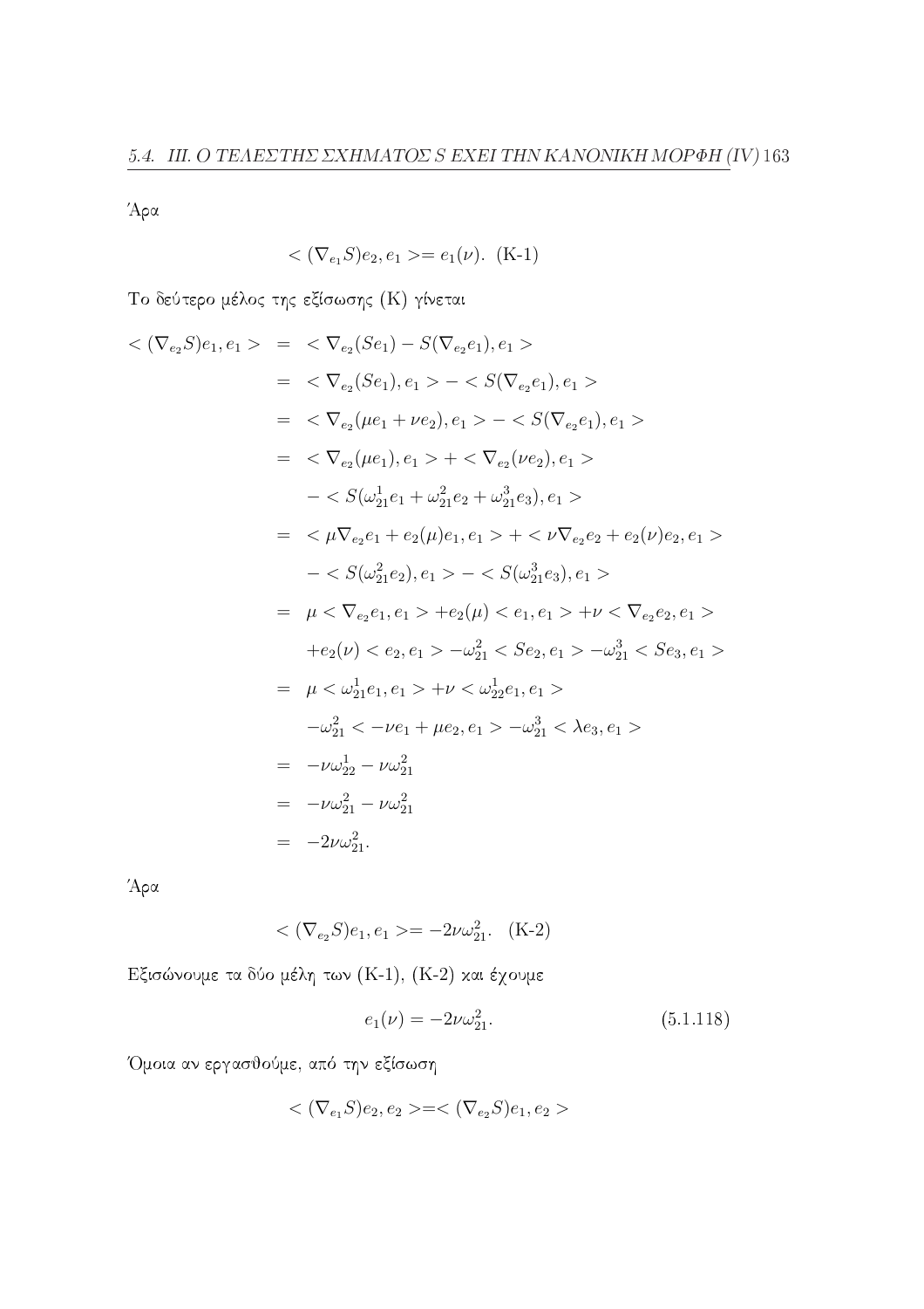Άρα

$$< (\nabla_{e_1} S)e_2, e_1 >= e_1(\nu). \quad \text{(K-1)}$$

Το δεύτερο μέλος της εξίσωσης (K) γίνεται

$$\begin{aligned}
< (\nabla_{e_2} S)e_1, e_1 > &= < \nabla_{e_2}(Se_1) - S(\nabla_{e_2} e_1), e_1 > \\
&= < \nabla_{e_2}(Se_1), e_1 > - < S(\nabla_{e_2} e_1), e_1 > \\
&= < \nabla_{e_2}(\mu e_1 + \nu e_2), e_1 > - < S(\nabla_{e_2} e_1), e_1 > \\
&= < \nabla_{e_2}(\mu e_1), e_1 > + < \nabla_{e_2}(\nu e_2), e_1 > \\
&\quad - < S(\omega_{21}^1 e_1 + \omega_{21}^2 e_2 + \omega_{21}^3 e_3), e_1 > \\
&= < \mu \nabla_{e_2} e_1 + e_2(\mu) e_1, e_1 > + < \nu \nabla_{e_2} e_2 + e_2(\nu) e_2, e_1 > \\
&\quad - < S(\omega_{21}^2 e_2), e_1 > - < S(\omega_{21}^3 e_3), e_1 > \\
&= \mu < \nabla_{e_2} e_1, e_1 > + e_2(\mu) < e_1, e_1 > + \nu < \nabla_{e_2} e_2, e_1 > \\
&\quad + e_2(\nu) < e_2, e_1 > - \omega_{21}^2 < Se_2, e_1 > - \omega_{21}^3 < Se_3, e_1 > \\
&= \mu < \omega_{21}^1 e_1, e_1 > + \nu < \omega_{22}^1 e_1, e_1 > \\
&\quad - \omega_{21}^2 < -\nu e_1 + \mu e_2, e_1 > - \omega_{21}^3 < \lambda e_3, e_1 > \\
&= -\nu \omega_{22}^1 - \nu \omega_{21}^2 \\
&= -\nu \omega_{21}^2 - \nu \omega_{21}^2 \\
&= -2\nu \omega_{21}^2.
\end{aligned}$$

Άρα

$$< (\nabla_{e_2} S)e_1, e_1 >= -2\nu \omega_{21}^2. \quad \text{(K-2)}$$

Εξισώνουμε τα δύο μέλη των (K-1), (K-2) και έχουμε

$$e_1(\nu) = -2\nu \omega_{21}^2. \tag{5.1.118}$$

Όμοια αν εργασθούμε, από την εξίσωση

$$< (\nabla_{e_1} S)e_2, e_2 >=< (\nabla_{e_2} S)e_1, e_2 >$$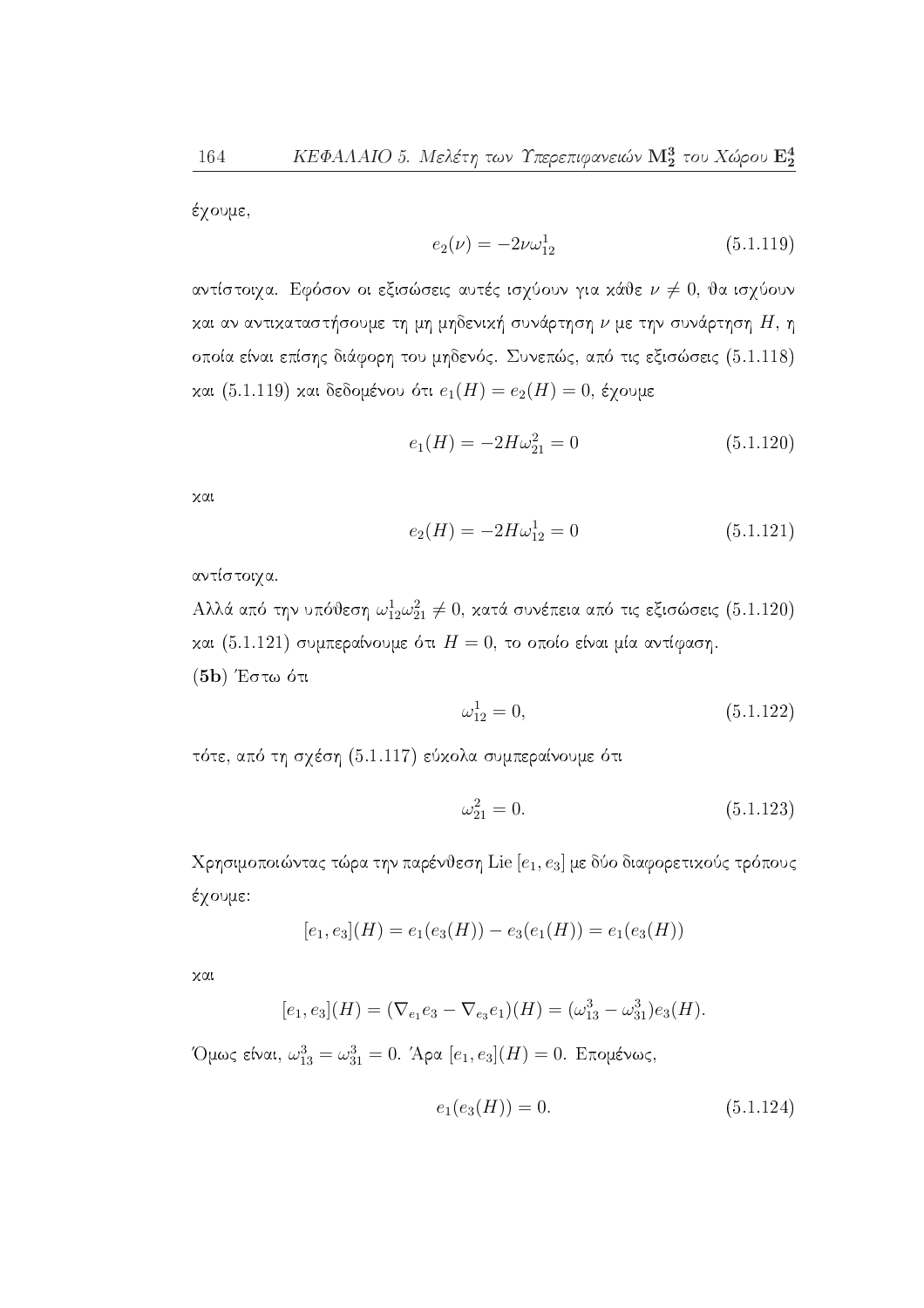έχουμε,

$$e_2(\nu) = -2\nu\omega_{12}^1 \tag{5.1.119}$$

αντίστοιχα. Εφόσον οι εξισώσεις αυτές ισχύουν για κάθε $\nu \neq 0$, θα ισχύουν και αν αντικαταστήσουμε τη μη μηδενική συνάρτηση $\nu$ με την συνάρτηση $H$, η οποία είναι επίσης διάφορη του μηδενός. Συνεπώς, από τις εξισώσεις (5.1.118) και (5.1.119) και δεδομένου ότι $e_1(H) = e_2(H) = 0$, έχουμε

$$e_1(H) = -2H\omega_{21}^2 = 0 \tag{5.1.120}$$

και

$$e_2(H) = -2H\omega_{12}^1 = 0 \tag{5.1.121}$$

αντίστοιχα.

Αλλά από την υπόθεση $\omega_{12}^1\omega_{21}^2 \neq 0$, κατά συνέπεια από τις εξισώσεις (5.1.120) και (5.1.121) συμπεραίνουμε ότι $H = 0$, το οποίο είναι μία αντίφαση.

**(5b)** Έστω ότι

$$\omega_{12}^1 = 0, \tag{5.1.122}$$

τότε, από τη σχέση (5.1.117) εύκολα συμπεραίνουμε ότι

$$\omega_{21}^2 = 0. \tag{5.1.123}$$

Χρησιμοποιώντας τώρα την παρένθεση Lie $[e_1, e_3]$ με δύο διαφορετικούς τρόπους έχουμε:

$$[e_1, e_3](H) = e_1(e_3(H)) - e_3(e_1(H)) = e_1(e_3(H))$$

και

$$[e_1, e_3](H) = (\nabla_{e_1}e_3 - \nabla_{e_3}e_1)(H) = (\omega_{13}^3 - \omega_{31}^3)e_3(H).$$

Όμως είναι, $\omega_{13}^3 = \omega_{31}^3 = 0$. Άρα $[e_1, e_3](H) = 0$. Επομένως,

$$e_1(e_3(H)) = 0. \tag{5.1.124}$$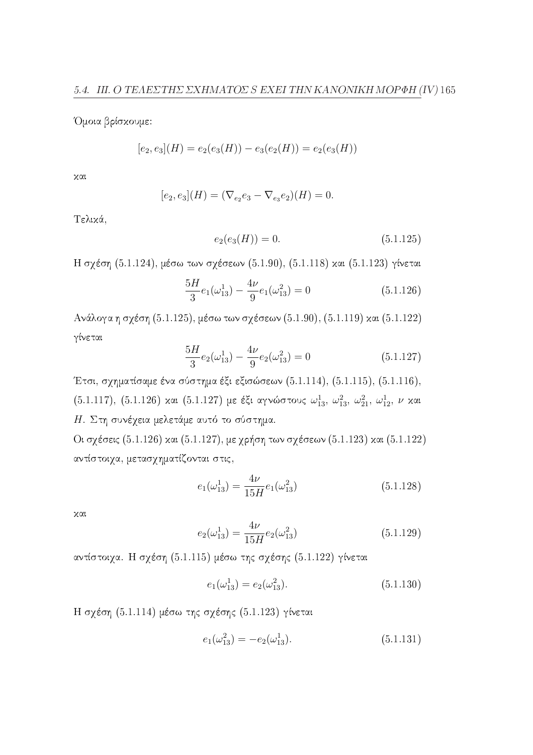Όμοια βρίσκουμε:

$$[e_2, e_3](H) = e_2(e_3(H)) - e_3(e_2(H)) = e_2(e_3(H))$$

και

$$[e_2, e_3](H) = (\nabla_{e_2} e_3 - \nabla_{e_3} e_2)(H) = 0.$$

Τελικά,

$$e_2(e_3(H)) = 0. \tag{5.1.125}$$

Η σχέση (5.1.124), μέσω των σχέσεων (5.1.90), (5.1.118) και (5.1.123) γίνεται

$$\frac{5H}{3} e_1(\omega_{13}^1) - \frac{4\nu}{9} e_1(\omega_{13}^2) = 0 \tag{5.1.126}$$

Ανάλογα η σχέση (5.1.125), μέσω των σχέσεων (5.1.90), (5.1.119) και (5.1.122) γίνεται

$$\frac{5H}{3} e_2(\omega_{13}^1) - \frac{4\nu}{9} e_2(\omega_{13}^2) = 0 \tag{5.1.127}$$

Έτσι, σχηματίσαμε ένα σύστημα έξι εξισώσεων (5.1.114), (5.1.115), (5.1.116), (5.1.117), (5.1.126) και (5.1.127) με έξι αγνώστους $\omega_{13}^1$, $\omega_{13}^2$, $\omega_{21}^2$, $\omega_{12}^1$, $\nu$ και $H$. Στη συνέχεια μελετάμε αυτό το σύστημα.

Οι σχέσεις (5.1.126) και (5.1.127), με χρήση των σχέσεων (5.1.123) και (5.1.122) αντίστοιχα, μετασχηματίζονται στις,

$$e_1(\omega_{13}^1) = \frac{4\nu}{15H} e_1(\omega_{13}^2) \tag{5.1.128}$$

και

$$e_2(\omega_{13}^1) = \frac{4\nu}{15H} e_2(\omega_{13}^2) \tag{5.1.129}$$

αντίστοιχα. Η σχέση (5.1.115) μέσω της σχέσης (5.1.122) γίνεται

$$e_1(\omega_{13}^1) = e_2(\omega_{13}^2). \tag{5.1.130}$$

Η σχέση (5.1.114) μέσω της σχέσης (5.1.123) γίνεται

$$e_1(\omega_{13}^2) = -e_2(\omega_{13}^1). \tag{5.1.131}$$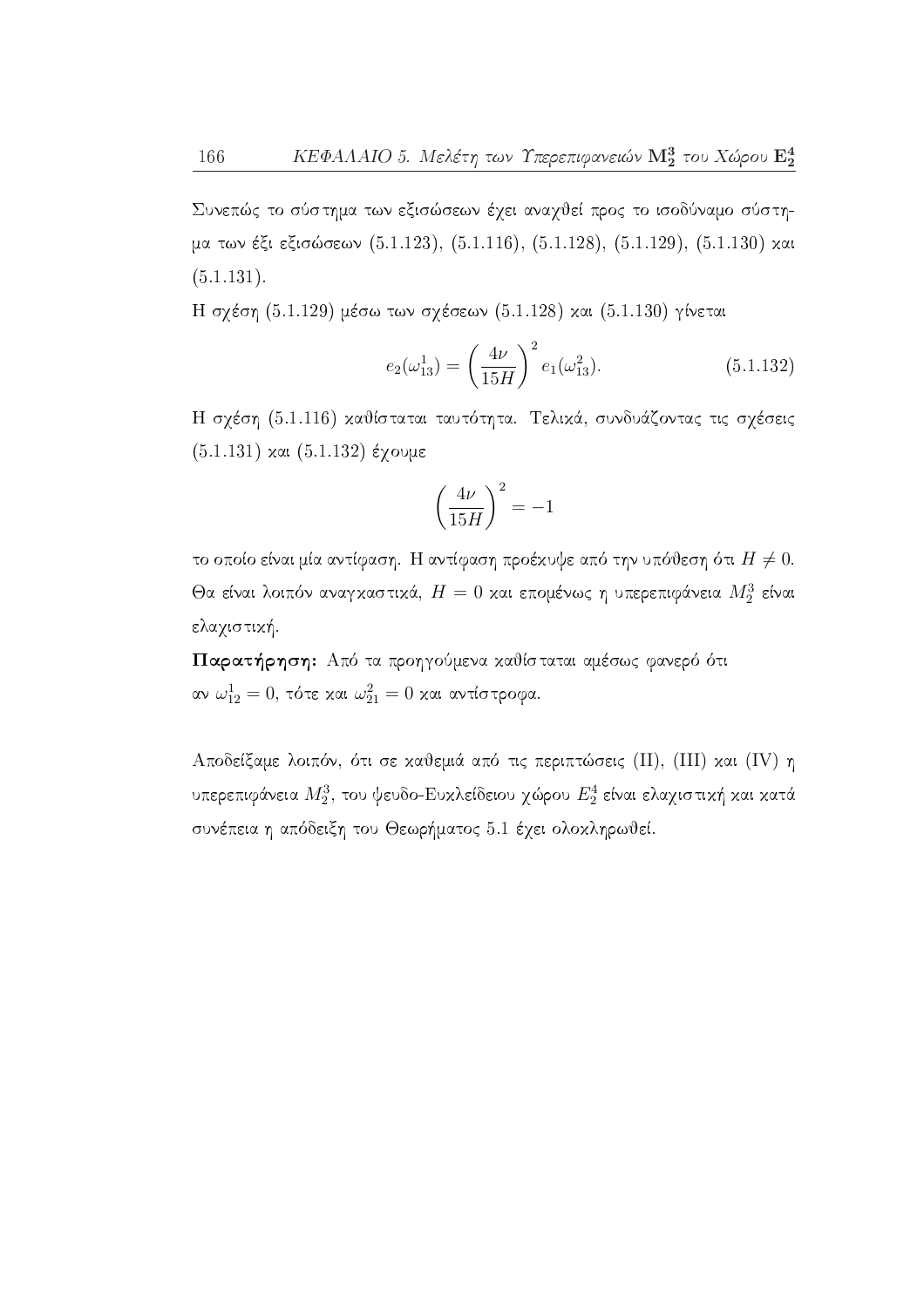Συνεπώς το σύστημα των εξισώσεων έχει αναχθεί προς το ισοδύναμο σύστημα των έξι εξισώσεων (5.1.123), (5.1.116), (5.1.128), (5.1.129), (5.1.130) και (5.1.131).

Η σχέση (5.1.129) μέσω των σχέσεων (5.1.128) και (5.1.130) γίνεται

$$e_2(\omega_{13}^1) = \left(\frac{4\nu}{15H}\right)^2 e_1(\omega_{13}^2). \tag{5.1.132}$$

Η σχέση (5.1.116) καθίσταται ταυτότητα. Τελικά, συνδυάζοντας τις σχέσεις (5.1.131) και (5.1.132) έχουμε

$$\left(\frac{4\nu}{15H}\right)^2 = -1$$

το οποίο είναι μία αντίφαση. Η αντίφαση προέκυψε από την υπόθεση ότι $H \neq 0$. Θα είναι λοιπόν αναγκαστικά, $H = 0$ και επομένως η υπερεπιφάνεια $M_2^3$ είναι ελαχιστική.

**Παρατήρηση:** Από τα προηγούμενα καθίσταται αμέσως φανερό ότι αν $\omega_{12}^1 = 0$, τότε και $\omega_{21}^2 = 0$ και αντίστροφα.

Αποδείξαμε λοιπόν, ότι σε καθεμιά από τις περιπτώσεις (II), (III) και (IV) η υπερεπιφάνεια $M_2^3$, του ψευδο-Ευκλείδειου χώρου $E_2^4$ είναι ελαχιστική και κατά συνέπεια η απόδειξη του Θεωρήματος 5.1 έχει ολοκληρωθεί.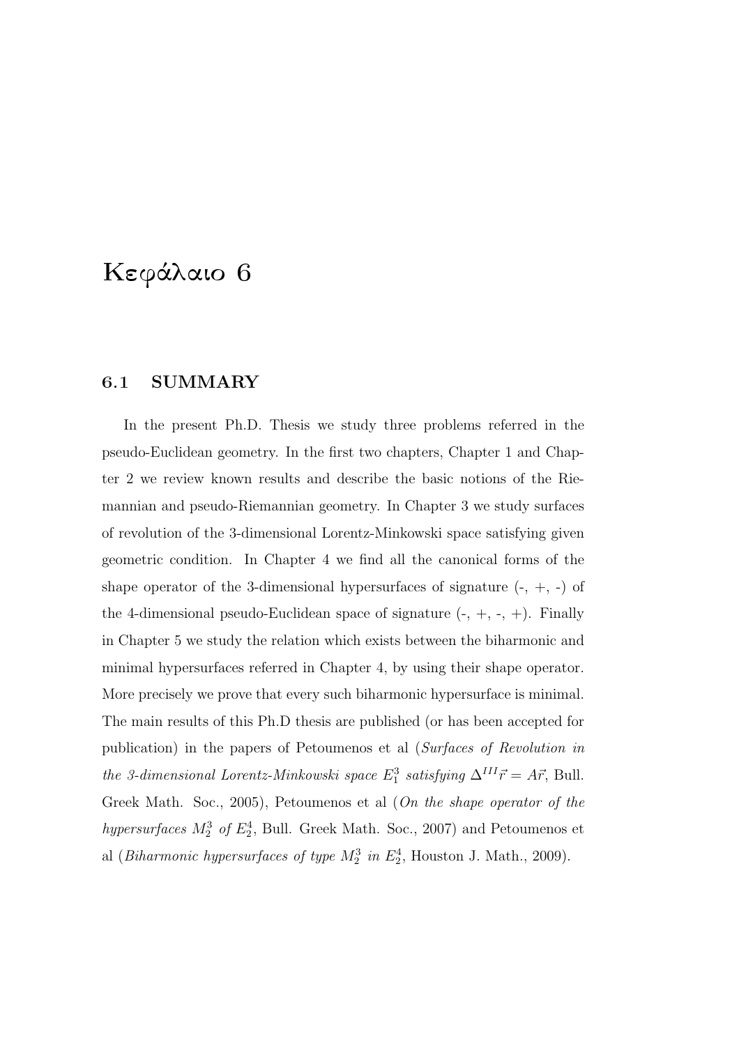# Κεφάλαιο 6

## 6.1 SUMMARY

In the present Ph.D. Thesis we study three problems referred in the pseudo-Euclidean geometry. In the first two chapters, Chapter 1 and Chapter 2 we review known results and describe the basic notions of the Riemannian and pseudo-Riemannian geometry. In Chapter 3 we study surfaces of revolution of the 3-dimensional Lorentz-Minkowski space satisfying given geometric condition. In Chapter 4 we find all the canonical forms of the shape operator of the 3-dimensional hypersurfaces of signature (-, +, -) of the 4-dimensional pseudo-Euclidean space of signature (-, +, -, +). Finally in Chapter 5 we study the relation which exists between the biharmonic and minimal hypersurfaces referred in Chapter 4, by using their shape operator. More precisely we prove that every such biharmonic hypersurface is minimal. The main results of this Ph.D thesis are published (or has been accepted for publication) in the papers of Petoumenos et al (*Surfaces of Revolution in the 3-dimensional Lorentz-Minkowski space* $E_1^3$ *satisfying* $\Delta^{III}\vec{r} = A\vec{r}$, Bull. Greek Math. Soc., 2005), Petoumenos et al (*On the shape operator of the hypersurfaces* $M_2^3$ *of* $E_2^4$, Bull. Greek Math. Soc., 2007) and Petoumenos et al (*Biharmonic hypersurfaces of type* $M_2^3$ *in* $E_2^4$, Houston J. Math., 2009).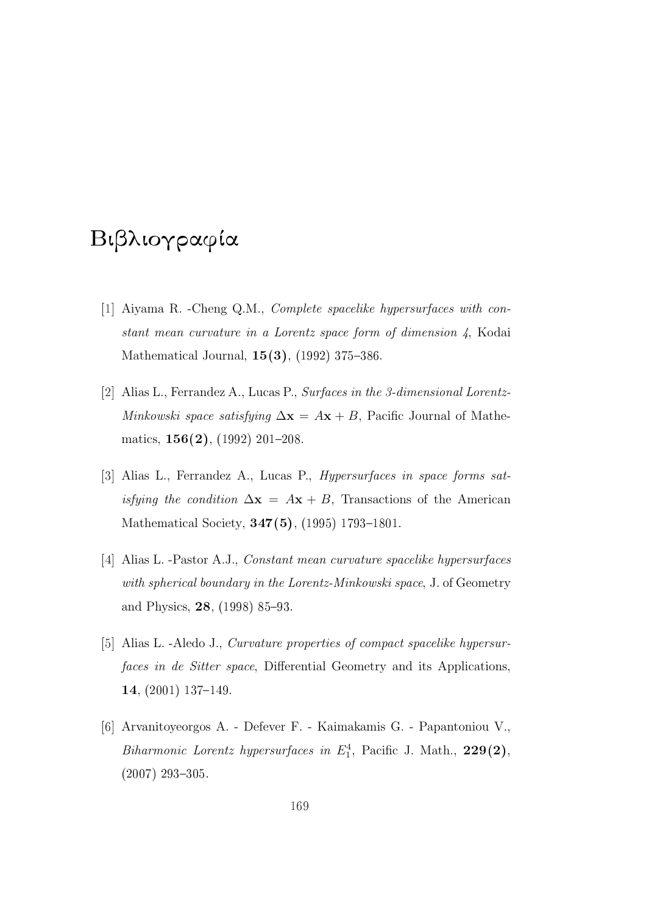# Βιβλιογραφία

[1] Aiyama R. -Cheng Q.M., *Complete spacelike hypersurfaces with constant mean curvature in a Lorentz space form of dimension 4*, Kodai Mathematical Journal, **15(3)**, (1992) 375–386.

[2] Alias L., Ferrandez A., Lucas P., *Surfaces in the 3-dimensional Lorentz-Minkowski space satisfying $\Delta\mathbf{x} = A\mathbf{x} + B$*, Pacific Journal of Mathematics, **156(2)**, (1992) 201–208.

[3] Alias L., Ferrandez A., Lucas P., *Hypersurfaces in space forms satisfying the condition $\Delta\mathbf{x} = A\mathbf{x} + B$*, Transactions of the American Mathematical Society, **347(5)**, (1995) 1793–1801.

[4] Alias L. -Pastor A.J., *Constant mean curvature spacelike hypersurfaces with spherical boundary in the Lorentz-Minkowski space*, J. of Geometry and Physics, **28**, (1998) 85–93.

[5] Alias L. -Aledo J., *Curvature properties of compact spacelike hypersurfaces in de Sitter space*, Differential Geometry and its Applications, **14**, (2001) 137–149.

[6] Arvanitoyeorgos A. - Defever F. - Kaimakamis G. - Papantoniou V., *Biharmonic Lorentz hypersurfaces in $E^4_1$*, Pacific J. Math., **229(2)**, (2007) 293–305.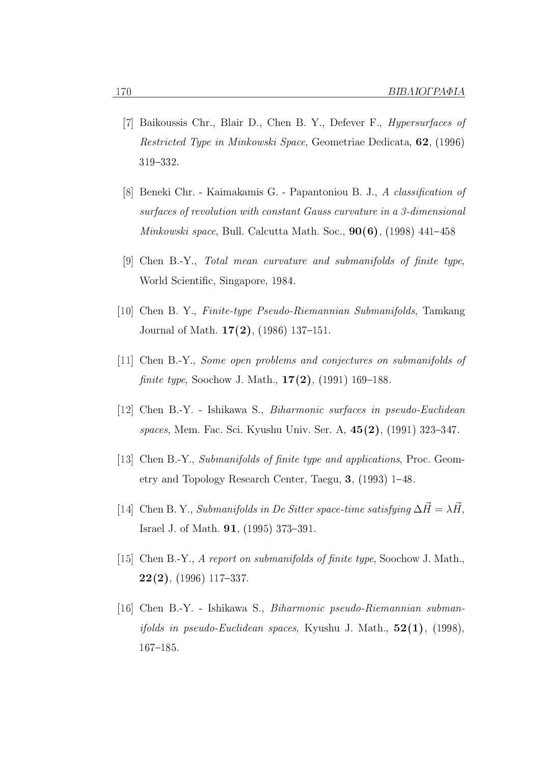[7] Baikoussis Chr., Blair D., Chen B. Y., Defever F., *Hypersurfaces of Restricted Type in Minkowski Space*, Geometriae Dedicata, **62**, (1996) 319–332.

[8] Beneki Chr. - Kaimakamis G. - Papantoniou B. J., *A classification of surfaces of revolution with constant Gauss curvature in a 3-dimensional Minkowski space*, Bull. Calcutta Math. Soc., **90(6)**, (1998) 441–458

[9] Chen B.-Y., *Total mean curvature and submanifolds of finite type*, World Scientific, Singapore, 1984.

[10] Chen B. Y., *Finite-type Pseudo-Riemannian Submanifolds*, Tamkang Journal of Math. **17(2)**, (1986) 137–151.

[11] Chen B.-Y., *Some open problems and conjectures on submanifolds of finite type*, Soochow J. Math., **17(2)**, (1991) 169–188.

[12] Chen B.-Y. - Ishikawa S., *Biharmonic surfaces in pseudo-Euclidean spaces*, Mem. Fac. Sci. Kyushu Univ. Ser. A, **45(2)**, (1991) 323–347.

[13] Chen B.-Y., *Submanifolds of finite type and applications*, Proc. Geometry and Topology Research Center, Taegu, **3**, (1993) 1–48.

[14] Chen B. Y., *Submanifolds in De Sitter space-time satisfying* $\Delta\vec{H} = \lambda\vec{H}$, Israel J. of Math. **91**, (1995) 373–391.

[15] Chen B.-Y., *A report on submanifolds of finite type*, Soochow J. Math., **22(2)**, (1996) 117–337.

[16] Chen B.-Y. - Ishikawa S., *Biharmonic pseudo-Riemannian submanifolds in pseudo-Euclidean spaces*, Kyushu J. Math., **52(1)**, (1998), 167–185.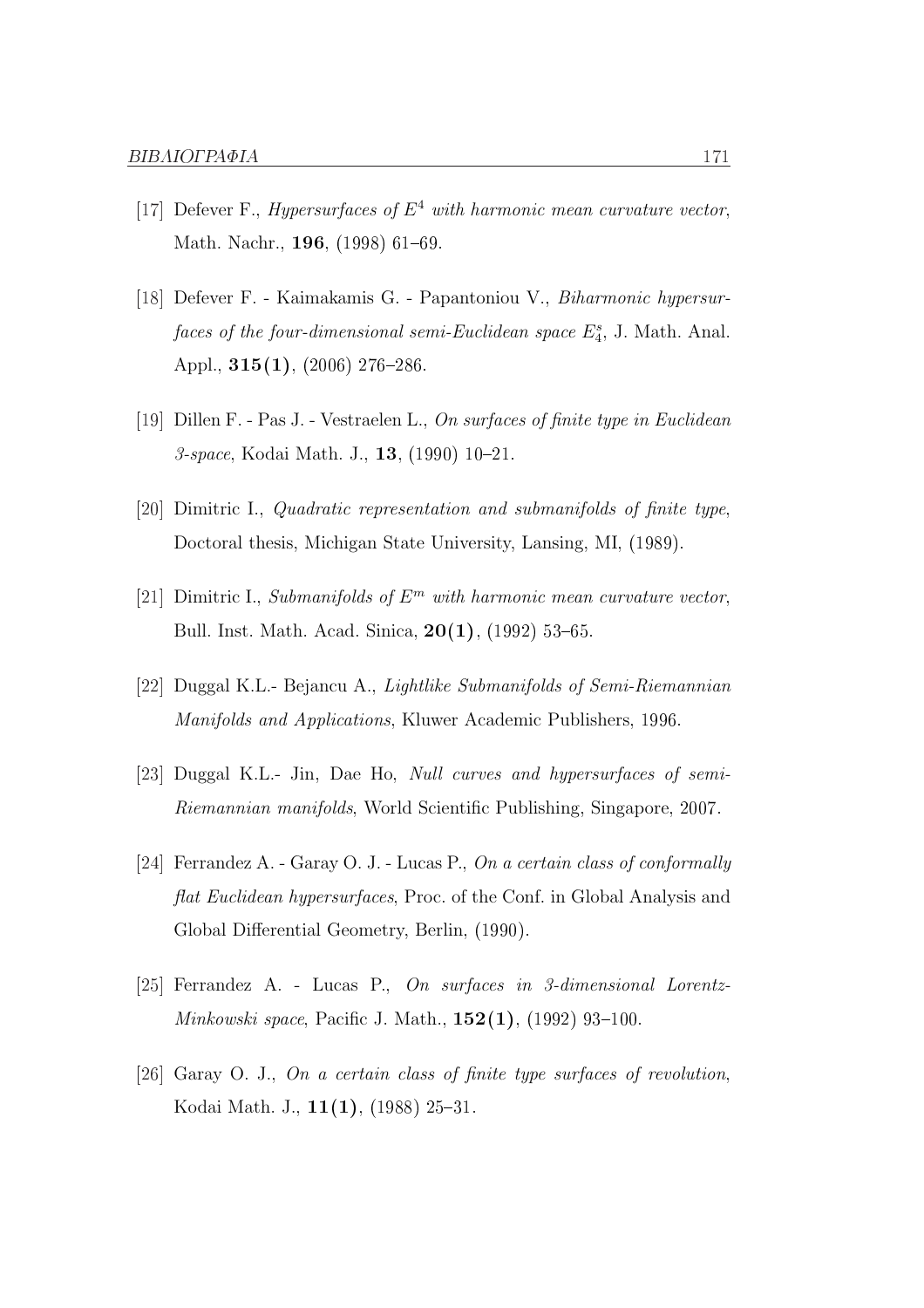[17] Defever F., *Hypersurfaces of $E^4$ with harmonic mean curvature vector*, Math. Nachr., **196**, (1998) 61–69.

[18] Defever F. - Kaimakamis G. - Papantoniou V., *Biharmonic hypersurfaces of the four-dimensional semi-Euclidean space $E_4^s$*, J. Math. Anal. Appl., **315(1)**, (2006) 276–286.

[19] Dillen F. - Pas J. - Vestraelen L., *On surfaces of finite type in Euclidean 3-space*, Kodai Math. J., **13**, (1990) 10–21.

[20] Dimitric I., *Quadratic representation and submanifolds of finite type*, Doctoral thesis, Michigan State University, Lansing, MI, (1989).

[21] Dimitric I., *Submanifolds of $E^m$ with harmonic mean curvature vector*, Bull. Inst. Math. Acad. Sinica, **20(1)**, (1992) 53–65.

[22] Duggal K.L.- Bejancu A., *Lightlike Submanifolds of Semi-Riemannian Manifolds and Applications*, Kluwer Academic Publishers, 1996.

[23] Duggal K.L.- Jin, Dae Ho, *Null curves and hypersurfaces of semi-Riemannian manifolds*, World Scientific Publishing, Singapore, 2007.

[24] Ferrandez A. - Garay O. J. - Lucas P., *On a certain class of conformally flat Euclidean hypersurfaces*, Proc. of the Conf. in Global Analysis and Global Differential Geometry, Berlin, (1990).

[25] Ferrandez A. - Lucas P., *On surfaces in 3-dimensional Lorentz-Minkowski space*, Pacific J. Math., **152(1)**, (1992) 93–100.

[26] Garay O. J., *On a certain class of finite type surfaces of revolution*, Kodai Math. J., **11(1)**, (1988) 25–31.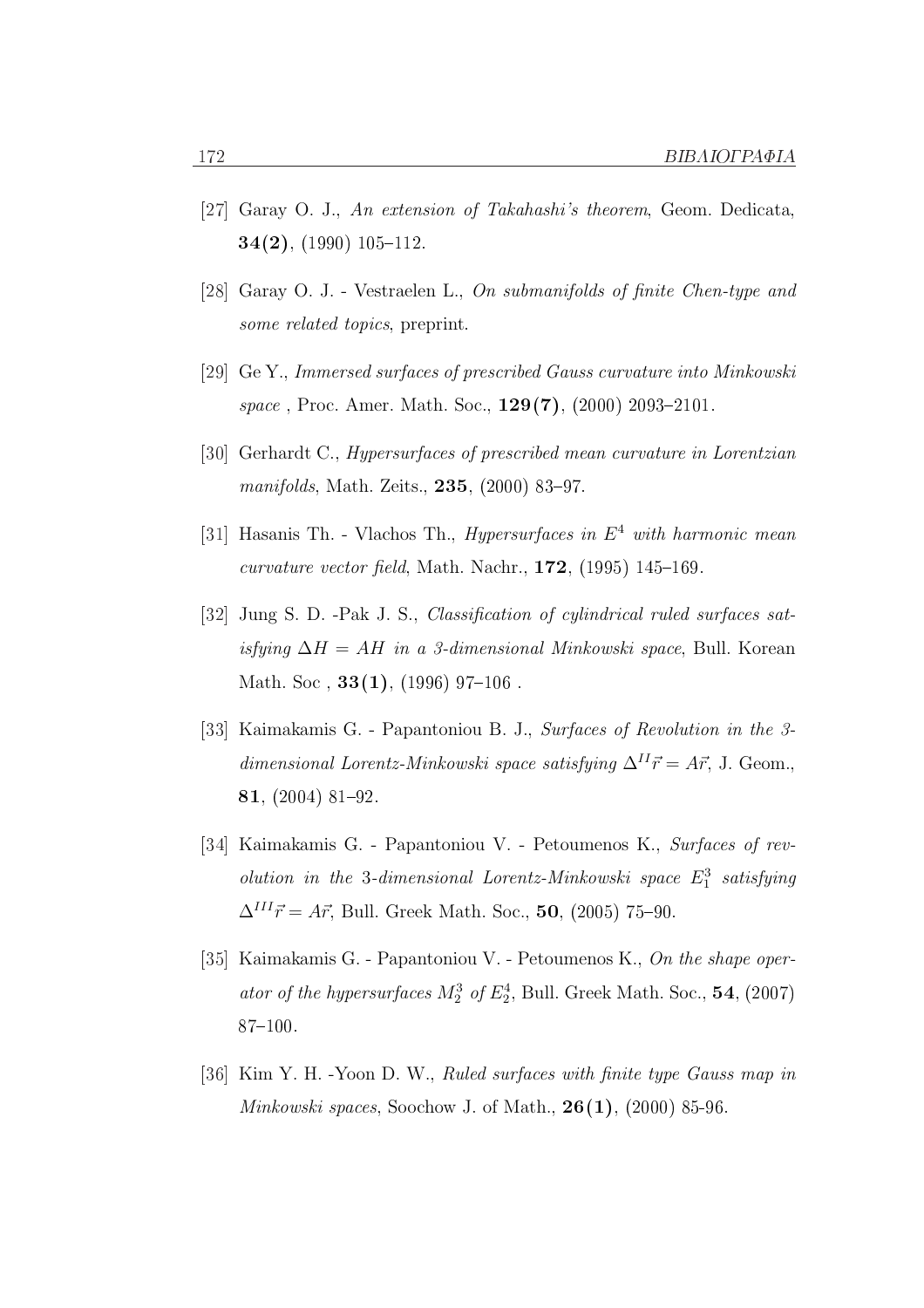[27] Garay O. J., *An extension of Takahashi's theorem*, Geom. Dedicata, **34(2)**, (1990) 105–112.

[28] Garay O. J. - Vestraelen L., *On submanifolds of finite Chen-type and some related topics*, preprint.

[29] Ge Y., *Immersed surfaces of prescribed Gauss curvature into Minkowski space* , Proc. Amer. Math. Soc., **129(7)**, (2000) 2093–2101.

[30] Gerhardt C., *Hypersurfaces of prescribed mean curvature in Lorentzian manifolds*, Math. Zeits., **235**, (2000) 83–97.

[31] Hasanis Th. - Vlachos Th., *Hypersurfaces in $E^4$ with harmonic mean curvature vector field*, Math. Nachr., **172**, (1995) 145–169.

[32] Jung S. D. -Pak J. S., *Classification of cylindrical ruled surfaces satisfying $\Delta H = AH$ in a 3-dimensional Minkowski space*, Bull. Korean Math. Soc , **33(1)**, (1996) 97–106 .

[33] Kaimakamis G. - Papantoniou B. J., *Surfaces of Revolution in the 3-dimensional Lorentz-Minkowski space satisfying $\Delta^{II}\vec{r} = A\vec{r}$*, J. Geom., **81**, (2004) 81–92.

[34] Kaimakamis G. - Papantoniou V. - Petoumenos K., *Surfaces of revolution in the 3-dimensional Lorentz-Minkowski space $E_1^3$ satisfying* $\Delta^{III}\vec{r} = A\vec{r}$, Bull. Greek Math. Soc., **50**, (2005) 75–90.

[35] Kaimakamis G. - Papantoniou V. - Petoumenos K., *On the shape operator of the hypersurfaces $M_2^3$ of $E_2^4$*, Bull. Greek Math. Soc., **54**, (2007) 87–100.

[36] Kim Y. H. -Yoon D. W., *Ruled surfaces with finite type Gauss map in Minkowski spaces*, Soochow J. of Math., **26(1)**, (2000) 85-96.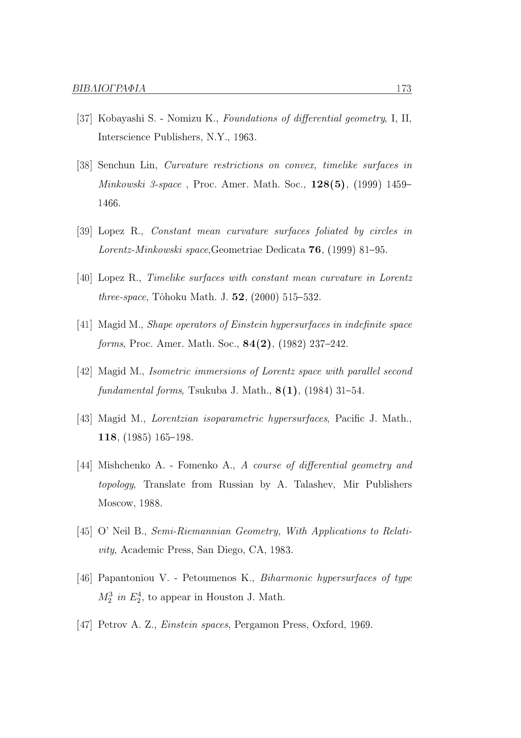[37] Kobayashi S. - Nomizu K., *Foundations of differential geometry*, I, II, Interscience Publishers, N.Y., 1963.

[38] Senchun Lin, *Curvature restrictions on convex, timelike surfaces in Minkowski 3-space* , Proc. Amer. Math. Soc., **128(5)**, (1999) 1459–1466.

[39] Lopez R., *Constant mean curvature surfaces foliated by circles in Lorentz-Minkowski space*,Geometriae Dedicata **76**, (1999) 81–95.

[40] Lopez R., *Timelike surfaces with constant mean curvature in Lorentz three-space*, Tôhoku Math. J. **52**, (2000) 515–532.

[41] Magid M., *Shape operators of Einstein hypersurfaces in indefinite space forms*, Proc. Amer. Math. Soc., **84(2)**, (1982) 237–242.

[42] Magid M., *Isometric immersions of Lorentz space with parallel second fundamental forms*, Tsukuba J. Math., **8(1)**, (1984) 31–54.

[43] Magid M., *Lorentzian isoparametric hypersurfaces*, Pacific J. Math., **118**, (1985) 165–198.

[44] Mishchenko A. - Fomenko A., *A course of differential geometry and topology*, Translate from Russian by A. Talashev, Mir Publishers Moscow, 1988.

[45] O' Neil B., *Semi-Riemannian Geometry, With Applications to Relativity*, Academic Press, San Diego, CA, 1983.

[46] Papantoniou V. - Petoumenos K., *Biharmonic hypersurfaces of type $M_2^3$ in $E_2^4$*, to appear in Houston J. Math.

[47] Petrov A. Z., *Einstein spaces*, Pergamon Press, Oxford, 1969.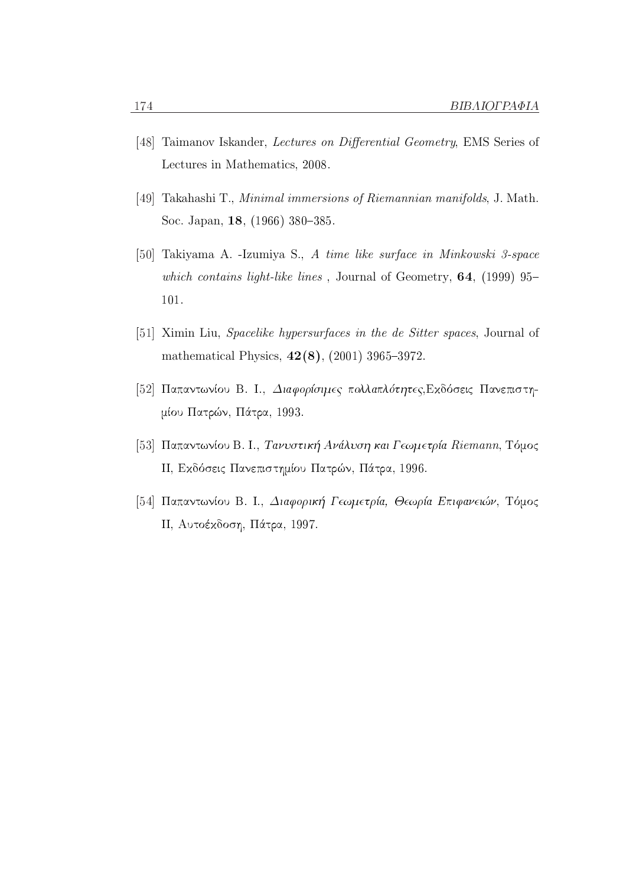[48] Taimanov Iskander, *Lectures on Differential Geometry*, EMS Series of Lectures in Mathematics, 2008.

[49] Takahashi T., *Minimal immersions of Riemannian manifolds*, J. Math. Soc. Japan, **18**, (1966) 380–385.

[50] Takiyama A. -Izumiya S., *A time like surface in Minkowski 3-space which contains light-like lines* , Journal of Geometry, **64**, (1999) 95–101.

[51] Ximin Liu, *Spacelike hypersurfaces in the de Sitter spaces*, Journal of mathematical Physics, **42(8)**, (2001) 3965–3972.

[52] Παπαντωνίου Β. Ι., *Διαφορίσιμες πολλαπλότητες*,Εκδόσεις Πανεπιστημίου Πατρών, Πάτρα, 1993.

[53] Παπαντωνίου Β. Ι., *Τανυστική Ανάλυση και Γεωμετρία Riemann*, Τόμος ΙΙ, Εκδόσεις Πανεπιστημίου Πατρών, Πάτρα, 1996.

[54] Παπαντωνίου Β. Ι., *Διαφορική Γεωμετρία, Θεωρία Επιφανειών*, Τόμος ΙΙ, Αυτοέκδοση, Πάτρα, 1997.